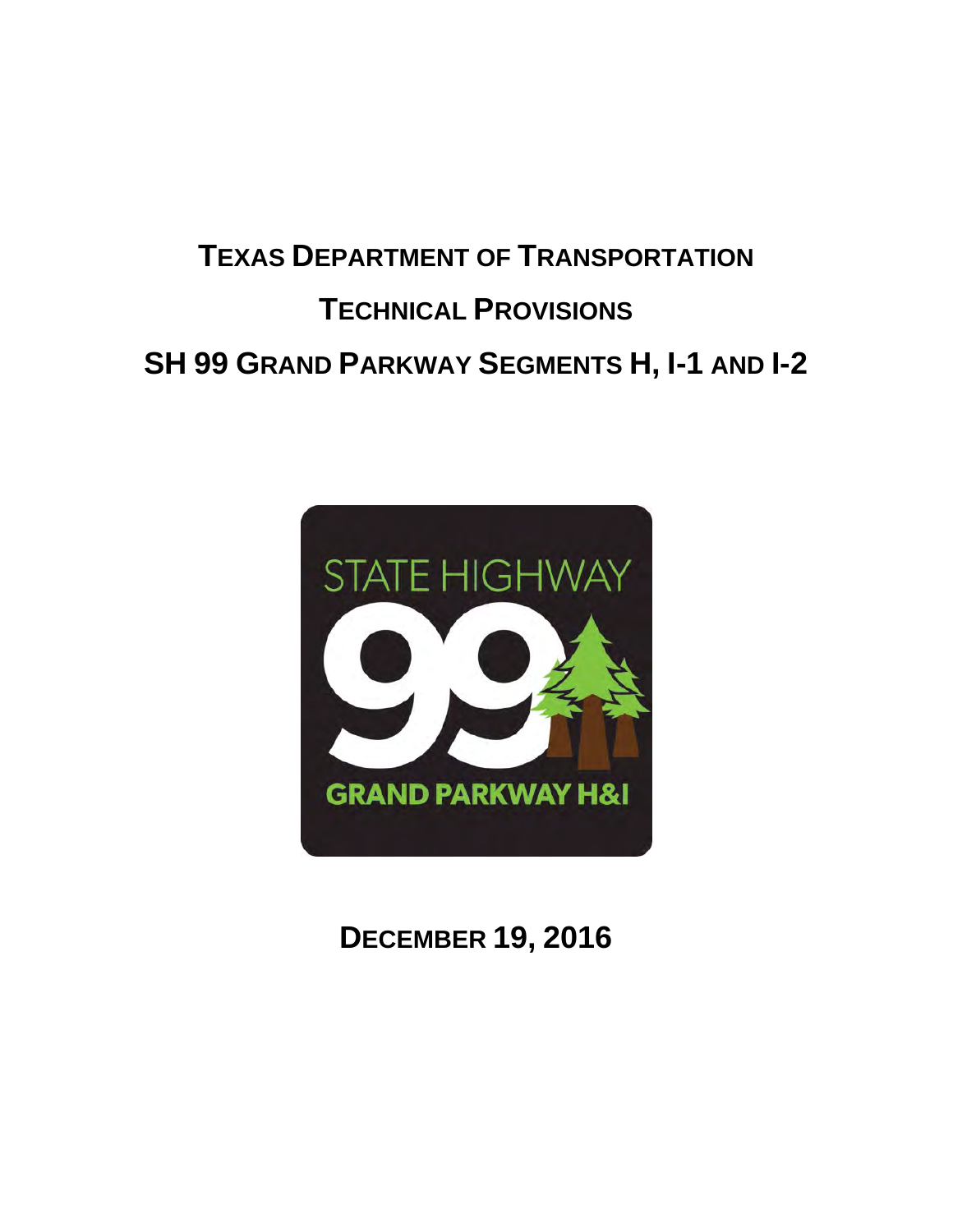# TEXAS DEPARTMENT OF TRANSPORTATION

# TECHNICAL PROVISIONS

# SH 99 GRAND PARKWAY SEGMENTS H, I-1 AND I-2

STATE HIGHWAY

99

GRAND PARKWAY H&I

## DECEMBER 19, 2016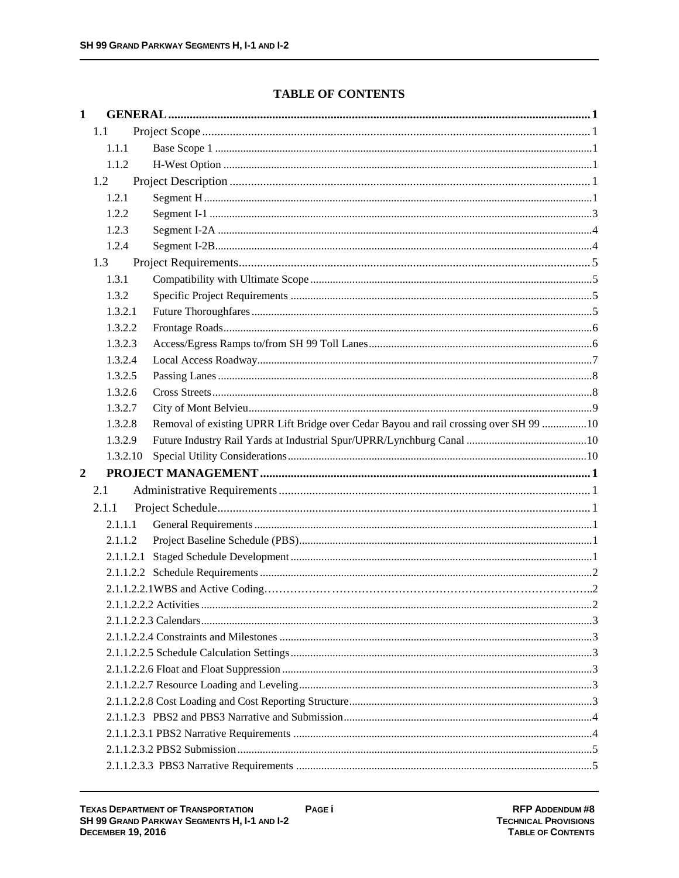# TABLE OF CONTENTS

| | | |
|---|---|---|
| **1** | **GENERAL** | **1** |
| 1.1 | Project Scope | 1 |
| 1.1.1 | Base Scope 1 | 1 |
| 1.1.2 | H-West Option | 1 |
| 1.2 | Project Description | 1 |
| 1.2.1 | Segment H | 1 |
| 1.2.2 | Segment I-1 | 3 |
| 1.2.3 | Segment I-2A | 4 |
| 1.2.4 | Segment I-2B | 4 |
| 1.3 | Project Requirements | 5 |
| 1.3.1 | Compatibility with Ultimate Scope | 5 |
| 1.3.2 | Specific Project Requirements | 5 |
| 1.3.2.1 | Future Thoroughfares | 5 |
| 1.3.2.2 | Frontage Roads | 6 |
| 1.3.2.3 | Access/Egress Ramps to/from SH 99 Toll Lanes | 6 |
| 1.3.2.4 | Local Access Roadway | 7 |
| 1.3.2.5 | Passing Lanes | 8 |
| 1.3.2.6 | Cross Streets | 8 |
| 1.3.2.7 | City of Mont Belvieu | 9 |
| 1.3.2.8 | Removal of existing UPRR Lift Bridge over Cedar Bayou and rail crossing over SH 99 | 10 |
| 1.3.2.9 | Future Industry Rail Yards at Industrial Spur/UPRR/Lynchburg Canal | 10 |
| 1.3.2.10 | Special Utility Considerations | 10 |
| **2** | **PROJECT MANAGEMENT** | **1** |
| 2.1 | Administrative Requirements | 1 |
| 2.1.1 | Project Schedule | 1 |
| 2.1.1.1 | General Requirements | 1 |
| 2.1.1.2 | Project Baseline Schedule (PBS) | 1 |
| 2.1.1.2.1 | Staged Schedule Development | 1 |
| 2.1.1.2.2 | Schedule Requirements | 2 |
| 2.1.1.2.2.1 | WBS and Active Coding | 2 |
| 2.1.1.2.2.2 | Activities | 2 |
| 2.1.1.2.2.3 | Calendars | 3 |
| 2.1.1.2.2.4 | Constraints and Milestones | 3 |
| 2.1.1.2.2.5 | Schedule Calculation Settings | 3 |
| 2.1.1.2.2.6 | Float and Float Suppression | 3 |
| 2.1.1.2.2.7 | Resource Loading and Leveling | 3 |
| 2.1.1.2.2.8 | Cost Loading and Cost Reporting Structure | 3 |
| 2.1.1.2.3 | PBS2 and PBS3 Narrative and Submission | 4 |
| 2.1.1.2.3.1 | PBS2 Narrative Requirements | 4 |
| 2.1.1.2.3.2 | PBS2 Submission | 5 |
| 2.1.1.2.3.3 | PBS3 Narrative Requirements | 5 |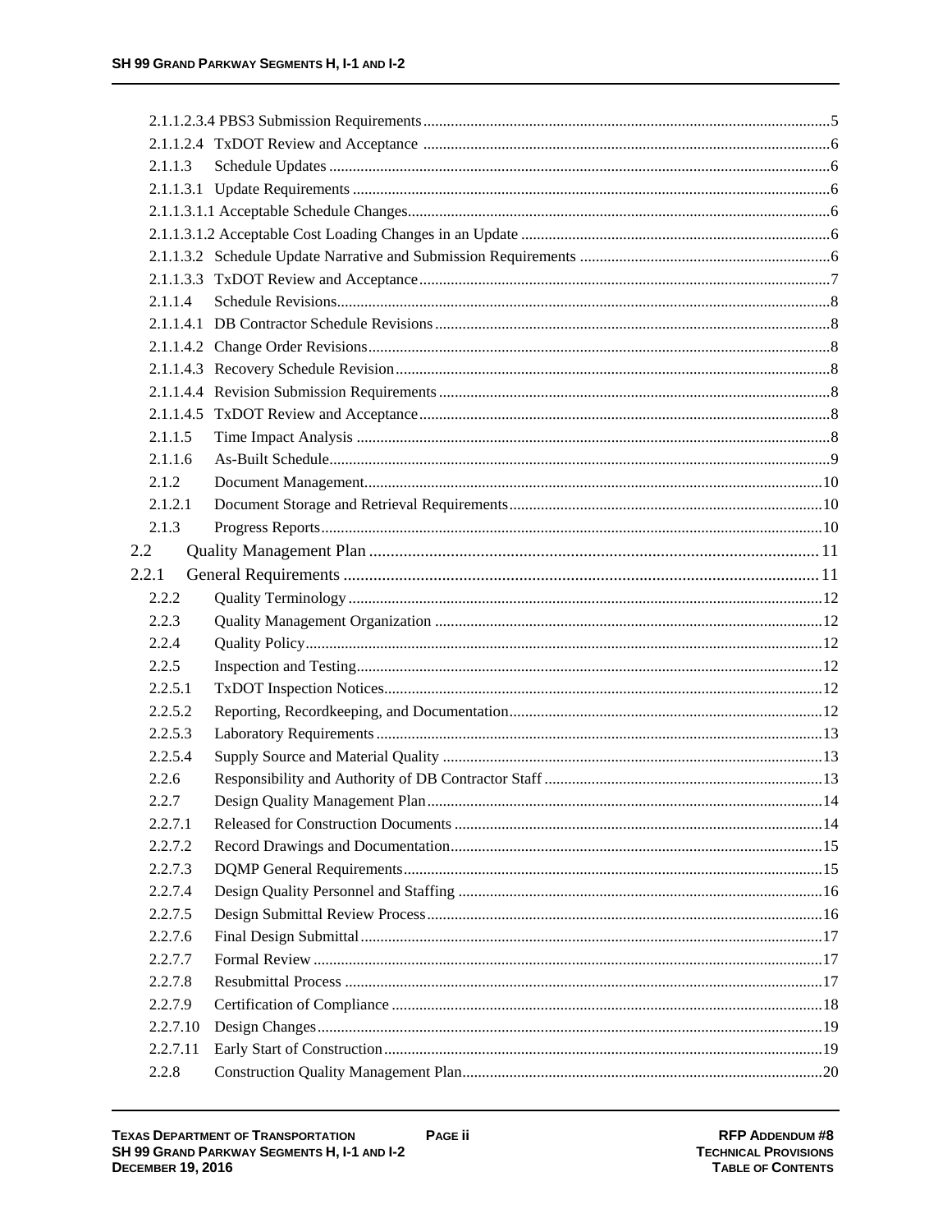2.1.1.2.3.4 PBS3 Submission Requirements ..... 5
2.1.1.2.4 TxDOT Review and Acceptance ..... 6
2.1.1.3 Schedule Updates ..... 6
2.1.1.3.1 Update Requirements ..... 6
2.1.1.3.1.1 Acceptable Schedule Changes ..... 6
2.1.1.3.1.2 Acceptable Cost Loading Changes in an Update ..... 6
2.1.1.3.2 Schedule Update Narrative and Submission Requirements ..... 6
2.1.1.3.3 TxDOT Review and Acceptance ..... 7
2.1.1.4 Schedule Revisions ..... 8
2.1.1.4.1 DB Contractor Schedule Revisions ..... 8
2.1.1.4.2 Change Order Revisions ..... 8
2.1.1.4.3 Recovery Schedule Revision ..... 8
2.1.1.4.4 Revision Submission Requirements ..... 8
2.1.1.4.5 TxDOT Review and Acceptance ..... 8
2.1.1.5 Time Impact Analysis ..... 8
2.1.1.6 As-Built Schedule ..... 9
2.1.2 Document Management ..... 10
2.1.2.1 Document Storage and Retrieval Requirements ..... 10
2.1.3 Progress Reports ..... 10
2.2 Quality Management Plan ..... 11
2.2.1 General Requirements ..... 11
2.2.2 Quality Terminology ..... 12
2.2.3 Quality Management Organization ..... 12
2.2.4 Quality Policy ..... 12
2.2.5 Inspection and Testing ..... 12
2.2.5.1 TxDOT Inspection Notices ..... 12
2.2.5.2 Reporting, Recordkeeping, and Documentation ..... 12
2.2.5.3 Laboratory Requirements ..... 13
2.2.5.4 Supply Source and Material Quality ..... 13
2.2.6 Responsibility and Authority of DB Contractor Staff ..... 13
2.2.7 Design Quality Management Plan ..... 14
2.2.7.1 Released for Construction Documents ..... 14
2.2.7.2 Record Drawings and Documentation ..... 15
2.2.7.3 DQMP General Requirements ..... 15
2.2.7.4 Design Quality Personnel and Staffing ..... 16
2.2.7.5 Design Submittal Review Process ..... 16
2.2.7.6 Final Design Submittal ..... 17
2.2.7.7 Formal Review ..... 17
2.2.7.8 Resubmittal Process ..... 17
2.2.7.9 Certification of Compliance ..... 18
2.2.7.10 Design Changes ..... 19
2.2.7.11 Early Start of Construction ..... 19
2.2.8 Construction Quality Management Plan ..... 20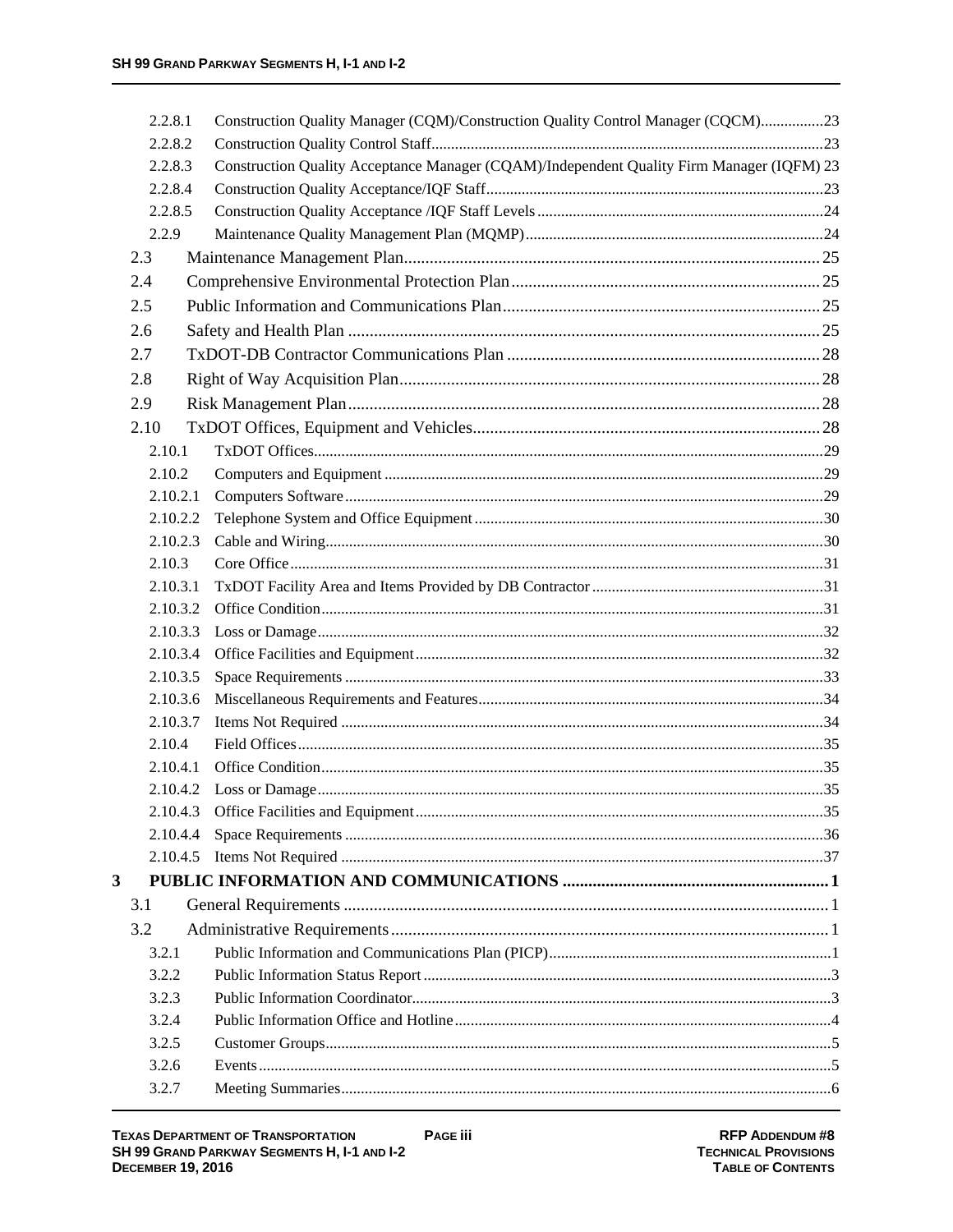2.2.8.1 Construction Quality Manager (CQM)/Construction Quality Control Manager (CQCM) ....23
2.2.8.2 Construction Quality Control Staff ....23
2.2.8.3 Construction Quality Acceptance Manager (CQAM)/Independent Quality Firm Manager (IQFM) 23
2.2.8.4 Construction Quality Acceptance/IQF Staff ....23
2.2.8.5 Construction Quality Acceptance /IQF Staff Levels ....24
2.2.9 Maintenance Quality Management Plan (MQMP) ....24

2.3 Maintenance Management Plan ....25
2.4 Comprehensive Environmental Protection Plan ....25
2.5 Public Information and Communications Plan ....25
2.6 Safety and Health Plan ....25
2.7 TxDOT-DB Contractor Communications Plan ....28
2.8 Right of Way Acquisition Plan ....28
2.9 Risk Management Plan ....28
2.10 TxDOT Offices, Equipment and Vehicles ....28

2.10.1 TxDOT Offices ....29
2.10.2 Computers and Equipment ....29
2.10.2.1 Computers Software ....29
2.10.2.2 Telephone System and Office Equipment ....30
2.10.2.3 Cable and Wiring ....30
2.10.3 Core Office ....31
2.10.3.1 TxDOT Facility Area and Items Provided by DB Contractor ....31
2.10.3.2 Office Condition ....31
2.10.3.3 Loss or Damage ....32
2.10.3.4 Office Facilities and Equipment ....32
2.10.3.5 Space Requirements ....33
2.10.3.6 Miscellaneous Requirements and Features ....34
2.10.3.7 Items Not Required ....34
2.10.4 Field Offices ....35
2.10.4.1 Office Condition ....35
2.10.4.2 Loss or Damage ....35
2.10.4.3 Office Facilities and Equipment ....35
2.10.4.4 Space Requirements ....36
2.10.4.5 Items Not Required ....37

**3 PUBLIC INFORMATION AND COMMUNICATIONS ....1**

3.1 General Requirements ....1
3.2 Administrative Requirements ....1

3.2.1 Public Information and Communications Plan (PICP) ....1
3.2.2 Public Information Status Report ....3
3.2.3 Public Information Coordinator ....3
3.2.4 Public Information Office and Hotline ....4
3.2.5 Customer Groups ....5
3.2.6 Events ....5
3.2.7 Meeting Summaries ....6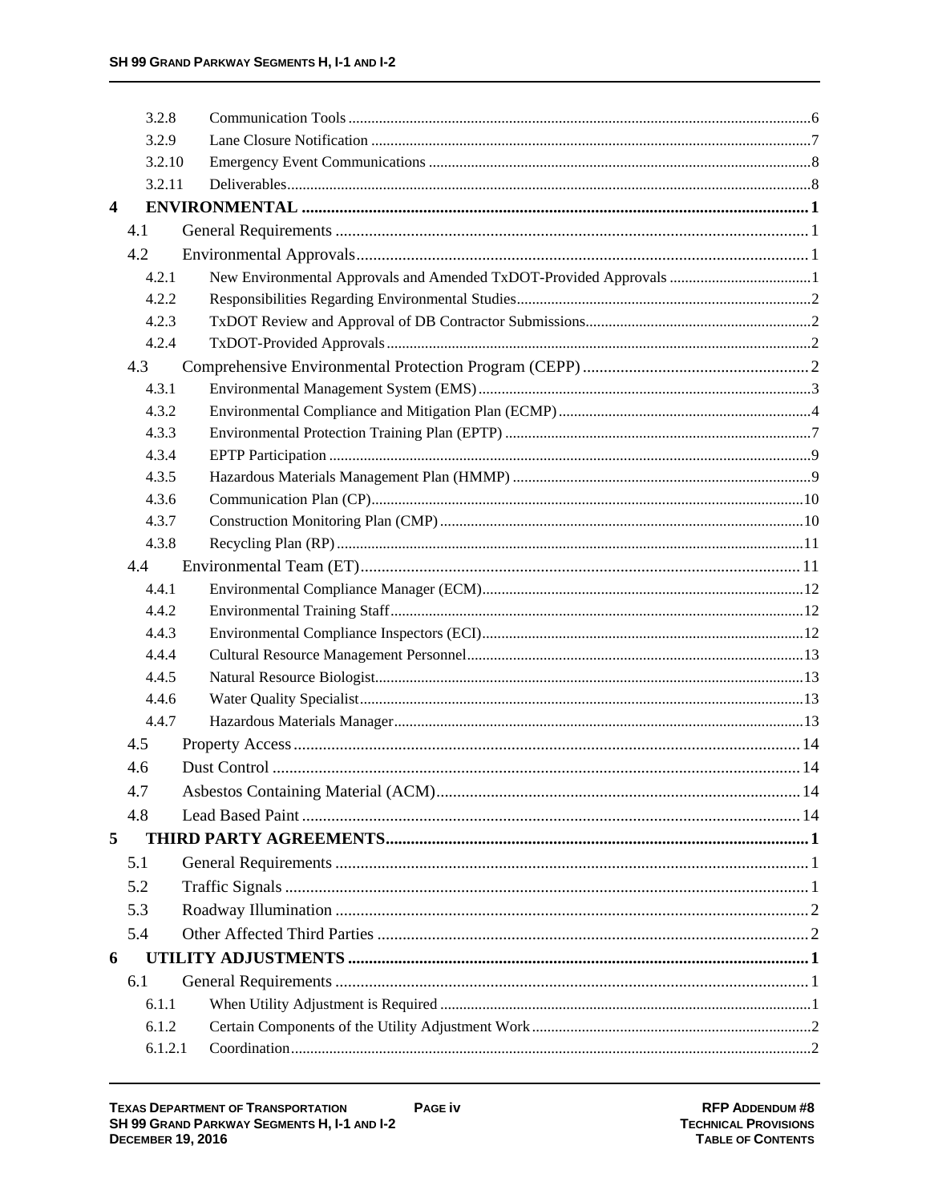| | | |
|---|---|---|
| 3.2.8 | Communication Tools | 6 |
| 3.2.9 | Lane Closure Notification | 7 |
| 3.2.10 | Emergency Event Communications | 8 |
| 3.2.11 | Deliverables | 8 |
| **4** | **ENVIRONMENTAL** | **1** |
| 4.1 | General Requirements | 1 |
| 4.2 | Environmental Approvals | 1 |
| 4.2.1 | New Environmental Approvals and Amended TxDOT-Provided Approvals | 1 |
| 4.2.2 | Responsibilities Regarding Environmental Studies | 2 |
| 4.2.3 | TxDOT Review and Approval of DB Contractor Submissions | 2 |
| 4.2.4 | TxDOT-Provided Approvals | 2 |
| 4.3 | Comprehensive Environmental Protection Program (CEPP) | 2 |
| 4.3.1 | Environmental Management System (EMS) | 3 |
| 4.3.2 | Environmental Compliance and Mitigation Plan (ECMP) | 4 |
| 4.3.3 | Environmental Protection Training Plan (EPTP) | 7 |
| 4.3.4 | EPTP Participation | 9 |
| 4.3.5 | Hazardous Materials Management Plan (HMMP) | 9 |
| 4.3.6 | Communication Plan (CP) | 10 |
| 4.3.7 | Construction Monitoring Plan (CMP) | 10 |
| 4.3.8 | Recycling Plan (RP) | 11 |
| 4.4 | Environmental Team (ET) | 11 |
| 4.4.1 | Environmental Compliance Manager (ECM) | 12 |
| 4.4.2 | Environmental Training Staff | 12 |
| 4.4.3 | Environmental Compliance Inspectors (ECI) | 12 |
| 4.4.4 | Cultural Resource Management Personnel | 13 |
| 4.4.5 | Natural Resource Biologist | 13 |
| 4.4.6 | Water Quality Specialist | 13 |
| 4.4.7 | Hazardous Materials Manager | 13 |
| 4.5 | Property Access | 14 |
| 4.6 | Dust Control | 14 |
| 4.7 | Asbestos Containing Material (ACM) | 14 |
| 4.8 | Lead Based Paint | 14 |
| **5** | **THIRD PARTY AGREEMENTS** | **1** |
| 5.1 | General Requirements | 1 |
| 5.2 | Traffic Signals | 1 |
| 5.3 | Roadway Illumination | 2 |
| 5.4 | Other Affected Third Parties | 2 |
| **6** | **UTILITY ADJUSTMENTS** | **1** |
| 6.1 | General Requirements | 1 |
| 6.1.1 | When Utility Adjustment is Required | 1 |
| 6.1.2 | Certain Components of the Utility Adjustment Work | 2 |
| 6.1.2.1 | Coordination | 2 |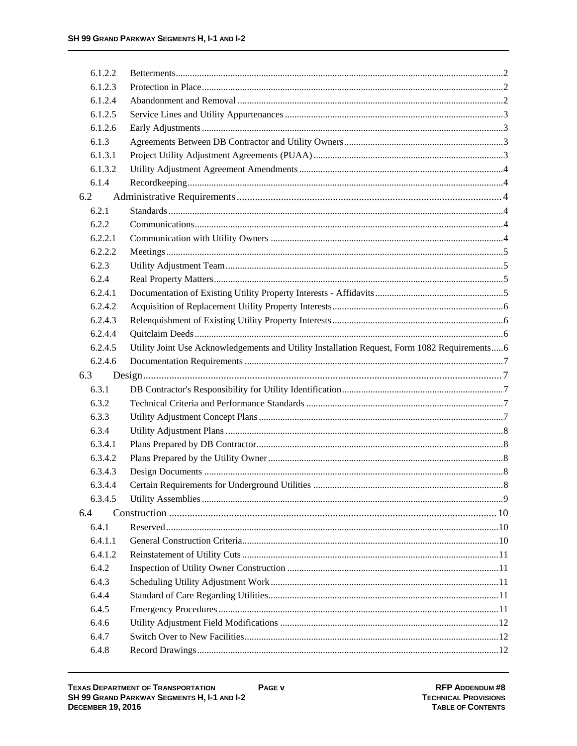| | | |
|---|---|---|
| 6.1.2.2 | Betterments | 2 |
| 6.1.2.3 | Protection in Place | 2 |
| 6.1.2.4 | Abandonment and Removal | 2 |
| 6.1.2.5 | Service Lines and Utility Appurtenances | 3 |
| 6.1.2.6 | Early Adjustments | 3 |
| 6.1.3 | Agreements Between DB Contractor and Utility Owners | 3 |
| 6.1.3.1 | Project Utility Adjustment Agreements (PUAA) | 3 |
| 6.1.3.2 | Utility Adjustment Agreement Amendments | 4 |
| 6.1.4 | Recordkeeping | 4 |
| 6.2 | Administrative Requirements | 4 |
| 6.2.1 | Standards | 4 |
| 6.2.2 | Communications | 4 |
| 6.2.2.1 | Communication with Utility Owners | 4 |
| 6.2.2.2 | Meetings | 5 |
| 6.2.3 | Utility Adjustment Team | 5 |
| 6.2.4 | Real Property Matters | 5 |
| 6.2.4.1 | Documentation of Existing Utility Property Interests - Affidavits | 5 |
| 6.2.4.2 | Acquisition of Replacement Utility Property Interests | 6 |
| 6.2.4.3 | Relenquishment of Existing Utility Property Interests | 6 |
| 6.2.4.4 | Quitclaim Deeds | 6 |
| 6.2.4.5 | Utility Joint Use Acknowledgements and Utility Installation Request, Form 1082 Requirements | 6 |
| 6.2.4.6 | Documentation Requirements | 7 |
| 6.3 | Design | 7 |
| 6.3.1 | DB Contractor's Responsibility for Utility Identification | 7 |
| 6.3.2 | Technical Criteria and Performance Standards | 7 |
| 6.3.3 | Utility Adjustment Concept Plans | 7 |
| 6.3.4 | Utility Adjustment Plans | 8 |
| 6.3.4.1 | Plans Prepared by DB Contractor | 8 |
| 6.3.4.2 | Plans Prepared by the Utility Owner | 8 |
| 6.3.4.3 | Design Documents | 8 |
| 6.3.4.4 | Certain Requirements for Underground Utilities | 8 |
| 6.3.4.5 | Utility Assemblies | 9 |
| 6.4 | Construction | 10 |
| 6.4.1 | Reserved | 10 |
| 6.4.1.1 | General Construction Criteria | 10 |
| 6.4.1.2 | Reinstatement of Utility Cuts | 11 |
| 6.4.2 | Inspection of Utility Owner Construction | 11 |
| 6.4.3 | Scheduling Utility Adjustment Work | 11 |
| 6.4.4 | Standard of Care Regarding Utilities | 11 |
| 6.4.5 | Emergency Procedures | 11 |
| 6.4.6 | Utility Adjustment Field Modifications | 12 |
| 6.4.7 | Switch Over to New Facilities | 12 |
| 6.4.8 | Record Drawings | 12 |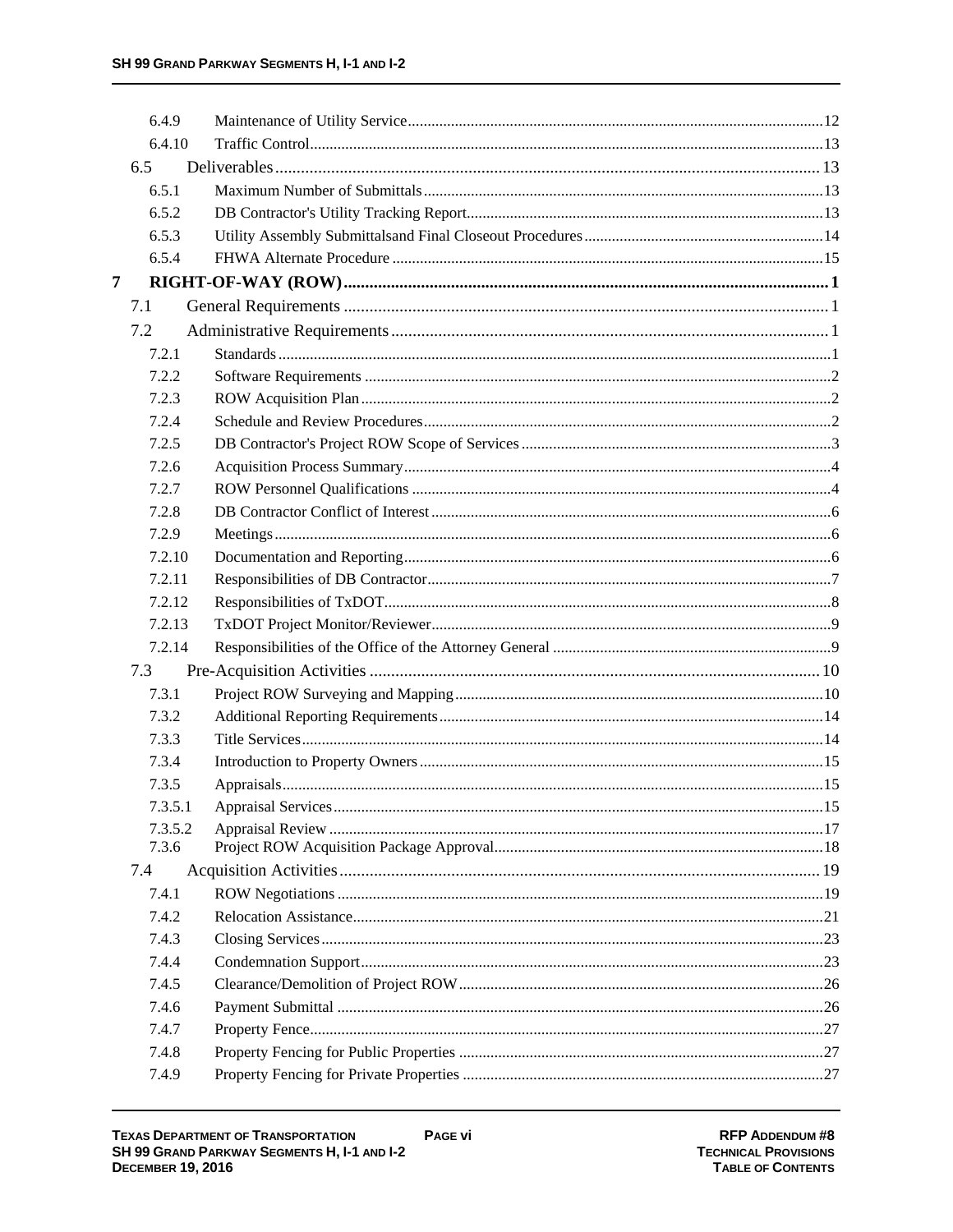| | | |
|---|---|---|
| 6.4.9 | Maintenance of Utility Service | 12 |
| 6.4.10 | Traffic Control | 13 |
| 6.5 | Deliverables | 13 |
| 6.5.1 | Maximum Number of Submittals | 13 |
| 6.5.2 | DB Contractor's Utility Tracking Report | 13 |
| 6.5.3 | Utility Assembly Submittalsand Final Closeout Procedures | 14 |
| 6.5.4 | FHWA Alternate Procedure | 15 |
| **7** | **RIGHT-OF-WAY (ROW)** | **1** |
| 7.1 | General Requirements | 1 |
| 7.2 | Administrative Requirements | 1 |
| 7.2.1 | Standards | 1 |
| 7.2.2 | Software Requirements | 2 |
| 7.2.3 | ROW Acquisition Plan | 2 |
| 7.2.4 | Schedule and Review Procedures | 2 |
| 7.2.5 | DB Contractor's Project ROW Scope of Services | 3 |
| 7.2.6 | Acquisition Process Summary | 4 |
| 7.2.7 | ROW Personnel Qualifications | 4 |
| 7.2.8 | DB Contractor Conflict of Interest | 6 |
| 7.2.9 | Meetings | 6 |
| 7.2.10 | Documentation and Reporting | 6 |
| 7.2.11 | Responsibilities of DB Contractor | 7 |
| 7.2.12 | Responsibilities of TxDOT | 8 |
| 7.2.13 | TxDOT Project Monitor/Reviewer | 9 |
| 7.2.14 | Responsibilities of the Office of the Attorney General | 9 |
| 7.3 | Pre-Acquisition Activities | 10 |
| 7.3.1 | Project ROW Surveying and Mapping | 10 |
| 7.3.2 | Additional Reporting Requirements | 14 |
| 7.3.3 | Title Services | 14 |
| 7.3.4 | Introduction to Property Owners | 15 |
| 7.3.5 | Appraisals | 15 |
| 7.3.5.1 | Appraisal Services | 15 |
| 7.3.5.2 | Appraisal Review | 17 |
| 7.3.6 | Project ROW Acquisition Package Approval | 18 |
| 7.4 | Acquisition Activities | 19 |
| 7.4.1 | ROW Negotiations | 19 |
| 7.4.2 | Relocation Assistance | 21 |
| 7.4.3 | Closing Services | 23 |
| 7.4.4 | Condemnation Support | 23 |
| 7.4.5 | Clearance/Demolition of Project ROW | 26 |
| 7.4.6 | Payment Submittal | 26 |
| 7.4.7 | Property Fence | 27 |
| 7.4.8 | Property Fencing for Public Properties | 27 |
| 7.4.9 | Property Fencing for Private Properties | 27 |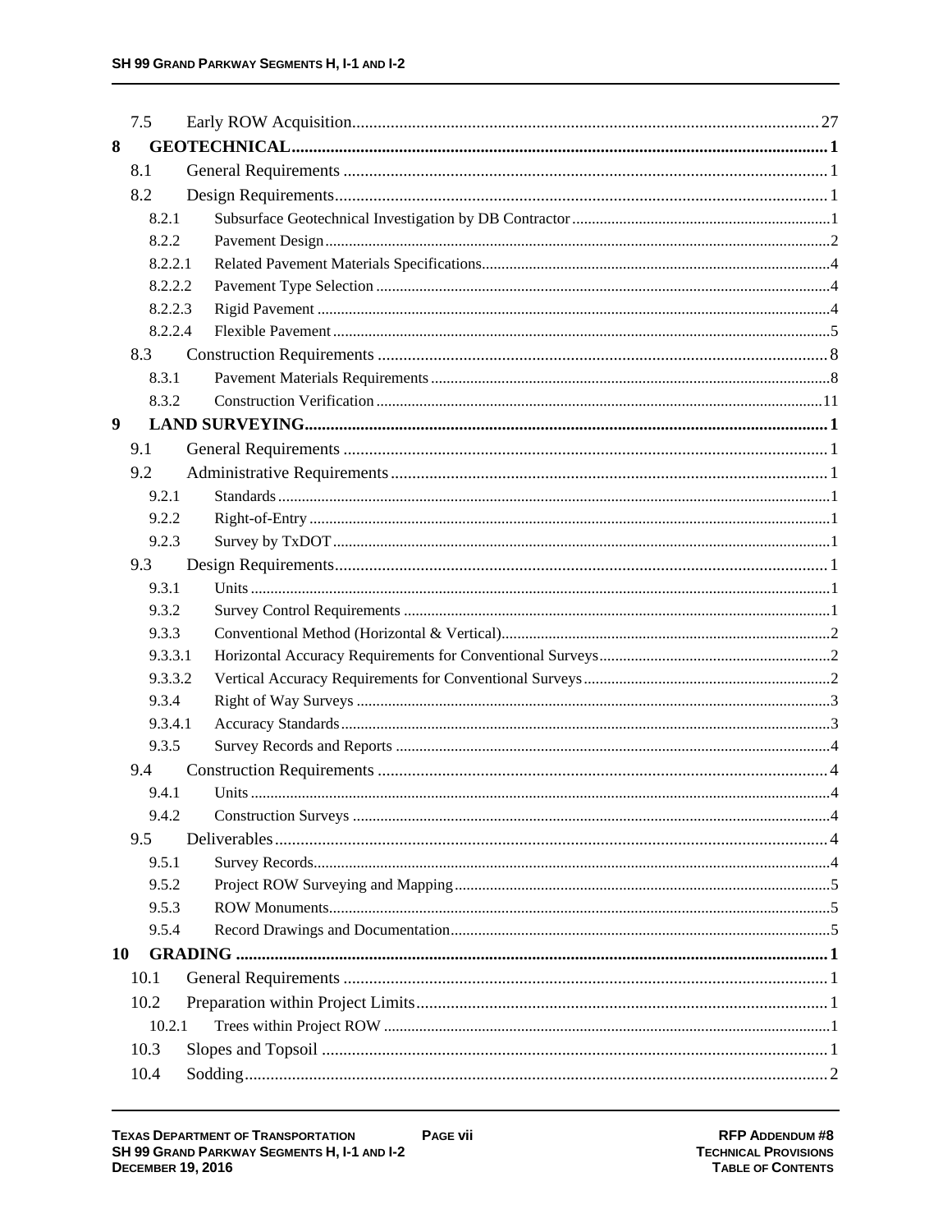7.5 Early ROW Acquisition....27

**8 GEOTECHNICAL....1**

8.1 General Requirements....1

8.2 Design Requirements....1

8.2.1 Subsurface Geotechnical Investigation by DB Contractor....1

8.2.2 Pavement Design....2

8.2.2.1 Related Pavement Materials Specifications....4

8.2.2.2 Pavement Type Selection....4

8.2.2.3 Rigid Pavement....4

8.2.2.4 Flexible Pavement....5

8.3 Construction Requirements....8

8.3.1 Pavement Materials Requirements....8

8.3.2 Construction Verification....11

**9 LAND SURVEYING....1**

9.1 General Requirements....1

9.2 Administrative Requirements....1

9.2.1 Standards....1

9.2.2 Right-of-Entry....1

9.2.3 Survey by TxDOT....1

9.3 Design Requirements....1

9.3.1 Units....1

9.3.2 Survey Control Requirements....1

9.3.3 Conventional Method (Horizontal & Vertical)....2

9.3.3.1 Horizontal Accuracy Requirements for Conventional Surveys....2

9.3.3.2 Vertical Accuracy Requirements for Conventional Surveys....2

9.3.4 Right of Way Surveys....3

9.3.4.1 Accuracy Standards....3

9.3.5 Survey Records and Reports....4

9.4 Construction Requirements....4

9.4.1 Units....4

9.4.2 Construction Surveys....4

9.5 Deliverables....4

9.5.1 Survey Records....4

9.5.2 Project ROW Surveying and Mapping....5

9.5.3 ROW Monuments....5

9.5.4 Record Drawings and Documentation....5

**10 GRADING....1**

10.1 General Requirements....1

10.2 Preparation within Project Limits....1

10.2.1 Trees within Project ROW....1

10.3 Slopes and Topsoil....1

10.4 Sodding....2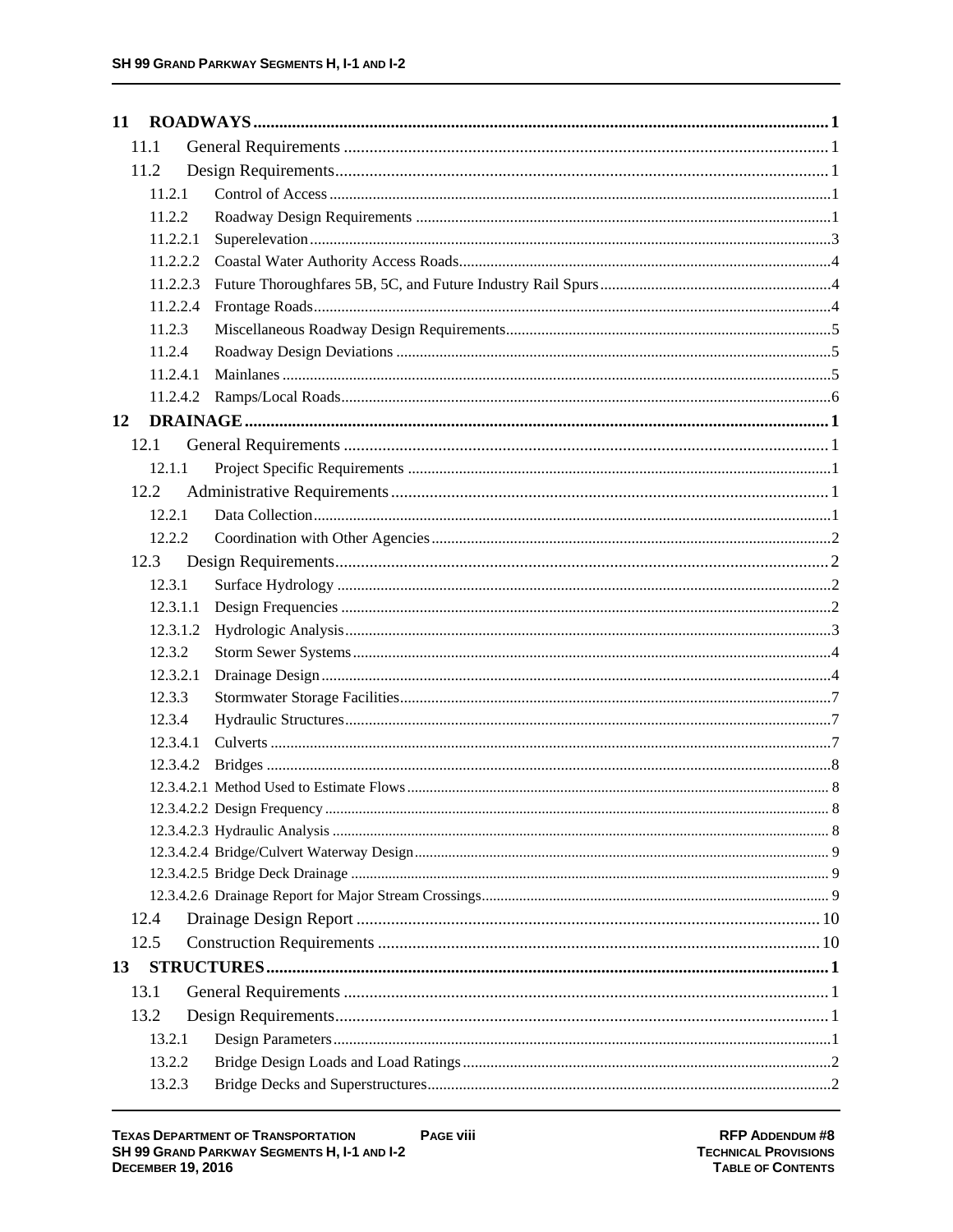| | | |
|---|---|---|
| **11** | **ROADWAYS** | **1** |
| 11.1 | General Requirements | 1 |
| 11.2 | Design Requirements | 1 |
| 11.2.1 | Control of Access | 1 |
| 11.2.2 | Roadway Design Requirements | 1 |
| 11.2.2.1 | Superelevation | 3 |
| 11.2.2.2 | Coastal Water Authority Access Roads | 4 |
| 11.2.2.3 | Future Thoroughfares 5B, 5C, and Future Industry Rail Spurs | 4 |
| 11.2.2.4 | Frontage Roads | 4 |
| 11.2.3 | Miscellaneous Roadway Design Requirements | 5 |
| 11.2.4 | Roadway Design Deviations | 5 |
| 11.2.4.1 | Mainlanes | 5 |
| 11.2.4.2 | Ramps/Local Roads | 6 |
| **12** | **DRAINAGE** | **1** |
| 12.1 | General Requirements | 1 |
| 12.1.1 | Project Specific Requirements | 1 |
| 12.2 | Administrative Requirements | 1 |
| 12.2.1 | Data Collection | 1 |
| 12.2.2 | Coordination with Other Agencies | 2 |
| 12.3 | Design Requirements | 2 |
| 12.3.1 | Surface Hydrology | 2 |
| 12.3.1.1 | Design Frequencies | 2 |
| 12.3.1.2 | Hydrologic Analysis | 3 |
| 12.3.2 | Storm Sewer Systems | 4 |
| 12.3.2.1 | Drainage Design | 4 |
| 12.3.3 | Stormwater Storage Facilities | 7 |
| 12.3.4 | Hydraulic Structures | 7 |
| 12.3.4.1 | Culverts | 7 |
| 12.3.4.2 | Bridges | 8 |
| 12.3.4.2.1 | Method Used to Estimate Flows | 8 |
| 12.3.4.2.2 | Design Frequency | 8 |
| 12.3.4.2.3 | Hydraulic Analysis | 8 |
| 12.3.4.2.4 | Bridge/Culvert Waterway Design | 9 |
| 12.3.4.2.5 | Bridge Deck Drainage | 9 |
| 12.3.4.2.6 | Drainage Report for Major Stream Crossings | 9 |
| 12.4 | Drainage Design Report | 10 |
| 12.5 | Construction Requirements | 10 |
| **13** | **STRUCTURES** | **1** |
| 13.1 | General Requirements | 1 |
| 13.2 | Design Requirements | 1 |
| 13.2.1 | Design Parameters | 1 |
| 13.2.2 | Bridge Design Loads and Load Ratings | 2 |
| 13.2.3 | Bridge Decks and Superstructures | 2 |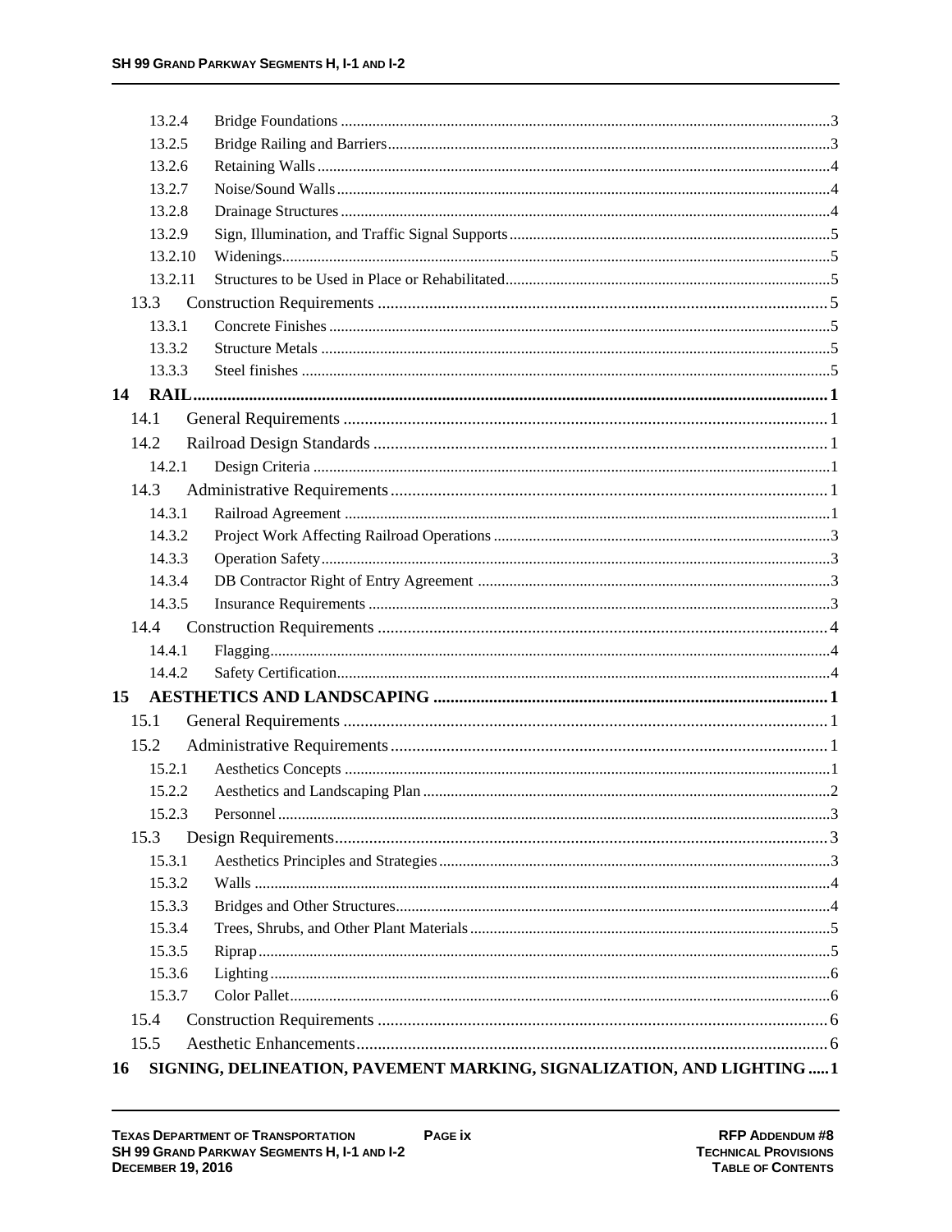13.2.4 Bridge Foundations ............................................................................................................3
13.2.5 Bridge Railing and Barriers................................................................................................3
13.2.6 Retaining Walls .................................................................................................................4
13.2.7 Noise/Sound Walls.............................................................................................................4
13.2.8 Drainage Structures ...........................................................................................................4
13.2.9 Sign, Illumination, and Traffic Signal Supports.................................................................5
13.2.10 Widenings..........................................................................................................................5
13.2.11 Structures to be Used in Place or Rehabilitated.................................................................5
13.3 Construction Requirements ........................................................................................... 5
13.3.1 Concrete Finishes ...............................................................................................................5
13.3.2 Structure Metals .................................................................................................................5
13.3.3 Steel finishes ......................................................................................................................5

**14 RAIL....................................................................................................................................1**

14.1 General Requirements ................................................................................................... 1
14.2 Railroad Design Standards ............................................................................................ 1
14.2.1 Design Criteria ...................................................................................................................1
14.3 Administrative Requirements......................................................................................... 1
14.3.1 Railroad Agreement ...........................................................................................................1
14.3.2 Project Work Affecting Railroad Operations .....................................................................3
14.3.3 Operation Safety.................................................................................................................3
14.3.4 DB Contractor Right of Entry Agreement .........................................................................3
14.3.5 Insurance Requirements .....................................................................................................3
14.4 Construction Requirements ........................................................................................... 4
14.4.1 Flagging.............................................................................................................................4
14.4.2 Safety Certification.............................................................................................................4

**15 AESTHETICS AND LANDSCAPING ..........................................................................1**

15.1 General Requirements ................................................................................................... 1
15.2 Administrative Requirements......................................................................................... 1
15.2.1 Aesthetics Concepts ...........................................................................................................1
15.2.2 Aesthetics and Landscaping Plan .......................................................................................2
15.2.3 Personnel ...........................................................................................................................3
15.3 Design Requirements..................................................................................................... 3
15.3.1 Aesthetics Principles and Strategies...................................................................................3
15.3.2 Walls .................................................................................................................................4
15.3.3 Bridges and Other Structures.............................................................................................4
15.3.4 Trees, Shrubs, and Other Plant Materials...........................................................................5
15.3.5 Riprap ................................................................................................................................5
15.3.6 Lighting .............................................................................................................................6
15.3.7 Color Pallet.........................................................................................................................6
15.4 Construction Requirements ........................................................................................... 6
15.5 Aesthetic Enhancements................................................................................................ 6

**16 SIGNING, DELINEATION, PAVEMENT MARKING, SIGNALIZATION, AND LIGHTING .....1**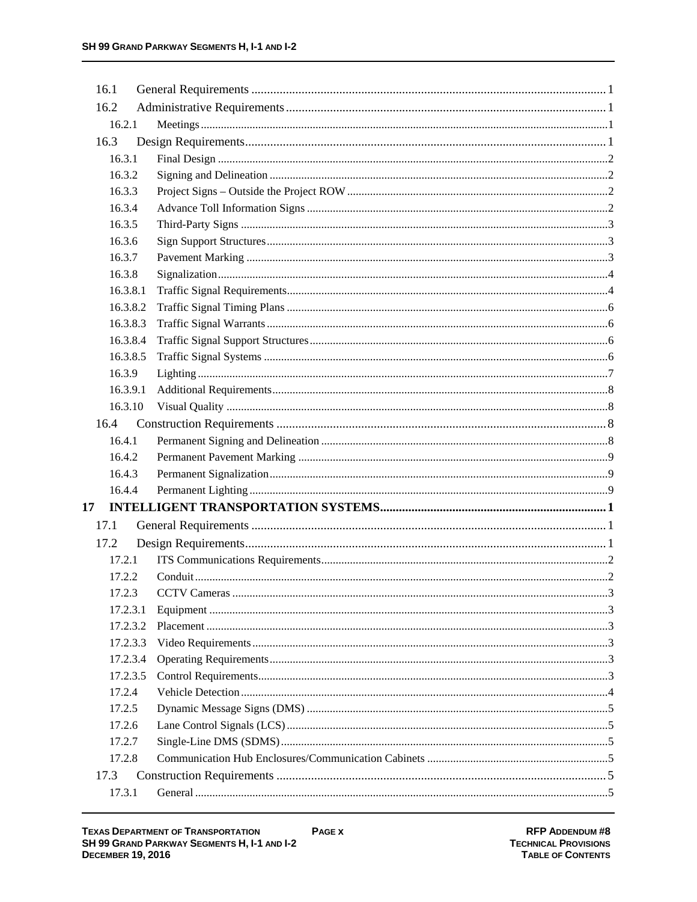| | | |
|---|---|---|
| 16.1 | General Requirements | 1 |
| 16.2 | Administrative Requirements | 1 |
| 16.2.1 | Meetings | 1 |
| 16.3 | Design Requirements | 1 |
| 16.3.1 | Final Design | 2 |
| 16.3.2 | Signing and Delineation | 2 |
| 16.3.3 | Project Signs – Outside the Project ROW | 2 |
| 16.3.4 | Advance Toll Information Signs | 2 |
| 16.3.5 | Third-Party Signs | 3 |
| 16.3.6 | Sign Support Structures | 3 |
| 16.3.7 | Pavement Marking | 3 |
| 16.3.8 | Signalization | 4 |
| 16.3.8.1 | Traffic Signal Requirements | 4 |
| 16.3.8.2 | Traffic Signal Timing Plans | 6 |
| 16.3.8.3 | Traffic Signal Warrants | 6 |
| 16.3.8.4 | Traffic Signal Support Structures | 6 |
| 16.3.8.5 | Traffic Signal Systems | 6 |
| 16.3.9 | Lighting | 7 |
| 16.3.9.1 | Additional Requirements | 8 |
| 16.3.10 | Visual Quality | 8 |
| 16.4 | Construction Requirements | 8 |
| 16.4.1 | Permanent Signing and Delineation | 8 |
| 16.4.2 | Permanent Pavement Marking | 9 |
| 16.4.3 | Permanent Signalization | 9 |
| 16.4.4 | Permanent Lighting | 9 |
| **17** | **INTELLIGENT TRANSPORTATION SYSTEMS** | **1** |
| 17.1 | General Requirements | 1 |
| 17.2 | Design Requirements | 1 |
| 17.2.1 | ITS Communications Requirements | 2 |
| 17.2.2 | Conduit | 2 |
| 17.2.3 | CCTV Cameras | 3 |
| 17.2.3.1 | Equipment | 3 |
| 17.2.3.2 | Placement | 3 |
| 17.2.3.3 | Video Requirements | 3 |
| 17.2.3.4 | Operating Requirements | 3 |
| 17.2.3.5 | Control Requirements | 3 |
| 17.2.4 | Vehicle Detection | 4 |
| 17.2.5 | Dynamic Message Signs (DMS) | 5 |
| 17.2.6 | Lane Control Signals (LCS) | 5 |
| 17.2.7 | Single-Line DMS (SDMS) | 5 |
| 17.2.8 | Communication Hub Enclosures/Communication Cabinets | 5 |
| 17.3 | Construction Requirements | 5 |
| 17.3.1 | General | 5 |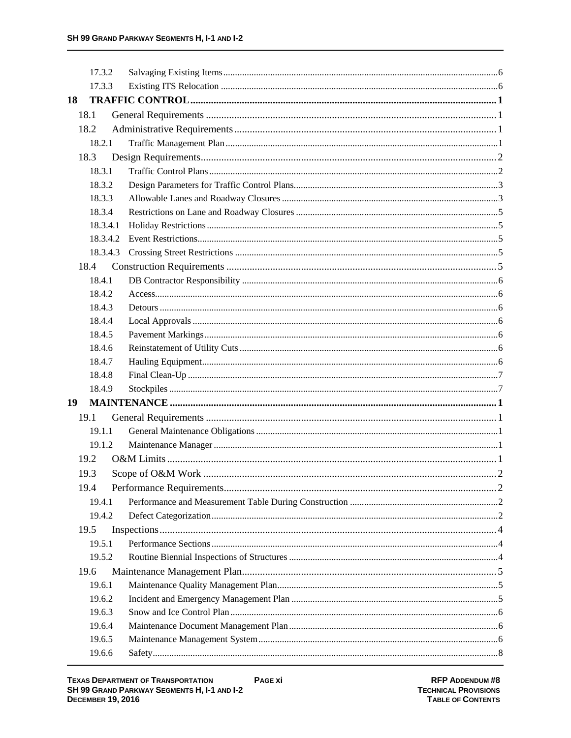17.3.2 Salvaging Existing Items....6

17.3.3 Existing ITS Relocation....6

**18 TRAFFIC CONTROL....1**

18.1 General Requirements....1

18.2 Administrative Requirements....1

18.2.1 Traffic Management Plan....1

18.3 Design Requirements....2

18.3.1 Traffic Control Plans....2

18.3.2 Design Parameters for Traffic Control Plans....3

18.3.3 Allowable Lanes and Roadway Closures....3

18.3.4 Restrictions on Lane and Roadway Closures....5

18.3.4.1 Holiday Restrictions....5

18.3.4.2 Event Restrictions....5

18.3.4.3 Crossing Street Restrictions....5

18.4 Construction Requirements....5

18.4.1 DB Contractor Responsibility....6

18.4.2 Access....6

18.4.3 Detours....6

18.4.4 Local Approvals....6

18.4.5 Pavement Markings....6

18.4.6 Reinstatement of Utility Cuts....6

18.4.7 Hauling Equipment....6

18.4.8 Final Clean-Up....7

18.4.9 Stockpiles....7

**19 MAINTENANCE....1**

19.1 General Requirements....1

19.1.1 General Maintenance Obligations....1

19.1.2 Maintenance Manager....1

19.2 O&M Limits....1

19.3 Scope of O&M Work....2

19.4 Performance Requirements....2

19.4.1 Performance and Measurement Table During Construction....2

19.4.2 Defect Categorization....2

19.5 Inspections....4

19.5.1 Performance Sections....4

19.5.2 Routine Biennial Inspections of Structures....4

19.6 Maintenance Management Plan....5

19.6.1 Maintenance Quality Management Plan....5

19.6.2 Incident and Emergency Management Plan....5

19.6.3 Snow and Ice Control Plan....6

19.6.4 Maintenance Document Management Plan....6

19.6.5 Maintenance Management System....6

19.6.6 Safety....8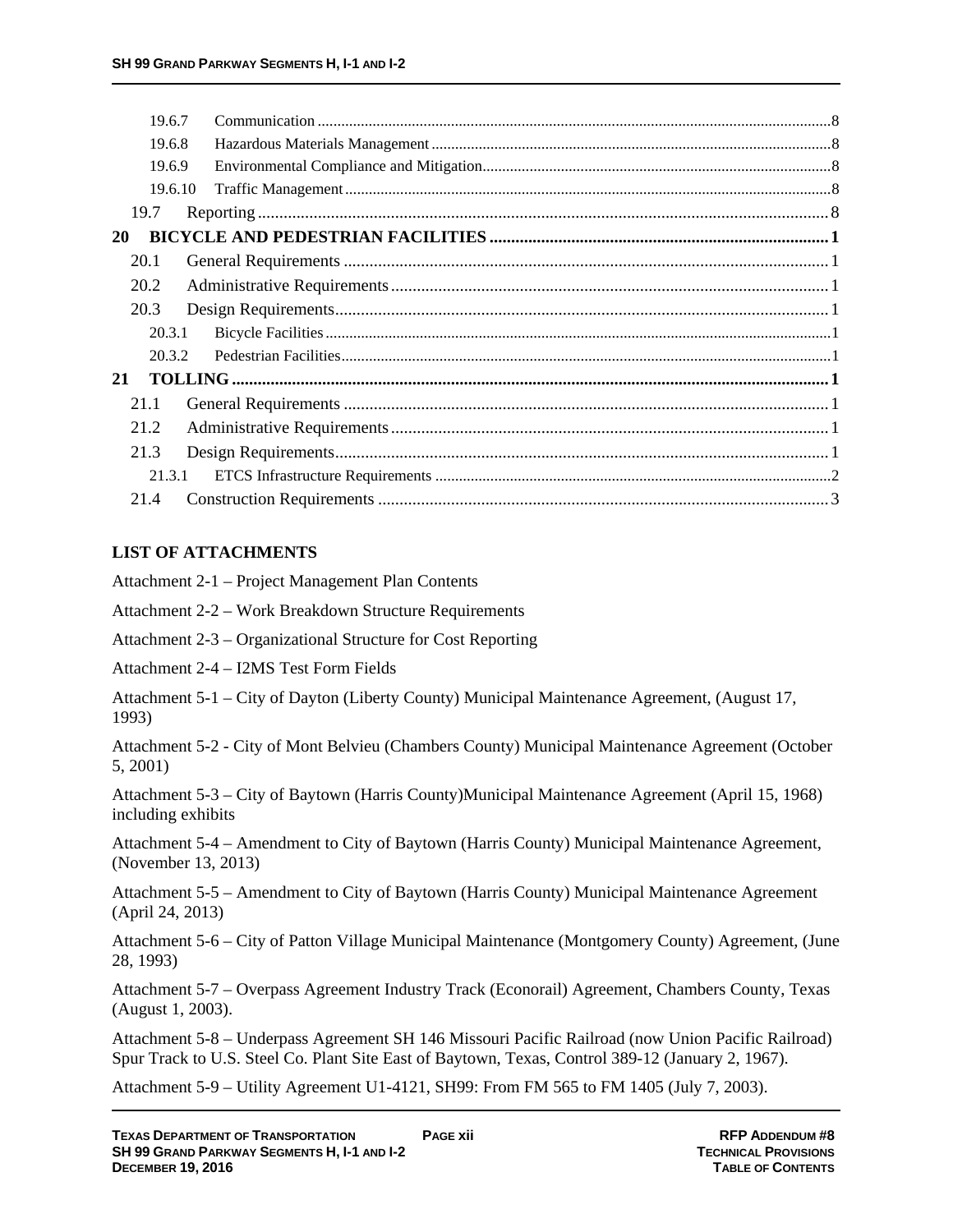19.6.7 Communication .......... 8

19.6.8 Hazardous Materials Management .......... 8

19.6.9 Environmental Compliance and Mitigation .......... 8

19.6.10 Traffic Management .......... 8

19.7 Reporting .......... 8

**20 BICYCLE AND PEDESTRIAN FACILITIES .......... 1**

20.1 General Requirements .......... 1

20.2 Administrative Requirements .......... 1

20.3 Design Requirements .......... 1

20.3.1 Bicycle Facilities .......... 1

20.3.2 Pedestrian Facilities .......... 1

**21 TOLLING .......... 1**

21.1 General Requirements .......... 1

21.2 Administrative Requirements .......... 1

21.3 Design Requirements .......... 1

21.3.1 ETCS Infrastructure Requirements .......... 2

21.4 Construction Requirements .......... 3

## LIST OF ATTACHMENTS

Attachment 2-1 – Project Management Plan Contents

Attachment 2-2 – Work Breakdown Structure Requirements

Attachment 2-3 – Organizational Structure for Cost Reporting

Attachment 2-4 – I2MS Test Form Fields

Attachment 5-1 – City of Dayton (Liberty County) Municipal Maintenance Agreement, (August 17, 1993)

Attachment 5-2 - City of Mont Belvieu (Chambers County) Municipal Maintenance Agreement (October 5, 2001)

Attachment 5-3 – City of Baytown (Harris County)Municipal Maintenance Agreement (April 15, 1968) including exhibits

Attachment 5-4 – Amendment to City of Baytown (Harris County) Municipal Maintenance Agreement, (November 13, 2013)

Attachment 5-5 – Amendment to City of Baytown (Harris County) Municipal Maintenance Agreement (April 24, 2013)

Attachment 5-6 – City of Patton Village Municipal Maintenance (Montgomery County) Agreement, (June 28, 1993)

Attachment 5-7 – Overpass Agreement Industry Track (Econorail) Agreement, Chambers County, Texas (August 1, 2003).

Attachment 5-8 – Underpass Agreement SH 146 Missouri Pacific Railroad (now Union Pacific Railroad) Spur Track to U.S. Steel Co. Plant Site East of Baytown, Texas, Control 389-12 (January 2, 1967).

Attachment 5-9 – Utility Agreement U1-4121, SH99: From FM 565 to FM 1405 (July 7, 2003).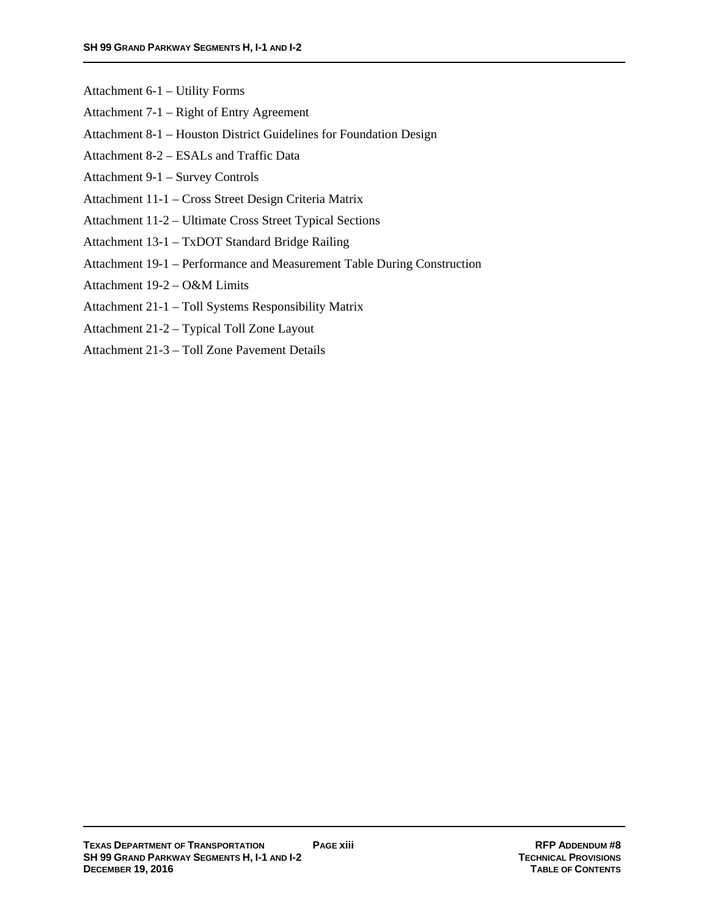Attachment 6-1 – Utility Forms

Attachment 7-1 – Right of Entry Agreement

Attachment 8-1 – Houston District Guidelines for Foundation Design

Attachment 8-2 – ESALs and Traffic Data

Attachment 9-1 – Survey Controls

Attachment 11-1 – Cross Street Design Criteria Matrix

Attachment 11-2 – Ultimate Cross Street Typical Sections

Attachment 13-1 – TxDOT Standard Bridge Railing

Attachment 19-1 – Performance and Measurement Table During Construction

Attachment 19-2 – O&M Limits

Attachment 21-1 – Toll Systems Responsibility Matrix

Attachment 21-2 – Typical Toll Zone Layout

Attachment 21-3 – Toll Zone Pavement Details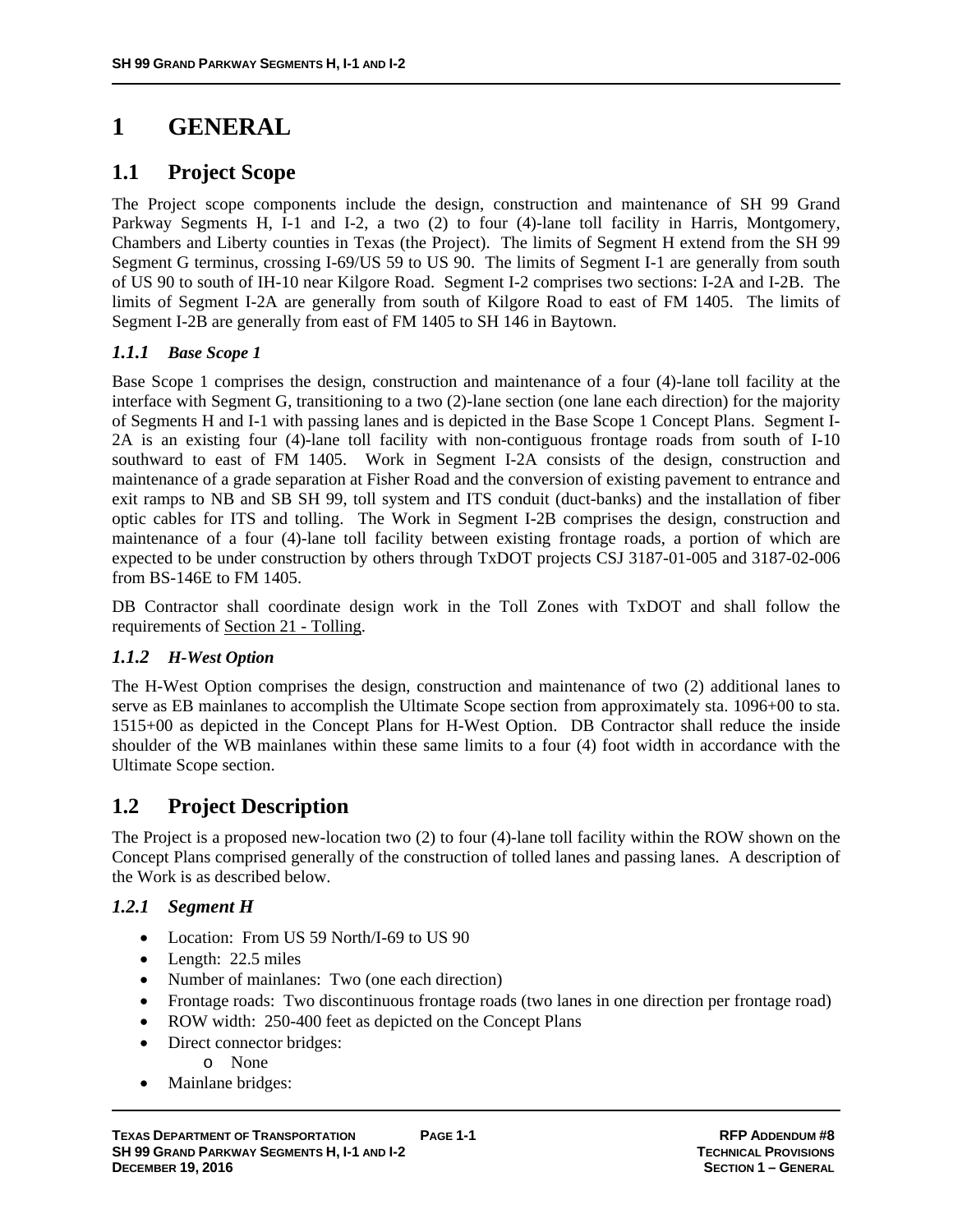# 1 GENERAL

## 1.1 Project Scope

The Project scope components include the design, construction and maintenance of SH 99 Grand Parkway Segments H, I-1 and I-2, a two (2) to four (4)-lane toll facility in Harris, Montgomery, Chambers and Liberty counties in Texas (the Project). The limits of Segment H extend from the SH 99 Segment G terminus, crossing I-69/US 59 to US 90. The limits of Segment I-1 are generally from south of US 90 to south of IH-10 near Kilgore Road. Segment I-2 comprises two sections: I-2A and I-2B. The limits of Segment I-2A are generally from south of Kilgore Road to east of FM 1405. The limits of Segment I-2B are generally from east of FM 1405 to SH 146 in Baytown.

### *1.1.1 Base Scope 1*

Base Scope 1 comprises the design, construction and maintenance of a four (4)-lane toll facility at the interface with Segment G, transitioning to a two (2)-lane section (one lane each direction) for the majority of Segments H and I-1 with passing lanes and is depicted in the Base Scope 1 Concept Plans. Segment I-2A is an existing four (4)-lane toll facility with non-contiguous frontage roads from south of I-10 southward to east of FM 1405. Work in Segment I-2A consists of the design, construction and maintenance of a grade separation at Fisher Road and the conversion of existing pavement to entrance and exit ramps to NB and SB SH 99, toll system and ITS conduit (duct-banks) and the installation of fiber optic cables for ITS and tolling. The Work in Segment I-2B comprises the design, construction and maintenance of a four (4)-lane toll facility between existing frontage roads, a portion of which are expected to be under construction by others through TxDOT projects CSJ 3187-01-005 and 3187-02-006 from BS-146E to FM 1405.

DB Contractor shall coordinate design work in the Toll Zones with TxDOT and shall follow the requirements of Section 21 - Tolling.

### *1.1.2 H-West Option*

The H-West Option comprises the design, construction and maintenance of two (2) additional lanes to serve as EB mainlanes to accomplish the Ultimate Scope section from approximately sta. 1096+00 to sta. 1515+00 as depicted in the Concept Plans for H-West Option. DB Contractor shall reduce the inside shoulder of the WB mainlanes within these same limits to a four (4) foot width in accordance with the Ultimate Scope section.

## 1.2 Project Description

The Project is a proposed new-location two (2) to four (4)-lane toll facility within the ROW shown on the Concept Plans comprised generally of the construction of tolled lanes and passing lanes. A description of the Work is as described below.

### *1.2.1 Segment H*

- Location: From US 59 North/I-69 to US 90
- Length: 22.5 miles
- Number of mainlanes: Two (one each direction)
- Frontage roads: Two discontinuous frontage roads (two lanes in one direction per frontage road)
- ROW width: 250-400 feet as depicted on the Concept Plans
- Direct connector bridges:
  - None
- Mainlane bridges: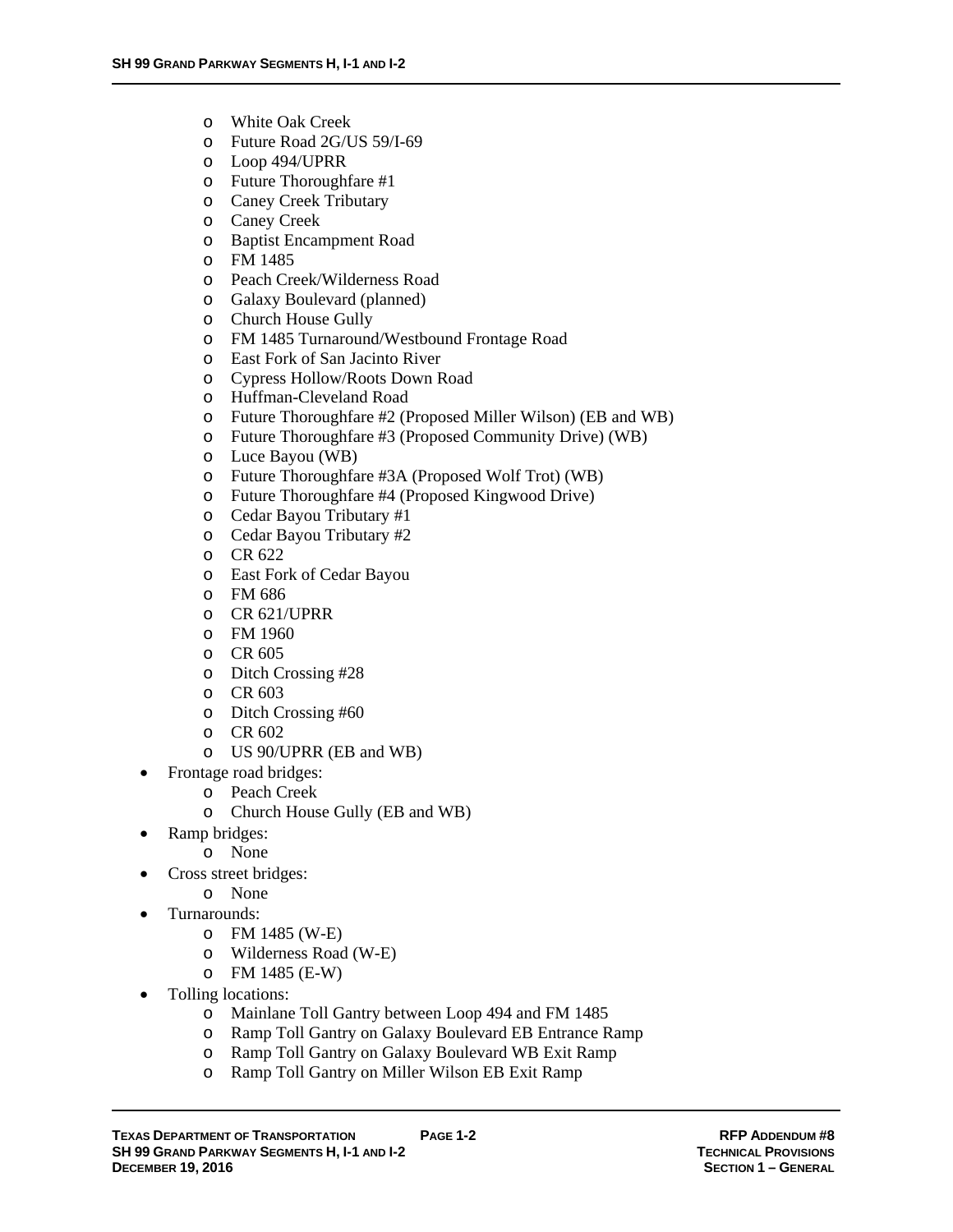- White Oak Creek
  - Future Road 2G/US 59/I-69
  - Loop 494/UPRR
  - Future Thoroughfare #1
  - Caney Creek Tributary
  - Caney Creek
  - Baptist Encampment Road
  - FM 1485
  - Peach Creek/Wilderness Road
  - Galaxy Boulevard (planned)
  - Church House Gully
  - FM 1485 Turnaround/Westbound Frontage Road
  - East Fork of San Jacinto River
  - Cypress Hollow/Roots Down Road
  - Huffman-Cleveland Road
  - Future Thoroughfare #2 (Proposed Miller Wilson) (EB and WB)
  - Future Thoroughfare #3 (Proposed Community Drive) (WB)
  - Luce Bayou (WB)
  - Future Thoroughfare #3A (Proposed Wolf Trot) (WB)
  - Future Thoroughfare #4 (Proposed Kingwood Drive)
  - Cedar Bayou Tributary #1
  - Cedar Bayou Tributary #2
  - CR 622
  - East Fork of Cedar Bayou
  - FM 686
  - CR 621/UPRR
  - FM 1960
  - CR 605
  - Ditch Crossing #28
  - CR 603
  - Ditch Crossing #60
  - CR 602
  - US 90/UPRR (EB and WB)
- Frontage road bridges:
  - Peach Creek
  - Church House Gully (EB and WB)
- Ramp bridges:
  - None
- Cross street bridges:
  - None
- Turnarounds:
  - FM 1485 (W-E)
  - Wilderness Road (W-E)
  - FM 1485 (E-W)
- Tolling locations:
  - Mainlane Toll Gantry between Loop 494 and FM 1485
  - Ramp Toll Gantry on Galaxy Boulevard EB Entrance Ramp
  - Ramp Toll Gantry on Galaxy Boulevard WB Exit Ramp
  - Ramp Toll Gantry on Miller Wilson EB Exit Ramp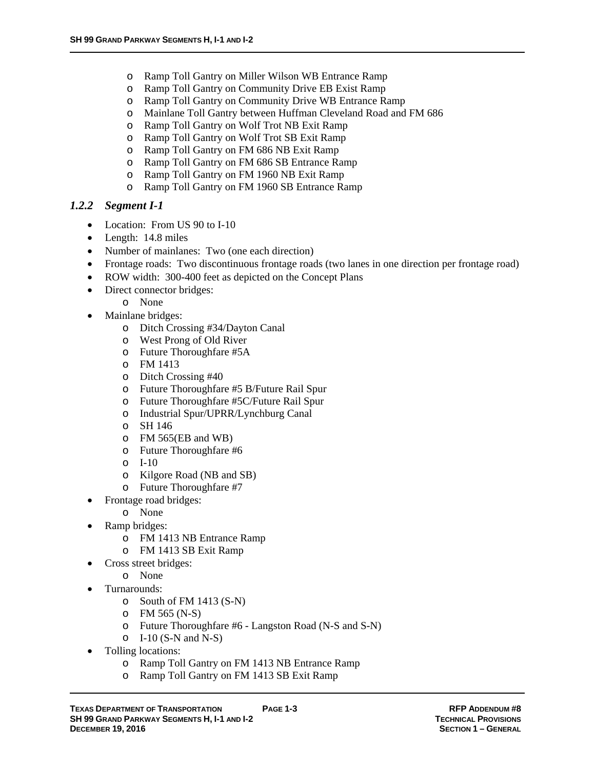- Ramp Toll Gantry on Miller Wilson WB Entrance Ramp
  - Ramp Toll Gantry on Community Drive EB Exist Ramp
  - Ramp Toll Gantry on Community Drive WB Entrance Ramp
  - Mainlane Toll Gantry between Huffman Cleveland Road and FM 686
  - Ramp Toll Gantry on Wolf Trot NB Exit Ramp
  - Ramp Toll Gantry on Wolf Trot SB Exit Ramp
  - Ramp Toll Gantry on FM 686 NB Exit Ramp
  - Ramp Toll Gantry on FM 686 SB Entrance Ramp
  - Ramp Toll Gantry on FM 1960 NB Exit Ramp
  - Ramp Toll Gantry on FM 1960 SB Entrance Ramp

### *1.2.2 Segment I-1*

- Location: From US 90 to I-10
- Length: 14.8 miles
- Number of mainlanes: Two (one each direction)
- Frontage roads: Two discontinuous frontage roads (two lanes in one direction per frontage road)
- ROW width: 300-400 feet as depicted on the Concept Plans
- Direct connector bridges:
  - None
- Mainlane bridges:
  - Ditch Crossing #34/Dayton Canal
  - West Prong of Old River
  - Future Thoroughfare #5A
  - FM 1413
  - Ditch Crossing #40
  - Future Thoroughfare #5 B/Future Rail Spur
  - Future Thoroughfare #5C/Future Rail Spur
  - Industrial Spur/UPRR/Lynchburg Canal
  - SH 146
  - FM 565(EB and WB)
  - Future Thoroughfare #6
  - I-10
  - Kilgore Road (NB and SB)
  - Future Thoroughfare #7
- Frontage road bridges:
  - None
- Ramp bridges:
  - FM 1413 NB Entrance Ramp
  - FM 1413 SB Exit Ramp
- Cross street bridges:
  - None
- Turnarounds:
  - South of FM 1413 (S-N)
  - FM 565 (N-S)
  - Future Thoroughfare #6 - Langston Road (N-S and S-N)
  - I-10 (S-N and N-S)
- Tolling locations:
  - Ramp Toll Gantry on FM 1413 NB Entrance Ramp
  - Ramp Toll Gantry on FM 1413 SB Exit Ramp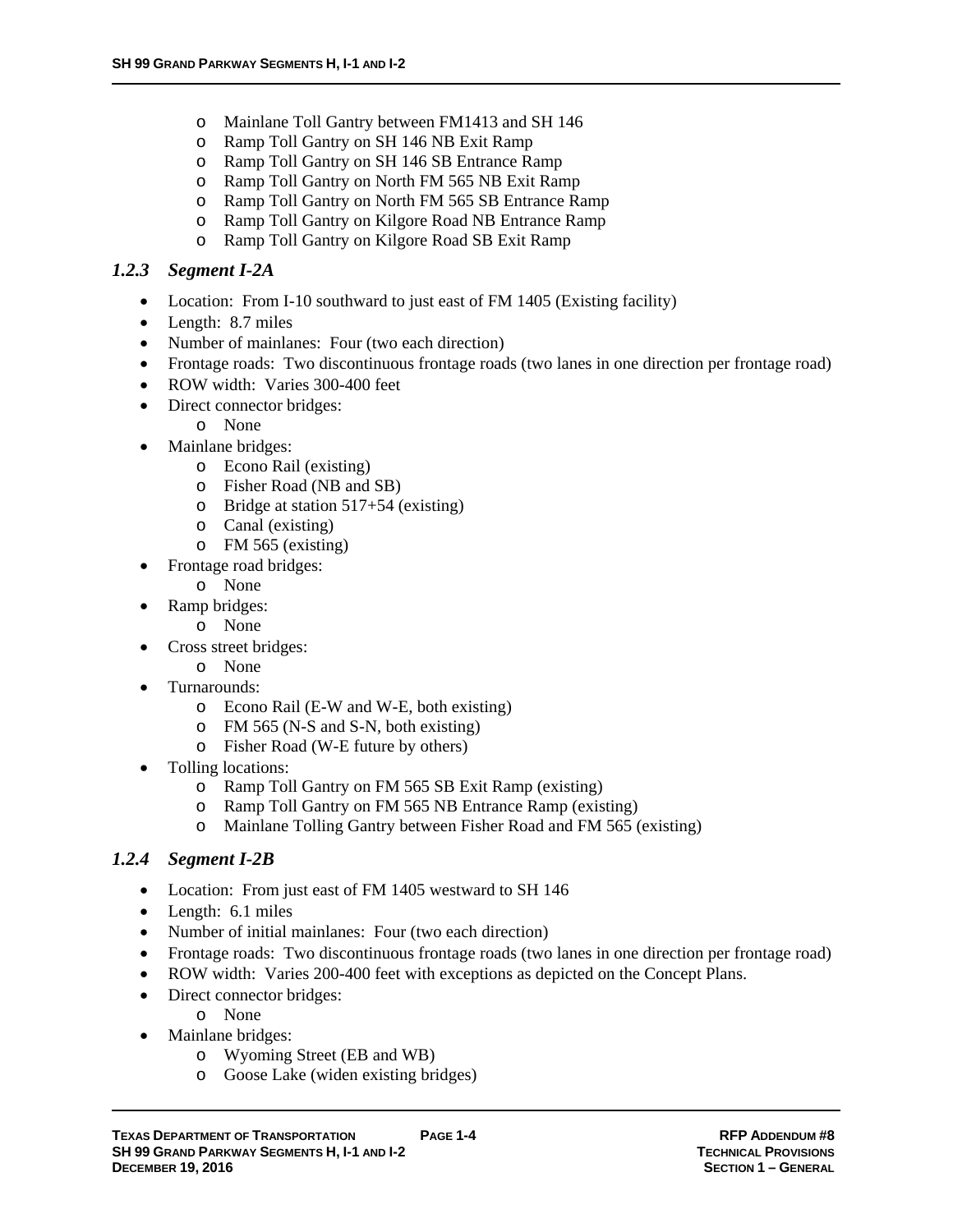- Mainlane Toll Gantry between FM1413 and SH 146
    - Ramp Toll Gantry on SH 146 NB Exit Ramp
    - Ramp Toll Gantry on SH 146 SB Entrance Ramp
    - Ramp Toll Gantry on North FM 565 NB Exit Ramp
    - Ramp Toll Gantry on North FM 565 SB Entrance Ramp
    - Ramp Toll Gantry on Kilgore Road NB Entrance Ramp
    - Ramp Toll Gantry on Kilgore Road SB Exit Ramp

### *1.2.3 Segment I-2A*

- Location: From I-10 southward to just east of FM 1405 (Existing facility)
- Length: 8.7 miles
- Number of mainlanes: Four (two each direction)
- Frontage roads: Two discontinuous frontage roads (two lanes in one direction per frontage road)
- ROW width: Varies 300-400 feet
- Direct connector bridges:
    - None
- Mainlane bridges:
    - Econo Rail (existing)
    - Fisher Road (NB and SB)
    - Bridge at station 517+54 (existing)
    - Canal (existing)
    - FM 565 (existing)
- Frontage road bridges:
    - None
- Ramp bridges:
    - None
- Cross street bridges:
    - None
- Turnarounds:
    - Econo Rail (E-W and W-E, both existing)
    - FM 565 (N-S and S-N, both existing)
    - Fisher Road (W-E future by others)
- Tolling locations:
    - Ramp Toll Gantry on FM 565 SB Exit Ramp (existing)
    - Ramp Toll Gantry on FM 565 NB Entrance Ramp (existing)
    - Mainlane Tolling Gantry between Fisher Road and FM 565 (existing)

### *1.2.4 Segment I-2B*

- Location: From just east of FM 1405 westward to SH 146
- Length: 6.1 miles
- Number of initial mainlanes: Four (two each direction)
- Frontage roads: Two discontinuous frontage roads (two lanes in one direction per frontage road)
- ROW width: Varies 200-400 feet with exceptions as depicted on the Concept Plans.
- Direct connector bridges:
    - None
- Mainlane bridges:
    - Wyoming Street (EB and WB)
    - Goose Lake (widen existing bridges)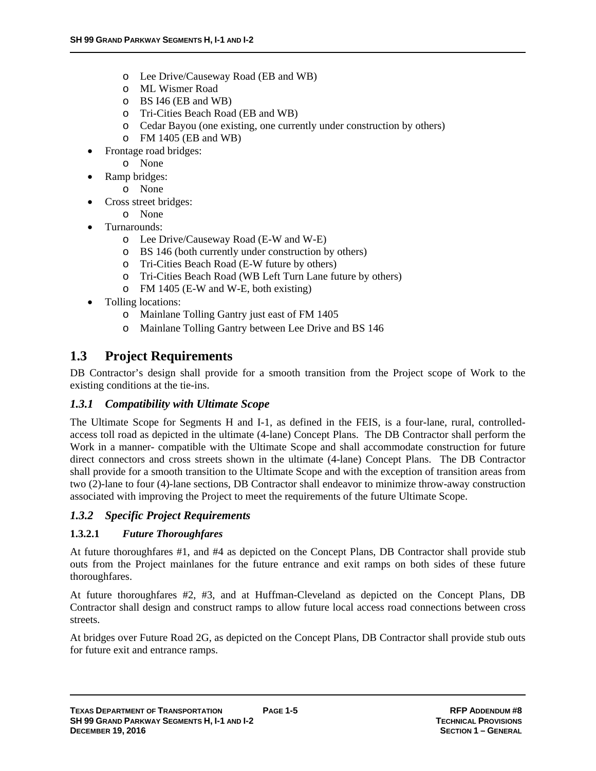- Lee Drive/Causeway Road (EB and WB)
    - ML Wismer Road
    - BS I46 (EB and WB)
    - Tri-Cities Beach Road (EB and WB)
    - Cedar Bayou (one existing, one currently under construction by others)
    - FM 1405 (EB and WB)
- Frontage road bridges:
    - None
- Ramp bridges:
    - None
- Cross street bridges:
    - None
- Turnarounds:
    - Lee Drive/Causeway Road (E-W and W-E)
    - BS 146 (both currently under construction by others)
    - Tri-Cities Beach Road (E-W future by others)
    - Tri-Cities Beach Road (WB Left Turn Lane future by others)
    - FM 1405 (E-W and W-E, both existing)
- Tolling locations:
    - Mainlane Tolling Gantry just east of FM 1405
    - Mainlane Tolling Gantry between Lee Drive and BS 146

## 1.3 Project Requirements

DB Contractor's design shall provide for a smooth transition from the Project scope of Work to the existing conditions at the tie-ins.

### *1.3.1 Compatibility with Ultimate Scope*

The Ultimate Scope for Segments H and I-1, as defined in the FEIS, is a four-lane, rural, controlled-access toll road as depicted in the ultimate (4-lane) Concept Plans. The DB Contractor shall perform the Work in a manner- compatible with the Ultimate Scope and shall accommodate construction for future direct connectors and cross streets shown in the ultimate (4-lane) Concept Plans. The DB Contractor shall provide for a smooth transition to the Ultimate Scope and with the exception of transition areas from two (2)-lane to four (4)-lane sections, DB Contractor shall endeavor to minimize throw-away construction associated with improving the Project to meet the requirements of the future Ultimate Scope.

### *1.3.2 Specific Project Requirements*

#### 1.3.2.1 *Future Thoroughfares*

At future thoroughfares #1, and #4 as depicted on the Concept Plans, DB Contractor shall provide stub outs from the Project mainlanes for the future entrance and exit ramps on both sides of these future thoroughfares.

At future thoroughfares #2, #3, and at Huffman-Cleveland as depicted on the Concept Plans, DB Contractor shall design and construct ramps to allow future local access road connections between cross streets.

At bridges over Future Road 2G, as depicted on the Concept Plans, DB Contractor shall provide stub outs for future exit and entrance ramps.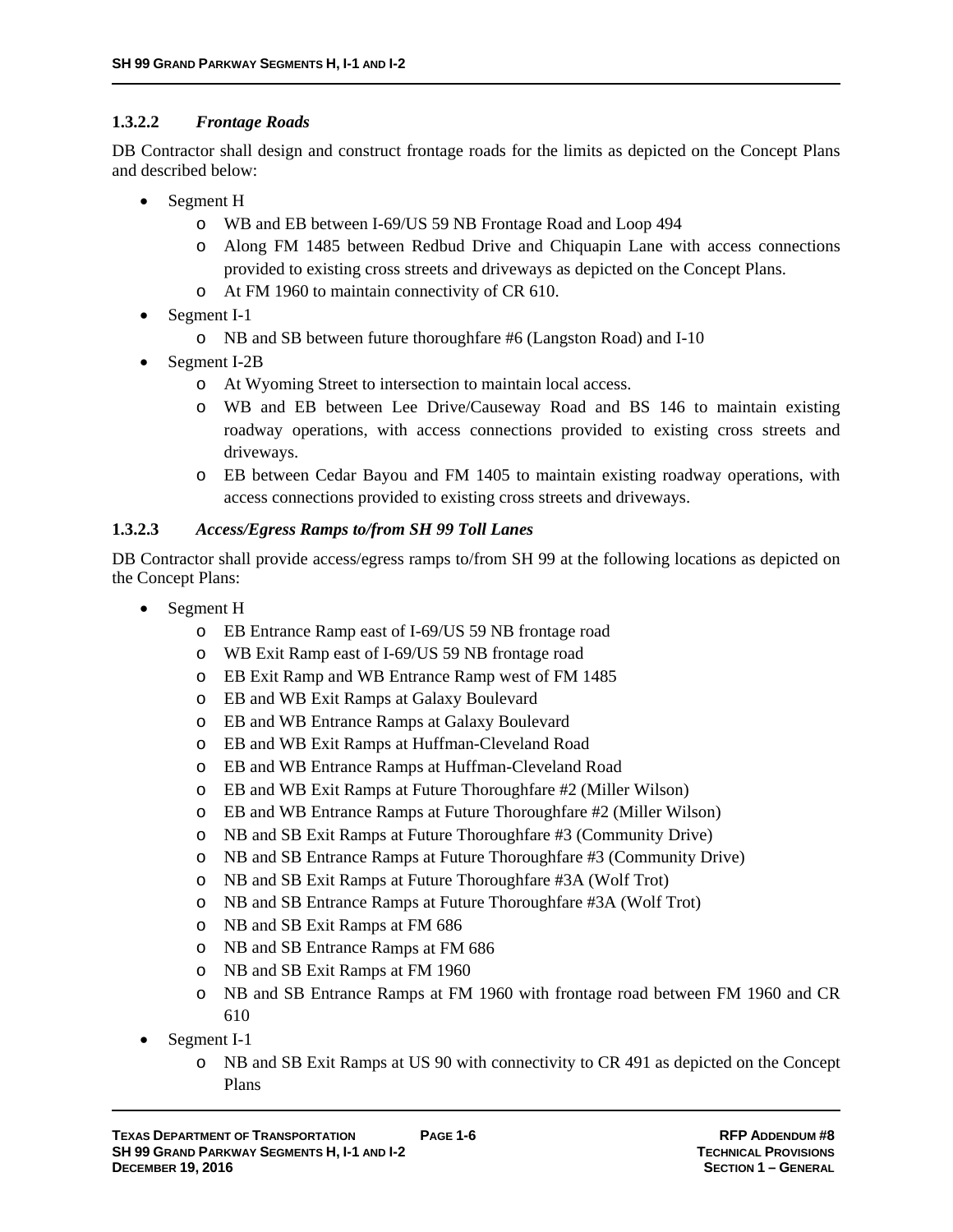#### 1.3.2.2 *Frontage Roads*

DB Contractor shall design and construct frontage roads for the limits as depicted on the Concept Plans and described below:

- Segment H
  - WB and EB between I-69/US 59 NB Frontage Road and Loop 494
  - Along FM 1485 between Redbud Drive and Chiquapin Lane with access connections provided to existing cross streets and driveways as depicted on the Concept Plans.
  - At FM 1960 to maintain connectivity of CR 610.
- Segment I-1
  - NB and SB between future thoroughfare #6 (Langston Road) and I-10
- Segment I-2B
  - At Wyoming Street to intersection to maintain local access.
  - WB and EB between Lee Drive/Causeway Road and BS 146 to maintain existing roadway operations, with access connections provided to existing cross streets and driveways.
  - EB between Cedar Bayou and FM 1405 to maintain existing roadway operations, with access connections provided to existing cross streets and driveways.

#### 1.3.2.3 *Access/Egress Ramps to/from SH 99 Toll Lanes*

DB Contractor shall provide access/egress ramps to/from SH 99 at the following locations as depicted on the Concept Plans:

- Segment H
  - EB Entrance Ramp east of I-69/US 59 NB frontage road
  - WB Exit Ramp east of I-69/US 59 NB frontage road
  - EB Exit Ramp and WB Entrance Ramp west of FM 1485
  - EB and WB Exit Ramps at Galaxy Boulevard
  - EB and WB Entrance Ramps at Galaxy Boulevard
  - EB and WB Exit Ramps at Huffman-Cleveland Road
  - EB and WB Entrance Ramps at Huffman-Cleveland Road
  - EB and WB Exit Ramps at Future Thoroughfare #2 (Miller Wilson)
  - EB and WB Entrance Ramps at Future Thoroughfare #2 (Miller Wilson)
  - NB and SB Exit Ramps at Future Thoroughfare #3 (Community Drive)
  - NB and SB Entrance Ramps at Future Thoroughfare #3 (Community Drive)
  - NB and SB Exit Ramps at Future Thoroughfare #3A (Wolf Trot)
  - NB and SB Entrance Ramps at Future Thoroughfare #3A (Wolf Trot)
  - NB and SB Exit Ramps at FM 686
  - NB and SB Entrance Ramps at FM 686
  - NB and SB Exit Ramps at FM 1960
  - NB and SB Entrance Ramps at FM 1960 with frontage road between FM 1960 and CR 610
- Segment I-1
  - NB and SB Exit Ramps at US 90 with connectivity to CR 491 as depicted on the Concept Plans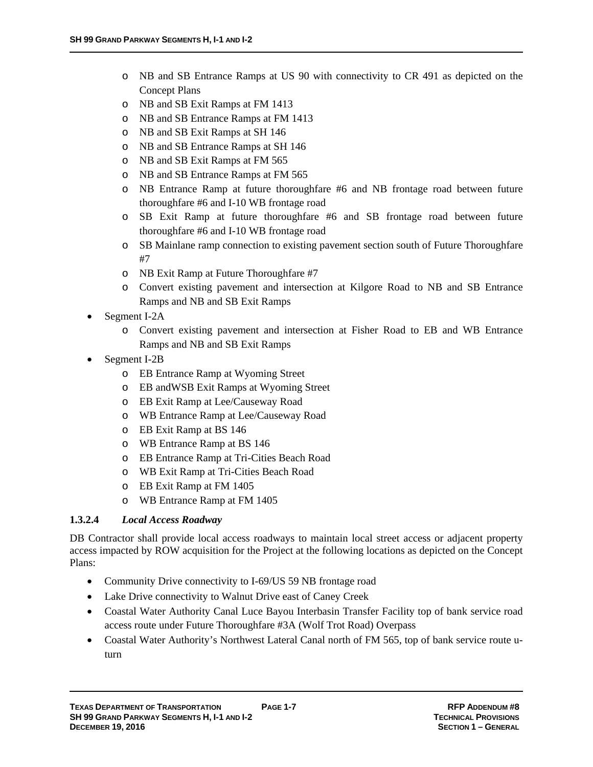- NB and SB Entrance Ramps at US 90 with connectivity to CR 491 as depicted on the Concept Plans
  - NB and SB Exit Ramps at FM 1413
  - NB and SB Entrance Ramps at FM 1413
  - NB and SB Exit Ramps at SH 146
  - NB and SB Entrance Ramps at SH 146
  - NB and SB Exit Ramps at FM 565
  - NB and SB Entrance Ramps at FM 565
  - NB Entrance Ramp at future thoroughfare #6 and NB frontage road between future thoroughfare #6 and I-10 WB frontage road
  - SB Exit Ramp at future thoroughfare #6 and SB frontage road between future thoroughfare #6 and I-10 WB frontage road
  - SB Mainlane ramp connection to existing pavement section south of Future Thoroughfare #7
  - NB Exit Ramp at Future Thoroughfare #7
  - Convert existing pavement and intersection at Kilgore Road to NB and SB Entrance Ramps and NB and SB Exit Ramps
- Segment I-2A
  - Convert existing pavement and intersection at Fisher Road to EB and WB Entrance Ramps and NB and SB Exit Ramps
- Segment I-2B
  - EB Entrance Ramp at Wyoming Street
  - EB andWSB Exit Ramps at Wyoming Street
  - EB Exit Ramp at Lee/Causeway Road
  - WB Entrance Ramp at Lee/Causeway Road
  - EB Exit Ramp at BS 146
  - WB Entrance Ramp at BS 146
  - EB Entrance Ramp at Tri-Cities Beach Road
  - WB Exit Ramp at Tri-Cities Beach Road
  - EB Exit Ramp at FM 1405
  - WB Entrance Ramp at FM 1405

#### 1.3.2.4 *Local Access Roadway*

DB Contractor shall provide local access roadways to maintain local street access or adjacent property access impacted by ROW acquisition for the Project at the following locations as depicted on the Concept Plans:

- Community Drive connectivity to I-69/US 59 NB frontage road
- Lake Drive connectivity to Walnut Drive east of Caney Creek
- Coastal Water Authority Canal Luce Bayou Interbasin Transfer Facility top of bank service road access route under Future Thoroughfare #3A (Wolf Trot Road) Overpass
- Coastal Water Authority's Northwest Lateral Canal north of FM 565, top of bank service route u-turn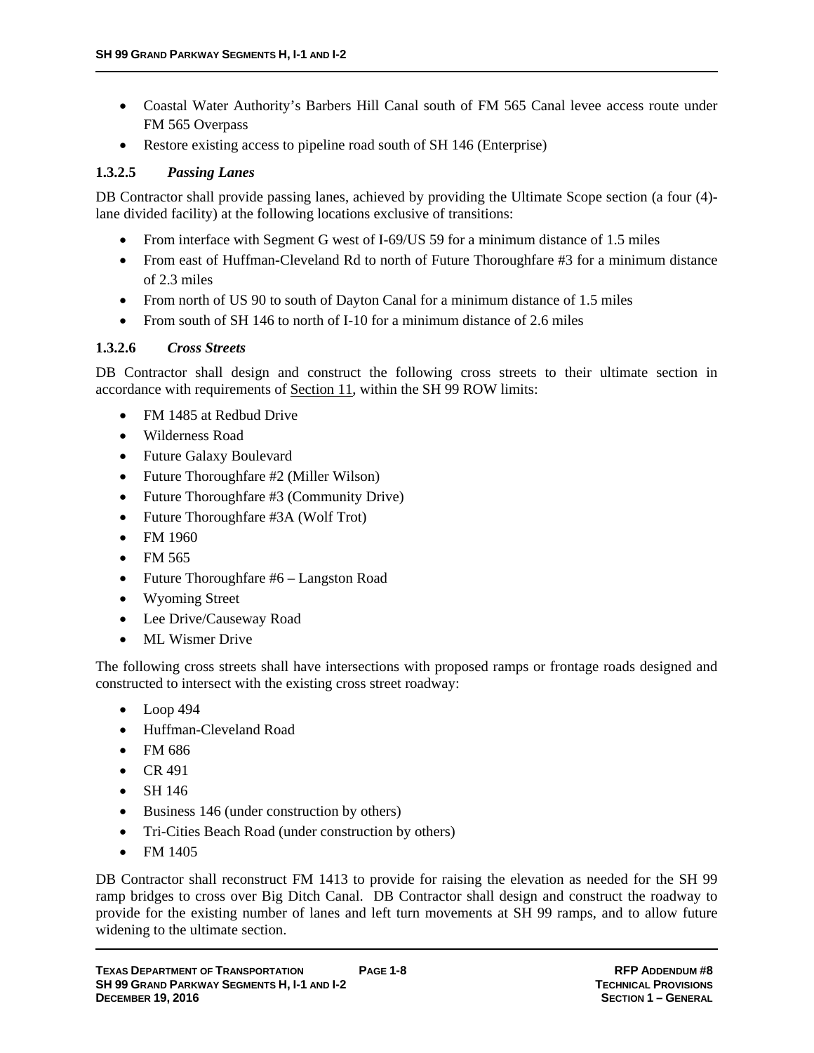- Coastal Water Authority's Barbers Hill Canal south of FM 565 Canal levee access route under FM 565 Overpass
- Restore existing access to pipeline road south of SH 146 (Enterprise)

#### 1.3.2.5 *Passing Lanes*

DB Contractor shall provide passing lanes, achieved by providing the Ultimate Scope section (a four (4)-lane divided facility) at the following locations exclusive of transitions:

- From interface with Segment G west of I-69/US 59 for a minimum distance of 1.5 miles
- From east of Huffman-Cleveland Rd to north of Future Thoroughfare #3 for a minimum distance of 2.3 miles
- From north of US 90 to south of Dayton Canal for a minimum distance of 1.5 miles
- From south of SH 146 to north of I-10 for a minimum distance of 2.6 miles

#### 1.3.2.6 *Cross Streets*

DB Contractor shall design and construct the following cross streets to their ultimate section in accordance with requirements of Section 11, within the SH 99 ROW limits:

- FM 1485 at Redbud Drive
- Wilderness Road
- Future Galaxy Boulevard
- Future Thoroughfare #2 (Miller Wilson)
- Future Thoroughfare #3 (Community Drive)
- Future Thoroughfare #3A (Wolf Trot)
- FM 1960
- FM 565
- Future Thoroughfare #6 – Langston Road
- Wyoming Street
- Lee Drive/Causeway Road
- ML Wismer Drive

The following cross streets shall have intersections with proposed ramps or frontage roads designed and constructed to intersect with the existing cross street roadway:

- Loop 494
- Huffman-Cleveland Road
- FM 686
- CR 491
- SH 146
- Business 146 (under construction by others)
- Tri-Cities Beach Road (under construction by others)
- FM 1405

DB Contractor shall reconstruct FM 1413 to provide for raising the elevation as needed for the SH 99 ramp bridges to cross over Big Ditch Canal. DB Contractor shall design and construct the roadway to provide for the existing number of lanes and left turn movements at SH 99 ramps, and to allow future widening to the ultimate section.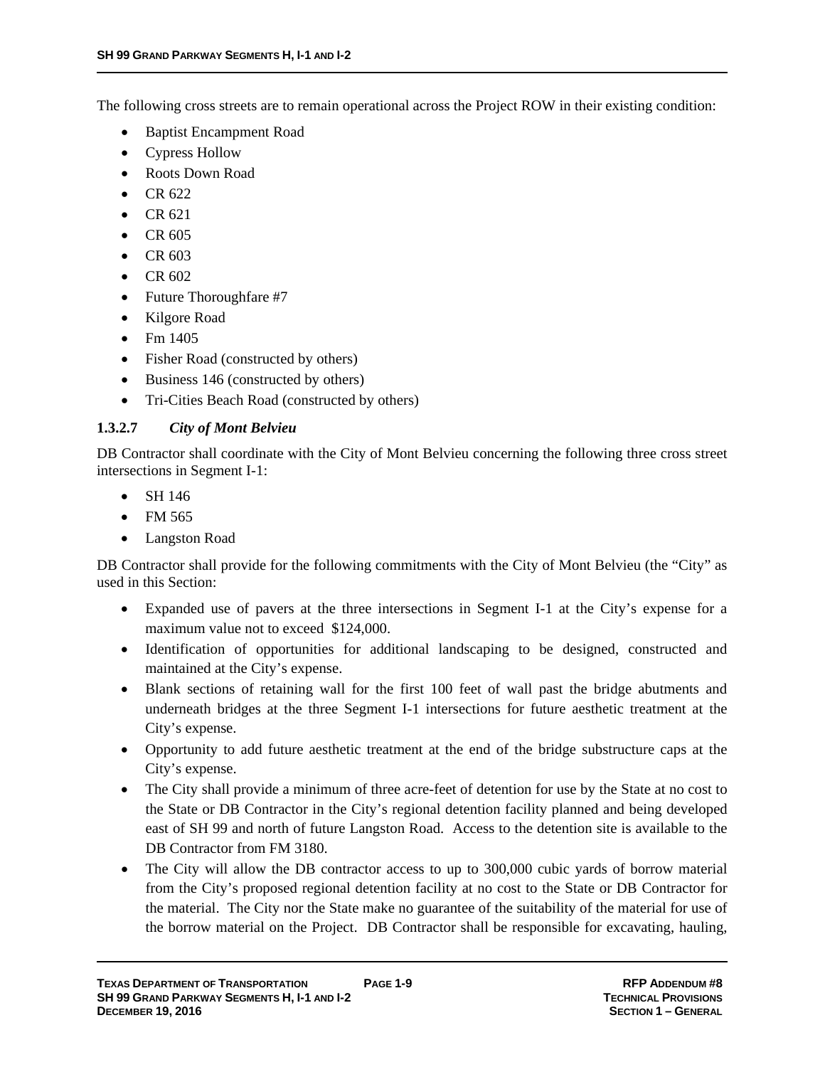The following cross streets are to remain operational across the Project ROW in their existing condition:

- Baptist Encampment Road
- Cypress Hollow
- Roots Down Road
- CR 622
- CR 621
- CR 605
- CR 603
- CR 602
- Future Thoroughfare #7
- Kilgore Road
- Fm 1405
- Fisher Road (constructed by others)
- Business 146 (constructed by others)
- Tri-Cities Beach Road (constructed by others)

#### 1.3.2.7 *City of Mont Belvieu*

DB Contractor shall coordinate with the City of Mont Belvieu concerning the following three cross street intersections in Segment I-1:

- SH 146
- FM 565
- Langston Road

DB Contractor shall provide for the following commitments with the City of Mont Belvieu (the "City" as used in this Section:

- Expanded use of pavers at the three intersections in Segment I-1 at the City's expense for a maximum value not to exceed $124,000.
- Identification of opportunities for additional landscaping to be designed, constructed and maintained at the City's expense.
- Blank sections of retaining wall for the first 100 feet of wall past the bridge abutments and underneath bridges at the three Segment I-1 intersections for future aesthetic treatment at the City's expense.
- Opportunity to add future aesthetic treatment at the end of the bridge substructure caps at the City's expense.
- The City shall provide a minimum of three acre-feet of detention for use by the State at no cost to the State or DB Contractor in the City's regional detention facility planned and being developed east of SH 99 and north of future Langston Road. Access to the detention site is available to the DB Contractor from FM 3180.
- The City will allow the DB contractor access to up to 300,000 cubic yards of borrow material from the City's proposed regional detention facility at no cost to the State or DB Contractor for the material. The City nor the State make no guarantee of the suitability of the material for use of the borrow material on the Project. DB Contractor shall be responsible for excavating, hauling,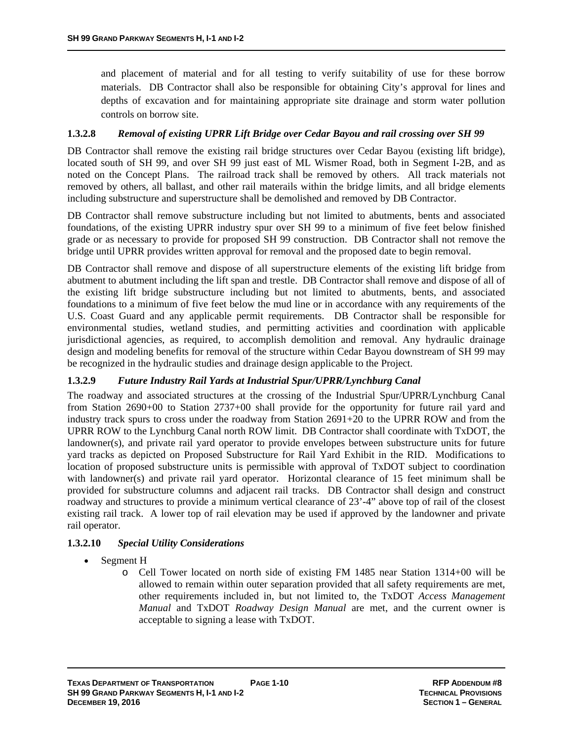and placement of material and for all testing to verify suitability of use for these borrow materials. DB Contractor shall also be responsible for obtaining City's approval for lines and depths of excavation and for maintaining appropriate site drainage and storm water pollution controls on borrow site.

#### 1.3.2.8 *Removal of existing UPRR Lift Bridge over Cedar Bayou and rail crossing over SH 99*

DB Contractor shall remove the existing rail bridge structures over Cedar Bayou (existing lift bridge), located south of SH 99, and over SH 99 just east of ML Wismer Road, both in Segment I-2B, and as noted on the Concept Plans. The railroad track shall be removed by others. All track materials not removed by others, all ballast, and other rail materails within the bridge limits, and all bridge elements including substructure and superstructure shall be demolished and removed by DB Contractor.

DB Contractor shall remove substructure including but not limited to abutments, bents and associated foundations, of the existing UPRR industry spur over SH 99 to a minimum of five feet below finished grade or as necessary to provide for proposed SH 99 construction. DB Contractor shall not remove the bridge until UPRR provides written approval for removal and the proposed date to begin removal.

DB Contractor shall remove and dispose of all superstructure elements of the existing lift bridge from abutment to abutment including the lift span and trestle. DB Contractor shall remove and dispose of all of the existing lift bridge substructure including but not limited to abutments, bents, and associated foundations to a minimum of five feet below the mud line or in accordance with any requirements of the U.S. Coast Guard and any applicable permit requirements. DB Contractor shall be responsible for environmental studies, wetland studies, and permitting activities and coordination with applicable jurisdictional agencies, as required, to accomplish demolition and removal. Any hydraulic drainage design and modeling benefits for removal of the structure within Cedar Bayou downstream of SH 99 may be recognized in the hydraulic studies and drainage design applicable to the Project.

#### 1.3.2.9 *Future Industry Rail Yards at Industrial Spur/UPRR/Lynchburg Canal*

The roadway and associated structures at the crossing of the Industrial Spur/UPRR/Lynchburg Canal from Station 2690+00 to Station 2737+00 shall provide for the opportunity for future rail yard and industry track spurs to cross under the roadway from Station 2691+20 to the UPRR ROW and from the UPRR ROW to the Lynchburg Canal north ROW limit. DB Contractor shall coordinate with TxDOT, the landowner(s), and private rail yard operator to provide envelopes between substructure units for future yard tracks as depicted on Proposed Substructure for Rail Yard Exhibit in the RID. Modifications to location of proposed substructure units is permissible with approval of TxDOT subject to coordination with landowner(s) and private rail yard operator. Horizontal clearance of 15 feet minimum shall be provided for substructure columns and adjacent rail tracks. DB Contractor shall design and construct roadway and structures to provide a minimum vertical clearance of 23'-4" above top of rail of the closest existing rail track. A lower top of rail elevation may be used if approved by the landowner and private rail operator.

#### 1.3.2.10 *Special Utility Considerations*

- Segment H
  - Cell Tower located on north side of existing FM 1485 near Station 1314+00 will be allowed to remain within outer separation provided that all safety requirements are met, other requirements included in, but not limited to, the TxDOT *Access Management Manual* and TxDOT *Roadway Design Manual* are met, and the current owner is acceptable to signing a lease with TxDOT.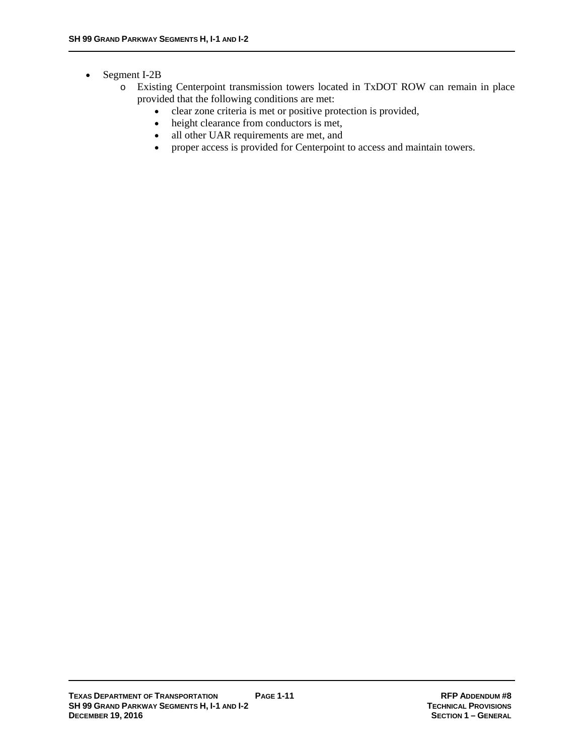- Segment I-2B
  - Existing Centerpoint transmission towers located in TxDOT ROW can remain in place provided that the following conditions are met:
    - clear zone criteria is met or positive protection is provided,
    - height clearance from conductors is met,
    - all other UAR requirements are met, and
    - proper access is provided for Centerpoint to access and maintain towers.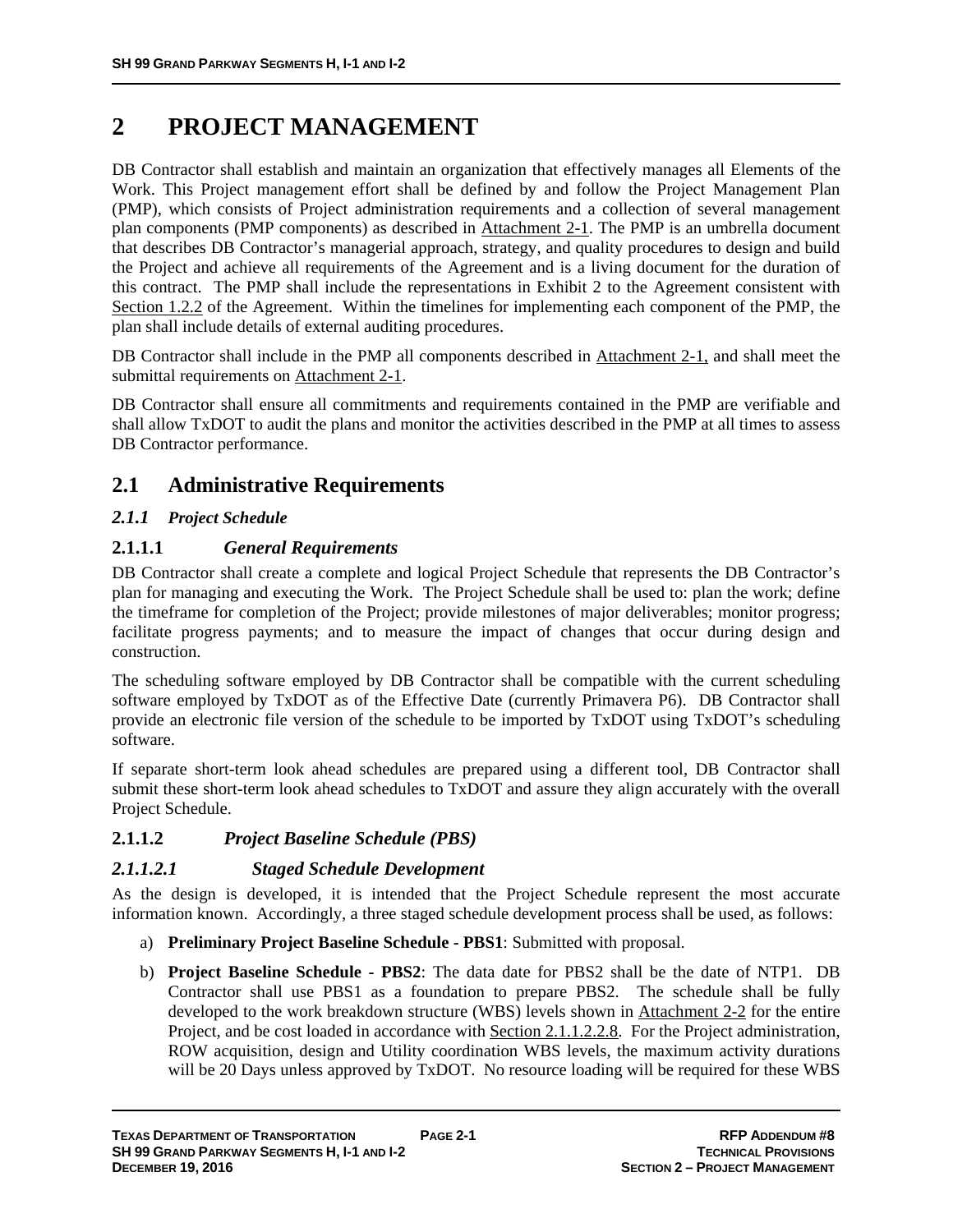# 2 PROJECT MANAGEMENT

DB Contractor shall establish and maintain an organization that effectively manages all Elements of the Work. This Project management effort shall be defined by and follow the Project Management Plan (PMP), which consists of Project administration requirements and a collection of several management plan components (PMP components) as described in Attachment 2-1. The PMP is an umbrella document that describes DB Contractor's managerial approach, strategy, and quality procedures to design and build the Project and achieve all requirements of the Agreement and is a living document for the duration of this contract. The PMP shall include the representations in Exhibit 2 to the Agreement consistent with Section 1.2.2 of the Agreement. Within the timelines for implementing each component of the PMP, the plan shall include details of external auditing procedures.

DB Contractor shall include in the PMP all components described in Attachment 2-1, and shall meet the submittal requirements on Attachment 2-1.

DB Contractor shall ensure all commitments and requirements contained in the PMP are verifiable and shall allow TxDOT to audit the plans and monitor the activities described in the PMP at all times to assess DB Contractor performance.

## 2.1 Administrative Requirements

### *2.1.1 Project Schedule*

#### 2.1.1.1 *General Requirements*

DB Contractor shall create a complete and logical Project Schedule that represents the DB Contractor's plan for managing and executing the Work. The Project Schedule shall be used to: plan the work; define the timeframe for completion of the Project; provide milestones of major deliverables; monitor progress; facilitate progress payments; and to measure the impact of changes that occur during design and construction.

The scheduling software employed by DB Contractor shall be compatible with the current scheduling software employed by TxDOT as of the Effective Date (currently Primavera P6). DB Contractor shall provide an electronic file version of the schedule to be imported by TxDOT using TxDOT's scheduling software.

If separate short-term look ahead schedules are prepared using a different tool, DB Contractor shall submit these short-term look ahead schedules to TxDOT and assure they align accurately with the overall Project Schedule.

#### 2.1.1.2 *Project Baseline Schedule (PBS)*

##### *2.1.1.2.1 Staged Schedule Development*

As the design is developed, it is intended that the Project Schedule represent the most accurate information known. Accordingly, a three staged schedule development process shall be used, as follows:

a) **Preliminary Project Baseline Schedule - PBS1**: Submitted with proposal.

b) **Project Baseline Schedule - PBS2**: The data date for PBS2 shall be the date of NTP1. DB Contractor shall use PBS1 as a foundation to prepare PBS2. The schedule shall be fully developed to the work breakdown structure (WBS) levels shown in Attachment 2-2 for the entire Project, and be cost loaded in accordance with Section 2.1.1.2.2.8. For the Project administration, ROW acquisition, design and Utility coordination WBS levels, the maximum activity durations will be 20 Days unless approved by TxDOT. No resource loading will be required for these WBS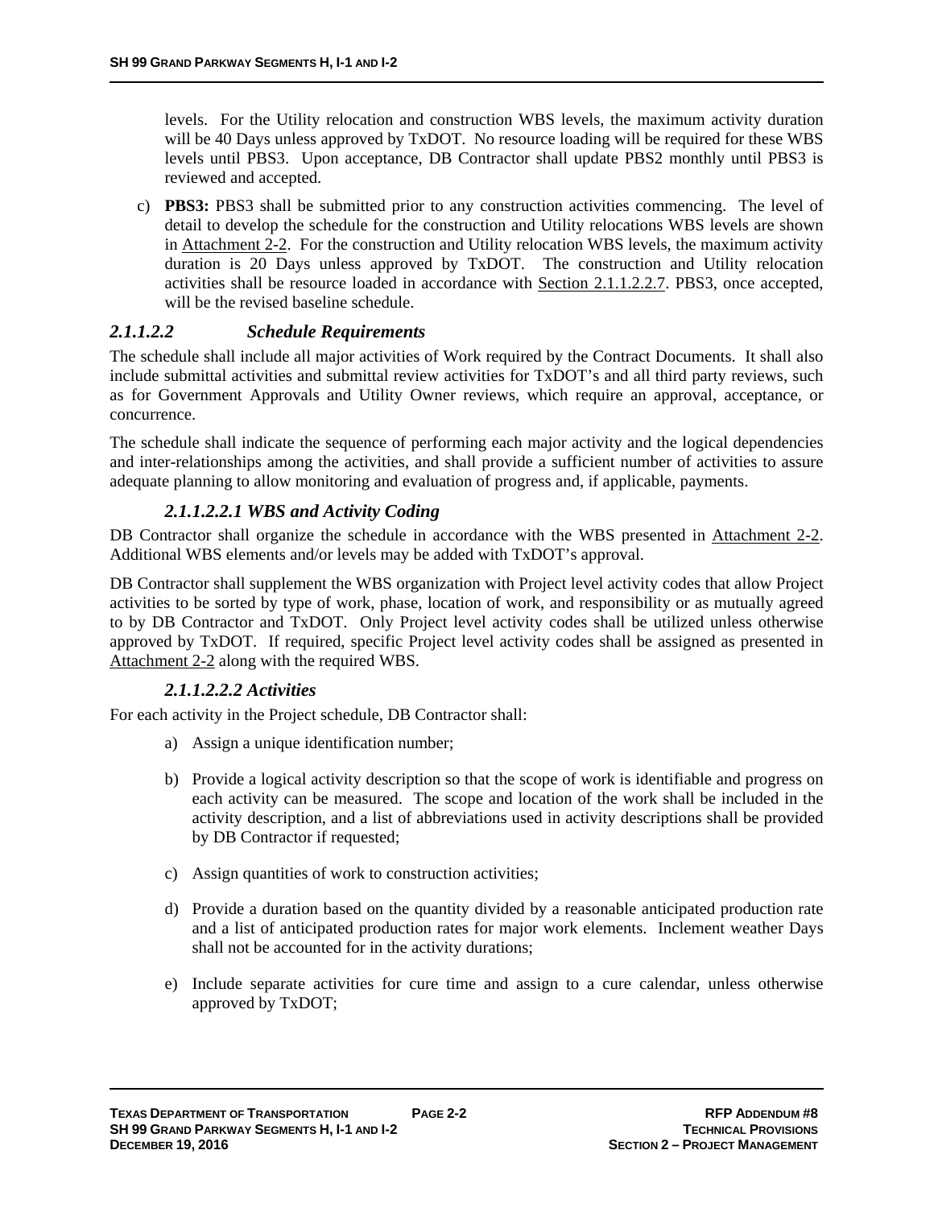levels. For the Utility relocation and construction WBS levels, the maximum activity duration will be 40 Days unless approved by TxDOT. No resource loading will be required for these WBS levels until PBS3. Upon acceptance, DB Contractor shall update PBS2 monthly until PBS3 is reviewed and accepted.

c) **PBS3:** PBS3 shall be submitted prior to any construction activities commencing. The level of detail to develop the schedule for the construction and Utility relocations WBS levels are shown in Attachment 2-2. For the construction and Utility relocation WBS levels, the maximum activity duration is 20 Days unless approved by TxDOT. The construction and Utility relocation activities shall be resource loaded in accordance with Section 2.1.1.2.2.7. PBS3, once accepted, will be the revised baseline schedule.

### *2.1.1.2.2 Schedule Requirements*

The schedule shall include all major activities of Work required by the Contract Documents. It shall also include submittal activities and submittal review activities for TxDOT's and all third party reviews, such as for Government Approvals and Utility Owner reviews, which require an approval, acceptance, or concurrence.

The schedule shall indicate the sequence of performing each major activity and the logical dependencies and inter-relationships among the activities, and shall provide a sufficient number of activities to assure adequate planning to allow monitoring and evaluation of progress and, if applicable, payments.

#### *2.1.1.2.2.1 WBS and Activity Coding*

DB Contractor shall organize the schedule in accordance with the WBS presented in Attachment 2-2. Additional WBS elements and/or levels may be added with TxDOT's approval.

DB Contractor shall supplement the WBS organization with Project level activity codes that allow Project activities to be sorted by type of work, phase, location of work, and responsibility or as mutually agreed to by DB Contractor and TxDOT. Only Project level activity codes shall be utilized unless otherwise approved by TxDOT. If required, specific Project level activity codes shall be assigned as presented in Attachment 2-2 along with the required WBS.

#### *2.1.1.2.2.2 Activities*

For each activity in the Project schedule, DB Contractor shall:

a) Assign a unique identification number;

b) Provide a logical activity description so that the scope of work is identifiable and progress on each activity can be measured. The scope and location of the work shall be included in the activity description, and a list of abbreviations used in activity descriptions shall be provided by DB Contractor if requested;

c) Assign quantities of work to construction activities;

d) Provide a duration based on the quantity divided by a reasonable anticipated production rate and a list of anticipated production rates for major work elements. Inclement weather Days shall not be accounted for in the activity durations;

e) Include separate activities for cure time and assign to a cure calendar, unless otherwise approved by TxDOT;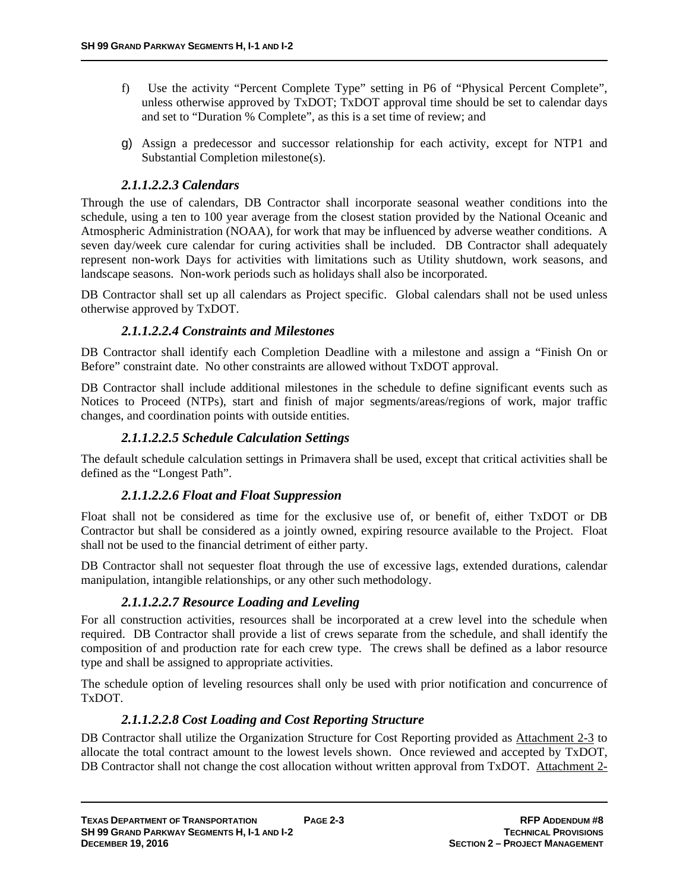f) Use the activity "Percent Complete Type" setting in P6 of "Physical Percent Complete", unless otherwise approved by TxDOT; TxDOT approval time should be set to calendar days and set to "Duration % Complete", as this is a set time of review; and

g) Assign a predecessor and successor relationship for each activity, except for NTP1 and Substantial Completion milestone(s).

##### *2.1.1.2.2.3 Calendars*

Through the use of calendars, DB Contractor shall incorporate seasonal weather conditions into the schedule, using a ten to 100 year average from the closest station provided by the National Oceanic and Atmospheric Administration (NOAA), for work that may be influenced by adverse weather conditions. A seven day/week cure calendar for curing activities shall be included. DB Contractor shall adequately represent non-work Days for activities with limitations such as Utility shutdown, work seasons, and landscape seasons. Non-work periods such as holidays shall also be incorporated.

DB Contractor shall set up all calendars as Project specific. Global calendars shall not be used unless otherwise approved by TxDOT.

##### *2.1.1.2.2.4 Constraints and Milestones*

DB Contractor shall identify each Completion Deadline with a milestone and assign a "Finish On or Before" constraint date. No other constraints are allowed without TxDOT approval.

DB Contractor shall include additional milestones in the schedule to define significant events such as Notices to Proceed (NTPs), start and finish of major segments/areas/regions of work, major traffic changes, and coordination points with outside entities.

##### *2.1.1.2.2.5 Schedule Calculation Settings*

The default schedule calculation settings in Primavera shall be used, except that critical activities shall be defined as the "Longest Path".

##### *2.1.1.2.2.6 Float and Float Suppression*

Float shall not be considered as time for the exclusive use of, or benefit of, either TxDOT or DB Contractor but shall be considered as a jointly owned, expiring resource available to the Project. Float shall not be used to the financial detriment of either party.

DB Contractor shall not sequester float through the use of excessive lags, extended durations, calendar manipulation, intangible relationships, or any other such methodology.

##### *2.1.1.2.2.7 Resource Loading and Leveling*

For all construction activities, resources shall be incorporated at a crew level into the schedule when required. DB Contractor shall provide a list of crews separate from the schedule, and shall identify the composition of and production rate for each crew type. The crews shall be defined as a labor resource type and shall be assigned to appropriate activities.

The schedule option of leveling resources shall only be used with prior notification and concurrence of TxDOT.

##### *2.1.1.2.2.8 Cost Loading and Cost Reporting Structure*

DB Contractor shall utilize the Organization Structure for Cost Reporting provided as Attachment 2-3 to allocate the total contract amount to the lowest levels shown. Once reviewed and accepted by TxDOT, DB Contractor shall not change the cost allocation without written approval from TxDOT. Attachment 2-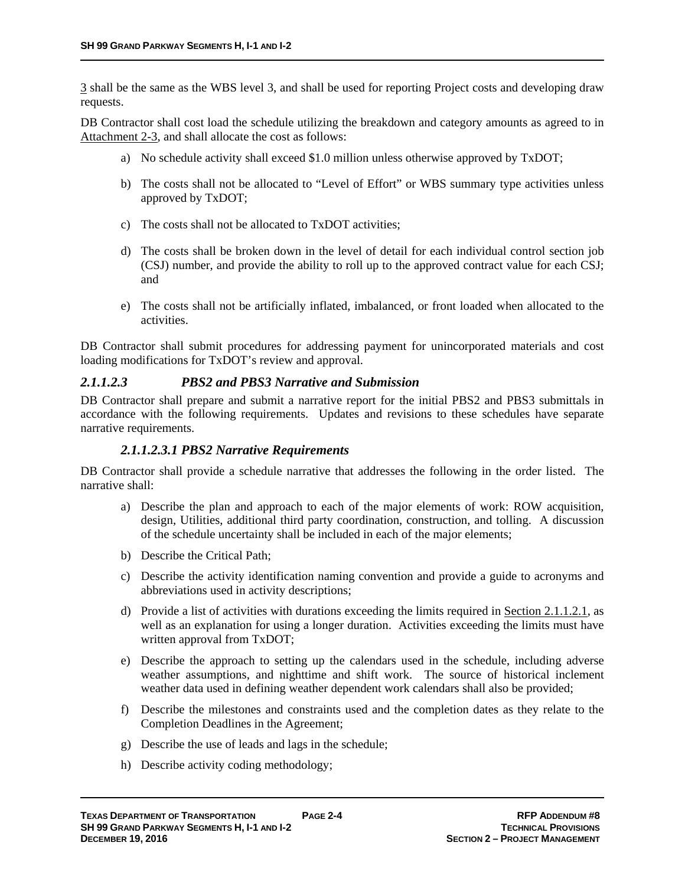3 shall be the same as the WBS level 3, and shall be used for reporting Project costs and developing draw requests.

DB Contractor shall cost load the schedule utilizing the breakdown and category amounts as agreed to in Attachment 2-3, and shall allocate the cost as follows:

a) No schedule activity shall exceed $1.0 million unless otherwise approved by TxDOT;

b) The costs shall not be allocated to "Level of Effort" or WBS summary type activities unless approved by TxDOT;

c) The costs shall not be allocated to TxDOT activities;

d) The costs shall be broken down in the level of detail for each individual control section job (CSJ) number, and provide the ability to roll up to the approved contract value for each CSJ; and

e) The costs shall not be artificially inflated, imbalanced, or front loaded when allocated to the activities.

DB Contractor shall submit procedures for addressing payment for unincorporated materials and cost loading modifications for TxDOT's review and approval.

### *2.1.1.2.3 PBS2 and PBS3 Narrative and Submission*

DB Contractor shall prepare and submit a narrative report for the initial PBS2 and PBS3 submittals in accordance with the following requirements. Updates and revisions to these schedules have separate narrative requirements.

#### *2.1.1.2.3.1 PBS2 Narrative Requirements*

DB Contractor shall provide a schedule narrative that addresses the following in the order listed. The narrative shall:

a) Describe the plan and approach to each of the major elements of work: ROW acquisition, design, Utilities, additional third party coordination, construction, and tolling. A discussion of the schedule uncertainty shall be included in each of the major elements;

b) Describe the Critical Path;

c) Describe the activity identification naming convention and provide a guide to acronyms and abbreviations used in activity descriptions;

d) Provide a list of activities with durations exceeding the limits required in Section 2.1.1.2.1, as well as an explanation for using a longer duration. Activities exceeding the limits must have written approval from TxDOT;

e) Describe the approach to setting up the calendars used in the schedule, including adverse weather assumptions, and nighttime and shift work. The source of historical inclement weather data used in defining weather dependent work calendars shall also be provided;

f) Describe the milestones and constraints used and the completion dates as they relate to the Completion Deadlines in the Agreement;

g) Describe the use of leads and lags in the schedule;

h) Describe activity coding methodology;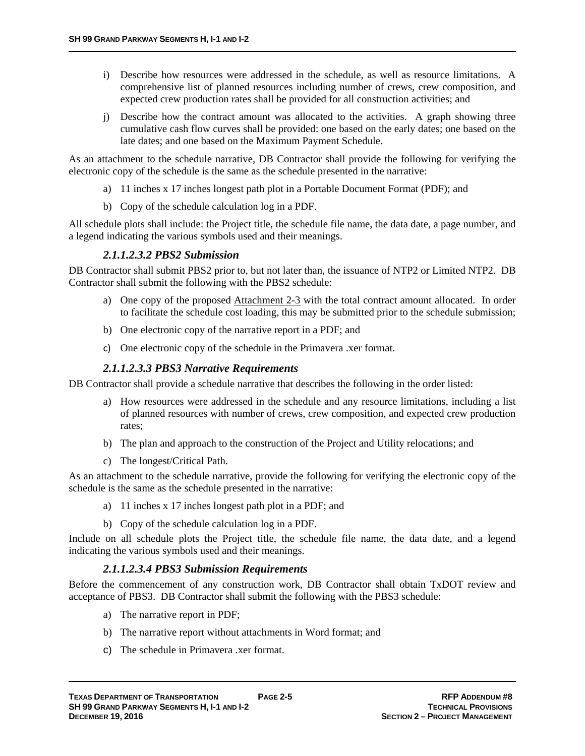i) Describe how resources were addressed in the schedule, as well as resource limitations. A comprehensive list of planned resources including number of crews, crew composition, and expected crew production rates shall be provided for all construction activities; and

j) Describe how the contract amount was allocated to the activities. A graph showing three cumulative cash flow curves shall be provided: one based on the early dates; one based on the late dates; and one based on the Maximum Payment Schedule.

As an attachment to the schedule narrative, DB Contractor shall provide the following for verifying the electronic copy of the schedule is the same as the schedule presented in the narrative:

a) 11 inches x 17 inches longest path plot in a Portable Document Format (PDF); and

b) Copy of the schedule calculation log in a PDF.

All schedule plots shall include: the Project title, the schedule file name, the data date, a page number, and a legend indicating the various symbols used and their meanings.

#### *2.1.1.2.3.2 PBS2 Submission*

DB Contractor shall submit PBS2 prior to, but not later than, the issuance of NTP2 or Limited NTP2. DB Contractor shall submit the following with the PBS2 schedule:

a) One copy of the proposed Attachment 2-3 with the total contract amount allocated. In order to facilitate the schedule cost loading, this may be submitted prior to the schedule submission;

b) One electronic copy of the narrative report in a PDF; and

c) One electronic copy of the schedule in the Primavera .xer format.

#### *2.1.1.2.3.3 PBS3 Narrative Requirements*

DB Contractor shall provide a schedule narrative that describes the following in the order listed:

a) How resources were addressed in the schedule and any resource limitations, including a list of planned resources with number of crews, crew composition, and expected crew production rates;

b) The plan and approach to the construction of the Project and Utility relocations; and

c) The longest/Critical Path.

As an attachment to the schedule narrative, provide the following for verifying the electronic copy of the schedule is the same as the schedule presented in the narrative:

a) 11 inches x 17 inches longest path plot in a PDF; and

b) Copy of the schedule calculation log in a PDF.

Include on all schedule plots the Project title, the schedule file name, the data date, and a legend indicating the various symbols used and their meanings.

#### *2.1.1.2.3.4 PBS3 Submission Requirements*

Before the commencement of any construction work, DB Contractor shall obtain TxDOT review and acceptance of PBS3. DB Contractor shall submit the following with the PBS3 schedule:

a) The narrative report in PDF;

b) The narrative report without attachments in Word format; and

c) The schedule in Primavera .xer format.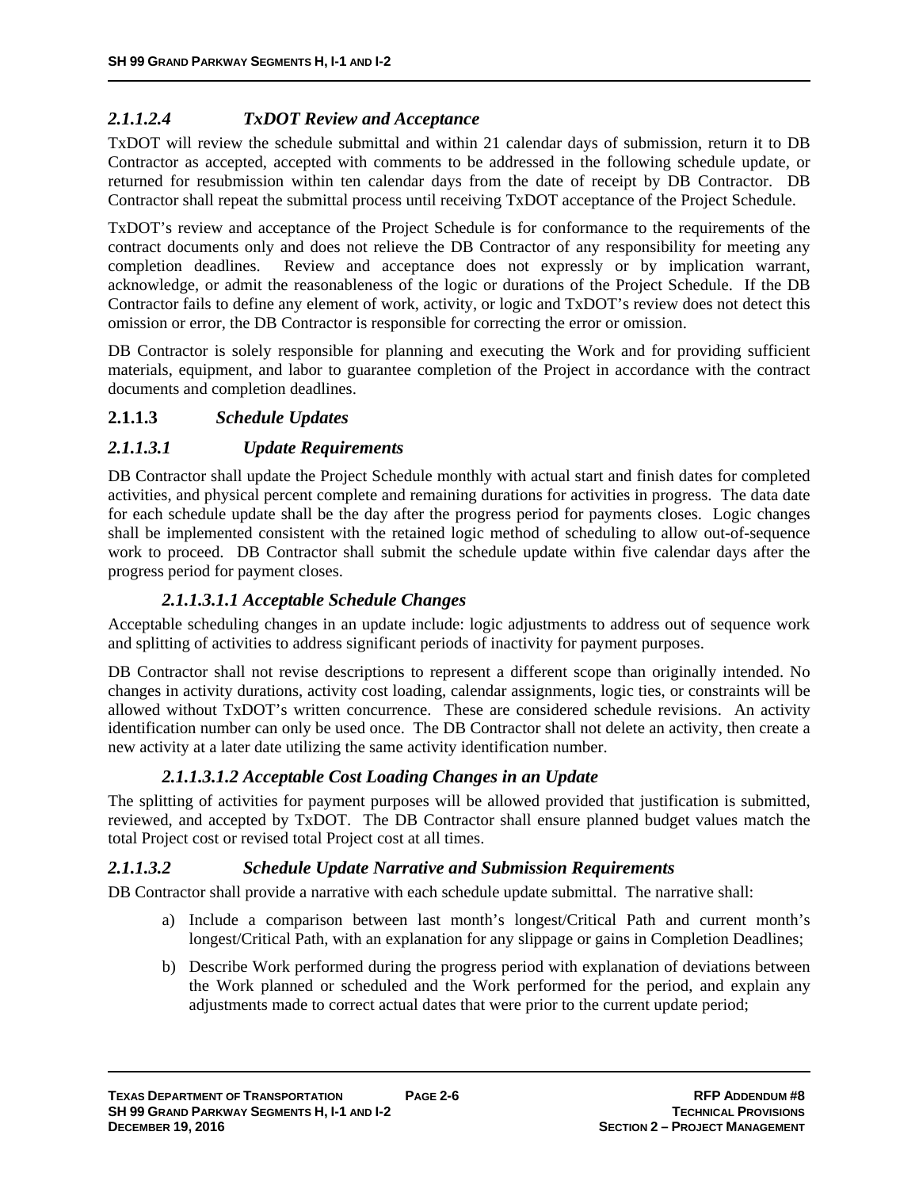#### *2.1.1.2.4 TxDOT Review and Acceptance*

TxDOT will review the schedule submittal and within 21 calendar days of submission, return it to DB Contractor as accepted, accepted with comments to be addressed in the following schedule update, or returned for resubmission within ten calendar days from the date of receipt by DB Contractor. DB Contractor shall repeat the submittal process until receiving TxDOT acceptance of the Project Schedule.

TxDOT's review and acceptance of the Project Schedule is for conformance to the requirements of the contract documents only and does not relieve the DB Contractor of any responsibility for meeting any completion deadlines. Review and acceptance does not expressly or by implication warrant, acknowledge, or admit the reasonableness of the logic or durations of the Project Schedule. If the DB Contractor fails to define any element of work, activity, or logic and TxDOT's review does not detect this omission or error, the DB Contractor is responsible for correcting the error or omission.

DB Contractor is solely responsible for planning and executing the Work and for providing sufficient materials, equipment, and labor to guarantee completion of the Project in accordance with the contract documents and completion deadlines.

### 2.1.1.3 *Schedule Updates*

#### *2.1.1.3.1 Update Requirements*

DB Contractor shall update the Project Schedule monthly with actual start and finish dates for completed activities, and physical percent complete and remaining durations for activities in progress. The data date for each schedule update shall be the day after the progress period for payments closes. Logic changes shall be implemented consistent with the retained logic method of scheduling to allow out-of-sequence work to proceed. DB Contractor shall submit the schedule update within five calendar days after the progress period for payment closes.

##### *2.1.1.3.1.1 Acceptable Schedule Changes*

Acceptable scheduling changes in an update include: logic adjustments to address out of sequence work and splitting of activities to address significant periods of inactivity for payment purposes.

DB Contractor shall not revise descriptions to represent a different scope than originally intended. No changes in activity durations, activity cost loading, calendar assignments, logic ties, or constraints will be allowed without TxDOT's written concurrence. These are considered schedule revisions. An activity identification number can only be used once. The DB Contractor shall not delete an activity, then create a new activity at a later date utilizing the same activity identification number.

##### *2.1.1.3.1.2 Acceptable Cost Loading Changes in an Update*

The splitting of activities for payment purposes will be allowed provided that justification is submitted, reviewed, and accepted by TxDOT. The DB Contractor shall ensure planned budget values match the total Project cost or revised total Project cost at all times.

#### *2.1.1.3.2 Schedule Update Narrative and Submission Requirements*

DB Contractor shall provide a narrative with each schedule update submittal. The narrative shall:

a) Include a comparison between last month's longest/Critical Path and current month's longest/Critical Path, with an explanation for any slippage or gains in Completion Deadlines;

b) Describe Work performed during the progress period with explanation of deviations between the Work planned or scheduled and the Work performed for the period, and explain any adjustments made to correct actual dates that were prior to the current update period;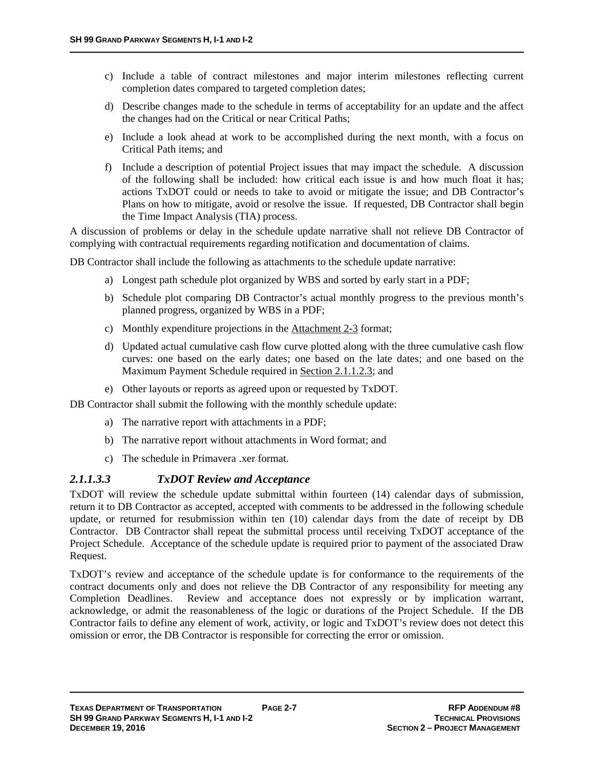c) Include a table of contract milestones and major interim milestones reflecting current completion dates compared to targeted completion dates;

d) Describe changes made to the schedule in terms of acceptability for an update and the affect the changes had on the Critical or near Critical Paths;

e) Include a look ahead at work to be accomplished during the next month, with a focus on Critical Path items; and

f) Include a description of potential Project issues that may impact the schedule. A discussion of the following shall be included: how critical each issue is and how much float it has; actions TxDOT could or needs to take to avoid or mitigate the issue; and DB Contractor's Plans on how to mitigate, avoid or resolve the issue. If requested, DB Contractor shall begin the Time Impact Analysis (TIA) process.

A discussion of problems or delay in the schedule update narrative shall not relieve DB Contractor of complying with contractual requirements regarding notification and documentation of claims.

DB Contractor shall include the following as attachments to the schedule update narrative:

a) Longest path schedule plot organized by WBS and sorted by early start in a PDF;

b) Schedule plot comparing DB Contractor's actual monthly progress to the previous month's planned progress, organized by WBS in a PDF;

c) Monthly expenditure projections in the Attachment 2-3 format;

d) Updated actual cumulative cash flow curve plotted along with the three cumulative cash flow curves: one based on the early dates; one based on the late dates; and one based on the Maximum Payment Schedule required in Section 2.1.1.2.3; and

e) Other layouts or reports as agreed upon or requested by TxDOT.

DB Contractor shall submit the following with the monthly schedule update:

a) The narrative report with attachments in a PDF;

b) The narrative report without attachments in Word format; and

c) The schedule in Primavera .xer format.

#### *2.1.1.3.3 TxDOT Review and Acceptance*

TxDOT will review the schedule update submittal within fourteen (14) calendar days of submission, return it to DB Contractor as accepted, accepted with comments to be addressed in the following schedule update, or returned for resubmission within ten (10) calendar days from the date of receipt by DB Contractor. DB Contractor shall repeat the submittal process until receiving TxDOT acceptance of the Project Schedule. Acceptance of the schedule update is required prior to payment of the associated Draw Request.

TxDOT's review and acceptance of the schedule update is for conformance to the requirements of the contract documents only and does not relieve the DB Contractor of any responsibility for meeting any Completion Deadlines. Review and acceptance does not expressly or by implication warrant, acknowledge, or admit the reasonableness of the logic or durations of the Project Schedule. If the DB Contractor fails to define any element of work, activity, or logic and TxDOT's review does not detect this omission or error, the DB Contractor is responsible for correcting the error or omission.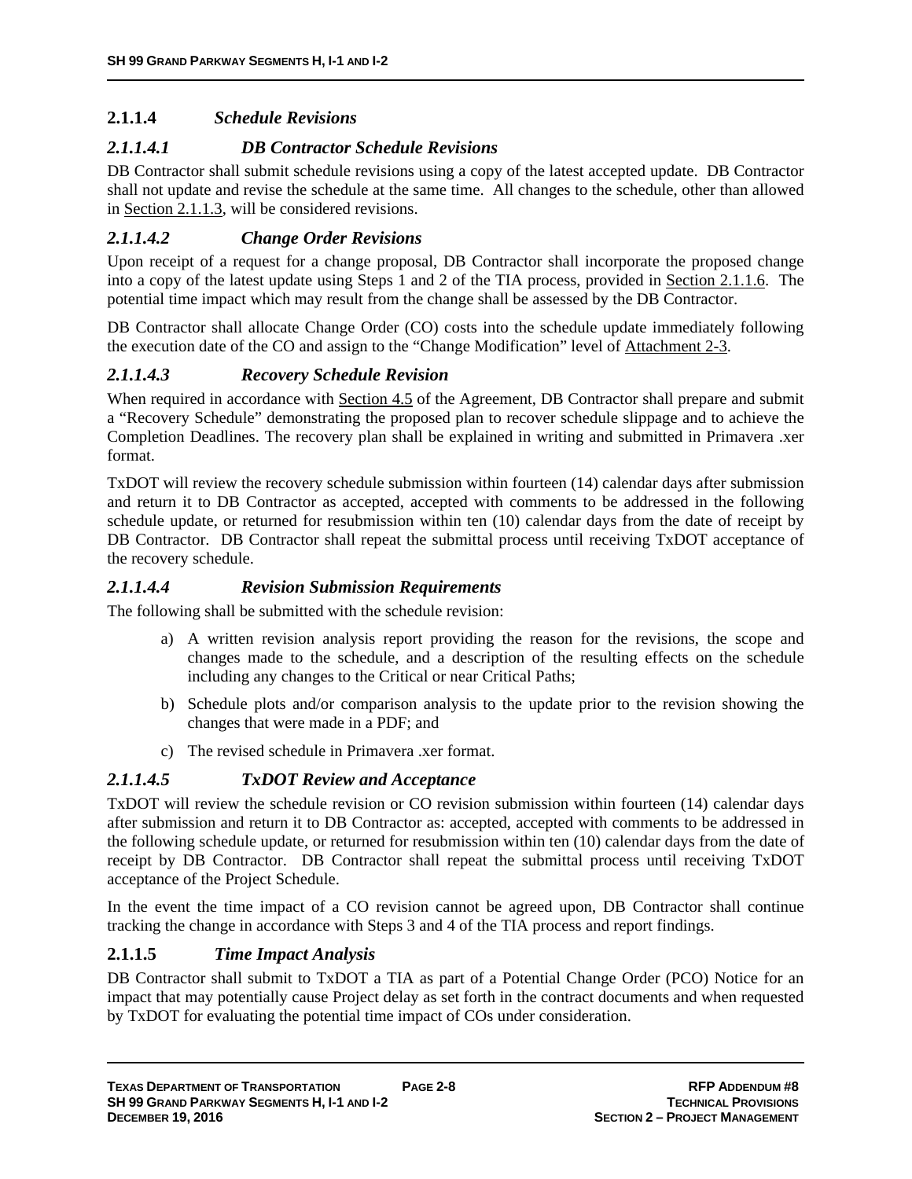### 2.1.1.4 *Schedule Revisions*

#### *2.1.1.4.1 DB Contractor Schedule Revisions*

DB Contractor shall submit schedule revisions using a copy of the latest accepted update. DB Contractor shall not update and revise the schedule at the same time. All changes to the schedule, other than allowed in Section 2.1.1.3, will be considered revisions.

#### *2.1.1.4.2 Change Order Revisions*

Upon receipt of a request for a change proposal, DB Contractor shall incorporate the proposed change into a copy of the latest update using Steps 1 and 2 of the TIA process, provided in Section 2.1.1.6. The potential time impact which may result from the change shall be assessed by the DB Contractor.

DB Contractor shall allocate Change Order (CO) costs into the schedule update immediately following the execution date of the CO and assign to the "Change Modification" level of Attachment 2-3.

#### *2.1.1.4.3 Recovery Schedule Revision*

When required in accordance with Section 4.5 of the Agreement, DB Contractor shall prepare and submit a "Recovery Schedule" demonstrating the proposed plan to recover schedule slippage and to achieve the Completion Deadlines. The recovery plan shall be explained in writing and submitted in Primavera .xer format.

TxDOT will review the recovery schedule submission within fourteen (14) calendar days after submission and return it to DB Contractor as accepted, accepted with comments to be addressed in the following schedule update, or returned for resubmission within ten (10) calendar days from the date of receipt by DB Contractor. DB Contractor shall repeat the submittal process until receiving TxDOT acceptance of the recovery schedule.

#### *2.1.1.4.4 Revision Submission Requirements*

The following shall be submitted with the schedule revision:

a) A written revision analysis report providing the reason for the revisions, the scope and changes made to the schedule, and a description of the resulting effects on the schedule including any changes to the Critical or near Critical Paths;

b) Schedule plots and/or comparison analysis to the update prior to the revision showing the changes that were made in a PDF; and

c) The revised schedule in Primavera .xer format.

#### *2.1.1.4.5 TxDOT Review and Acceptance*

TxDOT will review the schedule revision or CO revision submission within fourteen (14) calendar days after submission and return it to DB Contractor as: accepted, accepted with comments to be addressed in the following schedule update, or returned for resubmission within ten (10) calendar days from the date of receipt by DB Contractor. DB Contractor shall repeat the submittal process until receiving TxDOT acceptance of the Project Schedule.

In the event the time impact of a CO revision cannot be agreed upon, DB Contractor shall continue tracking the change in accordance with Steps 3 and 4 of the TIA process and report findings.

### 2.1.1.5 *Time Impact Analysis*

DB Contractor shall submit to TxDOT a TIA as part of a Potential Change Order (PCO) Notice for an impact that may potentially cause Project delay as set forth in the contract documents and when requested by TxDOT for evaluating the potential time impact of COs under consideration.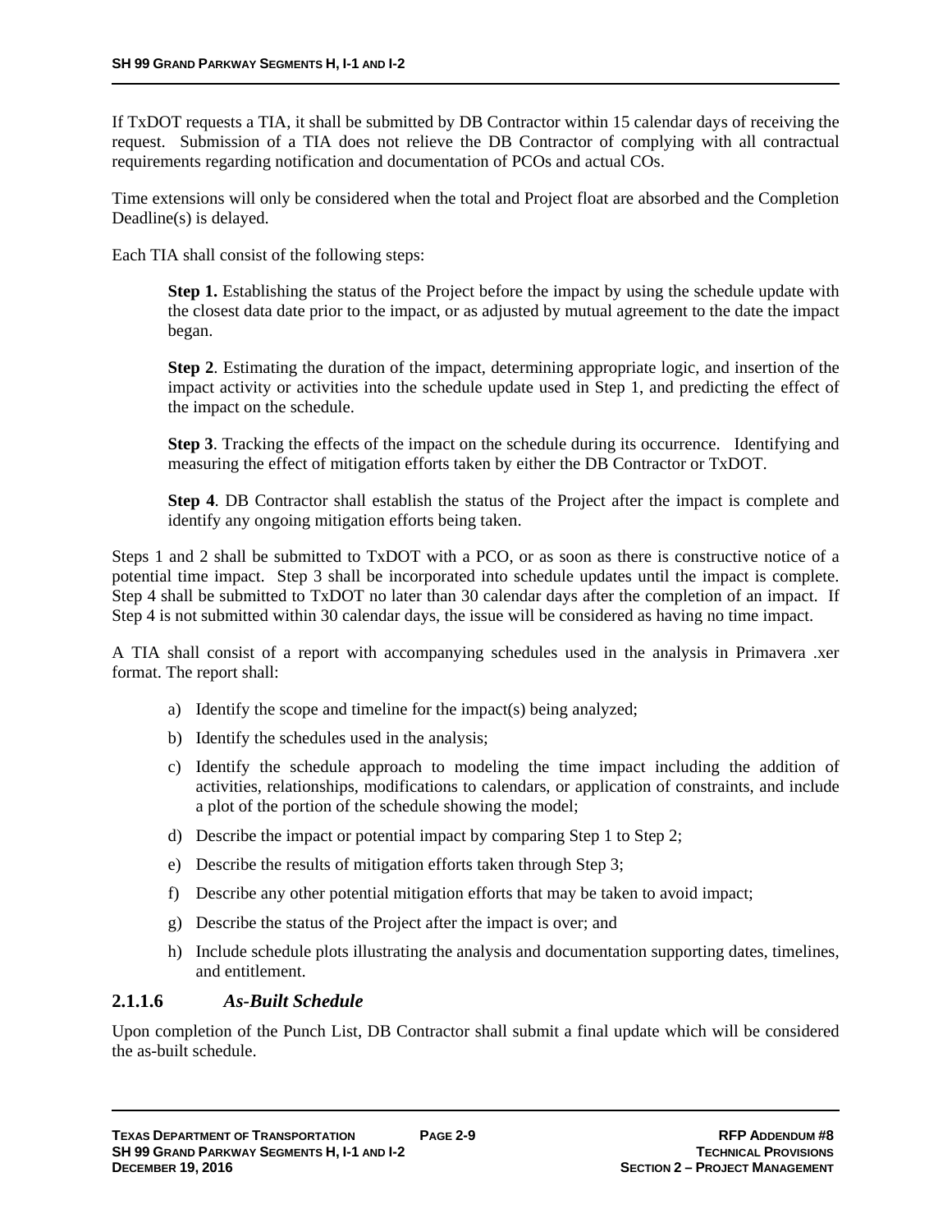If TxDOT requests a TIA, it shall be submitted by DB Contractor within 15 calendar days of receiving the request. Submission of a TIA does not relieve the DB Contractor of complying with all contractual requirements regarding notification and documentation of PCOs and actual COs.

Time extensions will only be considered when the total and Project float are absorbed and the Completion Deadline(s) is delayed.

Each TIA shall consist of the following steps:

> **Step 1.** Establishing the status of the Project before the impact by using the schedule update with the closest data date prior to the impact, or as adjusted by mutual agreement to the date the impact began.
>
> **Step 2**. Estimating the duration of the impact, determining appropriate logic, and insertion of the impact activity or activities into the schedule update used in Step 1, and predicting the effect of the impact on the schedule.
>
> **Step 3**. Tracking the effects of the impact on the schedule during its occurrence. Identifying and measuring the effect of mitigation efforts taken by either the DB Contractor or TxDOT.
>
> **Step 4**. DB Contractor shall establish the status of the Project after the impact is complete and identify any ongoing mitigation efforts being taken.

Steps 1 and 2 shall be submitted to TxDOT with a PCO, or as soon as there is constructive notice of a potential time impact. Step 3 shall be incorporated into schedule updates until the impact is complete. Step 4 shall be submitted to TxDOT no later than 30 calendar days after the completion of an impact. If Step 4 is not submitted within 30 calendar days, the issue will be considered as having no time impact.

A TIA shall consist of a report with accompanying schedules used in the analysis in Primavera .xer format. The report shall:

a) Identify the scope and timeline for the impact(s) being analyzed;
b) Identify the schedules used in the analysis;
c) Identify the schedule approach to modeling the time impact including the addition of activities, relationships, modifications to calendars, or application of constraints, and include a plot of the portion of the schedule showing the model;
d) Describe the impact or potential impact by comparing Step 1 to Step 2;
e) Describe the results of mitigation efforts taken through Step 3;
f) Describe any other potential mitigation efforts that may be taken to avoid impact;
g) Describe the status of the Project after the impact is over; and
h) Include schedule plots illustrating the analysis and documentation supporting dates, timelines, and entitlement.

#### 2.1.1.6 *As-Built Schedule*

Upon completion of the Punch List, DB Contractor shall submit a final update which will be considered the as-built schedule.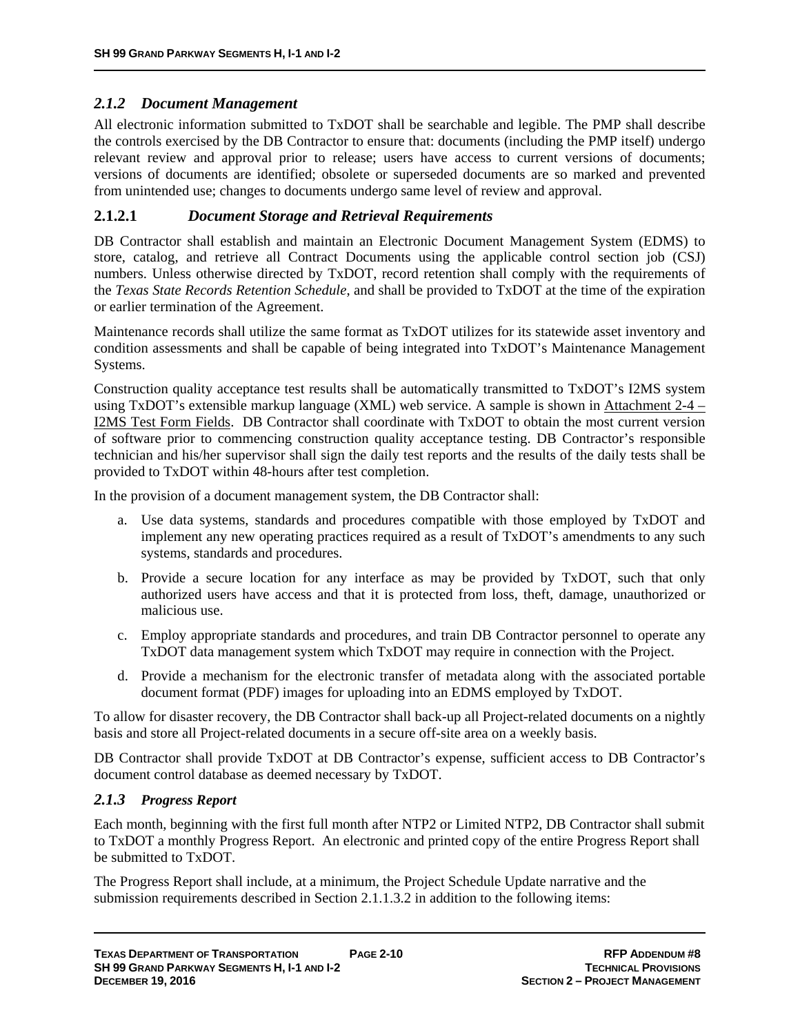### *2.1.2 Document Management*

All electronic information submitted to TxDOT shall be searchable and legible. The PMP shall describe the controls exercised by the DB Contractor to ensure that: documents (including the PMP itself) undergo relevant review and approval prior to release; users have access to current versions of documents; versions of documents are identified; obsolete or superseded documents are so marked and prevented from unintended use; changes to documents undergo same level of review and approval.

#### 2.1.2.1 *Document Storage and Retrieval Requirements*

DB Contractor shall establish and maintain an Electronic Document Management System (EDMS) to store, catalog, and retrieve all Contract Documents using the applicable control section job (CSJ) numbers. Unless otherwise directed by TxDOT, record retention shall comply with the requirements of the *Texas State Records Retention Schedule*, and shall be provided to TxDOT at the time of the expiration or earlier termination of the Agreement.

Maintenance records shall utilize the same format as TxDOT utilizes for its statewide asset inventory and condition assessments and shall be capable of being integrated into TxDOT's Maintenance Management Systems.

Construction quality acceptance test results shall be automatically transmitted to TxDOT's I2MS system using TxDOT's extensible markup language (XML) web service. A sample is shown in Attachment 2-4 – I2MS Test Form Fields. DB Contractor shall coordinate with TxDOT to obtain the most current version of software prior to commencing construction quality acceptance testing. DB Contractor's responsible technician and his/her supervisor shall sign the daily test reports and the results of the daily tests shall be provided to TxDOT within 48-hours after test completion.

In the provision of a document management system, the DB Contractor shall:

a. Use data systems, standards and procedures compatible with those employed by TxDOT and implement any new operating practices required as a result of TxDOT's amendments to any such systems, standards and procedures.

b. Provide a secure location for any interface as may be provided by TxDOT, such that only authorized users have access and that it is protected from loss, theft, damage, unauthorized or malicious use.

c. Employ appropriate standards and procedures, and train DB Contractor personnel to operate any TxDOT data management system which TxDOT may require in connection with the Project.

d. Provide a mechanism for the electronic transfer of metadata along with the associated portable document format (PDF) images for uploading into an EDMS employed by TxDOT.

To allow for disaster recovery, the DB Contractor shall back-up all Project-related documents on a nightly basis and store all Project-related documents in a secure off-site area on a weekly basis.

DB Contractor shall provide TxDOT at DB Contractor's expense, sufficient access to DB Contractor's document control database as deemed necessary by TxDOT.

### *2.1.3 Progress Report*

Each month, beginning with the first full month after NTP2 or Limited NTP2, DB Contractor shall submit to TxDOT a monthly Progress Report. An electronic and printed copy of the entire Progress Report shall be submitted to TxDOT.

The Progress Report shall include, at a minimum, the Project Schedule Update narrative and the submission requirements described in Section 2.1.1.3.2 in addition to the following items: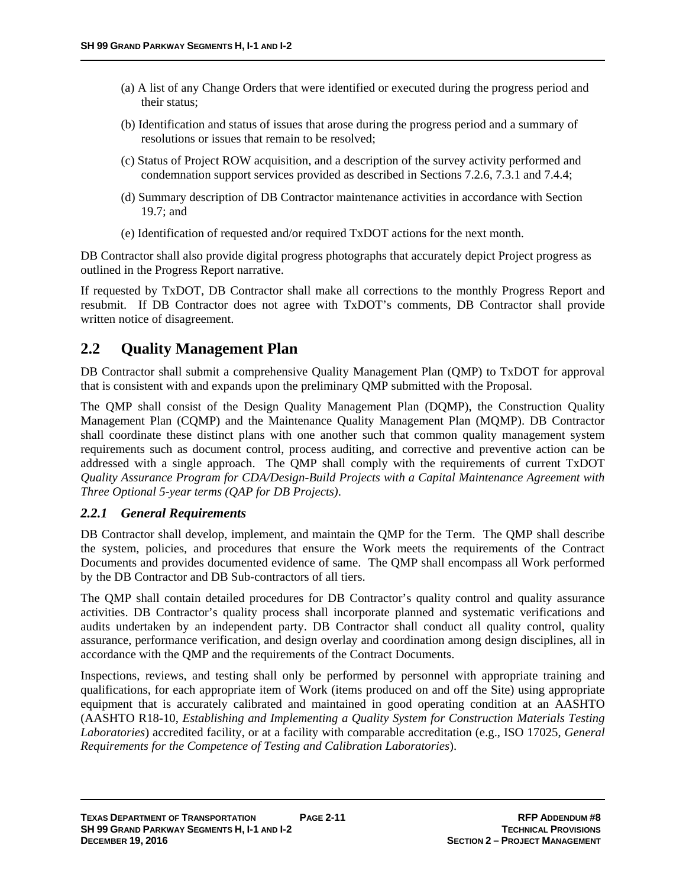(a) A list of any Change Orders that were identified or executed during the progress period and their status;

(b) Identification and status of issues that arose during the progress period and a summary of resolutions or issues that remain to be resolved;

(c) Status of Project ROW acquisition, and a description of the survey activity performed and condemnation support services provided as described in Sections 7.2.6, 7.3.1 and 7.4.4;

(d) Summary description of DB Contractor maintenance activities in accordance with Section 19.7; and

(e) Identification of requested and/or required TxDOT actions for the next month.

DB Contractor shall also provide digital progress photographs that accurately depict Project progress as outlined in the Progress Report narrative.

If requested by TxDOT, DB Contractor shall make all corrections to the monthly Progress Report and resubmit. If DB Contractor does not agree with TxDOT's comments, DB Contractor shall provide written notice of disagreement.

## 2.2 Quality Management Plan

DB Contractor shall submit a comprehensive Quality Management Plan (QMP) to TxDOT for approval that is consistent with and expands upon the preliminary QMP submitted with the Proposal.

The QMP shall consist of the Design Quality Management Plan (DQMP), the Construction Quality Management Plan (CQMP) and the Maintenance Quality Management Plan (MQMP). DB Contractor shall coordinate these distinct plans with one another such that common quality management system requirements such as document control, process auditing, and corrective and preventive action can be addressed with a single approach. The QMP shall comply with the requirements of current TxDOT *Quality Assurance Program for CDA/Design-Build Projects with a Capital Maintenance Agreement with Three Optional 5-year terms (QAP for DB Projects)*.

### *2.2.1 General Requirements*

DB Contractor shall develop, implement, and maintain the QMP for the Term. The QMP shall describe the system, policies, and procedures that ensure the Work meets the requirements of the Contract Documents and provides documented evidence of same. The QMP shall encompass all Work performed by the DB Contractor and DB Sub-contractors of all tiers.

The QMP shall contain detailed procedures for DB Contractor's quality control and quality assurance activities. DB Contractor's quality process shall incorporate planned and systematic verifications and audits undertaken by an independent party. DB Contractor shall conduct all quality control, quality assurance, performance verification, and design overlay and coordination among design disciplines, all in accordance with the QMP and the requirements of the Contract Documents.

Inspections, reviews, and testing shall only be performed by personnel with appropriate training and qualifications, for each appropriate item of Work (items produced on and off the Site) using appropriate equipment that is accurately calibrated and maintained in good operating condition at an AASHTO (AASHTO R18-10, *Establishing and Implementing a Quality System for Construction Materials Testing Laboratories*) accredited facility, or at a facility with comparable accreditation (e.g., ISO 17025, *General Requirements for the Competence of Testing and Calibration Laboratories*).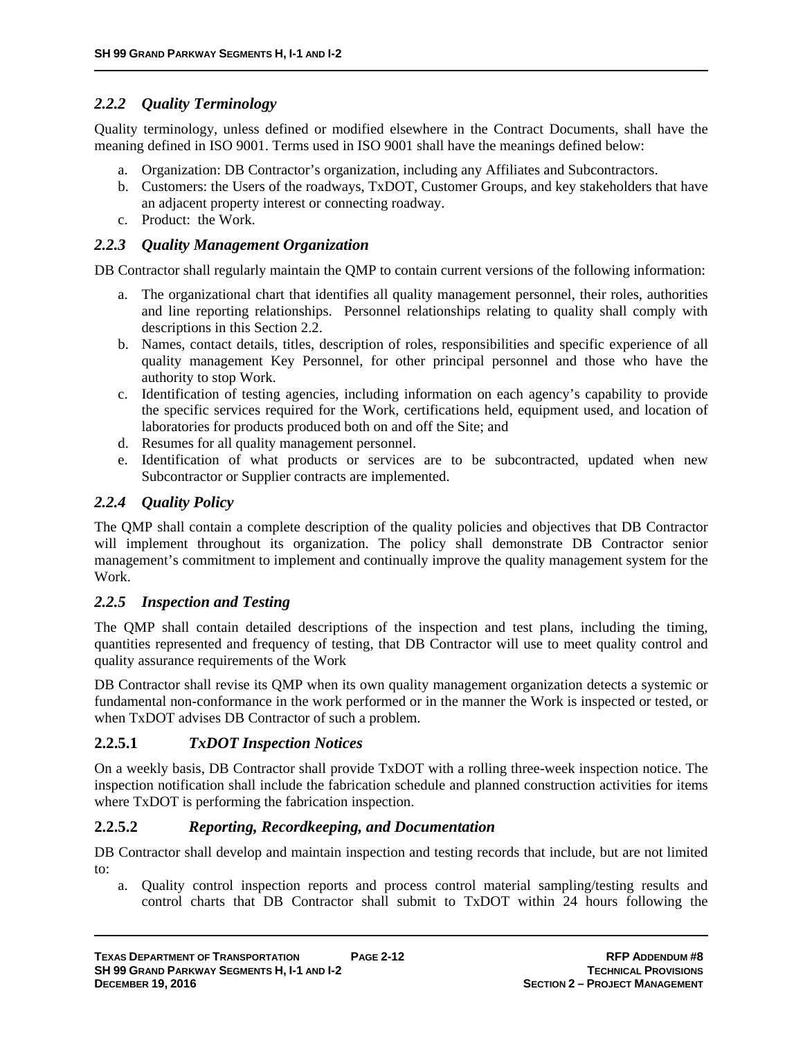### *2.2.2 Quality Terminology*

Quality terminology, unless defined or modified elsewhere in the Contract Documents, shall have the meaning defined in ISO 9001. Terms used in ISO 9001 shall have the meanings defined below:

a. Organization: DB Contractor's organization, including any Affiliates and Subcontractors.
b. Customers: the Users of the roadways, TxDOT, Customer Groups, and key stakeholders that have an adjacent property interest or connecting roadway.
c. Product: the Work.

### *2.2.3 Quality Management Organization*

DB Contractor shall regularly maintain the QMP to contain current versions of the following information:

a. The organizational chart that identifies all quality management personnel, their roles, authorities and line reporting relationships. Personnel relationships relating to quality shall comply with descriptions in this Section 2.2.
b. Names, contact details, titles, description of roles, responsibilities and specific experience of all quality management Key Personnel, for other principal personnel and those who have the authority to stop Work.
c. Identification of testing agencies, including information on each agency's capability to provide the specific services required for the Work, certifications held, equipment used, and location of laboratories for products produced both on and off the Site; and
d. Resumes for all quality management personnel.
e. Identification of what products or services are to be subcontracted, updated when new Subcontractor or Supplier contracts are implemented.

### *2.2.4 Quality Policy*

The QMP shall contain a complete description of the quality policies and objectives that DB Contractor will implement throughout its organization. The policy shall demonstrate DB Contractor senior management's commitment to implement and continually improve the quality management system for the Work.

### *2.2.5 Inspection and Testing*

The QMP shall contain detailed descriptions of the inspection and test plans, including the timing, quantities represented and frequency of testing, that DB Contractor will use to meet quality control and quality assurance requirements of the Work

DB Contractor shall revise its QMP when its own quality management organization detects a systemic or fundamental non-conformance in the work performed or in the manner the Work is inspected or tested, or when TxDOT advises DB Contractor of such a problem.

#### 2.2.5.1 *TxDOT Inspection Notices*

On a weekly basis, DB Contractor shall provide TxDOT with a rolling three-week inspection notice. The inspection notification shall include the fabrication schedule and planned construction activities for items where TxDOT is performing the fabrication inspection.

#### 2.2.5.2 *Reporting, Recordkeeping, and Documentation*

DB Contractor shall develop and maintain inspection and testing records that include, but are not limited to:

a. Quality control inspection reports and process control material sampling/testing results and control charts that DB Contractor shall submit to TxDOT within 24 hours following the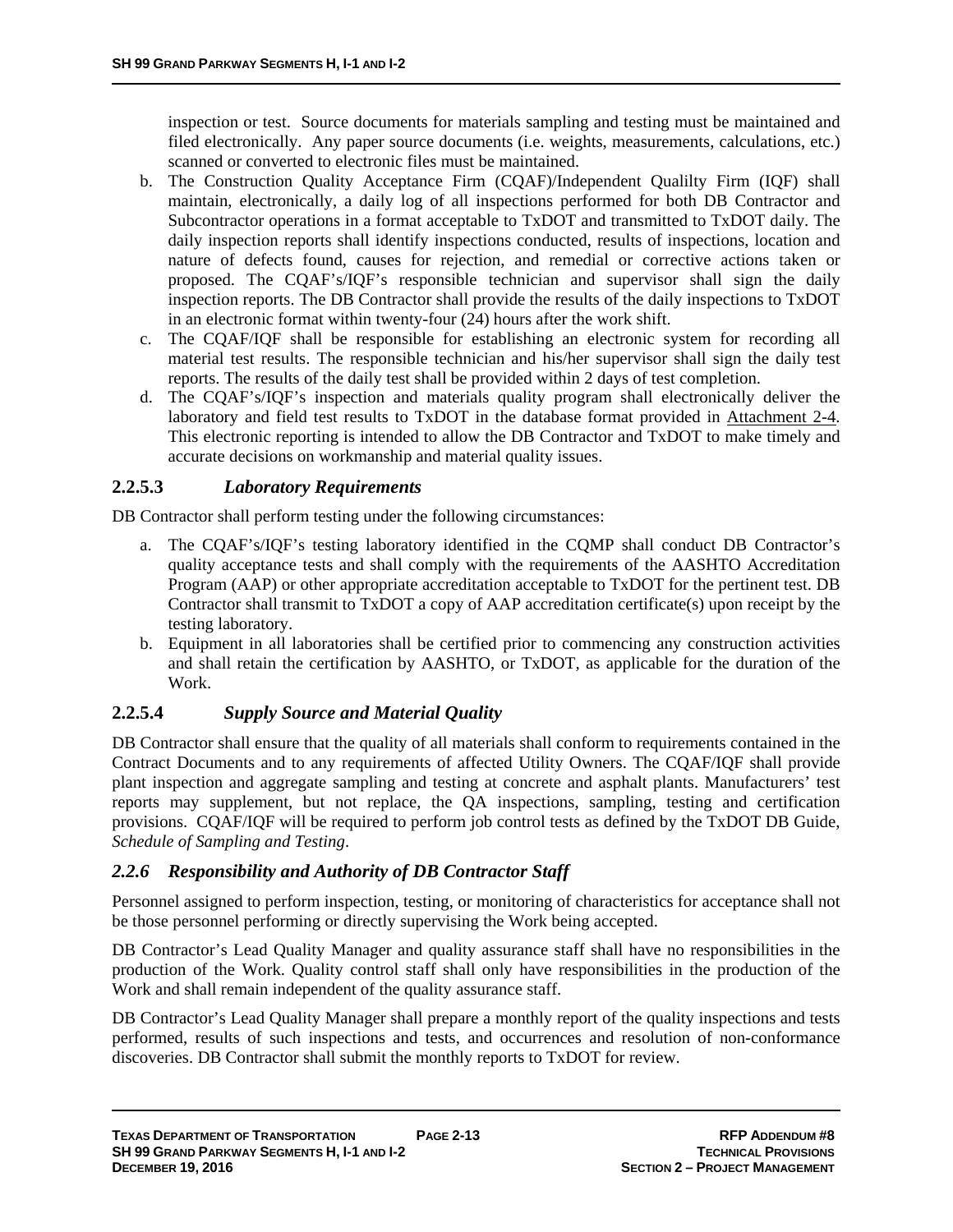inspection or test. Source documents for materials sampling and testing must be maintained and filed electronically. Any paper source documents (i.e. weights, measurements, calculations, etc.) scanned or converted to electronic files must be maintained.

b. The Construction Quality Acceptance Firm (CQAF)/Independent Qualilty Firm (IQF) shall maintain, electronically, a daily log of all inspections performed for both DB Contractor and Subcontractor operations in a format acceptable to TxDOT and transmitted to TxDOT daily. The daily inspection reports shall identify inspections conducted, results of inspections, location and nature of defects found, causes for rejection, and remedial or corrective actions taken or proposed. The CQAF's/IQF's responsible technician and supervisor shall sign the daily inspection reports. The DB Contractor shall provide the results of the daily inspections to TxDOT in an electronic format within twenty-four (24) hours after the work shift.

c. The CQAF/IQF shall be responsible for establishing an electronic system for recording all material test results. The responsible technician and his/her supervisor shall sign the daily test reports. The results of the daily test shall be provided within 2 days of test completion.

d. The CQAF's/IQF's inspection and materials quality program shall electronically deliver the laboratory and field test results to TxDOT in the database format provided in Attachment 2-4. This electronic reporting is intended to allow the DB Contractor and TxDOT to make timely and accurate decisions on workmanship and material quality issues.

### 2.2.5.3 *Laboratory Requirements*

DB Contractor shall perform testing under the following circumstances:

a. The CQAF's/IQF's testing laboratory identified in the CQMP shall conduct DB Contractor's quality acceptance tests and shall comply with the requirements of the AASHTO Accreditation Program (AAP) or other appropriate accreditation acceptable to TxDOT for the pertinent test. DB Contractor shall transmit to TxDOT a copy of AAP accreditation certificate(s) upon receipt by the testing laboratory.

b. Equipment in all laboratories shall be certified prior to commencing any construction activities and shall retain the certification by AASHTO, or TxDOT, as applicable for the duration of the Work.

### 2.2.5.4 *Supply Source and Material Quality*

DB Contractor shall ensure that the quality of all materials shall conform to requirements contained in the Contract Documents and to any requirements of affected Utility Owners. The CQAF/IQF shall provide plant inspection and aggregate sampling and testing at concrete and asphalt plants. Manufacturers' test reports may supplement, but not replace, the QA inspections, sampling, testing and certification provisions. CQAF/IQF will be required to perform job control tests as defined by the TxDOT DB Guide, *Schedule of Sampling and Testing*.

## *2.2.6 Responsibility and Authority of DB Contractor Staff*

Personnel assigned to perform inspection, testing, or monitoring of characteristics for acceptance shall not be those personnel performing or directly supervising the Work being accepted.

DB Contractor's Lead Quality Manager and quality assurance staff shall have no responsibilities in the production of the Work. Quality control staff shall only have responsibilities in the production of the Work and shall remain independent of the quality assurance staff.

DB Contractor's Lead Quality Manager shall prepare a monthly report of the quality inspections and tests performed, results of such inspections and tests, and occurrences and resolution of non-conformance discoveries. DB Contractor shall submit the monthly reports to TxDOT for review.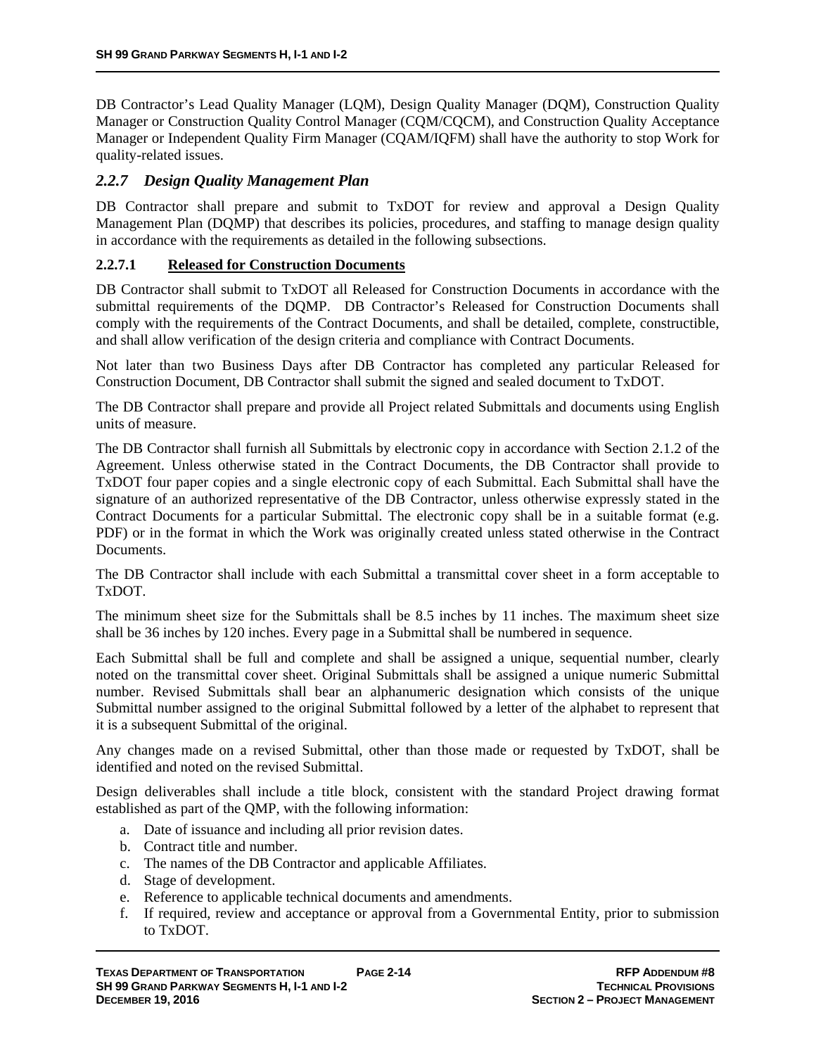DB Contractor's Lead Quality Manager (LQM), Design Quality Manager (DQM), Construction Quality Manager or Construction Quality Control Manager (CQM/CQCM), and Construction Quality Acceptance Manager or Independent Quality Firm Manager (CQAM/IQFM) shall have the authority to stop Work for quality-related issues.

### *2.2.7 Design Quality Management Plan*

DB Contractor shall prepare and submit to TxDOT for review and approval a Design Quality Management Plan (DQMP) that describes its policies, procedures, and staffing to manage design quality in accordance with the requirements as detailed in the following subsections.

#### 2.2.7.1 Released for Construction Documents

DB Contractor shall submit to TxDOT all Released for Construction Documents in accordance with the submittal requirements of the DQMP. DB Contractor's Released for Construction Documents shall comply with the requirements of the Contract Documents, and shall be detailed, complete, constructible, and shall allow verification of the design criteria and compliance with Contract Documents.

Not later than two Business Days after DB Contractor has completed any particular Released for Construction Document, DB Contractor shall submit the signed and sealed document to TxDOT.

The DB Contractor shall prepare and provide all Project related Submittals and documents using English units of measure.

The DB Contractor shall furnish all Submittals by electronic copy in accordance with Section 2.1.2 of the Agreement. Unless otherwise stated in the Contract Documents, the DB Contractor shall provide to TxDOT four paper copies and a single electronic copy of each Submittal. Each Submittal shall have the signature of an authorized representative of the DB Contractor, unless otherwise expressly stated in the Contract Documents for a particular Submittal. The electronic copy shall be in a suitable format (e.g. PDF) or in the format in which the Work was originally created unless stated otherwise in the Contract Documents.

The DB Contractor shall include with each Submittal a transmittal cover sheet in a form acceptable to TxDOT.

The minimum sheet size for the Submittals shall be 8.5 inches by 11 inches. The maximum sheet size shall be 36 inches by 120 inches. Every page in a Submittal shall be numbered in sequence.

Each Submittal shall be full and complete and shall be assigned a unique, sequential number, clearly noted on the transmittal cover sheet. Original Submittals shall be assigned a unique numeric Submittal number. Revised Submittals shall bear an alphanumeric designation which consists of the unique Submittal number assigned to the original Submittal followed by a letter of the alphabet to represent that it is a subsequent Submittal of the original.

Any changes made on a revised Submittal, other than those made or requested by TxDOT, shall be identified and noted on the revised Submittal.

Design deliverables shall include a title block, consistent with the standard Project drawing format established as part of the QMP, with the following information:

a. Date of issuance and including all prior revision dates.
b. Contract title and number.
c. The names of the DB Contractor and applicable Affiliates.
d. Stage of development.
e. Reference to applicable technical documents and amendments.
f. If required, review and acceptance or approval from a Governmental Entity, prior to submission to TxDOT.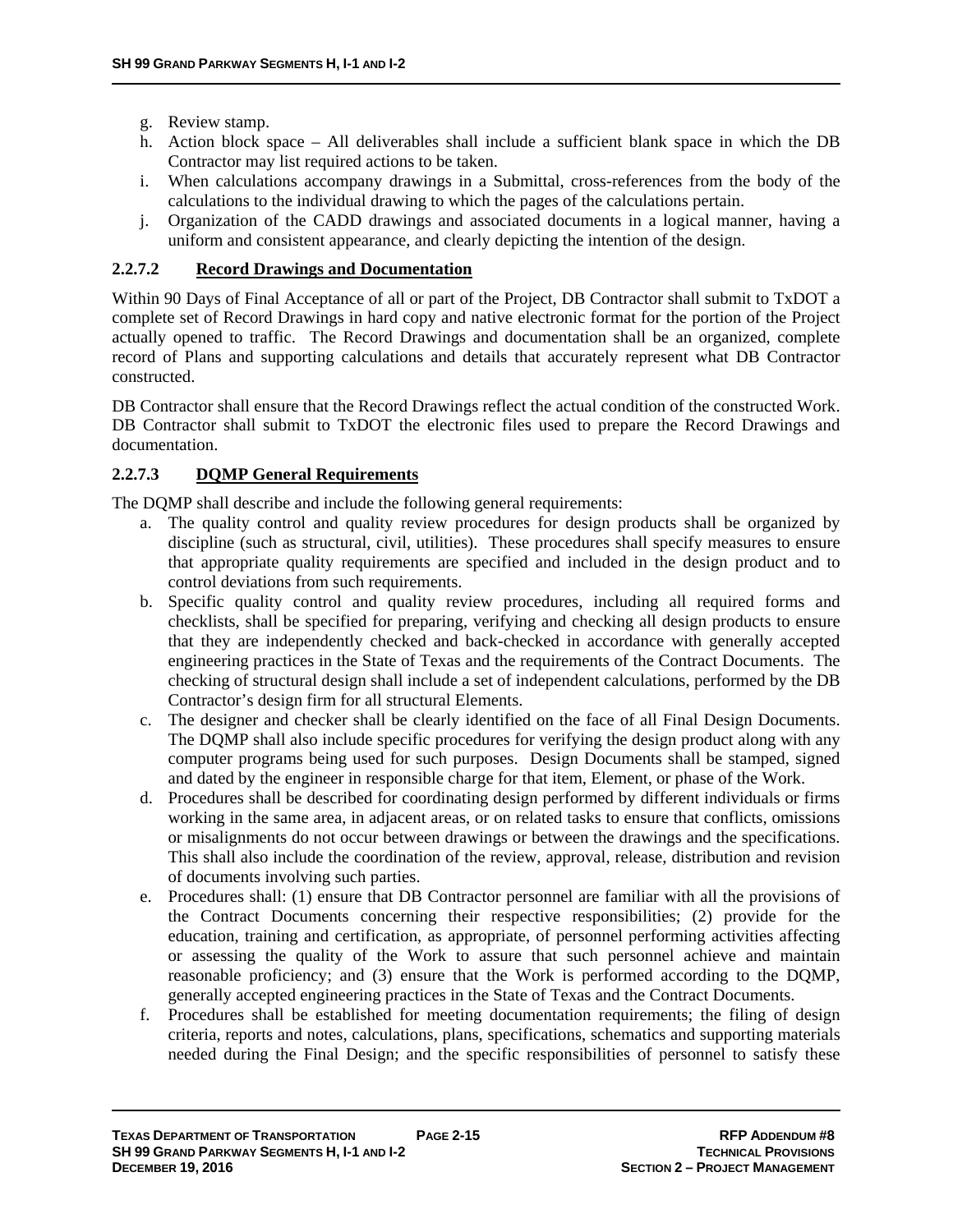g. Review stamp.
h. Action block space – All deliverables shall include a sufficient blank space in which the DB Contractor may list required actions to be taken.
i. When calculations accompany drawings in a Submittal, cross-references from the body of the calculations to the individual drawing to which the pages of the calculations pertain.
j. Organization of the CADD drawings and associated documents in a logical manner, having a uniform and consistent appearance, and clearly depicting the intention of the design.

### 2.2.7.2 Record Drawings and Documentation

Within 90 Days of Final Acceptance of all or part of the Project, DB Contractor shall submit to TxDOT a complete set of Record Drawings in hard copy and native electronic format for the portion of the Project actually opened to traffic. The Record Drawings and documentation shall be an organized, complete record of Plans and supporting calculations and details that accurately represent what DB Contractor constructed.

DB Contractor shall ensure that the Record Drawings reflect the actual condition of the constructed Work. DB Contractor shall submit to TxDOT the electronic files used to prepare the Record Drawings and documentation.

### 2.2.7.3 DQMP General Requirements

The DQMP shall describe and include the following general requirements:

a. The quality control and quality review procedures for design products shall be organized by discipline (such as structural, civil, utilities). These procedures shall specify measures to ensure that appropriate quality requirements are specified and included in the design product and to control deviations from such requirements.
b. Specific quality control and quality review procedures, including all required forms and checklists, shall be specified for preparing, verifying and checking all design products to ensure that they are independently checked and back-checked in accordance with generally accepted engineering practices in the State of Texas and the requirements of the Contract Documents. The checking of structural design shall include a set of independent calculations, performed by the DB Contractor's design firm for all structural Elements.
c. The designer and checker shall be clearly identified on the face of all Final Design Documents. The DQMP shall also include specific procedures for verifying the design product along with any computer programs being used for such purposes. Design Documents shall be stamped, signed and dated by the engineer in responsible charge for that item, Element, or phase of the Work.
d. Procedures shall be described for coordinating design performed by different individuals or firms working in the same area, in adjacent areas, or on related tasks to ensure that conflicts, omissions or misalignments do not occur between drawings or between the drawings and the specifications. This shall also include the coordination of the review, approval, release, distribution and revision of documents involving such parties.
e. Procedures shall: (1) ensure that DB Contractor personnel are familiar with all the provisions of the Contract Documents concerning their respective responsibilities; (2) provide for the education, training and certification, as appropriate, of personnel performing activities affecting or assessing the quality of the Work to assure that such personnel achieve and maintain reasonable proficiency; and (3) ensure that the Work is performed according to the DQMP, generally accepted engineering practices in the State of Texas and the Contract Documents.
f. Procedures shall be established for meeting documentation requirements; the filing of design criteria, reports and notes, calculations, plans, specifications, schematics and supporting materials needed during the Final Design; and the specific responsibilities of personnel to satisfy these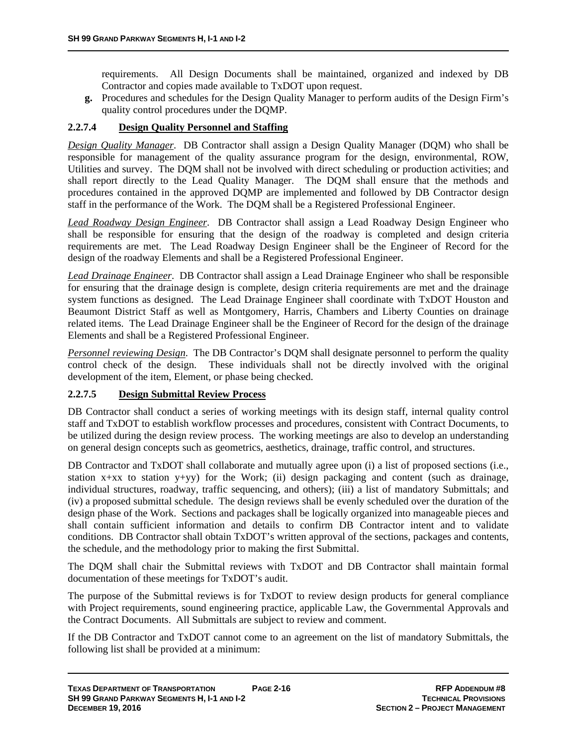requirements. All Design Documents shall be maintained, organized and indexed by DB Contractor and copies made available to TxDOT upon request.

**g.** Procedures and schedules for the Design Quality Manager to perform audits of the Design Firm's quality control procedures under the DQMP.

### 2.2.7.4 Design Quality Personnel and Staffing

*Design Quality Manager*. DB Contractor shall assign a Design Quality Manager (DQM) who shall be responsible for management of the quality assurance program for the design, environmental, ROW, Utilities and survey. The DQM shall not be involved with direct scheduling or production activities; and shall report directly to the Lead Quality Manager. The DQM shall ensure that the methods and procedures contained in the approved DQMP are implemented and followed by DB Contractor design staff in the performance of the Work. The DQM shall be a Registered Professional Engineer.

*Lead Roadway Design Engineer*. DB Contractor shall assign a Lead Roadway Design Engineer who shall be responsible for ensuring that the design of the roadway is completed and design criteria requirements are met. The Lead Roadway Design Engineer shall be the Engineer of Record for the design of the roadway Elements and shall be a Registered Professional Engineer.

*Lead Drainage Engineer*. DB Contractor shall assign a Lead Drainage Engineer who shall be responsible for ensuring that the drainage design is complete, design criteria requirements are met and the drainage system functions as designed. The Lead Drainage Engineer shall coordinate with TxDOT Houston and Beaumont District Staff as well as Montgomery, Harris, Chambers and Liberty Counties on drainage related items. The Lead Drainage Engineer shall be the Engineer of Record for the design of the drainage Elements and shall be a Registered Professional Engineer.

*Personnel reviewing Design*. The DB Contractor's DQM shall designate personnel to perform the quality control check of the design. These individuals shall not be directly involved with the original development of the item, Element, or phase being checked.

### 2.2.7.5 Design Submittal Review Process

DB Contractor shall conduct a series of working meetings with its design staff, internal quality control staff and TxDOT to establish workflow processes and procedures, consistent with Contract Documents, to be utilized during the design review process. The working meetings are also to develop an understanding on general design concepts such as geometrics, aesthetics, drainage, traffic control, and structures.

DB Contractor and TxDOT shall collaborate and mutually agree upon (i) a list of proposed sections (i.e., station x+xx to station y+yy) for the Work; (ii) design packaging and content (such as drainage, individual structures, roadway, traffic sequencing, and others); (iii) a list of mandatory Submittals; and (iv) a proposed submittal schedule. The design reviews shall be evenly scheduled over the duration of the design phase of the Work. Sections and packages shall be logically organized into manageable pieces and shall contain sufficient information and details to confirm DB Contractor intent and to validate conditions. DB Contractor shall obtain TxDOT's written approval of the sections, packages and contents, the schedule, and the methodology prior to making the first Submittal.

The DQM shall chair the Submittal reviews with TxDOT and DB Contractor shall maintain formal documentation of these meetings for TxDOT's audit.

The purpose of the Submittal reviews is for TxDOT to review design products for general compliance with Project requirements, sound engineering practice, applicable Law, the Governmental Approvals and the Contract Documents. All Submittals are subject to review and comment.

If the DB Contractor and TxDOT cannot come to an agreement on the list of mandatory Submittals, the following list shall be provided at a minimum: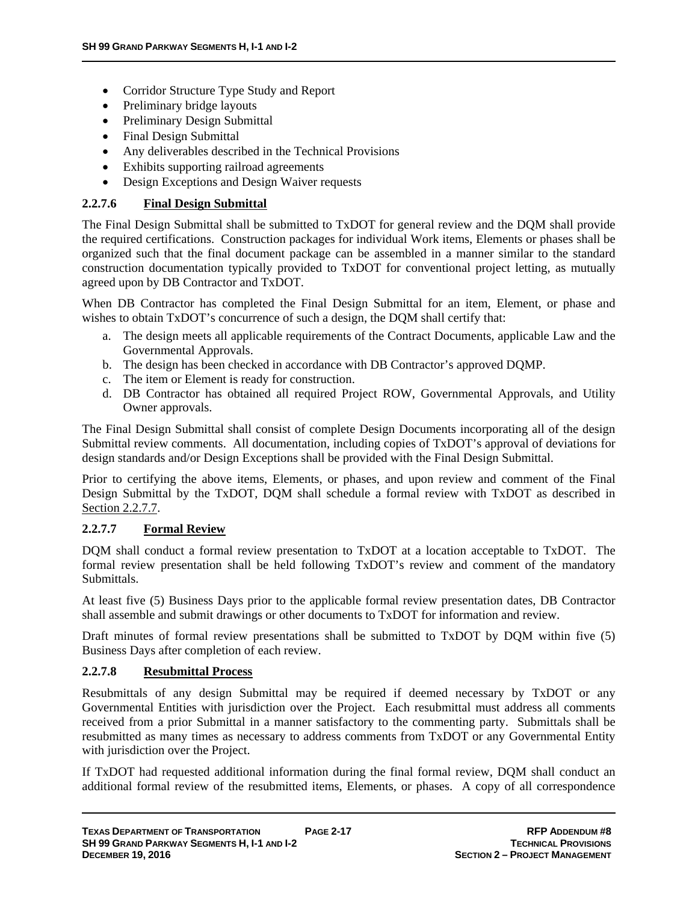- Corridor Structure Type Study and Report
- Preliminary bridge layouts
- Preliminary Design Submittal
- Final Design Submittal
- Any deliverables described in the Technical Provisions
- Exhibits supporting railroad agreements
- Design Exceptions and Design Waiver requests

#### 2.2.7.6 Final Design Submittal

The Final Design Submittal shall be submitted to TxDOT for general review and the DQM shall provide the required certifications. Construction packages for individual Work items, Elements or phases shall be organized such that the final document package can be assembled in a manner similar to the standard construction documentation typically provided to TxDOT for conventional project letting, as mutually agreed upon by DB Contractor and TxDOT.

When DB Contractor has completed the Final Design Submittal for an item, Element, or phase and wishes to obtain TxDOT's concurrence of such a design, the DQM shall certify that:

a. The design meets all applicable requirements of the Contract Documents, applicable Law and the Governmental Approvals.
b. The design has been checked in accordance with DB Contractor's approved DQMP.
c. The item or Element is ready for construction.
d. DB Contractor has obtained all required Project ROW, Governmental Approvals, and Utility Owner approvals.

The Final Design Submittal shall consist of complete Design Documents incorporating all of the design Submittal review comments. All documentation, including copies of TxDOT's approval of deviations for design standards and/or Design Exceptions shall be provided with the Final Design Submittal.

Prior to certifying the above items, Elements, or phases, and upon review and comment of the Final Design Submittal by the TxDOT, DQM shall schedule a formal review with TxDOT as described in Section 2.2.7.7.

#### 2.2.7.7 Formal Review

DQM shall conduct a formal review presentation to TxDOT at a location acceptable to TxDOT. The formal review presentation shall be held following TxDOT's review and comment of the mandatory Submittals.

At least five (5) Business Days prior to the applicable formal review presentation dates, DB Contractor shall assemble and submit drawings or other documents to TxDOT for information and review.

Draft minutes of formal review presentations shall be submitted to TxDOT by DQM within five (5) Business Days after completion of each review.

#### 2.2.7.8 Resubmittal Process

Resubmittals of any design Submittal may be required if deemed necessary by TxDOT or any Governmental Entities with jurisdiction over the Project. Each resubmittal must address all comments received from a prior Submittal in a manner satisfactory to the commenting party. Submittals shall be resubmitted as many times as necessary to address comments from TxDOT or any Governmental Entity with jurisdiction over the Project.

If TxDOT had requested additional information during the final formal review, DQM shall conduct an additional formal review of the resubmitted items, Elements, or phases. A copy of all correspondence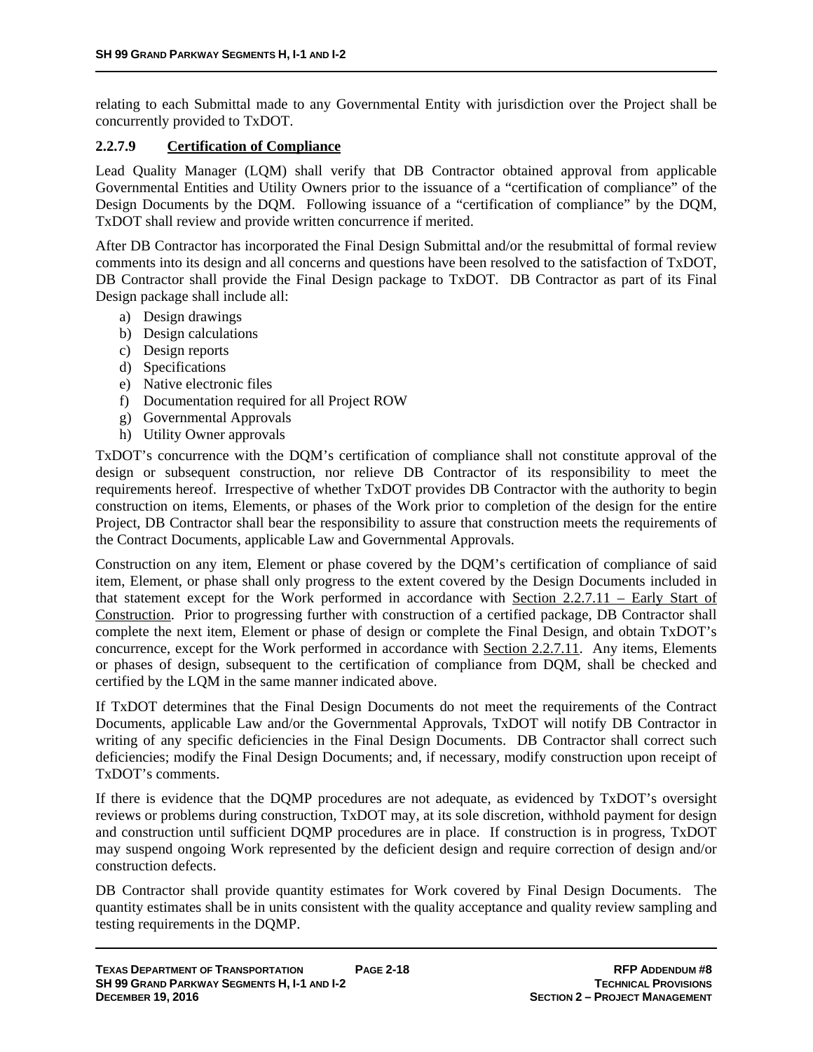relating to each Submittal made to any Governmental Entity with jurisdiction over the Project shall be concurrently provided to TxDOT.

#### 2.2.7.9 Certification of Compliance

Lead Quality Manager (LQM) shall verify that DB Contractor obtained approval from applicable Governmental Entities and Utility Owners prior to the issuance of a "certification of compliance" of the Design Documents by the DQM. Following issuance of a "certification of compliance" by the DQM, TxDOT shall review and provide written concurrence if merited.

After DB Contractor has incorporated the Final Design Submittal and/or the resubmittal of formal review comments into its design and all concerns and questions have been resolved to the satisfaction of TxDOT, DB Contractor shall provide the Final Design package to TxDOT. DB Contractor as part of its Final Design package shall include all:

a) Design drawings
b) Design calculations
c) Design reports
d) Specifications
e) Native electronic files
f) Documentation required for all Project ROW
g) Governmental Approvals
h) Utility Owner approvals

TxDOT's concurrence with the DQM's certification of compliance shall not constitute approval of the design or subsequent construction, nor relieve DB Contractor of its responsibility to meet the requirements hereof. Irrespective of whether TxDOT provides DB Contractor with the authority to begin construction on items, Elements, or phases of the Work prior to completion of the design for the entire Project, DB Contractor shall bear the responsibility to assure that construction meets the requirements of the Contract Documents, applicable Law and Governmental Approvals.

Construction on any item, Element or phase covered by the DQM's certification of compliance of said item, Element, or phase shall only progress to the extent covered by the Design Documents included in that statement except for the Work performed in accordance with Section 2.2.7.11 – Early Start of Construction. Prior to progressing further with construction of a certified package, DB Contractor shall complete the next item, Element or phase of design or complete the Final Design, and obtain TxDOT's concurrence, except for the Work performed in accordance with Section 2.2.7.11. Any items, Elements or phases of design, subsequent to the certification of compliance from DQM, shall be checked and certified by the LQM in the same manner indicated above.

If TxDOT determines that the Final Design Documents do not meet the requirements of the Contract Documents, applicable Law and/or the Governmental Approvals, TxDOT will notify DB Contractor in writing of any specific deficiencies in the Final Design Documents. DB Contractor shall correct such deficiencies; modify the Final Design Documents; and, if necessary, modify construction upon receipt of TxDOT's comments.

If there is evidence that the DQMP procedures are not adequate, as evidenced by TxDOT's oversight reviews or problems during construction, TxDOT may, at its sole discretion, withhold payment for design and construction until sufficient DQMP procedures are in place. If construction is in progress, TxDOT may suspend ongoing Work represented by the deficient design and require correction of design and/or construction defects.

DB Contractor shall provide quantity estimates for Work covered by Final Design Documents. The quantity estimates shall be in units consistent with the quality acceptance and quality review sampling and testing requirements in the DQMP.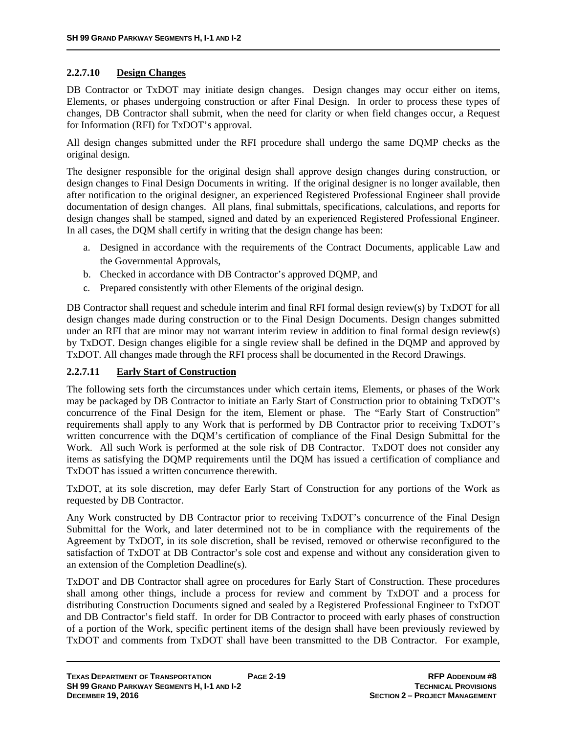#### 2.2.7.10 Design Changes

DB Contractor or TxDOT may initiate design changes. Design changes may occur either on items, Elements, or phases undergoing construction or after Final Design. In order to process these types of changes, DB Contractor shall submit, when the need for clarity or when field changes occur, a Request for Information (RFI) for TxDOT's approval.

All design changes submitted under the RFI procedure shall undergo the same DQMP checks as the original design.

The designer responsible for the original design shall approve design changes during construction, or design changes to Final Design Documents in writing. If the original designer is no longer available, then after notification to the original designer, an experienced Registered Professional Engineer shall provide documentation of design changes. All plans, final submittals, specifications, calculations, and reports for design changes shall be stamped, signed and dated by an experienced Registered Professional Engineer. In all cases, the DQM shall certify in writing that the design change has been:

a. Designed in accordance with the requirements of the Contract Documents, applicable Law and the Governmental Approvals,
b. Checked in accordance with DB Contractor's approved DQMP, and
c. Prepared consistently with other Elements of the original design.

DB Contractor shall request and schedule interim and final RFI formal design review(s) by TxDOT for all design changes made during construction or to the Final Design Documents. Design changes submitted under an RFI that are minor may not warrant interim review in addition to final formal design review(s) by TxDOT. Design changes eligible for a single review shall be defined in the DQMP and approved by TxDOT. All changes made through the RFI process shall be documented in the Record Drawings.

#### 2.2.7.11 Early Start of Construction

The following sets forth the circumstances under which certain items, Elements, or phases of the Work may be packaged by DB Contractor to initiate an Early Start of Construction prior to obtaining TxDOT's concurrence of the Final Design for the item, Element or phase. The "Early Start of Construction" requirements shall apply to any Work that is performed by DB Contractor prior to receiving TxDOT's written concurrence with the DQM's certification of compliance of the Final Design Submittal for the Work. All such Work is performed at the sole risk of DB Contractor. TxDOT does not consider any items as satisfying the DQMP requirements until the DQM has issued a certification of compliance and TxDOT has issued a written concurrence therewith.

TxDOT, at its sole discretion, may defer Early Start of Construction for any portions of the Work as requested by DB Contractor.

Any Work constructed by DB Contractor prior to receiving TxDOT's concurrence of the Final Design Submittal for the Work, and later determined not to be in compliance with the requirements of the Agreement by TxDOT, in its sole discretion, shall be revised, removed or otherwise reconfigured to the satisfaction of TxDOT at DB Contractor's sole cost and expense and without any consideration given to an extension of the Completion Deadline(s).

TxDOT and DB Contractor shall agree on procedures for Early Start of Construction. These procedures shall among other things, include a process for review and comment by TxDOT and a process for distributing Construction Documents signed and sealed by a Registered Professional Engineer to TxDOT and DB Contractor's field staff. In order for DB Contractor to proceed with early phases of construction of a portion of the Work, specific pertinent items of the design shall have been previously reviewed by TxDOT and comments from TxDOT shall have been transmitted to the DB Contractor. For example,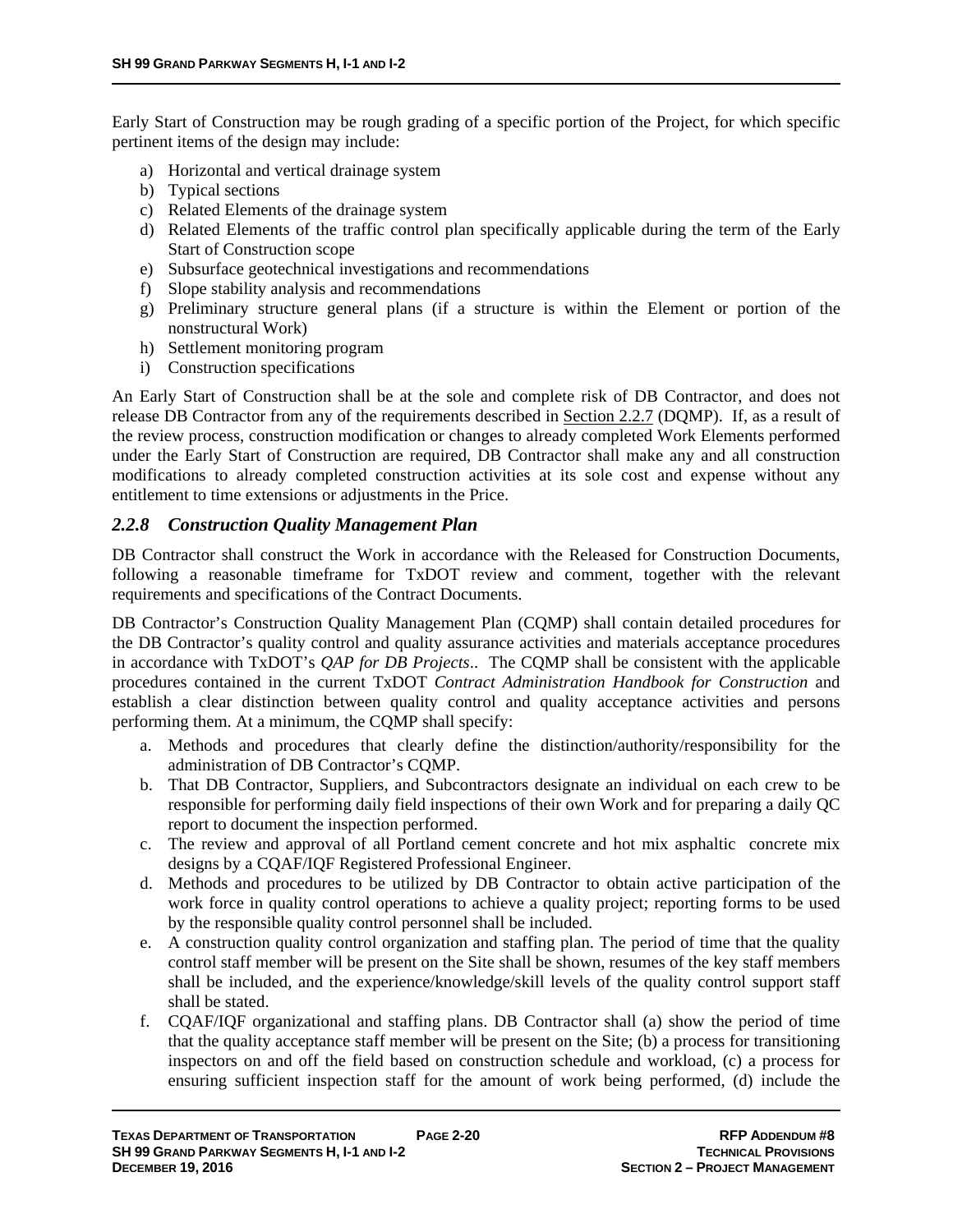Early Start of Construction may be rough grading of a specific portion of the Project, for which specific pertinent items of the design may include:

a) Horizontal and vertical drainage system
b) Typical sections
c) Related Elements of the drainage system
d) Related Elements of the traffic control plan specifically applicable during the term of the Early Start of Construction scope
e) Subsurface geotechnical investigations and recommendations
f) Slope stability analysis and recommendations
g) Preliminary structure general plans (if a structure is within the Element or portion of the nonstructural Work)
h) Settlement monitoring program
i) Construction specifications

An Early Start of Construction shall be at the sole and complete risk of DB Contractor, and does not release DB Contractor from any of the requirements described in Section 2.2.7 (DQMP). If, as a result of the review process, construction modification or changes to already completed Work Elements performed under the Early Start of Construction are required, DB Contractor shall make any and all construction modifications to already completed construction activities at its sole cost and expense without any entitlement to time extensions or adjustments in the Price.

### *2.2.8 Construction Quality Management Plan*

DB Contractor shall construct the Work in accordance with the Released for Construction Documents, following a reasonable timeframe for TxDOT review and comment, together with the relevant requirements and specifications of the Contract Documents.

DB Contractor's Construction Quality Management Plan (CQMP) shall contain detailed procedures for the DB Contractor's quality control and quality assurance activities and materials acceptance procedures in accordance with TxDOT's *QAP for DB Projects*.. The CQMP shall be consistent with the applicable procedures contained in the current TxDOT *Contract Administration Handbook for Construction* and establish a clear distinction between quality control and quality acceptance activities and persons performing them. At a minimum, the CQMP shall specify:

a. Methods and procedures that clearly define the distinction/authority/responsibility for the administration of DB Contractor's CQMP.
b. That DB Contractor, Suppliers, and Subcontractors designate an individual on each crew to be responsible for performing daily field inspections of their own Work and for preparing a daily QC report to document the inspection performed.
c. The review and approval of all Portland cement concrete and hot mix asphaltic concrete mix designs by a CQAF/IQF Registered Professional Engineer.
d. Methods and procedures to be utilized by DB Contractor to obtain active participation of the work force in quality control operations to achieve a quality project; reporting forms to be used by the responsible quality control personnel shall be included.
e. A construction quality control organization and staffing plan. The period of time that the quality control staff member will be present on the Site shall be shown, resumes of the key staff members shall be included, and the experience/knowledge/skill levels of the quality control support staff shall be stated.
f. CQAF/IQF organizational and staffing plans. DB Contractor shall (a) show the period of time that the quality acceptance staff member will be present on the Site; (b) a process for transitioning inspectors on and off the field based on construction schedule and workload, (c) a process for ensuring sufficient inspection staff for the amount of work being performed, (d) include the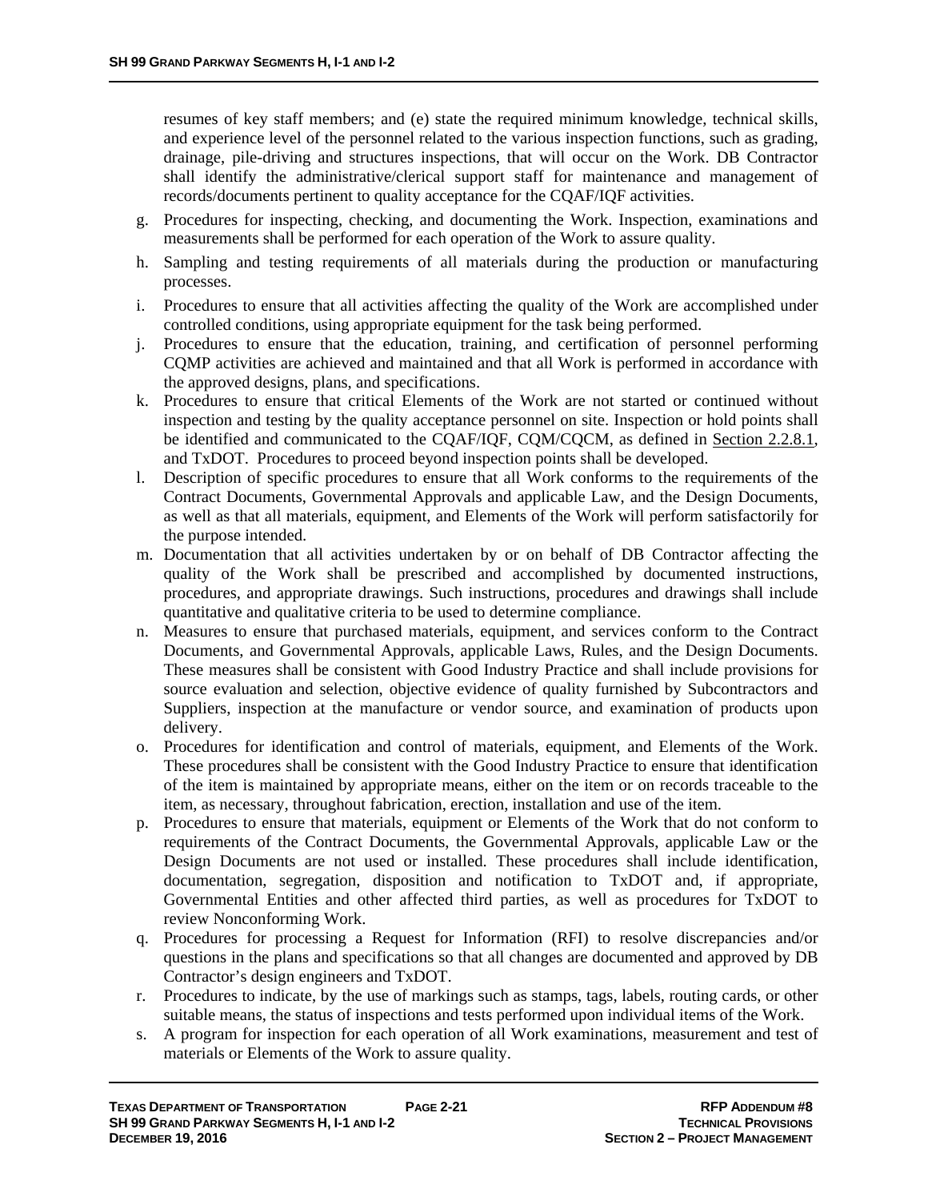resumes of key staff members; and (e) state the required minimum knowledge, technical skills, and experience level of the personnel related to the various inspection functions, such as grading, drainage, pile-driving and structures inspections, that will occur on the Work. DB Contractor shall identify the administrative/clerical support staff for maintenance and management of records/documents pertinent to quality acceptance for the CQAF/IQF activities.

g. Procedures for inspecting, checking, and documenting the Work. Inspection, examinations and measurements shall be performed for each operation of the Work to assure quality.
h. Sampling and testing requirements of all materials during the production or manufacturing processes.
i. Procedures to ensure that all activities affecting the quality of the Work are accomplished under controlled conditions, using appropriate equipment for the task being performed.
j. Procedures to ensure that the education, training, and certification of personnel performing CQMP activities are achieved and maintained and that all Work is performed in accordance with the approved designs, plans, and specifications.
k. Procedures to ensure that critical Elements of the Work are not started or continued without inspection and testing by the quality acceptance personnel on site. Inspection or hold points shall be identified and communicated to the CQAF/IQF, CQM/CQCM, as defined in Section 2.2.8.1, and TxDOT. Procedures to proceed beyond inspection points shall be developed.
l. Description of specific procedures to ensure that all Work conforms to the requirements of the Contract Documents, Governmental Approvals and applicable Law, and the Design Documents, as well as that all materials, equipment, and Elements of the Work will perform satisfactorily for the purpose intended.
m. Documentation that all activities undertaken by or on behalf of DB Contractor affecting the quality of the Work shall be prescribed and accomplished by documented instructions, procedures, and appropriate drawings. Such instructions, procedures and drawings shall include quantitative and qualitative criteria to be used to determine compliance.
n. Measures to ensure that purchased materials, equipment, and services conform to the Contract Documents, and Governmental Approvals, applicable Laws, Rules, and the Design Documents. These measures shall be consistent with Good Industry Practice and shall include provisions for source evaluation and selection, objective evidence of quality furnished by Subcontractors and Suppliers, inspection at the manufacture or vendor source, and examination of products upon delivery.
o. Procedures for identification and control of materials, equipment, and Elements of the Work. These procedures shall be consistent with the Good Industry Practice to ensure that identification of the item is maintained by appropriate means, either on the item or on records traceable to the item, as necessary, throughout fabrication, erection, installation and use of the item.
p. Procedures to ensure that materials, equipment or Elements of the Work that do not conform to requirements of the Contract Documents, the Governmental Approvals, applicable Law or the Design Documents are not used or installed. These procedures shall include identification, documentation, segregation, disposition and notification to TxDOT and, if appropriate, Governmental Entities and other affected third parties, as well as procedures for TxDOT to review Nonconforming Work.
q. Procedures for processing a Request for Information (RFI) to resolve discrepancies and/or questions in the plans and specifications so that all changes are documented and approved by DB Contractor's design engineers and TxDOT.
r. Procedures to indicate, by the use of markings such as stamps, tags, labels, routing cards, or other suitable means, the status of inspections and tests performed upon individual items of the Work.
s. A program for inspection for each operation of all Work examinations, measurement and test of materials or Elements of the Work to assure quality.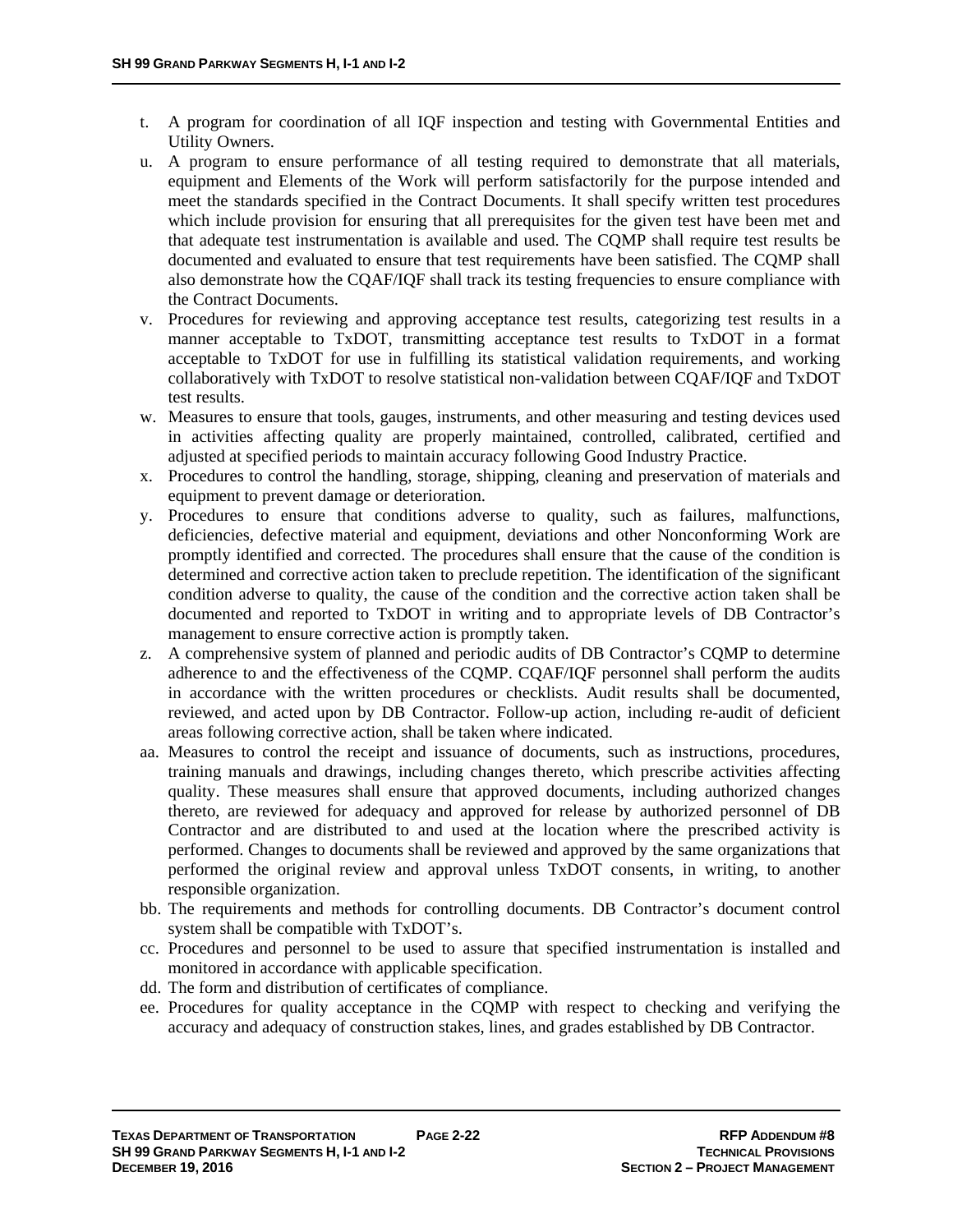t. A program for coordination of all IQF inspection and testing with Governmental Entities and Utility Owners.
u. A program to ensure performance of all testing required to demonstrate that all materials, equipment and Elements of the Work will perform satisfactorily for the purpose intended and meet the standards specified in the Contract Documents. It shall specify written test procedures which include provision for ensuring that all prerequisites for the given test have been met and that adequate test instrumentation is available and used. The CQMP shall require test results be documented and evaluated to ensure that test requirements have been satisfied. The CQMP shall also demonstrate how the CQAF/IQF shall track its testing frequencies to ensure compliance with the Contract Documents.
v. Procedures for reviewing and approving acceptance test results, categorizing test results in a manner acceptable to TxDOT, transmitting acceptance test results to TxDOT in a format acceptable to TxDOT for use in fulfilling its statistical validation requirements, and working collaboratively with TxDOT to resolve statistical non-validation between CQAF/IQF and TxDOT test results.
w. Measures to ensure that tools, gauges, instruments, and other measuring and testing devices used in activities affecting quality are properly maintained, controlled, calibrated, certified and adjusted at specified periods to maintain accuracy following Good Industry Practice.
x. Procedures to control the handling, storage, shipping, cleaning and preservation of materials and equipment to prevent damage or deterioration.
y. Procedures to ensure that conditions adverse to quality, such as failures, malfunctions, deficiencies, defective material and equipment, deviations and other Nonconforming Work are promptly identified and corrected. The procedures shall ensure that the cause of the condition is determined and corrective action taken to preclude repetition. The identification of the significant condition adverse to quality, the cause of the condition and the corrective action taken shall be documented and reported to TxDOT in writing and to appropriate levels of DB Contractor's management to ensure corrective action is promptly taken.
z. A comprehensive system of planned and periodic audits of DB Contractor's CQMP to determine adherence to and the effectiveness of the CQMP. CQAF/IQF personnel shall perform the audits in accordance with the written procedures or checklists. Audit results shall be documented, reviewed, and acted upon by DB Contractor. Follow-up action, including re-audit of deficient areas following corrective action, shall be taken where indicated.
aa. Measures to control the receipt and issuance of documents, such as instructions, procedures, training manuals and drawings, including changes thereto, which prescribe activities affecting quality. These measures shall ensure that approved documents, including authorized changes thereto, are reviewed for adequacy and approved for release by authorized personnel of DB Contractor and are distributed to and used at the location where the prescribed activity is performed. Changes to documents shall be reviewed and approved by the same organizations that performed the original review and approval unless TxDOT consents, in writing, to another responsible organization.
bb. The requirements and methods for controlling documents. DB Contractor's document control system shall be compatible with TxDOT's.
cc. Procedures and personnel to be used to assure that specified instrumentation is installed and monitored in accordance with applicable specification.
dd. The form and distribution of certificates of compliance.
ee. Procedures for quality acceptance in the CQMP with respect to checking and verifying the accuracy and adequacy of construction stakes, lines, and grades established by DB Contractor.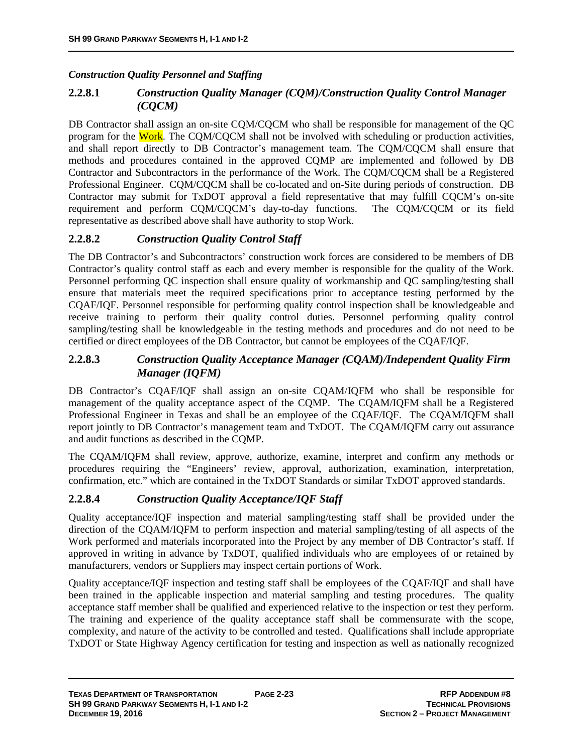*Construction Quality Personnel and Staffing*

### 2.2.8.1 *Construction Quality Manager (CQM)/Construction Quality Control Manager (CQCM)*

DB Contractor shall assign an on-site CQM/CQCM who shall be responsible for management of the QC program for the Work. The CQM/CQCM shall not be involved with scheduling or production activities, and shall report directly to DB Contractor's management team. The CQM/CQCM shall ensure that methods and procedures contained in the approved CQMP are implemented and followed by DB Contractor and Subcontractors in the performance of the Work. The CQM/CQCM shall be a Registered Professional Engineer. CQM/CQCM shall be co-located and on-Site during periods of construction. DB Contractor may submit for TxDOT approval a field representative that may fulfill CQCM's on-site requirement and perform CQM/CQCM's day-to-day functions. The CQM/CQCM or its field representative as described above shall have authority to stop Work.

### 2.2.8.2 *Construction Quality Control Staff*

The DB Contractor's and Subcontractors' construction work forces are considered to be members of DB Contractor's quality control staff as each and every member is responsible for the quality of the Work. Personnel performing QC inspection shall ensure quality of workmanship and QC sampling/testing shall ensure that materials meet the required specifications prior to acceptance testing performed by the CQAF/IQF. Personnel responsible for performing quality control inspection shall be knowledgeable and receive training to perform their quality control duties. Personnel performing quality control sampling/testing shall be knowledgeable in the testing methods and procedures and do not need to be certified or direct employees of the DB Contractor, but cannot be employees of the CQAF/IQF.

### 2.2.8.3 *Construction Quality Acceptance Manager (CQAM)/Independent Quality Firm Manager (IQFM)*

DB Contractor's CQAF/IQF shall assign an on-site CQAM/IQFM who shall be responsible for management of the quality acceptance aspect of the CQMP. The CQAM/IQFM shall be a Registered Professional Engineer in Texas and shall be an employee of the CQAF/IQF. The CQAM/IQFM shall report jointly to DB Contractor's management team and TxDOT. The CQAM/IQFM carry out assurance and audit functions as described in the CQMP.

The CQAM/IQFM shall review, approve, authorize, examine, interpret and confirm any methods or procedures requiring the "Engineers' review, approval, authorization, examination, interpretation, confirmation, etc." which are contained in the TxDOT Standards or similar TxDOT approved standards.

### 2.2.8.4 *Construction Quality Acceptance/IQF Staff*

Quality acceptance/IQF inspection and material sampling/testing staff shall be provided under the direction of the CQAM/IQFM to perform inspection and material sampling/testing of all aspects of the Work performed and materials incorporated into the Project by any member of DB Contractor's staff. If approved in writing in advance by TxDOT, qualified individuals who are employees of or retained by manufacturers, vendors or Suppliers may inspect certain portions of Work.

Quality acceptance/IQF inspection and testing staff shall be employees of the CQAF/IQF and shall have been trained in the applicable inspection and material sampling and testing procedures. The quality acceptance staff member shall be qualified and experienced relative to the inspection or test they perform. The training and experience of the quality acceptance staff shall be commensurate with the scope, complexity, and nature of the activity to be controlled and tested. Qualifications shall include appropriate TxDOT or State Highway Agency certification for testing and inspection as well as nationally recognized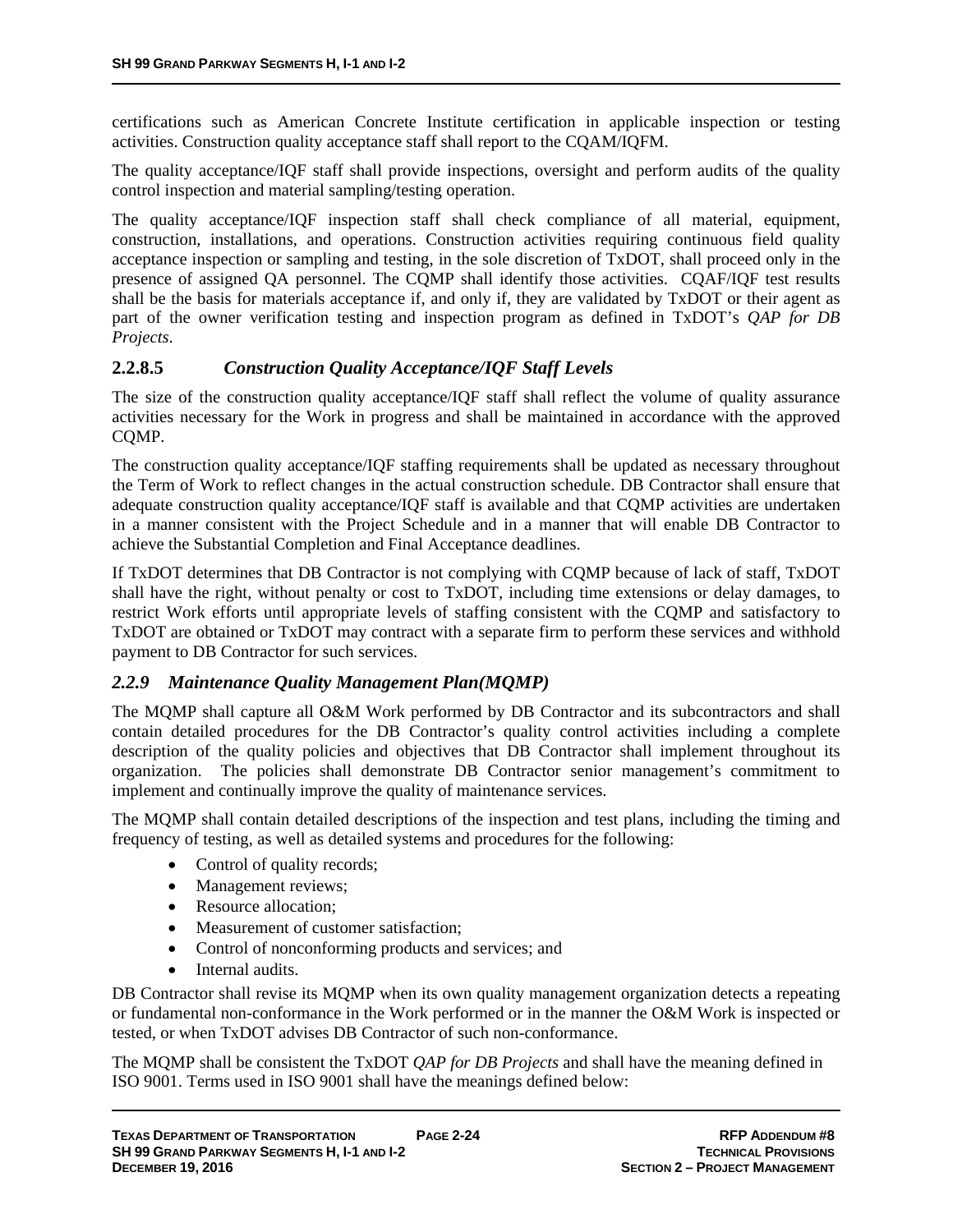certifications such as American Concrete Institute certification in applicable inspection or testing activities. Construction quality acceptance staff shall report to the CQAM/IQFM.

The quality acceptance/IQF staff shall provide inspections, oversight and perform audits of the quality control inspection and material sampling/testing operation.

The quality acceptance/IQF inspection staff shall check compliance of all material, equipment, construction, installations, and operations. Construction activities requiring continuous field quality acceptance inspection or sampling and testing, in the sole discretion of TxDOT, shall proceed only in the presence of assigned QA personnel. The CQMP shall identify those activities. CQAF/IQF test results shall be the basis for materials acceptance if, and only if, they are validated by TxDOT or their agent as part of the owner verification testing and inspection program as defined in TxDOT's *QAP for DB Projects*.

#### 2.2.8.5 *Construction Quality Acceptance/IQF Staff Levels*

The size of the construction quality acceptance/IQF staff shall reflect the volume of quality assurance activities necessary for the Work in progress and shall be maintained in accordance with the approved CQMP.

The construction quality acceptance/IQF staffing requirements shall be updated as necessary throughout the Term of Work to reflect changes in the actual construction schedule. DB Contractor shall ensure that adequate construction quality acceptance/IQF staff is available and that CQMP activities are undertaken in a manner consistent with the Project Schedule and in a manner that will enable DB Contractor to achieve the Substantial Completion and Final Acceptance deadlines.

If TxDOT determines that DB Contractor is not complying with CQMP because of lack of staff, TxDOT shall have the right, without penalty or cost to TxDOT, including time extensions or delay damages, to restrict Work efforts until appropriate levels of staffing consistent with the CQMP and satisfactory to TxDOT are obtained or TxDOT may contract with a separate firm to perform these services and withhold payment to DB Contractor for such services.

### *2.2.9 Maintenance Quality Management Plan(MQMP)*

The MQMP shall capture all O&M Work performed by DB Contractor and its subcontractors and shall contain detailed procedures for the DB Contractor's quality control activities including a complete description of the quality policies and objectives that DB Contractor shall implement throughout its organization. The policies shall demonstrate DB Contractor senior management's commitment to implement and continually improve the quality of maintenance services.

The MQMP shall contain detailed descriptions of the inspection and test plans, including the timing and frequency of testing, as well as detailed systems and procedures for the following:

- Control of quality records;
- Management reviews;
- Resource allocation;
- Measurement of customer satisfaction;
- Control of nonconforming products and services; and
- Internal audits.

DB Contractor shall revise its MQMP when its own quality management organization detects a repeating or fundamental non-conformance in the Work performed or in the manner the O&M Work is inspected or tested, or when TxDOT advises DB Contractor of such non-conformance.

The MQMP shall be consistent the TxDOT *QAP for DB Projects* and shall have the meaning defined in ISO 9001. Terms used in ISO 9001 shall have the meanings defined below: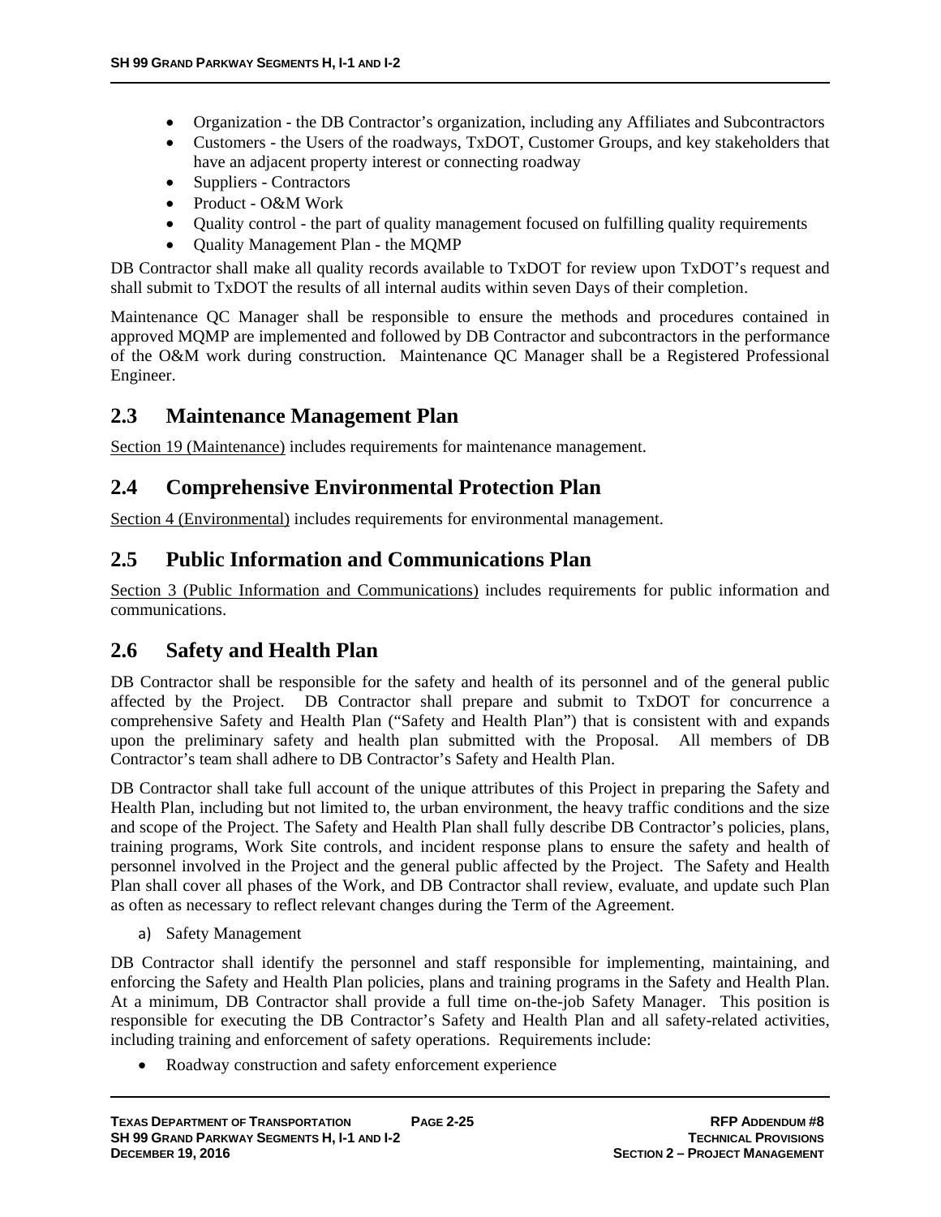- Organization - the DB Contractor's organization, including any Affiliates and Subcontractors
- Customers - the Users of the roadways, TxDOT, Customer Groups, and key stakeholders that have an adjacent property interest or connecting roadway
- Suppliers - Contractors
- Product - O&M Work
- Quality control - the part of quality management focused on fulfilling quality requirements
- Quality Management Plan - the MQMP

DB Contractor shall make all quality records available to TxDOT for review upon TxDOT's request and shall submit to TxDOT the results of all internal audits within seven Days of their completion.

Maintenance QC Manager shall be responsible to ensure the methods and procedures contained in approved MQMP are implemented and followed by DB Contractor and subcontractors in the performance of the O&M work during construction. Maintenance QC Manager shall be a Registered Professional Engineer.

## 2.3 Maintenance Management Plan

Section 19 (Maintenance) includes requirements for maintenance management.

## 2.4 Comprehensive Environmental Protection Plan

Section 4 (Environmental) includes requirements for environmental management.

## 2.5 Public Information and Communications Plan

Section 3 (Public Information and Communications) includes requirements for public information and communications.

## 2.6 Safety and Health Plan

DB Contractor shall be responsible for the safety and health of its personnel and of the general public affected by the Project. DB Contractor shall prepare and submit to TxDOT for concurrence a comprehensive Safety and Health Plan ("Safety and Health Plan") that is consistent with and expands upon the preliminary safety and health plan submitted with the Proposal. All members of DB Contractor's team shall adhere to DB Contractor's Safety and Health Plan.

DB Contractor shall take full account of the unique attributes of this Project in preparing the Safety and Health Plan, including but not limited to, the urban environment, the heavy traffic conditions and the size and scope of the Project. The Safety and Health Plan shall fully describe DB Contractor's policies, plans, training programs, Work Site controls, and incident response plans to ensure the safety and health of personnel involved in the Project and the general public affected by the Project. The Safety and Health Plan shall cover all phases of the Work, and DB Contractor shall review, evaluate, and update such Plan as often as necessary to reflect relevant changes during the Term of the Agreement.

a) Safety Management

DB Contractor shall identify the personnel and staff responsible for implementing, maintaining, and enforcing the Safety and Health Plan policies, plans and training programs in the Safety and Health Plan. At a minimum, DB Contractor shall provide a full time on-the-job Safety Manager. This position is responsible for executing the DB Contractor's Safety and Health Plan and all safety-related activities, including training and enforcement of safety operations. Requirements include:

- Roadway construction and safety enforcement experience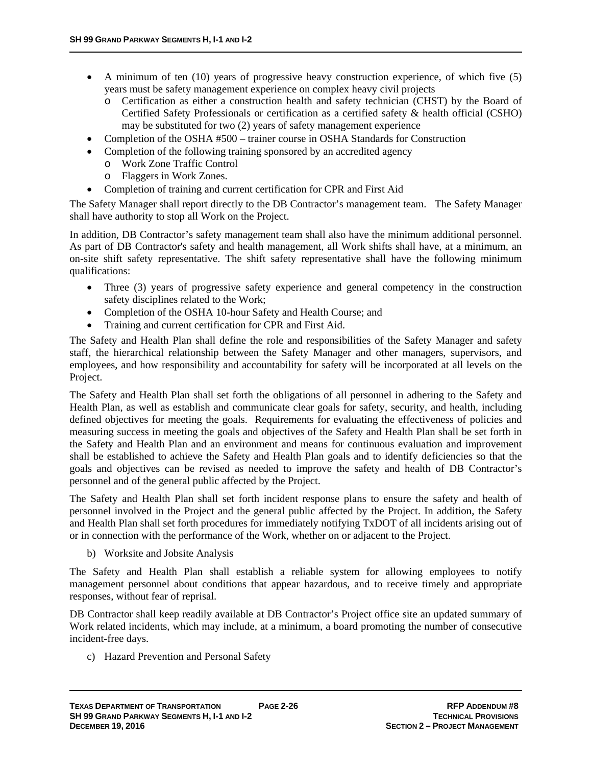- A minimum of ten (10) years of progressive heavy construction experience, of which five (5) years must be safety management experience on complex heavy civil projects
  - Certification as either a construction health and safety technician (CHST) by the Board of Certified Safety Professionals or certification as a certified safety & health official (CSHO) may be substituted for two (2) years of safety management experience
- Completion of the OSHA #500 – trainer course in OSHA Standards for Construction
- Completion of the following training sponsored by an accredited agency
  - Work Zone Traffic Control
  - Flaggers in Work Zones.
- Completion of training and current certification for CPR and First Aid

The Safety Manager shall report directly to the DB Contractor's management team. The Safety Manager shall have authority to stop all Work on the Project.

In addition, DB Contractor's safety management team shall also have the minimum additional personnel. As part of DB Contractor's safety and health management, all Work shifts shall have, at a minimum, an on-site shift safety representative. The shift safety representative shall have the following minimum qualifications:

- Three (3) years of progressive safety experience and general competency in the construction safety disciplines related to the Work;
- Completion of the OSHA 10-hour Safety and Health Course; and
- Training and current certification for CPR and First Aid.

The Safety and Health Plan shall define the role and responsibilities of the Safety Manager and safety staff, the hierarchical relationship between the Safety Manager and other managers, supervisors, and employees, and how responsibility and accountability for safety will be incorporated at all levels on the Project.

The Safety and Health Plan shall set forth the obligations of all personnel in adhering to the Safety and Health Plan, as well as establish and communicate clear goals for safety, security, and health, including defined objectives for meeting the goals. Requirements for evaluating the effectiveness of policies and measuring success in meeting the goals and objectives of the Safety and Health Plan shall be set forth in the Safety and Health Plan and an environment and means for continuous evaluation and improvement shall be established to achieve the Safety and Health Plan goals and to identify deficiencies so that the goals and objectives can be revised as needed to improve the safety and health of DB Contractor's personnel and of the general public affected by the Project.

The Safety and Health Plan shall set forth incident response plans to ensure the safety and health of personnel involved in the Project and the general public affected by the Project. In addition, the Safety and Health Plan shall set forth procedures for immediately notifying TxDOT of all incidents arising out of or in connection with the performance of the Work, whether on or adjacent to the Project.

b) Worksite and Jobsite Analysis

The Safety and Health Plan shall establish a reliable system for allowing employees to notify management personnel about conditions that appear hazardous, and to receive timely and appropriate responses, without fear of reprisal.

DB Contractor shall keep readily available at DB Contractor's Project office site an updated summary of Work related incidents, which may include, at a minimum, a board promoting the number of consecutive incident-free days.

c) Hazard Prevention and Personal Safety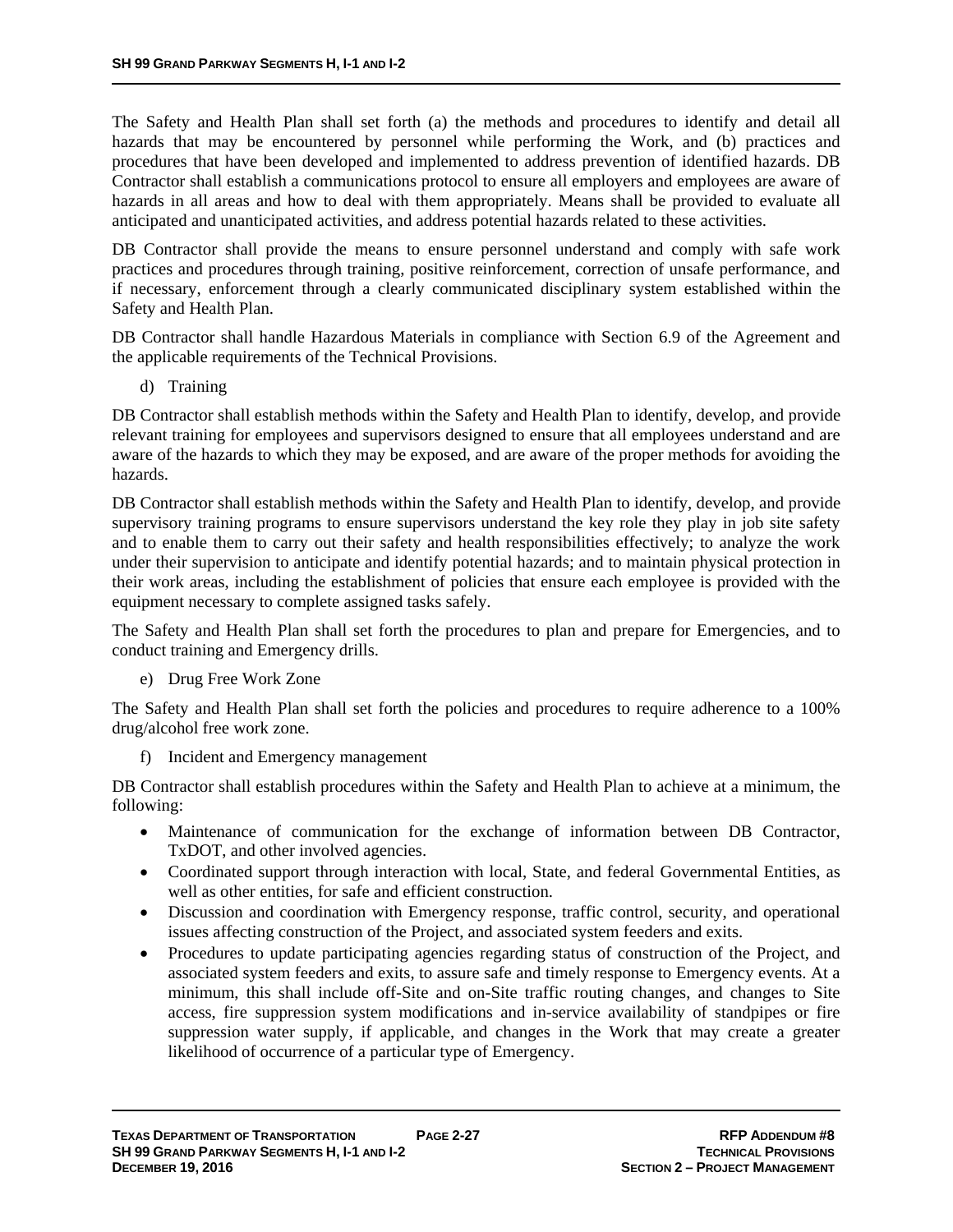The Safety and Health Plan shall set forth (a) the methods and procedures to identify and detail all hazards that may be encountered by personnel while performing the Work, and (b) practices and procedures that have been developed and implemented to address prevention of identified hazards. DB Contractor shall establish a communications protocol to ensure all employers and employees are aware of hazards in all areas and how to deal with them appropriately. Means shall be provided to evaluate all anticipated and unanticipated activities, and address potential hazards related to these activities.

DB Contractor shall provide the means to ensure personnel understand and comply with safe work practices and procedures through training, positive reinforcement, correction of unsafe performance, and if necessary, enforcement through a clearly communicated disciplinary system established within the Safety and Health Plan.

DB Contractor shall handle Hazardous Materials in compliance with Section 6.9 of the Agreement and the applicable requirements of the Technical Provisions.

d) Training

DB Contractor shall establish methods within the Safety and Health Plan to identify, develop, and provide relevant training for employees and supervisors designed to ensure that all employees understand and are aware of the hazards to which they may be exposed, and are aware of the proper methods for avoiding the hazards.

DB Contractor shall establish methods within the Safety and Health Plan to identify, develop, and provide supervisory training programs to ensure supervisors understand the key role they play in job site safety and to enable them to carry out their safety and health responsibilities effectively; to analyze the work under their supervision to anticipate and identify potential hazards; and to maintain physical protection in their work areas, including the establishment of policies that ensure each employee is provided with the equipment necessary to complete assigned tasks safely.

The Safety and Health Plan shall set forth the procedures to plan and prepare for Emergencies, and to conduct training and Emergency drills.

e) Drug Free Work Zone

The Safety and Health Plan shall set forth the policies and procedures to require adherence to a 100% drug/alcohol free work zone.

f) Incident and Emergency management

DB Contractor shall establish procedures within the Safety and Health Plan to achieve at a minimum, the following:

- Maintenance of communication for the exchange of information between DB Contractor, TxDOT, and other involved agencies.
- Coordinated support through interaction with local, State, and federal Governmental Entities, as well as other entities, for safe and efficient construction.
- Discussion and coordination with Emergency response, traffic control, security, and operational issues affecting construction of the Project, and associated system feeders and exits.
- Procedures to update participating agencies regarding status of construction of the Project, and associated system feeders and exits, to assure safe and timely response to Emergency events. At a minimum, this shall include off-Site and on-Site traffic routing changes, and changes to Site access, fire suppression system modifications and in-service availability of standpipes or fire suppression water supply, if applicable, and changes in the Work that may create a greater likelihood of occurrence of a particular type of Emergency.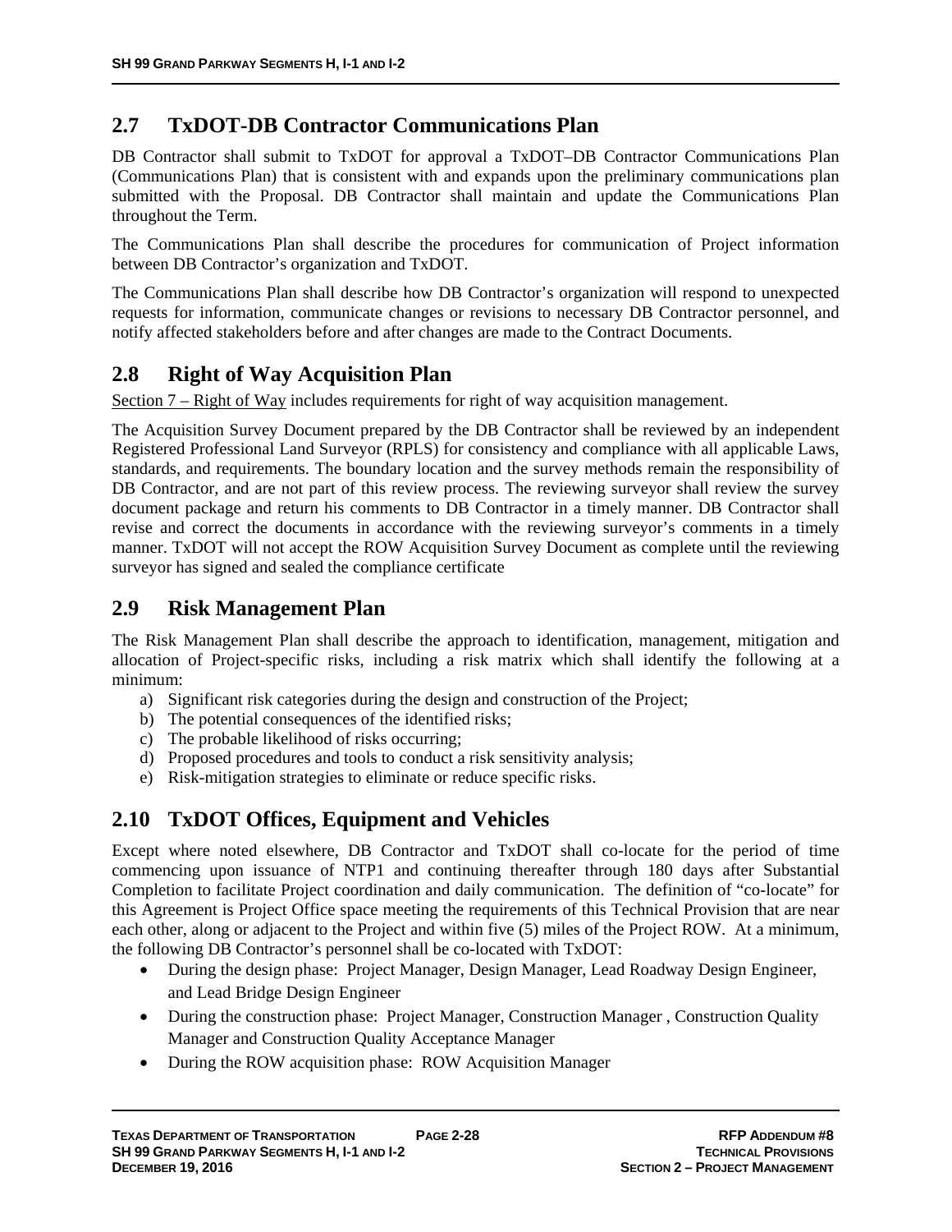## 2.7 TxDOT-DB Contractor Communications Plan

DB Contractor shall submit to TxDOT for approval a TxDOT–DB Contractor Communications Plan (Communications Plan) that is consistent with and expands upon the preliminary communications plan submitted with the Proposal. DB Contractor shall maintain and update the Communications Plan throughout the Term.

The Communications Plan shall describe the procedures for communication of Project information between DB Contractor's organization and TxDOT.

The Communications Plan shall describe how DB Contractor's organization will respond to unexpected requests for information, communicate changes or revisions to necessary DB Contractor personnel, and notify affected stakeholders before and after changes are made to the Contract Documents.

## 2.8 Right of Way Acquisition Plan

Section 7 – Right of Way includes requirements for right of way acquisition management.

The Acquisition Survey Document prepared by the DB Contractor shall be reviewed by an independent Registered Professional Land Surveyor (RPLS) for consistency and compliance with all applicable Laws, standards, and requirements. The boundary location and the survey methods remain the responsibility of DB Contractor, and are not part of this review process. The reviewing surveyor shall review the survey document package and return his comments to DB Contractor in a timely manner. DB Contractor shall revise and correct the documents in accordance with the reviewing surveyor's comments in a timely manner. TxDOT will not accept the ROW Acquisition Survey Document as complete until the reviewing surveyor has signed and sealed the compliance certificate

## 2.9 Risk Management Plan

The Risk Management Plan shall describe the approach to identification, management, mitigation and allocation of Project-specific risks, including a risk matrix which shall identify the following at a minimum:

a) Significant risk categories during the design and construction of the Project;
b) The potential consequences of the identified risks;
c) The probable likelihood of risks occurring;
d) Proposed procedures and tools to conduct a risk sensitivity analysis;
e) Risk-mitigation strategies to eliminate or reduce specific risks.

## 2.10 TxDOT Offices, Equipment and Vehicles

Except where noted elsewhere, DB Contractor and TxDOT shall co-locate for the period of time commencing upon issuance of NTP1 and continuing thereafter through 180 days after Substantial Completion to facilitate Project coordination and daily communication. The definition of "co-locate" for this Agreement is Project Office space meeting the requirements of this Technical Provision that are near each other, along or adjacent to the Project and within five (5) miles of the Project ROW. At a minimum, the following DB Contractor's personnel shall be co-located with TxDOT:

- During the design phase: Project Manager, Design Manager, Lead Roadway Design Engineer, and Lead Bridge Design Engineer
- During the construction phase: Project Manager, Construction Manager , Construction Quality Manager and Construction Quality Acceptance Manager
- During the ROW acquisition phase: ROW Acquisition Manager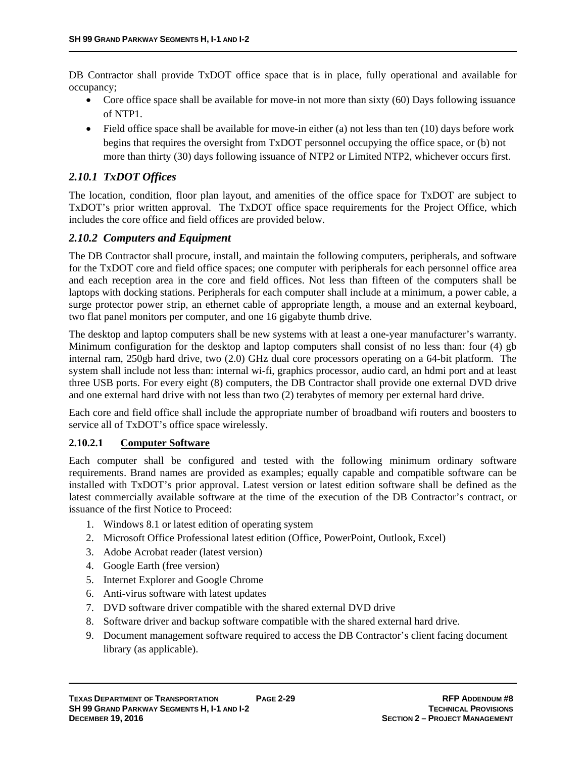DB Contractor shall provide TxDOT office space that is in place, fully operational and available for occupancy;

- Core office space shall be available for move-in not more than sixty (60) Days following issuance of NTP1.
- Field office space shall be available for move-in either (a) not less than ten (10) days before work begins that requires the oversight from TxDOT personnel occupying the office space, or (b) not more than thirty (30) days following issuance of NTP2 or Limited NTP2, whichever occurs first.

### *2.10.1 TxDOT Offices*

The location, condition, floor plan layout, and amenities of the office space for TxDOT are subject to TxDOT's prior written approval. The TxDOT office space requirements for the Project Office, which includes the core office and field offices are provided below.

### *2.10.2 Computers and Equipment*

The DB Contractor shall procure, install, and maintain the following computers, peripherals, and software for the TxDOT core and field office spaces; one computer with peripherals for each personnel office area and each reception area in the core and field offices. Not less than fifteen of the computers shall be laptops with docking stations. Peripherals for each computer shall include at a minimum, a power cable, a surge protector power strip, an ethernet cable of appropriate length, a mouse and an external keyboard, two flat panel monitors per computer, and one 16 gigabyte thumb drive.

The desktop and laptop computers shall be new systems with at least a one-year manufacturer's warranty. Minimum configuration for the desktop and laptop computers shall consist of no less than: four (4) gb internal ram, 250gb hard drive, two (2.0) GHz dual core processors operating on a 64-bit platform. The system shall include not less than: internal wi-fi, graphics processor, audio card, an hdmi port and at least three USB ports. For every eight (8) computers, the DB Contractor shall provide one external DVD drive and one external hard drive with not less than two (2) terabytes of memory per external hard drive.

Each core and field office shall include the appropriate number of broadband wifi routers and boosters to service all of TxDOT's office space wirelessly.

#### 2.10.2.1 Computer Software

Each computer shall be configured and tested with the following minimum ordinary software requirements. Brand names are provided as examples; equally capable and compatible software can be installed with TxDOT's prior approval. Latest version or latest edition software shall be defined as the latest commercially available software at the time of the execution of the DB Contractor's contract, or issuance of the first Notice to Proceed:

1. Windows 8.1 or latest edition of operating system
2. Microsoft Office Professional latest edition (Office, PowerPoint, Outlook, Excel)
3. Adobe Acrobat reader (latest version)
4. Google Earth (free version)
5. Internet Explorer and Google Chrome
6. Anti-virus software with latest updates
7. DVD software driver compatible with the shared external DVD drive
8. Software driver and backup software compatible with the shared external hard drive.
9. Document management software required to access the DB Contractor's client facing document library (as applicable).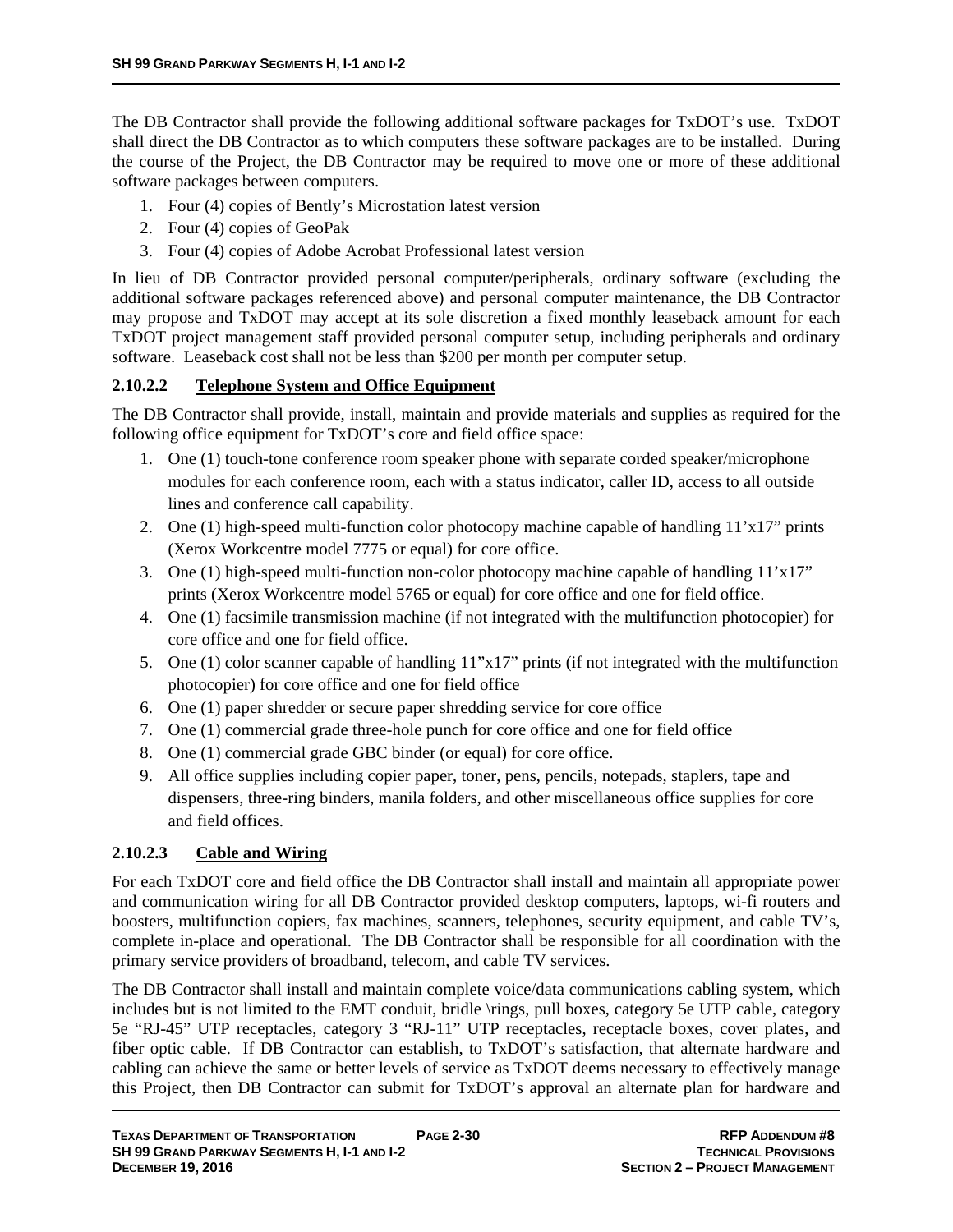The DB Contractor shall provide the following additional software packages for TxDOT's use. TxDOT shall direct the DB Contractor as to which computers these software packages are to be installed. During the course of the Project, the DB Contractor may be required to move one or more of these additional software packages between computers.

1. Four (4) copies of Bently's Microstation latest version
2. Four (4) copies of GeoPak
3. Four (4) copies of Adobe Acrobat Professional latest version

In lieu of DB Contractor provided personal computer/peripherals, ordinary software (excluding the additional software packages referenced above) and personal computer maintenance, the DB Contractor may propose and TxDOT may accept at its sole discretion a fixed monthly leaseback amount for each TxDOT project management staff provided personal computer setup, including peripherals and ordinary software. Leaseback cost shall not be less than $200 per month per computer setup.

#### 2.10.2.2 Telephone System and Office Equipment

The DB Contractor shall provide, install, maintain and provide materials and supplies as required for the following office equipment for TxDOT's core and field office space:

1. One (1) touch-tone conference room speaker phone with separate corded speaker/microphone modules for each conference room, each with a status indicator, caller ID, access to all outside lines and conference call capability.
2. One (1) high-speed multi-function color photocopy machine capable of handling 11'x17" prints (Xerox Workcentre model 7775 or equal) for core office.
3. One (1) high-speed multi-function non-color photocopy machine capable of handling 11'x17" prints (Xerox Workcentre model 5765 or equal) for core office and one for field office.
4. One (1) facsimile transmission machine (if not integrated with the multifunction photocopier) for core office and one for field office.
5. One (1) color scanner capable of handling 11"x17" prints (if not integrated with the multifunction photocopier) for core office and one for field office
6. One (1) paper shredder or secure paper shredding service for core office
7. One (1) commercial grade three-hole punch for core office and one for field office
8. One (1) commercial grade GBC binder (or equal) for core office.
9. All office supplies including copier paper, toner, pens, pencils, notepads, staplers, tape and dispensers, three-ring binders, manila folders, and other miscellaneous office supplies for core and field offices.

#### 2.10.2.3 Cable and Wiring

For each TxDOT core and field office the DB Contractor shall install and maintain all appropriate power and communication wiring for all DB Contractor provided desktop computers, laptops, wi-fi routers and boosters, multifunction copiers, fax machines, scanners, telephones, security equipment, and cable TV's, complete in-place and operational. The DB Contractor shall be responsible for all coordination with the primary service providers of broadband, telecom, and cable TV services.

The DB Contractor shall install and maintain complete voice/data communications cabling system, which includes but is not limited to the EMT conduit, bridle \rings, pull boxes, category 5e UTP cable, category 5e "RJ-45" UTP receptacles, category 3 "RJ-11" UTP receptacles, receptacle boxes, cover plates, and fiber optic cable. If DB Contractor can establish, to TxDOT's satisfaction, that alternate hardware and cabling can achieve the same or better levels of service as TxDOT deems necessary to effectively manage this Project, then DB Contractor can submit for TxDOT's approval an alternate plan for hardware and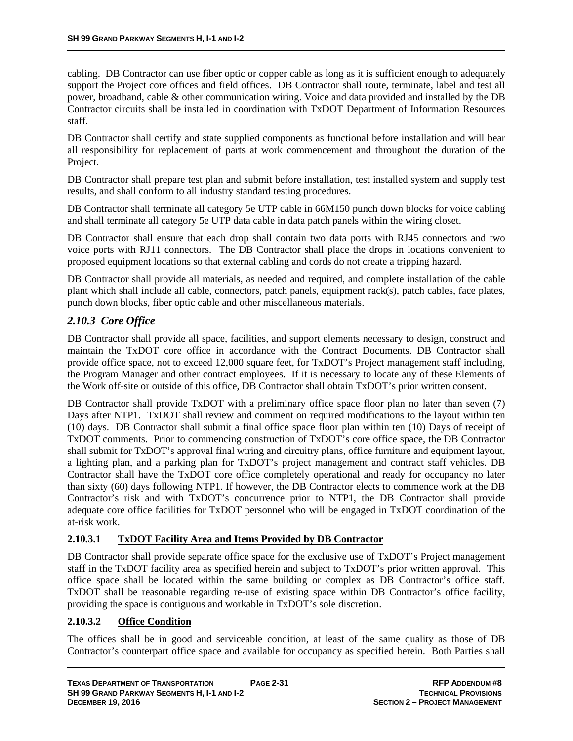cabling. DB Contractor can use fiber optic or copper cable as long as it is sufficient enough to adequately support the Project core offices and field offices. DB Contractor shall route, terminate, label and test all power, broadband, cable & other communication wiring. Voice and data provided and installed by the DB Contractor circuits shall be installed in coordination with TxDOT Department of Information Resources staff.

DB Contractor shall certify and state supplied components as functional before installation and will bear all responsibility for replacement of parts at work commencement and throughout the duration of the Project.

DB Contractor shall prepare test plan and submit before installation, test installed system and supply test results, and shall conform to all industry standard testing procedures.

DB Contractor shall terminate all category 5e UTP cable in 66M150 punch down blocks for voice cabling and shall terminate all category 5e UTP data cable in data patch panels within the wiring closet.

DB Contractor shall ensure that each drop shall contain two data ports with RJ45 connectors and two voice ports with RJ11 connectors. The DB Contractor shall place the drops in locations convenient to proposed equipment locations so that external cabling and cords do not create a tripping hazard.

DB Contractor shall provide all materials, as needed and required, and complete installation of the cable plant which shall include all cable, connectors, patch panels, equipment rack(s), patch cables, face plates, punch down blocks, fiber optic cable and other miscellaneous materials.

## *2.10.3 Core Office*

DB Contractor shall provide all space, facilities, and support elements necessary to design, construct and maintain the TxDOT core office in accordance with the Contract Documents. DB Contractor shall provide office space, not to exceed 12,000 square feet, for TxDOT's Project management staff including, the Program Manager and other contract employees. If it is necessary to locate any of these Elements of the Work off-site or outside of this office, DB Contractor shall obtain TxDOT's prior written consent.

DB Contractor shall provide TxDOT with a preliminary office space floor plan no later than seven (7) Days after NTP1. TxDOT shall review and comment on required modifications to the layout within ten (10) days. DB Contractor shall submit a final office space floor plan within ten (10) Days of receipt of TxDOT comments. Prior to commencing construction of TxDOT's core office space, the DB Contractor shall submit for TxDOT's approval final wiring and circuitry plans, office furniture and equipment layout, a lighting plan, and a parking plan for TxDOT's project management and contract staff vehicles. DB Contractor shall have the TxDOT core office completely operational and ready for occupancy no later than sixty (60) days following NTP1. If however, the DB Contractor elects to commence work at the DB Contractor's risk and with TxDOT's concurrence prior to NTP1, the DB Contractor shall provide adequate core office facilities for TxDOT personnel who will be engaged in TxDOT coordination of the at-risk work.

### 2.10.3.1 TxDOT Facility Area and Items Provided by DB Contractor

DB Contractor shall provide separate office space for the exclusive use of TxDOT's Project management staff in the TxDOT facility area as specified herein and subject to TxDOT's prior written approval. This office space shall be located within the same building or complex as DB Contractor's office staff. TxDOT shall be reasonable regarding re-use of existing space within DB Contractor's office facility, providing the space is contiguous and workable in TxDOT's sole discretion.

### 2.10.3.2 Office Condition

The offices shall be in good and serviceable condition, at least of the same quality as those of DB Contractor's counterpart office space and available for occupancy as specified herein. Both Parties shall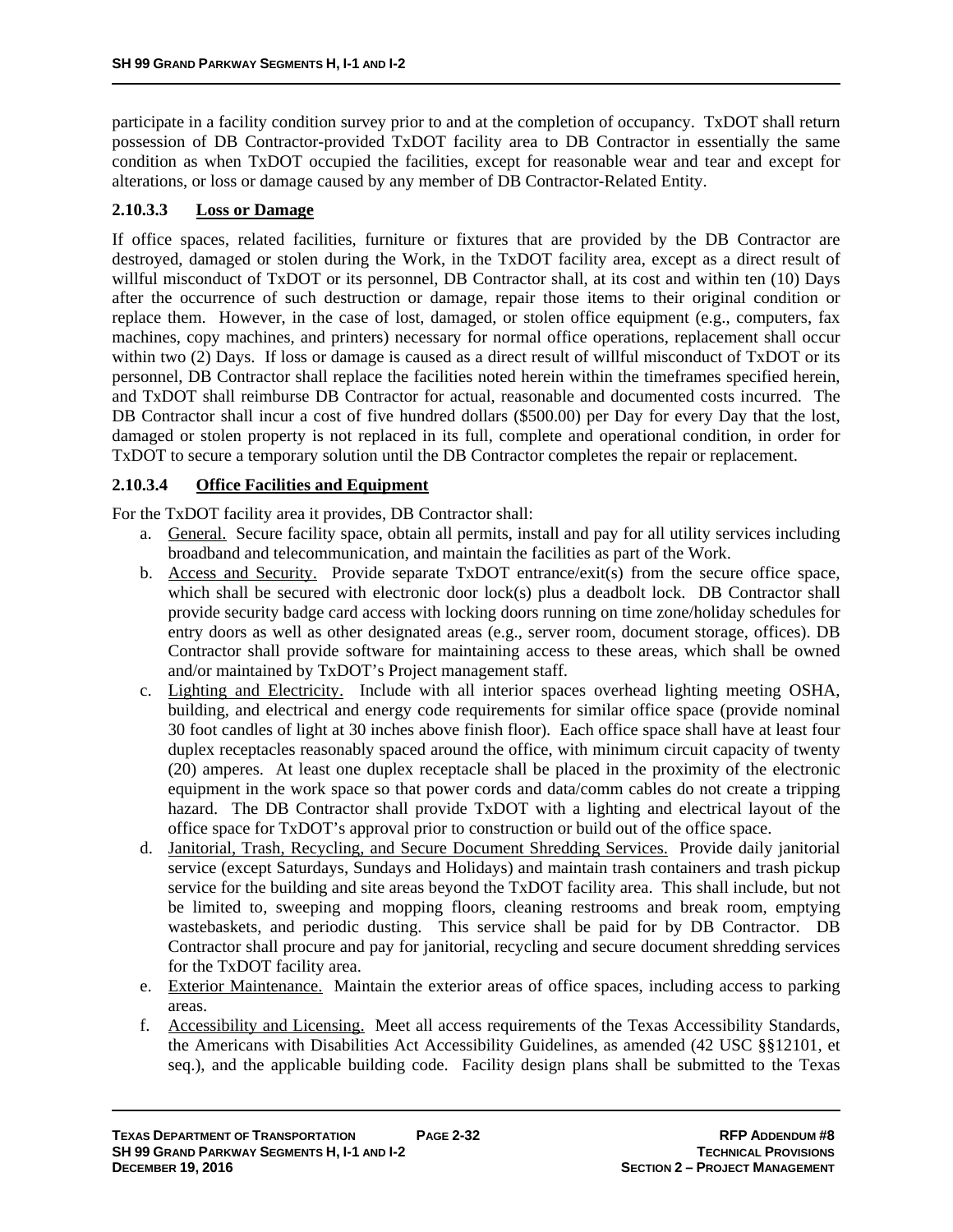participate in a facility condition survey prior to and at the completion of occupancy. TxDOT shall return possession of DB Contractor-provided TxDOT facility area to DB Contractor in essentially the same condition as when TxDOT occupied the facilities, except for reasonable wear and tear and except for alterations, or loss or damage caused by any member of DB Contractor-Related Entity.

#### 2.10.3.3 Loss or Damage

If office spaces, related facilities, furniture or fixtures that are provided by the DB Contractor are destroyed, damaged or stolen during the Work, in the TxDOT facility area, except as a direct result of willful misconduct of TxDOT or its personnel, DB Contractor shall, at its cost and within ten (10) Days after the occurrence of such destruction or damage, repair those items to their original condition or replace them. However, in the case of lost, damaged, or stolen office equipment (e.g., computers, fax machines, copy machines, and printers) necessary for normal office operations, replacement shall occur within two (2) Days. If loss or damage is caused as a direct result of willful misconduct of TxDOT or its personnel, DB Contractor shall replace the facilities noted herein within the timeframes specified herein, and TxDOT shall reimburse DB Contractor for actual, reasonable and documented costs incurred. The DB Contractor shall incur a cost of five hundred dollars ($500.00) per Day for every Day that the lost, damaged or stolen property is not replaced in its full, complete and operational condition, in order for TxDOT to secure a temporary solution until the DB Contractor completes the repair or replacement.

#### 2.10.3.4 Office Facilities and Equipment

For the TxDOT facility area it provides, DB Contractor shall:

a. General. Secure facility space, obtain all permits, install and pay for all utility services including broadband and telecommunication, and maintain the facilities as part of the Work.

b. Access and Security. Provide separate TxDOT entrance/exit(s) from the secure office space, which shall be secured with electronic door lock(s) plus a deadbolt lock. DB Contractor shall provide security badge card access with locking doors running on time zone/holiday schedules for entry doors as well as other designated areas (e.g., server room, document storage, offices). DB Contractor shall provide software for maintaining access to these areas, which shall be owned and/or maintained by TxDOT's Project management staff.

c. Lighting and Electricity. Include with all interior spaces overhead lighting meeting OSHA, building, and electrical and energy code requirements for similar office space (provide nominal 30 foot candles of light at 30 inches above finish floor). Each office space shall have at least four duplex receptacles reasonably spaced around the office, with minimum circuit capacity of twenty (20) amperes. At least one duplex receptacle shall be placed in the proximity of the electronic equipment in the work space so that power cords and data/comm cables do not create a tripping hazard. The DB Contractor shall provide TxDOT with a lighting and electrical layout of the office space for TxDOT's approval prior to construction or build out of the office space.

d. Janitorial, Trash, Recycling, and Secure Document Shredding Services. Provide daily janitorial service (except Saturdays, Sundays and Holidays) and maintain trash containers and trash pickup service for the building and site areas beyond the TxDOT facility area. This shall include, but not be limited to, sweeping and mopping floors, cleaning restrooms and break room, emptying wastebaskets, and periodic dusting. This service shall be paid for by DB Contractor. DB Contractor shall procure and pay for janitorial, recycling and secure document shredding services for the TxDOT facility area.

e. Exterior Maintenance. Maintain the exterior areas of office spaces, including access to parking areas.

f. Accessibility and Licensing. Meet all access requirements of the Texas Accessibility Standards, the Americans with Disabilities Act Accessibility Guidelines, as amended (42 USC §§12101, et seq.), and the applicable building code. Facility design plans shall be submitted to the Texas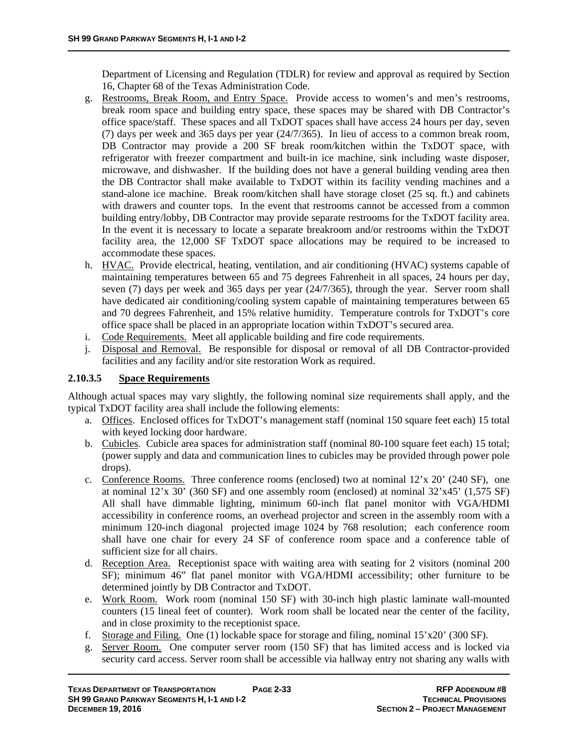Department of Licensing and Regulation (TDLR) for review and approval as required by Section 16, Chapter 68 of the Texas Administration Code.

g. Restrooms, Break Room, and Entry Space. Provide access to women's and men's restrooms, break room space and building entry space, these spaces may be shared with DB Contractor's office space/staff. These spaces and all TxDOT spaces shall have access 24 hours per day, seven (7) days per week and 365 days per year (24/7/365). In lieu of access to a common break room, DB Contractor may provide a 200 SF break room/kitchen within the TxDOT space, with refrigerator with freezer compartment and built-in ice machine, sink including waste disposer, microwave, and dishwasher. If the building does not have a general building vending area then the DB Contractor shall make available to TxDOT within its facility vending machines and a stand-alone ice machine. Break room/kitchen shall have storage closet (25 sq. ft.) and cabinets with drawers and counter tops. In the event that restrooms cannot be accessed from a common building entry/lobby, DB Contractor may provide separate restrooms for the TxDOT facility area. In the event it is necessary to locate a separate breakroom and/or restrooms within the TxDOT facility area, the 12,000 SF TxDOT space allocations may be required to be increased to accommodate these spaces.

h. HVAC. Provide electrical, heating, ventilation, and air conditioning (HVAC) systems capable of maintaining temperatures between 65 and 75 degrees Fahrenheit in all spaces, 24 hours per day, seven (7) days per week and 365 days per year (24/7/365), through the year. Server room shall have dedicated air conditioning/cooling system capable of maintaining temperatures between 65 and 70 degrees Fahrenheit, and 15% relative humidity. Temperature controls for TxDOT's core office space shall be placed in an appropriate location within TxDOT's secured area.

i. Code Requirements. Meet all applicable building and fire code requirements.

j. Disposal and Removal. Be responsible for disposal or removal of all DB Contractor-provided facilities and any facility and/or site restoration Work as required.

### 2.10.3.5 Space Requirements

Although actual spaces may vary slightly, the following nominal size requirements shall apply, and the typical TxDOT facility area shall include the following elements:

a. Offices. Enclosed offices for TxDOT's management staff (nominal 150 square feet each) 15 total with keyed locking door hardware.

b. Cubicles. Cubicle area spaces for administration staff (nominal 80-100 square feet each) 15 total; (power supply and data and communication lines to cubicles may be provided through power pole drops).

c. Conference Rooms. Three conference rooms (enclosed) two at nominal 12'x 20' (240 SF), one at nominal 12'x 30' (360 SF) and one assembly room (enclosed) at nominal 32'x45' (1,575 SF) All shall have dimmable lighting, minimum 60-inch flat panel monitor with VGA/HDMI accessibility in conference rooms, an overhead projector and screen in the assembly room with a minimum 120-inch diagonal projected image 1024 by 768 resolution; each conference room shall have one chair for every 24 SF of conference room space and a conference table of sufficient size for all chairs.

d. Reception Area. Receptionist space with waiting area with seating for 2 visitors (nominal 200 SF); minimum 46" flat panel monitor with VGA/HDMI accessibility; other furniture to be determined jointly by DB Contractor and TxDOT.

e. Work Room. Work room (nominal 150 SF) with 30-inch high plastic laminate wall-mounted counters (15 lineal feet of counter). Work room shall be located near the center of the facility, and in close proximity to the receptionist space.

f. Storage and Filing. One (1) lockable space for storage and filing, nominal 15'x20' (300 SF).

g. Server Room. One computer server room (150 SF) that has limited access and is locked via security card access. Server room shall be accessible via hallway entry not sharing any walls with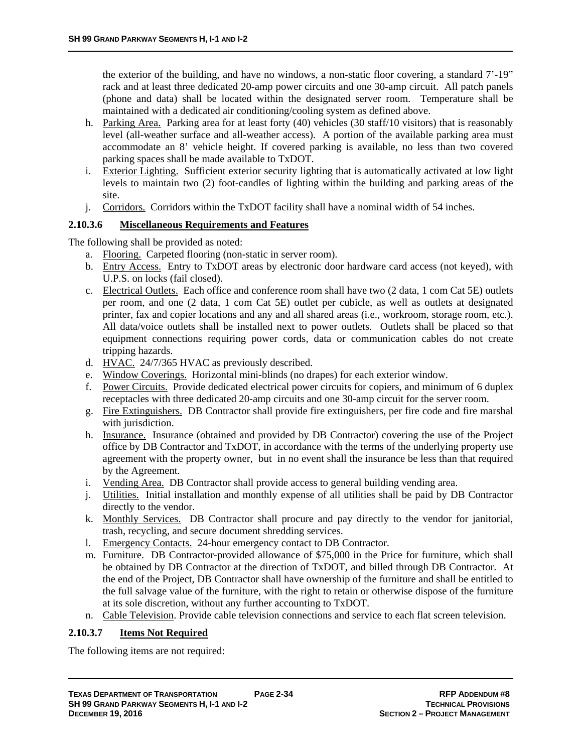the exterior of the building, and have no windows, a non-static floor covering, a standard 7'-19" rack and at least three dedicated 20-amp power circuits and one 30-amp circuit. All patch panels (phone and data) shall be located within the designated server room. Temperature shall be maintained with a dedicated air conditioning/cooling system as defined above.

h. Parking Area. Parking area for at least forty (40) vehicles (30 staff/10 visitors) that is reasonably level (all-weather surface and all-weather access). A portion of the available parking area must accommodate an 8' vehicle height. If covered parking is available, no less than two covered parking spaces shall be made available to TxDOT.
i. Exterior Lighting. Sufficient exterior security lighting that is automatically activated at low light levels to maintain two (2) foot-candles of lighting within the building and parking areas of the site.
j. Corridors. Corridors within the TxDOT facility shall have a nominal width of 54 inches.

#### 2.10.3.6 Miscellaneous Requirements and Features

The following shall be provided as noted:

a. Flooring. Carpeted flooring (non-static in server room).
b. Entry Access. Entry to TxDOT areas by electronic door hardware card access (not keyed), with U.P.S. on locks (fail closed).
c. Electrical Outlets. Each office and conference room shall have two (2 data, 1 com Cat 5E) outlets per room, and one (2 data, 1 com Cat 5E) outlet per cubicle, as well as outlets at designated printer, fax and copier locations and any and all shared areas (i.e., workroom, storage room, etc.). All data/voice outlets shall be installed next to power outlets. Outlets shall be placed so that equipment connections requiring power cords, data or communication cables do not create tripping hazards.
d. HVAC. 24/7/365 HVAC as previously described.
e. Window Coverings. Horizontal mini-blinds (no drapes) for each exterior window.
f. Power Circuits. Provide dedicated electrical power circuits for copiers, and minimum of 6 duplex receptacles with three dedicated 20-amp circuits and one 30-amp circuit for the server room.
g. Fire Extinguishers. DB Contractor shall provide fire extinguishers, per fire code and fire marshal with jurisdiction.
h. Insurance. Insurance (obtained and provided by DB Contractor) covering the use of the Project office by DB Contractor and TxDOT, in accordance with the terms of the underlying property use agreement with the property owner, but in no event shall the insurance be less than that required by the Agreement.
i. Vending Area. DB Contractor shall provide access to general building vending area.
j. Utilities. Initial installation and monthly expense of all utilities shall be paid by DB Contractor directly to the vendor.
k. Monthly Services. DB Contractor shall procure and pay directly to the vendor for janitorial, trash, recycling, and secure document shredding services.
l. Emergency Contacts. 24-hour emergency contact to DB Contractor.
m. Furniture. DB Contractor-provided allowance of $75,000 in the Price for furniture, which shall be obtained by DB Contractor at the direction of TxDOT, and billed through DB Contractor. At the end of the Project, DB Contractor shall have ownership of the furniture and shall be entitled to the full salvage value of the furniture, with the right to retain or otherwise dispose of the furniture at its sole discretion, without any further accounting to TxDOT.
n. Cable Television. Provide cable television connections and service to each flat screen television.

#### 2.10.3.7 Items Not Required

The following items are not required: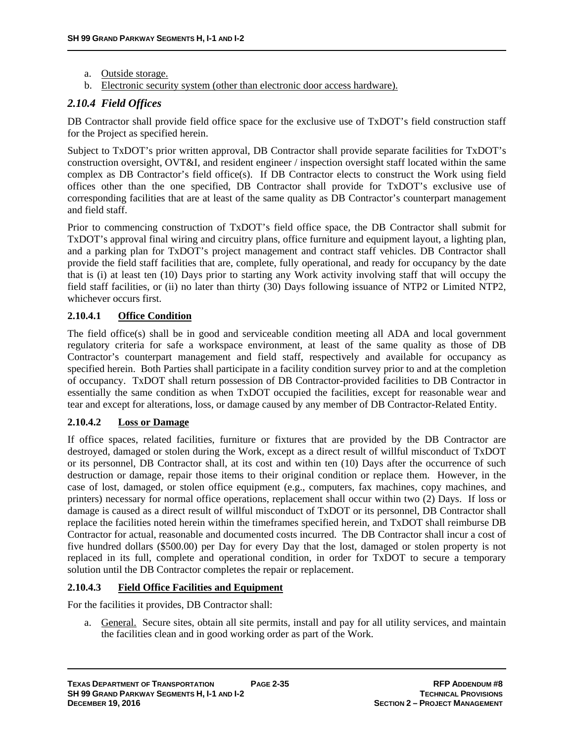a. Outside storage.
b. Electronic security system (other than electronic door access hardware).

## *2.10.4 Field Offices*

DB Contractor shall provide field office space for the exclusive use of TxDOT's field construction staff for the Project as specified herein.

Subject to TxDOT's prior written approval, DB Contractor shall provide separate facilities for TxDOT's construction oversight, OVT&I, and resident engineer / inspection oversight staff located within the same complex as DB Contractor's field office(s). If DB Contractor elects to construct the Work using field offices other than the one specified, DB Contractor shall provide for TxDOT's exclusive use of corresponding facilities that are at least of the same quality as DB Contractor's counterpart management and field staff.

Prior to commencing construction of TxDOT's field office space, the DB Contractor shall submit for TxDOT's approval final wiring and circuitry plans, office furniture and equipment layout, a lighting plan, and a parking plan for TxDOT's project management and contract staff vehicles. DB Contractor shall provide the field staff facilities that are, complete, fully operational, and ready for occupancy by the date that is (i) at least ten (10) Days prior to starting any Work activity involving staff that will occupy the field staff facilities, or (ii) no later than thirty (30) Days following issuance of NTP2 or Limited NTP2, whichever occurs first.

### 2.10.4.1 Office Condition

The field office(s) shall be in good and serviceable condition meeting all ADA and local government regulatory criteria for safe a workspace environment, at least of the same quality as those of DB Contractor's counterpart management and field staff, respectively and available for occupancy as specified herein. Both Parties shall participate in a facility condition survey prior to and at the completion of occupancy. TxDOT shall return possession of DB Contractor-provided facilities to DB Contractor in essentially the same condition as when TxDOT occupied the facilities, except for reasonable wear and tear and except for alterations, loss, or damage caused by any member of DB Contractor-Related Entity.

### 2.10.4.2 Loss or Damage

If office spaces, related facilities, furniture or fixtures that are provided by the DB Contractor are destroyed, damaged or stolen during the Work, except as a direct result of willful misconduct of TxDOT or its personnel, DB Contractor shall, at its cost and within ten (10) Days after the occurrence of such destruction or damage, repair those items to their original condition or replace them. However, in the case of lost, damaged, or stolen office equipment (e.g., computers, fax machines, copy machines, and printers) necessary for normal office operations, replacement shall occur within two (2) Days. If loss or damage is caused as a direct result of willful misconduct of TxDOT or its personnel, DB Contractor shall replace the facilities noted herein within the timeframes specified herein, and TxDOT shall reimburse DB Contractor for actual, reasonable and documented costs incurred. The DB Contractor shall incur a cost of five hundred dollars ($500.00) per Day for every Day that the lost, damaged or stolen property is not replaced in its full, complete and operational condition, in order for TxDOT to secure a temporary solution until the DB Contractor completes the repair or replacement.

### 2.10.4.3 Field Office Facilities and Equipment

For the facilities it provides, DB Contractor shall:

a. General. Secure sites, obtain all site permits, install and pay for all utility services, and maintain the facilities clean and in good working order as part of the Work.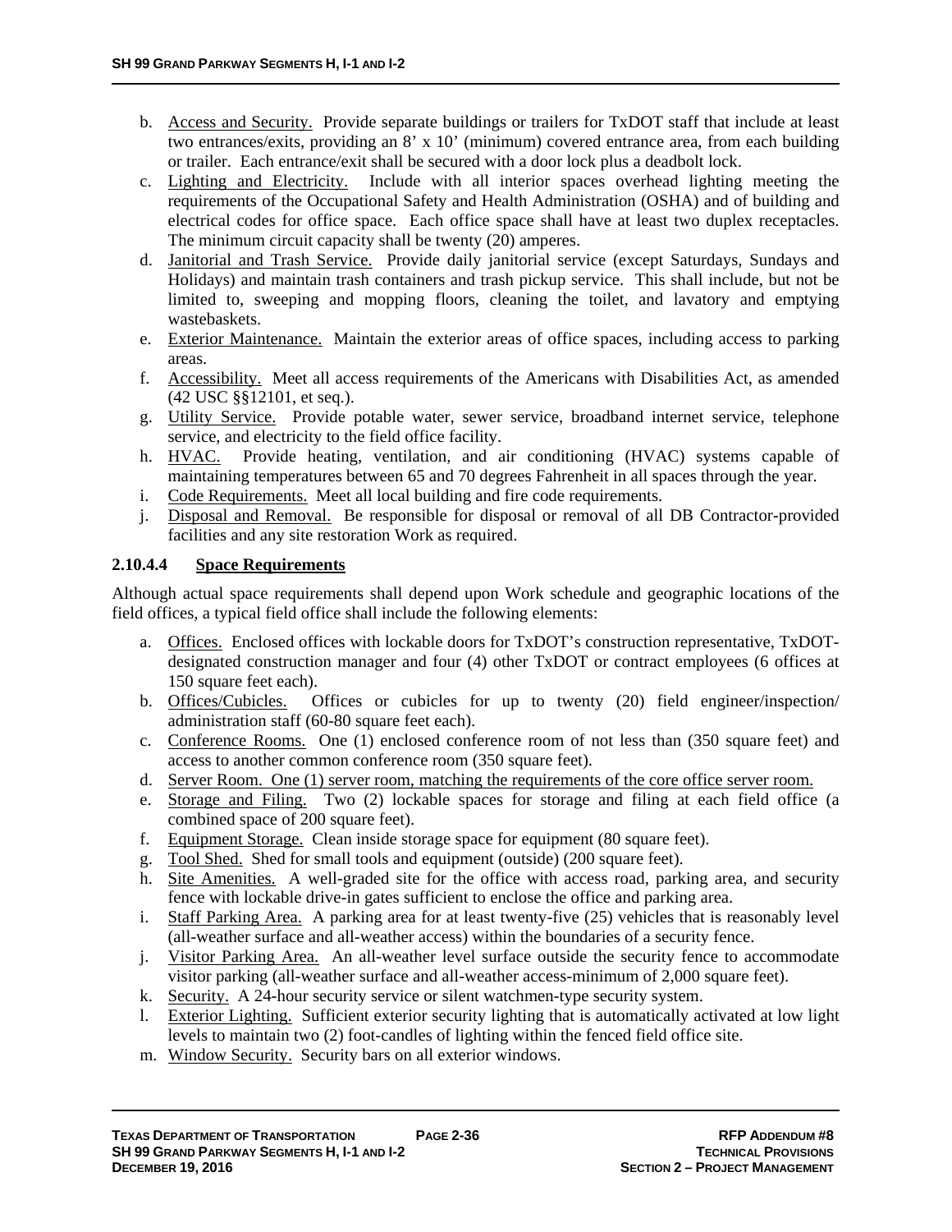b. Access and Security. Provide separate buildings or trailers for TxDOT staff that include at least two entrances/exits, providing an 8' x 10' (minimum) covered entrance area, from each building or trailer. Each entrance/exit shall be secured with a door lock plus a deadbolt lock.
c. Lighting and Electricity. Include with all interior spaces overhead lighting meeting the requirements of the Occupational Safety and Health Administration (OSHA) and of building and electrical codes for office space. Each office space shall have at least two duplex receptacles. The minimum circuit capacity shall be twenty (20) amperes.
d. Janitorial and Trash Service. Provide daily janitorial service (except Saturdays, Sundays and Holidays) and maintain trash containers and trash pickup service. This shall include, but not be limited to, sweeping and mopping floors, cleaning the toilet, and lavatory and emptying wastebaskets.
e. Exterior Maintenance. Maintain the exterior areas of office spaces, including access to parking areas.
f. Accessibility. Meet all access requirements of the Americans with Disabilities Act, as amended (42 USC §§12101, et seq.).
g. Utility Service. Provide potable water, sewer service, broadband internet service, telephone service, and electricity to the field office facility.
h. HVAC. Provide heating, ventilation, and air conditioning (HVAC) systems capable of maintaining temperatures between 65 and 70 degrees Fahrenheit in all spaces through the year.
i. Code Requirements. Meet all local building and fire code requirements.
j. Disposal and Removal. Be responsible for disposal or removal of all DB Contractor-provided facilities and any site restoration Work as required.

#### 2.10.4.4 Space Requirements

Although actual space requirements shall depend upon Work schedule and geographic locations of the field offices, a typical field office shall include the following elements:

a. Offices. Enclosed offices with lockable doors for TxDOT's construction representative, TxDOT-designated construction manager and four (4) other TxDOT or contract employees (6 offices at 150 square feet each).
b. Offices/Cubicles. Offices or cubicles for up to twenty (20) field engineer/inspection/ administration staff (60-80 square feet each).
c. Conference Rooms. One (1) enclosed conference room of not less than (350 square feet) and access to another common conference room (350 square feet).
d. Server Room. One (1) server room, matching the requirements of the core office server room.
e. Storage and Filing. Two (2) lockable spaces for storage and filing at each field office (a combined space of 200 square feet).
f. Equipment Storage. Clean inside storage space for equipment (80 square feet).
g. Tool Shed. Shed for small tools and equipment (outside) (200 square feet).
h. Site Amenities. A well-graded site for the office with access road, parking area, and security fence with lockable drive-in gates sufficient to enclose the office and parking area.
i. Staff Parking Area. A parking area for at least twenty-five (25) vehicles that is reasonably level (all-weather surface and all-weather access) within the boundaries of a security fence.
j. Visitor Parking Area. An all-weather level surface outside the security fence to accommodate visitor parking (all-weather surface and all-weather access-minimum of 2,000 square feet).
k. Security. A 24-hour security service or silent watchmen-type security system.
l. Exterior Lighting. Sufficient exterior security lighting that is automatically activated at low light levels to maintain two (2) foot-candles of lighting within the fenced field office site.
m. Window Security. Security bars on all exterior windows.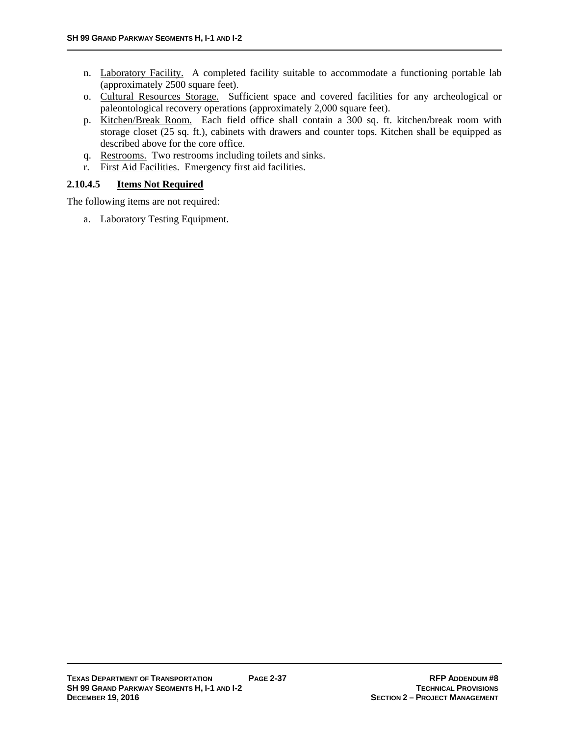n. Laboratory Facility. A completed facility suitable to accommodate a functioning portable lab (approximately 2500 square feet).

o. Cultural Resources Storage. Sufficient space and covered facilities for any archeological or paleontological recovery operations (approximately 2,000 square feet).

p. Kitchen/Break Room. Each field office shall contain a 300 sq. ft. kitchen/break room with storage closet (25 sq. ft.), cabinets with drawers and counter tops. Kitchen shall be equipped as described above for the core office.

q. Restrooms. Two restrooms including toilets and sinks.

r. First Aid Facilities. Emergency first aid facilities.

#### 2.10.4.5 Items Not Required

The following items are not required:

a. Laboratory Testing Equipment.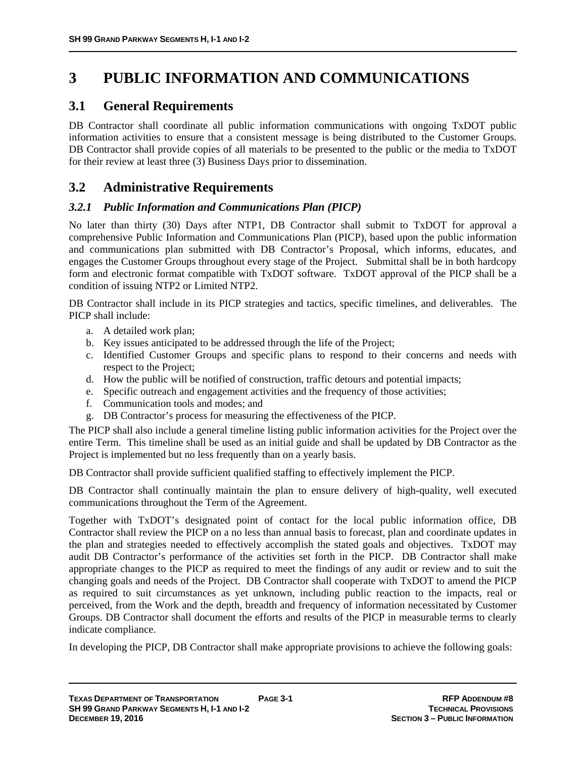// heading levels approximated: ###### for 3.2.1 may be off
# 3 PUBLIC INFORMATION AND COMMUNICATIONS

## 3.1 General Requirements

DB Contractor shall coordinate all public information communications with ongoing TxDOT public information activities to ensure that a consistent message is being distributed to the Customer Groups. DB Contractor shall provide copies of all materials to be presented to the public or the media to TxDOT for their review at least three (3) Business Days prior to dissemination.

## 3.2 Administrative Requirements

### *3.2.1 Public Information and Communications Plan (PICP)*

No later than thirty (30) Days after NTP1, DB Contractor shall submit to TxDOT for approval a comprehensive Public Information and Communications Plan (PICP), based upon the public information and communications plan submitted with DB Contractor's Proposal, which informs, educates, and engages the Customer Groups throughout every stage of the Project. Submittal shall be in both hardcopy form and electronic format compatible with TxDOT software. TxDOT approval of the PICP shall be a condition of issuing NTP2 or Limited NTP2.

DB Contractor shall include in its PICP strategies and tactics, specific timelines, and deliverables. The PICP shall include:

a. A detailed work plan;
b. Key issues anticipated to be addressed through the life of the Project;
c. Identified Customer Groups and specific plans to respond to their concerns and needs with respect to the Project;
d. How the public will be notified of construction, traffic detours and potential impacts;
e. Specific outreach and engagement activities and the frequency of those activities;
f. Communication tools and modes; and
g. DB Contractor's process for measuring the effectiveness of the PICP.

The PICP shall also include a general timeline listing public information activities for the Project over the entire Term. This timeline shall be used as an initial guide and shall be updated by DB Contractor as the Project is implemented but no less frequently than on a yearly basis.

DB Contractor shall provide sufficient qualified staffing to effectively implement the PICP.

DB Contractor shall continually maintain the plan to ensure delivery of high-quality, well executed communications throughout the Term of the Agreement.

Together with TxDOT's designated point of contact for the local public information office, DB Contractor shall review the PICP on a no less than annual basis to forecast, plan and coordinate updates in the plan and strategies needed to effectively accomplish the stated goals and objectives. TxDOT may audit DB Contractor's performance of the activities set forth in the PICP. DB Contractor shall make appropriate changes to the PICP as required to meet the findings of any audit or review and to suit the changing goals and needs of the Project. DB Contractor shall cooperate with TxDOT to amend the PICP as required to suit circumstances as yet unknown, including public reaction to the impacts, real or perceived, from the Work and the depth, breadth and frequency of information necessitated by Customer Groups. DB Contractor shall document the efforts and results of the PICP in measurable terms to clearly indicate compliance.

In developing the PICP, DB Contractor shall make appropriate provisions to achieve the following goals: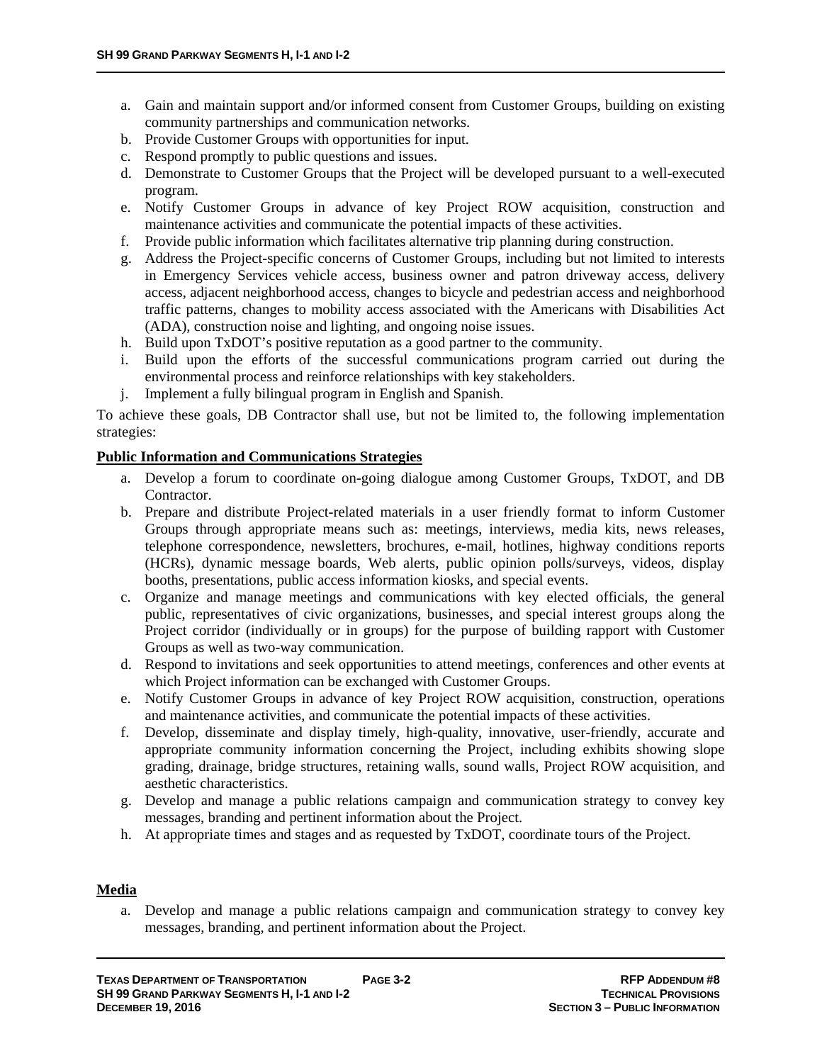a. Gain and maintain support and/or informed consent from Customer Groups, building on existing community partnerships and communication networks.
b. Provide Customer Groups with opportunities for input.
c. Respond promptly to public questions and issues.
d. Demonstrate to Customer Groups that the Project will be developed pursuant to a well-executed program.
e. Notify Customer Groups in advance of key Project ROW acquisition, construction and maintenance activities and communicate the potential impacts of these activities.
f. Provide public information which facilitates alternative trip planning during construction.
g. Address the Project-specific concerns of Customer Groups, including but not limited to interests in Emergency Services vehicle access, business owner and patron driveway access, delivery access, adjacent neighborhood access, changes to bicycle and pedestrian access and neighborhood traffic patterns, changes to mobility access associated with the Americans with Disabilities Act (ADA), construction noise and lighting, and ongoing noise issues.
h. Build upon TxDOT's positive reputation as a good partner to the community.
i. Build upon the efforts of the successful communications program carried out during the environmental process and reinforce relationships with key stakeholders.
j. Implement a fully bilingual program in English and Spanish.

To achieve these goals, DB Contractor shall use, but not be limited to, the following implementation strategies:

**Public Information and Communications Strategies**

a. Develop a forum to coordinate on-going dialogue among Customer Groups, TxDOT, and DB Contractor.
b. Prepare and distribute Project-related materials in a user friendly format to inform Customer Groups through appropriate means such as: meetings, interviews, media kits, news releases, telephone correspondence, newsletters, brochures, e-mail, hotlines, highway conditions reports (HCRs), dynamic message boards, Web alerts, public opinion polls/surveys, videos, display booths, presentations, public access information kiosks, and special events.
c. Organize and manage meetings and communications with key elected officials, the general public, representatives of civic organizations, businesses, and special interest groups along the Project corridor (individually or in groups) for the purpose of building rapport with Customer Groups as well as two-way communication.
d. Respond to invitations and seek opportunities to attend meetings, conferences and other events at which Project information can be exchanged with Customer Groups.
e. Notify Customer Groups in advance of key Project ROW acquisition, construction, operations and maintenance activities, and communicate the potential impacts of these activities.
f. Develop, disseminate and display timely, high-quality, innovative, user-friendly, accurate and appropriate community information concerning the Project, including exhibits showing slope grading, drainage, bridge structures, retaining walls, sound walls, Project ROW acquisition, and aesthetic characteristics.
g. Develop and manage a public relations campaign and communication strategy to convey key messages, branding and pertinent information about the Project.
h. At appropriate times and stages and as requested by TxDOT, coordinate tours of the Project.

**Media**

a. Develop and manage a public relations campaign and communication strategy to convey key messages, branding, and pertinent information about the Project.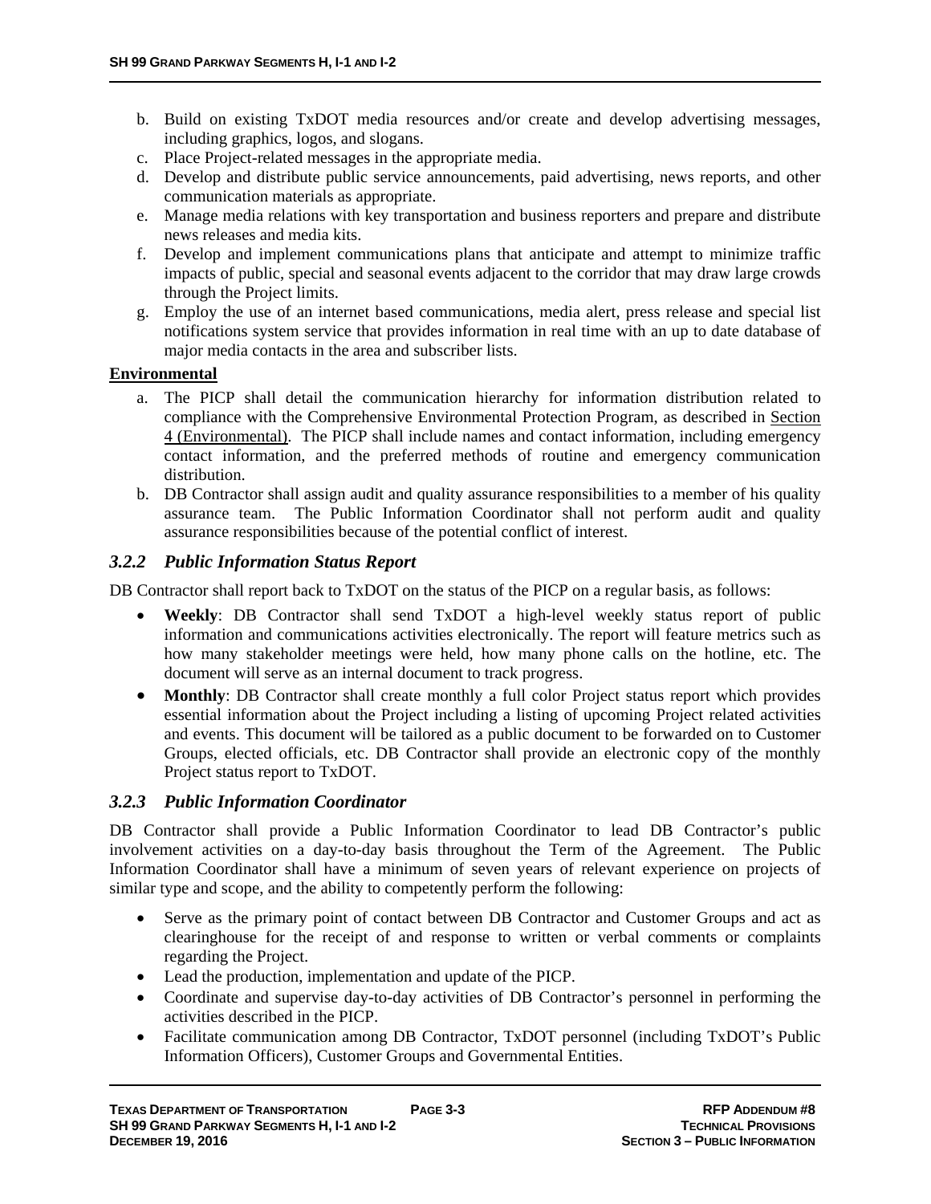b. Build on existing TxDOT media resources and/or create and develop advertising messages, including graphics, logos, and slogans.
c. Place Project-related messages in the appropriate media.
d. Develop and distribute public service announcements, paid advertising, news reports, and other communication materials as appropriate.
e. Manage media relations with key transportation and business reporters and prepare and distribute news releases and media kits.
f. Develop and implement communications plans that anticipate and attempt to minimize traffic impacts of public, special and seasonal events adjacent to the corridor that may draw large crowds through the Project limits.
g. Employ the use of an internet based communications, media alert, press release and special list notifications system service that provides information in real time with an up to date database of major media contacts in the area and subscriber lists.

**Environmental**

a. The PICP shall detail the communication hierarchy for information distribution related to compliance with the Comprehensive Environmental Protection Program, as described in Section 4 (Environmental). The PICP shall include names and contact information, including emergency contact information, and the preferred methods of routine and emergency communication distribution.
b. DB Contractor shall assign audit and quality assurance responsibilities to a member of his quality assurance team. The Public Information Coordinator shall not perform audit and quality assurance responsibilities because of the potential conflict of interest.

### *3.2.2 Public Information Status Report*

DB Contractor shall report back to TxDOT on the status of the PICP on a regular basis, as follows:

- **Weekly**: DB Contractor shall send TxDOT a high-level weekly status report of public information and communications activities electronically. The report will feature metrics such as how many stakeholder meetings were held, how many phone calls on the hotline, etc. The document will serve as an internal document to track progress.
- **Monthly**: DB Contractor shall create monthly a full color Project status report which provides essential information about the Project including a listing of upcoming Project related activities and events. This document will be tailored as a public document to be forwarded on to Customer Groups, elected officials, etc. DB Contractor shall provide an electronic copy of the monthly Project status report to TxDOT.

### *3.2.3 Public Information Coordinator*

DB Contractor shall provide a Public Information Coordinator to lead DB Contractor's public involvement activities on a day-to-day basis throughout the Term of the Agreement. The Public Information Coordinator shall have a minimum of seven years of relevant experience on projects of similar type and scope, and the ability to competently perform the following:

- Serve as the primary point of contact between DB Contractor and Customer Groups and act as clearinghouse for the receipt of and response to written or verbal comments or complaints regarding the Project.
- Lead the production, implementation and update of the PICP.
- Coordinate and supervise day-to-day activities of DB Contractor's personnel in performing the activities described in the PICP.
- Facilitate communication among DB Contractor, TxDOT personnel (including TxDOT's Public Information Officers), Customer Groups and Governmental Entities.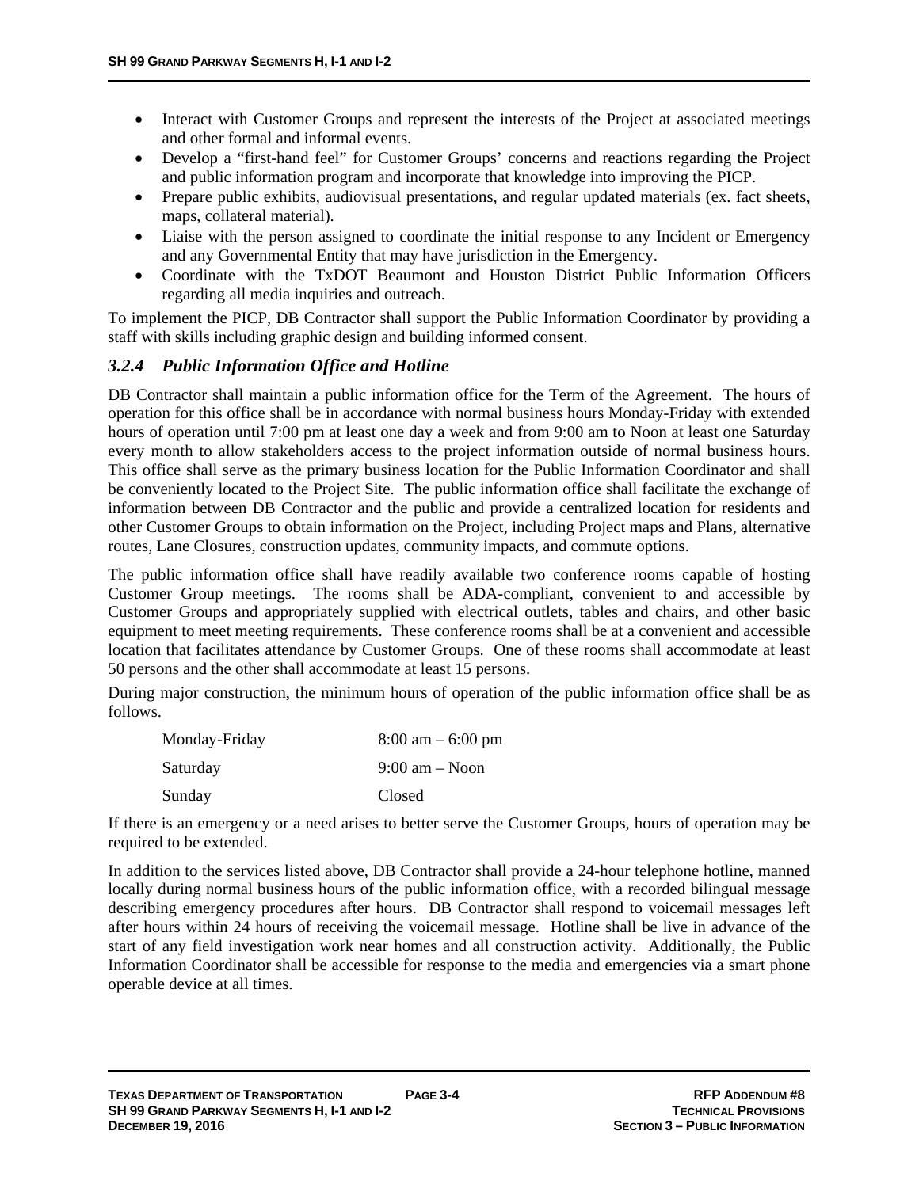- Interact with Customer Groups and represent the interests of the Project at associated meetings and other formal and informal events.
- Develop a "first-hand feel" for Customer Groups' concerns and reactions regarding the Project and public information program and incorporate that knowledge into improving the PICP.
- Prepare public exhibits, audiovisual presentations, and regular updated materials (ex. fact sheets, maps, collateral material).
- Liaise with the person assigned to coordinate the initial response to any Incident or Emergency and any Governmental Entity that may have jurisdiction in the Emergency.
- Coordinate with the TxDOT Beaumont and Houston District Public Information Officers regarding all media inquiries and outreach.

To implement the PICP, DB Contractor shall support the Public Information Coordinator by providing a staff with skills including graphic design and building informed consent.

### *3.2.4 Public Information Office and Hotline*

DB Contractor shall maintain a public information office for the Term of the Agreement. The hours of operation for this office shall be in accordance with normal business hours Monday-Friday with extended hours of operation until 7:00 pm at least one day a week and from 9:00 am to Noon at least one Saturday every month to allow stakeholders access to the project information outside of normal business hours. This office shall serve as the primary business location for the Public Information Coordinator and shall be conveniently located to the Project Site. The public information office shall facilitate the exchange of information between DB Contractor and the public and provide a centralized location for residents and other Customer Groups to obtain information on the Project, including Project maps and Plans, alternative routes, Lane Closures, construction updates, community impacts, and commute options.

The public information office shall have readily available two conference rooms capable of hosting Customer Group meetings. The rooms shall be ADA-compliant, convenient to and accessible by Customer Groups and appropriately supplied with electrical outlets, tables and chairs, and other basic equipment to meet meeting requirements. These conference rooms shall be at a convenient and accessible location that facilitates attendance by Customer Groups. One of these rooms shall accommodate at least 50 persons and the other shall accommodate at least 15 persons.

During major construction, the minimum hours of operation of the public information office shall be as follows.

| | |
|---|---|
| Monday-Friday | 8:00 am – 6:00 pm |
| Saturday | 9:00 am – Noon |
| Sunday | Closed |

If there is an emergency or a need arises to better serve the Customer Groups, hours of operation may be required to be extended.

In addition to the services listed above, DB Contractor shall provide a 24-hour telephone hotline, manned locally during normal business hours of the public information office, with a recorded bilingual message describing emergency procedures after hours. DB Contractor shall respond to voicemail messages left after hours within 24 hours of receiving the voicemail message. Hotline shall be live in advance of the start of any field investigation work near homes and all construction activity. Additionally, the Public Information Coordinator shall be accessible for response to the media and emergencies via a smart phone operable device at all times.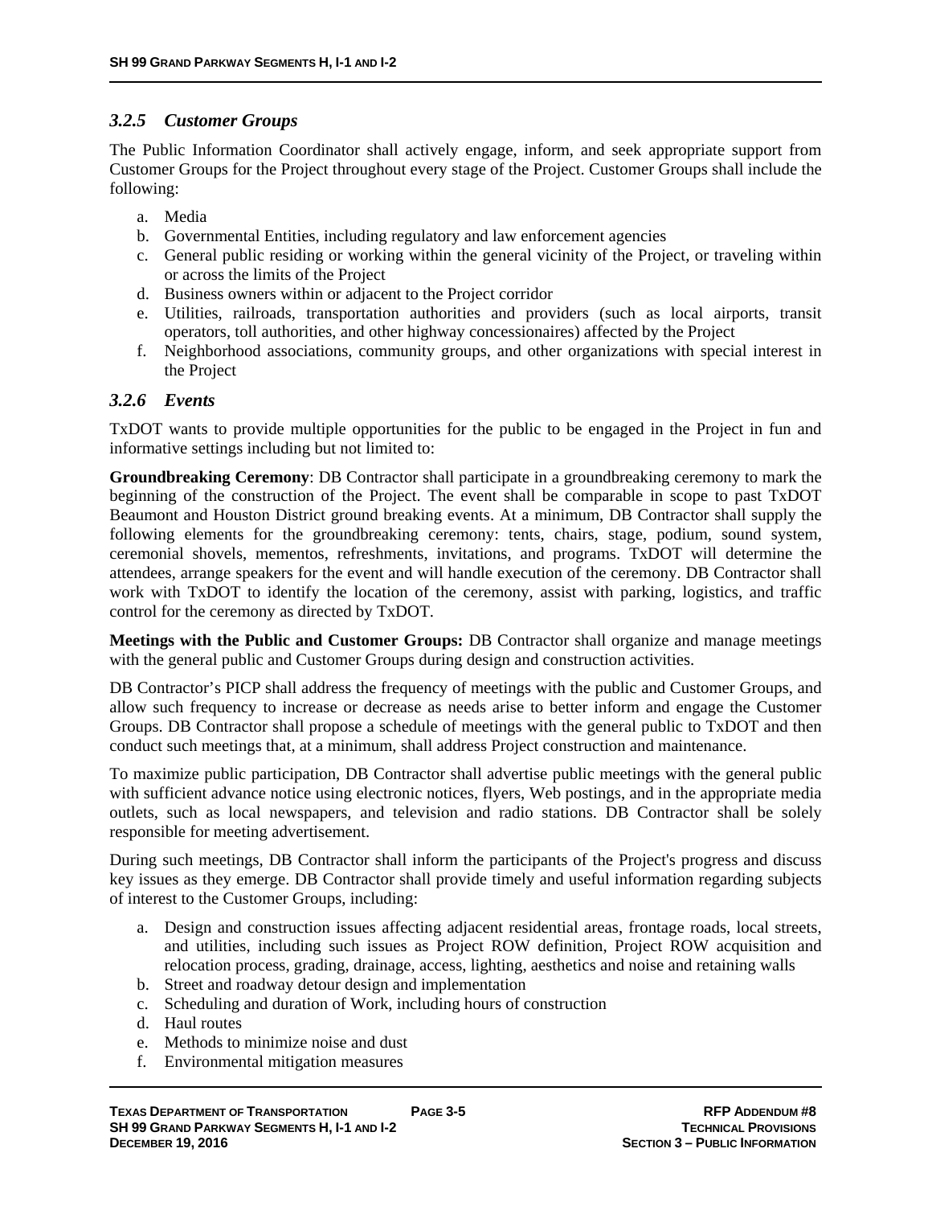### *3.2.5 Customer Groups*

The Public Information Coordinator shall actively engage, inform, and seek appropriate support from Customer Groups for the Project throughout every stage of the Project. Customer Groups shall include the following:

a. Media
b. Governmental Entities, including regulatory and law enforcement agencies
c. General public residing or working within the general vicinity of the Project, or traveling within or across the limits of the Project
d. Business owners within or adjacent to the Project corridor
e. Utilities, railroads, transportation authorities and providers (such as local airports, transit operators, toll authorities, and other highway concessionaires) affected by the Project
f. Neighborhood associations, community groups, and other organizations with special interest in the Project

### *3.2.6 Events*

TxDOT wants to provide multiple opportunities for the public to be engaged in the Project in fun and informative settings including but not limited to:

**Groundbreaking Ceremony**: DB Contractor shall participate in a groundbreaking ceremony to mark the beginning of the construction of the Project. The event shall be comparable in scope to past TxDOT Beaumont and Houston District ground breaking events. At a minimum, DB Contractor shall supply the following elements for the groundbreaking ceremony: tents, chairs, stage, podium, sound system, ceremonial shovels, mementos, refreshments, invitations, and programs. TxDOT will determine the attendees, arrange speakers for the event and will handle execution of the ceremony. DB Contractor shall work with TxDOT to identify the location of the ceremony, assist with parking, logistics, and traffic control for the ceremony as directed by TxDOT.

**Meetings with the Public and Customer Groups:** DB Contractor shall organize and manage meetings with the general public and Customer Groups during design and construction activities.

DB Contractor's PICP shall address the frequency of meetings with the public and Customer Groups, and allow such frequency to increase or decrease as needs arise to better inform and engage the Customer Groups. DB Contractor shall propose a schedule of meetings with the general public to TxDOT and then conduct such meetings that, at a minimum, shall address Project construction and maintenance.

To maximize public participation, DB Contractor shall advertise public meetings with the general public with sufficient advance notice using electronic notices, flyers, Web postings, and in the appropriate media outlets, such as local newspapers, and television and radio stations. DB Contractor shall be solely responsible for meeting advertisement.

During such meetings, DB Contractor shall inform the participants of the Project's progress and discuss key issues as they emerge. DB Contractor shall provide timely and useful information regarding subjects of interest to the Customer Groups, including:

a. Design and construction issues affecting adjacent residential areas, frontage roads, local streets, and utilities, including such issues as Project ROW definition, Project ROW acquisition and relocation process, grading, drainage, access, lighting, aesthetics and noise and retaining walls
b. Street and roadway detour design and implementation
c. Scheduling and duration of Work, including hours of construction
d. Haul routes
e. Methods to minimize noise and dust
f. Environmental mitigation measures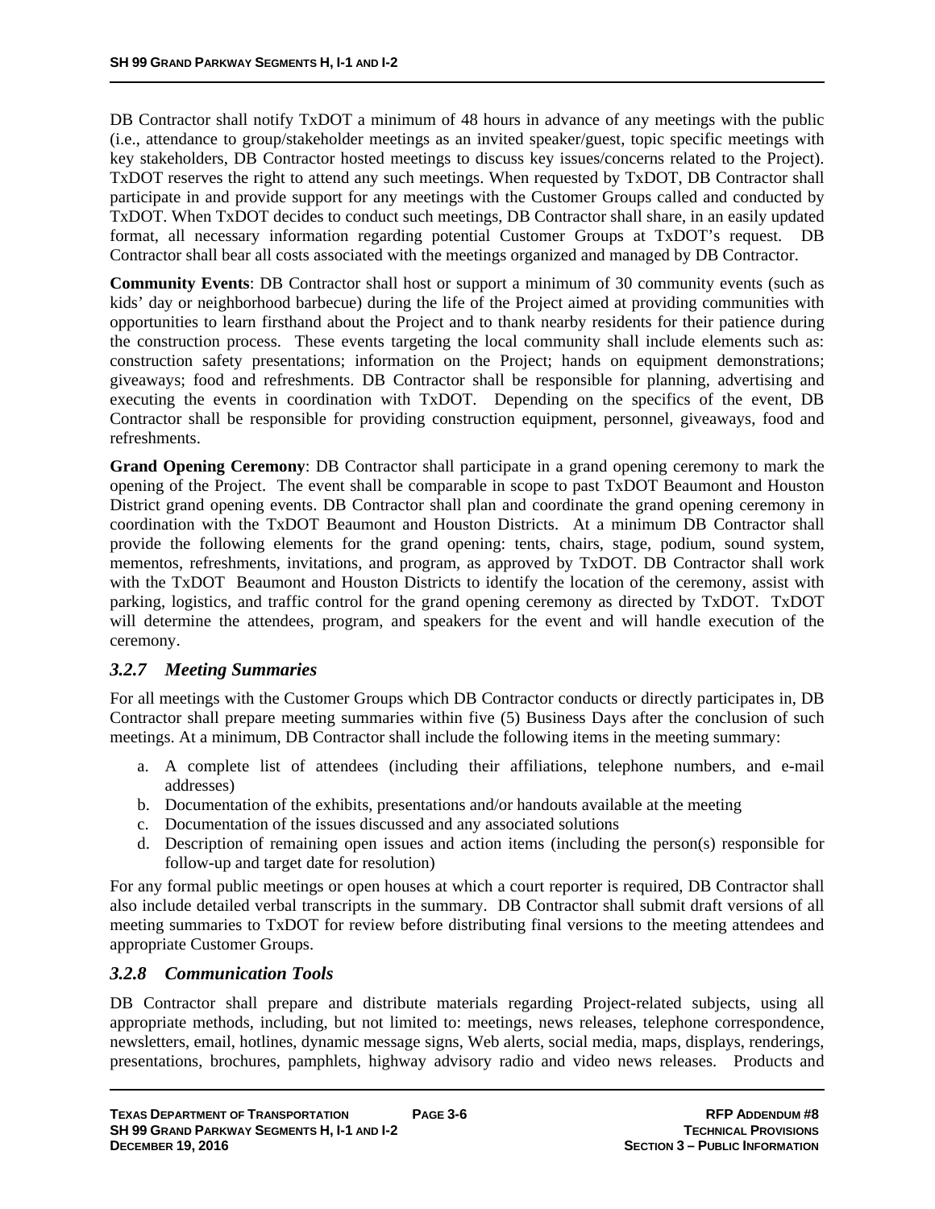DB Contractor shall notify TxDOT a minimum of 48 hours in advance of any meetings with the public (i.e., attendance to group/stakeholder meetings as an invited speaker/guest, topic specific meetings with key stakeholders, DB Contractor hosted meetings to discuss key issues/concerns related to the Project). TxDOT reserves the right to attend any such meetings. When requested by TxDOT, DB Contractor shall participate in and provide support for any meetings with the Customer Groups called and conducted by TxDOT. When TxDOT decides to conduct such meetings, DB Contractor shall share, in an easily updated format, all necessary information regarding potential Customer Groups at TxDOT's request. DB Contractor shall bear all costs associated with the meetings organized and managed by DB Contractor.

**Community Events**: DB Contractor shall host or support a minimum of 30 community events (such as kids' day or neighborhood barbecue) during the life of the Project aimed at providing communities with opportunities to learn firsthand about the Project and to thank nearby residents for their patience during the construction process. These events targeting the local community shall include elements such as: construction safety presentations; information on the Project; hands on equipment demonstrations; giveaways; food and refreshments. DB Contractor shall be responsible for planning, advertising and executing the events in coordination with TxDOT. Depending on the specifics of the event, DB Contractor shall be responsible for providing construction equipment, personnel, giveaways, food and refreshments.

**Grand Opening Ceremony**: DB Contractor shall participate in a grand opening ceremony to mark the opening of the Project. The event shall be comparable in scope to past TxDOT Beaumont and Houston District grand opening events. DB Contractor shall plan and coordinate the grand opening ceremony in coordination with the TxDOT Beaumont and Houston Districts. At a minimum DB Contractor shall provide the following elements for the grand opening: tents, chairs, stage, podium, sound system, mementos, refreshments, invitations, and program, as approved by TxDOT. DB Contractor shall work with the TxDOT Beaumont and Houston Districts to identify the location of the ceremony, assist with parking, logistics, and traffic control for the grand opening ceremony as directed by TxDOT. TxDOT will determine the attendees, program, and speakers for the event and will handle execution of the ceremony.

### *3.2.7 Meeting Summaries*

For all meetings with the Customer Groups which DB Contractor conducts or directly participates in, DB Contractor shall prepare meeting summaries within five (5) Business Days after the conclusion of such meetings. At a minimum, DB Contractor shall include the following items in the meeting summary:

a. A complete list of attendees (including their affiliations, telephone numbers, and e-mail addresses)
b. Documentation of the exhibits, presentations and/or handouts available at the meeting
c. Documentation of the issues discussed and any associated solutions
d. Description of remaining open issues and action items (including the person(s) responsible for follow-up and target date for resolution)

For any formal public meetings or open houses at which a court reporter is required, DB Contractor shall also include detailed verbal transcripts in the summary. DB Contractor shall submit draft versions of all meeting summaries to TxDOT for review before distributing final versions to the meeting attendees and appropriate Customer Groups.

### *3.2.8 Communication Tools*

DB Contractor shall prepare and distribute materials regarding Project-related subjects, using all appropriate methods, including, but not limited to: meetings, news releases, telephone correspondence, newsletters, email, hotlines, dynamic message signs, Web alerts, social media, maps, displays, renderings, presentations, brochures, pamphlets, highway advisory radio and video news releases. Products and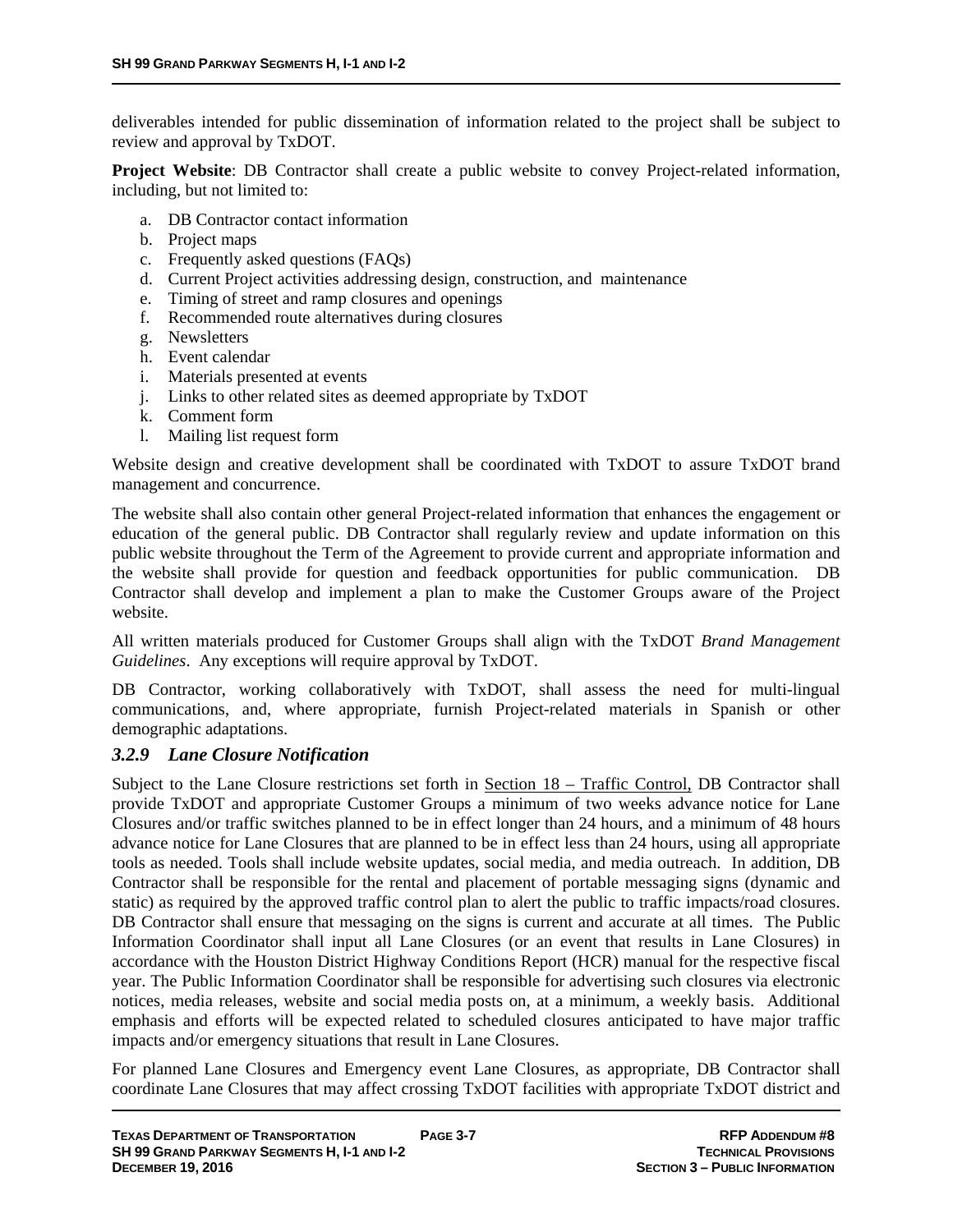deliverables intended for public dissemination of information related to the project shall be subject to review and approval by TxDOT.

**Project Website**: DB Contractor shall create a public website to convey Project-related information, including, but not limited to:

a. DB Contractor contact information
b. Project maps
c. Frequently asked questions (FAQs)
d. Current Project activities addressing design, construction, and maintenance
e. Timing of street and ramp closures and openings
f. Recommended route alternatives during closures
g. Newsletters
h. Event calendar
i. Materials presented at events
j. Links to other related sites as deemed appropriate by TxDOT
k. Comment form
l. Mailing list request form

Website design and creative development shall be coordinated with TxDOT to assure TxDOT brand management and concurrence.

The website shall also contain other general Project-related information that enhances the engagement or education of the general public. DB Contractor shall regularly review and update information on this public website throughout the Term of the Agreement to provide current and appropriate information and the website shall provide for question and feedback opportunities for public communication. DB Contractor shall develop and implement a plan to make the Customer Groups aware of the Project website.

All written materials produced for Customer Groups shall align with the TxDOT *Brand Management Guidelines*. Any exceptions will require approval by TxDOT.

DB Contractor, working collaboratively with TxDOT, shall assess the need for multi-lingual communications, and, where appropriate, furnish Project-related materials in Spanish or other demographic adaptations.

### *3.2.9 Lane Closure Notification*

Subject to the Lane Closure restrictions set forth in Section 18 – Traffic Control, DB Contractor shall provide TxDOT and appropriate Customer Groups a minimum of two weeks advance notice for Lane Closures and/or traffic switches planned to be in effect longer than 24 hours, and a minimum of 48 hours advance notice for Lane Closures that are planned to be in effect less than 24 hours, using all appropriate tools as needed. Tools shall include website updates, social media, and media outreach. In addition, DB Contractor shall be responsible for the rental and placement of portable messaging signs (dynamic and static) as required by the approved traffic control plan to alert the public to traffic impacts/road closures. DB Contractor shall ensure that messaging on the signs is current and accurate at all times. The Public Information Coordinator shall input all Lane Closures (or an event that results in Lane Closures) in accordance with the Houston District Highway Conditions Report (HCR) manual for the respective fiscal year. The Public Information Coordinator shall be responsible for advertising such closures via electronic notices, media releases, website and social media posts on, at a minimum, a weekly basis. Additional emphasis and efforts will be expected related to scheduled closures anticipated to have major traffic impacts and/or emergency situations that result in Lane Closures.

For planned Lane Closures and Emergency event Lane Closures, as appropriate, DB Contractor shall coordinate Lane Closures that may affect crossing TxDOT facilities with appropriate TxDOT district and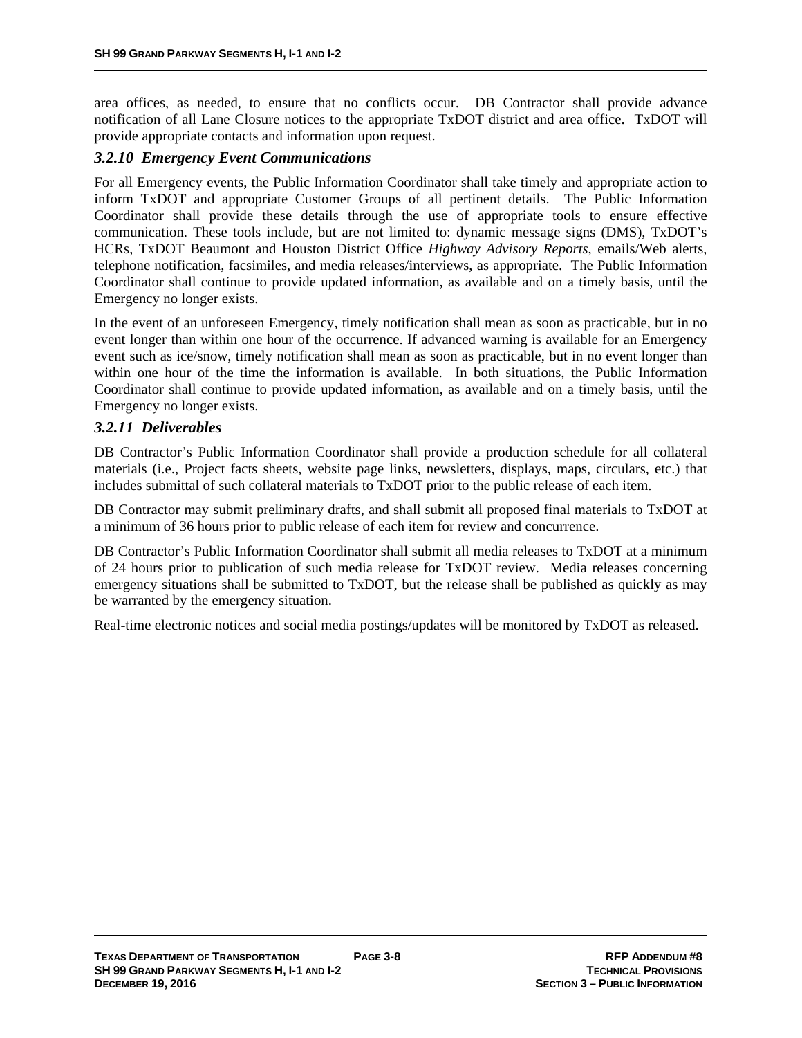area offices, as needed, to ensure that no conflicts occur. DB Contractor shall provide advance notification of all Lane Closure notices to the appropriate TxDOT district and area office. TxDOT will provide appropriate contacts and information upon request.

### *3.2.10 Emergency Event Communications*

For all Emergency events, the Public Information Coordinator shall take timely and appropriate action to inform TxDOT and appropriate Customer Groups of all pertinent details. The Public Information Coordinator shall provide these details through the use of appropriate tools to ensure effective communication. These tools include, but are not limited to: dynamic message signs (DMS), TxDOT's HCRs, TxDOT Beaumont and Houston District Office *Highway Advisory Reports*, emails/Web alerts, telephone notification, facsimiles, and media releases/interviews, as appropriate. The Public Information Coordinator shall continue to provide updated information, as available and on a timely basis, until the Emergency no longer exists.

In the event of an unforeseen Emergency, timely notification shall mean as soon as practicable, but in no event longer than within one hour of the occurrence. If advanced warning is available for an Emergency event such as ice/snow, timely notification shall mean as soon as practicable, but in no event longer than within one hour of the time the information is available. In both situations, the Public Information Coordinator shall continue to provide updated information, as available and on a timely basis, until the Emergency no longer exists.

### *3.2.11 Deliverables*

DB Contractor's Public Information Coordinator shall provide a production schedule for all collateral materials (i.e., Project facts sheets, website page links, newsletters, displays, maps, circulars, etc.) that includes submittal of such collateral materials to TxDOT prior to the public release of each item.

DB Contractor may submit preliminary drafts, and shall submit all proposed final materials to TxDOT at a minimum of 36 hours prior to public release of each item for review and concurrence.

DB Contractor's Public Information Coordinator shall submit all media releases to TxDOT at a minimum of 24 hours prior to publication of such media release for TxDOT review. Media releases concerning emergency situations shall be submitted to TxDOT, but the release shall be published as quickly as may be warranted by the emergency situation.

Real-time electronic notices and social media postings/updates will be monitored by TxDOT as released.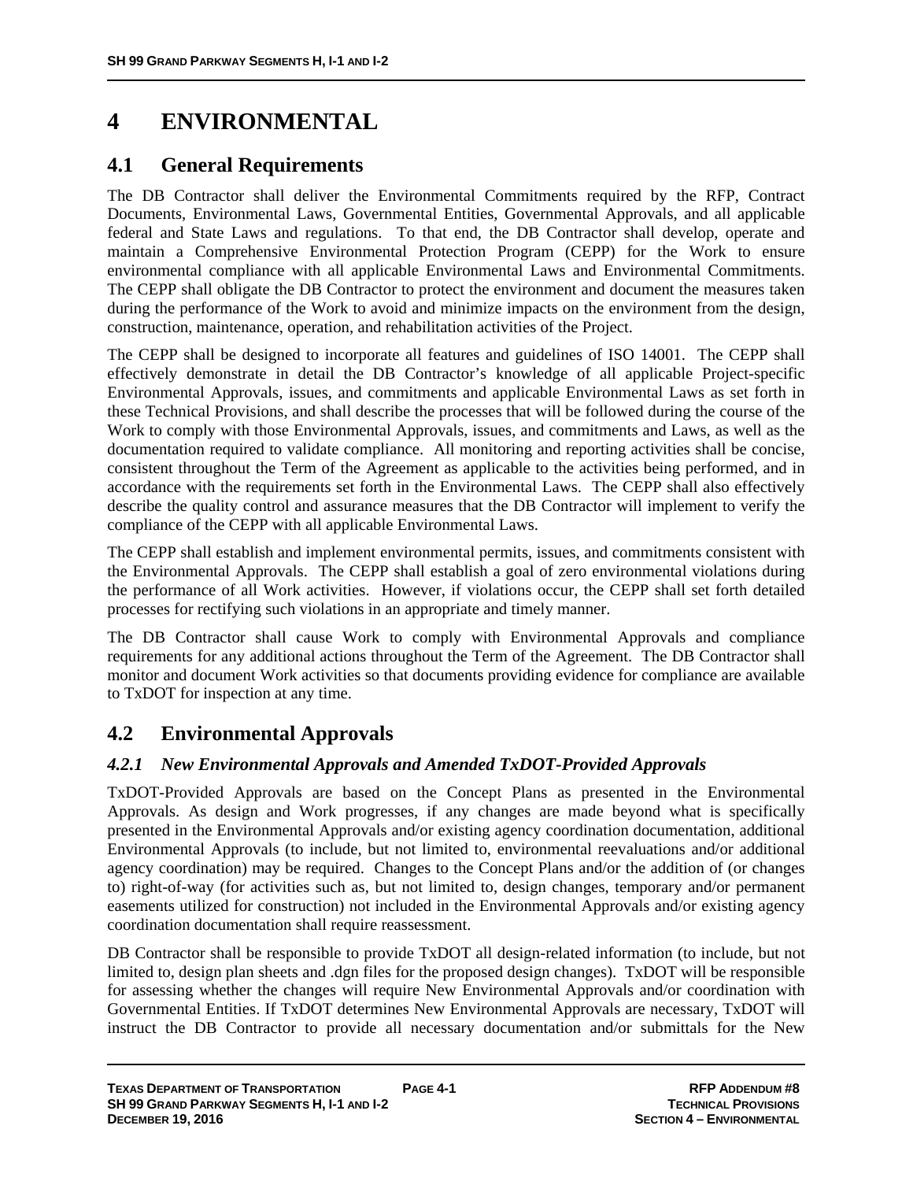# 4 ENVIRONMENTAL

## 4.1 General Requirements

The DB Contractor shall deliver the Environmental Commitments required by the RFP, Contract Documents, Environmental Laws, Governmental Entities, Governmental Approvals, and all applicable federal and State Laws and regulations. To that end, the DB Contractor shall develop, operate and maintain a Comprehensive Environmental Protection Program (CEPP) for the Work to ensure environmental compliance with all applicable Environmental Laws and Environmental Commitments. The CEPP shall obligate the DB Contractor to protect the environment and document the measures taken during the performance of the Work to avoid and minimize impacts on the environment from the design, construction, maintenance, operation, and rehabilitation activities of the Project.

The CEPP shall be designed to incorporate all features and guidelines of ISO 14001. The CEPP shall effectively demonstrate in detail the DB Contractor's knowledge of all applicable Project-specific Environmental Approvals, issues, and commitments and applicable Environmental Laws as set forth in these Technical Provisions, and shall describe the processes that will be followed during the course of the Work to comply with those Environmental Approvals, issues, and commitments and Laws, as well as the documentation required to validate compliance. All monitoring and reporting activities shall be concise, consistent throughout the Term of the Agreement as applicable to the activities being performed, and in accordance with the requirements set forth in the Environmental Laws. The CEPP shall also effectively describe the quality control and assurance measures that the DB Contractor will implement to verify the compliance of the CEPP with all applicable Environmental Laws.

The CEPP shall establish and implement environmental permits, issues, and commitments consistent with the Environmental Approvals. The CEPP shall establish a goal of zero environmental violations during the performance of all Work activities. However, if violations occur, the CEPP shall set forth detailed processes for rectifying such violations in an appropriate and timely manner.

The DB Contractor shall cause Work to comply with Environmental Approvals and compliance requirements for any additional actions throughout the Term of the Agreement. The DB Contractor shall monitor and document Work activities so that documents providing evidence for compliance are available to TxDOT for inspection at any time.

## 4.2 Environmental Approvals

### *4.2.1 New Environmental Approvals and Amended TxDOT-Provided Approvals*

TxDOT-Provided Approvals are based on the Concept Plans as presented in the Environmental Approvals. As design and Work progresses, if any changes are made beyond what is specifically presented in the Environmental Approvals and/or existing agency coordination documentation, additional Environmental Approvals (to include, but not limited to, environmental reevaluations and/or additional agency coordination) may be required. Changes to the Concept Plans and/or the addition of (or changes to) right-of-way (for activities such as, but not limited to, design changes, temporary and/or permanent easements utilized for construction) not included in the Environmental Approvals and/or existing agency coordination documentation shall require reassessment.

DB Contractor shall be responsible to provide TxDOT all design-related information (to include, but not limited to, design plan sheets and .dgn files for the proposed design changes). TxDOT will be responsible for assessing whether the changes will require New Environmental Approvals and/or coordination with Governmental Entities. If TxDOT determines New Environmental Approvals are necessary, TxDOT will instruct the DB Contractor to provide all necessary documentation and/or submittals for the New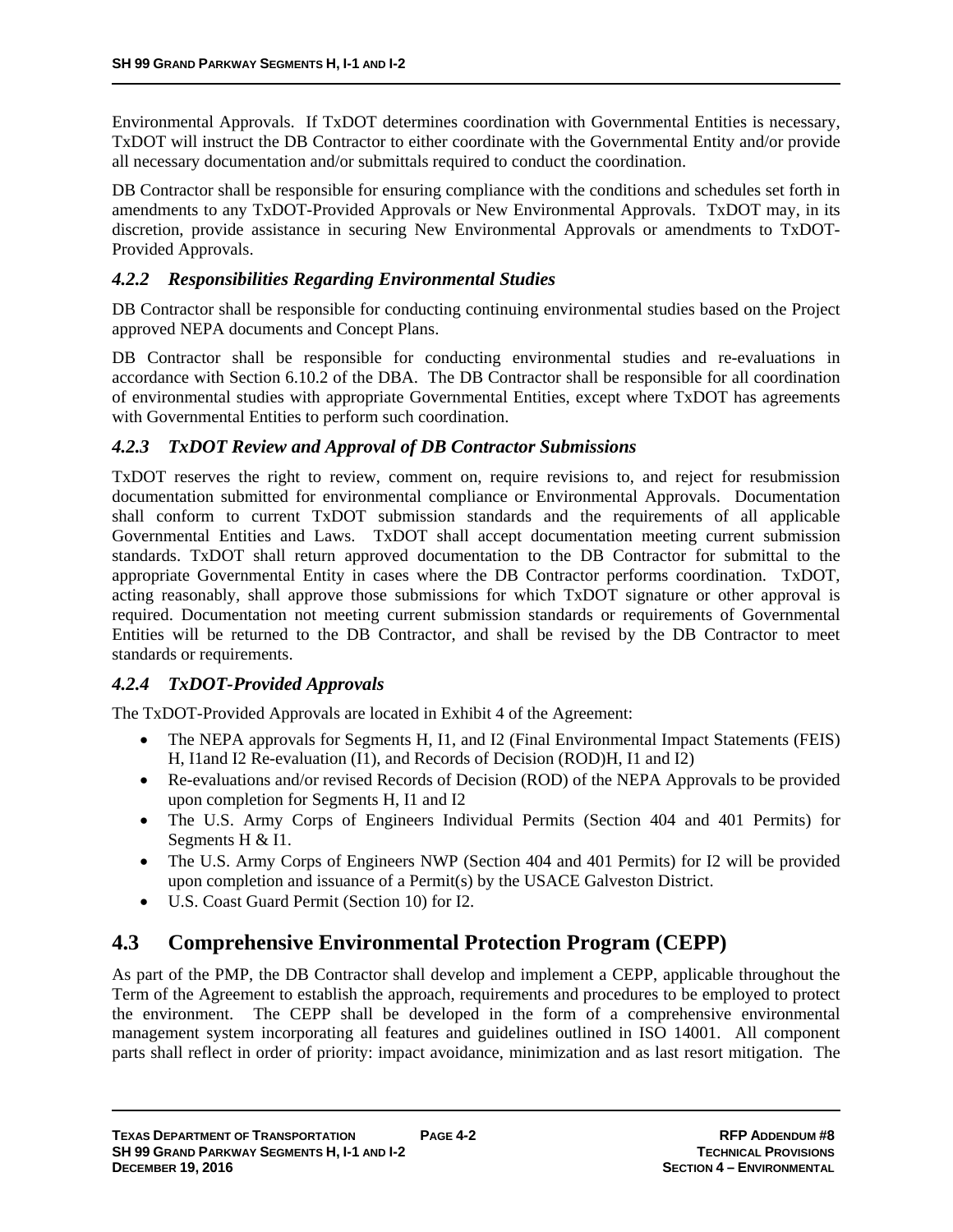Environmental Approvals. If TxDOT determines coordination with Governmental Entities is necessary, TxDOT will instruct the DB Contractor to either coordinate with the Governmental Entity and/or provide all necessary documentation and/or submittals required to conduct the coordination.

DB Contractor shall be responsible for ensuring compliance with the conditions and schedules set forth in amendments to any TxDOT-Provided Approvals or New Environmental Approvals. TxDOT may, in its discretion, provide assistance in securing New Environmental Approvals or amendments to TxDOT-Provided Approvals.

### *4.2.2 Responsibilities Regarding Environmental Studies*

DB Contractor shall be responsible for conducting continuing environmental studies based on the Project approved NEPA documents and Concept Plans.

DB Contractor shall be responsible for conducting environmental studies and re-evaluations in accordance with Section 6.10.2 of the DBA. The DB Contractor shall be responsible for all coordination of environmental studies with appropriate Governmental Entities, except where TxDOT has agreements with Governmental Entities to perform such coordination.

### *4.2.3 TxDOT Review and Approval of DB Contractor Submissions*

TxDOT reserves the right to review, comment on, require revisions to, and reject for resubmission documentation submitted for environmental compliance or Environmental Approvals. Documentation shall conform to current TxDOT submission standards and the requirements of all applicable Governmental Entities and Laws. TxDOT shall accept documentation meeting current submission standards. TxDOT shall return approved documentation to the DB Contractor for submittal to the appropriate Governmental Entity in cases where the DB Contractor performs coordination. TxDOT, acting reasonably, shall approve those submissions for which TxDOT signature or other approval is required. Documentation not meeting current submission standards or requirements of Governmental Entities will be returned to the DB Contractor, and shall be revised by the DB Contractor to meet standards or requirements.

### *4.2.4 TxDOT-Provided Approvals*

The TxDOT-Provided Approvals are located in Exhibit 4 of the Agreement:

- The NEPA approvals for Segments H, I1, and I2 (Final Environmental Impact Statements (FEIS) H, I1and I2 Re-evaluation (I1), and Records of Decision (ROD)H, I1 and I2)
- Re-evaluations and/or revised Records of Decision (ROD) of the NEPA Approvals to be provided upon completion for Segments H, I1 and I2
- The U.S. Army Corps of Engineers Individual Permits (Section 404 and 401 Permits) for Segments H & I1.
- The U.S. Army Corps of Engineers NWP (Section 404 and 401 Permits) for I2 will be provided upon completion and issuance of a Permit(s) by the USACE Galveston District.
- U.S. Coast Guard Permit (Section 10) for I2.

## 4.3 Comprehensive Environmental Protection Program (CEPP)

As part of the PMP, the DB Contractor shall develop and implement a CEPP, applicable throughout the Term of the Agreement to establish the approach, requirements and procedures to be employed to protect the environment. The CEPP shall be developed in the form of a comprehensive environmental management system incorporating all features and guidelines outlined in ISO 14001. All component parts shall reflect in order of priority: impact avoidance, minimization and as last resort mitigation. The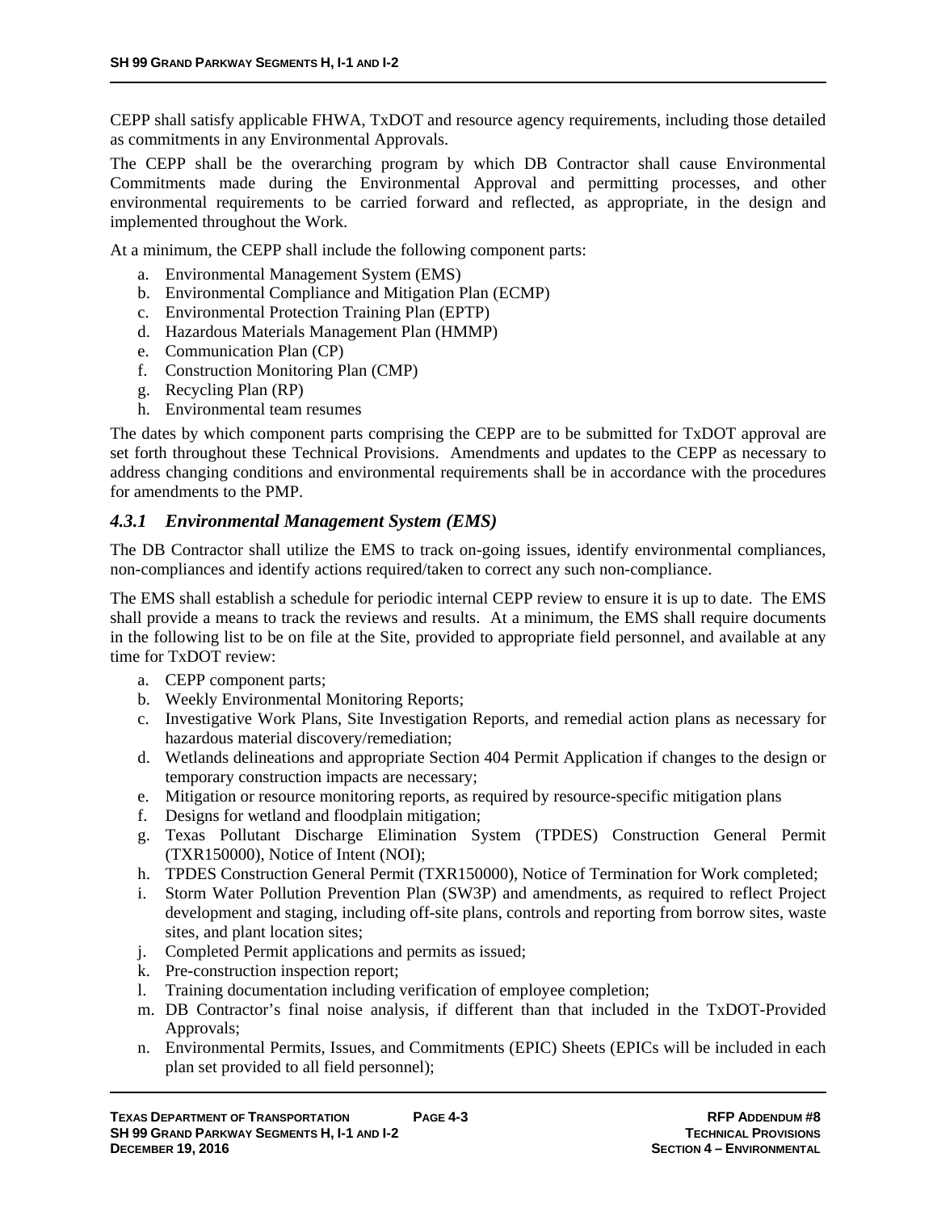CEPP shall satisfy applicable FHWA, TxDOT and resource agency requirements, including those detailed as commitments in any Environmental Approvals.

The CEPP shall be the overarching program by which DB Contractor shall cause Environmental Commitments made during the Environmental Approval and permitting processes, and other environmental requirements to be carried forward and reflected, as appropriate, in the design and implemented throughout the Work.

At a minimum, the CEPP shall include the following component parts:

a. Environmental Management System (EMS)
b. Environmental Compliance and Mitigation Plan (ECMP)
c. Environmental Protection Training Plan (EPTP)
d. Hazardous Materials Management Plan (HMMP)
e. Communication Plan (CP)
f. Construction Monitoring Plan (CMP)
g. Recycling Plan (RP)
h. Environmental team resumes

The dates by which component parts comprising the CEPP are to be submitted for TxDOT approval are set forth throughout these Technical Provisions. Amendments and updates to the CEPP as necessary to address changing conditions and environmental requirements shall be in accordance with the procedures for amendments to the PMP.

### *4.3.1 Environmental Management System (EMS)*

The DB Contractor shall utilize the EMS to track on-going issues, identify environmental compliances, non-compliances and identify actions required/taken to correct any such non-compliance.

The EMS shall establish a schedule for periodic internal CEPP review to ensure it is up to date. The EMS shall provide a means to track the reviews and results. At a minimum, the EMS shall require documents in the following list to be on file at the Site, provided to appropriate field personnel, and available at any time for TxDOT review:

a. CEPP component parts;
b. Weekly Environmental Monitoring Reports;
c. Investigative Work Plans, Site Investigation Reports, and remedial action plans as necessary for hazardous material discovery/remediation;
d. Wetlands delineations and appropriate Section 404 Permit Application if changes to the design or temporary construction impacts are necessary;
e. Mitigation or resource monitoring reports, as required by resource-specific mitigation plans
f. Designs for wetland and floodplain mitigation;
g. Texas Pollutant Discharge Elimination System (TPDES) Construction General Permit (TXR150000), Notice of Intent (NOI);
h. TPDES Construction General Permit (TXR150000), Notice of Termination for Work completed;
i. Storm Water Pollution Prevention Plan (SW3P) and amendments, as required to reflect Project development and staging, including off-site plans, controls and reporting from borrow sites, waste sites, and plant location sites;
j. Completed Permit applications and permits as issued;
k. Pre-construction inspection report;
l. Training documentation including verification of employee completion;
m. DB Contractor's final noise analysis, if different than that included in the TxDOT-Provided Approvals;
n. Environmental Permits, Issues, and Commitments (EPIC) Sheets (EPICs will be included in each plan set provided to all field personnel);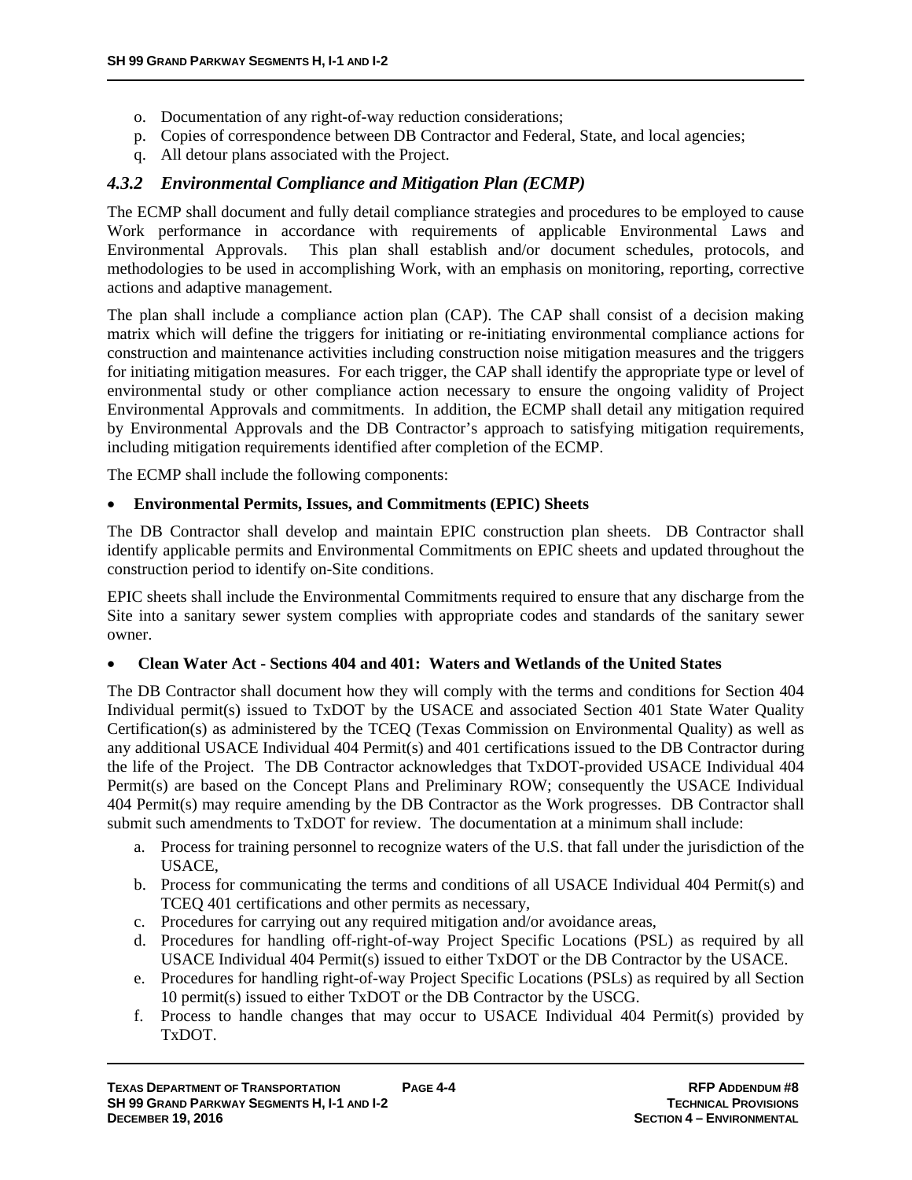o. Documentation of any right-of-way reduction considerations;
p. Copies of correspondence between DB Contractor and Federal, State, and local agencies;
q. All detour plans associated with the Project.

### *4.3.2 Environmental Compliance and Mitigation Plan (ECMP)*

The ECMP shall document and fully detail compliance strategies and procedures to be employed to cause Work performance in accordance with requirements of applicable Environmental Laws and Environmental Approvals. This plan shall establish and/or document schedules, protocols, and methodologies to be used in accomplishing Work, with an emphasis on monitoring, reporting, corrective actions and adaptive management.

The plan shall include a compliance action plan (CAP). The CAP shall consist of a decision making matrix which will define the triggers for initiating or re-initiating environmental compliance actions for construction and maintenance activities including construction noise mitigation measures and the triggers for initiating mitigation measures. For each trigger, the CAP shall identify the appropriate type or level of environmental study or other compliance action necessary to ensure the ongoing validity of Project Environmental Approvals and commitments. In addition, the ECMP shall detail any mitigation required by Environmental Approvals and the DB Contractor's approach to satisfying mitigation requirements, including mitigation requirements identified after completion of the ECMP.

The ECMP shall include the following components:

- **Environmental Permits, Issues, and Commitments (EPIC) Sheets**

The DB Contractor shall develop and maintain EPIC construction plan sheets. DB Contractor shall identify applicable permits and Environmental Commitments on EPIC sheets and updated throughout the construction period to identify on-Site conditions.

EPIC sheets shall include the Environmental Commitments required to ensure that any discharge from the Site into a sanitary sewer system complies with appropriate codes and standards of the sanitary sewer owner.

- **Clean Water Act - Sections 404 and 401: Waters and Wetlands of the United States**

The DB Contractor shall document how they will comply with the terms and conditions for Section 404 Individual permit(s) issued to TxDOT by the USACE and associated Section 401 State Water Quality Certification(s) as administered by the TCEQ (Texas Commission on Environmental Quality) as well as any additional USACE Individual 404 Permit(s) and 401 certifications issued to the DB Contractor during the life of the Project. The DB Contractor acknowledges that TxDOT-provided USACE Individual 404 Permit(s) are based on the Concept Plans and Preliminary ROW; consequently the USACE Individual 404 Permit(s) may require amending by the DB Contractor as the Work progresses. DB Contractor shall submit such amendments to TxDOT for review. The documentation at a minimum shall include:

a. Process for training personnel to recognize waters of the U.S. that fall under the jurisdiction of the USACE,
b. Process for communicating the terms and conditions of all USACE Individual 404 Permit(s) and TCEQ 401 certifications and other permits as necessary,
c. Procedures for carrying out any required mitigation and/or avoidance areas,
d. Procedures for handling off-right-of-way Project Specific Locations (PSL) as required by all USACE Individual 404 Permit(s) issued to either TxDOT or the DB Contractor by the USACE.
e. Procedures for handling right-of-way Project Specific Locations (PSLs) as required by all Section 10 permit(s) issued to either TxDOT or the DB Contractor by the USCG.
f. Process to handle changes that may occur to USACE Individual 404 Permit(s) provided by TxDOT.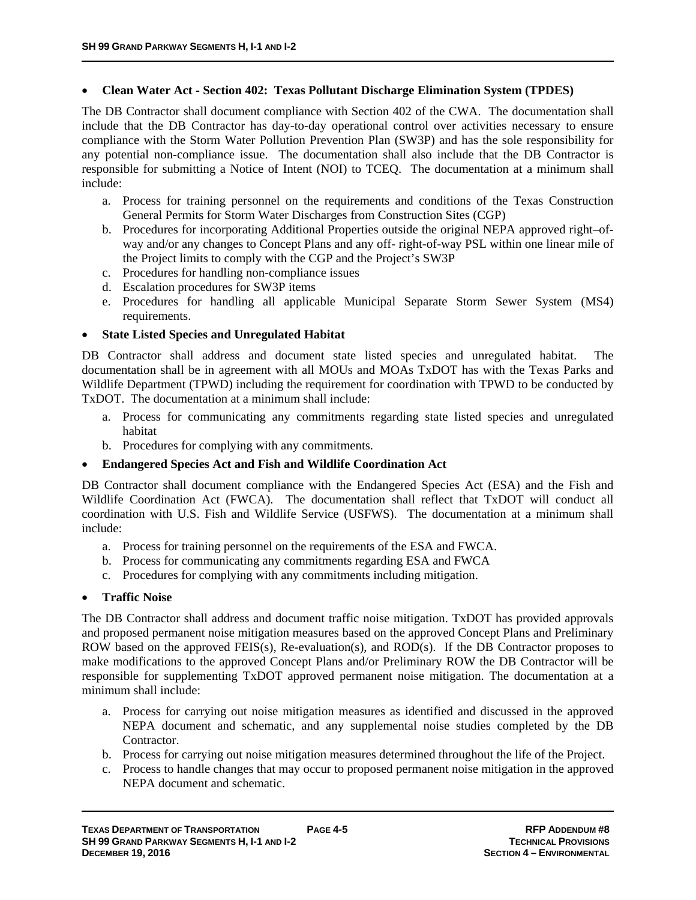- **Clean Water Act - Section 402: Texas Pollutant Discharge Elimination System (TPDES)**

The DB Contractor shall document compliance with Section 402 of the CWA. The documentation shall include that the DB Contractor has day-to-day operational control over activities necessary to ensure compliance with the Storm Water Pollution Prevention Plan (SW3P) and has the sole responsibility for any potential non-compliance issue. The documentation shall also include that the DB Contractor is responsible for submitting a Notice of Intent (NOI) to TCEQ. The documentation at a minimum shall include:

a. Process for training personnel on the requirements and conditions of the Texas Construction General Permits for Storm Water Discharges from Construction Sites (CGP)
b. Procedures for incorporating Additional Properties outside the original NEPA approved right–of-way and/or any changes to Concept Plans and any off- right-of-way PSL within one linear mile of the Project limits to comply with the CGP and the Project's SW3P
c. Procedures for handling non-compliance issues
d. Escalation procedures for SW3P items
e. Procedures for handling all applicable Municipal Separate Storm Sewer System (MS4) requirements.

- **State Listed Species and Unregulated Habitat**

DB Contractor shall address and document state listed species and unregulated habitat. The documentation shall be in agreement with all MOUs and MOAs TxDOT has with the Texas Parks and Wildlife Department (TPWD) including the requirement for coordination with TPWD to be conducted by TxDOT. The documentation at a minimum shall include:

a. Process for communicating any commitments regarding state listed species and unregulated habitat
b. Procedures for complying with any commitments.

- **Endangered Species Act and Fish and Wildlife Coordination Act**

DB Contractor shall document compliance with the Endangered Species Act (ESA) and the Fish and Wildlife Coordination Act (FWCA). The documentation shall reflect that TxDOT will conduct all coordination with U.S. Fish and Wildlife Service (USFWS). The documentation at a minimum shall include:

a. Process for training personnel on the requirements of the ESA and FWCA.
b. Process for communicating any commitments regarding ESA and FWCA
c. Procedures for complying with any commitments including mitigation.

- **Traffic Noise**

The DB Contractor shall address and document traffic noise mitigation. TxDOT has provided approvals and proposed permanent noise mitigation measures based on the approved Concept Plans and Preliminary ROW based on the approved FEIS(s), Re-evaluation(s), and ROD(s). If the DB Contractor proposes to make modifications to the approved Concept Plans and/or Preliminary ROW the DB Contractor will be responsible for supplementing TxDOT approved permanent noise mitigation. The documentation at a minimum shall include:

a. Process for carrying out noise mitigation measures as identified and discussed in the approved NEPA document and schematic, and any supplemental noise studies completed by the DB Contractor.
b. Process for carrying out noise mitigation measures determined throughout the life of the Project.
c. Process to handle changes that may occur to proposed permanent noise mitigation in the approved NEPA document and schematic.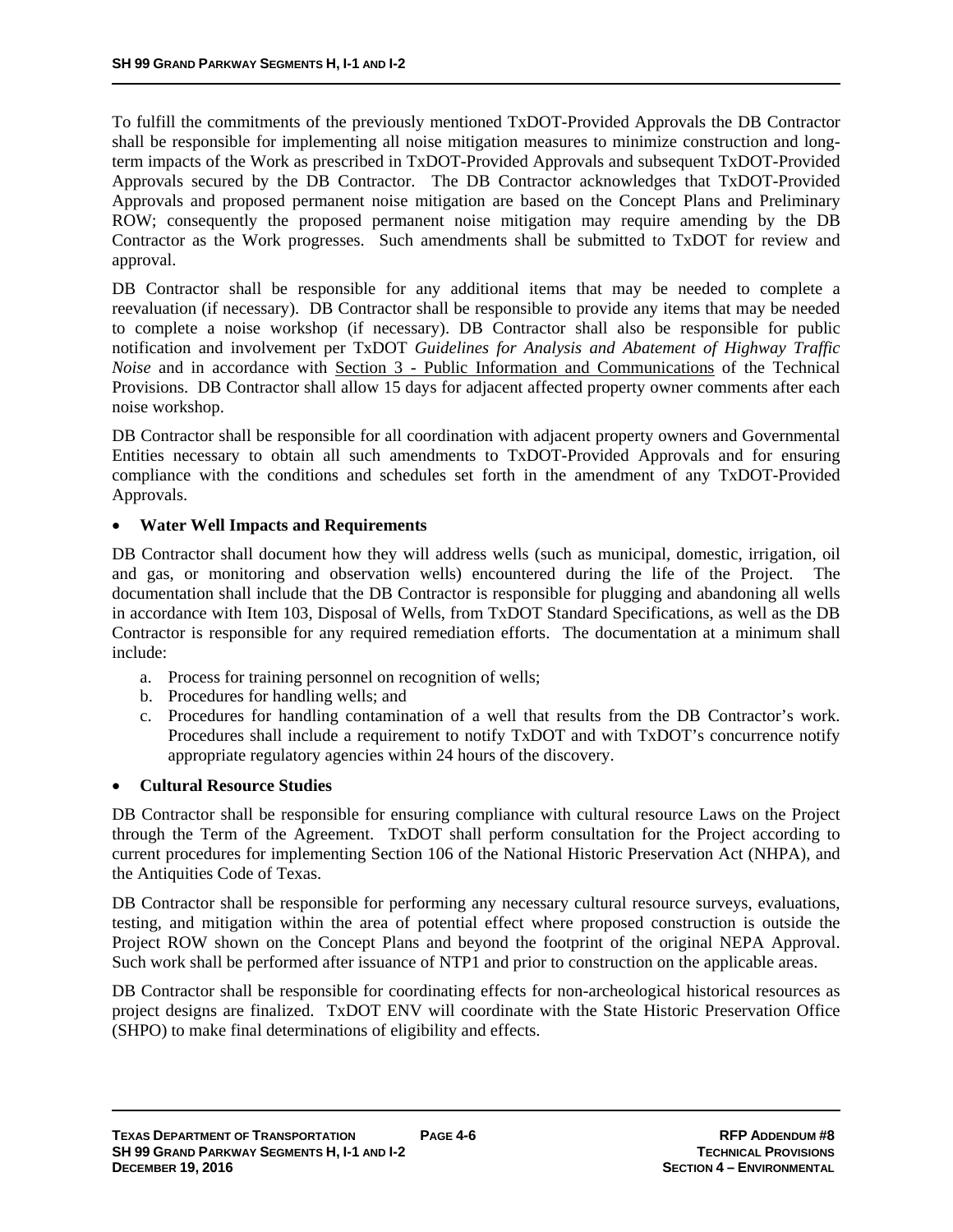To fulfill the commitments of the previously mentioned TxDOT-Provided Approvals the DB Contractor shall be responsible for implementing all noise mitigation measures to minimize construction and long-term impacts of the Work as prescribed in TxDOT-Provided Approvals and subsequent TxDOT-Provided Approvals secured by the DB Contractor. The DB Contractor acknowledges that TxDOT-Provided Approvals and proposed permanent noise mitigation are based on the Concept Plans and Preliminary ROW; consequently the proposed permanent noise mitigation may require amending by the DB Contractor as the Work progresses. Such amendments shall be submitted to TxDOT for review and approval.

DB Contractor shall be responsible for any additional items that may be needed to complete a reevaluation (if necessary). DB Contractor shall be responsible to provide any items that may be needed to complete a noise workshop (if necessary). DB Contractor shall also be responsible for public notification and involvement per TxDOT *Guidelines for Analysis and Abatement of Highway Traffic Noise* and in accordance with Section 3 - Public Information and Communications of the Technical Provisions. DB Contractor shall allow 15 days for adjacent affected property owner comments after each noise workshop.

DB Contractor shall be responsible for all coordination with adjacent property owners and Governmental Entities necessary to obtain all such amendments to TxDOT-Provided Approvals and for ensuring compliance with the conditions and schedules set forth in the amendment of any TxDOT-Provided Approvals.

- **Water Well Impacts and Requirements**

DB Contractor shall document how they will address wells (such as municipal, domestic, irrigation, oil and gas, or monitoring and observation wells) encountered during the life of the Project. The documentation shall include that the DB Contractor is responsible for plugging and abandoning all wells in accordance with Item 103, Disposal of Wells, from TxDOT Standard Specifications, as well as the DB Contractor is responsible for any required remediation efforts. The documentation at a minimum shall include:

a. Process for training personnel on recognition of wells;
b. Procedures for handling wells; and
c. Procedures for handling contamination of a well that results from the DB Contractor's work. Procedures shall include a requirement to notify TxDOT and with TxDOT's concurrence notify appropriate regulatory agencies within 24 hours of the discovery.

- **Cultural Resource Studies**

DB Contractor shall be responsible for ensuring compliance with cultural resource Laws on the Project through the Term of the Agreement. TxDOT shall perform consultation for the Project according to current procedures for implementing Section 106 of the National Historic Preservation Act (NHPA), and the Antiquities Code of Texas.

DB Contractor shall be responsible for performing any necessary cultural resource surveys, evaluations, testing, and mitigation within the area of potential effect where proposed construction is outside the Project ROW shown on the Concept Plans and beyond the footprint of the original NEPA Approval. Such work shall be performed after issuance of NTP1 and prior to construction on the applicable areas.

DB Contractor shall be responsible for coordinating effects for non-archeological historical resources as project designs are finalized. TxDOT ENV will coordinate with the State Historic Preservation Office (SHPO) to make final determinations of eligibility and effects.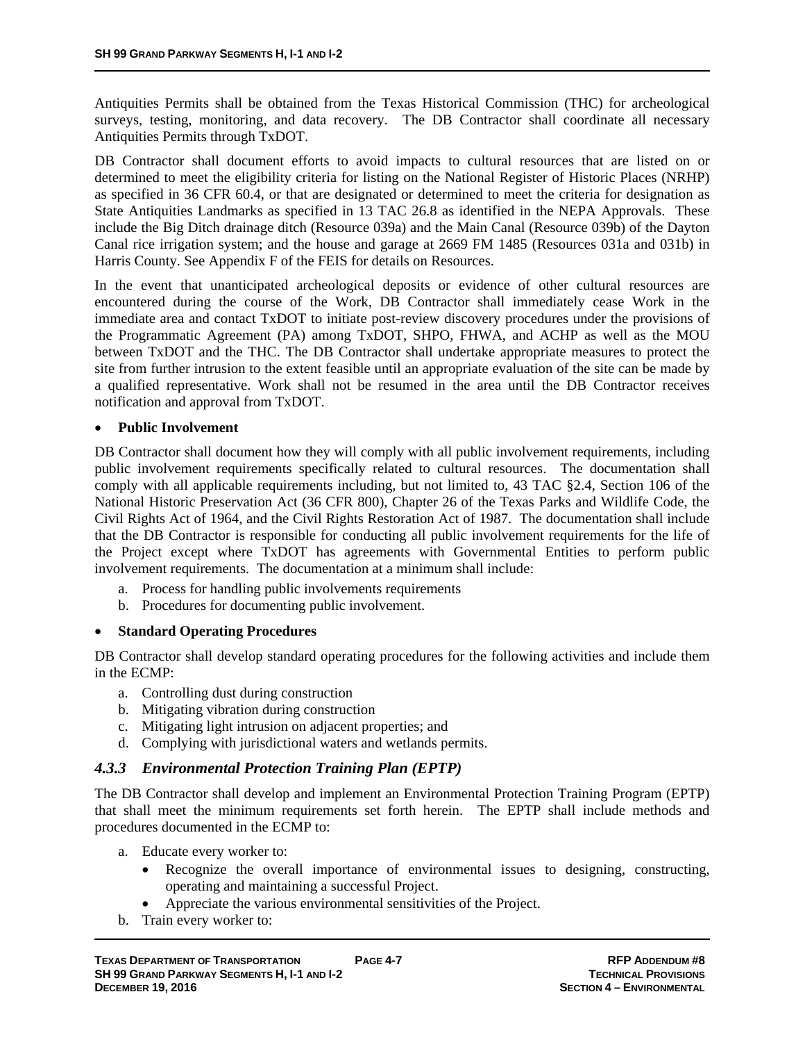Antiquities Permits shall be obtained from the Texas Historical Commission (THC) for archeological surveys, testing, monitoring, and data recovery. The DB Contractor shall coordinate all necessary Antiquities Permits through TxDOT.

DB Contractor shall document efforts to avoid impacts to cultural resources that are listed on or determined to meet the eligibility criteria for listing on the National Register of Historic Places (NRHP) as specified in 36 CFR 60.4, or that are designated or determined to meet the criteria for designation as State Antiquities Landmarks as specified in 13 TAC 26.8 as identified in the NEPA Approvals. These include the Big Ditch drainage ditch (Resource 039a) and the Main Canal (Resource 039b) of the Dayton Canal rice irrigation system; and the house and garage at 2669 FM 1485 (Resources 031a and 031b) in Harris County. See Appendix F of the FEIS for details on Resources.

In the event that unanticipated archeological deposits or evidence of other cultural resources are encountered during the course of the Work, DB Contractor shall immediately cease Work in the immediate area and contact TxDOT to initiate post-review discovery procedures under the provisions of the Programmatic Agreement (PA) among TxDOT, SHPO, FHWA, and ACHP as well as the MOU between TxDOT and the THC. The DB Contractor shall undertake appropriate measures to protect the site from further intrusion to the extent feasible until an appropriate evaluation of the site can be made by a qualified representative. Work shall not be resumed in the area until the DB Contractor receives notification and approval from TxDOT.

- **Public Involvement**

DB Contractor shall document how they will comply with all public involvement requirements, including public involvement requirements specifically related to cultural resources. The documentation shall comply with all applicable requirements including, but not limited to, 43 TAC §2.4, Section 106 of the National Historic Preservation Act (36 CFR 800), Chapter 26 of the Texas Parks and Wildlife Code, the Civil Rights Act of 1964, and the Civil Rights Restoration Act of 1987. The documentation shall include that the DB Contractor is responsible for conducting all public involvement requirements for the life of the Project except where TxDOT has agreements with Governmental Entities to perform public involvement requirements. The documentation at a minimum shall include:

a. Process for handling public involvements requirements
b. Procedures for documenting public involvement.

- **Standard Operating Procedures**

DB Contractor shall develop standard operating procedures for the following activities and include them in the ECMP:

a. Controlling dust during construction
b. Mitigating vibration during construction
c. Mitigating light intrusion on adjacent properties; and
d. Complying with jurisdictional waters and wetlands permits.

### *4.3.3 Environmental Protection Training Plan (EPTP)*

The DB Contractor shall develop and implement an Environmental Protection Training Program (EPTP) that shall meet the minimum requirements set forth herein. The EPTP shall include methods and procedures documented in the ECMP to:

a. Educate every worker to:
   - Recognize the overall importance of environmental issues to designing, constructing, operating and maintaining a successful Project.
   - Appreciate the various environmental sensitivities of the Project.
b. Train every worker to: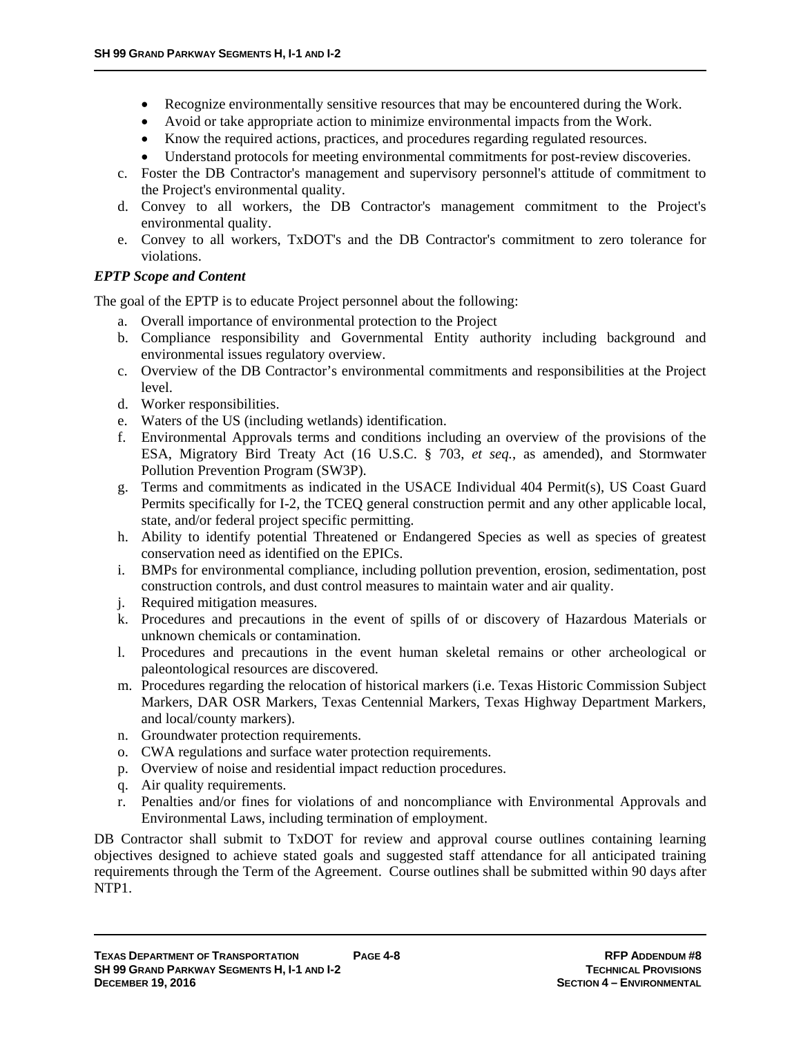- Recognize environmentally sensitive resources that may be encountered during the Work.
- Avoid or take appropriate action to minimize environmental impacts from the Work.
- Know the required actions, practices, and procedures regarding regulated resources.
- Understand protocols for meeting environmental commitments for post-review discoveries.

c. Foster the DB Contractor's management and supervisory personnel's attitude of commitment to the Project's environmental quality.

d. Convey to all workers, the DB Contractor's management commitment to the Project's environmental quality.

e. Convey to all workers, TxDOT's and the DB Contractor's commitment to zero tolerance for violations.

***EPTP Scope and Content***

The goal of the EPTP is to educate Project personnel about the following:

a. Overall importance of environmental protection to the Project
b. Compliance responsibility and Governmental Entity authority including background and environmental issues regulatory overview.
c. Overview of the DB Contractor's environmental commitments and responsibilities at the Project level.
d. Worker responsibilities.
e. Waters of the US (including wetlands) identification.
f. Environmental Approvals terms and conditions including an overview of the provisions of the ESA, Migratory Bird Treaty Act (16 U.S.C. § 703, *et seq.*, as amended), and Stormwater Pollution Prevention Program (SW3P).
g. Terms and commitments as indicated in the USACE Individual 404 Permit(s), US Coast Guard Permits specifically for I-2, the TCEQ general construction permit and any other applicable local, state, and/or federal project specific permitting.
h. Ability to identify potential Threatened or Endangered Species as well as species of greatest conservation need as identified on the EPICs.
i. BMPs for environmental compliance, including pollution prevention, erosion, sedimentation, post construction controls, and dust control measures to maintain water and air quality.
j. Required mitigation measures.
k. Procedures and precautions in the event of spills of or discovery of Hazardous Materials or unknown chemicals or contamination.
l. Procedures and precautions in the event human skeletal remains or other archeological or paleontological resources are discovered.
m. Procedures regarding the relocation of historical markers (i.e. Texas Historic Commission Subject Markers, DAR OSR Markers, Texas Centennial Markers, Texas Highway Department Markers, and local/county markers).
n. Groundwater protection requirements.
o. CWA regulations and surface water protection requirements.
p. Overview of noise and residential impact reduction procedures.
q. Air quality requirements.
r. Penalties and/or fines for violations of and noncompliance with Environmental Approvals and Environmental Laws, including termination of employment.

DB Contractor shall submit to TxDOT for review and approval course outlines containing learning objectives designed to achieve stated goals and suggested staff attendance for all anticipated training requirements through the Term of the Agreement. Course outlines shall be submitted within 90 days after NTP1.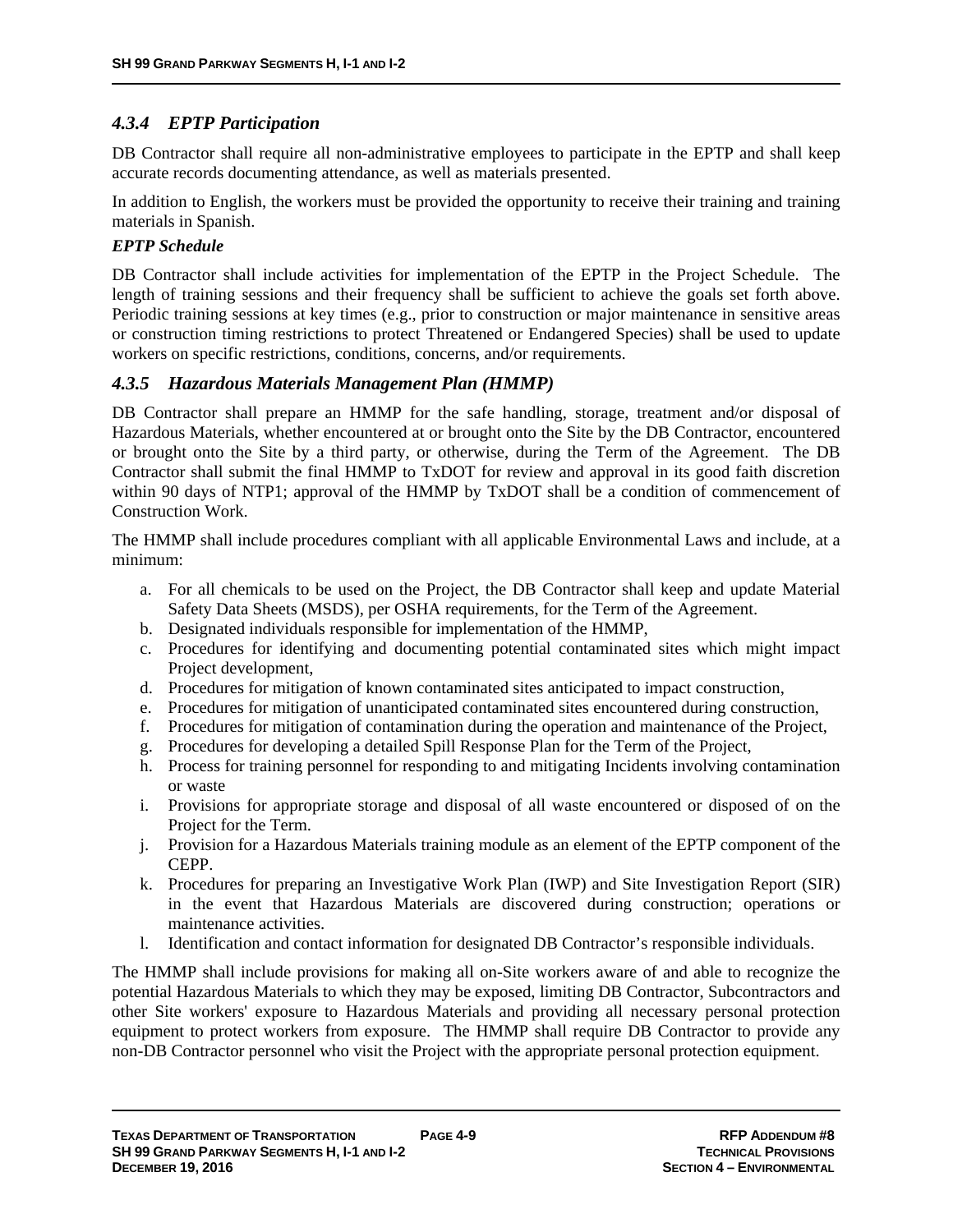### *4.3.4 EPTP Participation*

DB Contractor shall require all non-administrative employees to participate in the EPTP and shall keep accurate records documenting attendance, as well as materials presented.

In addition to English, the workers must be provided the opportunity to receive their training and training materials in Spanish.

***EPTP Schedule***

DB Contractor shall include activities for implementation of the EPTP in the Project Schedule. The length of training sessions and their frequency shall be sufficient to achieve the goals set forth above. Periodic training sessions at key times (e.g., prior to construction or major maintenance in sensitive areas or construction timing restrictions to protect Threatened or Endangered Species) shall be used to update workers on specific restrictions, conditions, concerns, and/or requirements.

### *4.3.5 Hazardous Materials Management Plan (HMMP)*

DB Contractor shall prepare an HMMP for the safe handling, storage, treatment and/or disposal of Hazardous Materials, whether encountered at or brought onto the Site by the DB Contractor, encountered or brought onto the Site by a third party, or otherwise, during the Term of the Agreement. The DB Contractor shall submit the final HMMP to TxDOT for review and approval in its good faith discretion within 90 days of NTP1; approval of the HMMP by TxDOT shall be a condition of commencement of Construction Work.

The HMMP shall include procedures compliant with all applicable Environmental Laws and include, at a minimum:

a. For all chemicals to be used on the Project, the DB Contractor shall keep and update Material Safety Data Sheets (MSDS), per OSHA requirements, for the Term of the Agreement.
b. Designated individuals responsible for implementation of the HMMP,
c. Procedures for identifying and documenting potential contaminated sites which might impact Project development,
d. Procedures for mitigation of known contaminated sites anticipated to impact construction,
e. Procedures for mitigation of unanticipated contaminated sites encountered during construction,
f. Procedures for mitigation of contamination during the operation and maintenance of the Project,
g. Procedures for developing a detailed Spill Response Plan for the Term of the Project,
h. Process for training personnel for responding to and mitigating Incidents involving contamination or waste
i. Provisions for appropriate storage and disposal of all waste encountered or disposed of on the Project for the Term.
j. Provision for a Hazardous Materials training module as an element of the EPTP component of the CEPP.
k. Procedures for preparing an Investigative Work Plan (IWP) and Site Investigation Report (SIR) in the event that Hazardous Materials are discovered during construction; operations or maintenance activities.
l. Identification and contact information for designated DB Contractor's responsible individuals.

The HMMP shall include provisions for making all on-Site workers aware of and able to recognize the potential Hazardous Materials to which they may be exposed, limiting DB Contractor, Subcontractors and other Site workers' exposure to Hazardous Materials and providing all necessary personal protection equipment to protect workers from exposure. The HMMP shall require DB Contractor to provide any non-DB Contractor personnel who visit the Project with the appropriate personal protection equipment.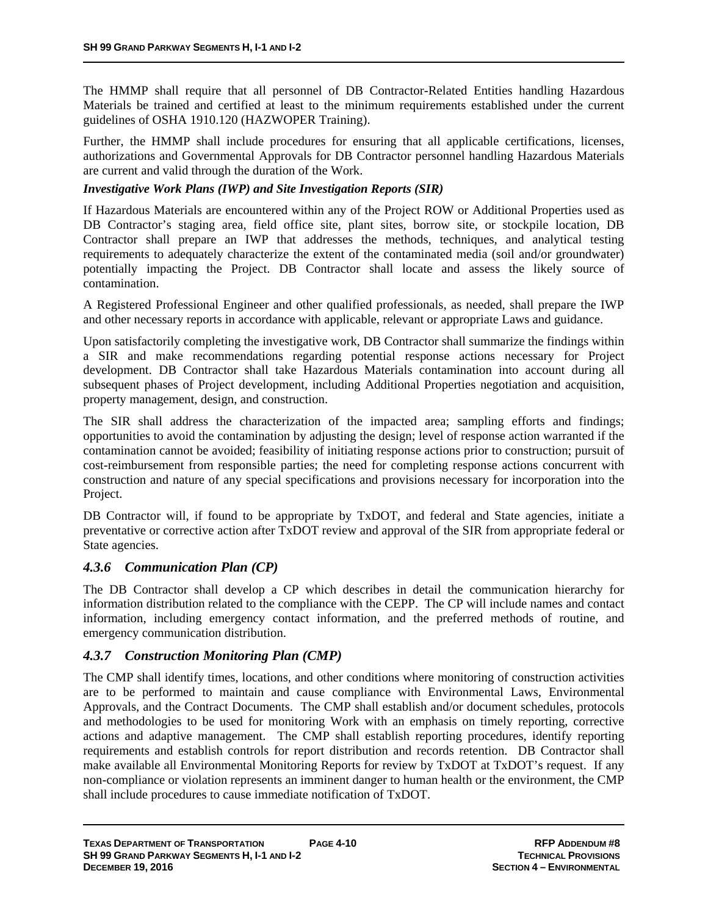The HMMP shall require that all personnel of DB Contractor-Related Entities handling Hazardous Materials be trained and certified at least to the minimum requirements established under the current guidelines of OSHA 1910.120 (HAZWOPER Training).

Further, the HMMP shall include procedures for ensuring that all applicable certifications, licenses, authorizations and Governmental Approvals for DB Contractor personnel handling Hazardous Materials are current and valid through the duration of the Work.

***Investigative Work Plans (IWP) and Site Investigation Reports (SIR)***

If Hazardous Materials are encountered within any of the Project ROW or Additional Properties used as DB Contractor's staging area, field office site, plant sites, borrow site, or stockpile location, DB Contractor shall prepare an IWP that addresses the methods, techniques, and analytical testing requirements to adequately characterize the extent of the contaminated media (soil and/or groundwater) potentially impacting the Project. DB Contractor shall locate and assess the likely source of contamination.

A Registered Professional Engineer and other qualified professionals, as needed, shall prepare the IWP and other necessary reports in accordance with applicable, relevant or appropriate Laws and guidance.

Upon satisfactorily completing the investigative work, DB Contractor shall summarize the findings within a SIR and make recommendations regarding potential response actions necessary for Project development. DB Contractor shall take Hazardous Materials contamination into account during all subsequent phases of Project development, including Additional Properties negotiation and acquisition, property management, design, and construction.

The SIR shall address the characterization of the impacted area; sampling efforts and findings; opportunities to avoid the contamination by adjusting the design; level of response action warranted if the contamination cannot be avoided; feasibility of initiating response actions prior to construction; pursuit of cost-reimbursement from responsible parties; the need for completing response actions concurrent with construction and nature of any special specifications and provisions necessary for incorporation into the Project.

DB Contractor will, if found to be appropriate by TxDOT, and federal and State agencies, initiate a preventative or corrective action after TxDOT review and approval of the SIR from appropriate federal or State agencies.

### *4.3.6 Communication Plan (CP)*

The DB Contractor shall develop a CP which describes in detail the communication hierarchy for information distribution related to the compliance with the CEPP. The CP will include names and contact information, including emergency contact information, and the preferred methods of routine, and emergency communication distribution.

### *4.3.7 Construction Monitoring Plan (CMP)*

The CMP shall identify times, locations, and other conditions where monitoring of construction activities are to be performed to maintain and cause compliance with Environmental Laws, Environmental Approvals, and the Contract Documents. The CMP shall establish and/or document schedules, protocols and methodologies to be used for monitoring Work with an emphasis on timely reporting, corrective actions and adaptive management. The CMP shall establish reporting procedures, identify reporting requirements and establish controls for report distribution and records retention. DB Contractor shall make available all Environmental Monitoring Reports for review by TxDOT at TxDOT's request. If any non-compliance or violation represents an imminent danger to human health or the environment, the CMP shall include procedures to cause immediate notification of TxDOT.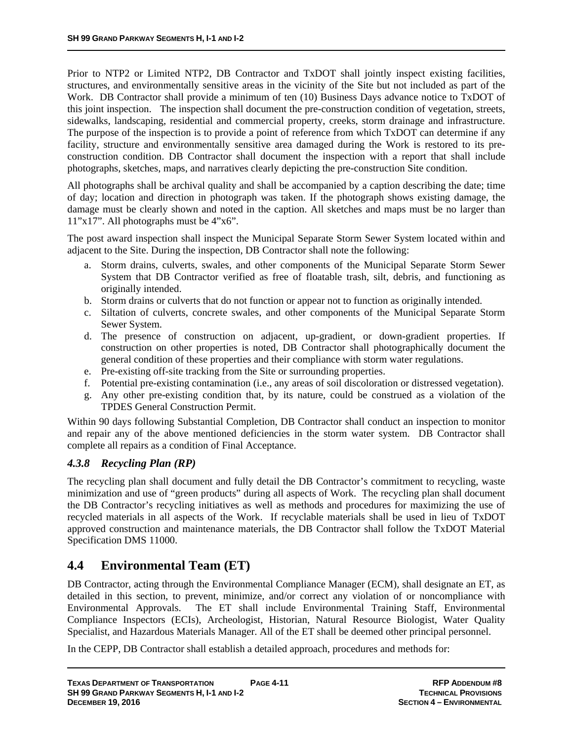Prior to NTP2 or Limited NTP2, DB Contractor and TxDOT shall jointly inspect existing facilities, structures, and environmentally sensitive areas in the vicinity of the Site but not included as part of the Work. DB Contractor shall provide a minimum of ten (10) Business Days advance notice to TxDOT of this joint inspection. The inspection shall document the pre-construction condition of vegetation, streets, sidewalks, landscaping, residential and commercial property, creeks, storm drainage and infrastructure. The purpose of the inspection is to provide a point of reference from which TxDOT can determine if any facility, structure and environmentally sensitive area damaged during the Work is restored to its pre-construction condition. DB Contractor shall document the inspection with a report that shall include photographs, sketches, maps, and narratives clearly depicting the pre-construction Site condition.

All photographs shall be archival quality and shall be accompanied by a caption describing the date; time of day; location and direction in photograph was taken. If the photograph shows existing damage, the damage must be clearly shown and noted in the caption. All sketches and maps must be no larger than 11"x17". All photographs must be 4"x6".

The post award inspection shall inspect the Municipal Separate Storm Sewer System located within and adjacent to the Site. During the inspection, DB Contractor shall note the following:

a. Storm drains, culverts, swales, and other components of the Municipal Separate Storm Sewer System that DB Contractor verified as free of floatable trash, silt, debris, and functioning as originally intended.
b. Storm drains or culverts that do not function or appear not to function as originally intended.
c. Siltation of culverts, concrete swales, and other components of the Municipal Separate Storm Sewer System.
d. The presence of construction on adjacent, up-gradient, or down-gradient properties. If construction on other properties is noted, DB Contractor shall photographically document the general condition of these properties and their compliance with storm water regulations.
e. Pre-existing off-site tracking from the Site or surrounding properties.
f. Potential pre-existing contamination (i.e., any areas of soil discoloration or distressed vegetation).
g. Any other pre-existing condition that, by its nature, could be construed as a violation of the TPDES General Construction Permit.

Within 90 days following Substantial Completion, DB Contractor shall conduct an inspection to monitor and repair any of the above mentioned deficiencies in the storm water system. DB Contractor shall complete all repairs as a condition of Final Acceptance.

### *4.3.8 Recycling Plan (RP)*

The recycling plan shall document and fully detail the DB Contractor's commitment to recycling, waste minimization and use of "green products" during all aspects of Work. The recycling plan shall document the DB Contractor's recycling initiatives as well as methods and procedures for maximizing the use of recycled materials in all aspects of the Work. If recyclable materials shall be used in lieu of TxDOT approved construction and maintenance materials, the DB Contractor shall follow the TxDOT Material Specification DMS 11000.

## 4.4 Environmental Team (ET)

DB Contractor, acting through the Environmental Compliance Manager (ECM), shall designate an ET, as detailed in this section, to prevent, minimize, and/or correct any violation of or noncompliance with Environmental Approvals. The ET shall include Environmental Training Staff, Environmental Compliance Inspectors (ECIs), Archeologist, Historian, Natural Resource Biologist, Water Quality Specialist, and Hazardous Materials Manager. All of the ET shall be deemed other principal personnel.

In the CEPP, DB Contractor shall establish a detailed approach, procedures and methods for: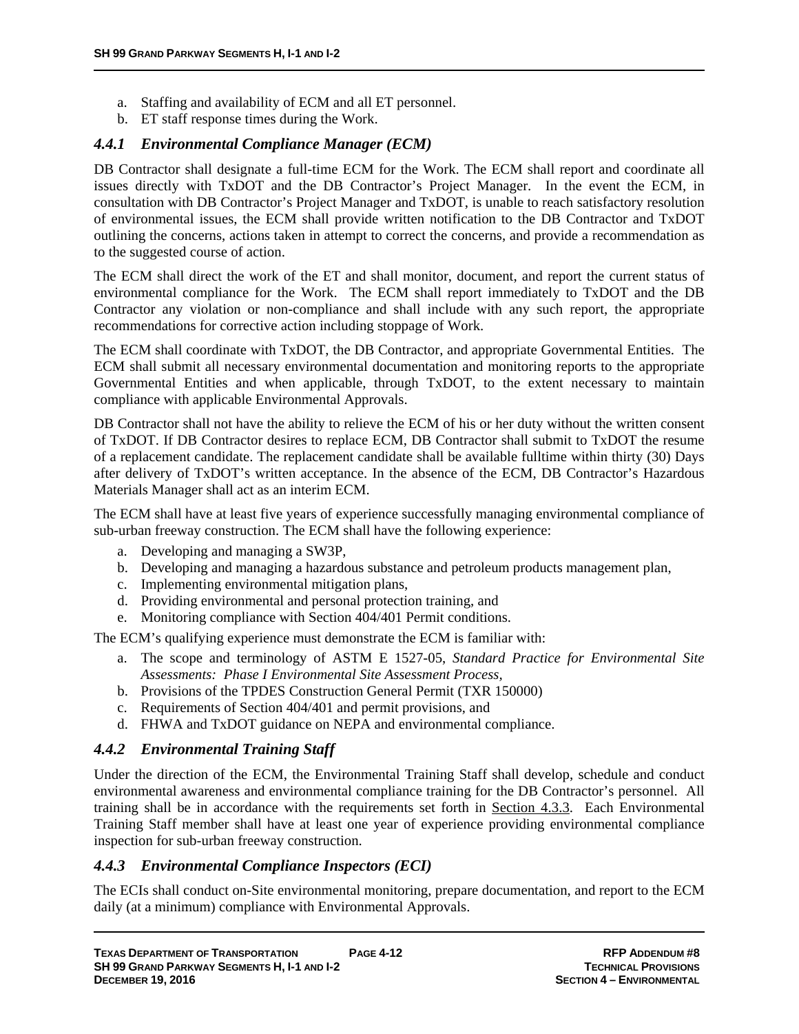a. Staffing and availability of ECM and all ET personnel.
b. ET staff response times during the Work.

### *4.4.1 Environmental Compliance Manager (ECM)*

DB Contractor shall designate a full-time ECM for the Work. The ECM shall report and coordinate all issues directly with TxDOT and the DB Contractor's Project Manager. In the event the ECM, in consultation with DB Contractor's Project Manager and TxDOT, is unable to reach satisfactory resolution of environmental issues, the ECM shall provide written notification to the DB Contractor and TxDOT outlining the concerns, actions taken in attempt to correct the concerns, and provide a recommendation as to the suggested course of action.

The ECM shall direct the work of the ET and shall monitor, document, and report the current status of environmental compliance for the Work. The ECM shall report immediately to TxDOT and the DB Contractor any violation or non-compliance and shall include with any such report, the appropriate recommendations for corrective action including stoppage of Work.

The ECM shall coordinate with TxDOT, the DB Contractor, and appropriate Governmental Entities. The ECM shall submit all necessary environmental documentation and monitoring reports to the appropriate Governmental Entities and when applicable, through TxDOT, to the extent necessary to maintain compliance with applicable Environmental Approvals.

DB Contractor shall not have the ability to relieve the ECM of his or her duty without the written consent of TxDOT. If DB Contractor desires to replace ECM, DB Contractor shall submit to TxDOT the resume of a replacement candidate. The replacement candidate shall be available fulltime within thirty (30) Days after delivery of TxDOT's written acceptance. In the absence of the ECM, DB Contractor's Hazardous Materials Manager shall act as an interim ECM.

The ECM shall have at least five years of experience successfully managing environmental compliance of sub-urban freeway construction. The ECM shall have the following experience:

a. Developing and managing a SW3P,
b. Developing and managing a hazardous substance and petroleum products management plan,
c. Implementing environmental mitigation plans,
d. Providing environmental and personal protection training, and
e. Monitoring compliance with Section 404/401 Permit conditions.

The ECM's qualifying experience must demonstrate the ECM is familiar with:

a. The scope and terminology of ASTM E 1527-05, *Standard Practice for Environmental Site Assessments: Phase I Environmental Site Assessment Process,*
b. Provisions of the TPDES Construction General Permit (TXR 150000)
c. Requirements of Section 404/401 and permit provisions, and
d. FHWA and TxDOT guidance on NEPA and environmental compliance.

### *4.4.2 Environmental Training Staff*

Under the direction of the ECM, the Environmental Training Staff shall develop, schedule and conduct environmental awareness and environmental compliance training for the DB Contractor's personnel. All training shall be in accordance with the requirements set forth in Section 4.3.3. Each Environmental Training Staff member shall have at least one year of experience providing environmental compliance inspection for sub-urban freeway construction.

### *4.4.3 Environmental Compliance Inspectors (ECI)*

The ECIs shall conduct on-Site environmental monitoring, prepare documentation, and report to the ECM daily (at a minimum) compliance with Environmental Approvals.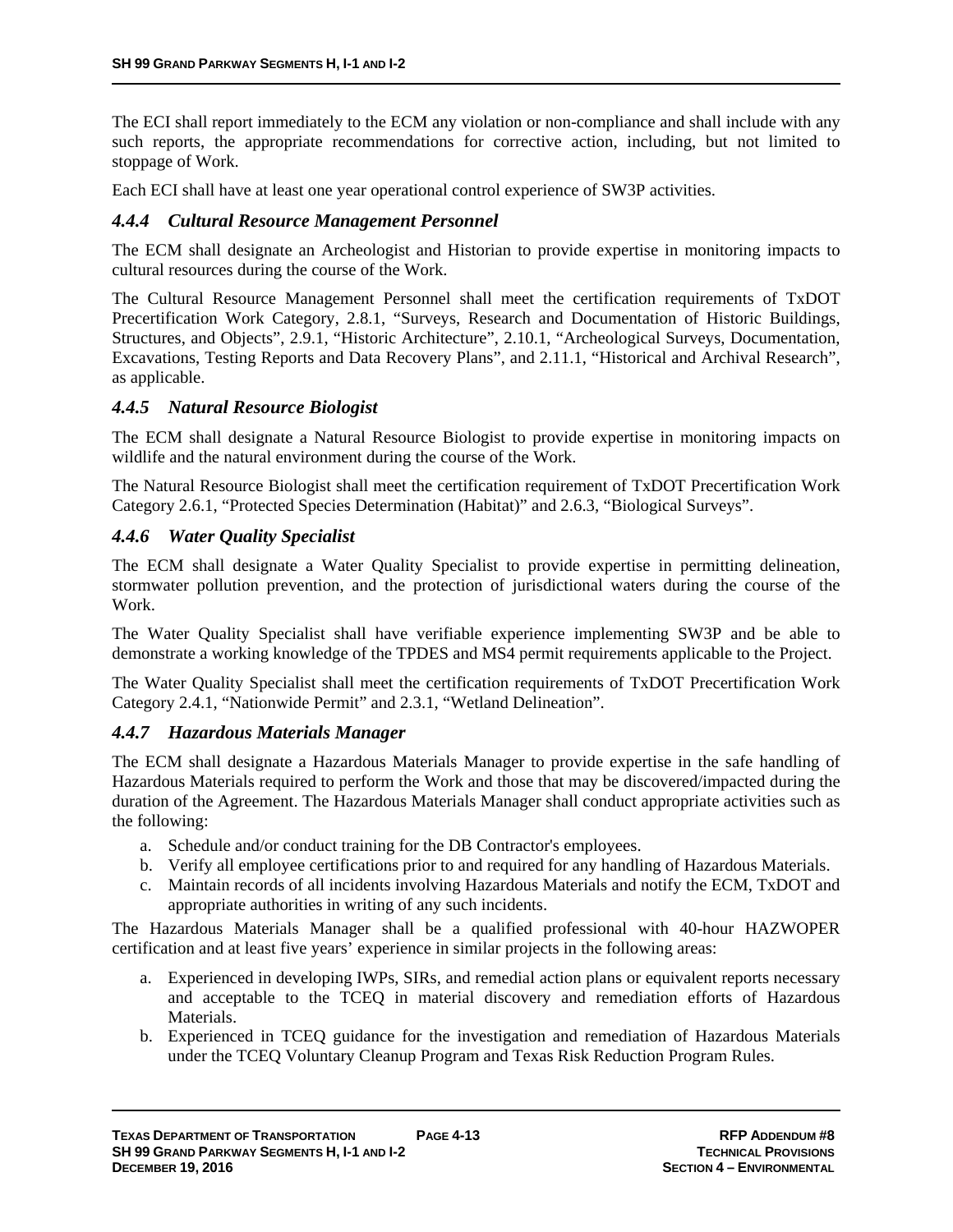The ECI shall report immediately to the ECM any violation or non-compliance and shall include with any such reports, the appropriate recommendations for corrective action, including, but not limited to stoppage of Work.

Each ECI shall have at least one year operational control experience of SW3P activities.

### *4.4.4 Cultural Resource Management Personnel*

The ECM shall designate an Archeologist and Historian to provide expertise in monitoring impacts to cultural resources during the course of the Work.

The Cultural Resource Management Personnel shall meet the certification requirements of TxDOT Precertification Work Category, 2.8.1, "Surveys, Research and Documentation of Historic Buildings, Structures, and Objects", 2.9.1, "Historic Architecture", 2.10.1, "Archeological Surveys, Documentation, Excavations, Testing Reports and Data Recovery Plans", and 2.11.1, "Historical and Archival Research", as applicable.

### *4.4.5 Natural Resource Biologist*

The ECM shall designate a Natural Resource Biologist to provide expertise in monitoring impacts on wildlife and the natural environment during the course of the Work.

The Natural Resource Biologist shall meet the certification requirement of TxDOT Precertification Work Category 2.6.1, "Protected Species Determination (Habitat)" and 2.6.3, "Biological Surveys".

### *4.4.6 Water Quality Specialist*

The ECM shall designate a Water Quality Specialist to provide expertise in permitting delineation, stormwater pollution prevention, and the protection of jurisdictional waters during the course of the Work.

The Water Quality Specialist shall have verifiable experience implementing SW3P and be able to demonstrate a working knowledge of the TPDES and MS4 permit requirements applicable to the Project.

The Water Quality Specialist shall meet the certification requirements of TxDOT Precertification Work Category 2.4.1, "Nationwide Permit" and 2.3.1, "Wetland Delineation".

### *4.4.7 Hazardous Materials Manager*

The ECM shall designate a Hazardous Materials Manager to provide expertise in the safe handling of Hazardous Materials required to perform the Work and those that may be discovered/impacted during the duration of the Agreement. The Hazardous Materials Manager shall conduct appropriate activities such as the following:

a. Schedule and/or conduct training for the DB Contractor's employees.
b. Verify all employee certifications prior to and required for any handling of Hazardous Materials.
c. Maintain records of all incidents involving Hazardous Materials and notify the ECM, TxDOT and appropriate authorities in writing of any such incidents.

The Hazardous Materials Manager shall be a qualified professional with 40-hour HAZWOPER certification and at least five years' experience in similar projects in the following areas:

a. Experienced in developing IWPs, SIRs, and remedial action plans or equivalent reports necessary and acceptable to the TCEQ in material discovery and remediation efforts of Hazardous Materials.
b. Experienced in TCEQ guidance for the investigation and remediation of Hazardous Materials under the TCEQ Voluntary Cleanup Program and Texas Risk Reduction Program Rules.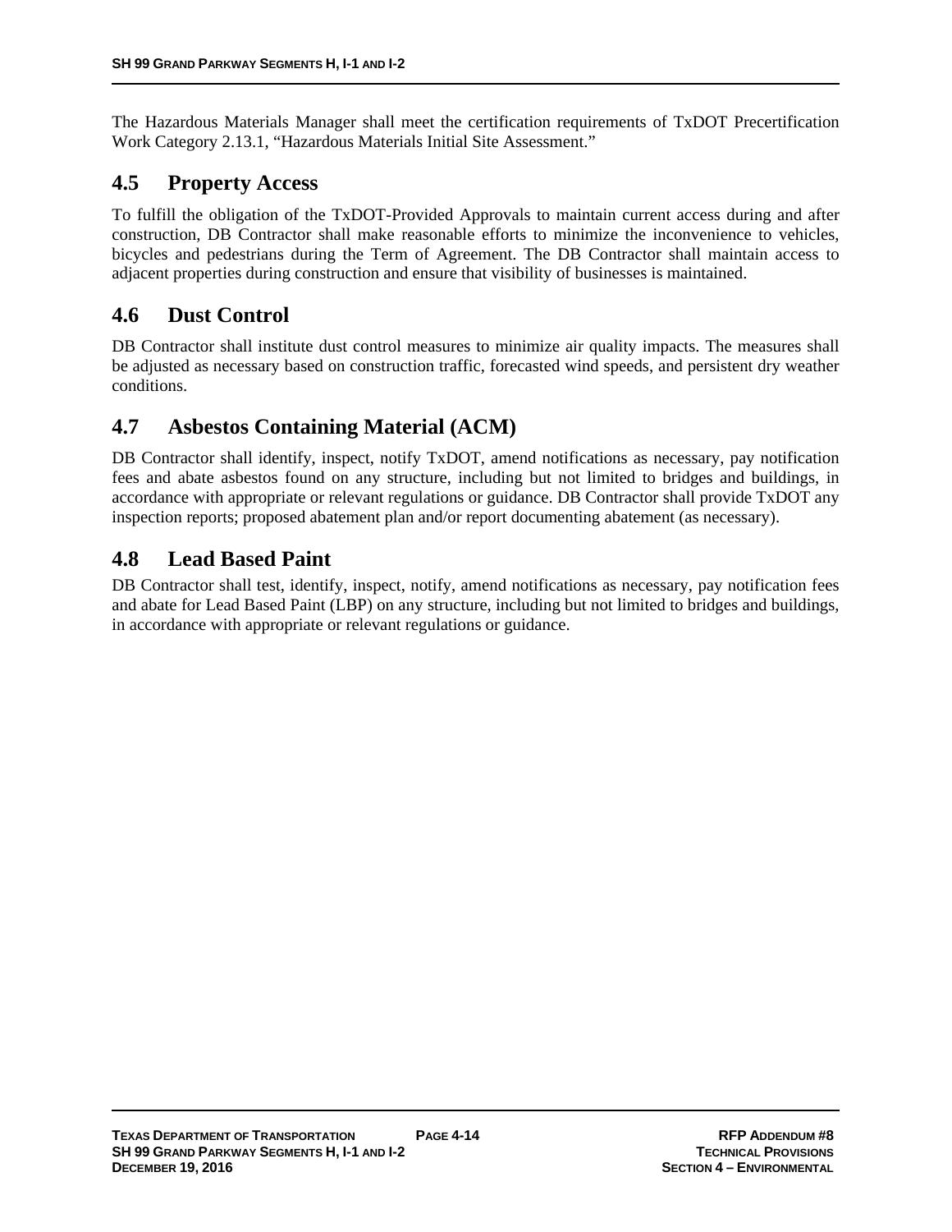The Hazardous Materials Manager shall meet the certification requirements of TxDOT Precertification Work Category 2.13.1, "Hazardous Materials Initial Site Assessment."

## 4.5 Property Access

To fulfill the obligation of the TxDOT-Provided Approvals to maintain current access during and after construction, DB Contractor shall make reasonable efforts to minimize the inconvenience to vehicles, bicycles and pedestrians during the Term of Agreement. The DB Contractor shall maintain access to adjacent properties during construction and ensure that visibility of businesses is maintained.

## 4.6 Dust Control

DB Contractor shall institute dust control measures to minimize air quality impacts. The measures shall be adjusted as necessary based on construction traffic, forecasted wind speeds, and persistent dry weather conditions.

## 4.7 Asbestos Containing Material (ACM)

DB Contractor shall identify, inspect, notify TxDOT, amend notifications as necessary, pay notification fees and abate asbestos found on any structure, including but not limited to bridges and buildings, in accordance with appropriate or relevant regulations or guidance. DB Contractor shall provide TxDOT any inspection reports; proposed abatement plan and/or report documenting abatement (as necessary).

## 4.8 Lead Based Paint

DB Contractor shall test, identify, inspect, notify, amend notifications as necessary, pay notification fees and abate for Lead Based Paint (LBP) on any structure, including but not limited to bridges and buildings, in accordance with appropriate or relevant regulations or guidance.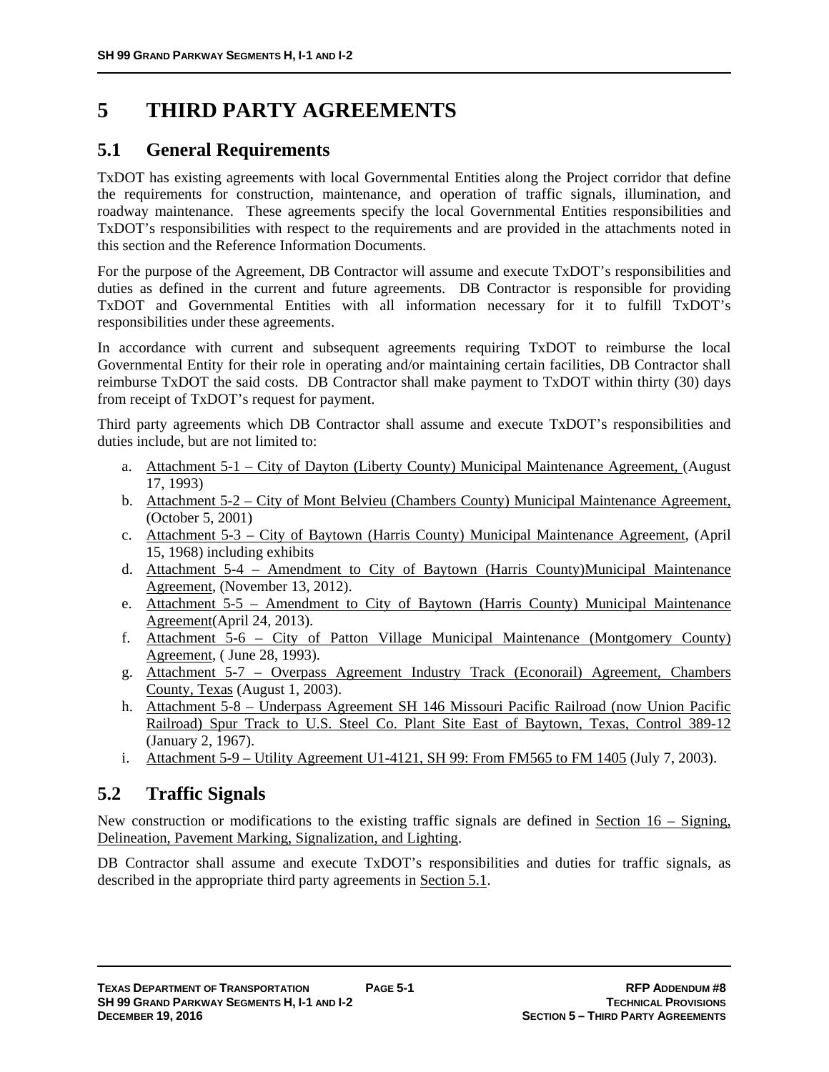# 5 THIRD PARTY AGREEMENTS

## 5.1 General Requirements

TxDOT has existing agreements with local Governmental Entities along the Project corridor that define the requirements for construction, maintenance, and operation of traffic signals, illumination, and roadway maintenance. These agreements specify the local Governmental Entities responsibilities and TxDOT's responsibilities with respect to the requirements and are provided in the attachments noted in this section and the Reference Information Documents.

For the purpose of the Agreement, DB Contractor will assume and execute TxDOT's responsibilities and duties as defined in the current and future agreements. DB Contractor is responsible for providing TxDOT and Governmental Entities with all information necessary for it to fulfill TxDOT's responsibilities under these agreements.

In accordance with current and subsequent agreements requiring TxDOT to reimburse the local Governmental Entity for their role in operating and/or maintaining certain facilities, DB Contractor shall reimburse TxDOT the said costs. DB Contractor shall make payment to TxDOT within thirty (30) days from receipt of TxDOT's request for payment.

Third party agreements which DB Contractor shall assume and execute TxDOT's responsibilities and duties include, but are not limited to:

a. Attachment 5-1 – City of Dayton (Liberty County) Municipal Maintenance Agreement, (August 17, 1993)
b. Attachment 5-2 – City of Mont Belvieu (Chambers County) Municipal Maintenance Agreement, (October 5, 2001)
c. Attachment 5-3 – City of Baytown (Harris County) Municipal Maintenance Agreement, (April 15, 1968) including exhibits
d. Attachment 5-4 – Amendment to City of Baytown (Harris County)Municipal Maintenance Agreement, (November 13, 2012).
e. Attachment 5-5 – Amendment to City of Baytown (Harris County) Municipal Maintenance Agreement(April 24, 2013).
f. Attachment 5-6 – City of Patton Village Municipal Maintenance (Montgomery County) Agreement, ( June 28, 1993).
g. Attachment 5-7 – Overpass Agreement Industry Track (Econorail) Agreement, Chambers County, Texas (August 1, 2003).
h. Attachment 5-8 – Underpass Agreement SH 146 Missouri Pacific Railroad (now Union Pacific Railroad) Spur Track to U.S. Steel Co. Plant Site East of Baytown, Texas, Control 389-12 (January 2, 1967).
i. Attachment 5-9 – Utility Agreement U1-4121, SH 99: From FM565 to FM 1405 (July 7, 2003).

## 5.2 Traffic Signals

New construction or modifications to the existing traffic signals are defined in Section 16 – Signing, Delineation, Pavement Marking, Signalization, and Lighting.

DB Contractor shall assume and execute TxDOT's responsibilities and duties for traffic signals, as described in the appropriate third party agreements in Section 5.1.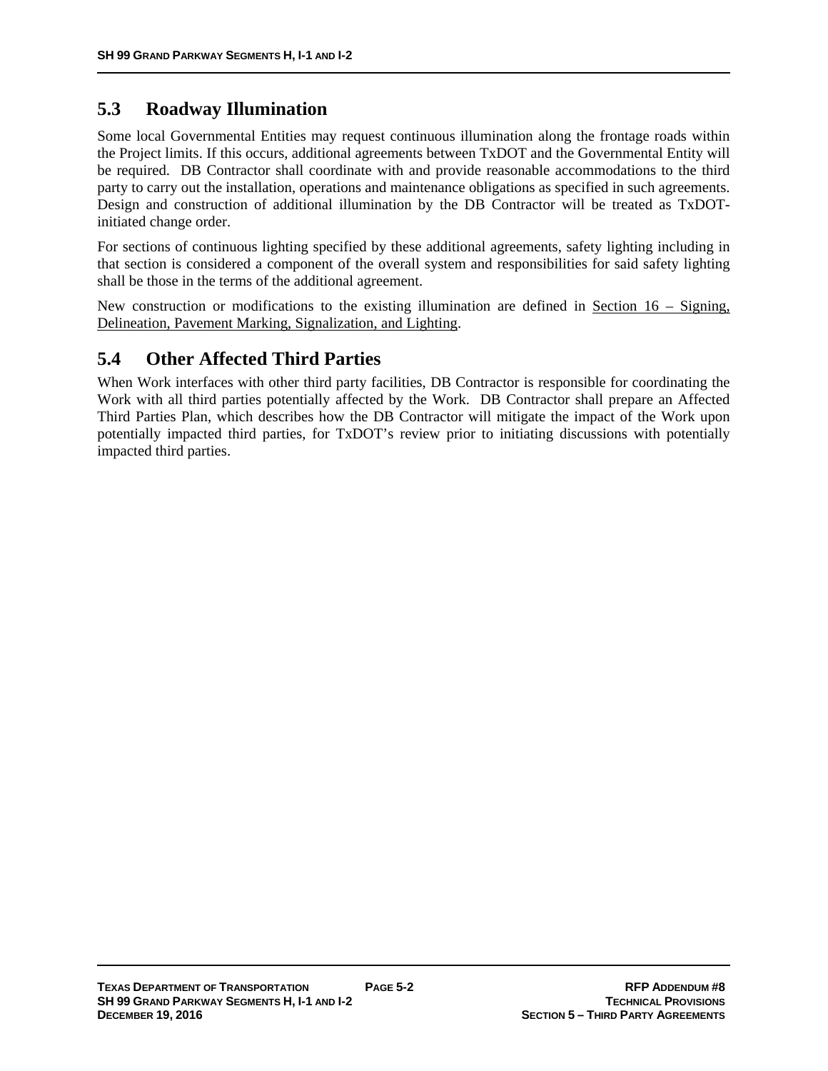## 5.3 Roadway Illumination

Some local Governmental Entities may request continuous illumination along the frontage roads within the Project limits. If this occurs, additional agreements between TxDOT and the Governmental Entity will be required. DB Contractor shall coordinate with and provide reasonable accommodations to the third party to carry out the installation, operations and maintenance obligations as specified in such agreements. Design and construction of additional illumination by the DB Contractor will be treated as TxDOT-initiated change order.

For sections of continuous lighting specified by these additional agreements, safety lighting including in that section is considered a component of the overall system and responsibilities for said safety lighting shall be those in the terms of the additional agreement.

New construction or modifications to the existing illumination are defined in Section 16 – Signing, Delineation, Pavement Marking, Signalization, and Lighting.

## 5.4 Other Affected Third Parties

When Work interfaces with other third party facilities, DB Contractor is responsible for coordinating the Work with all third parties potentially affected by the Work. DB Contractor shall prepare an Affected Third Parties Plan, which describes how the DB Contractor will mitigate the impact of the Work upon potentially impacted third parties, for TxDOT's review prior to initiating discussions with potentially impacted third parties.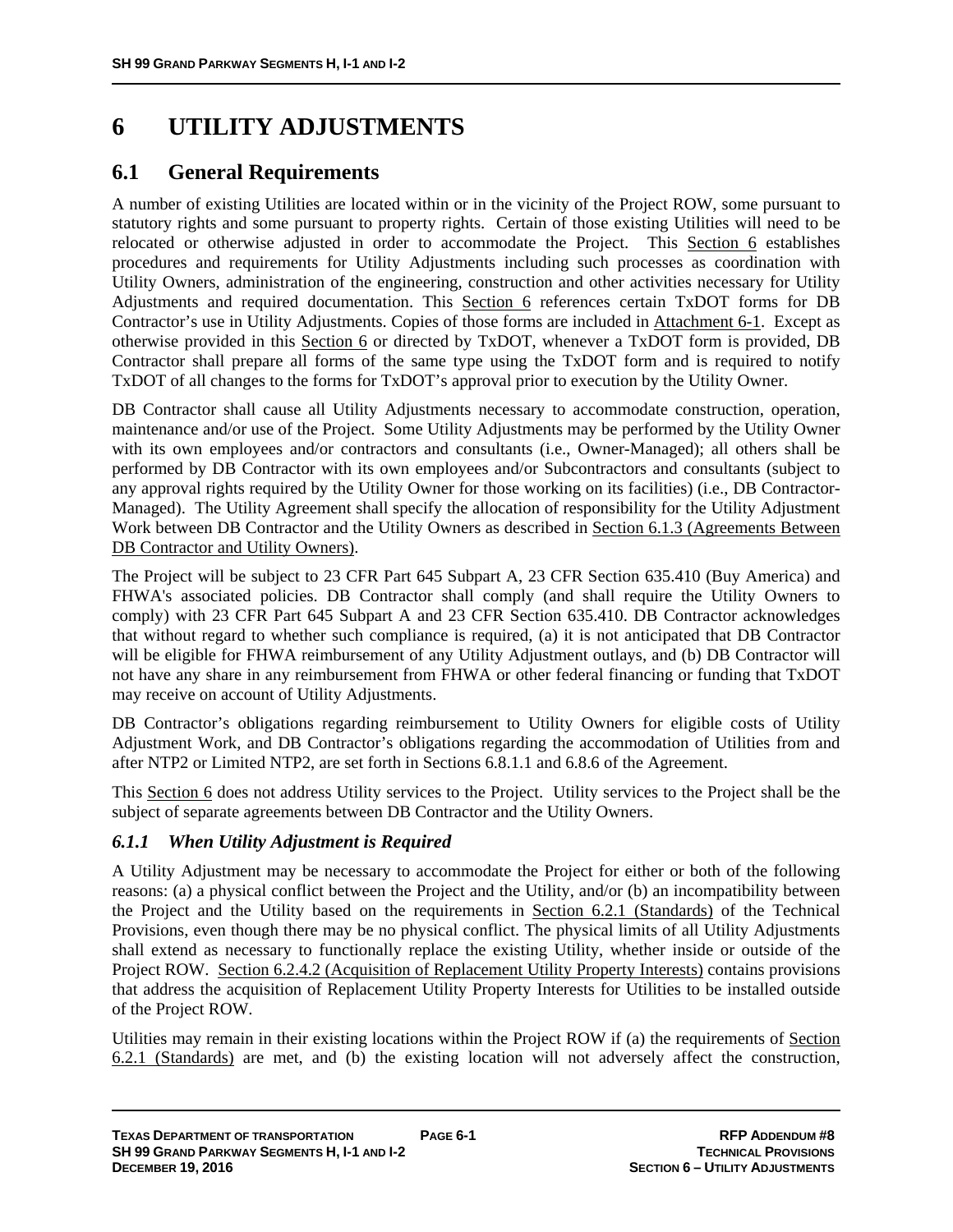# 6 UTILITY ADJUSTMENTS

## 6.1 General Requirements

A number of existing Utilities are located within or in the vicinity of the Project ROW, some pursuant to statutory rights and some pursuant to property rights. Certain of those existing Utilities will need to be relocated or otherwise adjusted in order to accommodate the Project. This Section 6 establishes procedures and requirements for Utility Adjustments including such processes as coordination with Utility Owners, administration of the engineering, construction and other activities necessary for Utility Adjustments and required documentation. This Section 6 references certain TxDOT forms for DB Contractor's use in Utility Adjustments. Copies of those forms are included in Attachment 6-1. Except as otherwise provided in this Section 6 or directed by TxDOT, whenever a TxDOT form is provided, DB Contractor shall prepare all forms of the same type using the TxDOT form and is required to notify TxDOT of all changes to the forms for TxDOT's approval prior to execution by the Utility Owner.

DB Contractor shall cause all Utility Adjustments necessary to accommodate construction, operation, maintenance and/or use of the Project. Some Utility Adjustments may be performed by the Utility Owner with its own employees and/or contractors and consultants (i.e., Owner-Managed); all others shall be performed by DB Contractor with its own employees and/or Subcontractors and consultants (subject to any approval rights required by the Utility Owner for those working on its facilities) (i.e., DB Contractor-Managed). The Utility Agreement shall specify the allocation of responsibility for the Utility Adjustment Work between DB Contractor and the Utility Owners as described in Section 6.1.3 (Agreements Between DB Contractor and Utility Owners).

The Project will be subject to 23 CFR Part 645 Subpart A, 23 CFR Section 635.410 (Buy America) and FHWA's associated policies. DB Contractor shall comply (and shall require the Utility Owners to comply) with 23 CFR Part 645 Subpart A and 23 CFR Section 635.410. DB Contractor acknowledges that without regard to whether such compliance is required, (a) it is not anticipated that DB Contractor will be eligible for FHWA reimbursement of any Utility Adjustment outlays, and (b) DB Contractor will not have any share in any reimbursement from FHWA or other federal financing or funding that TxDOT may receive on account of Utility Adjustments.

DB Contractor's obligations regarding reimbursement to Utility Owners for eligible costs of Utility Adjustment Work, and DB Contractor's obligations regarding the accommodation of Utilities from and after NTP2 or Limited NTP2, are set forth in Sections 6.8.1.1 and 6.8.6 of the Agreement.

This Section 6 does not address Utility services to the Project. Utility services to the Project shall be the subject of separate agreements between DB Contractor and the Utility Owners.

### *6.1.1 When Utility Adjustment is Required*

A Utility Adjustment may be necessary to accommodate the Project for either or both of the following reasons: (a) a physical conflict between the Project and the Utility, and/or (b) an incompatibility between the Project and the Utility based on the requirements in Section 6.2.1 (Standards) of the Technical Provisions, even though there may be no physical conflict. The physical limits of all Utility Adjustments shall extend as necessary to functionally replace the existing Utility, whether inside or outside of the Project ROW. Section 6.2.4.2 (Acquisition of Replacement Utility Property Interests) contains provisions that address the acquisition of Replacement Utility Property Interests for Utilities to be installed outside of the Project ROW.

Utilities may remain in their existing locations within the Project ROW if (a) the requirements of Section 6.2.1 (Standards) are met, and (b) the existing location will not adversely affect the construction,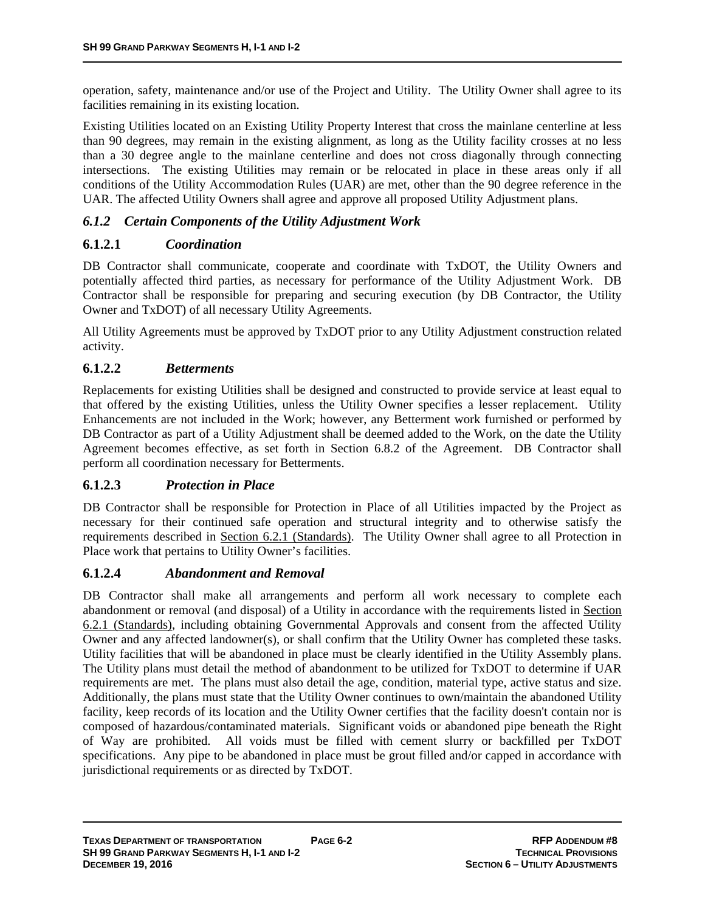operation, safety, maintenance and/or use of the Project and Utility. The Utility Owner shall agree to its facilities remaining in its existing location.

Existing Utilities located on an Existing Utility Property Interest that cross the mainlane centerline at less than 90 degrees, may remain in the existing alignment, as long as the Utility facility crosses at no less than a 30 degree angle to the mainlane centerline and does not cross diagonally through connecting intersections. The existing Utilities may remain or be relocated in place in these areas only if all conditions of the Utility Accommodation Rules (UAR) are met, other than the 90 degree reference in the UAR. The affected Utility Owners shall agree and approve all proposed Utility Adjustment plans.

### *6.1.2 Certain Components of the Utility Adjustment Work*

#### 6.1.2.1 *Coordination*

DB Contractor shall communicate, cooperate and coordinate with TxDOT, the Utility Owners and potentially affected third parties, as necessary for performance of the Utility Adjustment Work. DB Contractor shall be responsible for preparing and securing execution (by DB Contractor, the Utility Owner and TxDOT) of all necessary Utility Agreements.

All Utility Agreements must be approved by TxDOT prior to any Utility Adjustment construction related activity.

#### 6.1.2.2 *Betterments*

Replacements for existing Utilities shall be designed and constructed to provide service at least equal to that offered by the existing Utilities, unless the Utility Owner specifies a lesser replacement. Utility Enhancements are not included in the Work; however, any Betterment work furnished or performed by DB Contractor as part of a Utility Adjustment shall be deemed added to the Work, on the date the Utility Agreement becomes effective, as set forth in Section 6.8.2 of the Agreement. DB Contractor shall perform all coordination necessary for Betterments.

#### 6.1.2.3 *Protection in Place*

DB Contractor shall be responsible for Protection in Place of all Utilities impacted by the Project as necessary for their continued safe operation and structural integrity and to otherwise satisfy the requirements described in Section 6.2.1 (Standards). The Utility Owner shall agree to all Protection in Place work that pertains to Utility Owner's facilities.

#### 6.1.2.4 *Abandonment and Removal*

DB Contractor shall make all arrangements and perform all work necessary to complete each abandonment or removal (and disposal) of a Utility in accordance with the requirements listed in Section 6.2.1 (Standards), including obtaining Governmental Approvals and consent from the affected Utility Owner and any affected landowner(s), or shall confirm that the Utility Owner has completed these tasks. Utility facilities that will be abandoned in place must be clearly identified in the Utility Assembly plans. The Utility plans must detail the method of abandonment to be utilized for TxDOT to determine if UAR requirements are met. The plans must also detail the age, condition, material type, active status and size. Additionally, the plans must state that the Utility Owner continues to own/maintain the abandoned Utility facility, keep records of its location and the Utility Owner certifies that the facility doesn't contain nor is composed of hazardous/contaminated materials. Significant voids or abandoned pipe beneath the Right of Way are prohibited. All voids must be filled with cement slurry or backfilled per TxDOT specifications. Any pipe to be abandoned in place must be grout filled and/or capped in accordance with jurisdictional requirements or as directed by TxDOT.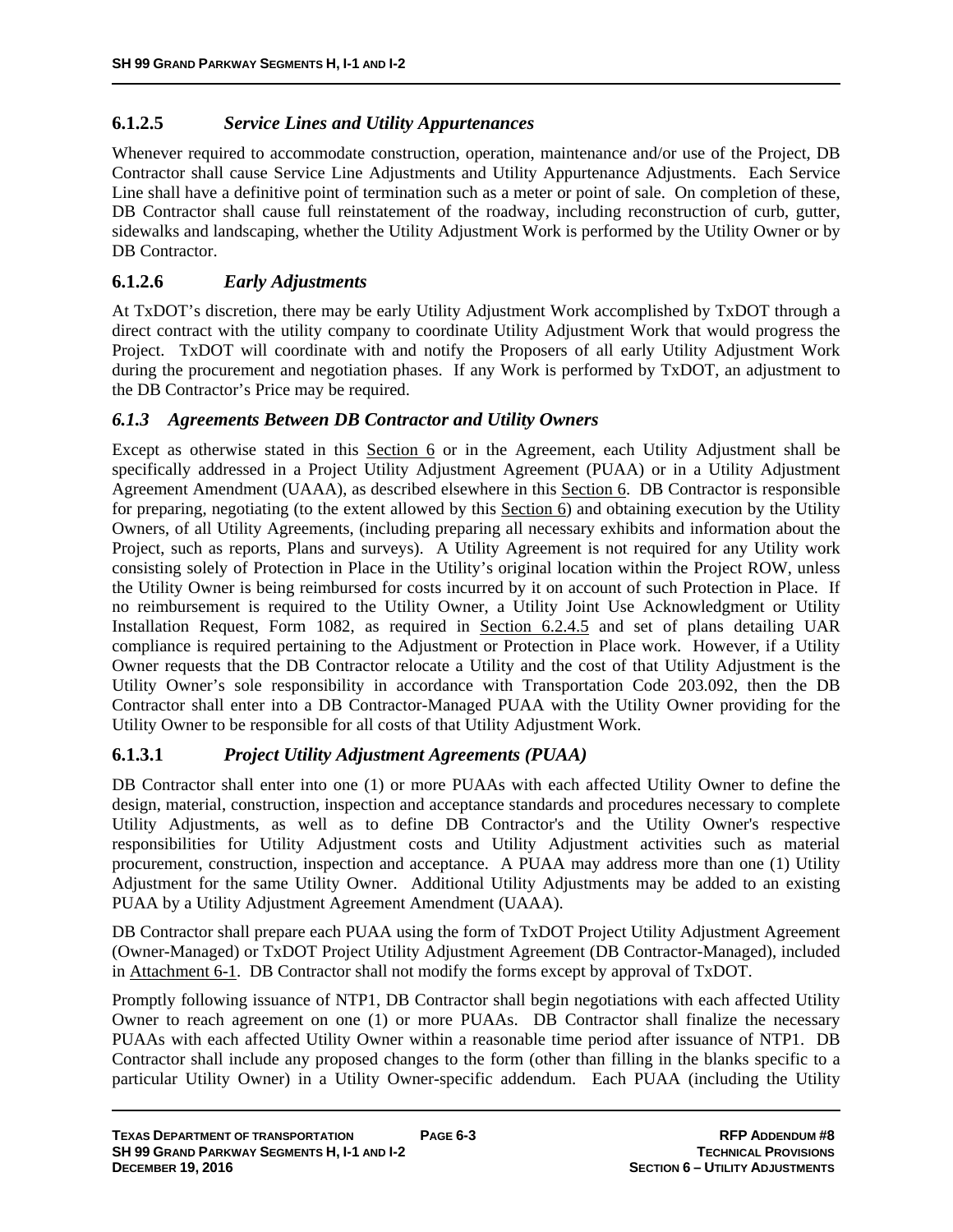### 6.1.2.5 *Service Lines and Utility Appurtenances*

Whenever required to accommodate construction, operation, maintenance and/or use of the Project, DB Contractor shall cause Service Line Adjustments and Utility Appurtenance Adjustments. Each Service Line shall have a definitive point of termination such as a meter or point of sale. On completion of these, DB Contractor shall cause full reinstatement of the roadway, including reconstruction of curb, gutter, sidewalks and landscaping, whether the Utility Adjustment Work is performed by the Utility Owner or by DB Contractor.

### 6.1.2.6 *Early Adjustments*

At TxDOT's discretion, there may be early Utility Adjustment Work accomplished by TxDOT through a direct contract with the utility company to coordinate Utility Adjustment Work that would progress the Project. TxDOT will coordinate with and notify the Proposers of all early Utility Adjustment Work during the procurement and negotiation phases. If any Work is performed by TxDOT, an adjustment to the DB Contractor's Price may be required.

## *6.1.3 Agreements Between DB Contractor and Utility Owners*

Except as otherwise stated in this Section 6 or in the Agreement, each Utility Adjustment shall be specifically addressed in a Project Utility Adjustment Agreement (PUAA) or in a Utility Adjustment Agreement Amendment (UAAA), as described elsewhere in this Section 6. DB Contractor is responsible for preparing, negotiating (to the extent allowed by this Section 6) and obtaining execution by the Utility Owners, of all Utility Agreements, (including preparing all necessary exhibits and information about the Project, such as reports, Plans and surveys). A Utility Agreement is not required for any Utility work consisting solely of Protection in Place in the Utility's original location within the Project ROW, unless the Utility Owner is being reimbursed for costs incurred by it on account of such Protection in Place. If no reimbursement is required to the Utility Owner, a Utility Joint Use Acknowledgment or Utility Installation Request, Form 1082, as required in Section 6.2.4.5 and set of plans detailing UAR compliance is required pertaining to the Adjustment or Protection in Place work. However, if a Utility Owner requests that the DB Contractor relocate a Utility and the cost of that Utility Adjustment is the Utility Owner's sole responsibility in accordance with Transportation Code 203.092, then the DB Contractor shall enter into a DB Contractor-Managed PUAA with the Utility Owner providing for the Utility Owner to be responsible for all costs of that Utility Adjustment Work.

### 6.1.3.1 *Project Utility Adjustment Agreements (PUAA)*

DB Contractor shall enter into one (1) or more PUAAs with each affected Utility Owner to define the design, material, construction, inspection and acceptance standards and procedures necessary to complete Utility Adjustments, as well as to define DB Contractor's and the Utility Owner's respective responsibilities for Utility Adjustment costs and Utility Adjustment activities such as material procurement, construction, inspection and acceptance. A PUAA may address more than one (1) Utility Adjustment for the same Utility Owner. Additional Utility Adjustments may be added to an existing PUAA by a Utility Adjustment Agreement Amendment (UAAA).

DB Contractor shall prepare each PUAA using the form of TxDOT Project Utility Adjustment Agreement (Owner-Managed) or TxDOT Project Utility Adjustment Agreement (DB Contractor-Managed), included in Attachment 6-1. DB Contractor shall not modify the forms except by approval of TxDOT.

Promptly following issuance of NTP1, DB Contractor shall begin negotiations with each affected Utility Owner to reach agreement on one (1) or more PUAAs. DB Contractor shall finalize the necessary PUAAs with each affected Utility Owner within a reasonable time period after issuance of NTP1. DB Contractor shall include any proposed changes to the form (other than filling in the blanks specific to a particular Utility Owner) in a Utility Owner-specific addendum. Each PUAA (including the Utility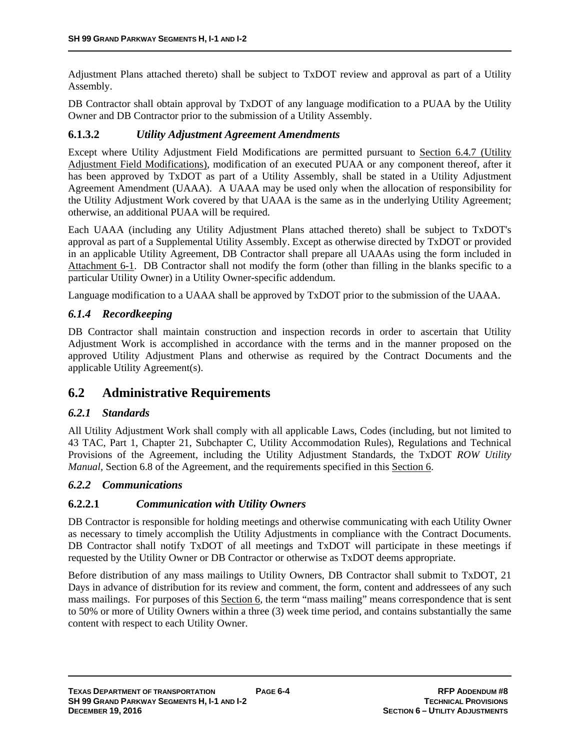Adjustment Plans attached thereto) shall be subject to TxDOT review and approval as part of a Utility Assembly.

DB Contractor shall obtain approval by TxDOT of any language modification to a PUAA by the Utility Owner and DB Contractor prior to the submission of a Utility Assembly.

#### 6.1.3.2 *Utility Adjustment Agreement Amendments*

Except where Utility Adjustment Field Modifications are permitted pursuant to Section 6.4.7 (Utility Adjustment Field Modifications), modification of an executed PUAA or any component thereof, after it has been approved by TxDOT as part of a Utility Assembly, shall be stated in a Utility Adjustment Agreement Amendment (UAAA). A UAAA may be used only when the allocation of responsibility for the Utility Adjustment Work covered by that UAAA is the same as in the underlying Utility Agreement; otherwise, an additional PUAA will be required.

Each UAAA (including any Utility Adjustment Plans attached thereto) shall be subject to TxDOT's approval as part of a Supplemental Utility Assembly. Except as otherwise directed by TxDOT or provided in an applicable Utility Agreement, DB Contractor shall prepare all UAAAs using the form included in Attachment 6-1. DB Contractor shall not modify the form (other than filling in the blanks specific to a particular Utility Owner) in a Utility Owner-specific addendum.

Language modification to a UAAA shall be approved by TxDOT prior to the submission of the UAAA.

### *6.1.4 Recordkeeping*

DB Contractor shall maintain construction and inspection records in order to ascertain that Utility Adjustment Work is accomplished in accordance with the terms and in the manner proposed on the approved Utility Adjustment Plans and otherwise as required by the Contract Documents and the applicable Utility Agreement(s).

## 6.2 Administrative Requirements

### *6.2.1 Standards*

All Utility Adjustment Work shall comply with all applicable Laws, Codes (including, but not limited to 43 TAC, Part 1, Chapter 21, Subchapter C, Utility Accommodation Rules), Regulations and Technical Provisions of the Agreement, including the Utility Adjustment Standards, the TxDOT *ROW Utility Manual*, Section 6.8 of the Agreement, and the requirements specified in this Section 6.

### *6.2.2 Communications*

#### 6.2.2.1 *Communication with Utility Owners*

DB Contractor is responsible for holding meetings and otherwise communicating with each Utility Owner as necessary to timely accomplish the Utility Adjustments in compliance with the Contract Documents. DB Contractor shall notify TxDOT of all meetings and TxDOT will participate in these meetings if requested by the Utility Owner or DB Contractor or otherwise as TxDOT deems appropriate.

Before distribution of any mass mailings to Utility Owners, DB Contractor shall submit to TxDOT, 21 Days in advance of distribution for its review and comment, the form, content and addressees of any such mass mailings. For purposes of this Section 6, the term "mass mailing" means correspondence that is sent to 50% or more of Utility Owners within a three (3) week time period, and contains substantially the same content with respect to each Utility Owner.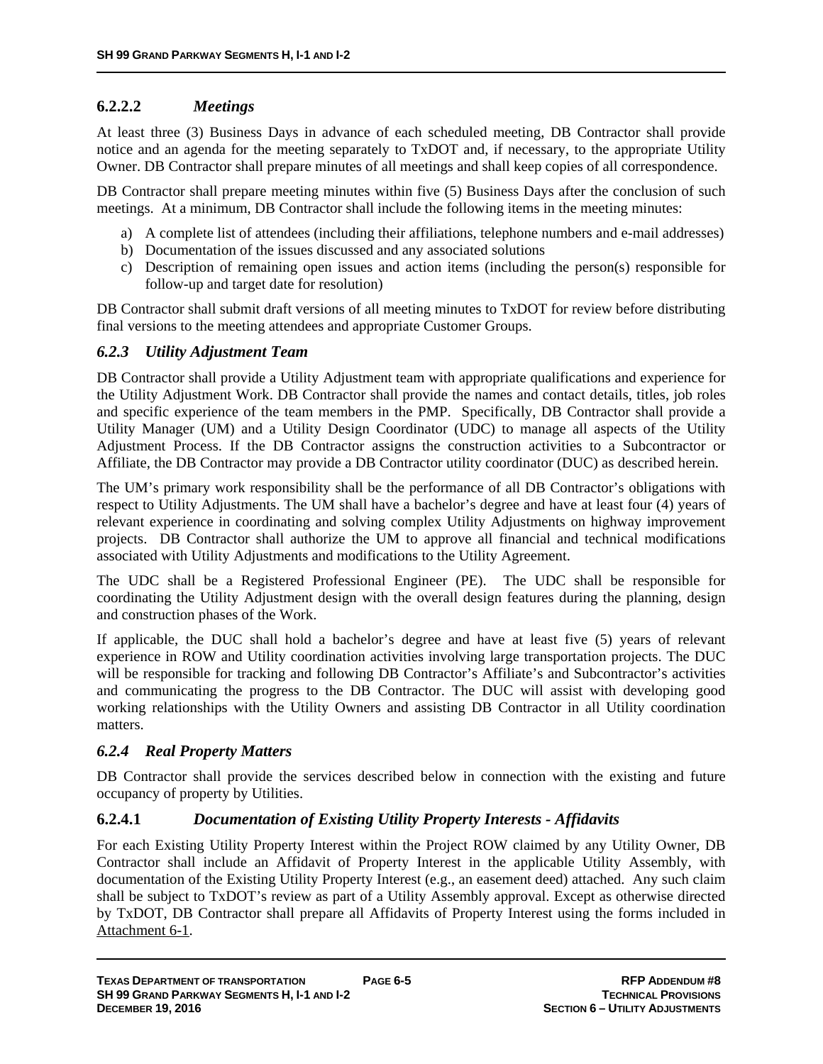#### 6.2.2.2 *Meetings*

At least three (3) Business Days in advance of each scheduled meeting, DB Contractor shall provide notice and an agenda for the meeting separately to TxDOT and, if necessary, to the appropriate Utility Owner. DB Contractor shall prepare minutes of all meetings and shall keep copies of all correspondence.

DB Contractor shall prepare meeting minutes within five (5) Business Days after the conclusion of such meetings. At a minimum, DB Contractor shall include the following items in the meeting minutes:

a) A complete list of attendees (including their affiliations, telephone numbers and e-mail addresses)
b) Documentation of the issues discussed and any associated solutions
c) Description of remaining open issues and action items (including the person(s) responsible for follow-up and target date for resolution)

DB Contractor shall submit draft versions of all meeting minutes to TxDOT for review before distributing final versions to the meeting attendees and appropriate Customer Groups.

### *6.2.3 Utility Adjustment Team*

DB Contractor shall provide a Utility Adjustment team with appropriate qualifications and experience for the Utility Adjustment Work. DB Contractor shall provide the names and contact details, titles, job roles and specific experience of the team members in the PMP. Specifically, DB Contractor shall provide a Utility Manager (UM) and a Utility Design Coordinator (UDC) to manage all aspects of the Utility Adjustment Process. If the DB Contractor assigns the construction activities to a Subcontractor or Affiliate, the DB Contractor may provide a DB Contractor utility coordinator (DUC) as described herein.

The UM's primary work responsibility shall be the performance of all DB Contractor's obligations with respect to Utility Adjustments. The UM shall have a bachelor's degree and have at least four (4) years of relevant experience in coordinating and solving complex Utility Adjustments on highway improvement projects. DB Contractor shall authorize the UM to approve all financial and technical modifications associated with Utility Adjustments and modifications to the Utility Agreement.

The UDC shall be a Registered Professional Engineer (PE). The UDC shall be responsible for coordinating the Utility Adjustment design with the overall design features during the planning, design and construction phases of the Work.

If applicable, the DUC shall hold a bachelor's degree and have at least five (5) years of relevant experience in ROW and Utility coordination activities involving large transportation projects. The DUC will be responsible for tracking and following DB Contractor's Affiliate's and Subcontractor's activities and communicating the progress to the DB Contractor. The DUC will assist with developing good working relationships with the Utility Owners and assisting DB Contractor in all Utility coordination matters.

### *6.2.4 Real Property Matters*

DB Contractor shall provide the services described below in connection with the existing and future occupancy of property by Utilities.

#### 6.2.4.1 *Documentation of Existing Utility Property Interests - Affidavits*

For each Existing Utility Property Interest within the Project ROW claimed by any Utility Owner, DB Contractor shall include an Affidavit of Property Interest in the applicable Utility Assembly, with documentation of the Existing Utility Property Interest (e.g., an easement deed) attached. Any such claim shall be subject to TxDOT's review as part of a Utility Assembly approval. Except as otherwise directed by TxDOT, DB Contractor shall prepare all Affidavits of Property Interest using the forms included in Attachment 6-1.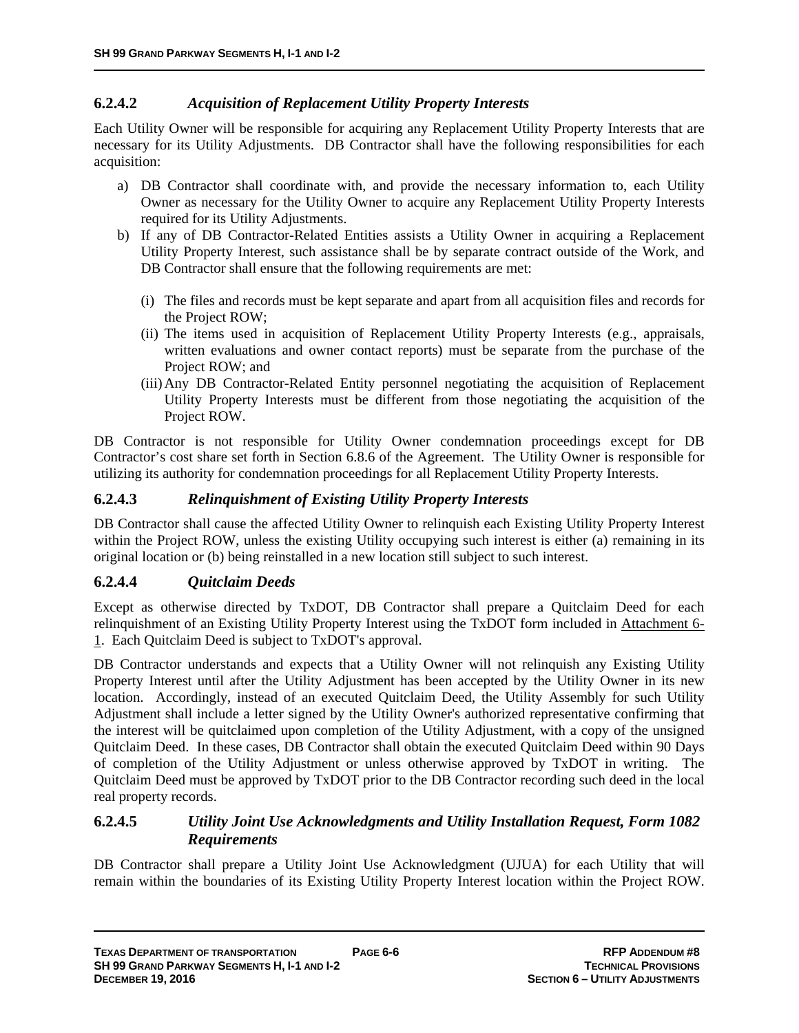#### 6.2.4.2 *Acquisition of Replacement Utility Property Interests*

Each Utility Owner will be responsible for acquiring any Replacement Utility Property Interests that are necessary for its Utility Adjustments. DB Contractor shall have the following responsibilities for each acquisition:

a) DB Contractor shall coordinate with, and provide the necessary information to, each Utility Owner as necessary for the Utility Owner to acquire any Replacement Utility Property Interests required for its Utility Adjustments.

b) If any of DB Contractor-Related Entities assists a Utility Owner in acquiring a Replacement Utility Property Interest, such assistance shall be by separate contract outside of the Work, and DB Contractor shall ensure that the following requirements are met:

   (i) The files and records must be kept separate and apart from all acquisition files and records for the Project ROW;

   (ii) The items used in acquisition of Replacement Utility Property Interests (e.g., appraisals, written evaluations and owner contact reports) must be separate from the purchase of the Project ROW; and

   (iii) Any DB Contractor-Related Entity personnel negotiating the acquisition of Replacement Utility Property Interests must be different from those negotiating the acquisition of the Project ROW.

DB Contractor is not responsible for Utility Owner condemnation proceedings except for DB Contractor's cost share set forth in Section 6.8.6 of the Agreement. The Utility Owner is responsible for utilizing its authority for condemnation proceedings for all Replacement Utility Property Interests.

#### 6.2.4.3 *Relinquishment of Existing Utility Property Interests*

DB Contractor shall cause the affected Utility Owner to relinquish each Existing Utility Property Interest within the Project ROW, unless the existing Utility occupying such interest is either (a) remaining in its original location or (b) being reinstalled in a new location still subject to such interest.

#### 6.2.4.4 *Quitclaim Deeds*

Except as otherwise directed by TxDOT, DB Contractor shall prepare a Quitclaim Deed for each relinquishment of an Existing Utility Property Interest using the TxDOT form included in Attachment 6-1. Each Quitclaim Deed is subject to TxDOT's approval.

DB Contractor understands and expects that a Utility Owner will not relinquish any Existing Utility Property Interest until after the Utility Adjustment has been accepted by the Utility Owner in its new location. Accordingly, instead of an executed Quitclaim Deed, the Utility Assembly for such Utility Adjustment shall include a letter signed by the Utility Owner's authorized representative confirming that the interest will be quitclaimed upon completion of the Utility Adjustment, with a copy of the unsigned Quitclaim Deed. In these cases, DB Contractor shall obtain the executed Quitclaim Deed within 90 Days of completion of the Utility Adjustment or unless otherwise approved by TxDOT in writing. The Quitclaim Deed must be approved by TxDOT prior to the DB Contractor recording such deed in the local real property records.

#### 6.2.4.5 *Utility Joint Use Acknowledgments and Utility Installation Request, Form 1082 Requirements*

DB Contractor shall prepare a Utility Joint Use Acknowledgment (UJUA) for each Utility that will remain within the boundaries of its Existing Utility Property Interest location within the Project ROW.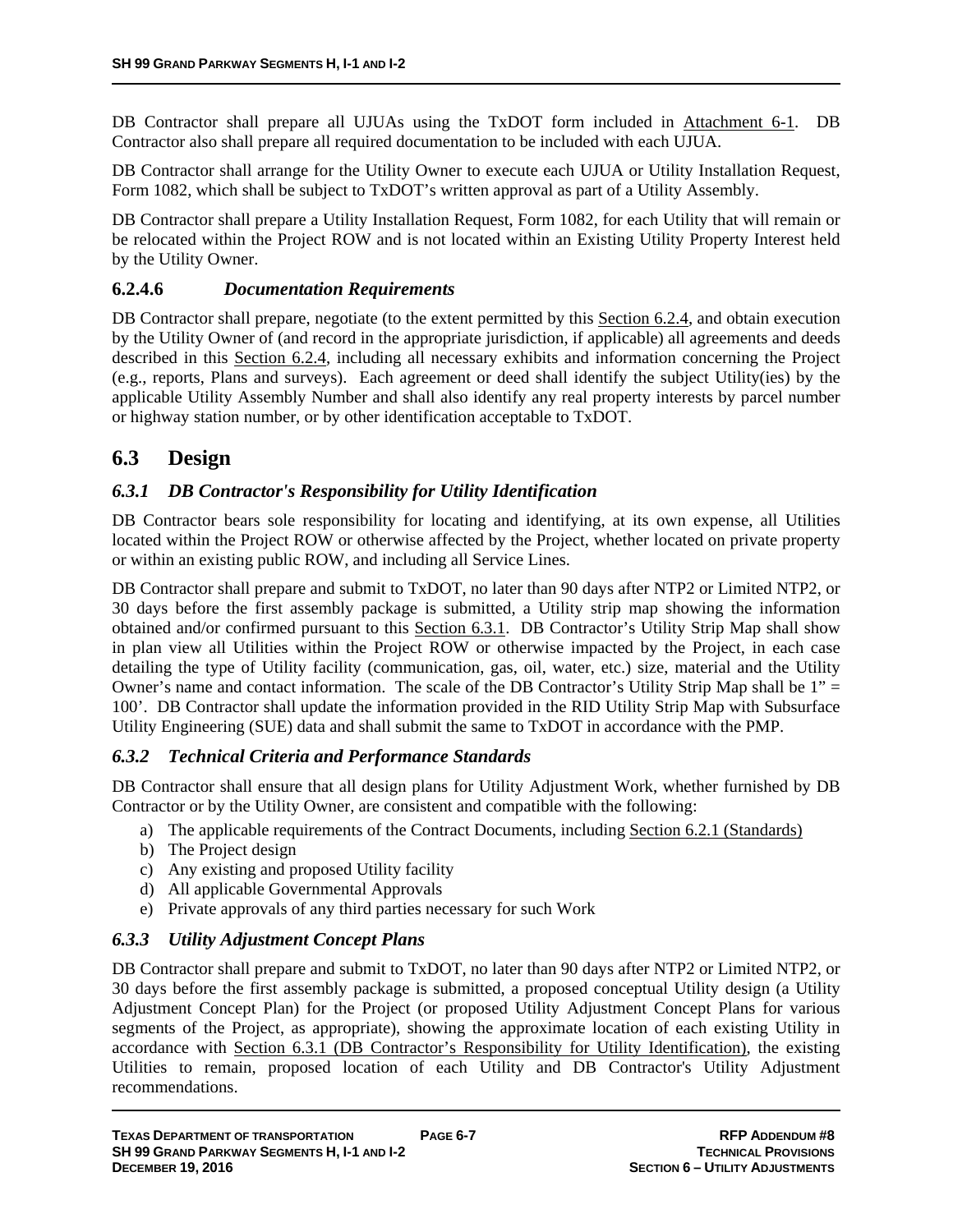DB Contractor shall prepare all UJUAs using the TxDOT form included in Attachment 6-1. DB Contractor also shall prepare all required documentation to be included with each UJUA.

DB Contractor shall arrange for the Utility Owner to execute each UJUA or Utility Installation Request, Form 1082, which shall be subject to TxDOT's written approval as part of a Utility Assembly.

DB Contractor shall prepare a Utility Installation Request, Form 1082, for each Utility that will remain or be relocated within the Project ROW and is not located within an Existing Utility Property Interest held by the Utility Owner.

#### 6.2.4.6 *Documentation Requirements*

DB Contractor shall prepare, negotiate (to the extent permitted by this Section 6.2.4, and obtain execution by the Utility Owner of (and record in the appropriate jurisdiction, if applicable) all agreements and deeds described in this Section 6.2.4, including all necessary exhibits and information concerning the Project (e.g., reports, Plans and surveys). Each agreement or deed shall identify the subject Utility(ies) by the applicable Utility Assembly Number and shall also identify any real property interests by parcel number or highway station number, or by other identification acceptable to TxDOT.

## 6.3 Design

### *6.3.1 DB Contractor's Responsibility for Utility Identification*

DB Contractor bears sole responsibility for locating and identifying, at its own expense, all Utilities located within the Project ROW or otherwise affected by the Project, whether located on private property or within an existing public ROW, and including all Service Lines.

DB Contractor shall prepare and submit to TxDOT, no later than 90 days after NTP2 or Limited NTP2, or 30 days before the first assembly package is submitted, a Utility strip map showing the information obtained and/or confirmed pursuant to this Section 6.3.1. DB Contractor's Utility Strip Map shall show in plan view all Utilities within the Project ROW or otherwise impacted by the Project, in each case detailing the type of Utility facility (communication, gas, oil, water, etc.) size, material and the Utility Owner's name and contact information. The scale of the DB Contractor's Utility Strip Map shall be 1" = 100'. DB Contractor shall update the information provided in the RID Utility Strip Map with Subsurface Utility Engineering (SUE) data and shall submit the same to TxDOT in accordance with the PMP.

### *6.3.2 Technical Criteria and Performance Standards*

DB Contractor shall ensure that all design plans for Utility Adjustment Work, whether furnished by DB Contractor or by the Utility Owner, are consistent and compatible with the following:

a) The applicable requirements of the Contract Documents, including Section 6.2.1 (Standards)
b) The Project design
c) Any existing and proposed Utility facility
d) All applicable Governmental Approvals
e) Private approvals of any third parties necessary for such Work

### *6.3.3 Utility Adjustment Concept Plans*

DB Contractor shall prepare and submit to TxDOT, no later than 90 days after NTP2 or Limited NTP2, or 30 days before the first assembly package is submitted, a proposed conceptual Utility design (a Utility Adjustment Concept Plan) for the Project (or proposed Utility Adjustment Concept Plans for various segments of the Project, as appropriate), showing the approximate location of each existing Utility in accordance with Section 6.3.1 (DB Contractor's Responsibility for Utility Identification), the existing Utilities to remain, proposed location of each Utility and DB Contractor's Utility Adjustment recommendations.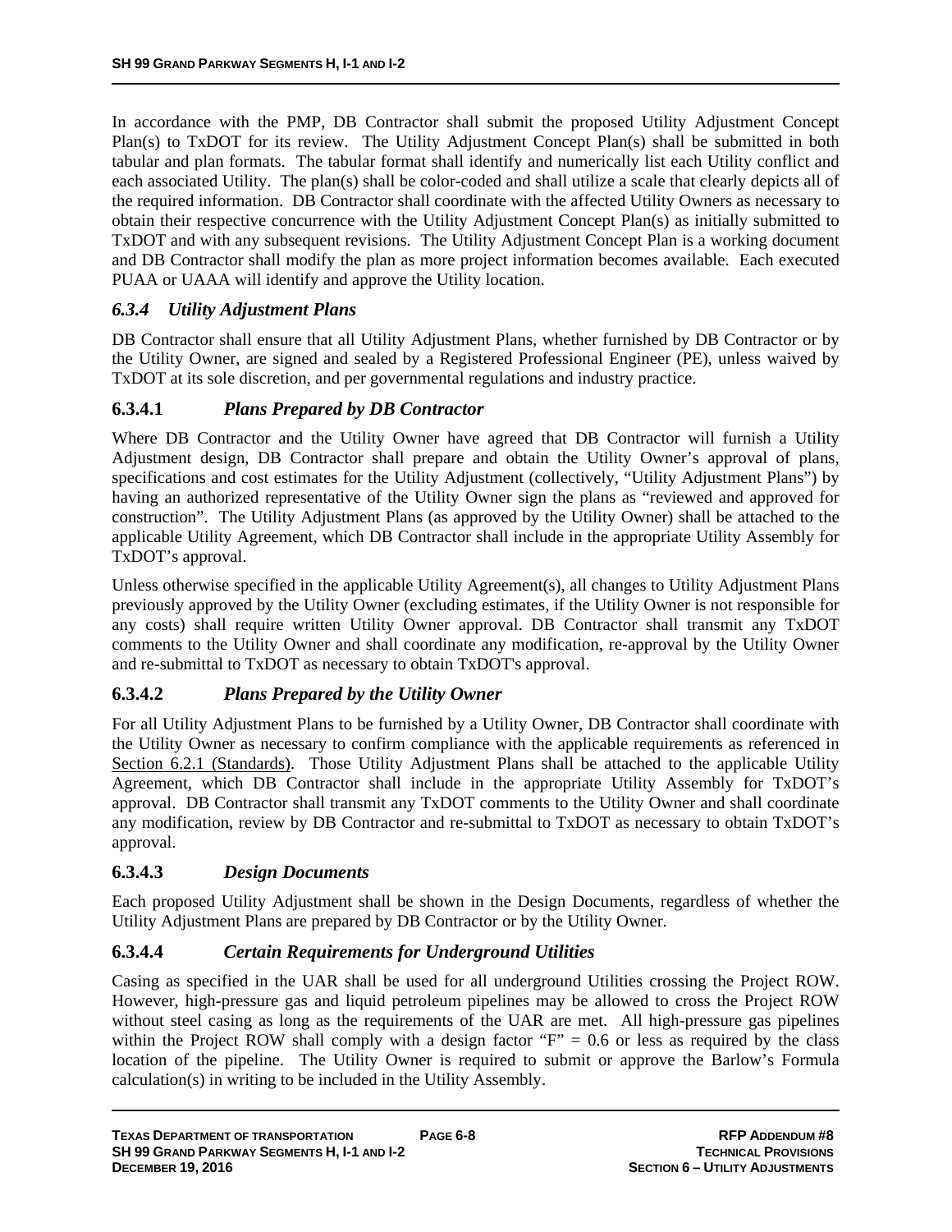In accordance with the PMP, DB Contractor shall submit the proposed Utility Adjustment Concept Plan(s) to TxDOT for its review. The Utility Adjustment Concept Plan(s) shall be submitted in both tabular and plan formats. The tabular format shall identify and numerically list each Utility conflict and each associated Utility. The plan(s) shall be color-coded and shall utilize a scale that clearly depicts all of the required information. DB Contractor shall coordinate with the affected Utility Owners as necessary to obtain their respective concurrence with the Utility Adjustment Concept Plan(s) as initially submitted to TxDOT and with any subsequent revisions. The Utility Adjustment Concept Plan is a working document and DB Contractor shall modify the plan as more project information becomes available. Each executed PUAA or UAAA will identify and approve the Utility location.

### *6.3.4 Utility Adjustment Plans*

DB Contractor shall ensure that all Utility Adjustment Plans, whether furnished by DB Contractor or by the Utility Owner, are signed and sealed by a Registered Professional Engineer (PE), unless waived by TxDOT at its sole discretion, and per governmental regulations and industry practice.

#### 6.3.4.1 *Plans Prepared by DB Contractor*

Where DB Contractor and the Utility Owner have agreed that DB Contractor will furnish a Utility Adjustment design, DB Contractor shall prepare and obtain the Utility Owner's approval of plans, specifications and cost estimates for the Utility Adjustment (collectively, "Utility Adjustment Plans") by having an authorized representative of the Utility Owner sign the plans as "reviewed and approved for construction". The Utility Adjustment Plans (as approved by the Utility Owner) shall be attached to the applicable Utility Agreement, which DB Contractor shall include in the appropriate Utility Assembly for TxDOT's approval.

Unless otherwise specified in the applicable Utility Agreement(s), all changes to Utility Adjustment Plans previously approved by the Utility Owner (excluding estimates, if the Utility Owner is not responsible for any costs) shall require written Utility Owner approval. DB Contractor shall transmit any TxDOT comments to the Utility Owner and shall coordinate any modification, re-approval by the Utility Owner and re-submittal to TxDOT as necessary to obtain TxDOT's approval.

#### 6.3.4.2 *Plans Prepared by the Utility Owner*

For all Utility Adjustment Plans to be furnished by a Utility Owner, DB Contractor shall coordinate with the Utility Owner as necessary to confirm compliance with the applicable requirements as referenced in Section 6.2.1 (Standards). Those Utility Adjustment Plans shall be attached to the applicable Utility Agreement, which DB Contractor shall include in the appropriate Utility Assembly for TxDOT's approval. DB Contractor shall transmit any TxDOT comments to the Utility Owner and shall coordinate any modification, review by DB Contractor and re-submittal to TxDOT as necessary to obtain TxDOT's approval.

#### 6.3.4.3 *Design Documents*

Each proposed Utility Adjustment shall be shown in the Design Documents, regardless of whether the Utility Adjustment Plans are prepared by DB Contractor or by the Utility Owner.

#### 6.3.4.4 *Certain Requirements for Underground Utilities*

Casing as specified in the UAR shall be used for all underground Utilities crossing the Project ROW. However, high-pressure gas and liquid petroleum pipelines may be allowed to cross the Project ROW without steel casing as long as the requirements of the UAR are met. All high-pressure gas pipelines within the Project ROW shall comply with a design factor "F" = 0.6 or less as required by the class location of the pipeline. The Utility Owner is required to submit or approve the Barlow's Formula calculation(s) in writing to be included in the Utility Assembly.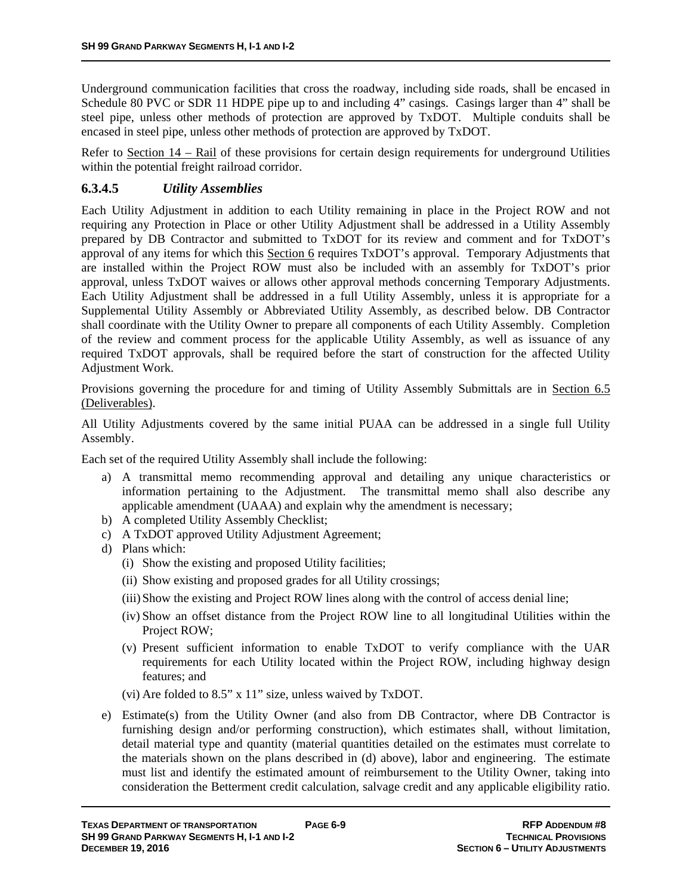Underground communication facilities that cross the roadway, including side roads, shall be encased in Schedule 80 PVC or SDR 11 HDPE pipe up to and including 4" casings. Casings larger than 4" shall be steel pipe, unless other methods of protection are approved by TxDOT. Multiple conduits shall be encased in steel pipe, unless other methods of protection are approved by TxDOT.

Refer to Section 14 – Rail of these provisions for certain design requirements for underground Utilities within the potential freight railroad corridor.

### 6.3.4.5 *Utility Assemblies*

Each Utility Adjustment in addition to each Utility remaining in place in the Project ROW and not requiring any Protection in Place or other Utility Adjustment shall be addressed in a Utility Assembly prepared by DB Contractor and submitted to TxDOT for its review and comment and for TxDOT's approval of any items for which this Section 6 requires TxDOT's approval. Temporary Adjustments that are installed within the Project ROW must also be included with an assembly for TxDOT's prior approval, unless TxDOT waives or allows other approval methods concerning Temporary Adjustments. Each Utility Adjustment shall be addressed in a full Utility Assembly, unless it is appropriate for a Supplemental Utility Assembly or Abbreviated Utility Assembly, as described below. DB Contractor shall coordinate with the Utility Owner to prepare all components of each Utility Assembly. Completion of the review and comment process for the applicable Utility Assembly, as well as issuance of any required TxDOT approvals, shall be required before the start of construction for the affected Utility Adjustment Work.

Provisions governing the procedure for and timing of Utility Assembly Submittals are in Section 6.5 (Deliverables).

All Utility Adjustments covered by the same initial PUAA can be addressed in a single full Utility Assembly.

Each set of the required Utility Assembly shall include the following:

a) A transmittal memo recommending approval and detailing any unique characteristics or information pertaining to the Adjustment. The transmittal memo shall also describe any applicable amendment (UAAA) and explain why the amendment is necessary;
b) A completed Utility Assembly Checklist;
c) A TxDOT approved Utility Adjustment Agreement;
d) Plans which:
   (i) Show the existing and proposed Utility facilities;
   (ii) Show existing and proposed grades for all Utility crossings;
   (iii) Show the existing and Project ROW lines along with the control of access denial line;
   (iv) Show an offset distance from the Project ROW line to all longitudinal Utilities within the Project ROW;
   (v) Present sufficient information to enable TxDOT to verify compliance with the UAR requirements for each Utility located within the Project ROW, including highway design features; and
   (vi) Are folded to 8.5" x 11" size, unless waived by TxDOT.
e) Estimate(s) from the Utility Owner (and also from DB Contractor, where DB Contractor is furnishing design and/or performing construction), which estimates shall, without limitation, detail material type and quantity (material quantities detailed on the estimates must correlate to the materials shown on the plans described in (d) above), labor and engineering. The estimate must list and identify the estimated amount of reimbursement to the Utility Owner, taking into consideration the Betterment credit calculation, salvage credit and any applicable eligibility ratio.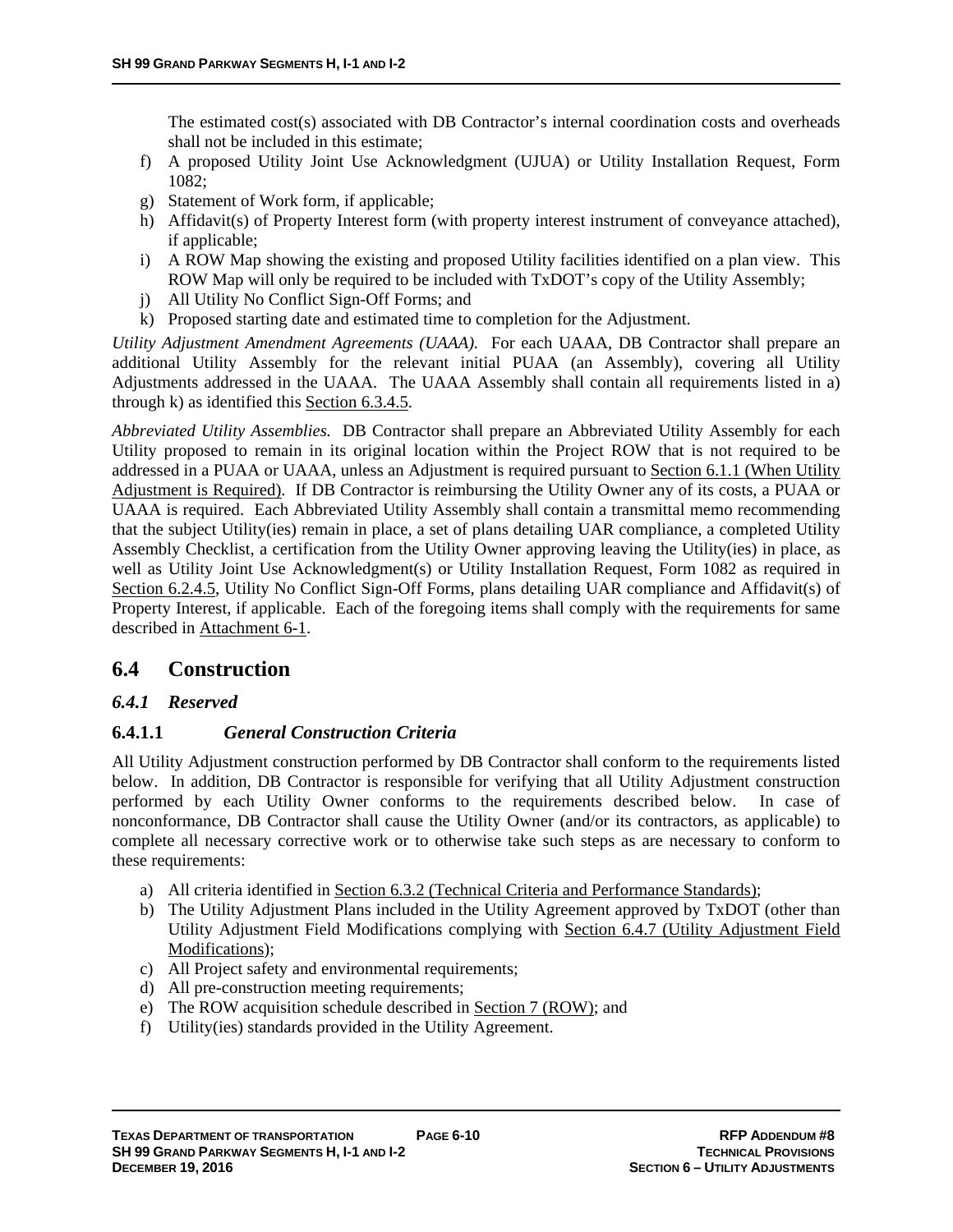The estimated cost(s) associated with DB Contractor's internal coordination costs and overheads shall not be included in this estimate;

f) A proposed Utility Joint Use Acknowledgment (UJUA) or Utility Installation Request, Form 1082;
g) Statement of Work form, if applicable;
h) Affidavit(s) of Property Interest form (with property interest instrument of conveyance attached), if applicable;
i) A ROW Map showing the existing and proposed Utility facilities identified on a plan view. This ROW Map will only be required to be included with TxDOT's copy of the Utility Assembly;
j) All Utility No Conflict Sign-Off Forms; and
k) Proposed starting date and estimated time to completion for the Adjustment.

*Utility Adjustment Amendment Agreements (UAAA).* For each UAAA, DB Contractor shall prepare an additional Utility Assembly for the relevant initial PUAA (an Assembly), covering all Utility Adjustments addressed in the UAAA. The UAAA Assembly shall contain all requirements listed in a) through k) as identified this Section 6.3.4.5.

*Abbreviated Utility Assemblies.* DB Contractor shall prepare an Abbreviated Utility Assembly for each Utility proposed to remain in its original location within the Project ROW that is not required to be addressed in a PUAA or UAAA, unless an Adjustment is required pursuant to Section 6.1.1 (When Utility Adjustment is Required). If DB Contractor is reimbursing the Utility Owner any of its costs, a PUAA or UAAA is required. Each Abbreviated Utility Assembly shall contain a transmittal memo recommending that the subject Utility(ies) remain in place, a set of plans detailing UAR compliance, a completed Utility Assembly Checklist, a certification from the Utility Owner approving leaving the Utility(ies) in place, as well as Utility Joint Use Acknowledgment(s) or Utility Installation Request, Form 1082 as required in Section 6.2.4.5, Utility No Conflict Sign-Off Forms, plans detailing UAR compliance and Affidavit(s) of Property Interest, if applicable. Each of the foregoing items shall comply with the requirements for same described in Attachment 6-1.

## 6.4 Construction

### *6.4.1 Reserved*

#### 6.4.1.1 *General Construction Criteria*

All Utility Adjustment construction performed by DB Contractor shall conform to the requirements listed below. In addition, DB Contractor is responsible for verifying that all Utility Adjustment construction performed by each Utility Owner conforms to the requirements described below. In case of nonconformance, DB Contractor shall cause the Utility Owner (and/or its contractors, as applicable) to complete all necessary corrective work or to otherwise take such steps as are necessary to conform to these requirements:

a) All criteria identified in Section 6.3.2 (Technical Criteria and Performance Standards);
b) The Utility Adjustment Plans included in the Utility Agreement approved by TxDOT (other than Utility Adjustment Field Modifications complying with Section 6.4.7 (Utility Adjustment Field Modifications);
c) All Project safety and environmental requirements;
d) All pre-construction meeting requirements;
e) The ROW acquisition schedule described in Section 7 (ROW); and
f) Utility(ies) standards provided in the Utility Agreement.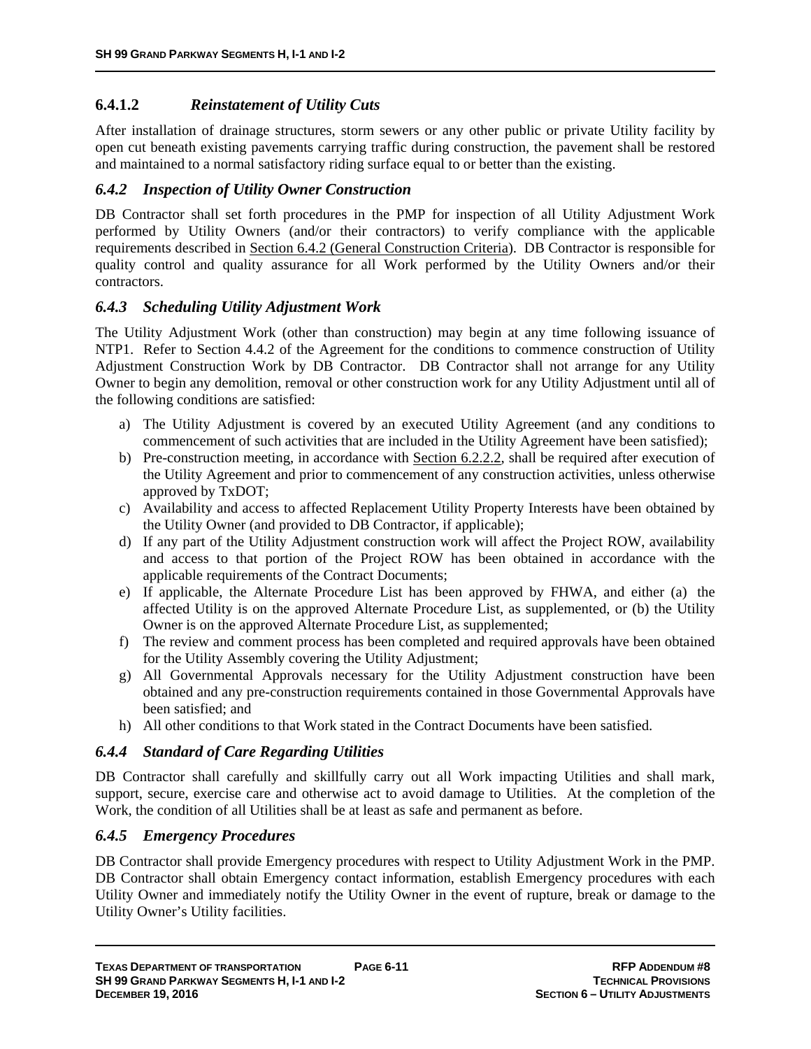#### 6.4.1.2 *Reinstatement of Utility Cuts*

After installation of drainage structures, storm sewers or any other public or private Utility facility by open cut beneath existing pavements carrying traffic during construction, the pavement shall be restored and maintained to a normal satisfactory riding surface equal to or better than the existing.

### *6.4.2 Inspection of Utility Owner Construction*

DB Contractor shall set forth procedures in the PMP for inspection of all Utility Adjustment Work performed by Utility Owners (and/or their contractors) to verify compliance with the applicable requirements described in Section 6.4.2 (General Construction Criteria). DB Contractor is responsible for quality control and quality assurance for all Work performed by the Utility Owners and/or their contractors.

### *6.4.3 Scheduling Utility Adjustment Work*

The Utility Adjustment Work (other than construction) may begin at any time following issuance of NTP1. Refer to Section 4.4.2 of the Agreement for the conditions to commence construction of Utility Adjustment Construction Work by DB Contractor. DB Contractor shall not arrange for any Utility Owner to begin any demolition, removal or other construction work for any Utility Adjustment until all of the following conditions are satisfied:

a) The Utility Adjustment is covered by an executed Utility Agreement (and any conditions to commencement of such activities that are included in the Utility Agreement have been satisfied);
b) Pre-construction meeting, in accordance with Section 6.2.2.2, shall be required after execution of the Utility Agreement and prior to commencement of any construction activities, unless otherwise approved by TxDOT;
c) Availability and access to affected Replacement Utility Property Interests have been obtained by the Utility Owner (and provided to DB Contractor, if applicable);
d) If any part of the Utility Adjustment construction work will affect the Project ROW, availability and access to that portion of the Project ROW has been obtained in accordance with the applicable requirements of the Contract Documents;
e) If applicable, the Alternate Procedure List has been approved by FHWA, and either (a) the affected Utility is on the approved Alternate Procedure List, as supplemented, or (b) the Utility Owner is on the approved Alternate Procedure List, as supplemented;
f) The review and comment process has been completed and required approvals have been obtained for the Utility Assembly covering the Utility Adjustment;
g) All Governmental Approvals necessary for the Utility Adjustment construction have been obtained and any pre-construction requirements contained in those Governmental Approvals have been satisfied; and
h) All other conditions to that Work stated in the Contract Documents have been satisfied.

### *6.4.4 Standard of Care Regarding Utilities*

DB Contractor shall carefully and skillfully carry out all Work impacting Utilities and shall mark, support, secure, exercise care and otherwise act to avoid damage to Utilities. At the completion of the Work, the condition of all Utilities shall be at least as safe and permanent as before.

### *6.4.5 Emergency Procedures*

DB Contractor shall provide Emergency procedures with respect to Utility Adjustment Work in the PMP. DB Contractor shall obtain Emergency contact information, establish Emergency procedures with each Utility Owner and immediately notify the Utility Owner in the event of rupture, break or damage to the Utility Owner's Utility facilities.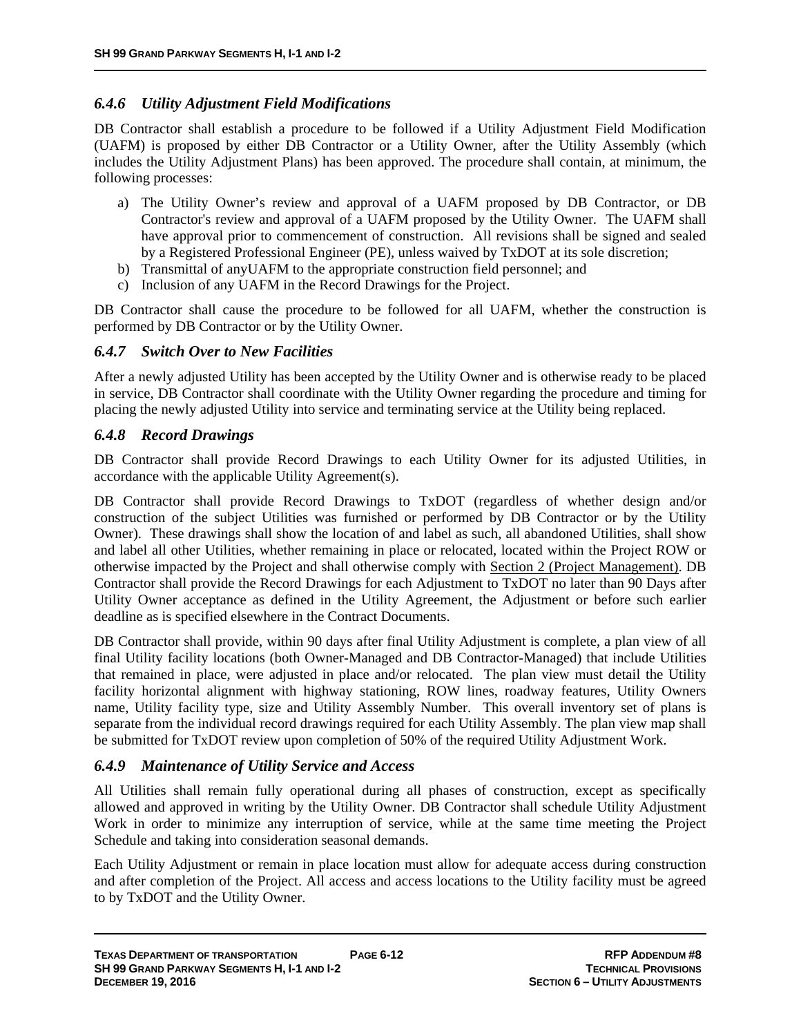### *6.4.6 Utility Adjustment Field Modifications*

DB Contractor shall establish a procedure to be followed if a Utility Adjustment Field Modification (UAFM) is proposed by either DB Contractor or a Utility Owner, after the Utility Assembly (which includes the Utility Adjustment Plans) has been approved. The procedure shall contain, at minimum, the following processes:

a) The Utility Owner's review and approval of a UAFM proposed by DB Contractor, or DB Contractor's review and approval of a UAFM proposed by the Utility Owner. The UAFM shall have approval prior to commencement of construction. All revisions shall be signed and sealed by a Registered Professional Engineer (PE), unless waived by TxDOT at its sole discretion;
b) Transmittal of anyUAFM to the appropriate construction field personnel; and
c) Inclusion of any UAFM in the Record Drawings for the Project.

DB Contractor shall cause the procedure to be followed for all UAFM, whether the construction is performed by DB Contractor or by the Utility Owner.

### *6.4.7 Switch Over to New Facilities*

After a newly adjusted Utility has been accepted by the Utility Owner and is otherwise ready to be placed in service, DB Contractor shall coordinate with the Utility Owner regarding the procedure and timing for placing the newly adjusted Utility into service and terminating service at the Utility being replaced.

### *6.4.8 Record Drawings*

DB Contractor shall provide Record Drawings to each Utility Owner for its adjusted Utilities, in accordance with the applicable Utility Agreement(s).

DB Contractor shall provide Record Drawings to TxDOT (regardless of whether design and/or construction of the subject Utilities was furnished or performed by DB Contractor or by the Utility Owner). These drawings shall show the location of and label as such, all abandoned Utilities, shall show and label all other Utilities, whether remaining in place or relocated, located within the Project ROW or otherwise impacted by the Project and shall otherwise comply with Section 2 (Project Management). DB Contractor shall provide the Record Drawings for each Adjustment to TxDOT no later than 90 Days after Utility Owner acceptance as defined in the Utility Agreement, the Adjustment or before such earlier deadline as is specified elsewhere in the Contract Documents.

DB Contractor shall provide, within 90 days after final Utility Adjustment is complete, a plan view of all final Utility facility locations (both Owner-Managed and DB Contractor-Managed) that include Utilities that remained in place, were adjusted in place and/or relocated. The plan view must detail the Utility facility horizontal alignment with highway stationing, ROW lines, roadway features, Utility Owners name, Utility facility type, size and Utility Assembly Number. This overall inventory set of plans is separate from the individual record drawings required for each Utility Assembly. The plan view map shall be submitted for TxDOT review upon completion of 50% of the required Utility Adjustment Work.

### *6.4.9 Maintenance of Utility Service and Access*

All Utilities shall remain fully operational during all phases of construction, except as specifically allowed and approved in writing by the Utility Owner. DB Contractor shall schedule Utility Adjustment Work in order to minimize any interruption of service, while at the same time meeting the Project Schedule and taking into consideration seasonal demands.

Each Utility Adjustment or remain in place location must allow for adequate access during construction and after completion of the Project. All access and access locations to the Utility facility must be agreed to by TxDOT and the Utility Owner.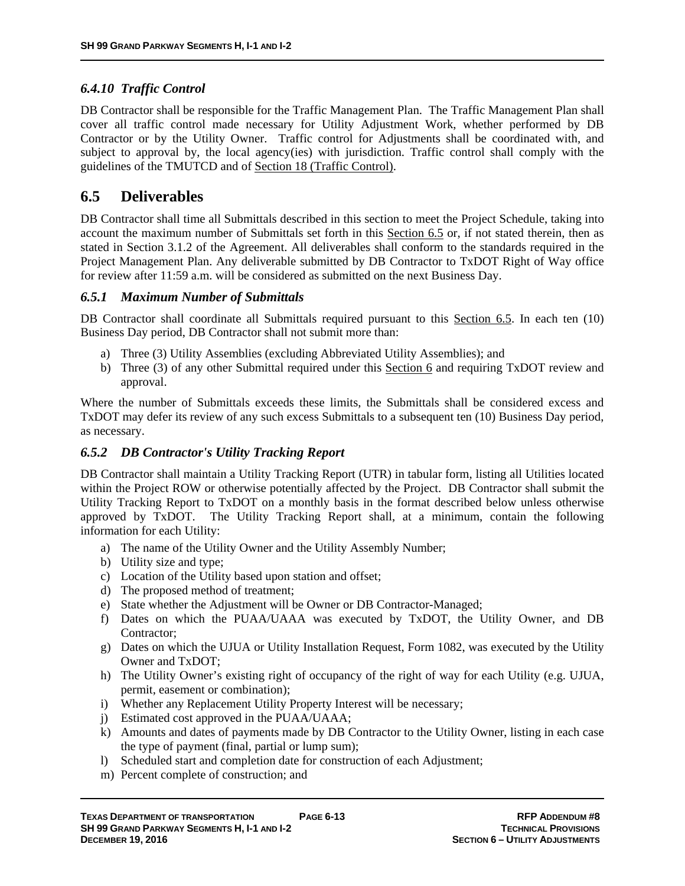### *6.4.10 Traffic Control*

DB Contractor shall be responsible for the Traffic Management Plan. The Traffic Management Plan shall cover all traffic control made necessary for Utility Adjustment Work, whether performed by DB Contractor or by the Utility Owner. Traffic control for Adjustments shall be coordinated with, and subject to approval by, the local agency(ies) with jurisdiction. Traffic control shall comply with the guidelines of the TMUTCD and of Section 18 (Traffic Control).

## 6.5 Deliverables

DB Contractor shall time all Submittals described in this section to meet the Project Schedule, taking into account the maximum number of Submittals set forth in this Section 6.5 or, if not stated therein, then as stated in Section 3.1.2 of the Agreement. All deliverables shall conform to the standards required in the Project Management Plan. Any deliverable submitted by DB Contractor to TxDOT Right of Way office for review after 11:59 a.m. will be considered as submitted on the next Business Day.

### *6.5.1 Maximum Number of Submittals*

DB Contractor shall coordinate all Submittals required pursuant to this Section 6.5. In each ten (10) Business Day period, DB Contractor shall not submit more than:

a) Three (3) Utility Assemblies (excluding Abbreviated Utility Assemblies); and
b) Three (3) of any other Submittal required under this Section 6 and requiring TxDOT review and approval.

Where the number of Submittals exceeds these limits, the Submittals shall be considered excess and TxDOT may defer its review of any such excess Submittals to a subsequent ten (10) Business Day period, as necessary.

### *6.5.2 DB Contractor's Utility Tracking Report*

DB Contractor shall maintain a Utility Tracking Report (UTR) in tabular form, listing all Utilities located within the Project ROW or otherwise potentially affected by the Project. DB Contractor shall submit the Utility Tracking Report to TxDOT on a monthly basis in the format described below unless otherwise approved by TxDOT. The Utility Tracking Report shall, at a minimum, contain the following information for each Utility:

a) The name of the Utility Owner and the Utility Assembly Number;
b) Utility size and type;
c) Location of the Utility based upon station and offset;
d) The proposed method of treatment;
e) State whether the Adjustment will be Owner or DB Contractor-Managed;
f) Dates on which the PUAA/UAAA was executed by TxDOT, the Utility Owner, and DB Contractor;
g) Dates on which the UJUA or Utility Installation Request, Form 1082, was executed by the Utility Owner and TxDOT;
h) The Utility Owner's existing right of occupancy of the right of way for each Utility (e.g. UJUA, permit, easement or combination);
i) Whether any Replacement Utility Property Interest will be necessary;
j) Estimated cost approved in the PUAA/UAAA;
k) Amounts and dates of payments made by DB Contractor to the Utility Owner, listing in each case the type of payment (final, partial or lump sum);
l) Scheduled start and completion date for construction of each Adjustment;
m) Percent complete of construction; and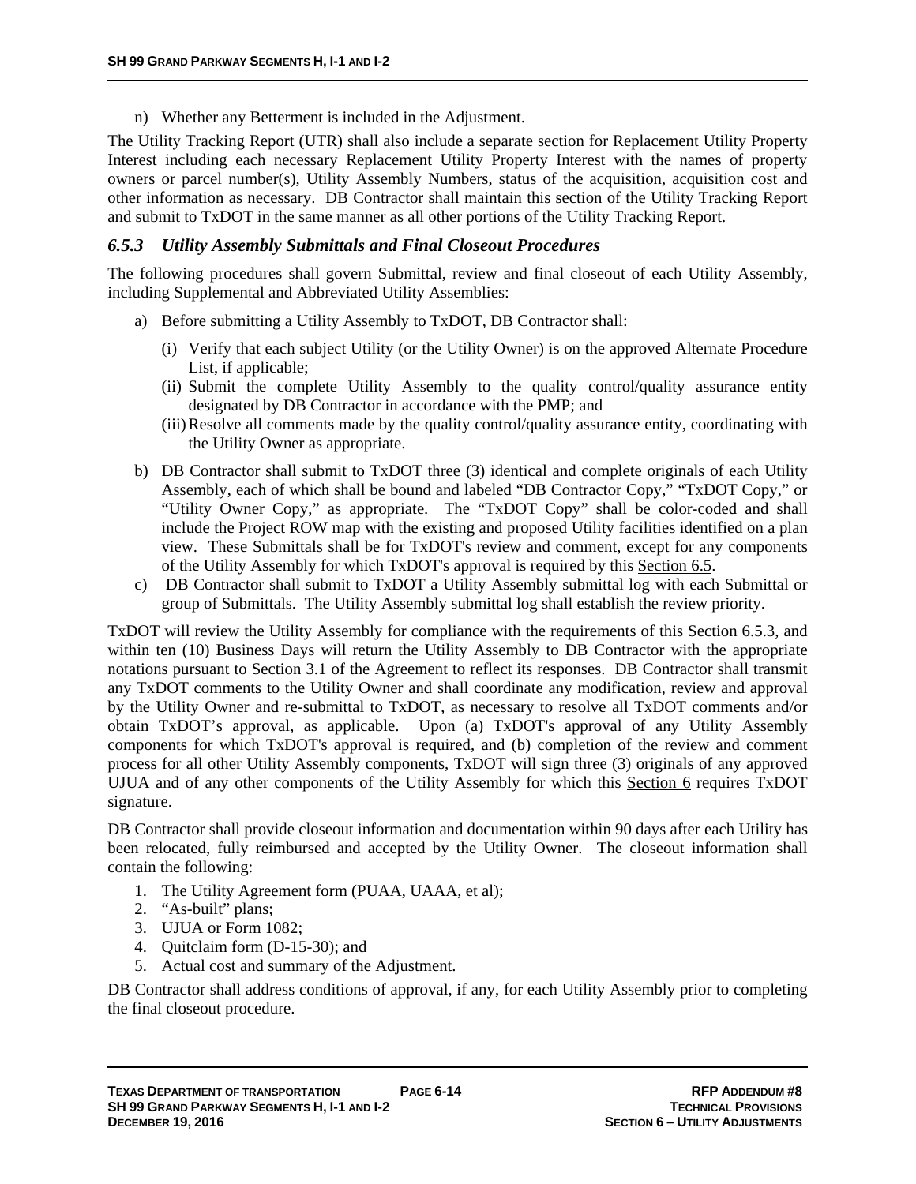n) Whether any Betterment is included in the Adjustment.

The Utility Tracking Report (UTR) shall also include a separate section for Replacement Utility Property Interest including each necessary Replacement Utility Property Interest with the names of property owners or parcel number(s), Utility Assembly Numbers, status of the acquisition, acquisition cost and other information as necessary. DB Contractor shall maintain this section of the Utility Tracking Report and submit to TxDOT in the same manner as all other portions of the Utility Tracking Report.

### *6.5.3 Utility Assembly Submittals and Final Closeout Procedures*

The following procedures shall govern Submittal, review and final closeout of each Utility Assembly, including Supplemental and Abbreviated Utility Assemblies:

a) Before submitting a Utility Assembly to TxDOT, DB Contractor shall:
   - (i) Verify that each subject Utility (or the Utility Owner) is on the approved Alternate Procedure List, if applicable;
   - (ii) Submit the complete Utility Assembly to the quality control/quality assurance entity designated by DB Contractor in accordance with the PMP; and
   - (iii) Resolve all comments made by the quality control/quality assurance entity, coordinating with the Utility Owner as appropriate.

b) DB Contractor shall submit to TxDOT three (3) identical and complete originals of each Utility Assembly, each of which shall be bound and labeled "DB Contractor Copy," "TxDOT Copy," or "Utility Owner Copy," as appropriate. The "TxDOT Copy" shall be color-coded and shall include the Project ROW map with the existing and proposed Utility facilities identified on a plan view. These Submittals shall be for TxDOT's review and comment, except for any components of the Utility Assembly for which TxDOT's approval is required by this Section 6.5.

c) DB Contractor shall submit to TxDOT a Utility Assembly submittal log with each Submittal or group of Submittals. The Utility Assembly submittal log shall establish the review priority.

TxDOT will review the Utility Assembly for compliance with the requirements of this Section 6.5.3, and within ten (10) Business Days will return the Utility Assembly to DB Contractor with the appropriate notations pursuant to Section 3.1 of the Agreement to reflect its responses. DB Contractor shall transmit any TxDOT comments to the Utility Owner and shall coordinate any modification, review and approval by the Utility Owner and re-submittal to TxDOT, as necessary to resolve all TxDOT comments and/or obtain TxDOT's approval, as applicable. Upon (a) TxDOT's approval of any Utility Assembly components for which TxDOT's approval is required, and (b) completion of the review and comment process for all other Utility Assembly components, TxDOT will sign three (3) originals of any approved UJUA and of any other components of the Utility Assembly for which this Section 6 requires TxDOT signature.

DB Contractor shall provide closeout information and documentation within 90 days after each Utility has been relocated, fully reimbursed and accepted by the Utility Owner. The closeout information shall contain the following:

1. The Utility Agreement form (PUAA, UAAA, et al);
2. "As-built" plans;
3. UJUA or Form 1082;
4. Quitclaim form (D-15-30); and
5. Actual cost and summary of the Adjustment.

DB Contractor shall address conditions of approval, if any, for each Utility Assembly prior to completing the final closeout procedure.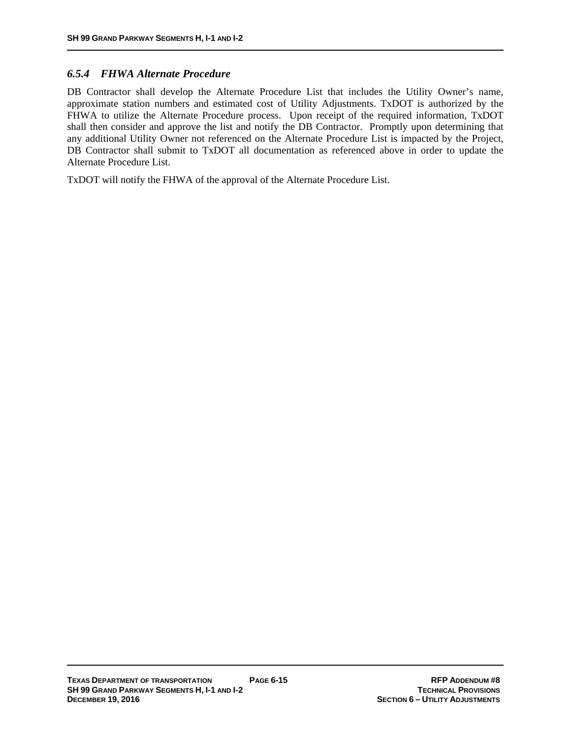### *6.5.4 FHWA Alternate Procedure*

DB Contractor shall develop the Alternate Procedure List that includes the Utility Owner's name, approximate station numbers and estimated cost of Utility Adjustments. TxDOT is authorized by the FHWA to utilize the Alternate Procedure process. Upon receipt of the required information, TxDOT shall then consider and approve the list and notify the DB Contractor. Promptly upon determining that any additional Utility Owner not referenced on the Alternate Procedure List is impacted by the Project, DB Contractor shall submit to TxDOT all documentation as referenced above in order to update the Alternate Procedure List.

TxDOT will notify the FHWA of the approval of the Alternate Procedure List.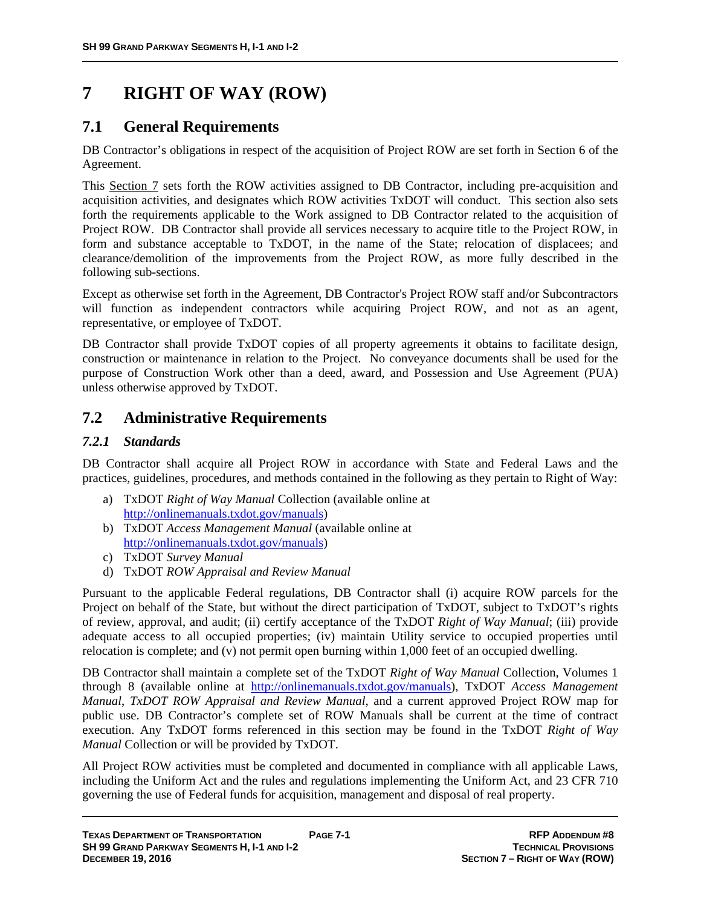# 7 RIGHT OF WAY (ROW)

## 7.1 General Requirements

DB Contractor's obligations in respect of the acquisition of Project ROW are set forth in Section 6 of the Agreement.

This Section 7 sets forth the ROW activities assigned to DB Contractor, including pre-acquisition and acquisition activities, and designates which ROW activities TxDOT will conduct. This section also sets forth the requirements applicable to the Work assigned to DB Contractor related to the acquisition of Project ROW. DB Contractor shall provide all services necessary to acquire title to the Project ROW, in form and substance acceptable to TxDOT, in the name of the State; relocation of displacees; and clearance/demolition of the improvements from the Project ROW, as more fully described in the following sub-sections.

Except as otherwise set forth in the Agreement, DB Contractor's Project ROW staff and/or Subcontractors will function as independent contractors while acquiring Project ROW, and not as an agent, representative, or employee of TxDOT.

DB Contractor shall provide TxDOT copies of all property agreements it obtains to facilitate design, construction or maintenance in relation to the Project. No conveyance documents shall be used for the purpose of Construction Work other than a deed, award, and Possession and Use Agreement (PUA) unless otherwise approved by TxDOT.

## 7.2 Administrative Requirements

### *7.2.1 Standards*

DB Contractor shall acquire all Project ROW in accordance with State and Federal Laws and the practices, guidelines, procedures, and methods contained in the following as they pertain to Right of Way:

a) TxDOT *Right of Way Manual* Collection (available online at http://onlinemanuals.txdot.gov/manuals)
b) TxDOT *Access Management Manual* (available online at http://onlinemanuals.txdot.gov/manuals)
c) TxDOT *Survey Manual*
d) TxDOT *ROW Appraisal and Review Manual*

Pursuant to the applicable Federal regulations, DB Contractor shall (i) acquire ROW parcels for the Project on behalf of the State, but without the direct participation of TxDOT, subject to TxDOT's rights of review, approval, and audit; (ii) certify acceptance of the TxDOT *Right of Way Manual*; (iii) provide adequate access to all occupied properties; (iv) maintain Utility service to occupied properties until relocation is complete; and (v) not permit open burning within 1,000 feet of an occupied dwelling.

DB Contractor shall maintain a complete set of the TxDOT *Right of Way Manual* Collection, Volumes 1 through 8 (available online at http://onlinemanuals.txdot.gov/manuals), TxDOT *Access Management Manual*, *TxDOT ROW Appraisal and Review Manual*, and a current approved Project ROW map for public use. DB Contractor's complete set of ROW Manuals shall be current at the time of contract execution. Any TxDOT forms referenced in this section may be found in the TxDOT *Right of Way Manual* Collection or will be provided by TxDOT.

All Project ROW activities must be completed and documented in compliance with all applicable Laws, including the Uniform Act and the rules and regulations implementing the Uniform Act, and 23 CFR 710 governing the use of Federal funds for acquisition, management and disposal of real property.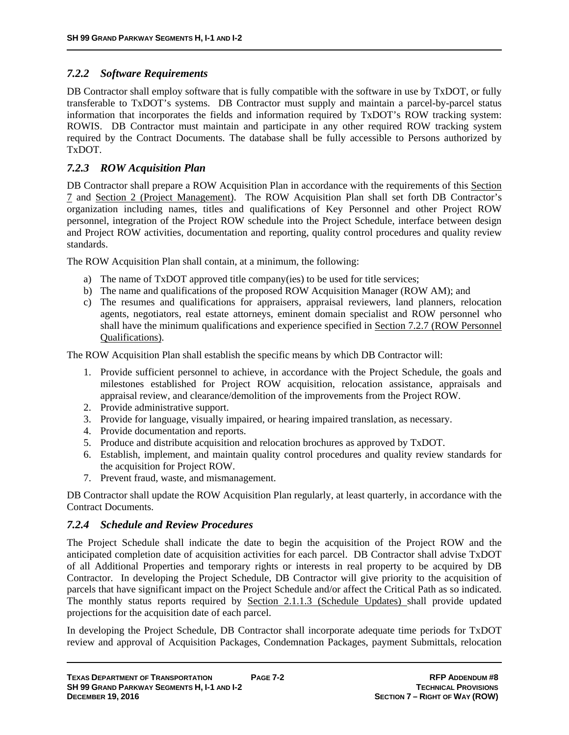### *7.2.2 Software Requirements*

DB Contractor shall employ software that is fully compatible with the software in use by TxDOT, or fully transferable to TxDOT's systems. DB Contractor must supply and maintain a parcel-by-parcel status information that incorporates the fields and information required by TxDOT's ROW tracking system: ROWIS. DB Contractor must maintain and participate in any other required ROW tracking system required by the Contract Documents. The database shall be fully accessible to Persons authorized by TxDOT.

### *7.2.3 ROW Acquisition Plan*

DB Contractor shall prepare a ROW Acquisition Plan in accordance with the requirements of this Section 7 and Section 2 (Project Management). The ROW Acquisition Plan shall set forth DB Contractor's organization including names, titles and qualifications of Key Personnel and other Project ROW personnel, integration of the Project ROW schedule into the Project Schedule, interface between design and Project ROW activities, documentation and reporting, quality control procedures and quality review standards.

The ROW Acquisition Plan shall contain, at a minimum, the following:

a) The name of TxDOT approved title company(ies) to be used for title services;
b) The name and qualifications of the proposed ROW Acquisition Manager (ROW AM); and
c) The resumes and qualifications for appraisers, appraisal reviewers, land planners, relocation agents, negotiators, real estate attorneys, eminent domain specialist and ROW personnel who shall have the minimum qualifications and experience specified in Section 7.2.7 (ROW Personnel Qualifications).

The ROW Acquisition Plan shall establish the specific means by which DB Contractor will:

1. Provide sufficient personnel to achieve, in accordance with the Project Schedule, the goals and milestones established for Project ROW acquisition, relocation assistance, appraisals and appraisal review, and clearance/demolition of the improvements from the Project ROW.
2. Provide administrative support.
3. Provide for language, visually impaired, or hearing impaired translation, as necessary.
4. Provide documentation and reports.
5. Produce and distribute acquisition and relocation brochures as approved by TxDOT.
6. Establish, implement, and maintain quality control procedures and quality review standards for the acquisition for Project ROW.
7. Prevent fraud, waste, and mismanagement.

DB Contractor shall update the ROW Acquisition Plan regularly, at least quarterly, in accordance with the Contract Documents.

### *7.2.4 Schedule and Review Procedures*

The Project Schedule shall indicate the date to begin the acquisition of the Project ROW and the anticipated completion date of acquisition activities for each parcel. DB Contractor shall advise TxDOT of all Additional Properties and temporary rights or interests in real property to be acquired by DB Contractor. In developing the Project Schedule, DB Contractor will give priority to the acquisition of parcels that have significant impact on the Project Schedule and/or affect the Critical Path as so indicated. The monthly status reports required by Section 2.1.1.3 (Schedule Updates) shall provide updated projections for the acquisition date of each parcel.

In developing the Project Schedule, DB Contractor shall incorporate adequate time periods for TxDOT review and approval of Acquisition Packages, Condemnation Packages, payment Submittals, relocation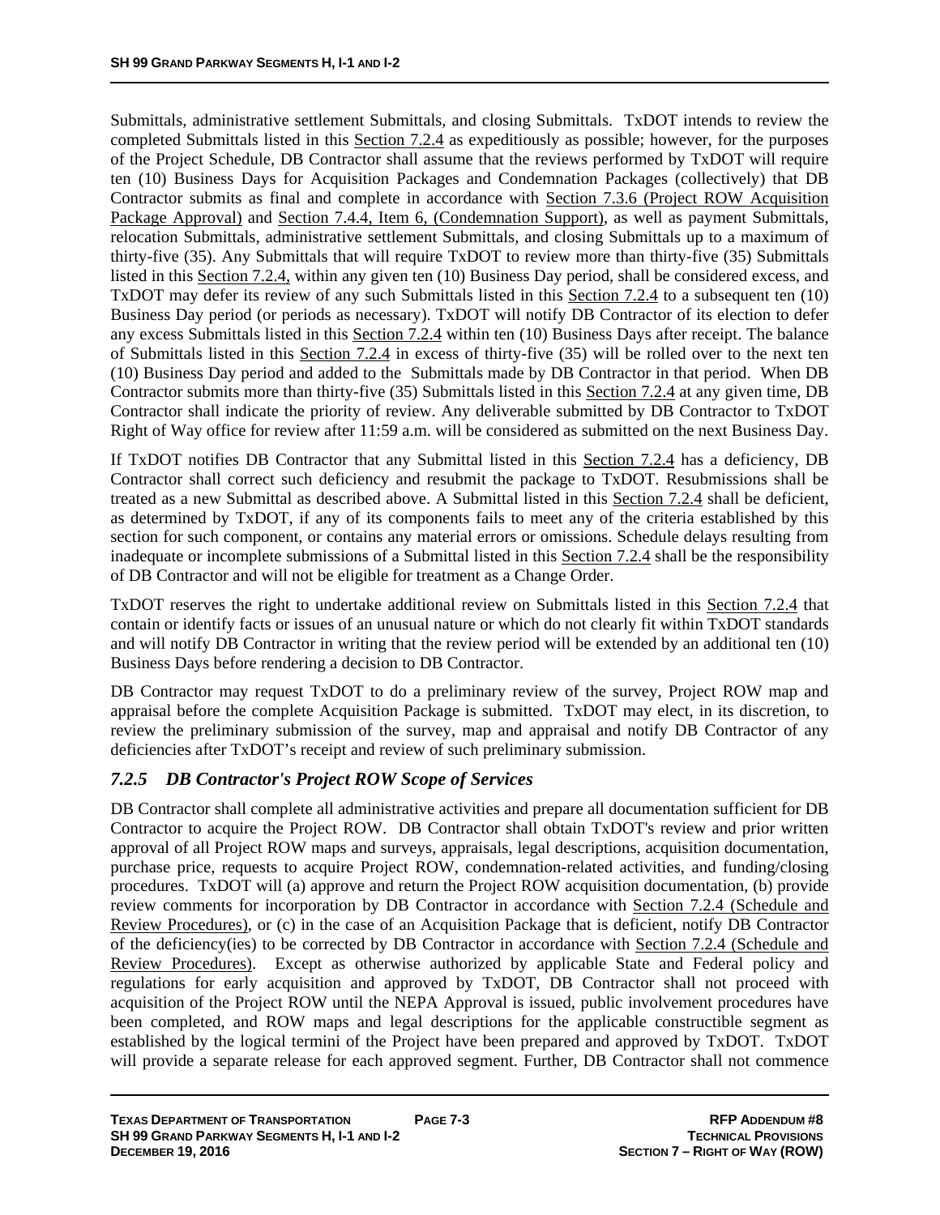Submittals, administrative settlement Submittals, and closing Submittals. TxDOT intends to review the completed Submittals listed in this Section 7.2.4 as expeditiously as possible; however, for the purposes of the Project Schedule, DB Contractor shall assume that the reviews performed by TxDOT will require ten (10) Business Days for Acquisition Packages and Condemnation Packages (collectively) that DB Contractor submits as final and complete in accordance with Section 7.3.6 (Project ROW Acquisition Package Approval) and Section 7.4.4, Item 6, (Condemnation Support), as well as payment Submittals, relocation Submittals, administrative settlement Submittals, and closing Submittals up to a maximum of thirty-five (35). Any Submittals that will require TxDOT to review more than thirty-five (35) Submittals listed in this Section 7.2.4, within any given ten (10) Business Day period, shall be considered excess, and TxDOT may defer its review of any such Submittals listed in this Section 7.2.4 to a subsequent ten (10) Business Day period (or periods as necessary). TxDOT will notify DB Contractor of its election to defer any excess Submittals listed in this Section 7.2.4 within ten (10) Business Days after receipt. The balance of Submittals listed in this Section 7.2.4 in excess of thirty-five (35) will be rolled over to the next ten (10) Business Day period and added to the Submittals made by DB Contractor in that period. When DB Contractor submits more than thirty-five (35) Submittals listed in this Section 7.2.4 at any given time, DB Contractor shall indicate the priority of review. Any deliverable submitted by DB Contractor to TxDOT Right of Way office for review after 11:59 a.m. will be considered as submitted on the next Business Day.

If TxDOT notifies DB Contractor that any Submittal listed in this Section 7.2.4 has a deficiency, DB Contractor shall correct such deficiency and resubmit the package to TxDOT. Resubmissions shall be treated as a new Submittal as described above. A Submittal listed in this Section 7.2.4 shall be deficient, as determined by TxDOT, if any of its components fails to meet any of the criteria established by this section for such component, or contains any material errors or omissions. Schedule delays resulting from inadequate or incomplete submissions of a Submittal listed in this Section 7.2.4 shall be the responsibility of DB Contractor and will not be eligible for treatment as a Change Order.

TxDOT reserves the right to undertake additional review on Submittals listed in this Section 7.2.4 that contain or identify facts or issues of an unusual nature or which do not clearly fit within TxDOT standards and will notify DB Contractor in writing that the review period will be extended by an additional ten (10) Business Days before rendering a decision to DB Contractor.

DB Contractor may request TxDOT to do a preliminary review of the survey, Project ROW map and appraisal before the complete Acquisition Package is submitted. TxDOT may elect, in its discretion, to review the preliminary submission of the survey, map and appraisal and notify DB Contractor of any deficiencies after TxDOT's receipt and review of such preliminary submission.

### *7.2.5 DB Contractor's Project ROW Scope of Services*

DB Contractor shall complete all administrative activities and prepare all documentation sufficient for DB Contractor to acquire the Project ROW. DB Contractor shall obtain TxDOT's review and prior written approval of all Project ROW maps and surveys, appraisals, legal descriptions, acquisition documentation, purchase price, requests to acquire Project ROW, condemnation-related activities, and funding/closing procedures. TxDOT will (a) approve and return the Project ROW acquisition documentation, (b) provide review comments for incorporation by DB Contractor in accordance with Section 7.2.4 (Schedule and Review Procedures), or (c) in the case of an Acquisition Package that is deficient, notify DB Contractor of the deficiency(ies) to be corrected by DB Contractor in accordance with Section 7.2.4 (Schedule and Review Procedures). Except as otherwise authorized by applicable State and Federal policy and regulations for early acquisition and approved by TxDOT, DB Contractor shall not proceed with acquisition of the Project ROW until the NEPA Approval is issued, public involvement procedures have been completed, and ROW maps and legal descriptions for the applicable constructible segment as established by the logical termini of the Project have been prepared and approved by TxDOT. TxDOT will provide a separate release for each approved segment. Further, DB Contractor shall not commence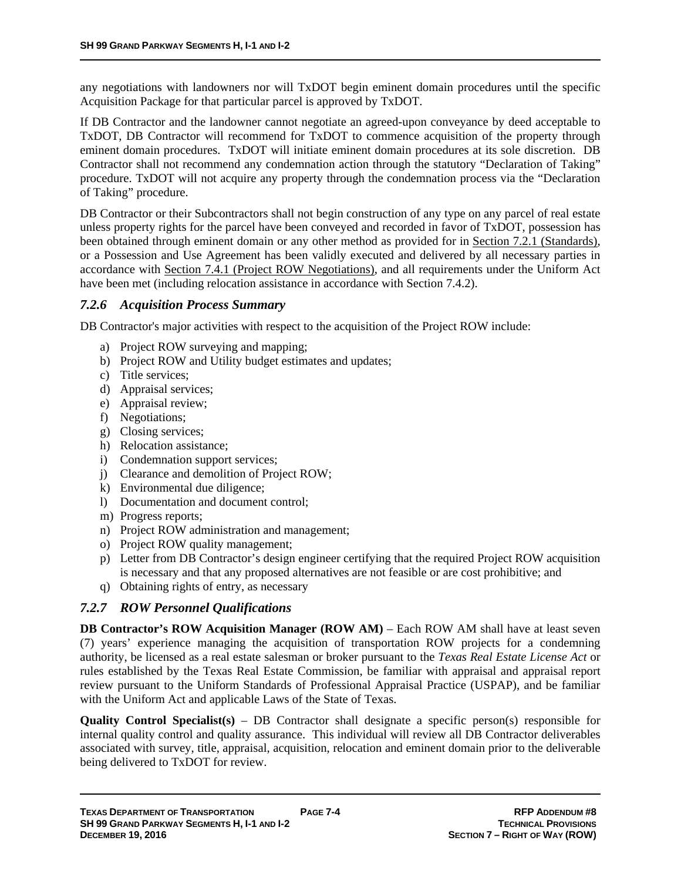any negotiations with landowners nor will TxDOT begin eminent domain procedures until the specific Acquisition Package for that particular parcel is approved by TxDOT.

If DB Contractor and the landowner cannot negotiate an agreed-upon conveyance by deed acceptable to TxDOT, DB Contractor will recommend for TxDOT to commence acquisition of the property through eminent domain procedures. TxDOT will initiate eminent domain procedures at its sole discretion. DB Contractor shall not recommend any condemnation action through the statutory "Declaration of Taking" procedure. TxDOT will not acquire any property through the condemnation process via the "Declaration of Taking" procedure.

DB Contractor or their Subcontractors shall not begin construction of any type on any parcel of real estate unless property rights for the parcel have been conveyed and recorded in favor of TxDOT, possession has been obtained through eminent domain or any other method as provided for in Section 7.2.1 (Standards), or a Possession and Use Agreement has been validly executed and delivered by all necessary parties in accordance with Section 7.4.1 (Project ROW Negotiations), and all requirements under the Uniform Act have been met (including relocation assistance in accordance with Section 7.4.2).

### *7.2.6 Acquisition Process Summary*

DB Contractor's major activities with respect to the acquisition of the Project ROW include:

a) Project ROW surveying and mapping;
b) Project ROW and Utility budget estimates and updates;
c) Title services;
d) Appraisal services;
e) Appraisal review;
f) Negotiations;
g) Closing services;
h) Relocation assistance;
i) Condemnation support services;
j) Clearance and demolition of Project ROW;
k) Environmental due diligence;
l) Documentation and document control;
m) Progress reports;
n) Project ROW administration and management;
o) Project ROW quality management;
p) Letter from DB Contractor's design engineer certifying that the required Project ROW acquisition is necessary and that any proposed alternatives are not feasible or are cost prohibitive; and
q) Obtaining rights of entry, as necessary

### *7.2.7 ROW Personnel Qualifications*

**DB Contractor's ROW Acquisition Manager (ROW AM)** – Each ROW AM shall have at least seven (7) years' experience managing the acquisition of transportation ROW projects for a condemning authority, be licensed as a real estate salesman or broker pursuant to the *Texas Real Estate License Act* or rules established by the Texas Real Estate Commission, be familiar with appraisal and appraisal report review pursuant to the Uniform Standards of Professional Appraisal Practice (USPAP), and be familiar with the Uniform Act and applicable Laws of the State of Texas.

**Quality Control Specialist(s)** – DB Contractor shall designate a specific person(s) responsible for internal quality control and quality assurance. This individual will review all DB Contractor deliverables associated with survey, title, appraisal, acquisition, relocation and eminent domain prior to the deliverable being delivered to TxDOT for review.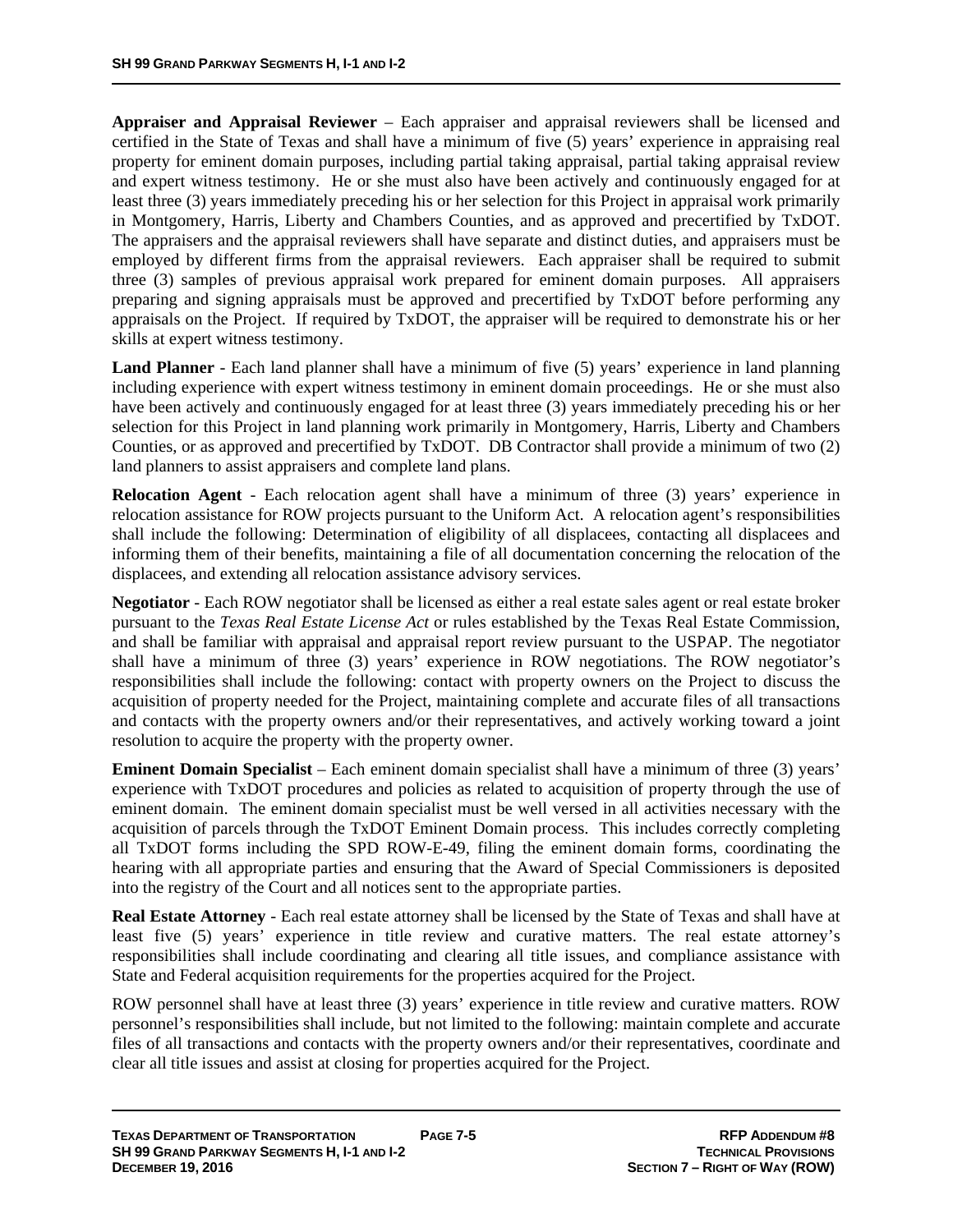**Appraiser and Appraisal Reviewer** – Each appraiser and appraisal reviewers shall be licensed and certified in the State of Texas and shall have a minimum of five (5) years' experience in appraising real property for eminent domain purposes, including partial taking appraisal, partial taking appraisal review and expert witness testimony. He or she must also have been actively and continuously engaged for at least three (3) years immediately preceding his or her selection for this Project in appraisal work primarily in Montgomery, Harris, Liberty and Chambers Counties, and as approved and precertified by TxDOT. The appraisers and the appraisal reviewers shall have separate and distinct duties, and appraisers must be employed by different firms from the appraisal reviewers. Each appraiser shall be required to submit three (3) samples of previous appraisal work prepared for eminent domain purposes. All appraisers preparing and signing appraisals must be approved and precertified by TxDOT before performing any appraisals on the Project. If required by TxDOT, the appraiser will be required to demonstrate his or her skills at expert witness testimony.

**Land Planner** - Each land planner shall have a minimum of five (5) years' experience in land planning including experience with expert witness testimony in eminent domain proceedings. He or she must also have been actively and continuously engaged for at least three (3) years immediately preceding his or her selection for this Project in land planning work primarily in Montgomery, Harris, Liberty and Chambers Counties, or as approved and precertified by TxDOT. DB Contractor shall provide a minimum of two (2) land planners to assist appraisers and complete land plans.

**Relocation Agent** - Each relocation agent shall have a minimum of three (3) years' experience in relocation assistance for ROW projects pursuant to the Uniform Act. A relocation agent's responsibilities shall include the following: Determination of eligibility of all displacees, contacting all displacees and informing them of their benefits, maintaining a file of all documentation concerning the relocation of the displacees, and extending all relocation assistance advisory services.

**Negotiator** - Each ROW negotiator shall be licensed as either a real estate sales agent or real estate broker pursuant to the *Texas Real Estate License Act* or rules established by the Texas Real Estate Commission, and shall be familiar with appraisal and appraisal report review pursuant to the USPAP. The negotiator shall have a minimum of three (3) years' experience in ROW negotiations. The ROW negotiator's responsibilities shall include the following: contact with property owners on the Project to discuss the acquisition of property needed for the Project, maintaining complete and accurate files of all transactions and contacts with the property owners and/or their representatives, and actively working toward a joint resolution to acquire the property with the property owner.

**Eminent Domain Specialist** – Each eminent domain specialist shall have a minimum of three (3) years' experience with TxDOT procedures and policies as related to acquisition of property through the use of eminent domain. The eminent domain specialist must be well versed in all activities necessary with the acquisition of parcels through the TxDOT Eminent Domain process. This includes correctly completing all TxDOT forms including the SPD ROW-E-49, filing the eminent domain forms, coordinating the hearing with all appropriate parties and ensuring that the Award of Special Commissioners is deposited into the registry of the Court and all notices sent to the appropriate parties.

**Real Estate Attorney** - Each real estate attorney shall be licensed by the State of Texas and shall have at least five (5) years' experience in title review and curative matters. The real estate attorney's responsibilities shall include coordinating and clearing all title issues, and compliance assistance with State and Federal acquisition requirements for the properties acquired for the Project.

ROW personnel shall have at least three (3) years' experience in title review and curative matters. ROW personnel's responsibilities shall include, but not limited to the following: maintain complete and accurate files of all transactions and contacts with the property owners and/or their representatives, coordinate and clear all title issues and assist at closing for properties acquired for the Project.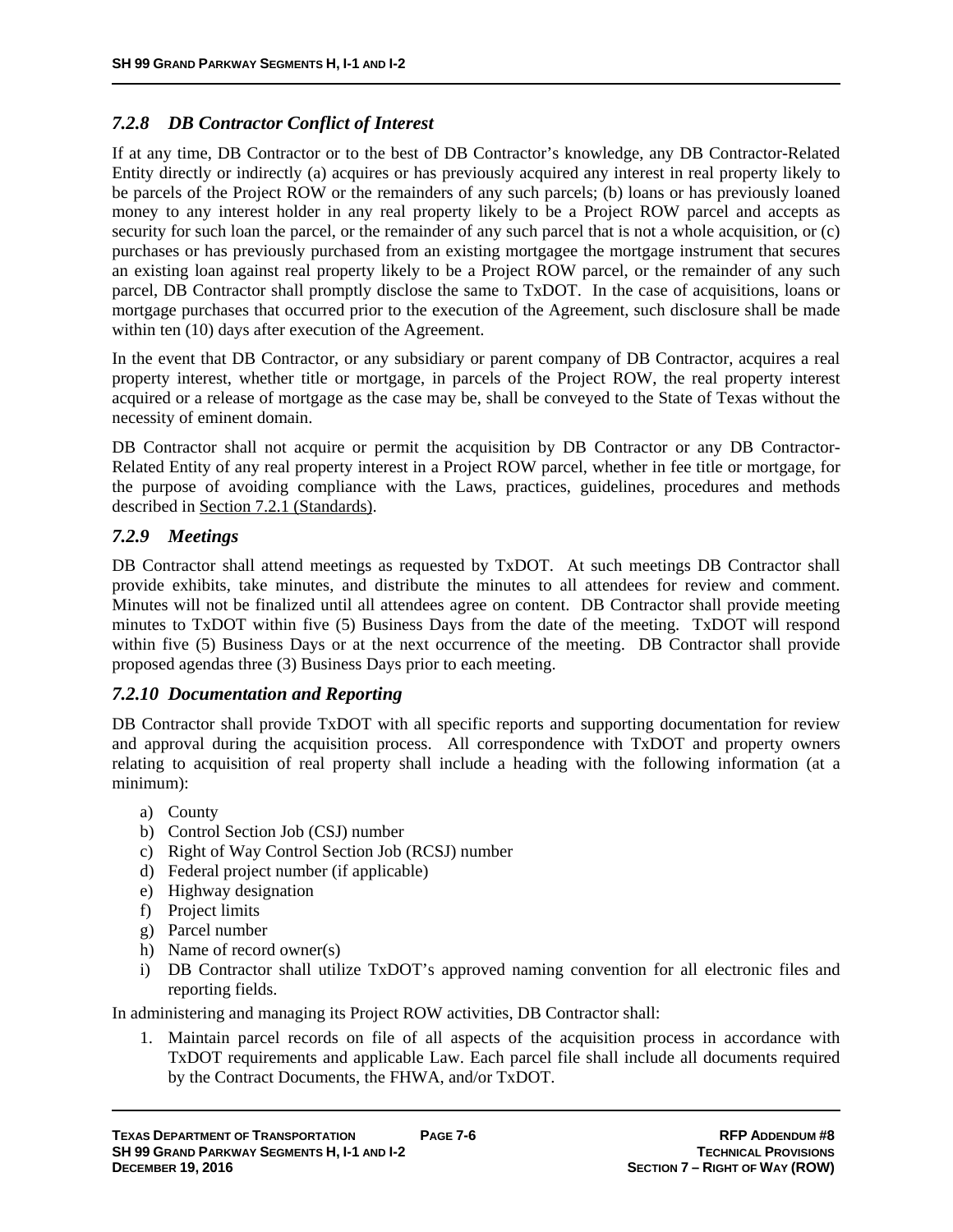### *7.2.8 DB Contractor Conflict of Interest*

If at any time, DB Contractor or to the best of DB Contractor's knowledge, any DB Contractor-Related Entity directly or indirectly (a) acquires or has previously acquired any interest in real property likely to be parcels of the Project ROW or the remainders of any such parcels; (b) loans or has previously loaned money to any interest holder in any real property likely to be a Project ROW parcel and accepts as security for such loan the parcel, or the remainder of any such parcel that is not a whole acquisition, or (c) purchases or has previously purchased from an existing mortgagee the mortgage instrument that secures an existing loan against real property likely to be a Project ROW parcel, or the remainder of any such parcel, DB Contractor shall promptly disclose the same to TxDOT. In the case of acquisitions, loans or mortgage purchases that occurred prior to the execution of the Agreement, such disclosure shall be made within ten (10) days after execution of the Agreement.

In the event that DB Contractor, or any subsidiary or parent company of DB Contractor, acquires a real property interest, whether title or mortgage, in parcels of the Project ROW, the real property interest acquired or a release of mortgage as the case may be, shall be conveyed to the State of Texas without the necessity of eminent domain.

DB Contractor shall not acquire or permit the acquisition by DB Contractor or any DB Contractor-Related Entity of any real property interest in a Project ROW parcel, whether in fee title or mortgage, for the purpose of avoiding compliance with the Laws, practices, guidelines, procedures and methods described in Section 7.2.1 (Standards).

### *7.2.9 Meetings*

DB Contractor shall attend meetings as requested by TxDOT. At such meetings DB Contractor shall provide exhibits, take minutes, and distribute the minutes to all attendees for review and comment. Minutes will not be finalized until all attendees agree on content. DB Contractor shall provide meeting minutes to TxDOT within five (5) Business Days from the date of the meeting. TxDOT will respond within five (5) Business Days or at the next occurrence of the meeting. DB Contractor shall provide proposed agendas three (3) Business Days prior to each meeting.

### *7.2.10 Documentation and Reporting*

DB Contractor shall provide TxDOT with all specific reports and supporting documentation for review and approval during the acquisition process. All correspondence with TxDOT and property owners relating to acquisition of real property shall include a heading with the following information (at a minimum):

a) County
b) Control Section Job (CSJ) number
c) Right of Way Control Section Job (RCSJ) number
d) Federal project number (if applicable)
e) Highway designation
f) Project limits
g) Parcel number
h) Name of record owner(s)
i) DB Contractor shall utilize TxDOT's approved naming convention for all electronic files and reporting fields.

In administering and managing its Project ROW activities, DB Contractor shall:

1. Maintain parcel records on file of all aspects of the acquisition process in accordance with TxDOT requirements and applicable Law. Each parcel file shall include all documents required by the Contract Documents, the FHWA, and/or TxDOT.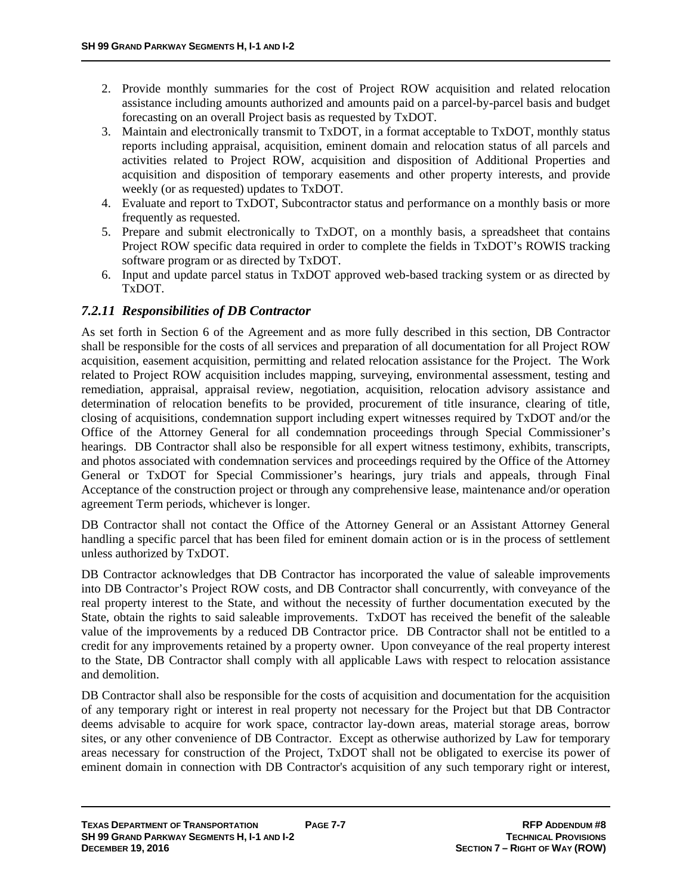2. Provide monthly summaries for the cost of Project ROW acquisition and related relocation assistance including amounts authorized and amounts paid on a parcel-by-parcel basis and budget forecasting on an overall Project basis as requested by TxDOT.
3. Maintain and electronically transmit to TxDOT, in a format acceptable to TxDOT, monthly status reports including appraisal, acquisition, eminent domain and relocation status of all parcels and activities related to Project ROW, acquisition and disposition of Additional Properties and acquisition and disposition of temporary easements and other property interests, and provide weekly (or as requested) updates to TxDOT.
4. Evaluate and report to TxDOT, Subcontractor status and performance on a monthly basis or more frequently as requested.
5. Prepare and submit electronically to TxDOT, on a monthly basis, a spreadsheet that contains Project ROW specific data required in order to complete the fields in TxDOT's ROWIS tracking software program or as directed by TxDOT.
6. Input and update parcel status in TxDOT approved web-based tracking system or as directed by TxDOT.

### *7.2.11 Responsibilities of DB Contractor*

As set forth in Section 6 of the Agreement and as more fully described in this section, DB Contractor shall be responsible for the costs of all services and preparation of all documentation for all Project ROW acquisition, easement acquisition, permitting and related relocation assistance for the Project. The Work related to Project ROW acquisition includes mapping, surveying, environmental assessment, testing and remediation, appraisal, appraisal review, negotiation, acquisition, relocation advisory assistance and determination of relocation benefits to be provided, procurement of title insurance, clearing of title, closing of acquisitions, condemnation support including expert witnesses required by TxDOT and/or the Office of the Attorney General for all condemnation proceedings through Special Commissioner's hearings. DB Contractor shall also be responsible for all expert witness testimony, exhibits, transcripts, and photos associated with condemnation services and proceedings required by the Office of the Attorney General or TxDOT for Special Commissioner's hearings, jury trials and appeals, through Final Acceptance of the construction project or through any comprehensive lease, maintenance and/or operation agreement Term periods, whichever is longer.

DB Contractor shall not contact the Office of the Attorney General or an Assistant Attorney General handling a specific parcel that has been filed for eminent domain action or is in the process of settlement unless authorized by TxDOT.

DB Contractor acknowledges that DB Contractor has incorporated the value of saleable improvements into DB Contractor's Project ROW costs, and DB Contractor shall concurrently, with conveyance of the real property interest to the State, and without the necessity of further documentation executed by the State, obtain the rights to said saleable improvements. TxDOT has received the benefit of the saleable value of the improvements by a reduced DB Contractor price. DB Contractor shall not be entitled to a credit for any improvements retained by a property owner. Upon conveyance of the real property interest to the State, DB Contractor shall comply with all applicable Laws with respect to relocation assistance and demolition.

DB Contractor shall also be responsible for the costs of acquisition and documentation for the acquisition of any temporary right or interest in real property not necessary for the Project but that DB Contractor deems advisable to acquire for work space, contractor lay-down areas, material storage areas, borrow sites, or any other convenience of DB Contractor. Except as otherwise authorized by Law for temporary areas necessary for construction of the Project, TxDOT shall not be obligated to exercise its power of eminent domain in connection with DB Contractor's acquisition of any such temporary right or interest,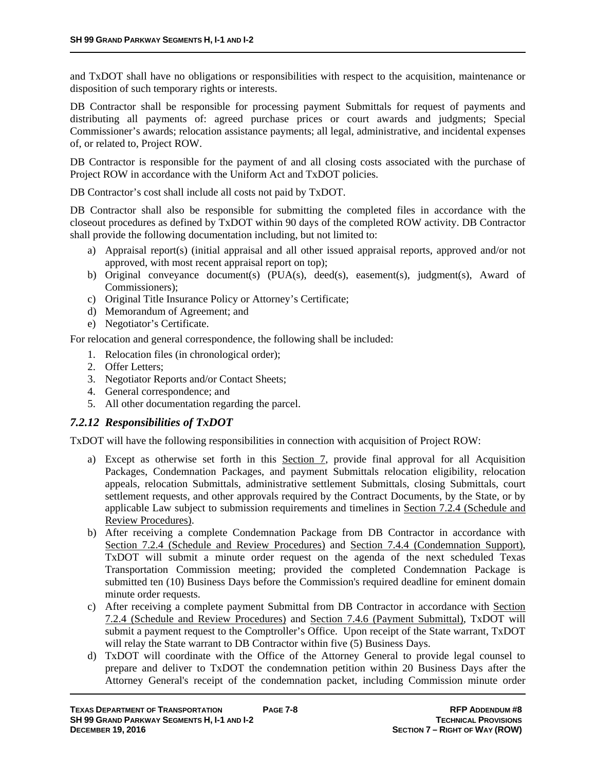and TxDOT shall have no obligations or responsibilities with respect to the acquisition, maintenance or disposition of such temporary rights or interests.

DB Contractor shall be responsible for processing payment Submittals for request of payments and distributing all payments of: agreed purchase prices or court awards and judgments; Special Commissioner's awards; relocation assistance payments; all legal, administrative, and incidental expenses of, or related to, Project ROW.

DB Contractor is responsible for the payment of and all closing costs associated with the purchase of Project ROW in accordance with the Uniform Act and TxDOT policies.

DB Contractor's cost shall include all costs not paid by TxDOT.

DB Contractor shall also be responsible for submitting the completed files in accordance with the closeout procedures as defined by TxDOT within 90 days of the completed ROW activity. DB Contractor shall provide the following documentation including, but not limited to:

a) Appraisal report(s) (initial appraisal and all other issued appraisal reports, approved and/or not approved, with most recent appraisal report on top);
b) Original conveyance document(s) (PUA(s), deed(s), easement(s), judgment(s), Award of Commissioners);
c) Original Title Insurance Policy or Attorney's Certificate;
d) Memorandum of Agreement; and
e) Negotiator's Certificate.

For relocation and general correspondence, the following shall be included:

1. Relocation files (in chronological order);
2. Offer Letters;
3. Negotiator Reports and/or Contact Sheets;
4. General correspondence; and
5. All other documentation regarding the parcel.

### *7.2.12 Responsibilities of TxDOT*

TxDOT will have the following responsibilities in connection with acquisition of Project ROW:

a) Except as otherwise set forth in this Section 7, provide final approval for all Acquisition Packages, Condemnation Packages, and payment Submittals relocation eligibility, relocation appeals, relocation Submittals, administrative settlement Submittals, closing Submittals, court settlement requests, and other approvals required by the Contract Documents, by the State, or by applicable Law subject to submission requirements and timelines in Section 7.2.4 (Schedule and Review Procedures).
b) After receiving a complete Condemnation Package from DB Contractor in accordance with Section 7.2.4 (Schedule and Review Procedures) and Section 7.4.4 (Condemnation Support), TxDOT will submit a minute order request on the agenda of the next scheduled Texas Transportation Commission meeting; provided the completed Condemnation Package is submitted ten (10) Business Days before the Commission's required deadline for eminent domain minute order requests.
c) After receiving a complete payment Submittal from DB Contractor in accordance with Section 7.2.4 (Schedule and Review Procedures) and Section 7.4.6 (Payment Submittal), TxDOT will submit a payment request to the Comptroller's Office. Upon receipt of the State warrant, TxDOT will relay the State warrant to DB Contractor within five (5) Business Days.
d) TxDOT will coordinate with the Office of the Attorney General to provide legal counsel to prepare and deliver to TxDOT the condemnation petition within 20 Business Days after the Attorney General's receipt of the condemnation packet, including Commission minute order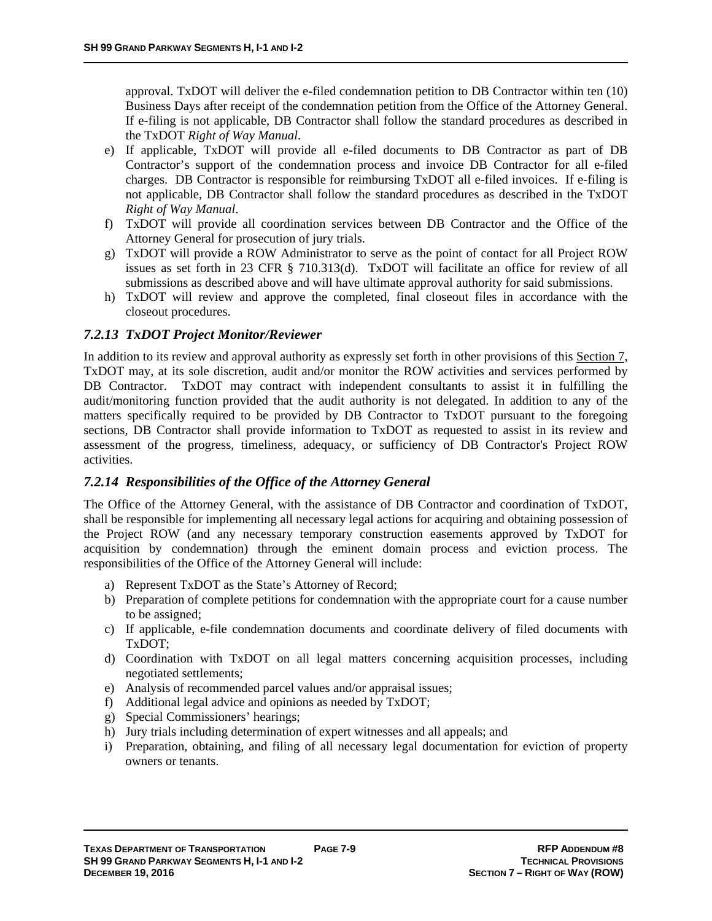approval. TxDOT will deliver the e-filed condemnation petition to DB Contractor within ten (10) Business Days after receipt of the condemnation petition from the Office of the Attorney General. If e-filing is not applicable, DB Contractor shall follow the standard procedures as described in the TxDOT *Right of Way Manual*.

e) If applicable, TxDOT will provide all e-filed documents to DB Contractor as part of DB Contractor's support of the condemnation process and invoice DB Contractor for all e-filed charges. DB Contractor is responsible for reimbursing TxDOT all e-filed invoices. If e-filing is not applicable, DB Contractor shall follow the standard procedures as described in the TxDOT *Right of Way Manual*.

f) TxDOT will provide all coordination services between DB Contractor and the Office of the Attorney General for prosecution of jury trials.

g) TxDOT will provide a ROW Administrator to serve as the point of contact for all Project ROW issues as set forth in 23 CFR § 710.313(d). TxDOT will facilitate an office for review of all submissions as described above and will have ultimate approval authority for said submissions.

h) TxDOT will review and approve the completed, final closeout files in accordance with the closeout procedures.

### *7.2.13 TxDOT Project Monitor/Reviewer*

In addition to its review and approval authority as expressly set forth in other provisions of this Section 7, TxDOT may, at its sole discretion, audit and/or monitor the ROW activities and services performed by DB Contractor. TxDOT may contract with independent consultants to assist it in fulfilling the audit/monitoring function provided that the audit authority is not delegated. In addition to any of the matters specifically required to be provided by DB Contractor to TxDOT pursuant to the foregoing sections, DB Contractor shall provide information to TxDOT as requested to assist in its review and assessment of the progress, timeliness, adequacy, or sufficiency of DB Contractor's Project ROW activities.

### *7.2.14 Responsibilities of the Office of the Attorney General*

The Office of the Attorney General, with the assistance of DB Contractor and coordination of TxDOT, shall be responsible for implementing all necessary legal actions for acquiring and obtaining possession of the Project ROW (and any necessary temporary construction easements approved by TxDOT for acquisition by condemnation) through the eminent domain process and eviction process. The responsibilities of the Office of the Attorney General will include:

a) Represent TxDOT as the State's Attorney of Record;
b) Preparation of complete petitions for condemnation with the appropriate court for a cause number to be assigned;
c) If applicable, e-file condemnation documents and coordinate delivery of filed documents with TxDOT;
d) Coordination with TxDOT on all legal matters concerning acquisition processes, including negotiated settlements;
e) Analysis of recommended parcel values and/or appraisal issues;
f) Additional legal advice and opinions as needed by TxDOT;
g) Special Commissioners' hearings;
h) Jury trials including determination of expert witnesses and all appeals; and
i) Preparation, obtaining, and filing of all necessary legal documentation for eviction of property owners or tenants.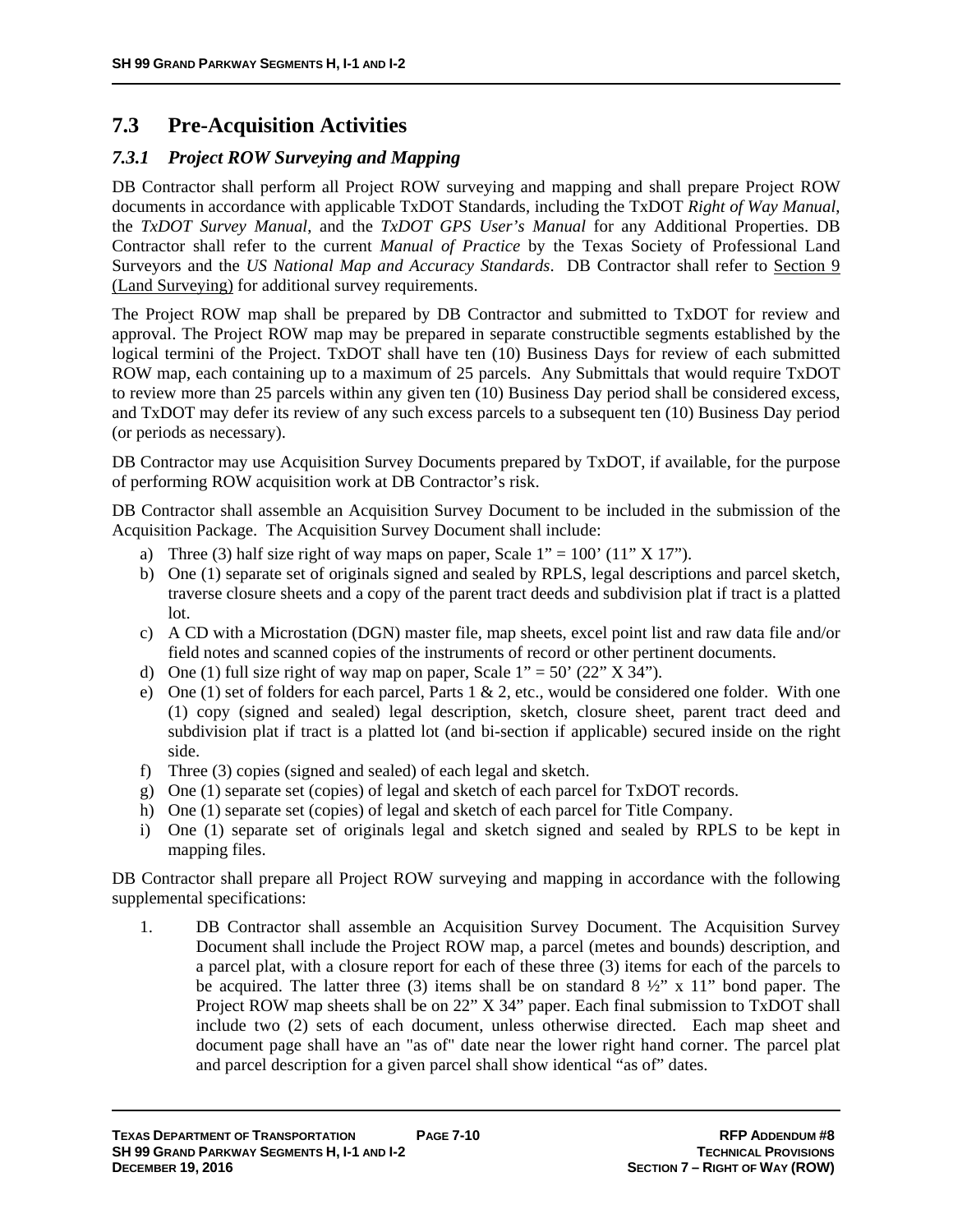## 7.3 Pre-Acquisition Activities

### *7.3.1 Project ROW Surveying and Mapping*

DB Contractor shall perform all Project ROW surveying and mapping and shall prepare Project ROW documents in accordance with applicable TxDOT Standards, including the TxDOT *Right of Way Manual*, the *TxDOT Survey Manual*, and the *TxDOT GPS User's Manual* for any Additional Properties. DB Contractor shall refer to the current *Manual of Practice* by the Texas Society of Professional Land Surveyors and the *US National Map and Accuracy Standards*. DB Contractor shall refer to Section 9 (Land Surveying) for additional survey requirements.

The Project ROW map shall be prepared by DB Contractor and submitted to TxDOT for review and approval. The Project ROW map may be prepared in separate constructible segments established by the logical termini of the Project. TxDOT shall have ten (10) Business Days for review of each submitted ROW map, each containing up to a maximum of 25 parcels. Any Submittals that would require TxDOT to review more than 25 parcels within any given ten (10) Business Day period shall be considered excess, and TxDOT may defer its review of any such excess parcels to a subsequent ten (10) Business Day period (or periods as necessary).

DB Contractor may use Acquisition Survey Documents prepared by TxDOT, if available, for the purpose of performing ROW acquisition work at DB Contractor's risk.

DB Contractor shall assemble an Acquisition Survey Document to be included in the submission of the Acquisition Package. The Acquisition Survey Document shall include:

a) Three (3) half size right of way maps on paper, Scale 1" = 100' (11" X 17").
b) One (1) separate set of originals signed and sealed by RPLS, legal descriptions and parcel sketch, traverse closure sheets and a copy of the parent tract deeds and subdivision plat if tract is a platted lot.
c) A CD with a Microstation (DGN) master file, map sheets, excel point list and raw data file and/or field notes and scanned copies of the instruments of record or other pertinent documents.
d) One (1) full size right of way map on paper, Scale 1" = 50' (22" X 34").
e) One (1) set of folders for each parcel, Parts 1 & 2, etc., would be considered one folder. With one (1) copy (signed and sealed) legal description, sketch, closure sheet, parent tract deed and subdivision plat if tract is a platted lot (and bi-section if applicable) secured inside on the right side.
f) Three (3) copies (signed and sealed) of each legal and sketch.
g) One (1) separate set (copies) of legal and sketch of each parcel for TxDOT records.
h) One (1) separate set (copies) of legal and sketch of each parcel for Title Company.
i) One (1) separate set of originals legal and sketch signed and sealed by RPLS to be kept in mapping files.

DB Contractor shall prepare all Project ROW surveying and mapping in accordance with the following supplemental specifications:

1. DB Contractor shall assemble an Acquisition Survey Document. The Acquisition Survey Document shall include the Project ROW map, a parcel (metes and bounds) description, and a parcel plat, with a closure report for each of these three (3) items for each of the parcels to be acquired. The latter three (3) items shall be on standard 8 ½" x 11" bond paper. The Project ROW map sheets shall be on 22" X 34" paper. Each final submission to TxDOT shall include two (2) sets of each document, unless otherwise directed. Each map sheet and document page shall have an "as of" date near the lower right hand corner. The parcel plat and parcel description for a given parcel shall show identical "as of" dates.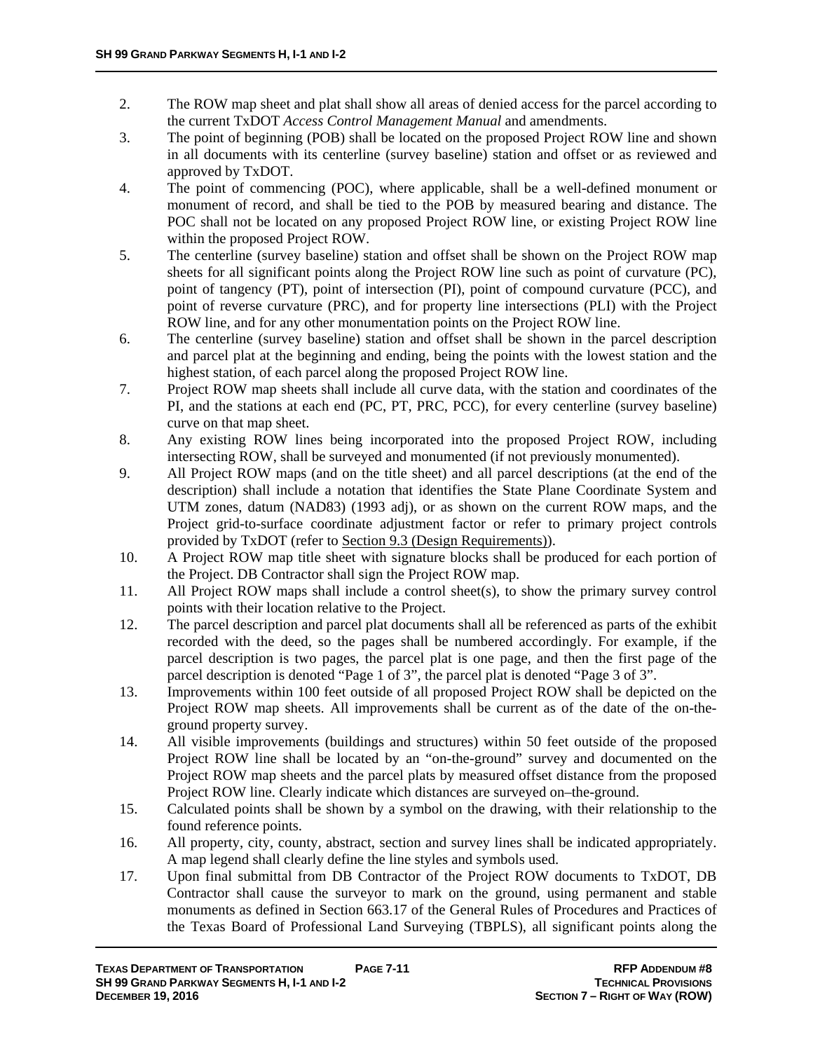2. The ROW map sheet and plat shall show all areas of denied access for the parcel according to the current TxDOT *Access Control Management Manual* and amendments.
3. The point of beginning (POB) shall be located on the proposed Project ROW line and shown in all documents with its centerline (survey baseline) station and offset or as reviewed and approved by TxDOT.
4. The point of commencing (POC), where applicable, shall be a well-defined monument or monument of record, and shall be tied to the POB by measured bearing and distance. The POC shall not be located on any proposed Project ROW line, or existing Project ROW line within the proposed Project ROW.
5. The centerline (survey baseline) station and offset shall be shown on the Project ROW map sheets for all significant points along the Project ROW line such as point of curvature (PC), point of tangency (PT), point of intersection (PI), point of compound curvature (PCC), and point of reverse curvature (PRC), and for property line intersections (PLI) with the Project ROW line, and for any other monumentation points on the Project ROW line.
6. The centerline (survey baseline) station and offset shall be shown in the parcel description and parcel plat at the beginning and ending, being the points with the lowest station and the highest station, of each parcel along the proposed Project ROW line.
7. Project ROW map sheets shall include all curve data, with the station and coordinates of the PI, and the stations at each end (PC, PT, PRC, PCC), for every centerline (survey baseline) curve on that map sheet.
8. Any existing ROW lines being incorporated into the proposed Project ROW, including intersecting ROW, shall be surveyed and monumented (if not previously monumented).
9. All Project ROW maps (and on the title sheet) and all parcel descriptions (at the end of the description) shall include a notation that identifies the State Plane Coordinate System and UTM zones, datum (NAD83) (1993 adj), or as shown on the current ROW maps, and the Project grid-to-surface coordinate adjustment factor or refer to primary project controls provided by TxDOT (refer to Section 9.3 (Design Requirements)).
10. A Project ROW map title sheet with signature blocks shall be produced for each portion of the Project. DB Contractor shall sign the Project ROW map.
11. All Project ROW maps shall include a control sheet(s), to show the primary survey control points with their location relative to the Project.
12. The parcel description and parcel plat documents shall all be referenced as parts of the exhibit recorded with the deed, so the pages shall be numbered accordingly. For example, if the parcel description is two pages, the parcel plat is one page, and then the first page of the parcel description is denoted "Page 1 of 3", the parcel plat is denoted "Page 3 of 3".
13. Improvements within 100 feet outside of all proposed Project ROW shall be depicted on the Project ROW map sheets. All improvements shall be current as of the date of the on-the-ground property survey.
14. All visible improvements (buildings and structures) within 50 feet outside of the proposed Project ROW line shall be located by an "on-the-ground" survey and documented on the Project ROW map sheets and the parcel plats by measured offset distance from the proposed Project ROW line. Clearly indicate which distances are surveyed on–the-ground.
15. Calculated points shall be shown by a symbol on the drawing, with their relationship to the found reference points.
16. All property, city, county, abstract, section and survey lines shall be indicated appropriately. A map legend shall clearly define the line styles and symbols used.
17. Upon final submittal from DB Contractor of the Project ROW documents to TxDOT, DB Contractor shall cause the surveyor to mark on the ground, using permanent and stable monuments as defined in Section 663.17 of the General Rules of Procedures and Practices of the Texas Board of Professional Land Surveying (TBPLS), all significant points along the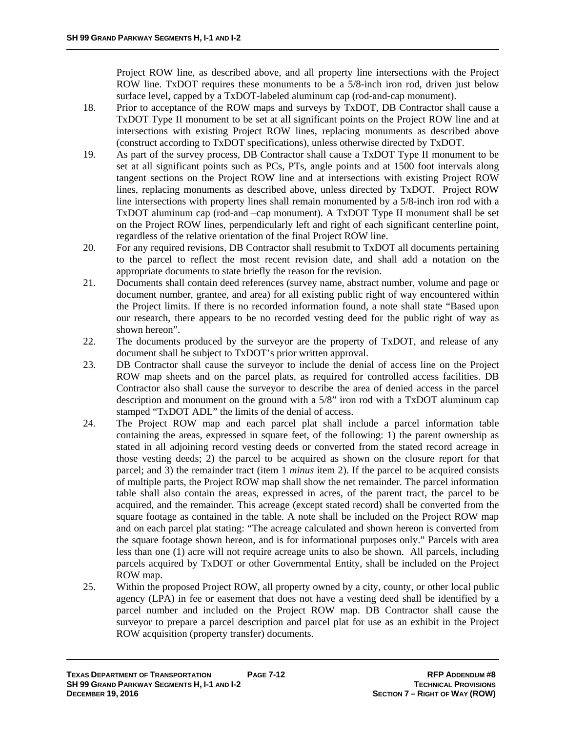Project ROW line, as described above, and all property line intersections with the Project ROW line. TxDOT requires these monuments to be a 5/8-inch iron rod, driven just below surface level, capped by a TxDOT-labeled aluminum cap (rod-and-cap monument).

18. Prior to acceptance of the ROW maps and surveys by TxDOT, DB Contractor shall cause a TxDOT Type II monument to be set at all significant points on the Project ROW line and at intersections with existing Project ROW lines, replacing monuments as described above (construct according to TxDOT specifications), unless otherwise directed by TxDOT.
19. As part of the survey process, DB Contractor shall cause a TxDOT Type II monument to be set at all significant points such as PCs, PTs, angle points and at 1500 foot intervals along tangent sections on the Project ROW line and at intersections with existing Project ROW lines, replacing monuments as described above, unless directed by TxDOT. Project ROW line intersections with property lines shall remain monumented by a 5/8-inch iron rod with a TxDOT aluminum cap (rod-and –cap monument). A TxDOT Type II monument shall be set on the Project ROW lines, perpendicularly left and right of each significant centerline point, regardless of the relative orientation of the final Project ROW line.
20. For any required revisions, DB Contractor shall resubmit to TxDOT all documents pertaining to the parcel to reflect the most recent revision date, and shall add a notation on the appropriate documents to state briefly the reason for the revision.
21. Documents shall contain deed references (survey name, abstract number, volume and page or document number, grantee, and area) for all existing public right of way encountered within the Project limits. If there is no recorded information found, a note shall state "Based upon our research, there appears to be no recorded vesting deed for the public right of way as shown hereon".
22. The documents produced by the surveyor are the property of TxDOT, and release of any document shall be subject to TxDOT's prior written approval.
23. DB Contractor shall cause the surveyor to include the denial of access line on the Project ROW map sheets and on the parcel plats, as required for controlled access facilities. DB Contractor also shall cause the surveyor to describe the area of denied access in the parcel description and monument on the ground with a 5/8" iron rod with a TxDOT aluminum cap stamped "TxDOT ADL" the limits of the denial of access.
24. The Project ROW map and each parcel plat shall include a parcel information table containing the areas, expressed in square feet, of the following: 1) the parent ownership as stated in all adjoining record vesting deeds or converted from the stated record acreage in those vesting deeds; 2) the parcel to be acquired as shown on the closure report for that parcel; and 3) the remainder tract (item 1 *minus* item 2). If the parcel to be acquired consists of multiple parts, the Project ROW map shall show the net remainder. The parcel information table shall also contain the areas, expressed in acres, of the parent tract, the parcel to be acquired, and the remainder. This acreage (except stated record) shall be converted from the square footage as contained in the table. A note shall be included on the Project ROW map and on each parcel plat stating: "The acreage calculated and shown hereon is converted from the square footage shown hereon, and is for informational purposes only." Parcels with area less than one (1) acre will not require acreage units to also be shown. All parcels, including parcels acquired by TxDOT or other Governmental Entity, shall be included on the Project ROW map.
25. Within the proposed Project ROW, all property owned by a city, county, or other local public agency (LPA) in fee or easement that does not have a vesting deed shall be identified by a parcel number and included on the Project ROW map. DB Contractor shall cause the surveyor to prepare a parcel description and parcel plat for use as an exhibit in the Project ROW acquisition (property transfer) documents.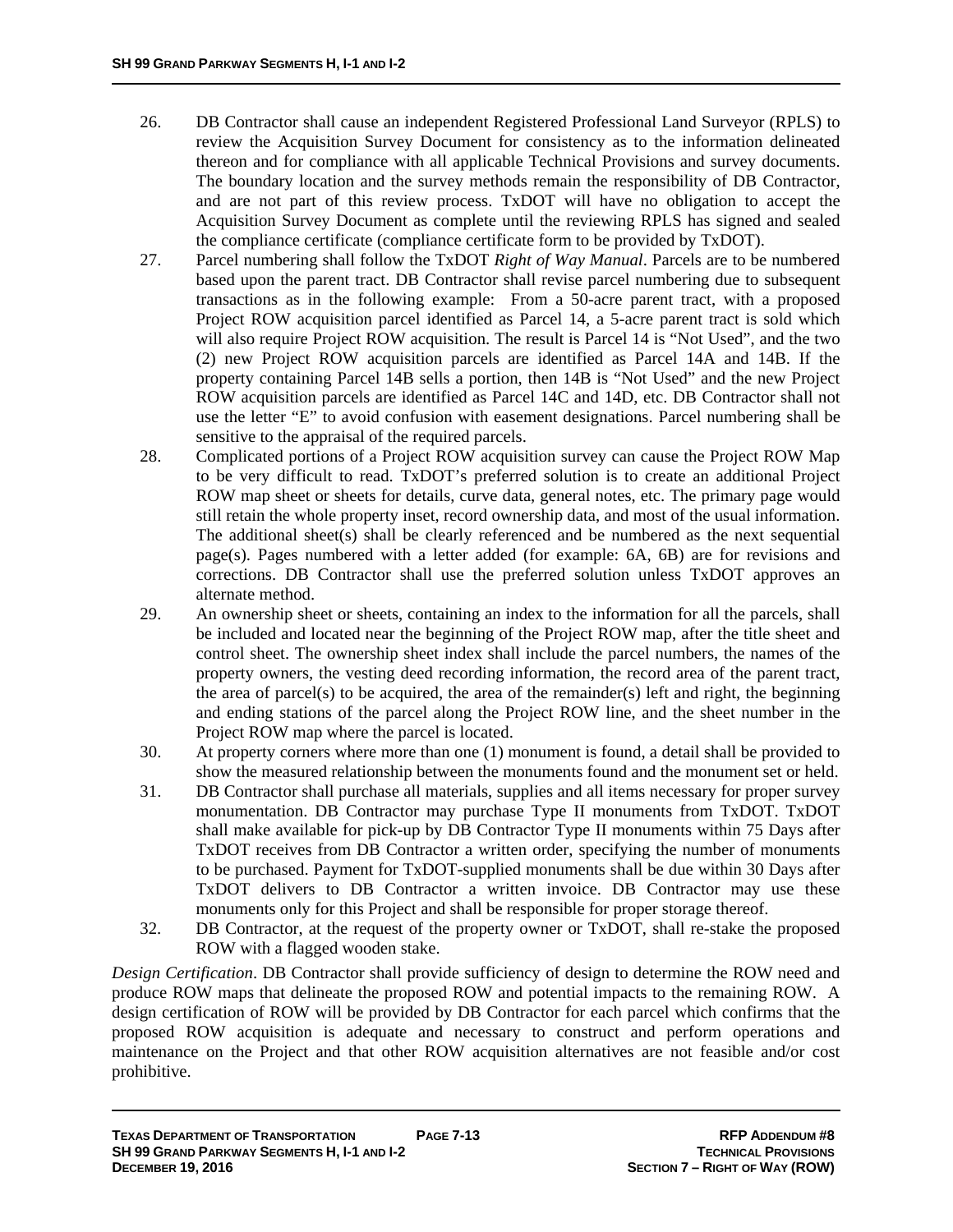26. DB Contractor shall cause an independent Registered Professional Land Surveyor (RPLS) to review the Acquisition Survey Document for consistency as to the information delineated thereon and for compliance with all applicable Technical Provisions and survey documents. The boundary location and the survey methods remain the responsibility of DB Contractor, and are not part of this review process. TxDOT will have no obligation to accept the Acquisition Survey Document as complete until the reviewing RPLS has signed and sealed the compliance certificate (compliance certificate form to be provided by TxDOT).

27. Parcel numbering shall follow the TxDOT *Right of Way Manual*. Parcels are to be numbered based upon the parent tract. DB Contractor shall revise parcel numbering due to subsequent transactions as in the following example: From a 50-acre parent tract, with a proposed Project ROW acquisition parcel identified as Parcel 14, a 5-acre parent tract is sold which will also require Project ROW acquisition. The result is Parcel 14 is "Not Used", and the two (2) new Project ROW acquisition parcels are identified as Parcel 14A and 14B. If the property containing Parcel 14B sells a portion, then 14B is "Not Used" and the new Project ROW acquisition parcels are identified as Parcel 14C and 14D, etc. DB Contractor shall not use the letter "E" to avoid confusion with easement designations. Parcel numbering shall be sensitive to the appraisal of the required parcels.

28. Complicated portions of a Project ROW acquisition survey can cause the Project ROW Map to be very difficult to read. TxDOT's preferred solution is to create an additional Project ROW map sheet or sheets for details, curve data, general notes, etc. The primary page would still retain the whole property inset, record ownership data, and most of the usual information. The additional sheet(s) shall be clearly referenced and be numbered as the next sequential page(s). Pages numbered with a letter added (for example: 6A, 6B) are for revisions and corrections. DB Contractor shall use the preferred solution unless TxDOT approves an alternate method.

29. An ownership sheet or sheets, containing an index to the information for all the parcels, shall be included and located near the beginning of the Project ROW map, after the title sheet and control sheet. The ownership sheet index shall include the parcel numbers, the names of the property owners, the vesting deed recording information, the record area of the parent tract, the area of parcel(s) to be acquired, the area of the remainder(s) left and right, the beginning and ending stations of the parcel along the Project ROW line, and the sheet number in the Project ROW map where the parcel is located.

30. At property corners where more than one (1) monument is found, a detail shall be provided to show the measured relationship between the monuments found and the monument set or held.

31. DB Contractor shall purchase all materials, supplies and all items necessary for proper survey monumentation. DB Contractor may purchase Type II monuments from TxDOT. TxDOT shall make available for pick-up by DB Contractor Type II monuments within 75 Days after TxDOT receives from DB Contractor a written order, specifying the number of monuments to be purchased. Payment for TxDOT-supplied monuments shall be due within 30 Days after TxDOT delivers to DB Contractor a written invoice. DB Contractor may use these monuments only for this Project and shall be responsible for proper storage thereof.

32. DB Contractor, at the request of the property owner or TxDOT, shall re-stake the proposed ROW with a flagged wooden stake.

*Design Certification*. DB Contractor shall provide sufficiency of design to determine the ROW need and produce ROW maps that delineate the proposed ROW and potential impacts to the remaining ROW. A design certification of ROW will be provided by DB Contractor for each parcel which confirms that the proposed ROW acquisition is adequate and necessary to construct and perform operations and maintenance on the Project and that other ROW acquisition alternatives are not feasible and/or cost prohibitive.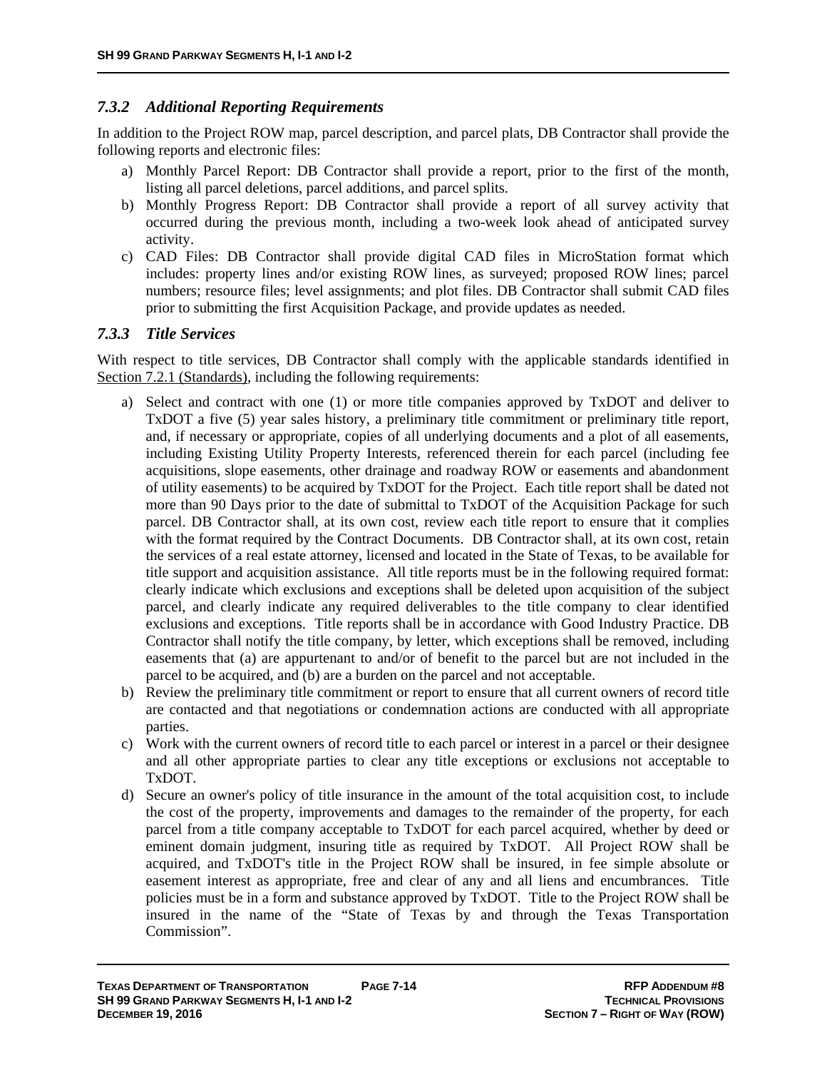### *7.3.2 Additional Reporting Requirements*

In addition to the Project ROW map, parcel description, and parcel plats, DB Contractor shall provide the following reports and electronic files:

a) Monthly Parcel Report: DB Contractor shall provide a report, prior to the first of the month, listing all parcel deletions, parcel additions, and parcel splits.
b) Monthly Progress Report: DB Contractor shall provide a report of all survey activity that occurred during the previous month, including a two-week look ahead of anticipated survey activity.
c) CAD Files: DB Contractor shall provide digital CAD files in MicroStation format which includes: property lines and/or existing ROW lines, as surveyed; proposed ROW lines; parcel numbers; resource files; level assignments; and plot files. DB Contractor shall submit CAD files prior to submitting the first Acquisition Package, and provide updates as needed.

### *7.3.3 Title Services*

With respect to title services, DB Contractor shall comply with the applicable standards identified in Section 7.2.1 (Standards), including the following requirements:

a) Select and contract with one (1) or more title companies approved by TxDOT and deliver to TxDOT a five (5) year sales history, a preliminary title commitment or preliminary title report, and, if necessary or appropriate, copies of all underlying documents and a plot of all easements, including Existing Utility Property Interests, referenced therein for each parcel (including fee acquisitions, slope easements, other drainage and roadway ROW or easements and abandonment of utility easements) to be acquired by TxDOT for the Project. Each title report shall be dated not more than 90 Days prior to the date of submittal to TxDOT of the Acquisition Package for such parcel. DB Contractor shall, at its own cost, review each title report to ensure that it complies with the format required by the Contract Documents. DB Contractor shall, at its own cost, retain the services of a real estate attorney, licensed and located in the State of Texas, to be available for title support and acquisition assistance. All title reports must be in the following required format: clearly indicate which exclusions and exceptions shall be deleted upon acquisition of the subject parcel, and clearly indicate any required deliverables to the title company to clear identified exclusions and exceptions. Title reports shall be in accordance with Good Industry Practice. DB Contractor shall notify the title company, by letter, which exceptions shall be removed, including easements that (a) are appurtenant to and/or of benefit to the parcel but are not included in the parcel to be acquired, and (b) are a burden on the parcel and not acceptable.
b) Review the preliminary title commitment or report to ensure that all current owners of record title are contacted and that negotiations or condemnation actions are conducted with all appropriate parties.
c) Work with the current owners of record title to each parcel or interest in a parcel or their designee and all other appropriate parties to clear any title exceptions or exclusions not acceptable to TxDOT.
d) Secure an owner's policy of title insurance in the amount of the total acquisition cost, to include the cost of the property, improvements and damages to the remainder of the property, for each parcel from a title company acceptable to TxDOT for each parcel acquired, whether by deed or eminent domain judgment, insuring title as required by TxDOT. All Project ROW shall be acquired, and TxDOT's title in the Project ROW shall be insured, in fee simple absolute or easement interest as appropriate, free and clear of any and all liens and encumbrances. Title policies must be in a form and substance approved by TxDOT. Title to the Project ROW shall be insured in the name of the "State of Texas by and through the Texas Transportation Commission".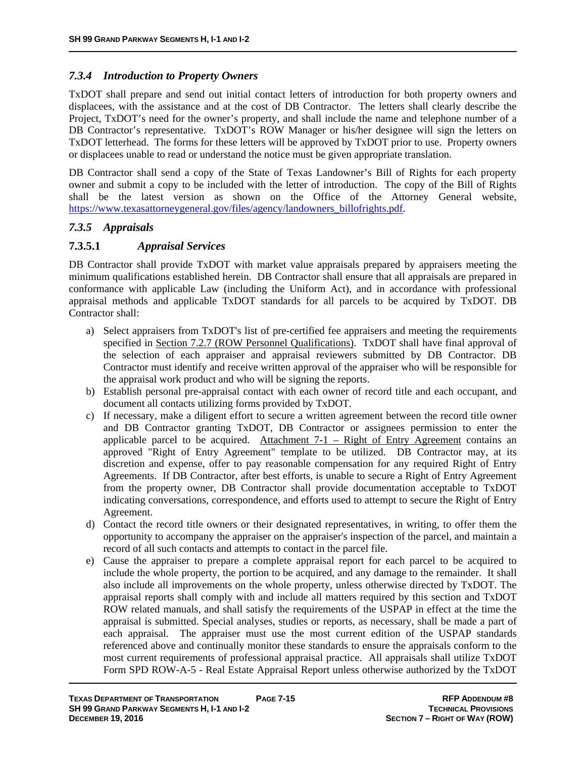### *7.3.4 Introduction to Property Owners*

TxDOT shall prepare and send out initial contact letters of introduction for both property owners and displacees, with the assistance and at the cost of DB Contractor. The letters shall clearly describe the Project, TxDOT's need for the owner's property, and shall include the name and telephone number of a DB Contractor's representative. TxDOT's ROW Manager or his/her designee will sign the letters on TxDOT letterhead. The forms for these letters will be approved by TxDOT prior to use. Property owners or displacees unable to read or understand the notice must be given appropriate translation.

DB Contractor shall send a copy of the State of Texas Landowner's Bill of Rights for each property owner and submit a copy to be included with the letter of introduction. The copy of the Bill of Rights shall be the latest version as shown on the Office of the Attorney General website, https://www.texasattorneygeneral.gov/files/agency/landowners_billofrights.pdf.

### *7.3.5 Appraisals*

#### 7.3.5.1 *Appraisal Services*

DB Contractor shall provide TxDOT with market value appraisals prepared by appraisers meeting the minimum qualifications established herein. DB Contractor shall ensure that all appraisals are prepared in conformance with applicable Law (including the Uniform Act), and in accordance with professional appraisal methods and applicable TxDOT standards for all parcels to be acquired by TxDOT. DB Contractor shall:

a) Select appraisers from TxDOT's list of pre-certified fee appraisers and meeting the requirements specified in Section 7.2.7 (ROW Personnel Qualifications). TxDOT shall have final approval of the selection of each appraiser and appraisal reviewers submitted by DB Contractor. DB Contractor must identify and receive written approval of the appraiser who will be responsible for the appraisal work product and who will be signing the reports.
b) Establish personal pre-appraisal contact with each owner of record title and each occupant, and document all contacts utilizing forms provided by TxDOT.
c) If necessary, make a diligent effort to secure a written agreement between the record title owner and DB Contractor granting TxDOT, DB Contractor or assignees permission to enter the applicable parcel to be acquired. Attachment 7-1 – Right of Entry Agreement contains an approved "Right of Entry Agreement" template to be utilized. DB Contractor may, at its discretion and expense, offer to pay reasonable compensation for any required Right of Entry Agreements. If DB Contractor, after best efforts, is unable to secure a Right of Entry Agreement from the property owner, DB Contractor shall provide documentation acceptable to TxDOT indicating conversations, correspondence, and efforts used to attempt to secure the Right of Entry Agreement.
d) Contact the record title owners or their designated representatives, in writing, to offer them the opportunity to accompany the appraiser on the appraiser's inspection of the parcel, and maintain a record of all such contacts and attempts to contact in the parcel file.
e) Cause the appraiser to prepare a complete appraisal report for each parcel to be acquired to include the whole property, the portion to be acquired, and any damage to the remainder. It shall also include all improvements on the whole property, unless otherwise directed by TxDOT. The appraisal reports shall comply with and include all matters required by this section and TxDOT ROW related manuals, and shall satisfy the requirements of the USPAP in effect at the time the appraisal is submitted. Special analyses, studies or reports, as necessary, shall be made a part of each appraisal. The appraiser must use the most current edition of the USPAP standards referenced above and continually monitor these standards to ensure the appraisals conform to the most current requirements of professional appraisal practice. All appraisals shall utilize TxDOT Form SPD ROW-A-5 - Real Estate Appraisal Report unless otherwise authorized by the TxDOT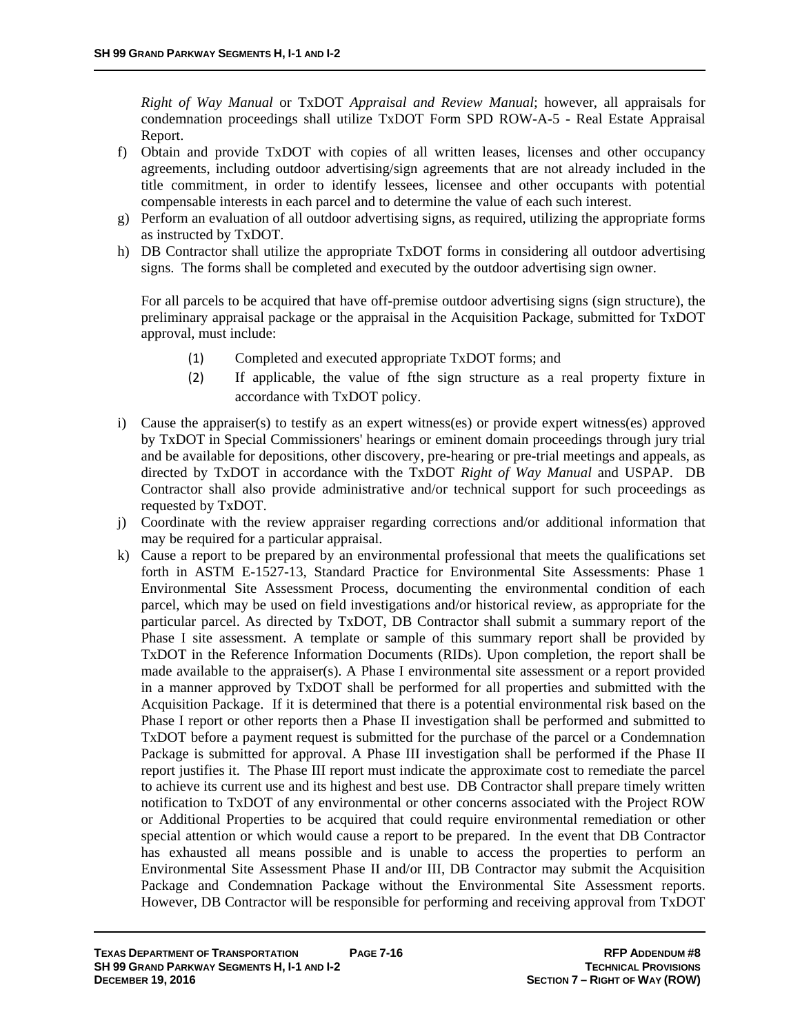*Right of Way Manual* or TxDOT *Appraisal and Review Manual*; however, all appraisals for condemnation proceedings shall utilize TxDOT Form SPD ROW-A-5 - Real Estate Appraisal Report.

f) Obtain and provide TxDOT with copies of all written leases, licenses and other occupancy agreements, including outdoor advertising/sign agreements that are not already included in the title commitment, in order to identify lessees, licensee and other occupants with potential compensable interests in each parcel and to determine the value of each such interest.

g) Perform an evaluation of all outdoor advertising signs, as required, utilizing the appropriate forms as instructed by TxDOT.

h) DB Contractor shall utilize the appropriate TxDOT forms in considering all outdoor advertising signs. The forms shall be completed and executed by the outdoor advertising sign owner.

   For all parcels to be acquired that have off-premise outdoor advertising signs (sign structure), the preliminary appraisal package or the appraisal in the Acquisition Package, submitted for TxDOT approval, must include:

   (1) Completed and executed appropriate TxDOT forms; and

   (2) If applicable, the value of fthe sign structure as a real property fixture in accordance with TxDOT policy.

i) Cause the appraiser(s) to testify as an expert witness(es) or provide expert witness(es) approved by TxDOT in Special Commissioners' hearings or eminent domain proceedings through jury trial and be available for depositions, other discovery, pre-hearing or pre-trial meetings and appeals, as directed by TxDOT in accordance with the TxDOT *Right of Way Manual* and USPAP. DB Contractor shall also provide administrative and/or technical support for such proceedings as requested by TxDOT.

j) Coordinate with the review appraiser regarding corrections and/or additional information that may be required for a particular appraisal.

k) Cause a report to be prepared by an environmental professional that meets the qualifications set forth in ASTM E-1527-13, Standard Practice for Environmental Site Assessments: Phase 1 Environmental Site Assessment Process, documenting the environmental condition of each parcel, which may be used on field investigations and/or historical review, as appropriate for the particular parcel. As directed by TxDOT, DB Contractor shall submit a summary report of the Phase I site assessment. A template or sample of this summary report shall be provided by TxDOT in the Reference Information Documents (RIDs). Upon completion, the report shall be made available to the appraiser(s). A Phase I environmental site assessment or a report provided in a manner approved by TxDOT shall be performed for all properties and submitted with the Acquisition Package. If it is determined that there is a potential environmental risk based on the Phase I report or other reports then a Phase II investigation shall be performed and submitted to TxDOT before a payment request is submitted for the purchase of the parcel or a Condemnation Package is submitted for approval. A Phase III investigation shall be performed if the Phase II report justifies it. The Phase III report must indicate the approximate cost to remediate the parcel to achieve its current use and its highest and best use. DB Contractor shall prepare timely written notification to TxDOT of any environmental or other concerns associated with the Project ROW or Additional Properties to be acquired that could require environmental remediation or other special attention or which would cause a report to be prepared. In the event that DB Contractor has exhausted all means possible and is unable to access the properties to perform an Environmental Site Assessment Phase II and/or III, DB Contractor may submit the Acquisition Package and Condemnation Package without the Environmental Site Assessment reports. However, DB Contractor will be responsible for performing and receiving approval from TxDOT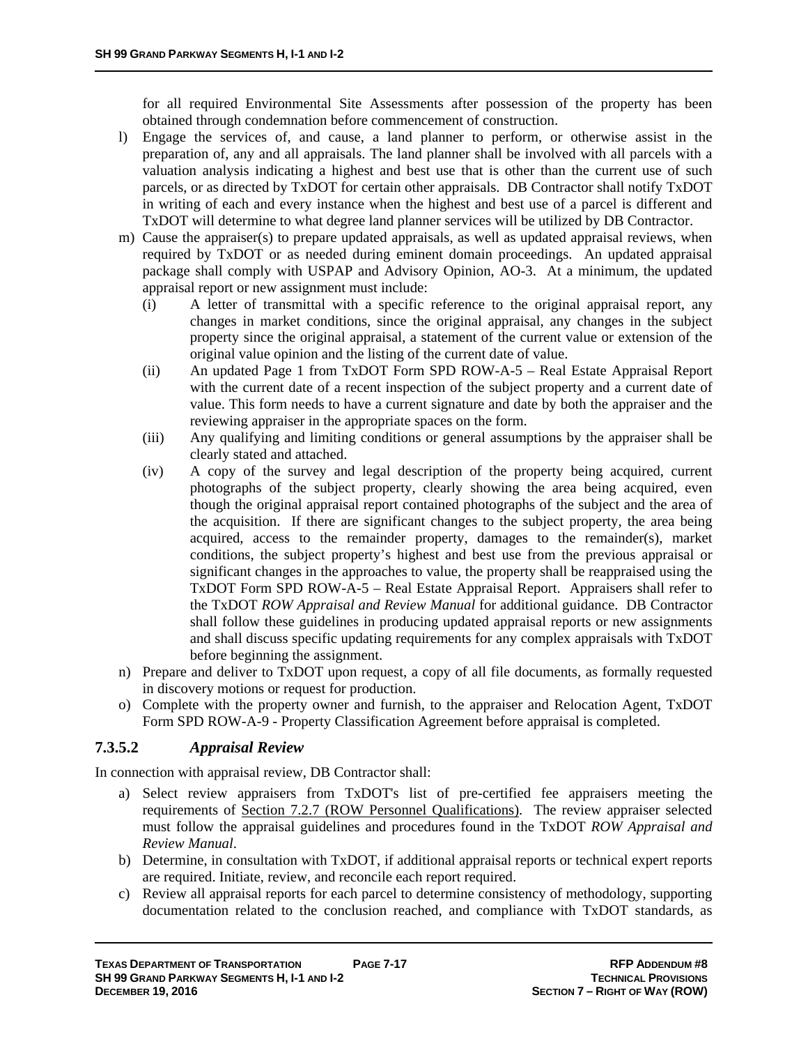for all required Environmental Site Assessments after possession of the property has been obtained through condemnation before commencement of construction.

l) Engage the services of, and cause, a land planner to perform, or otherwise assist in the preparation of, any and all appraisals. The land planner shall be involved with all parcels with a valuation analysis indicating a highest and best use that is other than the current use of such parcels, or as directed by TxDOT for certain other appraisals. DB Contractor shall notify TxDOT in writing of each and every instance when the highest and best use of a parcel is different and TxDOT will determine to what degree land planner services will be utilized by DB Contractor.

m) Cause the appraiser(s) to prepare updated appraisals, as well as updated appraisal reviews, when required by TxDOT or as needed during eminent domain proceedings. An updated appraisal package shall comply with USPAP and Advisory Opinion, AO-3. At a minimum, the updated appraisal report or new assignment must include:
   - (i) A letter of transmittal with a specific reference to the original appraisal report, any changes in market conditions, since the original appraisal, any changes in the subject property since the original appraisal, a statement of the current value or extension of the original value opinion and the listing of the current date of value.
   - (ii) An updated Page 1 from TxDOT Form SPD ROW-A-5 – Real Estate Appraisal Report with the current date of a recent inspection of the subject property and a current date of value. This form needs to have a current signature and date by both the appraiser and the reviewing appraiser in the appropriate spaces on the form.
   - (iii) Any qualifying and limiting conditions or general assumptions by the appraiser shall be clearly stated and attached.
   - (iv) A copy of the survey and legal description of the property being acquired, current photographs of the subject property, clearly showing the area being acquired, even though the original appraisal report contained photographs of the subject and the area of the acquisition. If there are significant changes to the subject property, the area being acquired, access to the remainder property, damages to the remainder(s), market conditions, the subject property's highest and best use from the previous appraisal or significant changes in the approaches to value, the property shall be reappraised using the TxDOT Form SPD ROW-A-5 – Real Estate Appraisal Report. Appraisers shall refer to the TxDOT *ROW Appraisal and Review Manual* for additional guidance. DB Contractor shall follow these guidelines in producing updated appraisal reports or new assignments and shall discuss specific updating requirements for any complex appraisals with TxDOT before beginning the assignment.

n) Prepare and deliver to TxDOT upon request, a copy of all file documents, as formally requested in discovery motions or request for production.

o) Complete with the property owner and furnish, to the appraiser and Relocation Agent, TxDOT Form SPD ROW-A-9 - Property Classification Agreement before appraisal is completed.

### 7.3.5.2 *Appraisal Review*

In connection with appraisal review, DB Contractor shall:

a) Select review appraisers from TxDOT's list of pre-certified fee appraisers meeting the requirements of Section 7.2.7 (ROW Personnel Qualifications). The review appraiser selected must follow the appraisal guidelines and procedures found in the TxDOT *ROW Appraisal and Review Manual*.

b) Determine, in consultation with TxDOT, if additional appraisal reports or technical expert reports are required. Initiate, review, and reconcile each report required.

c) Review all appraisal reports for each parcel to determine consistency of methodology, supporting documentation related to the conclusion reached, and compliance with TxDOT standards, as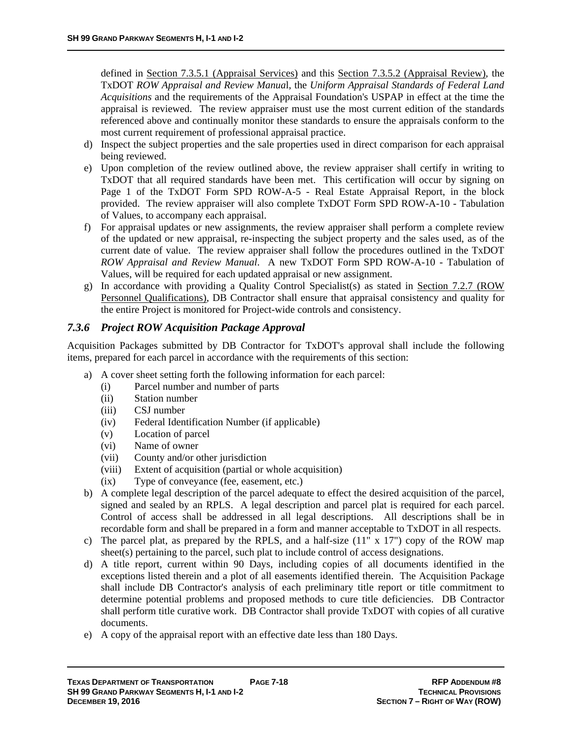defined in Section 7.3.5.1 (Appraisal Services) and this Section 7.3.5.2 (Appraisal Review), the TxDOT *ROW Appraisal and Review Manua*l, the *Uniform Appraisal Standards of Federal Land Acquisitions* and the requirements of the Appraisal Foundation's USPAP in effect at the time the appraisal is reviewed. The review appraiser must use the most current edition of the standards referenced above and continually monitor these standards to ensure the appraisals conform to the most current requirement of professional appraisal practice.

d) Inspect the subject properties and the sale properties used in direct comparison for each appraisal being reviewed.
e) Upon completion of the review outlined above, the review appraiser shall certify in writing to TxDOT that all required standards have been met. This certification will occur by signing on Page 1 of the TxDOT Form SPD ROW-A-5 - Real Estate Appraisal Report, in the block provided. The review appraiser will also complete TxDOT Form SPD ROW-A-10 - Tabulation of Values, to accompany each appraisal.
f) For appraisal updates or new assignments, the review appraiser shall perform a complete review of the updated or new appraisal, re-inspecting the subject property and the sales used, as of the current date of value. The review appraiser shall follow the procedures outlined in the TxDOT *ROW Appraisal and Review Manual*. A new TxDOT Form SPD ROW-A-10 - Tabulation of Values, will be required for each updated appraisal or new assignment.
g) In accordance with providing a Quality Control Specialist(s) as stated in Section 7.2.7 (ROW Personnel Qualifications), DB Contractor shall ensure that appraisal consistency and quality for the entire Project is monitored for Project-wide controls and consistency.

### *7.3.6 Project ROW Acquisition Package Approval*

Acquisition Packages submitted by DB Contractor for TxDOT's approval shall include the following items, prepared for each parcel in accordance with the requirements of this section:

a) A cover sheet setting forth the following information for each parcel:
   (i) Parcel number and number of parts
   (ii) Station number
   (iii) CSJ number
   (iv) Federal Identification Number (if applicable)
   (v) Location of parcel
   (vi) Name of owner
   (vii) County and/or other jurisdiction
   (viii) Extent of acquisition (partial or whole acquisition)
   (ix) Type of conveyance (fee, easement, etc.)
b) A complete legal description of the parcel adequate to effect the desired acquisition of the parcel, signed and sealed by an RPLS. A legal description and parcel plat is required for each parcel. Control of access shall be addressed in all legal descriptions. All descriptions shall be in recordable form and shall be prepared in a form and manner acceptable to TxDOT in all respects.
c) The parcel plat, as prepared by the RPLS, and a half-size (11" x 17") copy of the ROW map sheet(s) pertaining to the parcel, such plat to include control of access designations.
d) A title report, current within 90 Days, including copies of all documents identified in the exceptions listed therein and a plot of all easements identified therein. The Acquisition Package shall include DB Contractor's analysis of each preliminary title report or title commitment to determine potential problems and proposed methods to cure title deficiencies. DB Contractor shall perform title curative work. DB Contractor shall provide TxDOT with copies of all curative documents.
e) A copy of the appraisal report with an effective date less than 180 Days.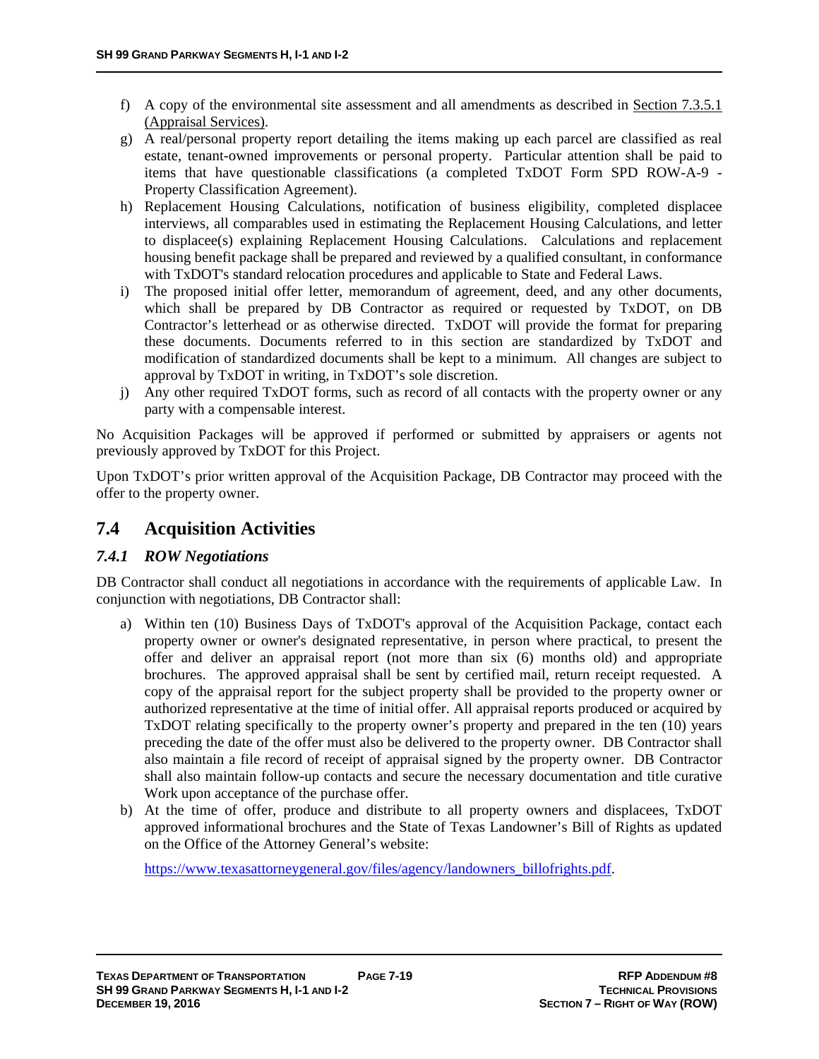f) A copy of the environmental site assessment and all amendments as described in Section 7.3.5.1 (Appraisal Services).
g) A real/personal property report detailing the items making up each parcel are classified as real estate, tenant-owned improvements or personal property. Particular attention shall be paid to items that have questionable classifications (a completed TxDOT Form SPD ROW-A-9 - Property Classification Agreement).
h) Replacement Housing Calculations, notification of business eligibility, completed displacee interviews, all comparables used in estimating the Replacement Housing Calculations, and letter to displacee(s) explaining Replacement Housing Calculations. Calculations and replacement housing benefit package shall be prepared and reviewed by a qualified consultant, in conformance with TxDOT's standard relocation procedures and applicable to State and Federal Laws.
i) The proposed initial offer letter, memorandum of agreement, deed, and any other documents, which shall be prepared by DB Contractor as required or requested by TxDOT, on DB Contractor's letterhead or as otherwise directed. TxDOT will provide the format for preparing these documents. Documents referred to in this section are standardized by TxDOT and modification of standardized documents shall be kept to a minimum. All changes are subject to approval by TxDOT in writing, in TxDOT's sole discretion.
j) Any other required TxDOT forms, such as record of all contacts with the property owner or any party with a compensable interest.

No Acquisition Packages will be approved if performed or submitted by appraisers or agents not previously approved by TxDOT for this Project.

Upon TxDOT's prior written approval of the Acquisition Package, DB Contractor may proceed with the offer to the property owner.

## 7.4 Acquisition Activities

### *7.4.1 ROW Negotiations*

DB Contractor shall conduct all negotiations in accordance with the requirements of applicable Law. In conjunction with negotiations, DB Contractor shall:

a) Within ten (10) Business Days of TxDOT's approval of the Acquisition Package, contact each property owner or owner's designated representative, in person where practical, to present the offer and deliver an appraisal report (not more than six (6) months old) and appropriate brochures. The approved appraisal shall be sent by certified mail, return receipt requested. A copy of the appraisal report for the subject property shall be provided to the property owner or authorized representative at the time of initial offer. All appraisal reports produced or acquired by TxDOT relating specifically to the property owner's property and prepared in the ten (10) years preceding the date of the offer must also be delivered to the property owner. DB Contractor shall also maintain a file record of receipt of appraisal signed by the property owner. DB Contractor shall also maintain follow-up contacts and secure the necessary documentation and title curative Work upon acceptance of the purchase offer.
b) At the time of offer, produce and distribute to all property owners and displacees, TxDOT approved informational brochures and the State of Texas Landowner's Bill of Rights as updated on the Office of the Attorney General's website:

   https://www.texasattorneygeneral.gov/files/agency/landowners_billofrights.pdf.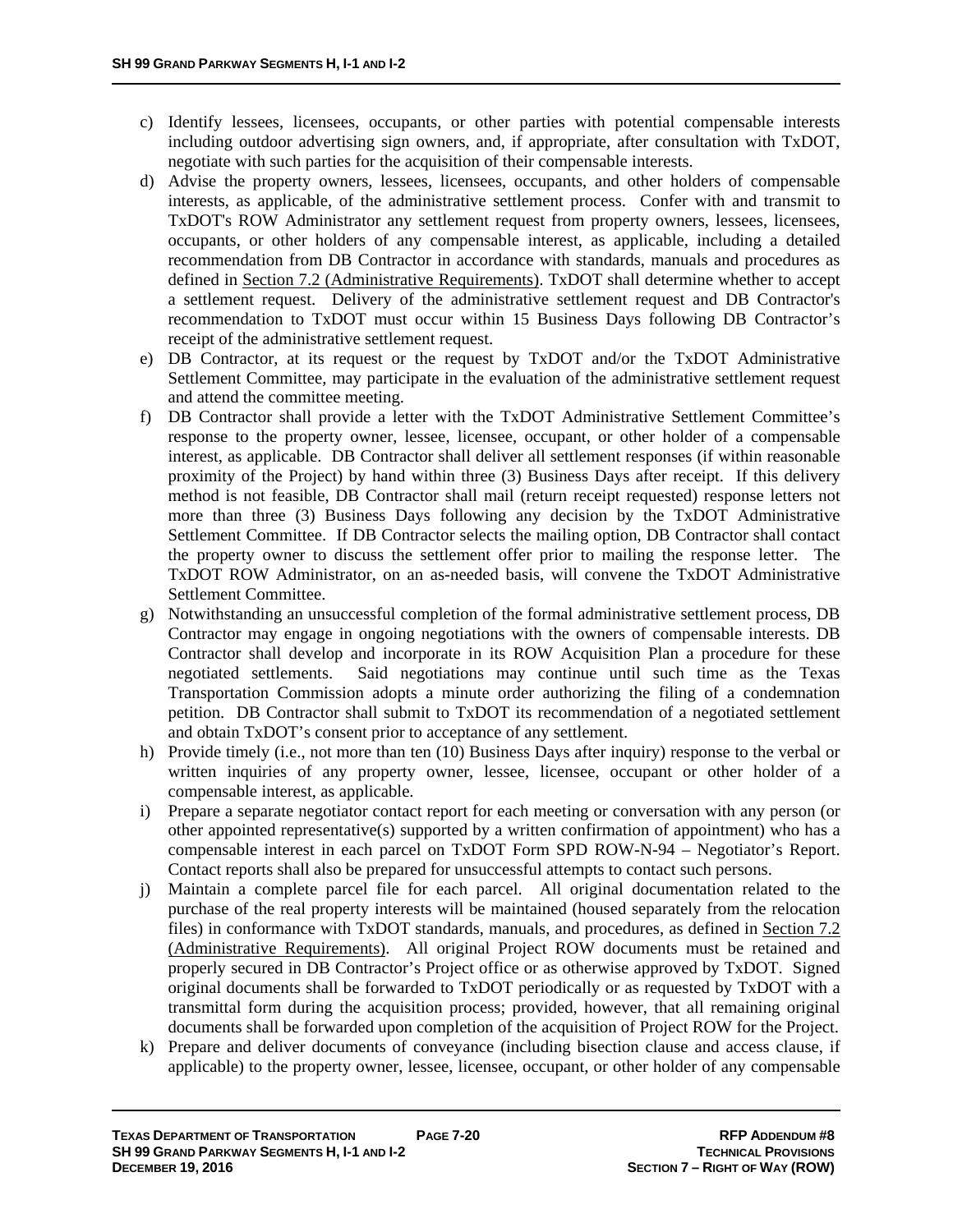c) Identify lessees, licensees, occupants, or other parties with potential compensable interests including outdoor advertising sign owners, and, if appropriate, after consultation with TxDOT, negotiate with such parties for the acquisition of their compensable interests.

d) Advise the property owners, lessees, licensees, occupants, and other holders of compensable interests, as applicable, of the administrative settlement process. Confer with and transmit to TxDOT's ROW Administrator any settlement request from property owners, lessees, licensees, occupants, or other holders of any compensable interest, as applicable, including a detailed recommendation from DB Contractor in accordance with standards, manuals and procedures as defined in Section 7.2 (Administrative Requirements). TxDOT shall determine whether to accept a settlement request. Delivery of the administrative settlement request and DB Contractor's recommendation to TxDOT must occur within 15 Business Days following DB Contractor's receipt of the administrative settlement request.

e) DB Contractor, at its request or the request by TxDOT and/or the TxDOT Administrative Settlement Committee, may participate in the evaluation of the administrative settlement request and attend the committee meeting.

f) DB Contractor shall provide a letter with the TxDOT Administrative Settlement Committee's response to the property owner, lessee, licensee, occupant, or other holder of a compensable interest, as applicable. DB Contractor shall deliver all settlement responses (if within reasonable proximity of the Project) by hand within three (3) Business Days after receipt. If this delivery method is not feasible, DB Contractor shall mail (return receipt requested) response letters not more than three (3) Business Days following any decision by the TxDOT Administrative Settlement Committee. If DB Contractor selects the mailing option, DB Contractor shall contact the property owner to discuss the settlement offer prior to mailing the response letter. The TxDOT ROW Administrator, on an as-needed basis, will convene the TxDOT Administrative Settlement Committee.

g) Notwithstanding an unsuccessful completion of the formal administrative settlement process, DB Contractor may engage in ongoing negotiations with the owners of compensable interests. DB Contractor shall develop and incorporate in its ROW Acquisition Plan a procedure for these negotiated settlements. Said negotiations may continue until such time as the Texas Transportation Commission adopts a minute order authorizing the filing of a condemnation petition. DB Contractor shall submit to TxDOT its recommendation of a negotiated settlement and obtain TxDOT's consent prior to acceptance of any settlement.

h) Provide timely (i.e., not more than ten (10) Business Days after inquiry) response to the verbal or written inquiries of any property owner, lessee, licensee, occupant or other holder of a compensable interest, as applicable.

i) Prepare a separate negotiator contact report for each meeting or conversation with any person (or other appointed representative(s) supported by a written confirmation of appointment) who has a compensable interest in each parcel on TxDOT Form SPD ROW-N-94 – Negotiator's Report. Contact reports shall also be prepared for unsuccessful attempts to contact such persons.

j) Maintain a complete parcel file for each parcel. All original documentation related to the purchase of the real property interests will be maintained (housed separately from the relocation files) in conformance with TxDOT standards, manuals, and procedures, as defined in Section 7.2 (Administrative Requirements). All original Project ROW documents must be retained and properly secured in DB Contractor's Project office or as otherwise approved by TxDOT. Signed original documents shall be forwarded to TxDOT periodically or as requested by TxDOT with a transmittal form during the acquisition process; provided, however, that all remaining original documents shall be forwarded upon completion of the acquisition of Project ROW for the Project.

k) Prepare and deliver documents of conveyance (including bisection clause and access clause, if applicable) to the property owner, lessee, licensee, occupant, or other holder of any compensable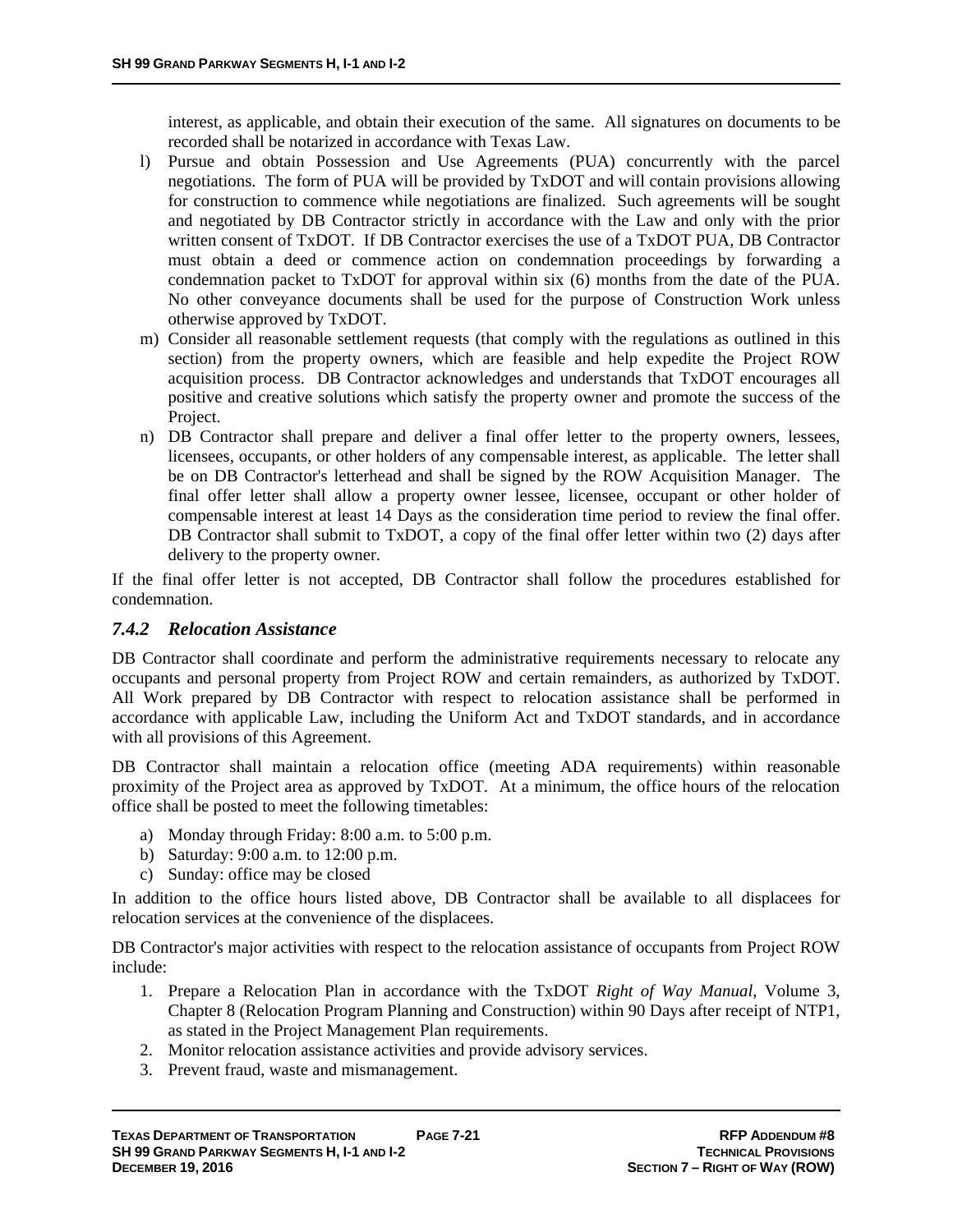interest, as applicable, and obtain their execution of the same. All signatures on documents to be recorded shall be notarized in accordance with Texas Law.

l) Pursue and obtain Possession and Use Agreements (PUA) concurrently with the parcel negotiations. The form of PUA will be provided by TxDOT and will contain provisions allowing for construction to commence while negotiations are finalized. Such agreements will be sought and negotiated by DB Contractor strictly in accordance with the Law and only with the prior written consent of TxDOT. If DB Contractor exercises the use of a TxDOT PUA, DB Contractor must obtain a deed or commence action on condemnation proceedings by forwarding a condemnation packet to TxDOT for approval within six (6) months from the date of the PUA. No other conveyance documents shall be used for the purpose of Construction Work unless otherwise approved by TxDOT.

m) Consider all reasonable settlement requests (that comply with the regulations as outlined in this section) from the property owners, which are feasible and help expedite the Project ROW acquisition process. DB Contractor acknowledges and understands that TxDOT encourages all positive and creative solutions which satisfy the property owner and promote the success of the Project.

n) DB Contractor shall prepare and deliver a final offer letter to the property owners, lessees, licensees, occupants, or other holders of any compensable interest, as applicable. The letter shall be on DB Contractor's letterhead and shall be signed by the ROW Acquisition Manager. The final offer letter shall allow a property owner lessee, licensee, occupant or other holder of compensable interest at least 14 Days as the consideration time period to review the final offer. DB Contractor shall submit to TxDOT, a copy of the final offer letter within two (2) days after delivery to the property owner.

If the final offer letter is not accepted, DB Contractor shall follow the procedures established for condemnation.

### *7.4.2 Relocation Assistance*

DB Contractor shall coordinate and perform the administrative requirements necessary to relocate any occupants and personal property from Project ROW and certain remainders, as authorized by TxDOT. All Work prepared by DB Contractor with respect to relocation assistance shall be performed in accordance with applicable Law, including the Uniform Act and TxDOT standards, and in accordance with all provisions of this Agreement.

DB Contractor shall maintain a relocation office (meeting ADA requirements) within reasonable proximity of the Project area as approved by TxDOT. At a minimum, the office hours of the relocation office shall be posted to meet the following timetables:

a) Monday through Friday: 8:00 a.m. to 5:00 p.m.
b) Saturday: 9:00 a.m. to 12:00 p.m.
c) Sunday: office may be closed

In addition to the office hours listed above, DB Contractor shall be available to all displacees for relocation services at the convenience of the displacees.

DB Contractor's major activities with respect to the relocation assistance of occupants from Project ROW include:

1. Prepare a Relocation Plan in accordance with the TxDOT *Right of Way Manual*, Volume 3, Chapter 8 (Relocation Program Planning and Construction) within 90 Days after receipt of NTP1, as stated in the Project Management Plan requirements.
2. Monitor relocation assistance activities and provide advisory services.
3. Prevent fraud, waste and mismanagement.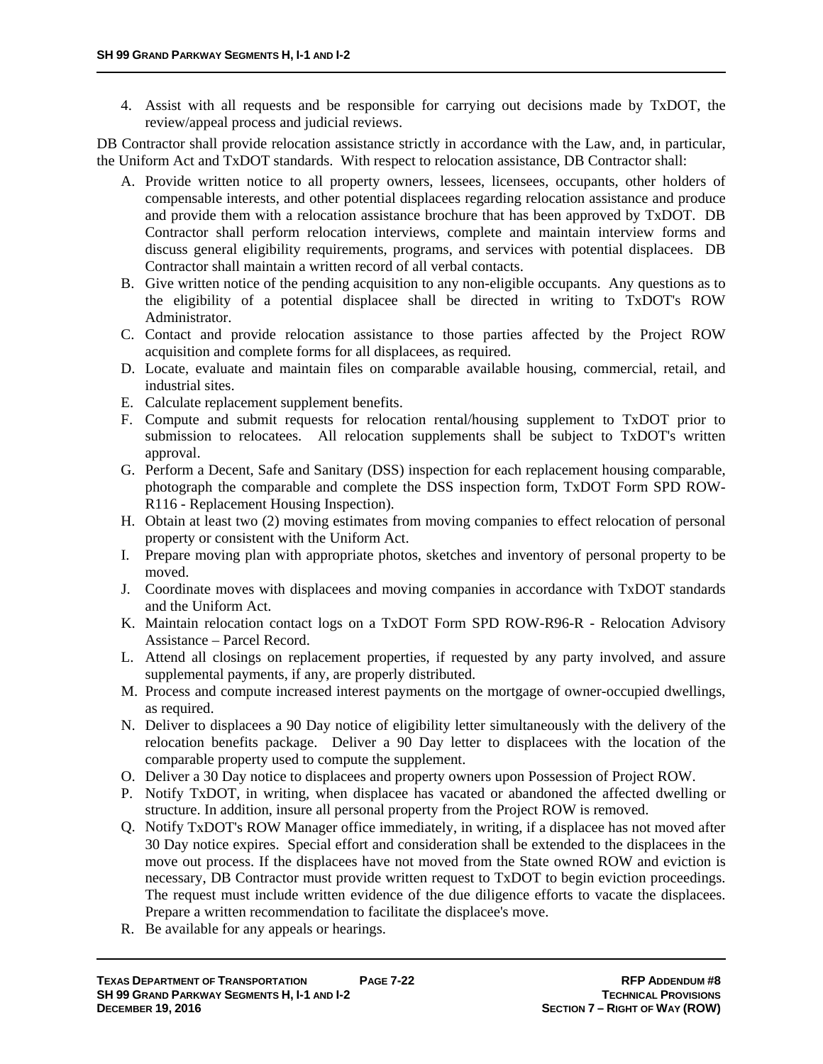4. Assist with all requests and be responsible for carrying out decisions made by TxDOT, the review/appeal process and judicial reviews.

DB Contractor shall provide relocation assistance strictly in accordance with the Law, and, in particular, the Uniform Act and TxDOT standards. With respect to relocation assistance, DB Contractor shall:

A. Provide written notice to all property owners, lessees, licensees, occupants, other holders of compensable interests, and other potential displacees regarding relocation assistance and produce and provide them with a relocation assistance brochure that has been approved by TxDOT. DB Contractor shall perform relocation interviews, complete and maintain interview forms and discuss general eligibility requirements, programs, and services with potential displacees. DB Contractor shall maintain a written record of all verbal contacts.
B. Give written notice of the pending acquisition to any non-eligible occupants. Any questions as to the eligibility of a potential displacee shall be directed in writing to TxDOT's ROW Administrator.
C. Contact and provide relocation assistance to those parties affected by the Project ROW acquisition and complete forms for all displacees, as required.
D. Locate, evaluate and maintain files on comparable available housing, commercial, retail, and industrial sites.
E. Calculate replacement supplement benefits.
F. Compute and submit requests for relocation rental/housing supplement to TxDOT prior to submission to relocatees. All relocation supplements shall be subject to TxDOT's written approval.
G. Perform a Decent, Safe and Sanitary (DSS) inspection for each replacement housing comparable, photograph the comparable and complete the DSS inspection form, TxDOT Form SPD ROW-R116 - Replacement Housing Inspection).
H. Obtain at least two (2) moving estimates from moving companies to effect relocation of personal property or consistent with the Uniform Act.
I. Prepare moving plan with appropriate photos, sketches and inventory of personal property to be moved.
J. Coordinate moves with displacees and moving companies in accordance with TxDOT standards and the Uniform Act.
K. Maintain relocation contact logs on a TxDOT Form SPD ROW-R96-R - Relocation Advisory Assistance – Parcel Record.
L. Attend all closings on replacement properties, if requested by any party involved, and assure supplemental payments, if any, are properly distributed.
M. Process and compute increased interest payments on the mortgage of owner-occupied dwellings, as required.
N. Deliver to displacees a 90 Day notice of eligibility letter simultaneously with the delivery of the relocation benefits package. Deliver a 90 Day letter to displacees with the location of the comparable property used to compute the supplement.
O. Deliver a 30 Day notice to displacees and property owners upon Possession of Project ROW.
P. Notify TxDOT, in writing, when displacee has vacated or abandoned the affected dwelling or structure. In addition, insure all personal property from the Project ROW is removed.
Q. Notify TxDOT's ROW Manager office immediately, in writing, if a displacee has not moved after 30 Day notice expires. Special effort and consideration shall be extended to the displacees in the move out process. If the displacees have not moved from the State owned ROW and eviction is necessary, DB Contractor must provide written request to TxDOT to begin eviction proceedings. The request must include written evidence of the due diligence efforts to vacate the displacees. Prepare a written recommendation to facilitate the displacee's move.
R. Be available for any appeals or hearings.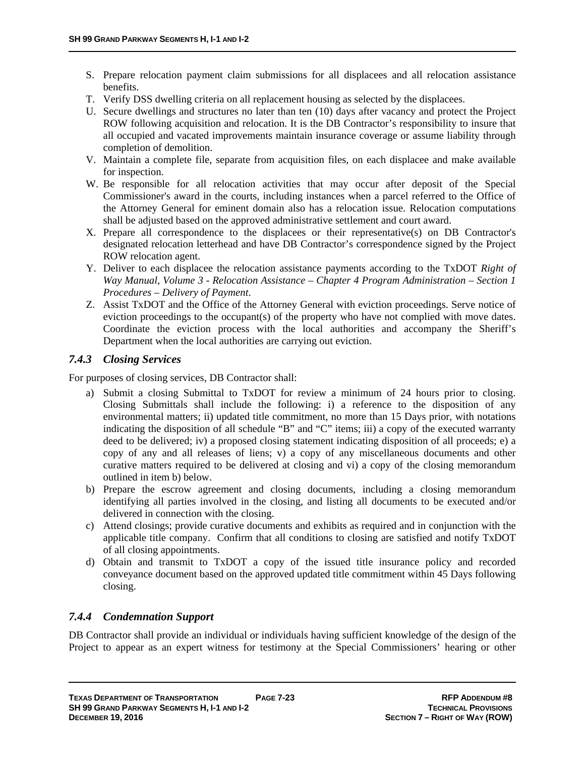S. Prepare relocation payment claim submissions for all displacees and all relocation assistance benefits.
T. Verify DSS dwelling criteria on all replacement housing as selected by the displacees.
U. Secure dwellings and structures no later than ten (10) days after vacancy and protect the Project ROW following acquisition and relocation. It is the DB Contractor's responsibility to insure that all occupied and vacated improvements maintain insurance coverage or assume liability through completion of demolition.
V. Maintain a complete file, separate from acquisition files, on each displacee and make available for inspection.
W. Be responsible for all relocation activities that may occur after deposit of the Special Commissioner's award in the courts, including instances when a parcel referred to the Office of the Attorney General for eminent domain also has a relocation issue. Relocation computations shall be adjusted based on the approved administrative settlement and court award.
X. Prepare all correspondence to the displacees or their representative(s) on DB Contractor's designated relocation letterhead and have DB Contractor's correspondence signed by the Project ROW relocation agent.
Y. Deliver to each displacee the relocation assistance payments according to the TxDOT *Right of Way Manual, Volume 3 - Relocation Assistance – Chapter 4 Program Administration – Section 1 Procedures – Delivery of Payment*.
Z. Assist TxDOT and the Office of the Attorney General with eviction proceedings. Serve notice of eviction proceedings to the occupant(s) of the property who have not complied with move dates. Coordinate the eviction process with the local authorities and accompany the Sheriff's Department when the local authorities are carrying out eviction.

### *7.4.3 Closing Services*

For purposes of closing services, DB Contractor shall:

a) Submit a closing Submittal to TxDOT for review a minimum of 24 hours prior to closing. Closing Submittals shall include the following: i) a reference to the disposition of any environmental matters; ii) updated title commitment, no more than 15 Days prior, with notations indicating the disposition of all schedule "B" and "C" items; iii) a copy of the executed warranty deed to be delivered; iv) a proposed closing statement indicating disposition of all proceeds; e) a copy of any and all releases of liens; v) a copy of any miscellaneous documents and other curative matters required to be delivered at closing and vi) a copy of the closing memorandum outlined in item b) below.
b) Prepare the escrow agreement and closing documents, including a closing memorandum identifying all parties involved in the closing, and listing all documents to be executed and/or delivered in connection with the closing.
c) Attend closings; provide curative documents and exhibits as required and in conjunction with the applicable title company. Confirm that all conditions to closing are satisfied and notify TxDOT of all closing appointments.
d) Obtain and transmit to TxDOT a copy of the issued title insurance policy and recorded conveyance document based on the approved updated title commitment within 45 Days following closing.

### *7.4.4 Condemnation Support*

DB Contractor shall provide an individual or individuals having sufficient knowledge of the design of the Project to appear as an expert witness for testimony at the Special Commissioners' hearing or other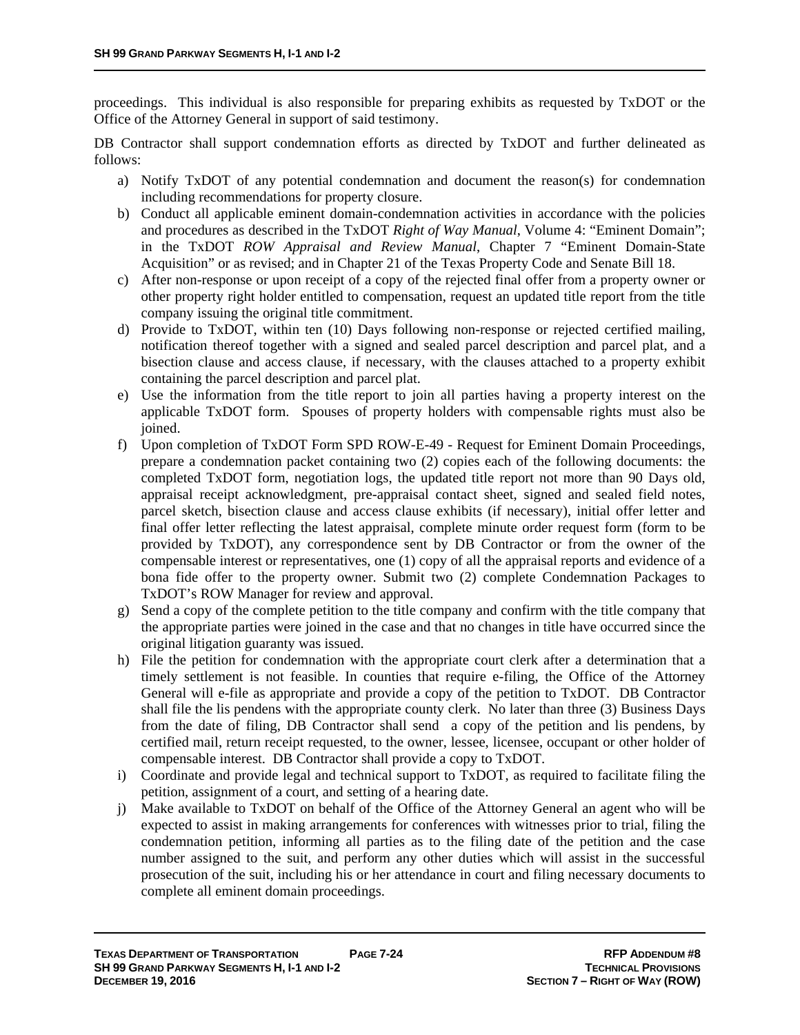proceedings. This individual is also responsible for preparing exhibits as requested by TxDOT or the Office of the Attorney General in support of said testimony.

DB Contractor shall support condemnation efforts as directed by TxDOT and further delineated as follows:

a) Notify TxDOT of any potential condemnation and document the reason(s) for condemnation including recommendations for property closure.
b) Conduct all applicable eminent domain-condemnation activities in accordance with the policies and procedures as described in the TxDOT *Right of Way Manual*, Volume 4: "Eminent Domain"; in the TxDOT *ROW Appraisal and Review Manual*, Chapter 7 "Eminent Domain-State Acquisition" or as revised; and in Chapter 21 of the Texas Property Code and Senate Bill 18.
c) After non-response or upon receipt of a copy of the rejected final offer from a property owner or other property right holder entitled to compensation, request an updated title report from the title company issuing the original title commitment.
d) Provide to TxDOT, within ten (10) Days following non-response or rejected certified mailing, notification thereof together with a signed and sealed parcel description and parcel plat, and a bisection clause and access clause, if necessary, with the clauses attached to a property exhibit containing the parcel description and parcel plat.
e) Use the information from the title report to join all parties having a property interest on the applicable TxDOT form. Spouses of property holders with compensable rights must also be joined.
f) Upon completion of TxDOT Form SPD ROW-E-49 - Request for Eminent Domain Proceedings, prepare a condemnation packet containing two (2) copies each of the following documents: the completed TxDOT form, negotiation logs, the updated title report not more than 90 Days old, appraisal receipt acknowledgment, pre-appraisal contact sheet, signed and sealed field notes, parcel sketch, bisection clause and access clause exhibits (if necessary), initial offer letter and final offer letter reflecting the latest appraisal, complete minute order request form (form to be provided by TxDOT), any correspondence sent by DB Contractor or from the owner of the compensable interest or representatives, one (1) copy of all the appraisal reports and evidence of a bona fide offer to the property owner. Submit two (2) complete Condemnation Packages to TxDOT's ROW Manager for review and approval.
g) Send a copy of the complete petition to the title company and confirm with the title company that the appropriate parties were joined in the case and that no changes in title have occurred since the original litigation guaranty was issued.
h) File the petition for condemnation with the appropriate court clerk after a determination that a timely settlement is not feasible. In counties that require e-filing, the Office of the Attorney General will e-file as appropriate and provide a copy of the petition to TxDOT. DB Contractor shall file the lis pendens with the appropriate county clerk. No later than three (3) Business Days from the date of filing, DB Contractor shall send a copy of the petition and lis pendens, by certified mail, return receipt requested, to the owner, lessee, licensee, occupant or other holder of compensable interest. DB Contractor shall provide a copy to TxDOT.
i) Coordinate and provide legal and technical support to TxDOT, as required to facilitate filing the petition, assignment of a court, and setting of a hearing date.
j) Make available to TxDOT on behalf of the Office of the Attorney General an agent who will be expected to assist in making arrangements for conferences with witnesses prior to trial, filing the condemnation petition, informing all parties as to the filing date of the petition and the case number assigned to the suit, and perform any other duties which will assist in the successful prosecution of the suit, including his or her attendance in court and filing necessary documents to complete all eminent domain proceedings.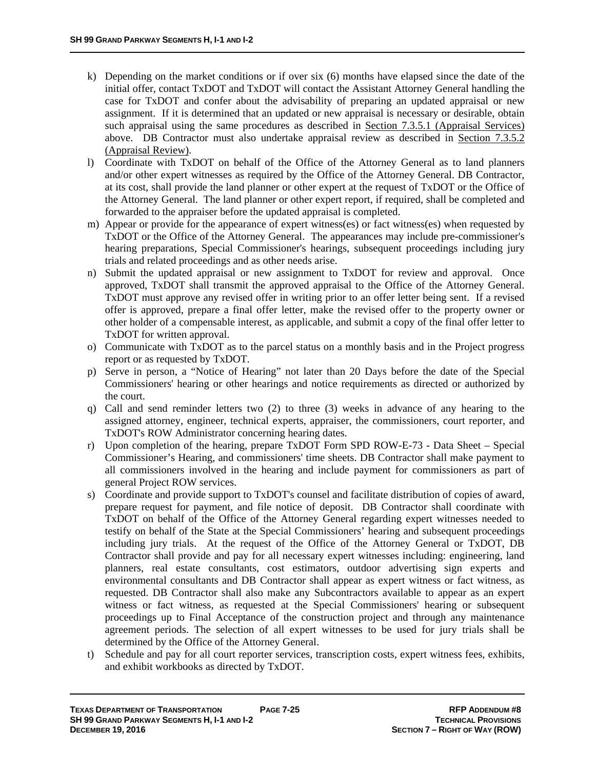k) Depending on the market conditions or if over six (6) months have elapsed since the date of the initial offer, contact TxDOT and TxDOT will contact the Assistant Attorney General handling the case for TxDOT and confer about the advisability of preparing an updated appraisal or new assignment. If it is determined that an updated or new appraisal is necessary or desirable, obtain such appraisal using the same procedures as described in Section 7.3.5.1 (Appraisal Services) above. DB Contractor must also undertake appraisal review as described in Section 7.3.5.2 (Appraisal Review).

l) Coordinate with TxDOT on behalf of the Office of the Attorney General as to land planners and/or other expert witnesses as required by the Office of the Attorney General. DB Contractor, at its cost, shall provide the land planner or other expert at the request of TxDOT or the Office of the Attorney General. The land planner or other expert report, if required, shall be completed and forwarded to the appraiser before the updated appraisal is completed.

m) Appear or provide for the appearance of expert witness(es) or fact witness(es) when requested by TxDOT or the Office of the Attorney General. The appearances may include pre-commissioner's hearing preparations, Special Commissioner's hearings, subsequent proceedings including jury trials and related proceedings and as other needs arise.

n) Submit the updated appraisal or new assignment to TxDOT for review and approval. Once approved, TxDOT shall transmit the approved appraisal to the Office of the Attorney General. TxDOT must approve any revised offer in writing prior to an offer letter being sent. If a revised offer is approved, prepare a final offer letter, make the revised offer to the property owner or other holder of a compensable interest, as applicable, and submit a copy of the final offer letter to TxDOT for written approval.

o) Communicate with TxDOT as to the parcel status on a monthly basis and in the Project progress report or as requested by TxDOT.

p) Serve in person, a "Notice of Hearing" not later than 20 Days before the date of the Special Commissioners' hearing or other hearings and notice requirements as directed or authorized by the court.

q) Call and send reminder letters two (2) to three (3) weeks in advance of any hearing to the assigned attorney, engineer, technical experts, appraiser, the commissioners, court reporter, and TxDOT's ROW Administrator concerning hearing dates.

r) Upon completion of the hearing, prepare TxDOT Form SPD ROW-E-73 - Data Sheet – Special Commissioner's Hearing, and commissioners' time sheets. DB Contractor shall make payment to all commissioners involved in the hearing and include payment for commissioners as part of general Project ROW services.

s) Coordinate and provide support to TxDOT's counsel and facilitate distribution of copies of award, prepare request for payment, and file notice of deposit. DB Contractor shall coordinate with TxDOT on behalf of the Office of the Attorney General regarding expert witnesses needed to testify on behalf of the State at the Special Commissioners' hearing and subsequent proceedings including jury trials. At the request of the Office of the Attorney General or TxDOT, DB Contractor shall provide and pay for all necessary expert witnesses including: engineering, land planners, real estate consultants, cost estimators, outdoor advertising sign experts and environmental consultants and DB Contractor shall appear as expert witness or fact witness, as requested. DB Contractor shall also make any Subcontractors available to appear as an expert witness or fact witness, as requested at the Special Commissioners' hearing or subsequent proceedings up to Final Acceptance of the construction project and through any maintenance agreement periods. The selection of all expert witnesses to be used for jury trials shall be determined by the Office of the Attorney General.

t) Schedule and pay for all court reporter services, transcription costs, expert witness fees, exhibits, and exhibit workbooks as directed by TxDOT.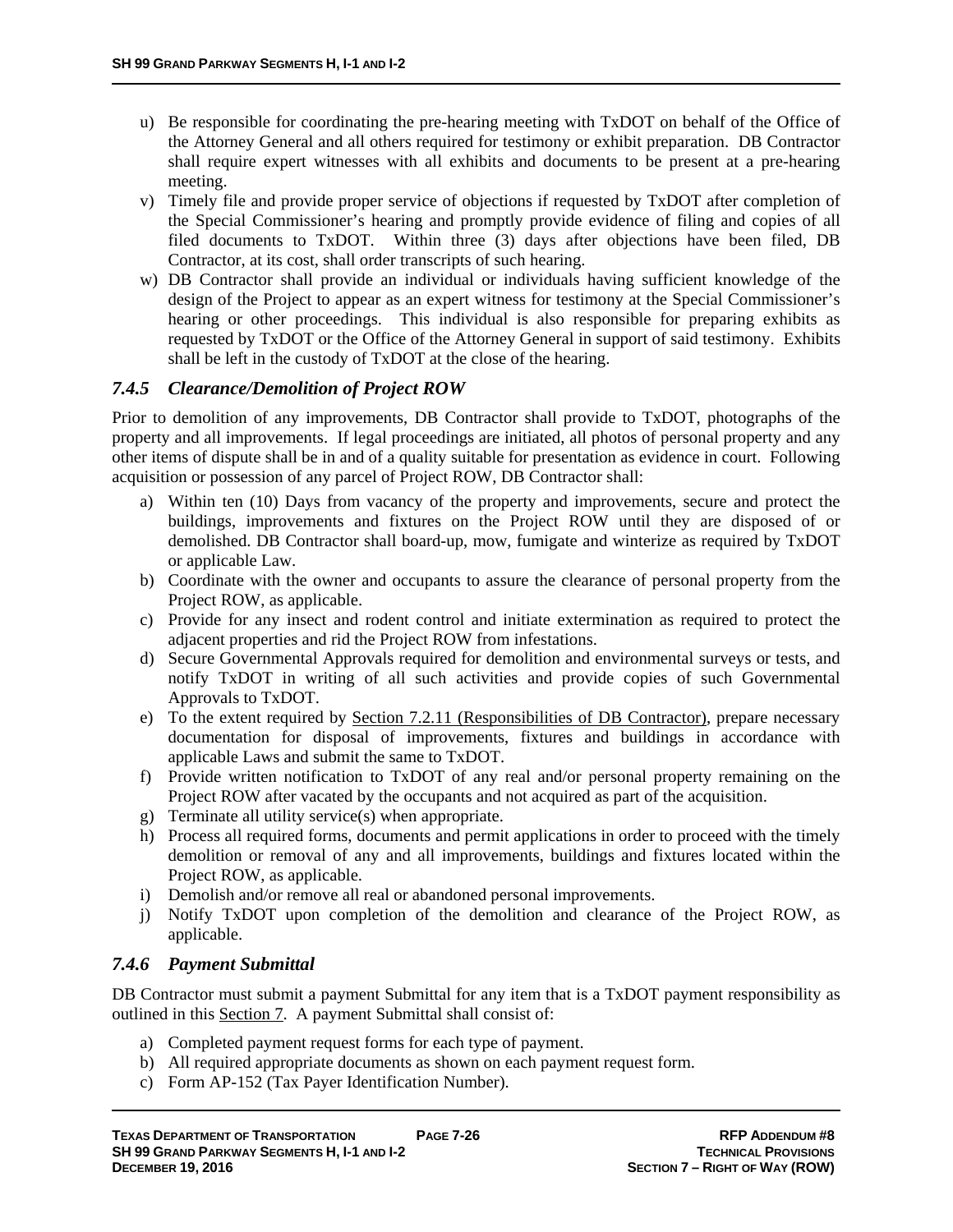u) Be responsible for coordinating the pre-hearing meeting with TxDOT on behalf of the Office of the Attorney General and all others required for testimony or exhibit preparation. DB Contractor shall require expert witnesses with all exhibits and documents to be present at a pre-hearing meeting.
v) Timely file and provide proper service of objections if requested by TxDOT after completion of the Special Commissioner's hearing and promptly provide evidence of filing and copies of all filed documents to TxDOT. Within three (3) days after objections have been filed, DB Contractor, at its cost, shall order transcripts of such hearing.
w) DB Contractor shall provide an individual or individuals having sufficient knowledge of the design of the Project to appear as an expert witness for testimony at the Special Commissioner's hearing or other proceedings. This individual is also responsible for preparing exhibits as requested by TxDOT or the Office of the Attorney General in support of said testimony. Exhibits shall be left in the custody of TxDOT at the close of the hearing.

### *7.4.5 Clearance/Demolition of Project ROW*

Prior to demolition of any improvements, DB Contractor shall provide to TxDOT, photographs of the property and all improvements. If legal proceedings are initiated, all photos of personal property and any other items of dispute shall be in and of a quality suitable for presentation as evidence in court. Following acquisition or possession of any parcel of Project ROW, DB Contractor shall:

a) Within ten (10) Days from vacancy of the property and improvements, secure and protect the buildings, improvements and fixtures on the Project ROW until they are disposed of or demolished. DB Contractor shall board-up, mow, fumigate and winterize as required by TxDOT or applicable Law.
b) Coordinate with the owner and occupants to assure the clearance of personal property from the Project ROW, as applicable.
c) Provide for any insect and rodent control and initiate extermination as required to protect the adjacent properties and rid the Project ROW from infestations.
d) Secure Governmental Approvals required for demolition and environmental surveys or tests, and notify TxDOT in writing of all such activities and provide copies of such Governmental Approvals to TxDOT.
e) To the extent required by Section 7.2.11 (Responsibilities of DB Contractor), prepare necessary documentation for disposal of improvements, fixtures and buildings in accordance with applicable Laws and submit the same to TxDOT.
f) Provide written notification to TxDOT of any real and/or personal property remaining on the Project ROW after vacated by the occupants and not acquired as part of the acquisition.
g) Terminate all utility service(s) when appropriate.
h) Process all required forms, documents and permit applications in order to proceed with the timely demolition or removal of any and all improvements, buildings and fixtures located within the Project ROW, as applicable.
i) Demolish and/or remove all real or abandoned personal improvements.
j) Notify TxDOT upon completion of the demolition and clearance of the Project ROW, as applicable.

### *7.4.6 Payment Submittal*

DB Contractor must submit a payment Submittal for any item that is a TxDOT payment responsibility as outlined in this Section 7. A payment Submittal shall consist of:

a) Completed payment request forms for each type of payment.
b) All required appropriate documents as shown on each payment request form.
c) Form AP-152 (Tax Payer Identification Number).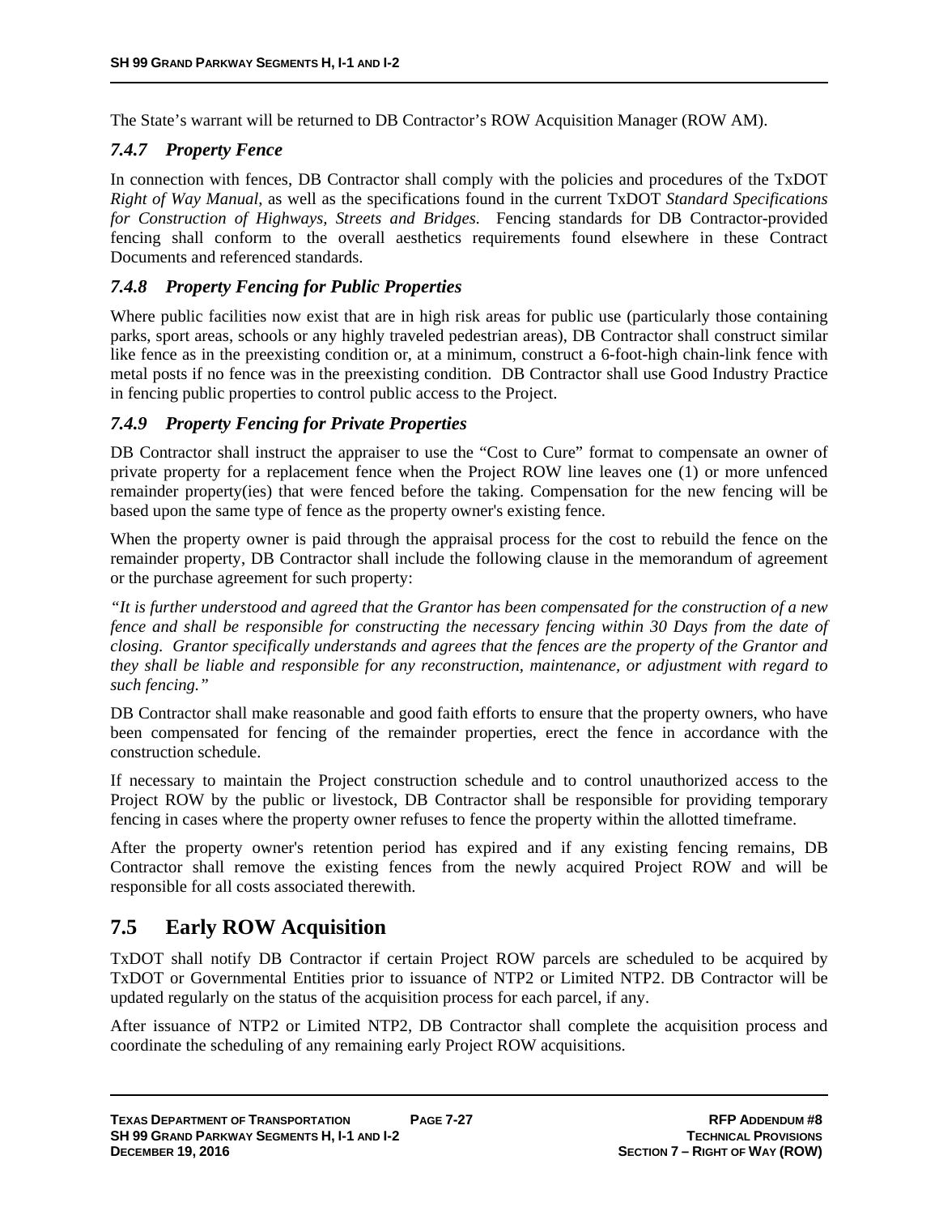The State's warrant will be returned to DB Contractor's ROW Acquisition Manager (ROW AM).

### *7.4.7 Property Fence*

In connection with fences, DB Contractor shall comply with the policies and procedures of the TxDOT *Right of Way Manual,* as well as the specifications found in the current TxDOT *Standard Specifications for Construction of Highways, Streets and Bridges.* Fencing standards for DB Contractor-provided fencing shall conform to the overall aesthetics requirements found elsewhere in these Contract Documents and referenced standards.

### *7.4.8 Property Fencing for Public Properties*

Where public facilities now exist that are in high risk areas for public use (particularly those containing parks, sport areas, schools or any highly traveled pedestrian areas), DB Contractor shall construct similar like fence as in the preexisting condition or, at a minimum, construct a 6-foot-high chain-link fence with metal posts if no fence was in the preexisting condition. DB Contractor shall use Good Industry Practice in fencing public properties to control public access to the Project.

### *7.4.9 Property Fencing for Private Properties*

DB Contractor shall instruct the appraiser to use the "Cost to Cure" format to compensate an owner of private property for a replacement fence when the Project ROW line leaves one (1) or more unfenced remainder property(ies) that were fenced before the taking. Compensation for the new fencing will be based upon the same type of fence as the property owner's existing fence.

When the property owner is paid through the appraisal process for the cost to rebuild the fence on the remainder property, DB Contractor shall include the following clause in the memorandum of agreement or the purchase agreement for such property:

*"It is further understood and agreed that the Grantor has been compensated for the construction of a new fence and shall be responsible for constructing the necessary fencing within 30 Days from the date of closing. Grantor specifically understands and agrees that the fences are the property of the Grantor and they shall be liable and responsible for any reconstruction, maintenance, or adjustment with regard to such fencing."*

DB Contractor shall make reasonable and good faith efforts to ensure that the property owners, who have been compensated for fencing of the remainder properties, erect the fence in accordance with the construction schedule.

If necessary to maintain the Project construction schedule and to control unauthorized access to the Project ROW by the public or livestock, DB Contractor shall be responsible for providing temporary fencing in cases where the property owner refuses to fence the property within the allotted timeframe.

After the property owner's retention period has expired and if any existing fencing remains, DB Contractor shall remove the existing fences from the newly acquired Project ROW and will be responsible for all costs associated therewith.

## 7.5 Early ROW Acquisition

TxDOT shall notify DB Contractor if certain Project ROW parcels are scheduled to be acquired by TxDOT or Governmental Entities prior to issuance of NTP2 or Limited NTP2. DB Contractor will be updated regularly on the status of the acquisition process for each parcel, if any.

After issuance of NTP2 or Limited NTP2, DB Contractor shall complete the acquisition process and coordinate the scheduling of any remaining early Project ROW acquisitions.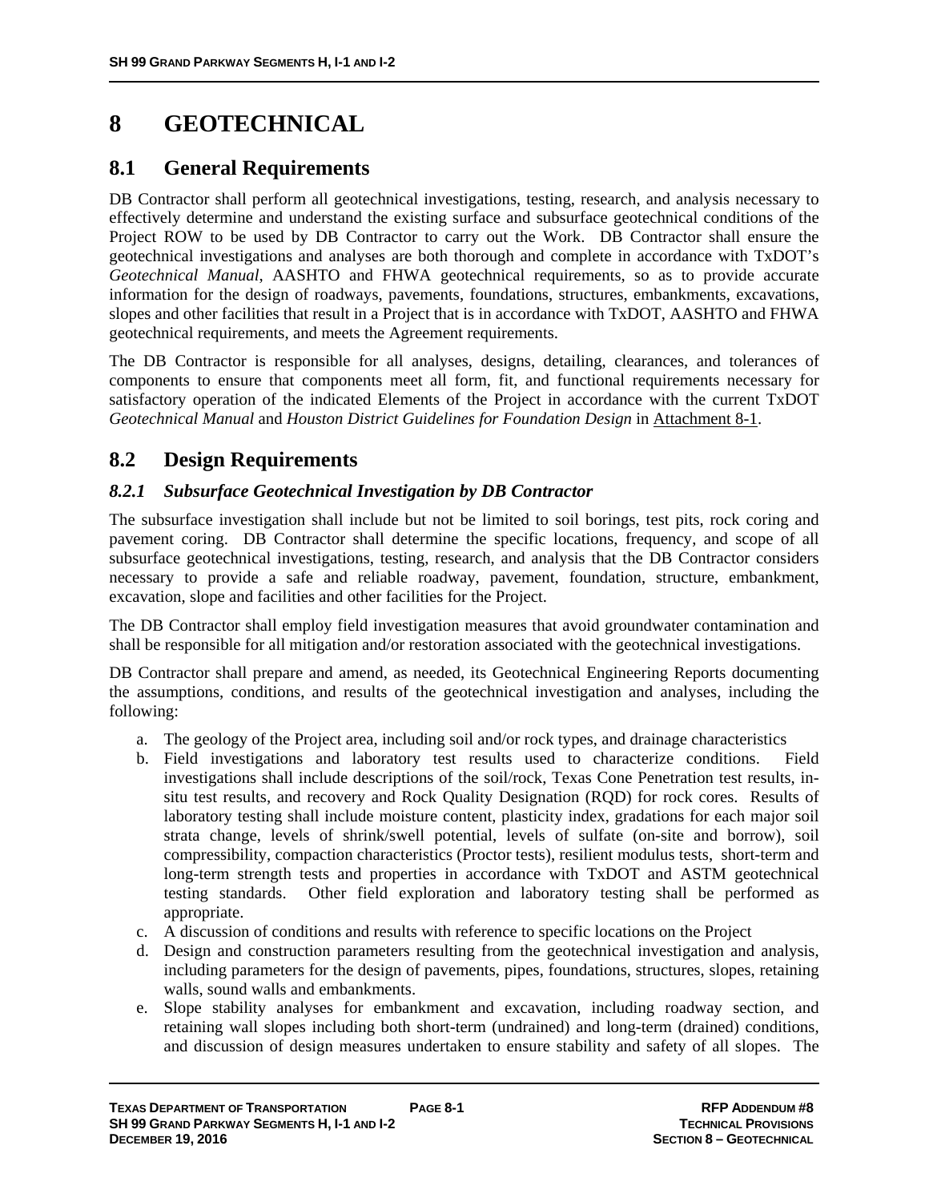# 8 GEOTECHNICAL

## 8.1 General Requirements

DB Contractor shall perform all geotechnical investigations, testing, research, and analysis necessary to effectively determine and understand the existing surface and subsurface geotechnical conditions of the Project ROW to be used by DB Contractor to carry out the Work. DB Contractor shall ensure the geotechnical investigations and analyses are both thorough and complete in accordance with TxDOT's *Geotechnical Manual*, AASHTO and FHWA geotechnical requirements, so as to provide accurate information for the design of roadways, pavements, foundations, structures, embankments, excavations, slopes and other facilities that result in a Project that is in accordance with TxDOT, AASHTO and FHWA geotechnical requirements, and meets the Agreement requirements.

The DB Contractor is responsible for all analyses, designs, detailing, clearances, and tolerances of components to ensure that components meet all form, fit, and functional requirements necessary for satisfactory operation of the indicated Elements of the Project in accordance with the current TxDOT *Geotechnical Manual* and *Houston District Guidelines for Foundation Design* in Attachment 8-1.

## 8.2 Design Requirements

### *8.2.1 Subsurface Geotechnical Investigation by DB Contractor*

The subsurface investigation shall include but not be limited to soil borings, test pits, rock coring and pavement coring. DB Contractor shall determine the specific locations, frequency, and scope of all subsurface geotechnical investigations, testing, research, and analysis that the DB Contractor considers necessary to provide a safe and reliable roadway, pavement, foundation, structure, embankment, excavation, slope and facilities and other facilities for the Project.

The DB Contractor shall employ field investigation measures that avoid groundwater contamination and shall be responsible for all mitigation and/or restoration associated with the geotechnical investigations.

DB Contractor shall prepare and amend, as needed, its Geotechnical Engineering Reports documenting the assumptions, conditions, and results of the geotechnical investigation and analyses, including the following:

a. The geology of the Project area, including soil and/or rock types, and drainage characteristics
b. Field investigations and laboratory test results used to characterize conditions. Field investigations shall include descriptions of the soil/rock, Texas Cone Penetration test results, in-situ test results, and recovery and Rock Quality Designation (RQD) for rock cores. Results of laboratory testing shall include moisture content, plasticity index, gradations for each major soil strata change, levels of shrink/swell potential, levels of sulfate (on-site and borrow), soil compressibility, compaction characteristics (Proctor tests), resilient modulus tests, short-term and long-term strength tests and properties in accordance with TxDOT and ASTM geotechnical testing standards. Other field exploration and laboratory testing shall be performed as appropriate.
c. A discussion of conditions and results with reference to specific locations on the Project
d. Design and construction parameters resulting from the geotechnical investigation and analysis, including parameters for the design of pavements, pipes, foundations, structures, slopes, retaining walls, sound walls and embankments.
e. Slope stability analyses for embankment and excavation, including roadway section, and retaining wall slopes including both short-term (undrained) and long-term (drained) conditions, and discussion of design measures undertaken to ensure stability and safety of all slopes. The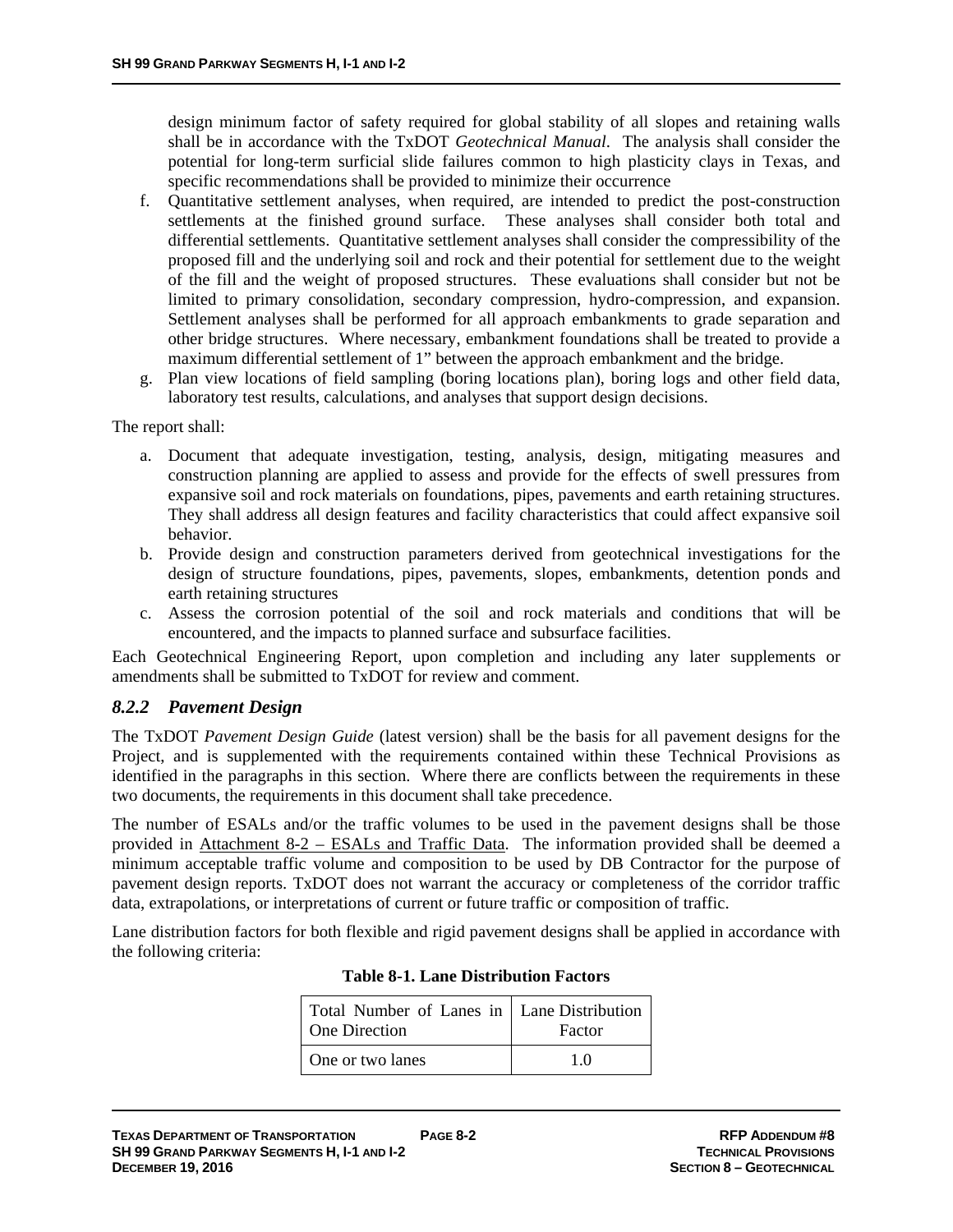design minimum factor of safety required for global stability of all slopes and retaining walls shall be in accordance with the TxDOT *Geotechnical Manual*. The analysis shall consider the potential for long-term surficial slide failures common to high plasticity clays in Texas, and specific recommendations shall be provided to minimize their occurrence

f. Quantitative settlement analyses, when required, are intended to predict the post-construction settlements at the finished ground surface. These analyses shall consider both total and differential settlements. Quantitative settlement analyses shall consider the compressibility of the proposed fill and the underlying soil and rock and their potential for settlement due to the weight of the fill and the weight of proposed structures. These evaluations shall consider but not be limited to primary consolidation, secondary compression, hydro-compression, and expansion. Settlement analyses shall be performed for all approach embankments to grade separation and other bridge structures. Where necessary, embankment foundations shall be treated to provide a maximum differential settlement of 1" between the approach embankment and the bridge.
g. Plan view locations of field sampling (boring locations plan), boring logs and other field data, laboratory test results, calculations, and analyses that support design decisions.

The report shall:

a. Document that adequate investigation, testing, analysis, design, mitigating measures and construction planning are applied to assess and provide for the effects of swell pressures from expansive soil and rock materials on foundations, pipes, pavements and earth retaining structures. They shall address all design features and facility characteristics that could affect expansive soil behavior.
b. Provide design and construction parameters derived from geotechnical investigations for the design of structure foundations, pipes, pavements, slopes, embankments, detention ponds and earth retaining structures
c. Assess the corrosion potential of the soil and rock materials and conditions that will be encountered, and the impacts to planned surface and subsurface facilities.

Each Geotechnical Engineering Report, upon completion and including any later supplements or amendments shall be submitted to TxDOT for review and comment.

### *8.2.2 Pavement Design*

The TxDOT *Pavement Design Guide* (latest version) shall be the basis for all pavement designs for the Project, and is supplemented with the requirements contained within these Technical Provisions as identified in the paragraphs in this section. Where there are conflicts between the requirements in these two documents, the requirements in this document shall take precedence.

The number of ESALs and/or the traffic volumes to be used in the pavement designs shall be those provided in Attachment 8-2 – ESALs and Traffic Data. The information provided shall be deemed a minimum acceptable traffic volume and composition to be used by DB Contractor for the purpose of pavement design reports. TxDOT does not warrant the accuracy or completeness of the corridor traffic data, extrapolations, or interpretations of current or future traffic or composition of traffic.

Lane distribution factors for both flexible and rigid pavement designs shall be applied in accordance with the following criteria:

**Table 8-1. Lane Distribution Factors**

| Total Number of Lanes in One Direction | Lane Distribution Factor |
|---|---|
| One or two lanes | 1.0 |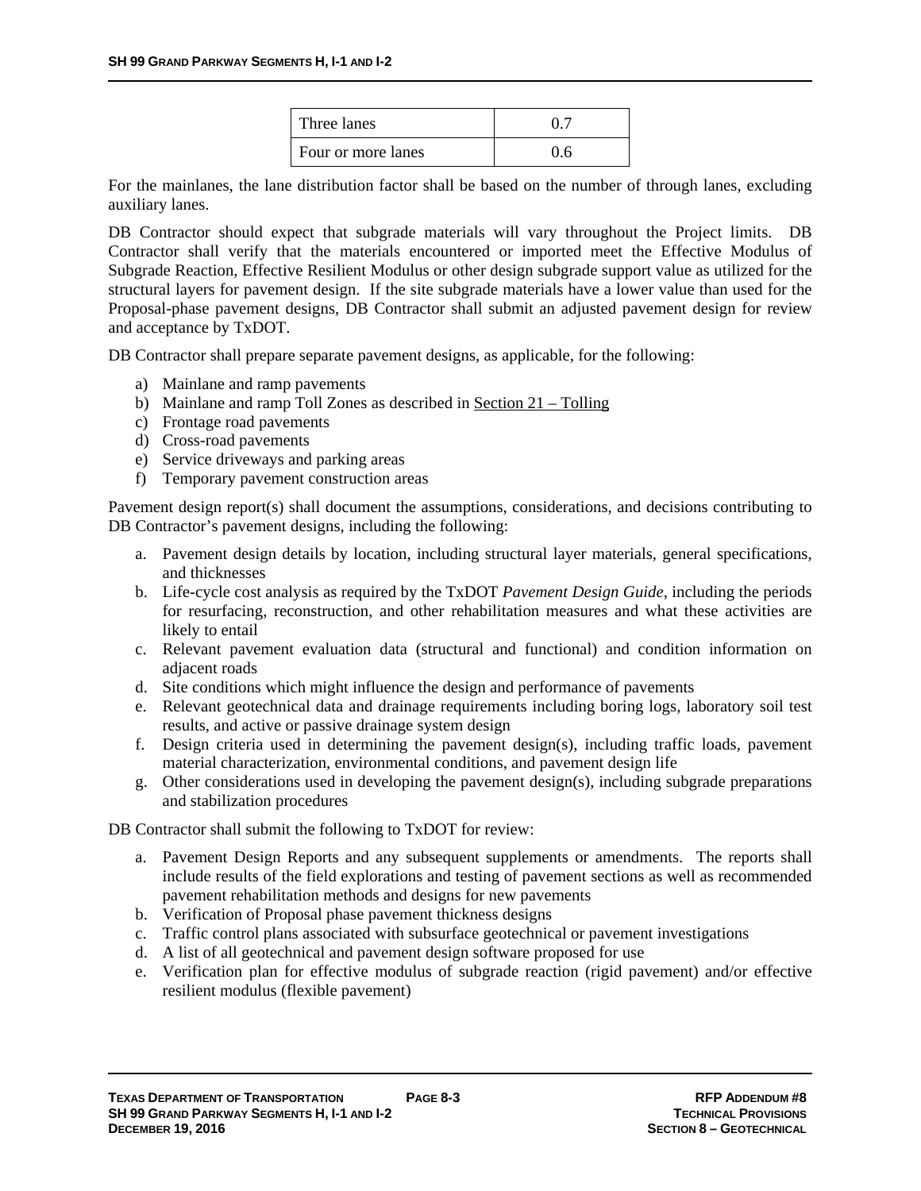| | |
|---|---|
| Three lanes | 0.7 |
| Four or more lanes | 0.6 |

For the mainlanes, the lane distribution factor shall be based on the number of through lanes, excluding auxiliary lanes.

DB Contractor should expect that subgrade materials will vary throughout the Project limits. DB Contractor shall verify that the materials encountered or imported meet the Effective Modulus of Subgrade Reaction, Effective Resilient Modulus or other design subgrade support value as utilized for the structural layers for pavement design. If the site subgrade materials have a lower value than used for the Proposal-phase pavement designs, DB Contractor shall submit an adjusted pavement design for review and acceptance by TxDOT.

DB Contractor shall prepare separate pavement designs, as applicable, for the following:

a) Mainlane and ramp pavements
b) Mainlane and ramp Toll Zones as described in Section 21 – Tolling
c) Frontage road pavements
d) Cross-road pavements
e) Service driveways and parking areas
f) Temporary pavement construction areas

Pavement design report(s) shall document the assumptions, considerations, and decisions contributing to DB Contractor's pavement designs, including the following:

a. Pavement design details by location, including structural layer materials, general specifications, and thicknesses
b. Life-cycle cost analysis as required by the TxDOT *Pavement Design Guide*, including the periods for resurfacing, reconstruction, and other rehabilitation measures and what these activities are likely to entail
c. Relevant pavement evaluation data (structural and functional) and condition information on adjacent roads
d. Site conditions which might influence the design and performance of pavements
e. Relevant geotechnical data and drainage requirements including boring logs, laboratory soil test results, and active or passive drainage system design
f. Design criteria used in determining the pavement design(s), including traffic loads, pavement material characterization, environmental conditions, and pavement design life
g. Other considerations used in developing the pavement design(s), including subgrade preparations and stabilization procedures

DB Contractor shall submit the following to TxDOT for review:

a. Pavement Design Reports and any subsequent supplements or amendments. The reports shall include results of the field explorations and testing of pavement sections as well as recommended pavement rehabilitation methods and designs for new pavements
b. Verification of Proposal phase pavement thickness designs
c. Traffic control plans associated with subsurface geotechnical or pavement investigations
d. A list of all geotechnical and pavement design software proposed for use
e. Verification plan for effective modulus of subgrade reaction (rigid pavement) and/or effective resilient modulus (flexible pavement)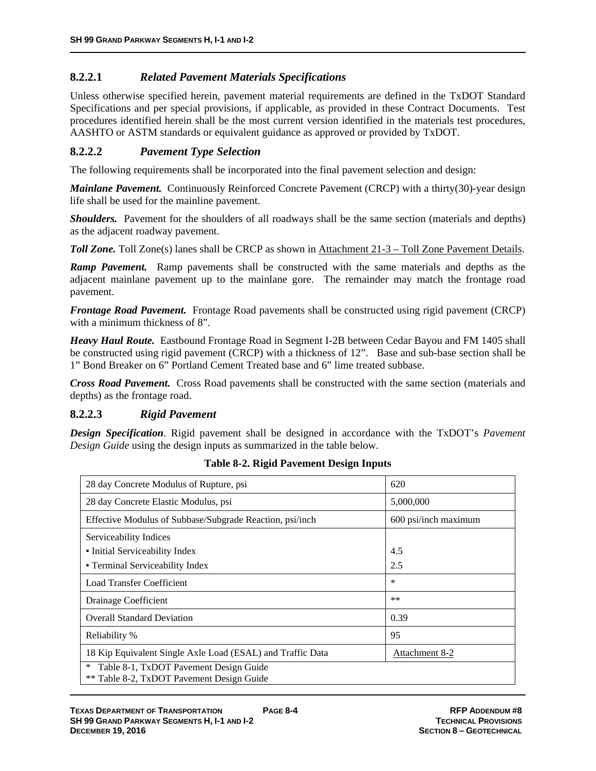#### 8.2.2.1 *Related Pavement Materials Specifications*

Unless otherwise specified herein, pavement material requirements are defined in the TxDOT Standard Specifications and per special provisions, if applicable, as provided in these Contract Documents. Test procedures identified herein shall be the most current version identified in the materials test procedures, AASHTO or ASTM standards or equivalent guidance as approved or provided by TxDOT.

#### 8.2.2.2 *Pavement Type Selection*

The following requirements shall be incorporated into the final pavement selection and design:

***Mainlane Pavement.*** Continuously Reinforced Concrete Pavement (CRCP) with a thirty(30)-year design life shall be used for the mainline pavement.

***Shoulders.*** Pavement for the shoulders of all roadways shall be the same section (materials and depths) as the adjacent roadway pavement.

***Toll Zone.*** Toll Zone(s) lanes shall be CRCP as shown in Attachment 21-3 – Toll Zone Pavement Details.

***Ramp Pavement.*** Ramp pavements shall be constructed with the same materials and depths as the adjacent mainlane pavement up to the mainlane gore. The remainder may match the frontage road pavement.

***Frontage Road Pavement.*** Frontage Road pavements shall be constructed using rigid pavement (CRCP) with a minimum thickness of 8".

***Heavy Haul Route.*** Eastbound Frontage Road in Segment I-2B between Cedar Bayou and FM 1405 shall be constructed using rigid pavement (CRCP) with a thickness of 12". Base and sub-base section shall be 1" Bond Breaker on 6" Portland Cement Treated base and 6" lime treated subbase.

***Cross Road Pavement.*** Cross Road pavements shall be constructed with the same section (materials and depths) as the frontage road.

#### 8.2.2.3 *Rigid Pavement*

***Design Specification***. Rigid pavement shall be designed in accordance with the TxDOT's *Pavement Design Guide* using the design inputs as summarized in the table below.

**Table 8-2. Rigid Pavement Design Inputs**

| | |
|---|---|
| 28 day Concrete Modulus of Rupture, psi | 620 |
| 28 day Concrete Elastic Modulus, psi | 5,000,000 |
| Effective Modulus of Subbase/Subgrade Reaction, psi/inch | 600 psi/inch maximum |
| Serviceability Indices<br>▪ Initial Serviceability Index<br>▪ Terminal Serviceability Index | <br>4.5<br>2.5 |
| Load Transfer Coefficient | * |
| Drainage Coefficient | ** |
| Overall Standard Deviation | 0.39 |
| Reliability % | 95 |
| 18 Kip Equivalent Single Axle Load (ESAL) and Traffic Data | Attachment 8-2 |
| * Table 8-1, TxDOT Pavement Design Guide<br>** Table 8-2, TxDOT Pavement Design Guide | |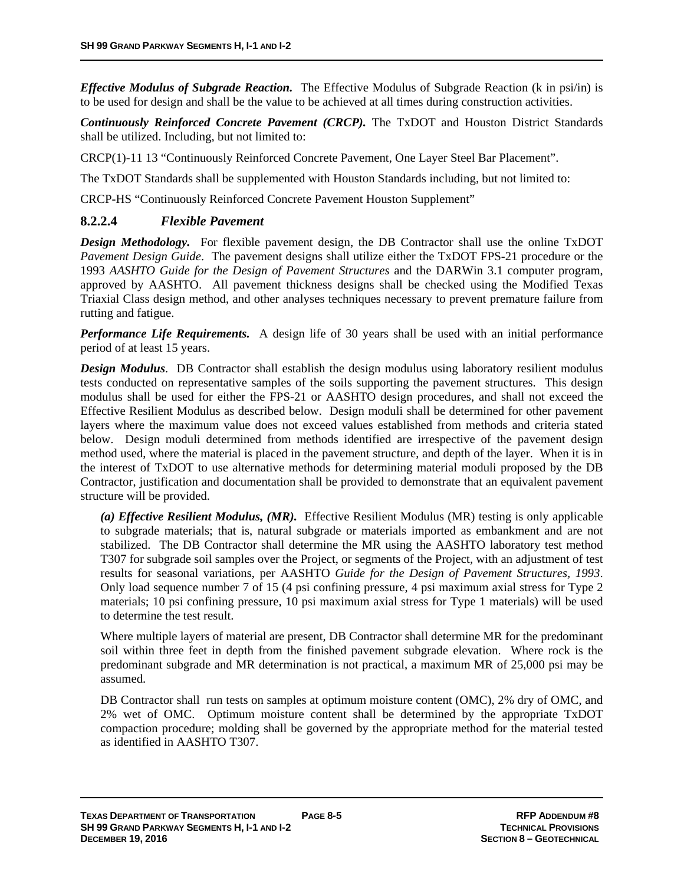***Effective Modulus of Subgrade Reaction.*** The Effective Modulus of Subgrade Reaction (k in psi/in) is to be used for design and shall be the value to be achieved at all times during construction activities.

***Continuously Reinforced Concrete Pavement (CRCP).*** The TxDOT and Houston District Standards shall be utilized. Including, but not limited to:

CRCP(1)-11 13 "Continuously Reinforced Concrete Pavement, One Layer Steel Bar Placement".

The TxDOT Standards shall be supplemented with Houston Standards including, but not limited to:

CRCP-HS "Continuously Reinforced Concrete Pavement Houston Supplement"

### 8.2.2.4 *Flexible Pavement*

***Design Methodology.*** For flexible pavement design, the DB Contractor shall use the online TxDOT *Pavement Design Guide*. The pavement designs shall utilize either the TxDOT FPS-21 procedure or the 1993 *AASHTO Guide for the Design of Pavement Structures* and the DARWin 3.1 computer program, approved by AASHTO. All pavement thickness designs shall be checked using the Modified Texas Triaxial Class design method, and other analyses techniques necessary to prevent premature failure from rutting and fatigue.

***Performance Life Requirements.*** A design life of 30 years shall be used with an initial performance period of at least 15 years.

***Design Modulus***. DB Contractor shall establish the design modulus using laboratory resilient modulus tests conducted on representative samples of the soils supporting the pavement structures. This design modulus shall be used for either the FPS-21 or AASHTO design procedures, and shall not exceed the Effective Resilient Modulus as described below. Design moduli shall be determined for other pavement layers where the maximum value does not exceed values established from methods and criteria stated below. Design moduli determined from methods identified are irrespective of the pavement design method used, where the material is placed in the pavement structure, and depth of the layer. When it is in the interest of TxDOT to use alternative methods for determining material moduli proposed by the DB Contractor, justification and documentation shall be provided to demonstrate that an equivalent pavement structure will be provided.

***(a) Effective Resilient Modulus, (MR).*** Effective Resilient Modulus (MR) testing is only applicable to subgrade materials; that is, natural subgrade or materials imported as embankment and are not stabilized. The DB Contractor shall determine the MR using the AASHTO laboratory test method T307 for subgrade soil samples over the Project, or segments of the Project, with an adjustment of test results for seasonal variations, per AASHTO *Guide for the Design of Pavement Structures, 1993*. Only load sequence number 7 of 15 (4 psi confining pressure, 4 psi maximum axial stress for Type 2 materials; 10 psi confining pressure, 10 psi maximum axial stress for Type 1 materials) will be used to determine the test result.

Where multiple layers of material are present, DB Contractor shall determine MR for the predominant soil within three feet in depth from the finished pavement subgrade elevation. Where rock is the predominant subgrade and MR determination is not practical, a maximum MR of 25,000 psi may be assumed.

DB Contractor shall run tests on samples at optimum moisture content (OMC), 2% dry of OMC, and 2% wet of OMC. Optimum moisture content shall be determined by the appropriate TxDOT compaction procedure; molding shall be governed by the appropriate method for the material tested as identified in AASHTO T307.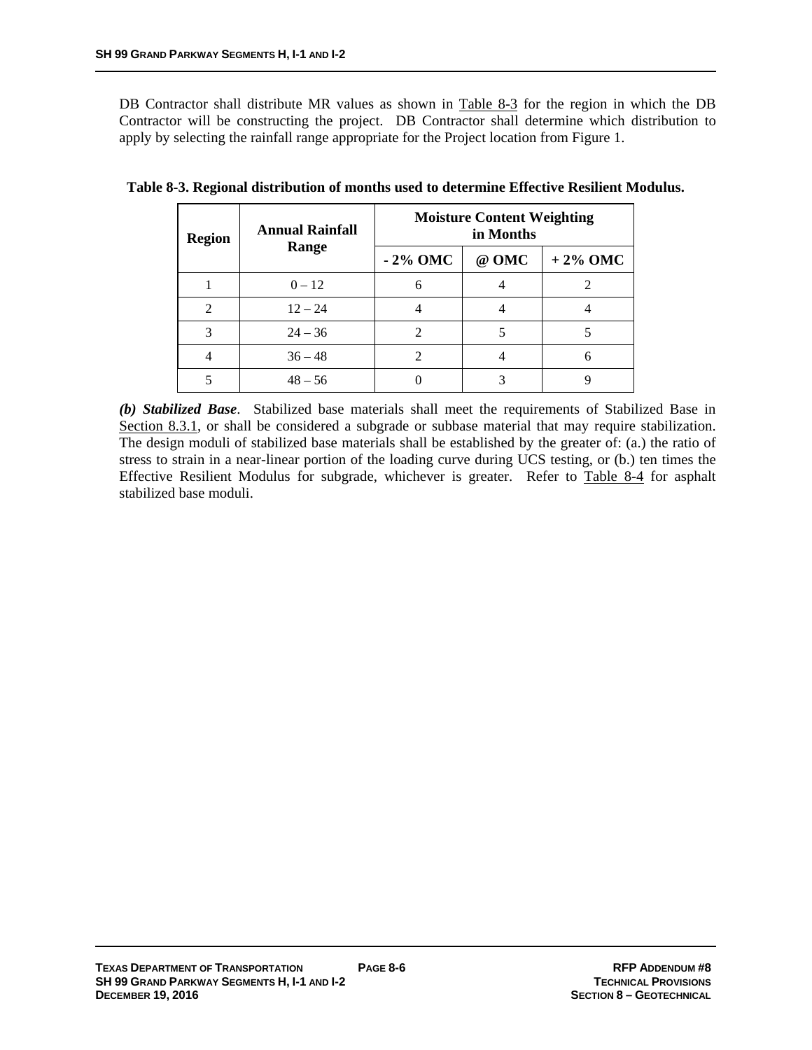DB Contractor shall distribute MR values as shown in Table 8-3 for the region in which the DB Contractor will be constructing the project. DB Contractor shall determine which distribution to apply by selecting the rainfall range appropriate for the Project location from Figure 1.

**Table 8-3. Regional distribution of months used to determine Effective Resilient Modulus.**

| Region | Annual Rainfall Range | Moisture Content Weighting in Months | | |
|---|---|---|---|---|
| | | - 2% OMC | @ OMC | + 2% OMC |
| 1 | 0 – 12 | 6 | 4 | 2 |
| 2 | 12 – 24 | 4 | 4 | 4 |
| 3 | 24 – 36 | 2 | 5 | 5 |
| 4 | 36 – 48 | 2 | 4 | 6 |
| 5 | 48 – 56 | 0 | 3 | 9 |

***(b) Stabilized Base***. Stabilized base materials shall meet the requirements of Stabilized Base in Section 8.3.1, or shall be considered a subgrade or subbase material that may require stabilization. The design moduli of stabilized base materials shall be established by the greater of: (a.) the ratio of stress to strain in a near-linear portion of the loading curve during UCS testing, or (b.) ten times the Effective Resilient Modulus for subgrade, whichever is greater. Refer to Table 8-4 for asphalt stabilized base moduli.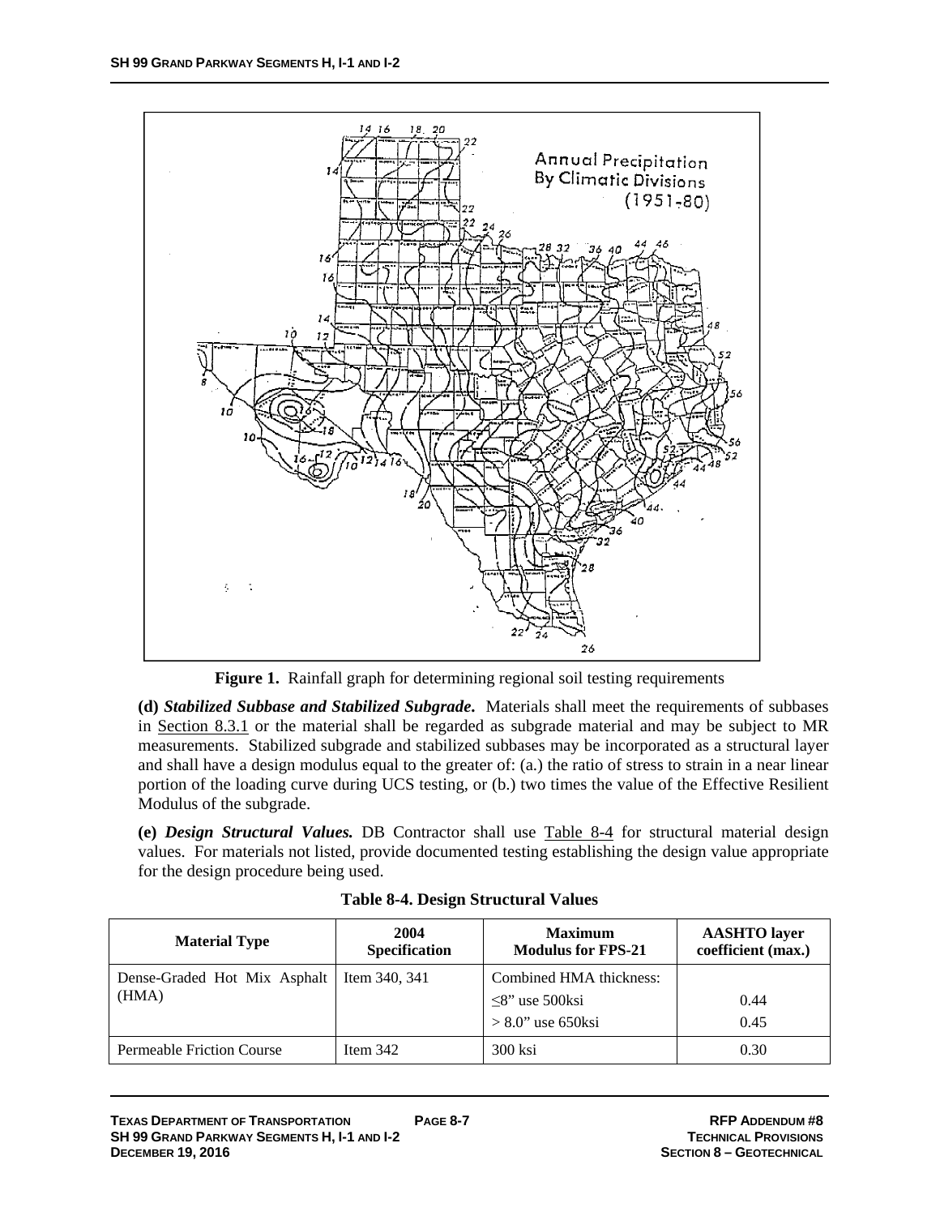**Figure 1.** Rainfall graph for determining regional soil testing requirements

**(d)** ***Stabilized Subbase and Stabilized Subgrade***. Materials shall meet the requirements of subbases in Section 8.3.1 or the material shall be regarded as subgrade material and may be subject to MR measurements. Stabilized subgrade and stabilized subbases may be incorporated as a structural layer and shall have a design modulus equal to the greater of: (a.) the ratio of stress to strain in a near linear portion of the loading curve during UCS testing, or (b.) two times the value of the Effective Resilient Modulus of the subgrade.

**(e)** ***Design Structural Values.*** DB Contractor shall use Table 8-4 for structural material design values. For materials not listed, provide documented testing establishing the design value appropriate for the design procedure being used.

**Table 8-4. Design Structural Values**

| Material Type | 2004 Specification | Maximum Modulus for FPS-21 | AASHTO layer coefficient (max.) |
|---|---|---|---|
| Dense-Graded Hot Mix Asphalt (HMA) | Item 340, 341 | Combined HMA thickness:<br>≤8" use 500ksi<br>> 8.0" use 650ksi | <br>0.44<br>0.45 |
| Permeable Friction Course | Item 342 | 300 ksi | 0.30 |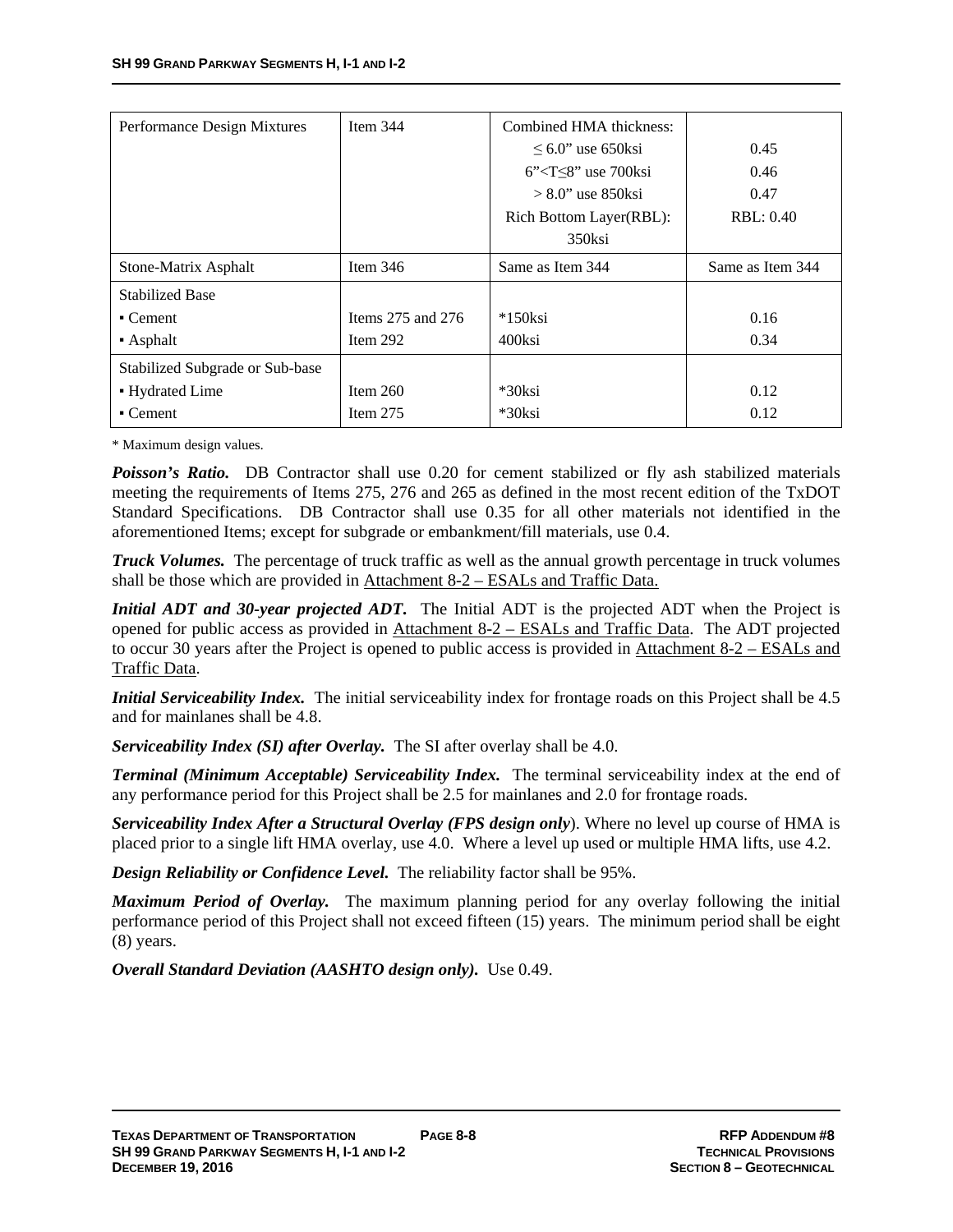| Performance Design Mixtures | Item 344 | Combined HMA thickness:<br>≤ 6.0” use 650ksi<br>6”<T≤8” use 700ksi<br>> 8.0” use 850ksi<br>Rich Bottom Layer(RBL): 350ksi | <br>0.45<br>0.46<br>0.47<br>RBL: 0.40 |
|---|---|---|---|
| Stone-Matrix Asphalt | Item 346 | Same as Item 344 | Same as Item 344 |
| Stabilized Base<br>▪ Cement<br>▪ Asphalt | <br>Items 275 and 276<br>Item 292 | <br>*150ksi<br>400ksi | <br>0.16<br>0.34 |
| Stabilized Subgrade or Sub-base<br>▪ Hydrated Lime<br>▪ Cement | <br>Item 260<br>Item 275 | <br>*30ksi<br>*30ksi | <br>0.12<br>0.12 |

\* Maximum design values.

***Poisson's Ratio.*** DB Contractor shall use 0.20 for cement stabilized or fly ash stabilized materials meeting the requirements of Items 275, 276 and 265 as defined in the most recent edition of the TxDOT Standard Specifications. DB Contractor shall use 0.35 for all other materials not identified in the aforementioned Items; except for subgrade or embankment/fill materials, use 0.4.

***Truck Volumes.*** The percentage of truck traffic as well as the annual growth percentage in truck volumes shall be those which are provided in Attachment 8-2 – ESALs and Traffic Data.

***Initial ADT and 30-year projected ADT.*** The Initial ADT is the projected ADT when the Project is opened for public access as provided in Attachment 8-2 – ESALs and Traffic Data. The ADT projected to occur 30 years after the Project is opened to public access is provided in Attachment 8-2 – ESALs and Traffic Data.

***Initial Serviceability Index.*** The initial serviceability index for frontage roads on this Project shall be 4.5 and for mainlanes shall be 4.8.

***Serviceability Index (SI) after Overlay.*** The SI after overlay shall be 4.0.

***Terminal (Minimum Acceptable) Serviceability Index.*** The terminal serviceability index at the end of any performance period for this Project shall be 2.5 for mainlanes and 2.0 for frontage roads.

***Serviceability Index After a Structural Overlay (FPS design only***). Where no level up course of HMA is placed prior to a single lift HMA overlay, use 4.0. Where a level up used or multiple HMA lifts, use 4.2.

***Design Reliability or Confidence Level.*** The reliability factor shall be 95%.

***Maximum Period of Overlay.*** The maximum planning period for any overlay following the initial performance period of this Project shall not exceed fifteen (15) years. The minimum period shall be eight (8) years.

***Overall Standard Deviation (AASHTO design only).*** Use 0.49.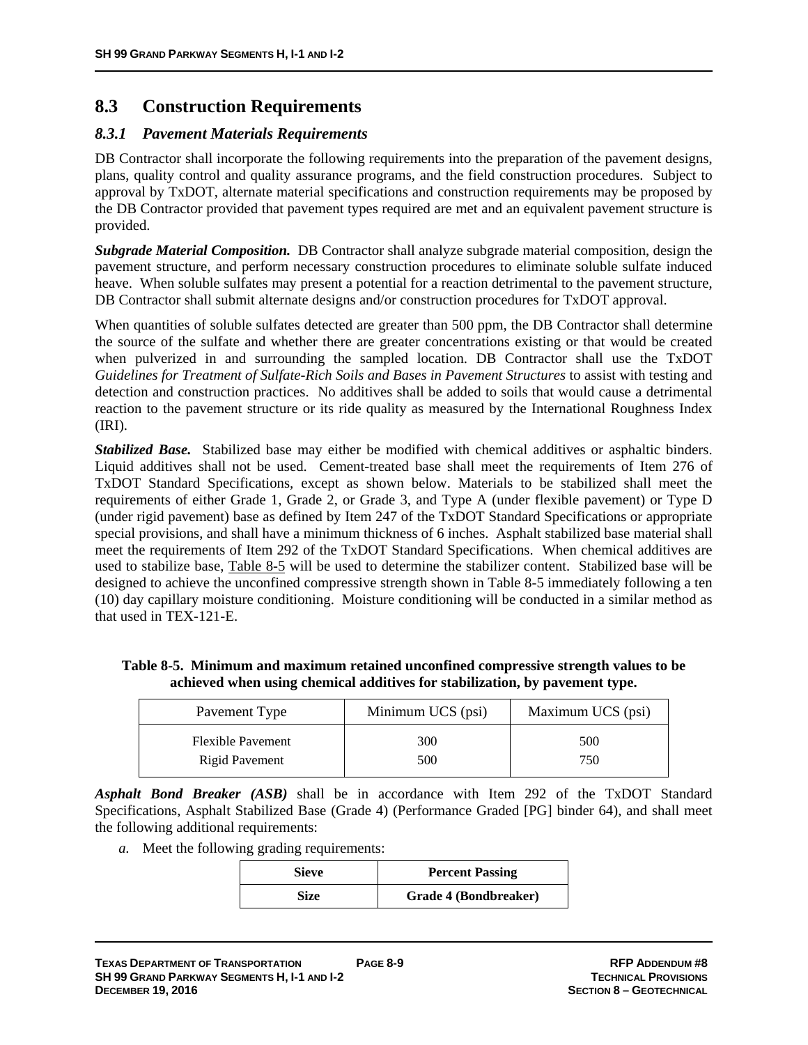## 8.3 Construction Requirements

### *8.3.1 Pavement Materials Requirements*

DB Contractor shall incorporate the following requirements into the preparation of the pavement designs, plans, quality control and quality assurance programs, and the field construction procedures. Subject to approval by TxDOT, alternate material specifications and construction requirements may be proposed by the DB Contractor provided that pavement types required are met and an equivalent pavement structure is provided.

***Subgrade Material Composition.*** DB Contractor shall analyze subgrade material composition, design the pavement structure, and perform necessary construction procedures to eliminate soluble sulfate induced heave. When soluble sulfates may present a potential for a reaction detrimental to the pavement structure, DB Contractor shall submit alternate designs and/or construction procedures for TxDOT approval.

When quantities of soluble sulfates detected are greater than 500 ppm, the DB Contractor shall determine the source of the sulfate and whether there are greater concentrations existing or that would be created when pulverized in and surrounding the sampled location. DB Contractor shall use the TxDOT *Guidelines for Treatment of Sulfate-Rich Soils and Bases in Pavement Structures* to assist with testing and detection and construction practices. No additives shall be added to soils that would cause a detrimental reaction to the pavement structure or its ride quality as measured by the International Roughness Index (IRI).

***Stabilized Base.*** Stabilized base may either be modified with chemical additives or asphaltic binders. Liquid additives shall not be used. Cement-treated base shall meet the requirements of Item 276 of TxDOT Standard Specifications, except as shown below. Materials to be stabilized shall meet the requirements of either Grade 1, Grade 2, or Grade 3, and Type A (under flexible pavement) or Type D (under rigid pavement) base as defined by Item 247 of the TxDOT Standard Specifications or appropriate special provisions, and shall have a minimum thickness of 6 inches. Asphalt stabilized base material shall meet the requirements of Item 292 of the TxDOT Standard Specifications. When chemical additives are used to stabilize base, Table 8-5 will be used to determine the stabilizer content. Stabilized base will be designed to achieve the unconfined compressive strength shown in Table 8-5 immediately following a ten (10) day capillary moisture conditioning. Moisture conditioning will be conducted in a similar method as that used in TEX-121-E.

**Table 8-5. Minimum and maximum retained unconfined compressive strength values to be achieved when using chemical additives for stabilization, by pavement type.**

| Pavement Type | Minimum UCS (psi) | Maximum UCS (psi) |
|---|---|---|
| Flexible Pavement | 300 | 500 |
| Rigid Pavement | 500 | 750 |

***Asphalt Bond Breaker (ASB)*** shall be in accordance with Item 292 of the TxDOT Standard Specifications, Asphalt Stabilized Base (Grade 4) (Performance Graded [PG] binder 64), and shall meet the following additional requirements:

*a.* Meet the following grading requirements:

| Sieve | Percent Passing |
|---|---|
| Size | Grade 4 (Bondbreaker) |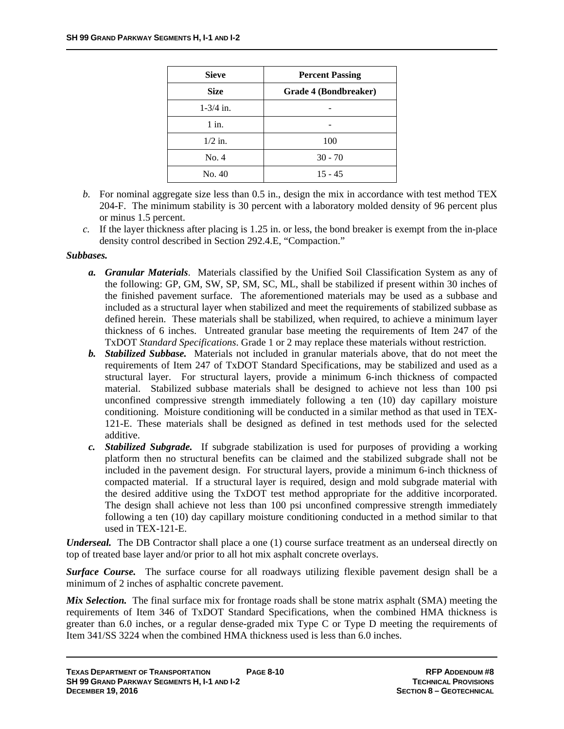| Sieve | Percent Passing |
|---|---|
| Size | Grade 4 (Bondbreaker) |
| 1-3/4 in. | - |
| 1 in. | - |
| 1/2 in. | 100 |
| No. 4 | 30 - 70 |
| No. 40 | 15 - 45 |

*b.* For nominal aggregate size less than 0.5 in., design the mix in accordance with test method TEX 204-F. The minimum stability is 30 percent with a laboratory molded density of 96 percent plus or minus 1.5 percent.

*c.* If the layer thickness after placing is 1.25 in. or less, the bond breaker is exempt from the in-place density control described in Section 292.4.E, "Compaction."

***Subbases.***

- ***a. Granular Materials***. Materials classified by the Unified Soil Classification System as any of the following: GP, GM, SW, SP, SM, SC, ML, shall be stabilized if present within 30 inches of the finished pavement surface. The aforementioned materials may be used as a subbase and included as a structural layer when stabilized and meet the requirements of stabilized subbase as defined herein. These materials shall be stabilized, when required, to achieve a minimum layer thickness of 6 inches. Untreated granular base meeting the requirements of Item 247 of the TxDOT *Standard Specifications*. Grade 1 or 2 may replace these materials without restriction.
- ***b. Stabilized Subbase.*** Materials not included in granular materials above, that do not meet the requirements of Item 247 of TxDOT Standard Specifications, may be stabilized and used as a structural layer. For structural layers, provide a minimum 6-inch thickness of compacted material. Stabilized subbase materials shall be designed to achieve not less than 100 psi unconfined compressive strength immediately following a ten (10) day capillary moisture conditioning. Moisture conditioning will be conducted in a similar method as that used in TEX-121-E. These materials shall be designed as defined in test methods used for the selected additive.
- ***c. Stabilized Subgrade.*** If subgrade stabilization is used for purposes of providing a working platform then no structural benefits can be claimed and the stabilized subgrade shall not be included in the pavement design. For structural layers, provide a minimum 6-inch thickness of compacted material. If a structural layer is required, design and mold subgrade material with the desired additive using the TxDOT test method appropriate for the additive incorporated. The design shall achieve not less than 100 psi unconfined compressive strength immediately following a ten (10) day capillary moisture conditioning conducted in a method similar to that used in TEX-121-E.

***Underseal.*** The DB Contractor shall place a one (1) course surface treatment as an underseal directly on top of treated base layer and/or prior to all hot mix asphalt concrete overlays.

***Surface Course.*** The surface course for all roadways utilizing flexible pavement design shall be a minimum of 2 inches of asphaltic concrete pavement.

***Mix Selection.*** The final surface mix for frontage roads shall be stone matrix asphalt (SMA) meeting the requirements of Item 346 of TxDOT Standard Specifications, when the combined HMA thickness is greater than 6.0 inches, or a regular dense-graded mix Type C or Type D meeting the requirements of Item 341/SS 3224 when the combined HMA thickness used is less than 6.0 inches.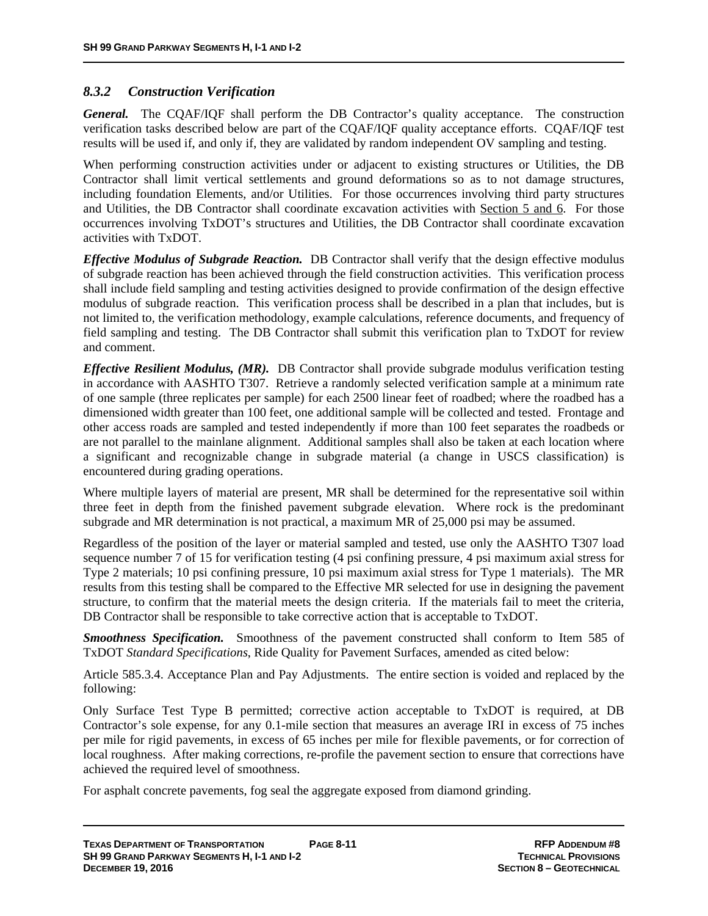### *8.3.2 Construction Verification*

***General.*** The CQAF/IQF shall perform the DB Contractor's quality acceptance. The construction verification tasks described below are part of the CQAF/IQF quality acceptance efforts. CQAF/IQF test results will be used if, and only if, they are validated by random independent OV sampling and testing.

When performing construction activities under or adjacent to existing structures or Utilities, the DB Contractor shall limit vertical settlements and ground deformations so as to not damage structures, including foundation Elements, and/or Utilities. For those occurrences involving third party structures and Utilities, the DB Contractor shall coordinate excavation activities with Section 5 and 6. For those occurrences involving TxDOT's structures and Utilities, the DB Contractor shall coordinate excavation activities with TxDOT.

***Effective Modulus of Subgrade Reaction.*** DB Contractor shall verify that the design effective modulus of subgrade reaction has been achieved through the field construction activities. This verification process shall include field sampling and testing activities designed to provide confirmation of the design effective modulus of subgrade reaction. This verification process shall be described in a plan that includes, but is not limited to, the verification methodology, example calculations, reference documents, and frequency of field sampling and testing. The DB Contractor shall submit this verification plan to TxDOT for review and comment.

***Effective Resilient Modulus, (MR).*** DB Contractor shall provide subgrade modulus verification testing in accordance with AASHTO T307. Retrieve a randomly selected verification sample at a minimum rate of one sample (three replicates per sample) for each 2500 linear feet of roadbed; where the roadbed has a dimensioned width greater than 100 feet, one additional sample will be collected and tested. Frontage and other access roads are sampled and tested independently if more than 100 feet separates the roadbeds or are not parallel to the mainlane alignment. Additional samples shall also be taken at each location where a significant and recognizable change in subgrade material (a change in USCS classification) is encountered during grading operations.

Where multiple layers of material are present, MR shall be determined for the representative soil within three feet in depth from the finished pavement subgrade elevation. Where rock is the predominant subgrade and MR determination is not practical, a maximum MR of 25,000 psi may be assumed.

Regardless of the position of the layer or material sampled and tested, use only the AASHTO T307 load sequence number 7 of 15 for verification testing (4 psi confining pressure, 4 psi maximum axial stress for Type 2 materials; 10 psi confining pressure, 10 psi maximum axial stress for Type 1 materials). The MR results from this testing shall be compared to the Effective MR selected for use in designing the pavement structure, to confirm that the material meets the design criteria. If the materials fail to meet the criteria, DB Contractor shall be responsible to take corrective action that is acceptable to TxDOT.

***Smoothness Specification.*** Smoothness of the pavement constructed shall conform to Item 585 of TxDOT *Standard Specifications*, Ride Quality for Pavement Surfaces, amended as cited below:

Article 585.3.4. Acceptance Plan and Pay Adjustments. The entire section is voided and replaced by the following:

Only Surface Test Type B permitted; corrective action acceptable to TxDOT is required, at DB Contractor's sole expense, for any 0.1-mile section that measures an average IRI in excess of 75 inches per mile for rigid pavements, in excess of 65 inches per mile for flexible pavements, or for correction of local roughness. After making corrections, re-profile the pavement section to ensure that corrections have achieved the required level of smoothness.

For asphalt concrete pavements, fog seal the aggregate exposed from diamond grinding.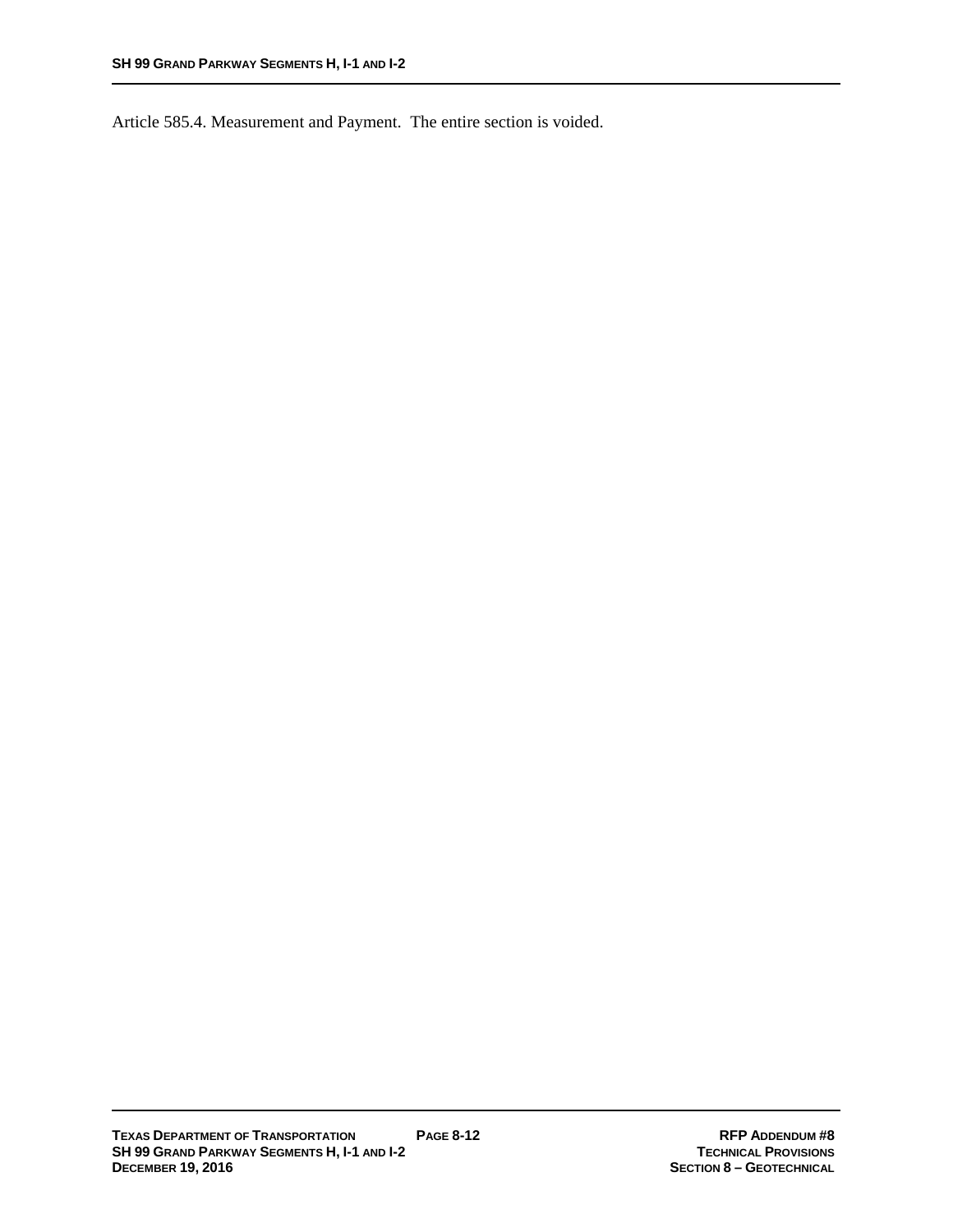Article 585.4. Measurement and Payment.  The entire section is voided.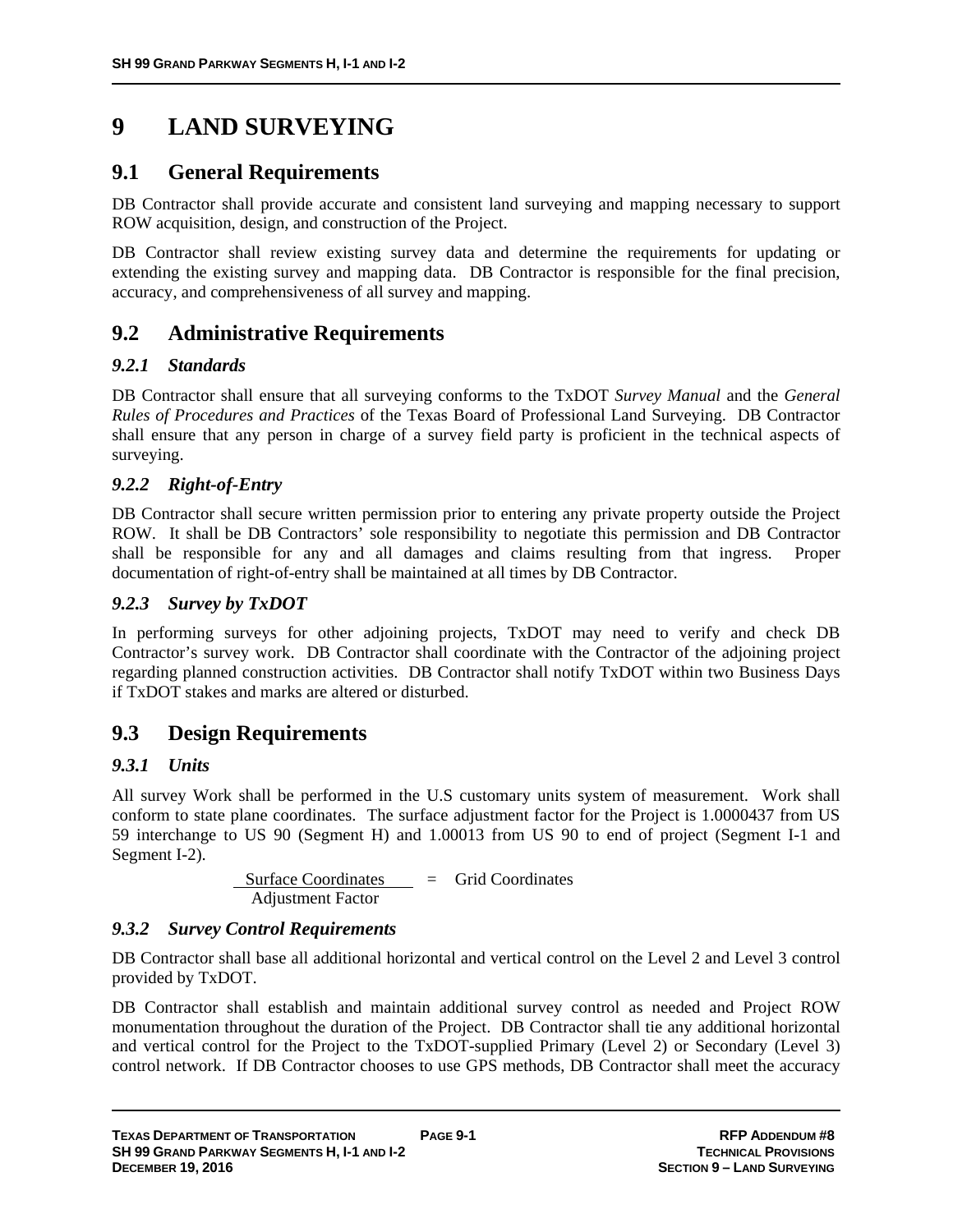# 9 LAND SURVEYING

## 9.1 General Requirements

DB Contractor shall provide accurate and consistent land surveying and mapping necessary to support ROW acquisition, design, and construction of the Project.

DB Contractor shall review existing survey data and determine the requirements for updating or extending the existing survey and mapping data. DB Contractor is responsible for the final precision, accuracy, and comprehensiveness of all survey and mapping.

## 9.2 Administrative Requirements

### *9.2.1 Standards*

DB Contractor shall ensure that all surveying conforms to the TxDOT *Survey Manual* and the *General Rules of Procedures and Practices* of the Texas Board of Professional Land Surveying. DB Contractor shall ensure that any person in charge of a survey field party is proficient in the technical aspects of surveying.

### *9.2.2 Right-of-Entry*

DB Contractor shall secure written permission prior to entering any private property outside the Project ROW. It shall be DB Contractors' sole responsibility to negotiate this permission and DB Contractor shall be responsible for any and all damages and claims resulting from that ingress. Proper documentation of right-of-entry shall be maintained at all times by DB Contractor.

### *9.2.3 Survey by TxDOT*

In performing surveys for other adjoining projects, TxDOT may need to verify and check DB Contractor's survey work. DB Contractor shall coordinate with the Contractor of the adjoining project regarding planned construction activities. DB Contractor shall notify TxDOT within two Business Days if TxDOT stakes and marks are altered or disturbed.

## 9.3 Design Requirements

### *9.3.1 Units*

All survey Work shall be performed in the U.S customary units system of measurement. Work shall conform to state plane coordinates. The surface adjustment factor for the Project is 1.0000437 from US 59 interchange to US 90 (Segment H) and 1.00013 from US 90 to end of project (Segment I-1 and Segment I-2).

$$\frac{\text{Surface Coordinates}}{\text{Adjustment Factor}} = \text{Grid Coordinates}$$

### *9.3.2 Survey Control Requirements*

DB Contractor shall base all additional horizontal and vertical control on the Level 2 and Level 3 control provided by TxDOT.

DB Contractor shall establish and maintain additional survey control as needed and Project ROW monumentation throughout the duration of the Project. DB Contractor shall tie any additional horizontal and vertical control for the Project to the TxDOT-supplied Primary (Level 2) or Secondary (Level 3) control network. If DB Contractor chooses to use GPS methods, DB Contractor shall meet the accuracy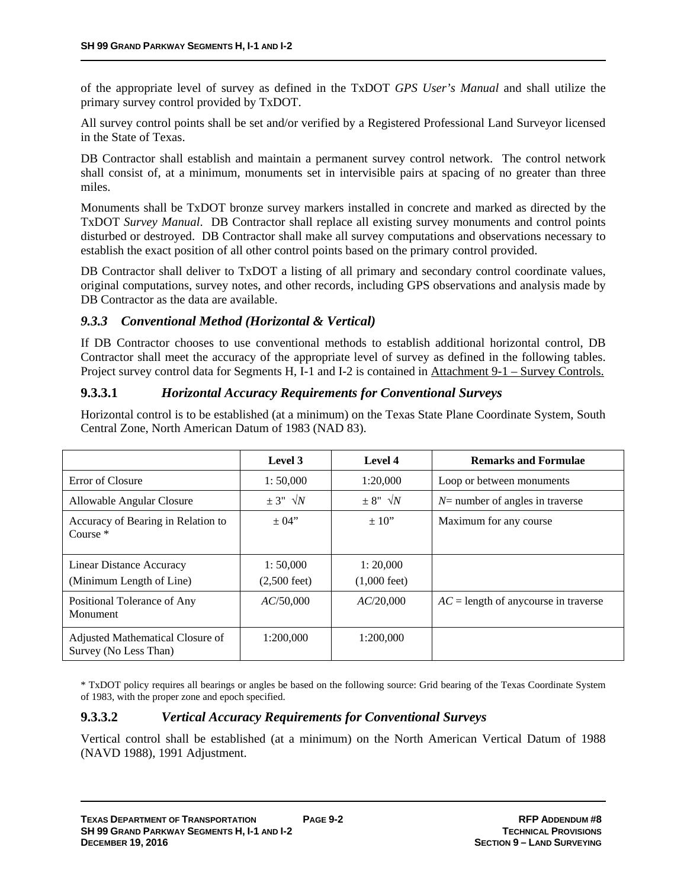of the appropriate level of survey as defined in the TxDOT *GPS User's Manual* and shall utilize the primary survey control provided by TxDOT.

All survey control points shall be set and/or verified by a Registered Professional Land Surveyor licensed in the State of Texas.

DB Contractor shall establish and maintain a permanent survey control network. The control network shall consist of, at a minimum, monuments set in intervisible pairs at spacing of no greater than three miles.

Monuments shall be TxDOT bronze survey markers installed in concrete and marked as directed by the TxDOT *Survey Manual*. DB Contractor shall replace all existing survey monuments and control points disturbed or destroyed. DB Contractor shall make all survey computations and observations necessary to establish the exact position of all other control points based on the primary control provided.

DB Contractor shall deliver to TxDOT a listing of all primary and secondary control coordinate values, original computations, survey notes, and other records, including GPS observations and analysis made by DB Contractor as the data are available.

### *9.3.3 Conventional Method (Horizontal & Vertical)*

If DB Contractor chooses to use conventional methods to establish additional horizontal control, DB Contractor shall meet the accuracy of the appropriate level of survey as defined in the following tables. Project survey control data for Segments H, I-1 and I-2 is contained in Attachment 9-1 – Survey Controls.

#### 9.3.3.1 *Horizontal Accuracy Requirements for Conventional Surveys*

Horizontal control is to be established (at a minimum) on the Texas State Plane Coordinate System, South Central Zone, North American Datum of 1983 (NAD 83).

| | Level 3 | Level 4 | Remarks and Formulae |
|---|---|---|---|
| Error of Closure | 1: 50,000 | 1:20,000 | Loop or between monuments |
| Allowable Angular Closure | $\pm 3'' \sqrt{N}$ | $\pm 8'' \sqrt{N}$ | $N$= number of angles in traverse |
| Accuracy of Bearing in Relation to Course * | ± 04" | ± 10" | Maximum for any course |
| Linear Distance Accuracy (Minimum Length of Line) | 1: 50,000 (2,500 feet) | 1: 20,000 (1,000 feet) | |
| Positional Tolerance of Any Monument | $AC$/50,000 | $AC$/20,000 | $AC$ = length of anycourse in traverse |
| Adjusted Mathematical Closure of Survey (No Less Than) | 1:200,000 | 1:200,000 | |

\* TxDOT policy requires all bearings or angles be based on the following source: Grid bearing of the Texas Coordinate System of 1983, with the proper zone and epoch specified.

#### 9.3.3.2 *Vertical Accuracy Requirements for Conventional Surveys*

Vertical control shall be established (at a minimum) on the North American Vertical Datum of 1988 (NAVD 1988), 1991 Adjustment.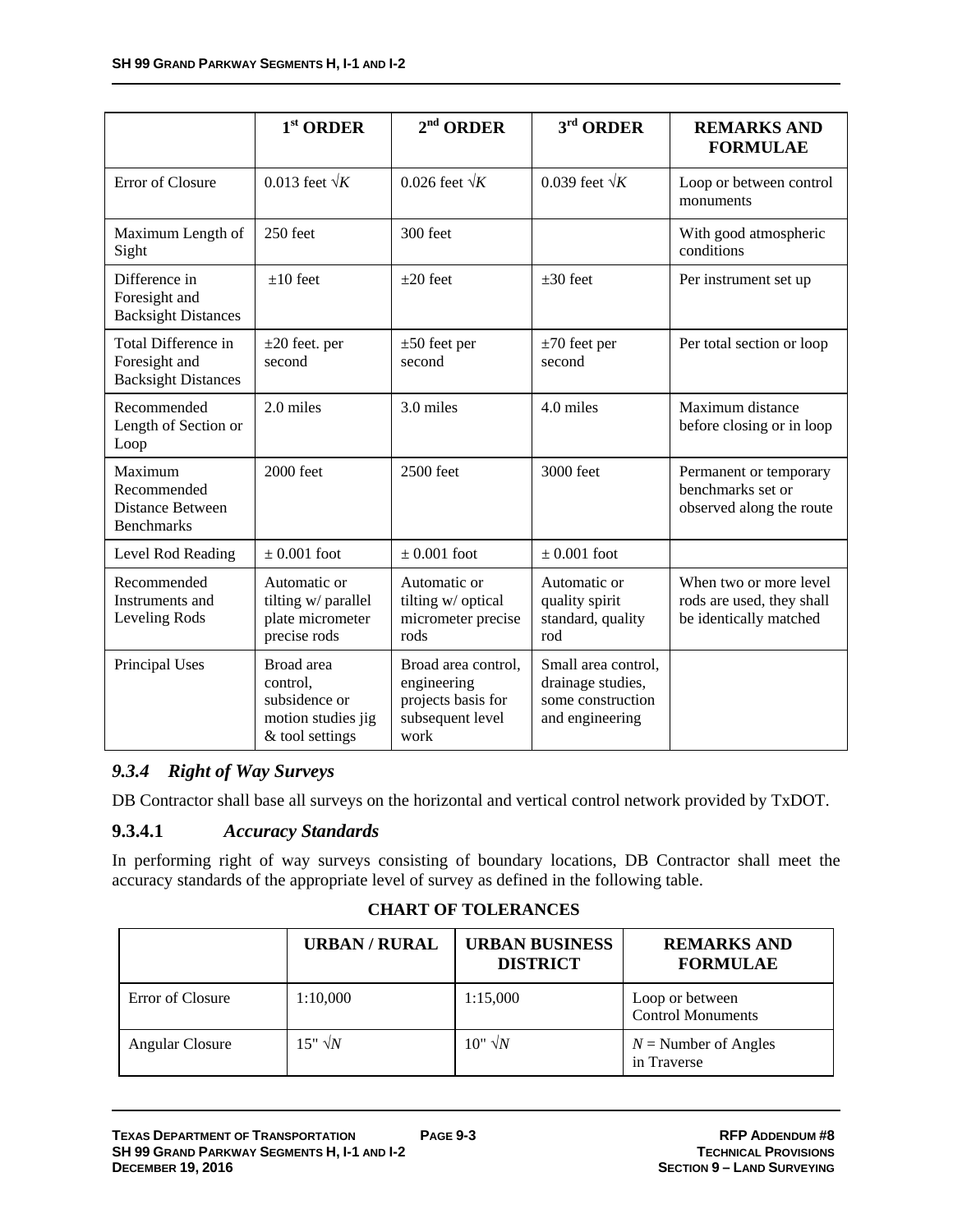| | 1st ORDER | 2nd ORDER | 3rd ORDER | REMARKS AND FORMULAE |
|---|---|---|---|---|
| Error of Closure | 0.013 feet $\sqrt{K}$ | 0.026 feet $\sqrt{K}$ | 0.039 feet $\sqrt{K}$ | Loop or between control monuments |
| Maximum Length of Sight | 250 feet | 300 feet | | With good atmospheric conditions |
| Difference in Foresight and Backsight Distances | ±10 feet | ±20 feet | ±30 feet | Per instrument set up |
| Total Difference in Foresight and Backsight Distances | ±20 feet. per second | ±50 feet per second | ±70 feet per second | Per total section or loop |
| Recommended Length of Section or Loop | 2.0 miles | 3.0 miles | 4.0 miles | Maximum distance before closing or in loop |
| Maximum Recommended Distance Between Benchmarks | 2000 feet | 2500 feet | 3000 feet | Permanent or temporary benchmarks set or observed along the route |
| Level Rod Reading | ± 0.001 foot | ± 0.001 foot | ± 0.001 foot | |
| Recommended Instruments and Leveling Rods | Automatic or tilting w/ parallel plate micrometer precise rods | Automatic or tilting w/ optical micrometer precise rods | Automatic or quality spirit standard, quality rod | When two or more level rods are used, they shall be identically matched |
| Principal Uses | Broad area control, subsidence or motion studies jig & tool settings | Broad area control, engineering projects basis for subsequent level work | Small area control, drainage studies, some construction and engineering | |

### *9.3.4 Right of Way Surveys*

DB Contractor shall base all surveys on the horizontal and vertical control network provided by TxDOT.

#### 9.3.4.1 *Accuracy Standards*

In performing right of way surveys consisting of boundary locations, DB Contractor shall meet the accuracy standards of the appropriate level of survey as defined in the following table.

**CHART OF TOLERANCES**

| | URBAN / RURAL | URBAN BUSINESS DISTRICT | REMARKS AND FORMULAE |
|---|---|---|---|
| Error of Closure | 1:10,000 | 1:15,000 | Loop or between Control Monuments |
| Angular Closure | 15" $\sqrt{N}$ | 10" $\sqrt{N}$ | $N$ = Number of Angles in Traverse |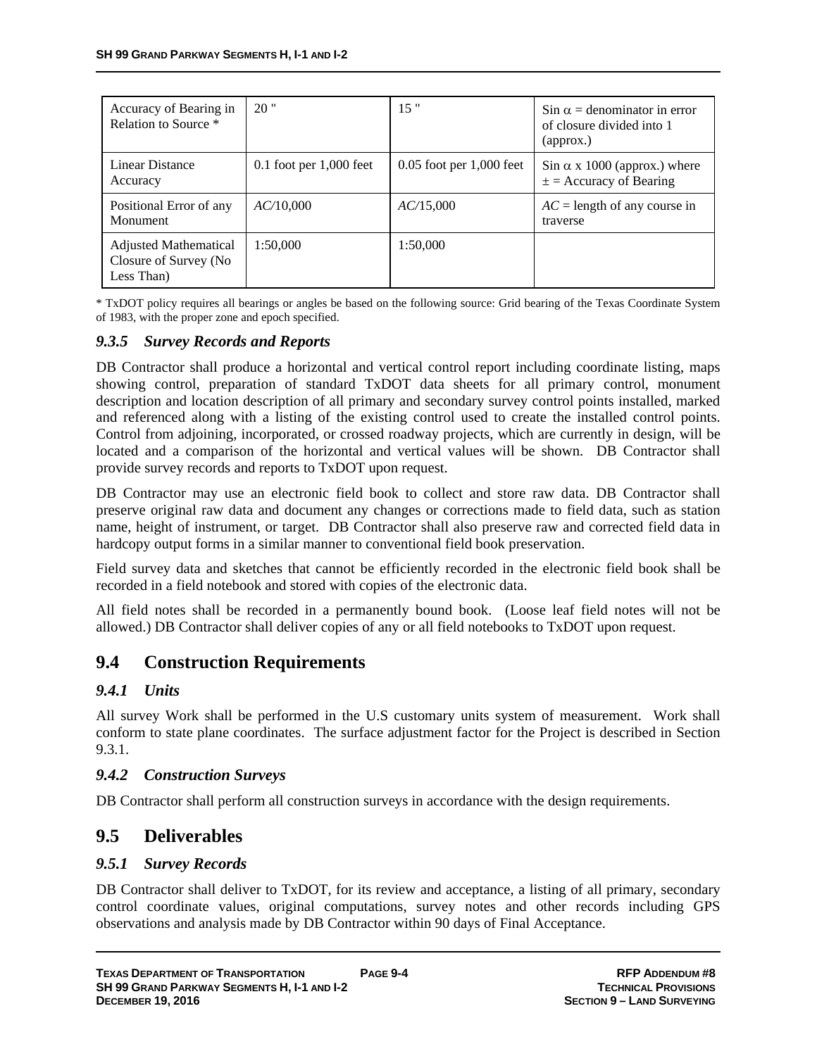| Accuracy of Bearing in Relation to Source * | 20 " | 15 " | Sin $\alpha$ = denominator in error of closure divided into 1 (approx.) |
|---|---|---|---|
| Linear Distance Accuracy | 0.1 foot per 1,000 feet | 0.05 foot per 1,000 feet | Sin $\alpha$ x 1000 (approx.) where $\pm$ = Accuracy of Bearing |
| Positional Error of any Monument | $AC$/10,000 | $AC$/15,000 | $AC$ = length of any course in traverse |
| Adjusted Mathematical Closure of Survey (No Less Than) | 1:50,000 | 1:50,000 | |

* TxDOT policy requires all bearings or angles be based on the following source: Grid bearing of the Texas Coordinate System of 1983, with the proper zone and epoch specified.

### *9.3.5 Survey Records and Reports*

DB Contractor shall produce a horizontal and vertical control report including coordinate listing, maps showing control, preparation of standard TxDOT data sheets for all primary control, monument description and location description of all primary and secondary survey control points installed, marked and referenced along with a listing of the existing control used to create the installed control points. Control from adjoining, incorporated, or crossed roadway projects, which are currently in design, will be located and a comparison of the horizontal and vertical values will be shown. DB Contractor shall provide survey records and reports to TxDOT upon request.

DB Contractor may use an electronic field book to collect and store raw data. DB Contractor shall preserve original raw data and document any changes or corrections made to field data, such as station name, height of instrument, or target. DB Contractor shall also preserve raw and corrected field data in hardcopy output forms in a similar manner to conventional field book preservation.

Field survey data and sketches that cannot be efficiently recorded in the electronic field book shall be recorded in a field notebook and stored with copies of the electronic data.

All field notes shall be recorded in a permanently bound book. (Loose leaf field notes will not be allowed.) DB Contractor shall deliver copies of any or all field notebooks to TxDOT upon request.

## 9.4 Construction Requirements

### *9.4.1 Units*

All survey Work shall be performed in the U.S customary units system of measurement. Work shall conform to state plane coordinates. The surface adjustment factor for the Project is described in Section 9.3.1.

### *9.4.2 Construction Surveys*

DB Contractor shall perform all construction surveys in accordance with the design requirements.

## 9.5 Deliverables

### *9.5.1 Survey Records*

DB Contractor shall deliver to TxDOT, for its review and acceptance, a listing of all primary, secondary control coordinate values, original computations, survey notes and other records including GPS observations and analysis made by DB Contractor within 90 days of Final Acceptance.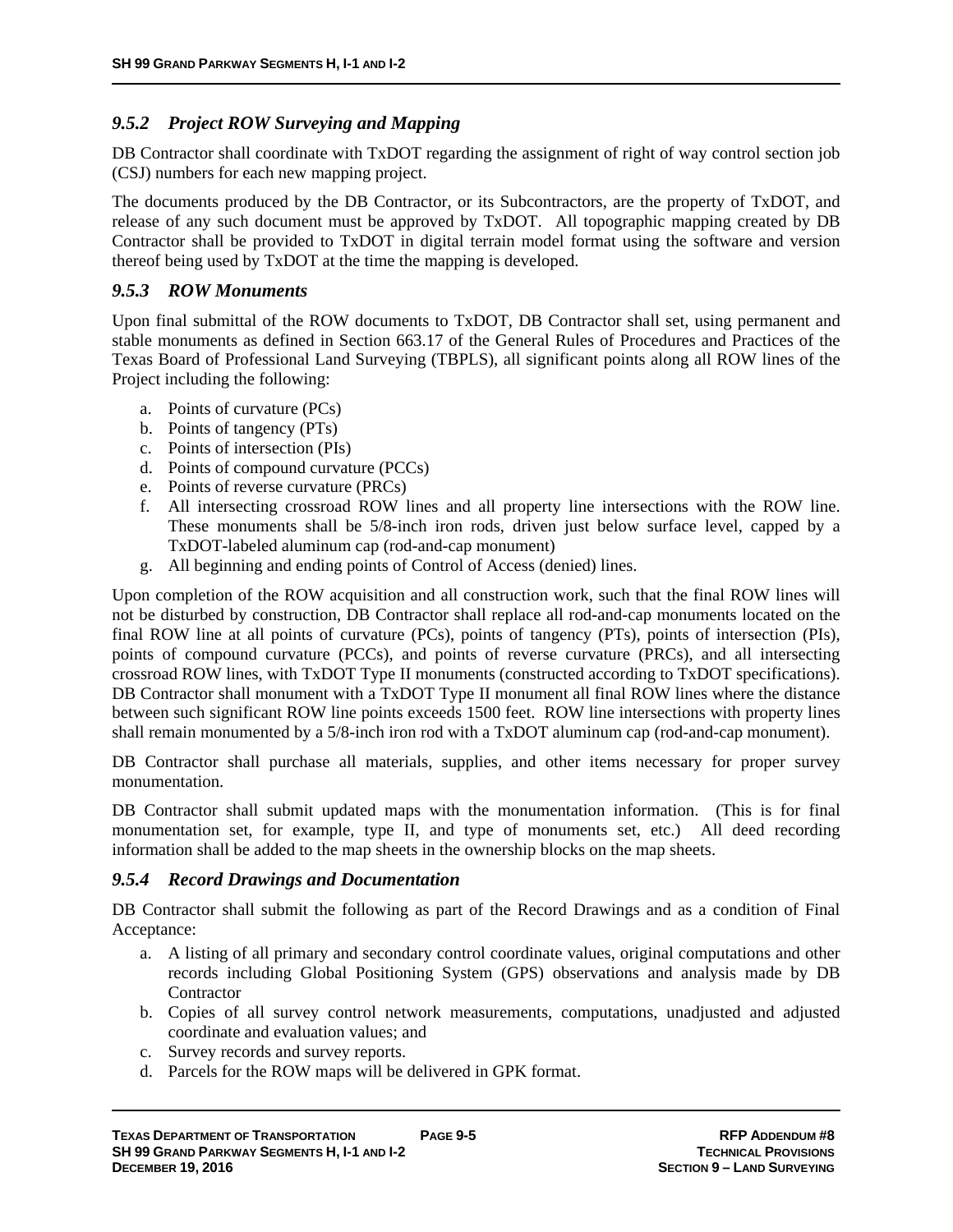### *9.5.2 Project ROW Surveying and Mapping*

DB Contractor shall coordinate with TxDOT regarding the assignment of right of way control section job (CSJ) numbers for each new mapping project.

The documents produced by the DB Contractor, or its Subcontractors, are the property of TxDOT, and release of any such document must be approved by TxDOT. All topographic mapping created by DB Contractor shall be provided to TxDOT in digital terrain model format using the software and version thereof being used by TxDOT at the time the mapping is developed.

### *9.5.3 ROW Monuments*

Upon final submittal of the ROW documents to TxDOT, DB Contractor shall set, using permanent and stable monuments as defined in Section 663.17 of the General Rules of Procedures and Practices of the Texas Board of Professional Land Surveying (TBPLS), all significant points along all ROW lines of the Project including the following:

a. Points of curvature (PCs)
b. Points of tangency (PTs)
c. Points of intersection (PIs)
d. Points of compound curvature (PCCs)
e. Points of reverse curvature (PRCs)
f. All intersecting crossroad ROW lines and all property line intersections with the ROW line. These monuments shall be 5/8-inch iron rods, driven just below surface level, capped by a TxDOT-labeled aluminum cap (rod-and-cap monument)
g. All beginning and ending points of Control of Access (denied) lines.

Upon completion of the ROW acquisition and all construction work, such that the final ROW lines will not be disturbed by construction, DB Contractor shall replace all rod-and-cap monuments located on the final ROW line at all points of curvature (PCs), points of tangency (PTs), points of intersection (PIs), points of compound curvature (PCCs), and points of reverse curvature (PRCs), and all intersecting crossroad ROW lines, with TxDOT Type II monuments (constructed according to TxDOT specifications). DB Contractor shall monument with a TxDOT Type II monument all final ROW lines where the distance between such significant ROW line points exceeds 1500 feet. ROW line intersections with property lines shall remain monumented by a 5/8-inch iron rod with a TxDOT aluminum cap (rod-and-cap monument).

DB Contractor shall purchase all materials, supplies, and other items necessary for proper survey monumentation.

DB Contractor shall submit updated maps with the monumentation information. (This is for final monumentation set, for example, type II, and type of monuments set, etc.) All deed recording information shall be added to the map sheets in the ownership blocks on the map sheets.

### *9.5.4 Record Drawings and Documentation*

DB Contractor shall submit the following as part of the Record Drawings and as a condition of Final Acceptance:

a. A listing of all primary and secondary control coordinate values, original computations and other records including Global Positioning System (GPS) observations and analysis made by DB Contractor
b. Copies of all survey control network measurements, computations, unadjusted and adjusted coordinate and evaluation values; and
c. Survey records and survey reports.
d. Parcels for the ROW maps will be delivered in GPK format.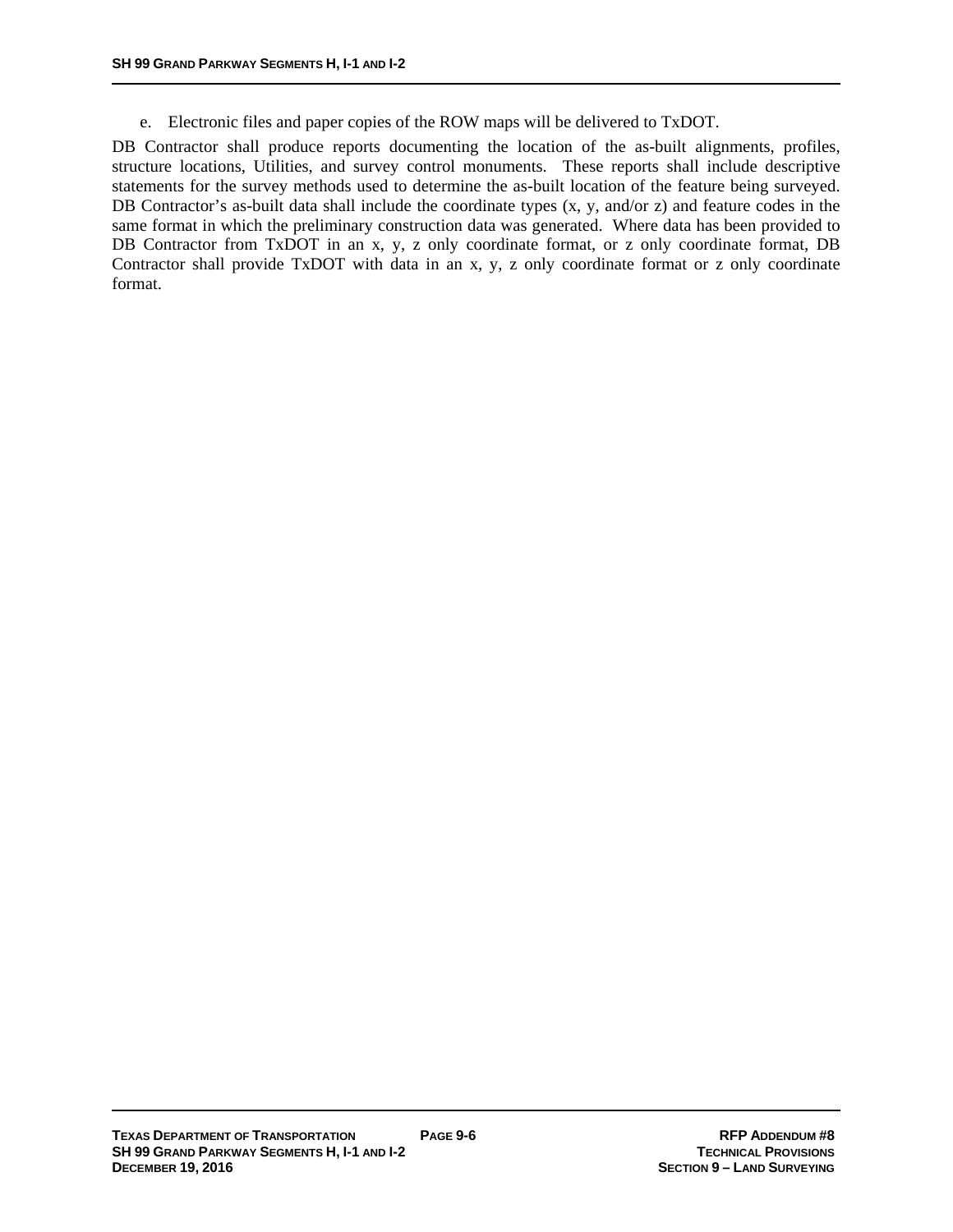e. Electronic files and paper copies of the ROW maps will be delivered to TxDOT.

DB Contractor shall produce reports documenting the location of the as-built alignments, profiles, structure locations, Utilities, and survey control monuments. These reports shall include descriptive statements for the survey methods used to determine the as-built location of the feature being surveyed. DB Contractor's as-built data shall include the coordinate types (x, y, and/or z) and feature codes in the same format in which the preliminary construction data was generated. Where data has been provided to DB Contractor from TxDOT in an x, y, z only coordinate format, or z only coordinate format, DB Contractor shall provide TxDOT with data in an x, y, z only coordinate format or z only coordinate format.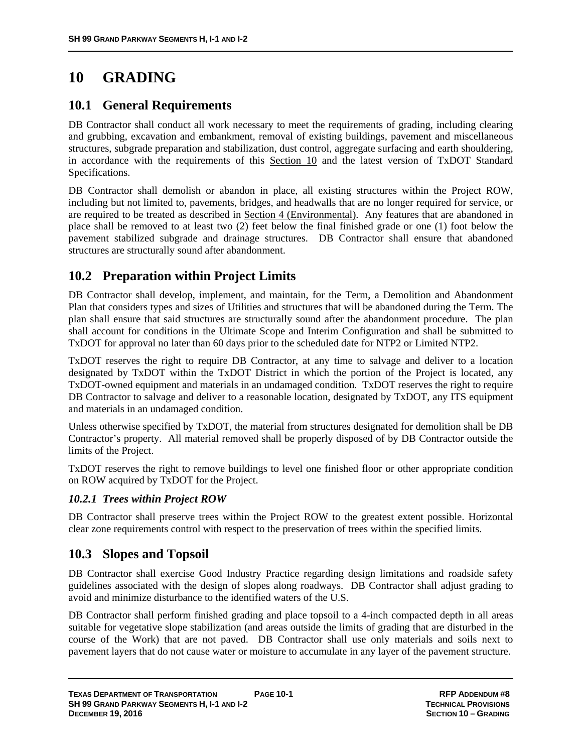# 10 GRADING

## 10.1 General Requirements

DB Contractor shall conduct all work necessary to meet the requirements of grading, including clearing and grubbing, excavation and embankment, removal of existing buildings, pavement and miscellaneous structures, subgrade preparation and stabilization, dust control, aggregate surfacing and earth shouldering, in accordance with the requirements of this Section 10 and the latest version of TxDOT Standard Specifications.

DB Contractor shall demolish or abandon in place, all existing structures within the Project ROW, including but not limited to, pavements, bridges, and headwalls that are no longer required for service, or are required to be treated as described in Section 4 (Environmental). Any features that are abandoned in place shall be removed to at least two (2) feet below the final finished grade or one (1) foot below the pavement stabilized subgrade and drainage structures. DB Contractor shall ensure that abandoned structures are structurally sound after abandonment.

## 10.2 Preparation within Project Limits

DB Contractor shall develop, implement, and maintain, for the Term, a Demolition and Abandonment Plan that considers types and sizes of Utilities and structures that will be abandoned during the Term. The plan shall ensure that said structures are structurally sound after the abandonment procedure. The plan shall account for conditions in the Ultimate Scope and Interim Configuration and shall be submitted to TxDOT for approval no later than 60 days prior to the scheduled date for NTP2 or Limited NTP2.

TxDOT reserves the right to require DB Contractor, at any time to salvage and deliver to a location designated by TxDOT within the TxDOT District in which the portion of the Project is located, any TxDOT-owned equipment and materials in an undamaged condition. TxDOT reserves the right to require DB Contractor to salvage and deliver to a reasonable location, designated by TxDOT, any ITS equipment and materials in an undamaged condition.

Unless otherwise specified by TxDOT, the material from structures designated for demolition shall be DB Contractor's property. All material removed shall be properly disposed of by DB Contractor outside the limits of the Project.

TxDOT reserves the right to remove buildings to level one finished floor or other appropriate condition on ROW acquired by TxDOT for the Project.

### *10.2.1 Trees within Project ROW*

DB Contractor shall preserve trees within the Project ROW to the greatest extent possible. Horizontal clear zone requirements control with respect to the preservation of trees within the specified limits.

## 10.3 Slopes and Topsoil

DB Contractor shall exercise Good Industry Practice regarding design limitations and roadside safety guidelines associated with the design of slopes along roadways. DB Contractor shall adjust grading to avoid and minimize disturbance to the identified waters of the U.S.

DB Contractor shall perform finished grading and place topsoil to a 4-inch compacted depth in all areas suitable for vegetative slope stabilization (and areas outside the limits of grading that are disturbed in the course of the Work) that are not paved. DB Contractor shall use only materials and soils next to pavement layers that do not cause water or moisture to accumulate in any layer of the pavement structure.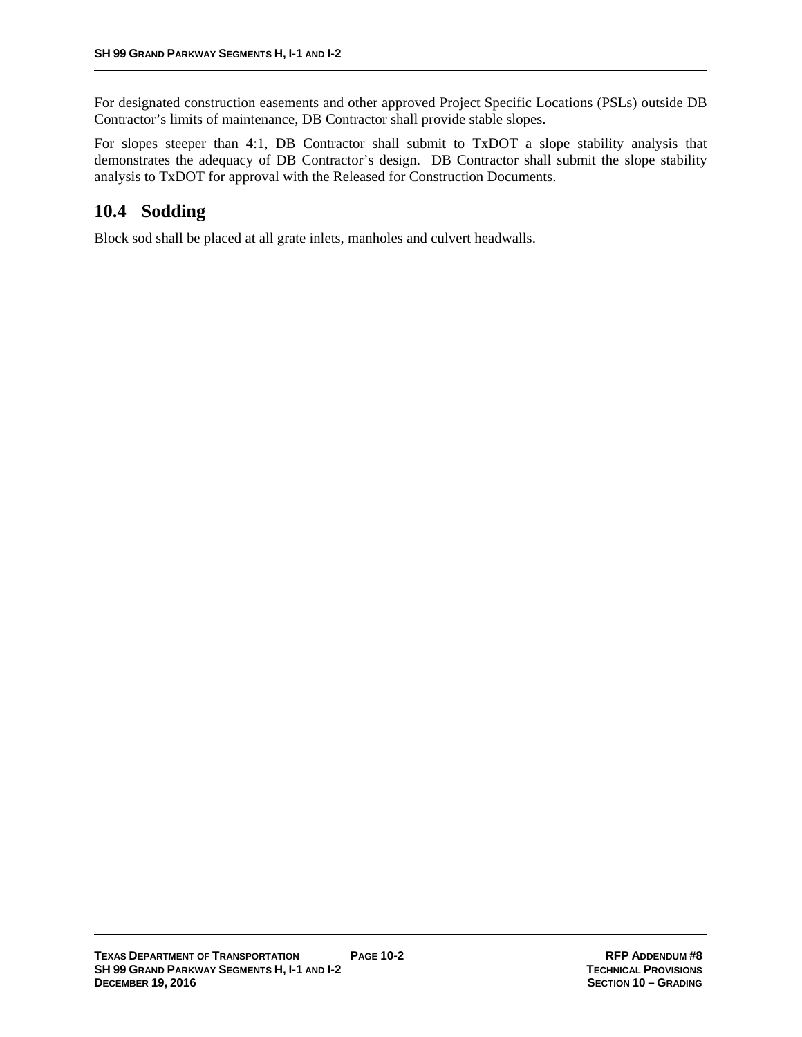For designated construction easements and other approved Project Specific Locations (PSLs) outside DB Contractor's limits of maintenance, DB Contractor shall provide stable slopes.

For slopes steeper than 4:1, DB Contractor shall submit to TxDOT a slope stability analysis that demonstrates the adequacy of DB Contractor's design. DB Contractor shall submit the slope stability analysis to TxDOT for approval with the Released for Construction Documents.

## 10.4 Sodding

Block sod shall be placed at all grate inlets, manholes and culvert headwalls.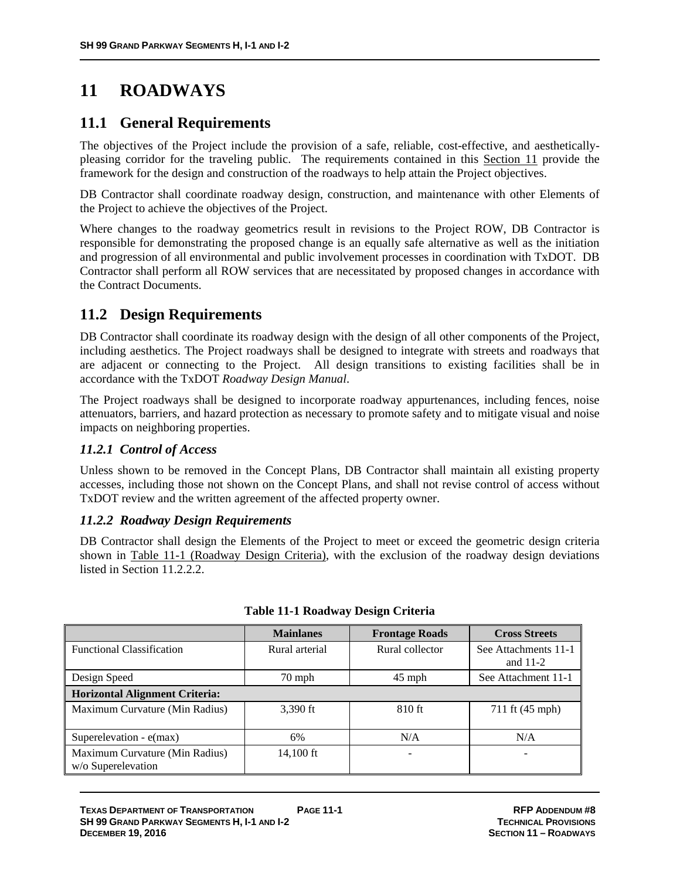# 11 ROADWAYS

## 11.1 General Requirements

The objectives of the Project include the provision of a safe, reliable, cost-effective, and aesthetically-pleasing corridor for the traveling public. The requirements contained in this Section 11 provide the framework for the design and construction of the roadways to help attain the Project objectives.

DB Contractor shall coordinate roadway design, construction, and maintenance with other Elements of the Project to achieve the objectives of the Project.

Where changes to the roadway geometrics result in revisions to the Project ROW, DB Contractor is responsible for demonstrating the proposed change is an equally safe alternative as well as the initiation and progression of all environmental and public involvement processes in coordination with TxDOT. DB Contractor shall perform all ROW services that are necessitated by proposed changes in accordance with the Contract Documents.

## 11.2 Design Requirements

DB Contractor shall coordinate its roadway design with the design of all other components of the Project, including aesthetics. The Project roadways shall be designed to integrate with streets and roadways that are adjacent or connecting to the Project. All design transitions to existing facilities shall be in accordance with the TxDOT *Roadway Design Manual*.

The Project roadways shall be designed to incorporate roadway appurtenances, including fences, noise attenuators, barriers, and hazard protection as necessary to promote safety and to mitigate visual and noise impacts on neighboring properties.

### *11.2.1 Control of Access*

Unless shown to be removed in the Concept Plans, DB Contractor shall maintain all existing property accesses, including those not shown on the Concept Plans, and shall not revise control of access without TxDOT review and the written agreement of the affected property owner.

### *11.2.2 Roadway Design Requirements*

DB Contractor shall design the Elements of the Project to meet or exceed the geometric design criteria shown in Table 11-1 (Roadway Design Criteria), with the exclusion of the roadway design deviations listed in Section 11.2.2.2.

**Table 11-1 Roadway Design Criteria**

| | Mainlanes | Frontage Roads | Cross Streets |
|---|---|---|---|
| Functional Classification | Rural arterial | Rural collector | See Attachments 11-1 and 11-2 |
| Design Speed | 70 mph | 45 mph | See Attachment 11-1 |
| **Horizontal Alignment Criteria:** | | | |
| Maximum Curvature (Min Radius) | 3,390 ft | 810 ft | 711 ft (45 mph) |
| Superelevation - e(max) | 6% | N/A | N/A |
| Maximum Curvature (Min Radius) w/o Superelevation | 14,100 ft | - | - |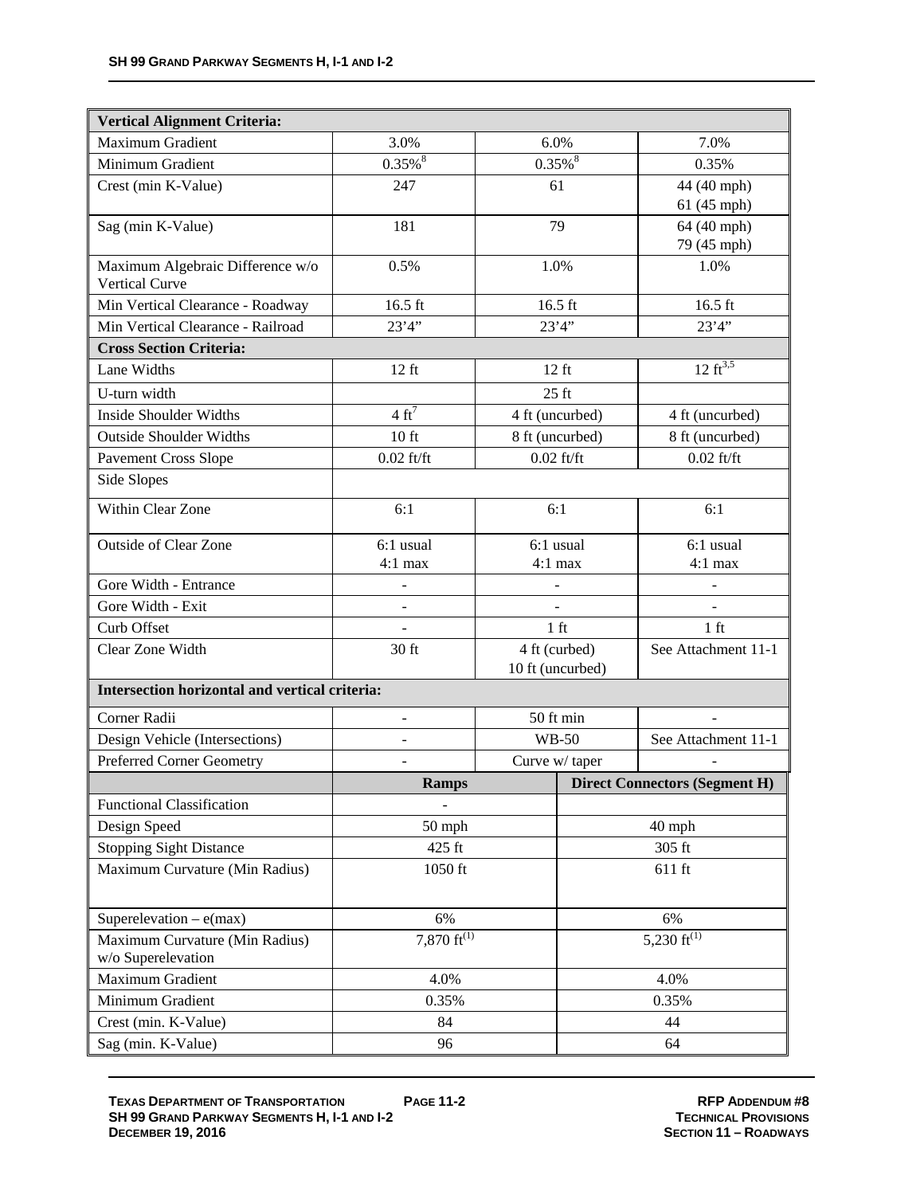| Vertical Alignment Criteria: | | | |
|---|---|---|---|
| Maximum Gradient | 3.0% | 6.0% | 7.0% |
| Minimum Gradient | 0.35%[8] | 0.35%[8] | 0.35% |
| Crest (min K-Value) | 247 | 61 | 44 (40 mph)<br>61 (45 mph) |
| Sag (min K-Value) | 181 | 79 | 64 (40 mph)<br>79 (45 mph) |
| Maximum Algebraic Difference w/o Vertical Curve | 0.5% | 1.0% | 1.0% |
| Min Vertical Clearance - Roadway | 16.5 ft | 16.5 ft | 16.5 ft |
| Min Vertical Clearance - Railroad | 23'4" | 23'4" | 23'4" |
| **Cross Section Criteria:** | | | |
| Lane Widths | 12 ft | 12 ft | 12 ft[3,5] |
| U-turn width | | 25 ft | |
| Inside Shoulder Widths | 4 ft[7] | 4 ft (uncurbed) | 4 ft (uncurbed) |
| Outside Shoulder Widths | 10 ft | 8 ft (uncurbed) | 8 ft (uncurbed) |
| Pavement Cross Slope | 0.02 ft/ft | 0.02 ft/ft | 0.02 ft/ft |
| Side Slopes | | | |
| Within Clear Zone | 6:1 | 6:1 | 6:1 |
| Outside of Clear Zone | 6:1 usual<br>4:1 max | 6:1 usual<br>4:1 max | 6:1 usual<br>4:1 max |
| Gore Width - Entrance | - | - | - |
| Gore Width - Exit | - | - | - |
| Curb Offset | - | 1 ft | 1 ft |
| Clear Zone Width | 30 ft | 4 ft (curbed)<br>10 ft (uncurbed) | See Attachment 11-1 |
| **Intersection horizontal and vertical criteria:** | | | |
| Corner Radii | - | 50 ft min | - |
| Design Vehicle (Intersections) | - | WB-50 | See Attachment 11-1 |
| Preferred Corner Geometry | - | Curve w/ taper | - |

| | Ramps | Direct Connectors (Segment H) |
|---|---|---|
| Functional Classification | - | |
| Design Speed | 50 mph | 40 mph |
| Stopping Sight Distance | 425 ft | 305 ft |
| Maximum Curvature (Min Radius) | 1050 ft | 611 ft |
| Superelevation – e(max) | 6% | 6% |
| Maximum Curvature (Min Radius) w/o Superelevation | 7,870 ft[(1)] | 5,230 ft[(1)] |
| Maximum Gradient | 4.0% | 4.0% |
| Minimum Gradient | 0.35% | 0.35% |
| Crest (min. K-Value) | 84 | 44 |
| Sag (min. K-Value) | 96 | 64 |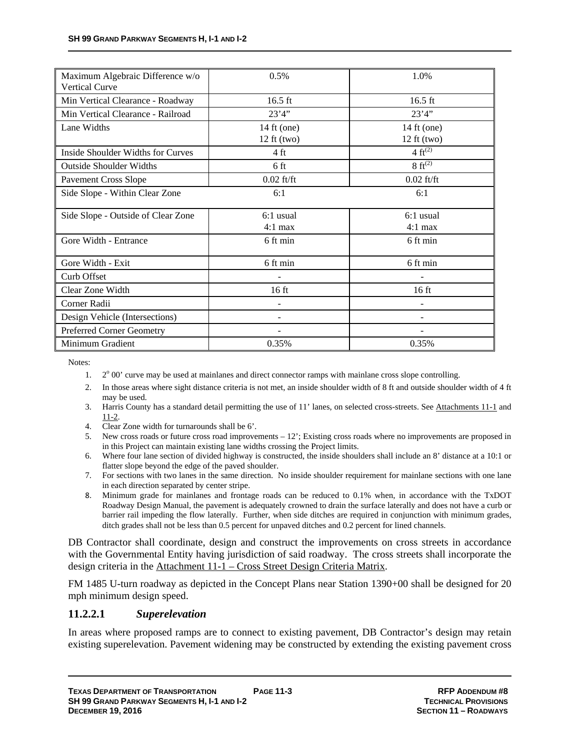| Maximum Algebraic Difference w/o Vertical Curve | 0.5% | 1.0% |
|---|---|---|
| Min Vertical Clearance - Roadway | 16.5 ft | 16.5 ft |
| Min Vertical Clearance - Railroad | 23'4" | 23'4" |
| Lane Widths | 14 ft (one)<br>12 ft (two) | 14 ft (one)<br>12 ft (two) |
| Inside Shoulder Widths for Curves | 4 ft | 4 ft[(2)] |
| Outside Shoulder Widths | 6 ft | 8 ft[(2)] |
| Pavement Cross Slope | 0.02 ft/ft | 0.02 ft/ft |
| Side Slope - Within Clear Zone | 6:1 | 6:1 |
| Side Slope - Outside of Clear Zone | 6:1 usual<br>4:1 max | 6:1 usual<br>4:1 max |
| Gore Width - Entrance | 6 ft min | 6 ft min |
| Gore Width - Exit | 6 ft min | 6 ft min |
| Curb Offset | - | - |
| Clear Zone Width | 16 ft | 16 ft |
| Corner Radii | - | - |
| Design Vehicle (Intersections) | - | - |
| Preferred Corner Geometry | - | - |
| Minimum Gradient | 0.35% | 0.35% |

Notes:

1. 2° 00' curve may be used at mainlanes and direct connector ramps with mainlane cross slope controlling.
2. In those areas where sight distance criteria is not met, an inside shoulder width of 8 ft and outside shoulder width of 4 ft may be used.
3. Harris County has a standard detail permitting the use of 11' lanes, on selected cross-streets. See Attachments 11-1 and 11-2.
4. Clear Zone width for turnarounds shall be 6'.
5. New cross roads or future cross road improvements – 12'; Existing cross roads where no improvements are proposed in in this Project can maintain existing lane widths crossing the Project limits.
6. Where four lane section of divided highway is constructed, the inside shoulders shall include an 8' distance at a 10:1 or flatter slope beyond the edge of the paved shoulder.
7. For sections with two lanes in the same direction. No inside shoulder requirement for mainlane sections with one lane in each direction separated by center stripe.
8. Minimum grade for mainlanes and frontage roads can be reduced to 0.1% when, in accordance with the TxDOT Roadway Design Manual, the pavement is adequately crowned to drain the surface laterally and does not have a curb or barrier rail impeding the flow laterally. Further, when side ditches are required in conjunction with minimum grades, ditch grades shall not be less than 0.5 percent for unpaved ditches and 0.2 percent for lined channels.

DB Contractor shall coordinate, design and construct the improvements on cross streets in accordance with the Governmental Entity having jurisdiction of said roadway. The cross streets shall incorporate the design criteria in the Attachment 11-1 – Cross Street Design Criteria Matrix.

FM 1485 U-turn roadway as depicted in the Concept Plans near Station 1390+00 shall be designed for 20 mph minimum design speed.

### 11.2.2.1 *Superelevation*

In areas where proposed ramps are to connect to existing pavement, DB Contractor's design may retain existing superelevation. Pavement widening may be constructed by extending the existing pavement cross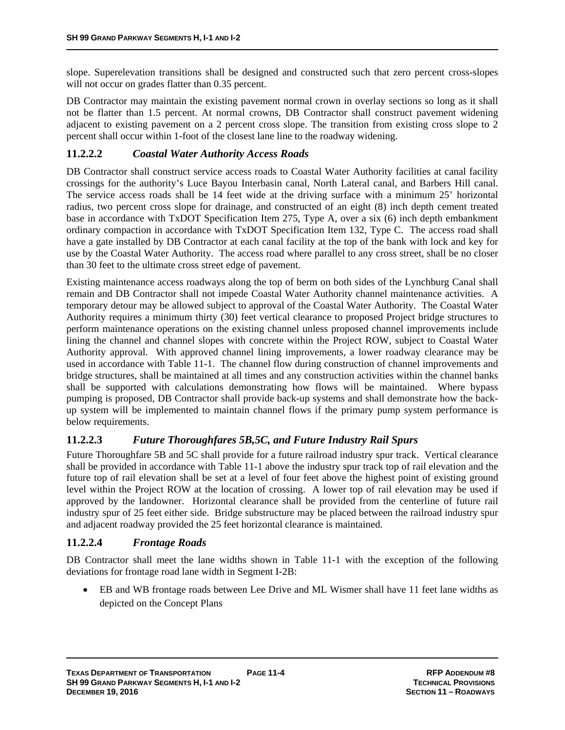slope. Superelevation transitions shall be designed and constructed such that zero percent cross-slopes will not occur on grades flatter than 0.35 percent.

DB Contractor may maintain the existing pavement normal crown in overlay sections so long as it shall not be flatter than 1.5 percent. At normal crowns, DB Contractor shall construct pavement widening adjacent to existing pavement on a 2 percent cross slope. The transition from existing cross slope to 2 percent shall occur within 1-foot of the closest lane line to the roadway widening.

### 11.2.2.2 *Coastal Water Authority Access Roads*

DB Contractor shall construct service access roads to Coastal Water Authority facilities at canal facility crossings for the authority's Luce Bayou Interbasin canal, North Lateral canal, and Barbers Hill canal. The service access roads shall be 14 feet wide at the driving surface with a minimum 25' horizontal radius, two percent cross slope for drainage, and constructed of an eight (8) inch depth cement treated base in accordance with TxDOT Specification Item 275, Type A, over a six (6) inch depth embankment ordinary compaction in accordance with TxDOT Specification Item 132, Type C. The access road shall have a gate installed by DB Contractor at each canal facility at the top of the bank with lock and key for use by the Coastal Water Authority. The access road where parallel to any cross street, shall be no closer than 30 feet to the ultimate cross street edge of pavement.

Existing maintenance access roadways along the top of berm on both sides of the Lynchburg Canal shall remain and DB Contractor shall not impede Coastal Water Authority channel maintenance activities. A temporary detour may be allowed subject to approval of the Coastal Water Authority. The Coastal Water Authority requires a minimum thirty (30) feet vertical clearance to proposed Project bridge structures to perform maintenance operations on the existing channel unless proposed channel improvements include lining the channel and channel slopes with concrete within the Project ROW, subject to Coastal Water Authority approval. With approved channel lining improvements, a lower roadway clearance may be used in accordance with Table 11-1. The channel flow during construction of channel improvements and bridge structures, shall be maintained at all times and any construction activities within the channel banks shall be supported with calculations demonstrating how flows will be maintained. Where bypass pumping is proposed, DB Contractor shall provide back-up systems and shall demonstrate how the back-up system will be implemented to maintain channel flows if the primary pump system performance is below requirements.

### 11.2.2.3 *Future Thoroughfares 5B,5C, and Future Industry Rail Spurs*

Future Thoroughfare 5B and 5C shall provide for a future railroad industry spur track. Vertical clearance shall be provided in accordance with Table 11-1 above the industry spur track top of rail elevation and the future top of rail elevation shall be set at a level of four feet above the highest point of existing ground level within the Project ROW at the location of crossing. A lower top of rail elevation may be used if approved by the landowner. Horizontal clearance shall be provided from the centerline of future rail industry spur of 25 feet either side. Bridge substructure may be placed between the railroad industry spur and adjacent roadway provided the 25 feet horizontal clearance is maintained.

### 11.2.2.4 *Frontage Roads*

DB Contractor shall meet the lane widths shown in Table 11-1 with the exception of the following deviations for frontage road lane width in Segment I-2B:

- EB and WB frontage roads between Lee Drive and ML Wismer shall have 11 feet lane widths as depicted on the Concept Plans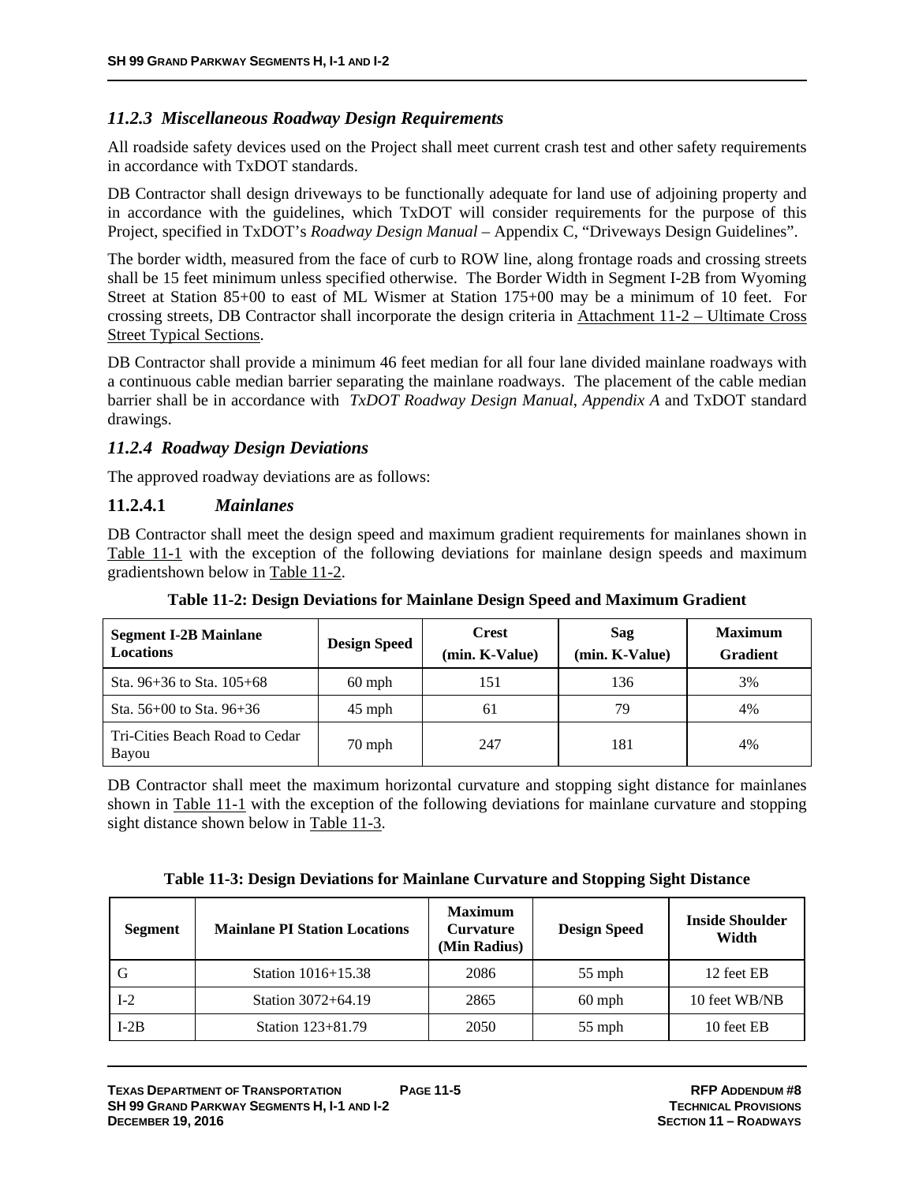### 11.2.3 Miscellaneous Roadway Design Requirements

All roadside safety devices used on the Project shall meet current crash test and other safety requirements in accordance with TxDOT standards.

DB Contractor shall design driveways to be functionally adequate for land use of adjoining property and in accordance with the guidelines, which TxDOT will consider requirements for the purpose of this Project, specified in TxDOT's *Roadway Design Manual* – Appendix C, "Driveways Design Guidelines".

The border width, measured from the face of curb to ROW line, along frontage roads and crossing streets shall be 15 feet minimum unless specified otherwise. The Border Width in Segment I-2B from Wyoming Street at Station 85+00 to east of ML Wismer at Station 175+00 may be a minimum of 10 feet. For crossing streets, DB Contractor shall incorporate the design criteria in Attachment 11-2 – Ultimate Cross Street Typical Sections.

DB Contractor shall provide a minimum 46 feet median for all four lane divided mainlane roadways with a continuous cable median barrier separating the mainlane roadways. The placement of the cable median barrier shall be in accordance with *TxDOT Roadway Design Manual*, *Appendix A* and TxDOT standard drawings.

### 11.2.4 Roadway Design Deviations

The approved roadway deviations are as follows:

#### 11.2.4.1 *Mainlanes*

DB Contractor shall meet the design speed and maximum gradient requirements for mainlanes shown in Table 11-1 with the exception of the following deviations for mainlane design speeds and maximum gradientshown below in Table 11-2.

**Table 11-2: Design Deviations for Mainlane Design Speed and Maximum Gradient**

| Segment I-2B Mainlane Locations | Design Speed | Crest (min. K-Value) | Sag (min. K-Value) | Maximum Gradient |
|---|---|---|---|---|
| Sta. 96+36 to Sta. 105+68 | 60 mph | 151 | 136 | 3% |
| Sta. 56+00 to Sta. 96+36 | 45 mph | 61 | 79 | 4% |
| Tri-Cities Beach Road to Cedar Bayou | 70 mph | 247 | 181 | 4% |

DB Contractor shall meet the maximum horizontal curvature and stopping sight distance for mainlanes shown in Table 11-1 with the exception of the following deviations for mainlane curvature and stopping sight distance shown below in Table 11-3.

**Table 11-3: Design Deviations for Mainlane Curvature and Stopping Sight Distance**

| Segment | Mainlane PI Station Locations | Maximum Curvature (Min Radius) | Design Speed | Inside Shoulder Width |
|---|---|---|---|---|
| G | Station 1016+15.38 | 2086 | 55 mph | 12 feet EB |
| I-2 | Station 3072+64.19 | 2865 | 60 mph | 10 feet WB/NB |
| I-2B | Station 123+81.79 | 2050 | 55 mph | 10 feet EB |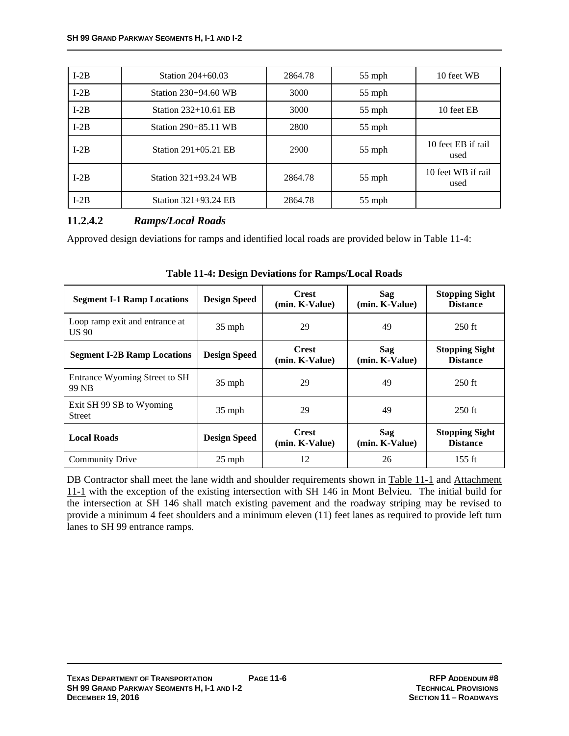| I-2B | Station 204+60.03 | 2864.78 | 55 mph | 10 feet WB |
| --- | --- | --- | --- | --- |
| I-2B | Station 230+94.60 WB | 3000 | 55 mph | |
| I-2B | Station 232+10.61 EB | 3000 | 55 mph | 10 feet EB |
| I-2B | Station 290+85.11 WB | 2800 | 55 mph | |
| I-2B | Station 291+05.21 EB | 2900 | 55 mph | 10 feet EB if rail used |
| I-2B | Station 321+93.24 WB | 2864.78 | 55 mph | 10 feet WB if rail used |
| I-2B | Station 321+93.24 EB | 2864.78 | 55 mph | |

### 11.2.4.2 *Ramps/Local Roads*

Approved design deviations for ramps and identified local roads are provided below in Table 11-4:

**Table 11-4: Design Deviations for Ramps/Local Roads**

| Segment I-1 Ramp Locations | Design Speed | Crest (min. K-Value) | Sag (min. K-Value) | Stopping Sight Distance |
| --- | --- | --- | --- | --- |
| Loop ramp exit and entrance at US 90 | 35 mph | 29 | 49 | 250 ft |
| **Segment I-2B Ramp Locations** | **Design Speed** | **Crest (min. K-Value)** | **Sag (min. K-Value)** | **Stopping Sight Distance** |
| Entrance Wyoming Street to SH 99 NB | 35 mph | 29 | 49 | 250 ft |
| Exit SH 99 SB to Wyoming Street | 35 mph | 29 | 49 | 250 ft |
| **Local Roads** | **Design Speed** | **Crest (min. K-Value)** | **Sag (min. K-Value)** | **Stopping Sight Distance** |
| Community Drive | 25 mph | 12 | 26 | 155 ft |

DB Contractor shall meet the lane width and shoulder requirements shown in Table 11-1 and Attachment 11-1 with the exception of the existing intersection with SH 146 in Mont Belvieu. The initial build for the intersection at SH 146 shall match existing pavement and the roadway striping may be revised to provide a minimum 4 feet shoulders and a minimum eleven (11) feet lanes as required to provide left turn lanes to SH 99 entrance ramps.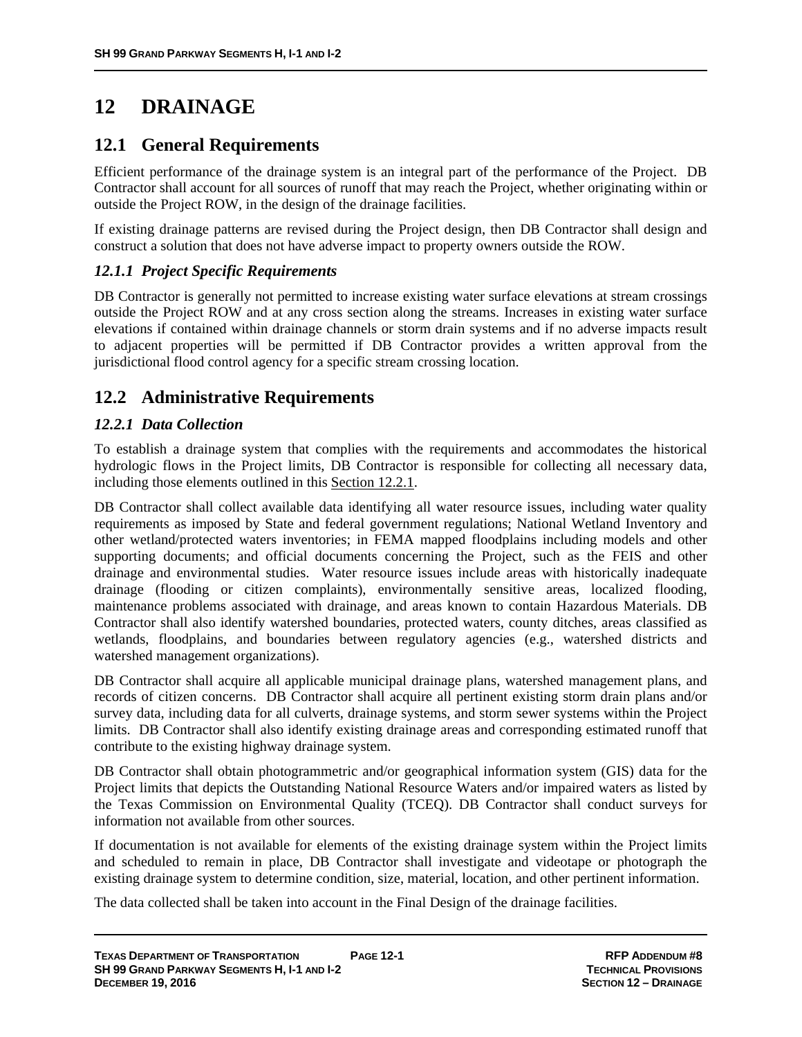# 12 DRAINAGE

## 12.1 General Requirements

Efficient performance of the drainage system is an integral part of the performance of the Project. DB Contractor shall account for all sources of runoff that may reach the Project, whether originating within or outside the Project ROW, in the design of the drainage facilities.

If existing drainage patterns are revised during the Project design, then DB Contractor shall design and construct a solution that does not have adverse impact to property owners outside the ROW.

### *12.1.1 Project Specific Requirements*

DB Contractor is generally not permitted to increase existing water surface elevations at stream crossings outside the Project ROW and at any cross section along the streams. Increases in existing water surface elevations if contained within drainage channels or storm drain systems and if no adverse impacts result to adjacent properties will be permitted if DB Contractor provides a written approval from the jurisdictional flood control agency for a specific stream crossing location.

## 12.2 Administrative Requirements

### *12.2.1 Data Collection*

To establish a drainage system that complies with the requirements and accommodates the historical hydrologic flows in the Project limits, DB Contractor is responsible for collecting all necessary data, including those elements outlined in this Section 12.2.1.

DB Contractor shall collect available data identifying all water resource issues, including water quality requirements as imposed by State and federal government regulations; National Wetland Inventory and other wetland/protected waters inventories; in FEMA mapped floodplains including models and other supporting documents; and official documents concerning the Project, such as the FEIS and other drainage and environmental studies. Water resource issues include areas with historically inadequate drainage (flooding or citizen complaints), environmentally sensitive areas, localized flooding, maintenance problems associated with drainage, and areas known to contain Hazardous Materials. DB Contractor shall also identify watershed boundaries, protected waters, county ditches, areas classified as wetlands, floodplains, and boundaries between regulatory agencies (e.g., watershed districts and watershed management organizations).

DB Contractor shall acquire all applicable municipal drainage plans, watershed management plans, and records of citizen concerns. DB Contractor shall acquire all pertinent existing storm drain plans and/or survey data, including data for all culverts, drainage systems, and storm sewer systems within the Project limits. DB Contractor shall also identify existing drainage areas and corresponding estimated runoff that contribute to the existing highway drainage system.

DB Contractor shall obtain photogrammetric and/or geographical information system (GIS) data for the Project limits that depicts the Outstanding National Resource Waters and/or impaired waters as listed by the Texas Commission on Environmental Quality (TCEQ). DB Contractor shall conduct surveys for information not available from other sources.

If documentation is not available for elements of the existing drainage system within the Project limits and scheduled to remain in place, DB Contractor shall investigate and videotape or photograph the existing drainage system to determine condition, size, material, location, and other pertinent information.

The data collected shall be taken into account in the Final Design of the drainage facilities.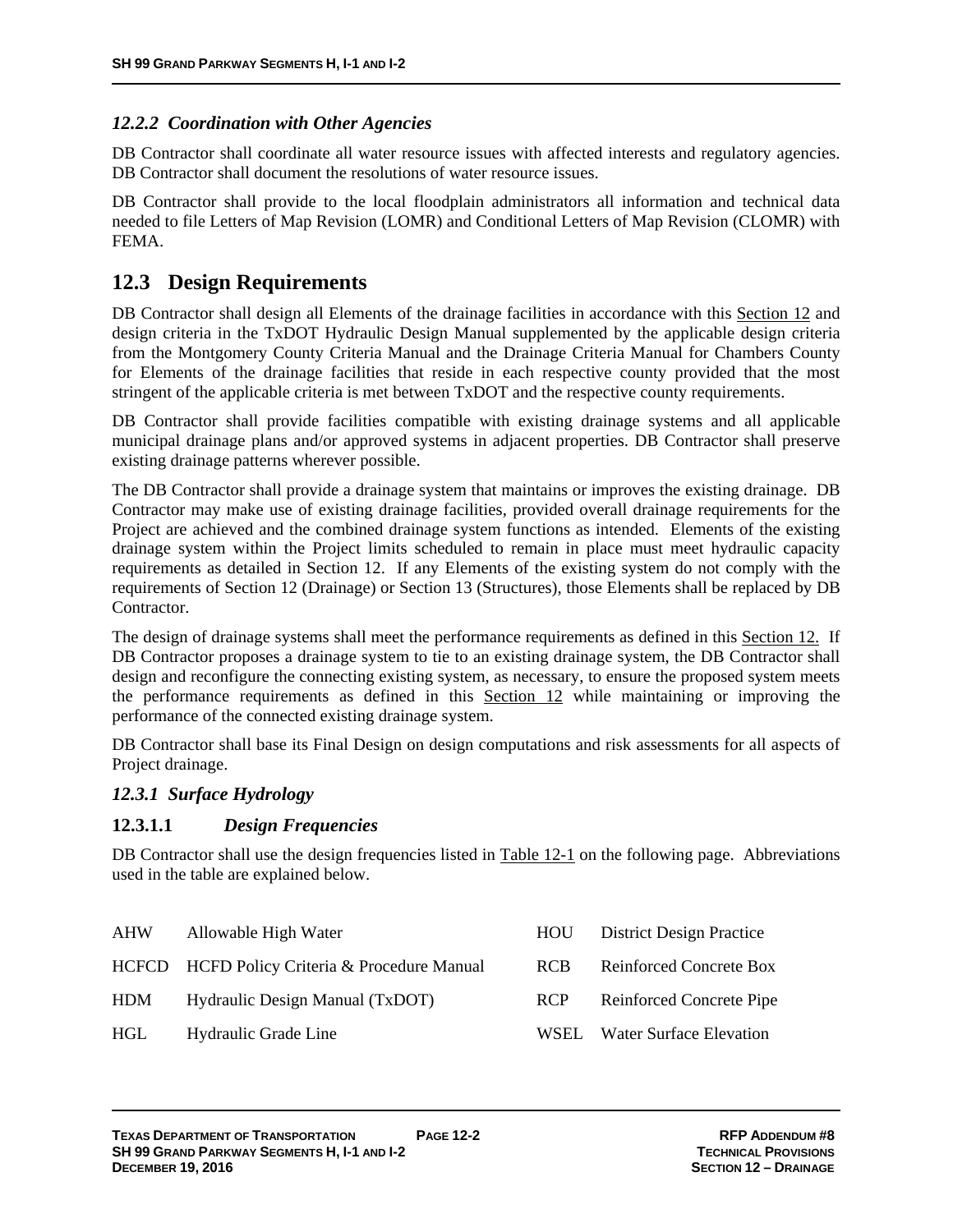### *12.2.2 Coordination with Other Agencies*

DB Contractor shall coordinate all water resource issues with affected interests and regulatory agencies. DB Contractor shall document the resolutions of water resource issues.

DB Contractor shall provide to the local floodplain administrators all information and technical data needed to file Letters of Map Revision (LOMR) and Conditional Letters of Map Revision (CLOMR) with FEMA.

## 12.3 Design Requirements

DB Contractor shall design all Elements of the drainage facilities in accordance with this Section 12 and design criteria in the TxDOT Hydraulic Design Manual supplemented by the applicable design criteria from the Montgomery County Criteria Manual and the Drainage Criteria Manual for Chambers County for Elements of the drainage facilities that reside in each respective county provided that the most stringent of the applicable criteria is met between TxDOT and the respective county requirements.

DB Contractor shall provide facilities compatible with existing drainage systems and all applicable municipal drainage plans and/or approved systems in adjacent properties. DB Contractor shall preserve existing drainage patterns wherever possible.

The DB Contractor shall provide a drainage system that maintains or improves the existing drainage. DB Contractor may make use of existing drainage facilities, provided overall drainage requirements for the Project are achieved and the combined drainage system functions as intended. Elements of the existing drainage system within the Project limits scheduled to remain in place must meet hydraulic capacity requirements as detailed in Section 12. If any Elements of the existing system do not comply with the requirements of Section 12 (Drainage) or Section 13 (Structures), those Elements shall be replaced by DB Contractor.

The design of drainage systems shall meet the performance requirements as defined in this Section 12. If DB Contractor proposes a drainage system to tie to an existing drainage system, the DB Contractor shall design and reconfigure the connecting existing system, as necessary, to ensure the proposed system meets the performance requirements as defined in this Section 12 while maintaining or improving the performance of the connected existing drainage system.

DB Contractor shall base its Final Design on design computations and risk assessments for all aspects of Project drainage.

### *12.3.1 Surface Hydrology*

#### 12.3.1.1 *Design Frequencies*

DB Contractor shall use the design frequencies listed in Table 12-1 on the following page. Abbreviations used in the table are explained below.

| | | | |
|---|---|---|---|
| AHW | Allowable High Water | HOU | District Design Practice |
| HCFCD | HCFD Policy Criteria & Procedure Manual | RCB | Reinforced Concrete Box |
| HDM | Hydraulic Design Manual (TxDOT) | RCP | Reinforced Concrete Pipe |
| HGL | Hydraulic Grade Line | WSEL | Water Surface Elevation |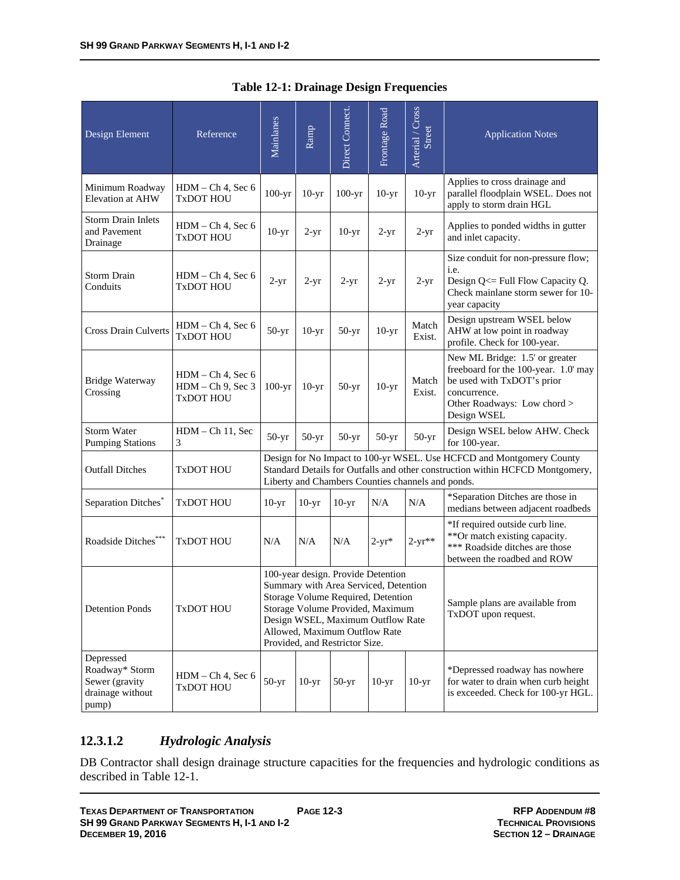**Table 12-1: Drainage Design Frequencies**

| Design Element | Reference | Mainlanes | Ramp | Direct Connect. | Frontage Road | Arterial / Cross Street | Application Notes |
|---|---|---|---|---|---|---|---|
| Minimum Roadway Elevation at AHW | HDM – Ch 4, Sec 6 TxDOT HOU | 100-yr | 10-yr | 100-yr | 10-yr | 10-yr | Applies to cross drainage and parallel floodplain WSEL. Does not apply to storm drain HGL |
| Storm Drain Inlets and Pavement Drainage | HDM – Ch 4, Sec 6 TxDOT HOU | 10-yr | 2-yr | 10-yr | 2-yr | 2-yr | Applies to ponded widths in gutter and inlet capacity. |
| Storm Drain Conduits | HDM – Ch 4, Sec 6 TxDOT HOU | 2-yr | 2-yr | 2-yr | 2-yr | 2-yr | Size conduit for non-pressure flow; i.e. Design Q<= Full Flow Capacity Q. Check mainlane storm sewer for 10-year capacity |
| Cross Drain Culverts | HDM – Ch 4, Sec 6 TxDOT HOU | 50-yr | 10-yr | 50-yr | 10-yr | Match Exist. | Design upstream WSEL below AHW at low point in roadway profile. Check for 100-year. |
| Bridge Waterway Crossing | HDM – Ch 4, Sec 6 HDM – Ch 9, Sec 3 TxDOT HOU | 100-yr | 10-yr | 50-yr | 10-yr | Match Exist. | New ML Bridge: 1.5' or greater freeboard for the 100-year. 1.0' may be used with TxDOT's prior concurrence. Other Roadways: Low chord > Design WSEL |
| Storm Water Pumping Stations | HDM – Ch 11, Sec 3 | 50-yr | 50-yr | 50-yr | 50-yr | 50-yr | Design WSEL below AHW. Check for 100-year. |
| Outfall Ditches | TxDOT HOU | Design for No Impact to 100-yr WSEL. Use HCFCD and Montgomery County Standard Details for Outfalls and other construction within HCFCD Montgomery, Liberty and Chambers Counties channels and ponds. | | | | | |
| Separation Ditches* | TxDOT HOU | 10-yr | 10-yr | 10-yr | N/A | N/A | *Separation Ditches are those in medians between adjacent roadbeds |
| Roadside Ditches*** | TxDOT HOU | N/A | N/A | N/A | 2-yr* | 2-yr** | *If required outside curb line. **Or match existing capacity. *** Roadside ditches are those between the roadbed and ROW |
| Detention Ponds | TxDOT HOU | 100-year design. Provide Detention Summary with Area Serviced, Detention Storage Volume Required, Detention Storage Volume Provided, Maximum Design WSEL, Maximum Outflow Rate Allowed, Maximum Outflow Rate Provided, and Restrictor Size. | | | | | Sample plans are available from TxDOT upon request. |
| Depressed Roadway* Storm Sewer (gravity drainage without pump) | HDM – Ch 4, Sec 6 TxDOT HOU | 50-yr | 10-yr | 50-yr | 10-yr | 10-yr | *Depressed roadway has nowhere for water to drain when curb height is exceeded. Check for 100-yr HGL. |

### 12.3.1.2 *Hydrologic Analysis*

DB Contractor shall design drainage structure capacities for the frequencies and hydrologic conditions as described in Table 12-1.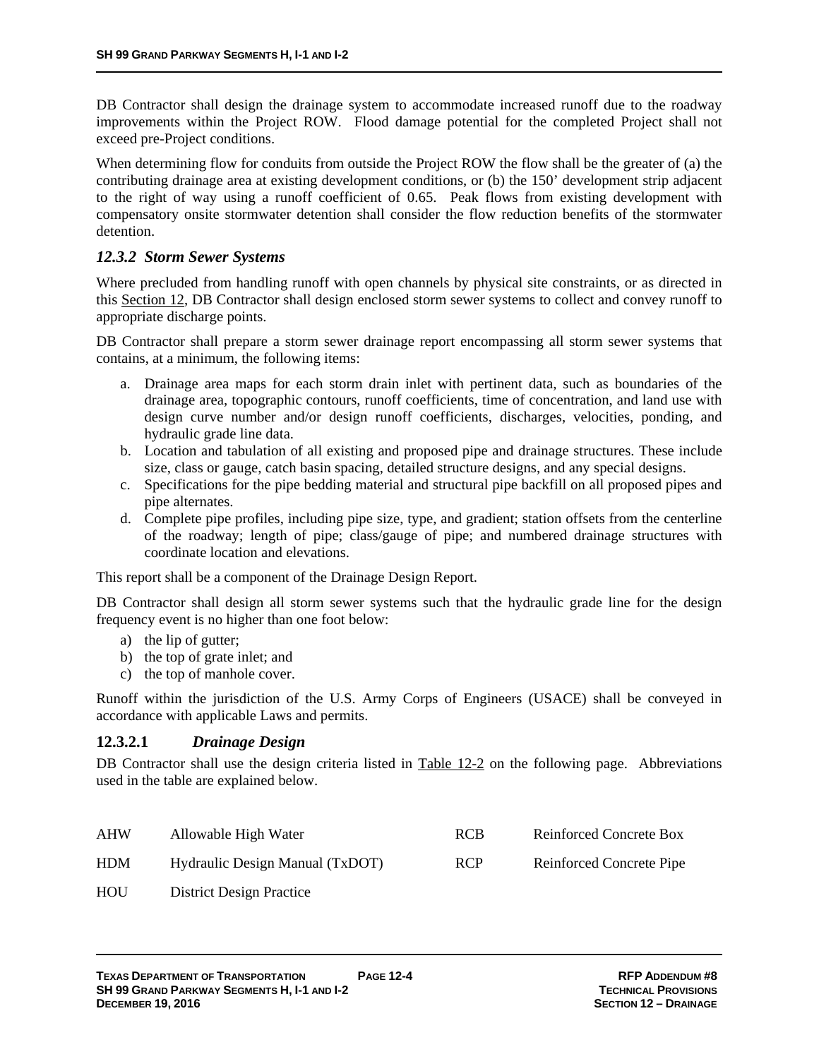DB Contractor shall design the drainage system to accommodate increased runoff due to the roadway improvements within the Project ROW. Flood damage potential for the completed Project shall not exceed pre-Project conditions.

When determining flow for conduits from outside the Project ROW the flow shall be the greater of (a) the contributing drainage area at existing development conditions, or (b) the 150' development strip adjacent to the right of way using a runoff coefficient of 0.65. Peak flows from existing development with compensatory onsite stormwater detention shall consider the flow reduction benefits of the stormwater detention.

### *12.3.2 Storm Sewer Systems*

Where precluded from handling runoff with open channels by physical site constraints, or as directed in this Section 12, DB Contractor shall design enclosed storm sewer systems to collect and convey runoff to appropriate discharge points.

DB Contractor shall prepare a storm sewer drainage report encompassing all storm sewer systems that contains, at a minimum, the following items:

a. Drainage area maps for each storm drain inlet with pertinent data, such as boundaries of the drainage area, topographic contours, runoff coefficients, time of concentration, and land use with design curve number and/or design runoff coefficients, discharges, velocities, ponding, and hydraulic grade line data.
b. Location and tabulation of all existing and proposed pipe and drainage structures. These include size, class or gauge, catch basin spacing, detailed structure designs, and any special designs.
c. Specifications for the pipe bedding material and structural pipe backfill on all proposed pipes and pipe alternates.
d. Complete pipe profiles, including pipe size, type, and gradient; station offsets from the centerline of the roadway; length of pipe; class/gauge of pipe; and numbered drainage structures with coordinate location and elevations.

This report shall be a component of the Drainage Design Report.

DB Contractor shall design all storm sewer systems such that the hydraulic grade line for the design frequency event is no higher than one foot below:

a) the lip of gutter;
b) the top of grate inlet; and
c) the top of manhole cover.

Runoff within the jurisdiction of the U.S. Army Corps of Engineers (USACE) shall be conveyed in accordance with applicable Laws and permits.

#### 12.3.2.1 *Drainage Design*

DB Contractor shall use the design criteria listed in Table 12-2 on the following page. Abbreviations used in the table are explained below.

| | | | |
|---|---|---|---|
| AHW | Allowable High Water | RCB | Reinforced Concrete Box |
| HDM | Hydraulic Design Manual (TxDOT) | RCP | Reinforced Concrete Pipe |
| HOU | District Design Practice | | |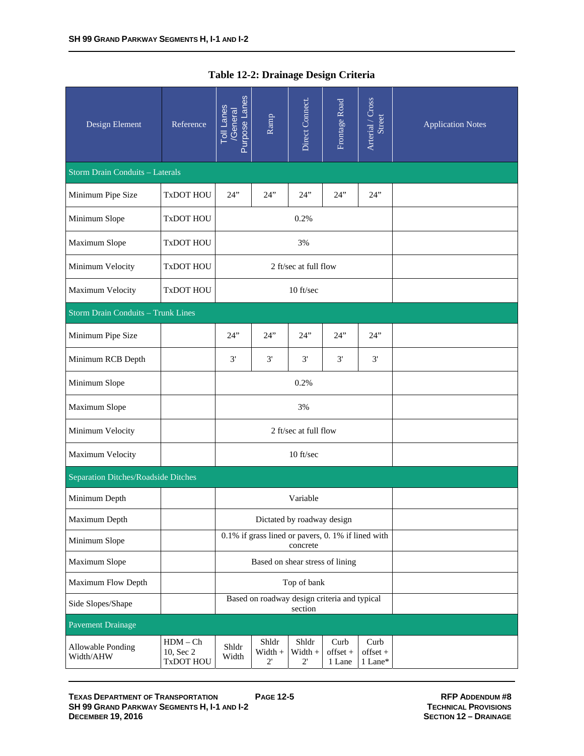**Table 12-2: Drainage Design Criteria**

| Design Element | Reference | Toll Lanes /General Purpose Lanes | Ramp | Direct Connect. | Frontage Road | Arterial / Cross Street | Application Notes |
|---|---|---|---|---|---|---|---|
| Storm Drain Conduits – Laterals | | | | | | | |
| Minimum Pipe Size | TxDOT HOU | 24" | 24" | 24" | 24" | 24" | |
| Minimum Slope | TxDOT HOU | 0.2% | | | | | |
| Maximum Slope | TxDOT HOU | 3% | | | | | |
| Minimum Velocity | TxDOT HOU | 2 ft/sec at full flow | | | | | |
| Maximum Velocity | TxDOT HOU | 10 ft/sec | | | | | |
| Storm Drain Conduits – Trunk Lines | | | | | | | |
| Minimum Pipe Size | | 24" | 24" | 24" | 24" | 24" | |
| Minimum RCB Depth | | 3' | 3' | 3' | 3' | 3' | |
| Minimum Slope | | 0.2% | | | | | |
| Maximum Slope | | 3% | | | | | |
| Minimum Velocity | | 2 ft/sec at full flow | | | | | |
| Maximum Velocity | | 10 ft/sec | | | | | |
| Separation Ditches/Roadside Ditches | | | | | | | |
| Minimum Depth | | Variable | | | | | |
| Maximum Depth | | Dictated by roadway design | | | | | |
| Minimum Slope | | 0.1% if grass lined or pavers, 0. 1% if lined with concrete | | | | | |
| Maximum Slope | | Based on shear stress of lining | | | | | |
| Maximum Flow Depth | | Top of bank | | | | | |
| Side Slopes/Shape | | Based on roadway design criteria and typical section | | | | | |
| Pavement Drainage | | | | | | | |
| Allowable Ponding Width/AHW | HDM – Ch 10, Sec 2 TxDOT HOU | Shldr Width | Shldr Width + 2' | Shldr Width + 2' | Curb offset + 1 Lane | Curb offset + 1 Lane* | |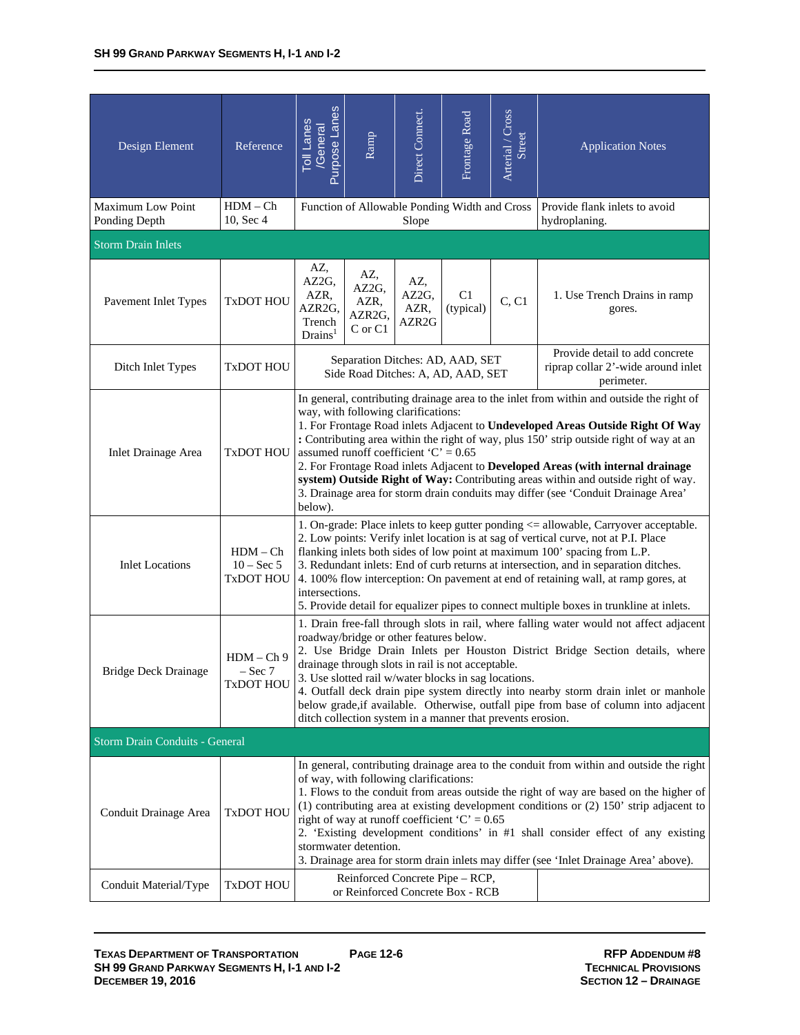| Design Element | Reference | Toll Lanes /General Purpose Lanes | Ramp | Direct Connect. | Frontage Road | Arterial / Cross Street | Application Notes |
|---|---|---|---|---|---|---|---|
| Maximum Low Point Ponding Depth | HDM – Ch 10, Sec 4 | Function of Allowable Ponding Width and Cross Slope | | | | | Provide flank inlets to avoid hydroplaning. |
| **Storm Drain Inlets** | | | | | | | |
| Pavement Inlet Types | TxDOT HOU | AZ, AZ2G, AZR, AZR2G, Trench Drains[1] | AZ, AZ2G, AZR, AZR2G, C or C1 | AZ, AZ2G, AZR, AZR2G | C1 (typical) | C, C1 | 1. Use Trench Drains in ramp gores. |
| Ditch Inlet Types | TxDOT HOU | Separation Ditches: AD, AAD, SET<br>Side Road Ditches: A, AD, AAD, SET | | | | | Provide detail to add concrete riprap collar 2'-wide around inlet perimeter. |
| Inlet Drainage Area | TxDOT HOU | In general, contributing drainage area to the inlet from within and outside the right of way, with following clarifications:<br>1. For Frontage Road inlets Adjacent to **Undeveloped Areas Outside Right Of Way :** Contributing area within the right of way, plus 150' strip outside right of way at an assumed runoff coefficient 'C' = 0.65<br>2. For Frontage Road inlets Adjacent to **Developed Areas (with internal drainage system) Outside Right of Way:** Contributing areas within and outside right of way.<br>3. Drainage area for storm drain conduits may differ (see 'Conduit Drainage Area' below). | | | | | |
| Inlet Locations | HDM – Ch 10 – Sec 5 TxDOT HOU | 1. On-grade: Place inlets to keep gutter ponding <= allowable, Carryover acceptable.<br>2. Low points: Verify inlet location is at sag of vertical curve, not at P.I. Place flanking inlets both sides of low point at maximum 100' spacing from L.P.<br>3. Redundant inlets: End of curb returns at intersection, and in separation ditches.<br>4. 100% flow interception: On pavement at end of retaining wall, at ramp gores, at intersections.<br>5. Provide detail for equalizer pipes to connect multiple boxes in trunkline at inlets. | | | | | |
| Bridge Deck Drainage | HDM – Ch 9 – Sec 7 TxDOT HOU | 1. Drain free-fall through slots in rail, where falling water would not affect adjacent roadway/bridge or other features below.<br>2. Use Bridge Drain Inlets per Houston District Bridge Section details, where drainage through slots in rail is not acceptable.<br>3. Use slotted rail w/water blocks in sag locations.<br>4. Outfall deck drain pipe system directly into nearby storm drain inlet or manhole below grade,if available. Otherwise, outfall pipe from base of column into adjacent ditch collection system in a manner that prevents erosion. | | | | | |
| **Storm Drain Conduits - General** | | | | | | | |
| Conduit Drainage Area | TxDOT HOU | In general, contributing drainage area to the conduit from within and outside the right of way, with following clarifications:<br>1. Flows to the conduit from areas outside the right of way are based on the higher of (1) contributing area at existing development conditions or (2) 150' strip adjacent to right of way at runoff coefficient 'C' = 0.65<br>2. 'Existing development conditions' in #1 shall consider effect of any existing stormwater detention.<br>3. Drainage area for storm drain inlets may differ (see 'Inlet Drainage Area' above). | | | | | |
| Conduit Material/Type | TxDOT HOU | Reinforced Concrete Pipe – RCP, or Reinforced Concrete Box - RCB | | | | | |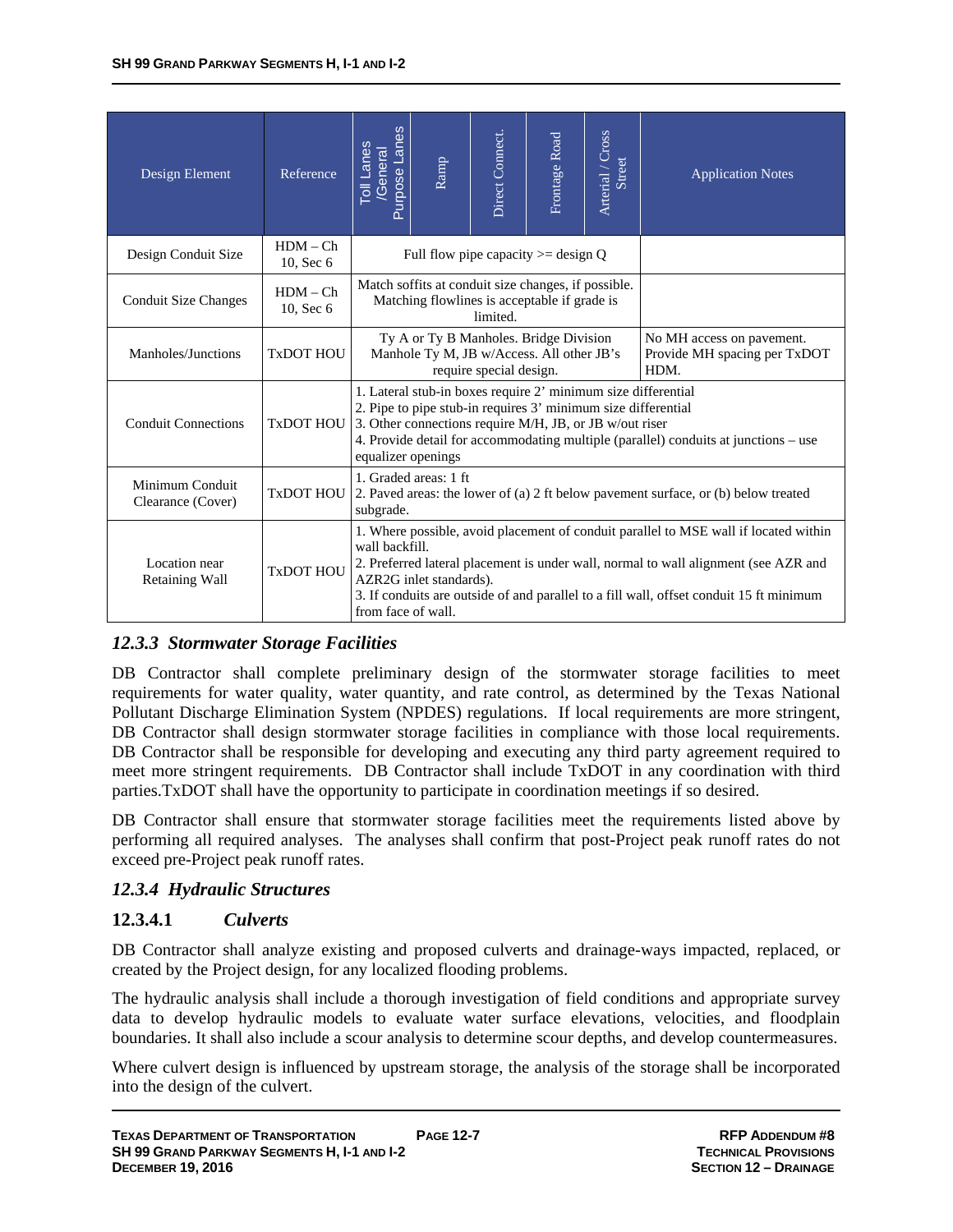| Design Element | Reference | Toll Lanes /General Purpose Lanes | Ramp | Direct Connect. | Frontage Road | Arterial / Cross Street | Application Notes |
|---|---|---|---|---|---|---|---|
| Design Conduit Size | HDM – Ch 10, Sec 6 | Full flow pipe capacity >= design Q | | | | | |
| Conduit Size Changes | HDM – Ch 10, Sec 6 | Match soffits at conduit size changes, if possible. Matching flowlines is acceptable if grade is limited. | | | | | |
| Manholes/Junctions | TxDOT HOU | Ty A or Ty B Manholes. Bridge Division Manhole Ty M, JB w/Access. All other JB's require special design. | | | | | No MH access on pavement. Provide MH spacing per TxDOT HDM. |
| Conduit Connections | TxDOT HOU | 1. Lateral stub-in boxes require 2' minimum size differential<br>2. Pipe to pipe stub-in requires 3' minimum size differential<br>3. Other connections require M/H, JB, or JB w/out riser<br>4. Provide detail for accommodating multiple (parallel) conduits at junctions – use equalizer openings | | | | | |
| Minimum Conduit Clearance (Cover) | TxDOT HOU | 1. Graded areas: 1 ft<br>2. Paved areas: the lower of (a) 2 ft below pavement surface, or (b) below treated subgrade. | | | | | |
| Location near Retaining Wall | TxDOT HOU | 1. Where possible, avoid placement of conduit parallel to MSE wall if located within wall backfill.<br>2. Preferred lateral placement is under wall, normal to wall alignment (see AZR and AZR2G inlet standards).<br>3. If conduits are outside of and parallel to a fill wall, offset conduit 15 ft minimum from face of wall. | | | | | |

### *12.3.3 Stormwater Storage Facilities*

DB Contractor shall complete preliminary design of the stormwater storage facilities to meet requirements for water quality, water quantity, and rate control, as determined by the Texas National Pollutant Discharge Elimination System (NPDES) regulations. If local requirements are more stringent, DB Contractor shall design stormwater storage facilities in compliance with those local requirements. DB Contractor shall be responsible for developing and executing any third party agreement required to meet more stringent requirements. DB Contractor shall include TxDOT in any coordination with third parties.TxDOT shall have the opportunity to participate in coordination meetings if so desired.

DB Contractor shall ensure that stormwater storage facilities meet the requirements listed above by performing all required analyses. The analyses shall confirm that post-Project peak runoff rates do not exceed pre-Project peak runoff rates.

### *12.3.4 Hydraulic Structures*

#### 12.3.4.1 *Culverts*

DB Contractor shall analyze existing and proposed culverts and drainage-ways impacted, replaced, or created by the Project design, for any localized flooding problems.

The hydraulic analysis shall include a thorough investigation of field conditions and appropriate survey data to develop hydraulic models to evaluate water surface elevations, velocities, and floodplain boundaries. It shall also include a scour analysis to determine scour depths, and develop countermeasures.

Where culvert design is influenced by upstream storage, the analysis of the storage shall be incorporated into the design of the culvert.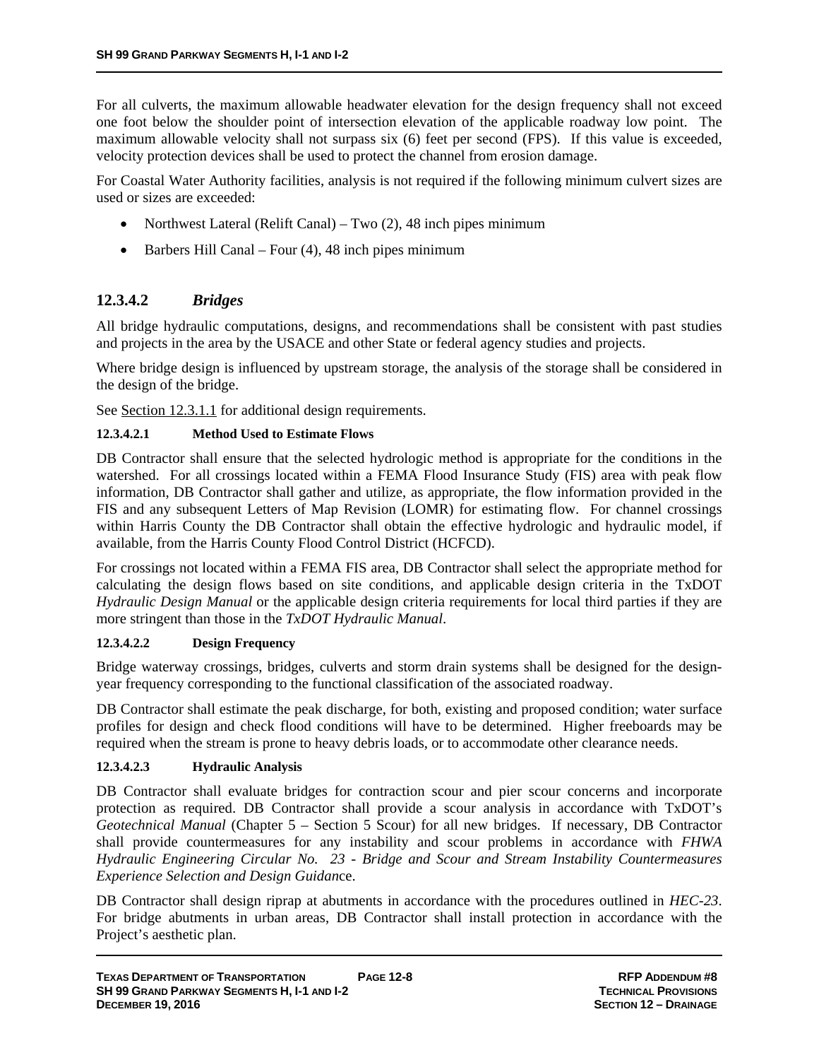For all culverts, the maximum allowable headwater elevation for the design frequency shall not exceed one foot below the shoulder point of intersection elevation of the applicable roadway low point. The maximum allowable velocity shall not surpass six (6) feet per second (FPS). If this value is exceeded, velocity protection devices shall be used to protect the channel from erosion damage.

For Coastal Water Authority facilities, analysis is not required if the following minimum culvert sizes are used or sizes are exceeded:

- Northwest Lateral (Relift Canal) – Two (2), 48 inch pipes minimum
- Barbers Hill Canal – Four (4), 48 inch pipes minimum

## 12.3.4.2 *Bridges*

All bridge hydraulic computations, designs, and recommendations shall be consistent with past studies and projects in the area by the USACE and other State or federal agency studies and projects.

Where bridge design is influenced by upstream storage, the analysis of the storage shall be considered in the design of the bridge.

See Section 12.3.1.1 for additional design requirements.

### 12.3.4.2.1 Method Used to Estimate Flows

DB Contractor shall ensure that the selected hydrologic method is appropriate for the conditions in the watershed. For all crossings located within a FEMA Flood Insurance Study (FIS) area with peak flow information, DB Contractor shall gather and utilize, as appropriate, the flow information provided in the FIS and any subsequent Letters of Map Revision (LOMR) for estimating flow. For channel crossings within Harris County the DB Contractor shall obtain the effective hydrologic and hydraulic model, if available, from the Harris County Flood Control District (HCFCD).

For crossings not located within a FEMA FIS area, DB Contractor shall select the appropriate method for calculating the design flows based on site conditions, and applicable design criteria in the TxDOT *Hydraulic Design Manual* or the applicable design criteria requirements for local third parties if they are more stringent than those in the *TxDOT Hydraulic Manual*.

### 12.3.4.2.2 Design Frequency

Bridge waterway crossings, bridges, culverts and storm drain systems shall be designed for the design-year frequency corresponding to the functional classification of the associated roadway.

DB Contractor shall estimate the peak discharge, for both, existing and proposed condition; water surface profiles for design and check flood conditions will have to be determined. Higher freeboards may be required when the stream is prone to heavy debris loads, or to accommodate other clearance needs.

### 12.3.4.2.3 Hydraulic Analysis

DB Contractor shall evaluate bridges for contraction scour and pier scour concerns and incorporate protection as required. DB Contractor shall provide a scour analysis in accordance with TxDOT's *Geotechnical Manual* (Chapter 5 – Section 5 Scour) for all new bridges. If necessary, DB Contractor shall provide countermeasures for any instability and scour problems in accordance with *FHWA Hydraulic Engineering Circular No. 23 - Bridge and Scour and Stream Instability Countermeasures Experience Selection and Design Guidance*.

DB Contractor shall design riprap at abutments in accordance with the procedures outlined in *HEC-23*. For bridge abutments in urban areas, DB Contractor shall install protection in accordance with the Project's aesthetic plan.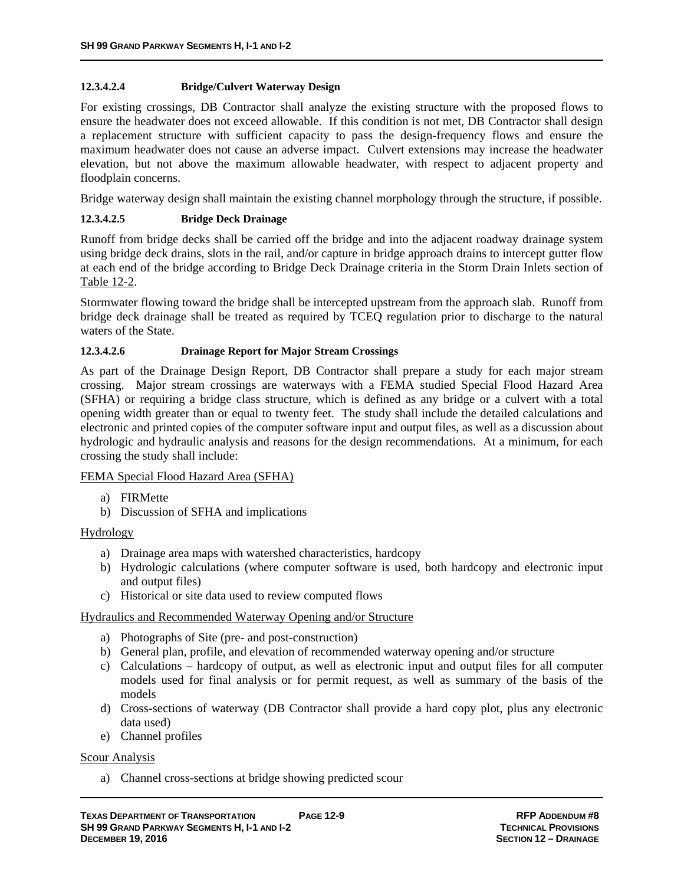#### 12.3.4.2.4 Bridge/Culvert Waterway Design

For existing crossings, DB Contractor shall analyze the existing structure with the proposed flows to ensure the headwater does not exceed allowable. If this condition is not met, DB Contractor shall design a replacement structure with sufficient capacity to pass the design-frequency flows and ensure the maximum headwater does not cause an adverse impact. Culvert extensions may increase the headwater elevation, but not above the maximum allowable headwater, with respect to adjacent property and floodplain concerns.

Bridge waterway design shall maintain the existing channel morphology through the structure, if possible.

#### 12.3.4.2.5 Bridge Deck Drainage

Runoff from bridge decks shall be carried off the bridge and into the adjacent roadway drainage system using bridge deck drains, slots in the rail, and/or capture in bridge approach drains to intercept gutter flow at each end of the bridge according to Bridge Deck Drainage criteria in the Storm Drain Inlets section of Table 12-2.

Stormwater flowing toward the bridge shall be intercepted upstream from the approach slab. Runoff from bridge deck drainage shall be treated as required by TCEQ regulation prior to discharge to the natural waters of the State.

#### 12.3.4.2.6 Drainage Report for Major Stream Crossings

As part of the Drainage Design Report, DB Contractor shall prepare a study for each major stream crossing. Major stream crossings are waterways with a FEMA studied Special Flood Hazard Area (SFHA) or requiring a bridge class structure, which is defined as any bridge or a culvert with a total opening width greater than or equal to twenty feet. The study shall include the detailed calculations and electronic and printed copies of the computer software input and output files, as well as a discussion about hydrologic and hydraulic analysis and reasons for the design recommendations. At a minimum, for each crossing the study shall include:

FEMA Special Flood Hazard Area (SFHA)

a) FIRMette
b) Discussion of SFHA and implications

Hydrology

a) Drainage area maps with watershed characteristics, hardcopy
b) Hydrologic calculations (where computer software is used, both hardcopy and electronic input and output files)
c) Historical or site data used to review computed flows

Hydraulics and Recommended Waterway Opening and/or Structure

a) Photographs of Site (pre- and post-construction)
b) General plan, profile, and elevation of recommended waterway opening and/or structure
c) Calculations – hardcopy of output, as well as electronic input and output files for all computer models used for final analysis or for permit request, as well as summary of the basis of the models
d) Cross-sections of waterway (DB Contractor shall provide a hard copy plot, plus any electronic data used)
e) Channel profiles

Scour Analysis

a) Channel cross-sections at bridge showing predicted scour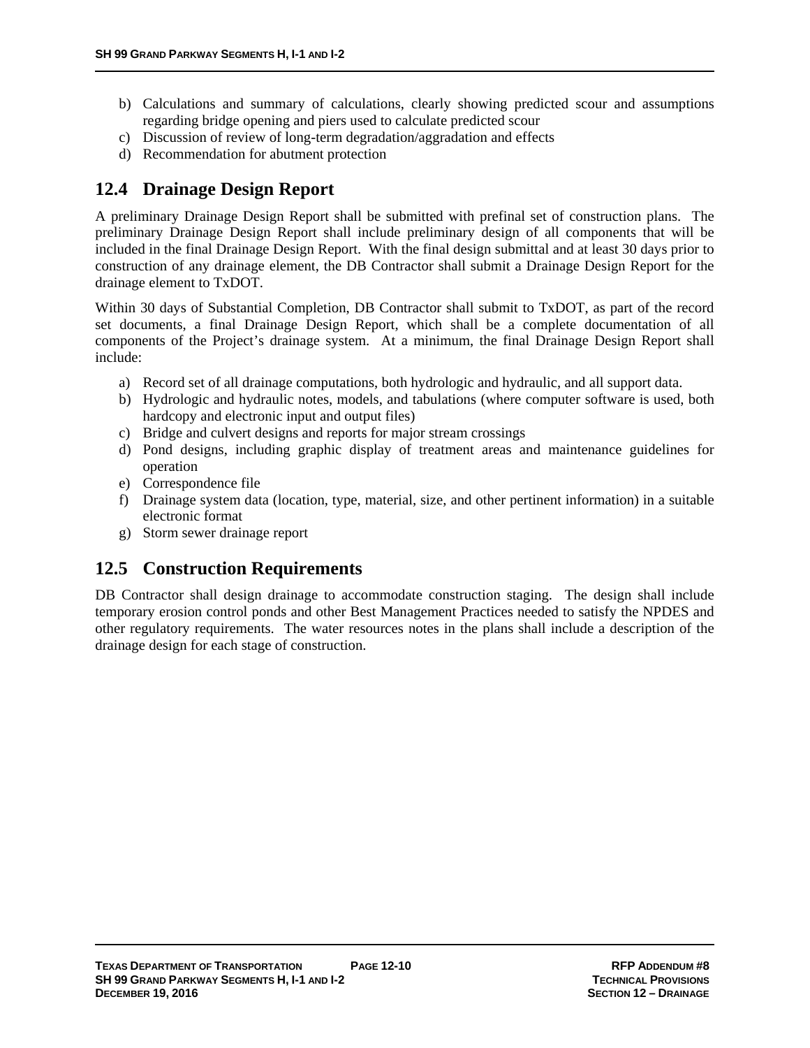b) Calculations and summary of calculations, clearly showing predicted scour and assumptions regarding bridge opening and piers used to calculate predicted scour
c) Discussion of review of long-term degradation/aggradation and effects
d) Recommendation for abutment protection

## 12.4 Drainage Design Report

A preliminary Drainage Design Report shall be submitted with prefinal set of construction plans. The preliminary Drainage Design Report shall include preliminary design of all components that will be included in the final Drainage Design Report. With the final design submittal and at least 30 days prior to construction of any drainage element, the DB Contractor shall submit a Drainage Design Report for the drainage element to TxDOT.

Within 30 days of Substantial Completion, DB Contractor shall submit to TxDOT, as part of the record set documents, a final Drainage Design Report, which shall be a complete documentation of all components of the Project's drainage system. At a minimum, the final Drainage Design Report shall include:

a) Record set of all drainage computations, both hydrologic and hydraulic, and all support data.
b) Hydrologic and hydraulic notes, models, and tabulations (where computer software is used, both hardcopy and electronic input and output files)
c) Bridge and culvert designs and reports for major stream crossings
d) Pond designs, including graphic display of treatment areas and maintenance guidelines for operation
e) Correspondence file
f) Drainage system data (location, type, material, size, and other pertinent information) in a suitable electronic format
g) Storm sewer drainage report

## 12.5 Construction Requirements

DB Contractor shall design drainage to accommodate construction staging. The design shall include temporary erosion control ponds and other Best Management Practices needed to satisfy the NPDES and other regulatory requirements. The water resources notes in the plans shall include a description of the drainage design for each stage of construction.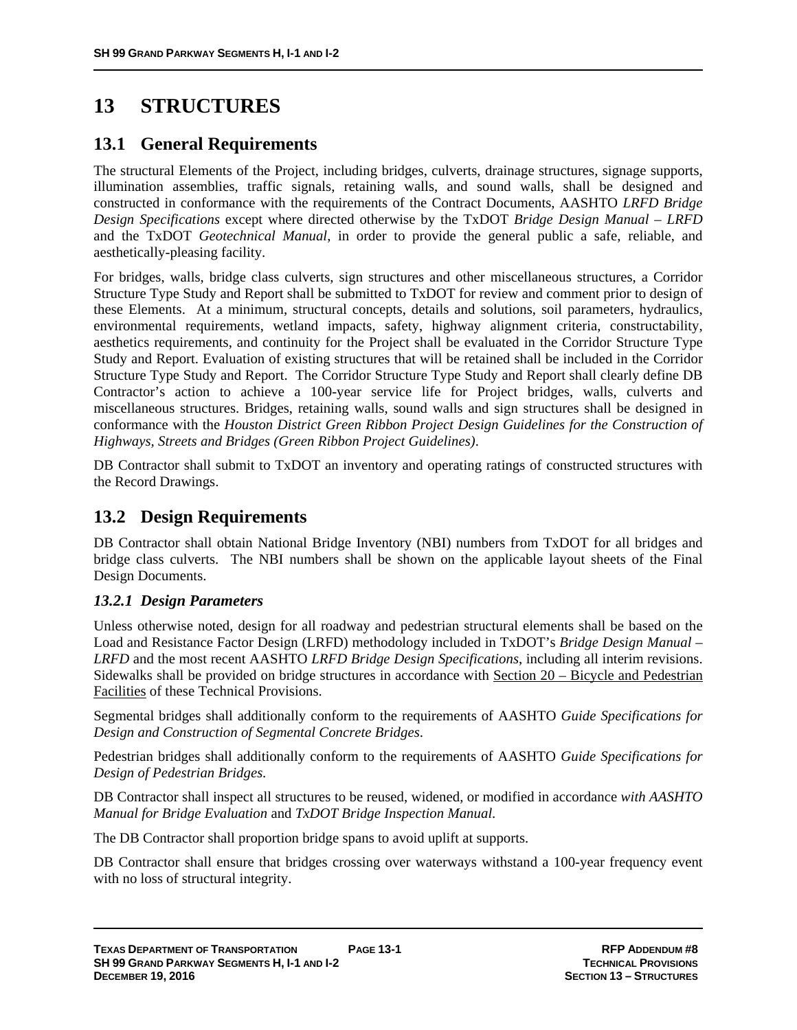# 13 STRUCTURES

## 13.1 General Requirements

The structural Elements of the Project, including bridges, culverts, drainage structures, signage supports, illumination assemblies, traffic signals, retaining walls, and sound walls, shall be designed and constructed in conformance with the requirements of the Contract Documents, AASHTO *LRFD Bridge Design Specifications* except where directed otherwise by the TxDOT *Bridge Design Manual – LRFD* and the TxDOT *Geotechnical Manual*, in order to provide the general public a safe, reliable, and aesthetically-pleasing facility.

For bridges, walls, bridge class culverts, sign structures and other miscellaneous structures, a Corridor Structure Type Study and Report shall be submitted to TxDOT for review and comment prior to design of these Elements. At a minimum, structural concepts, details and solutions, soil parameters, hydraulics, environmental requirements, wetland impacts, safety, highway alignment criteria, constructability, aesthetics requirements, and continuity for the Project shall be evaluated in the Corridor Structure Type Study and Report. Evaluation of existing structures that will be retained shall be included in the Corridor Structure Type Study and Report. The Corridor Structure Type Study and Report shall clearly define DB Contractor's action to achieve a 100-year service life for Project bridges, walls, culverts and miscellaneous structures. Bridges, retaining walls, sound walls and sign structures shall be designed in conformance with the *Houston District Green Ribbon Project Design Guidelines for the Construction of Highways, Streets and Bridges (Green Ribbon Project Guidelines)*.

DB Contractor shall submit to TxDOT an inventory and operating ratings of constructed structures with the Record Drawings.

## 13.2 Design Requirements

DB Contractor shall obtain National Bridge Inventory (NBI) numbers from TxDOT for all bridges and bridge class culverts. The NBI numbers shall be shown on the applicable layout sheets of the Final Design Documents.

### *13.2.1 Design Parameters*

Unless otherwise noted, design for all roadway and pedestrian structural elements shall be based on the Load and Resistance Factor Design (LRFD) methodology included in TxDOT's *Bridge Design Manual – LRFD* and the most recent AASHTO *LRFD Bridge Design Specifications*, including all interim revisions. Sidewalks shall be provided on bridge structures in accordance with Section 20 – Bicycle and Pedestrian Facilities of these Technical Provisions.

Segmental bridges shall additionally conform to the requirements of AASHTO *Guide Specifications for Design and Construction of Segmental Concrete Bridges*.

Pedestrian bridges shall additionally conform to the requirements of AASHTO *Guide Specifications for Design of Pedestrian Bridges.*

DB Contractor shall inspect all structures to be reused, widened, or modified in accordance *with AASHTO Manual for Bridge Evaluation* and *TxDOT Bridge Inspection Manual.*

The DB Contractor shall proportion bridge spans to avoid uplift at supports.

DB Contractor shall ensure that bridges crossing over waterways withstand a 100-year frequency event with no loss of structural integrity.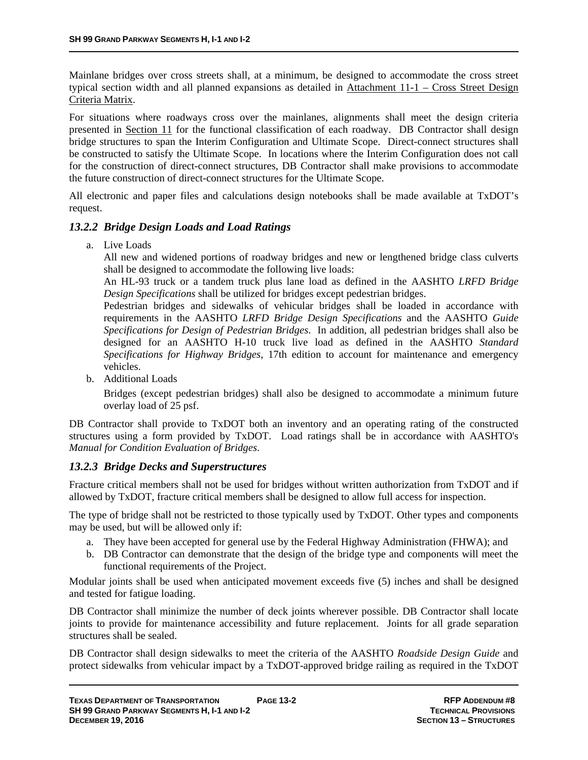Mainlane bridges over cross streets shall, at a minimum, be designed to accommodate the cross street typical section width and all planned expansions as detailed in Attachment 11-1 – Cross Street Design Criteria Matrix.

For situations where roadways cross over the mainlanes, alignments shall meet the design criteria presented in Section 11 for the functional classification of each roadway. DB Contractor shall design bridge structures to span the Interim Configuration and Ultimate Scope. Direct-connect structures shall be constructed to satisfy the Ultimate Scope. In locations where the Interim Configuration does not call for the construction of direct-connect structures, DB Contractor shall make provisions to accommodate the future construction of direct-connect structures for the Ultimate Scope.

All electronic and paper files and calculations design notebooks shall be made available at TxDOT's request.

### *13.2.2 Bridge Design Loads and Load Ratings*

a. Live Loads

   All new and widened portions of roadway bridges and new or lengthened bridge class culverts shall be designed to accommodate the following live loads:

   An HL-93 truck or a tandem truck plus lane load as defined in the AASHTO *LRFD Bridge Design Specifications* shall be utilized for bridges except pedestrian bridges.

   Pedestrian bridges and sidewalks of vehicular bridges shall be loaded in accordance with requirements in the AASHTO *LRFD Bridge Design Specifications* and the AASHTO *Guide Specifications for Design of Pedestrian Bridges*. In addition, all pedestrian bridges shall also be designed for an AASHTO H-10 truck live load as defined in the AASHTO *Standard Specifications for Highway Bridges*, 17th edition to account for maintenance and emergency vehicles.

b. Additional Loads

   Bridges (except pedestrian bridges) shall also be designed to accommodate a minimum future overlay load of 25 psf.

DB Contractor shall provide to TxDOT both an inventory and an operating rating of the constructed structures using a form provided by TxDOT. Load ratings shall be in accordance with AASHTO's *Manual for Condition Evaluation of Bridges*.

### *13.2.3 Bridge Decks and Superstructures*

Fracture critical members shall not be used for bridges without written authorization from TxDOT and if allowed by TxDOT, fracture critical members shall be designed to allow full access for inspection.

The type of bridge shall not be restricted to those typically used by TxDOT. Other types and components may be used, but will be allowed only if:

a. They have been accepted for general use by the Federal Highway Administration (FHWA); and
b. DB Contractor can demonstrate that the design of the bridge type and components will meet the functional requirements of the Project.

Modular joints shall be used when anticipated movement exceeds five (5) inches and shall be designed and tested for fatigue loading.

DB Contractor shall minimize the number of deck joints wherever possible. DB Contractor shall locate joints to provide for maintenance accessibility and future replacement. Joints for all grade separation structures shall be sealed.

DB Contractor shall design sidewalks to meet the criteria of the AASHTO *Roadside Design Guide* and protect sidewalks from vehicular impact by a TxDOT-approved bridge railing as required in the TxDOT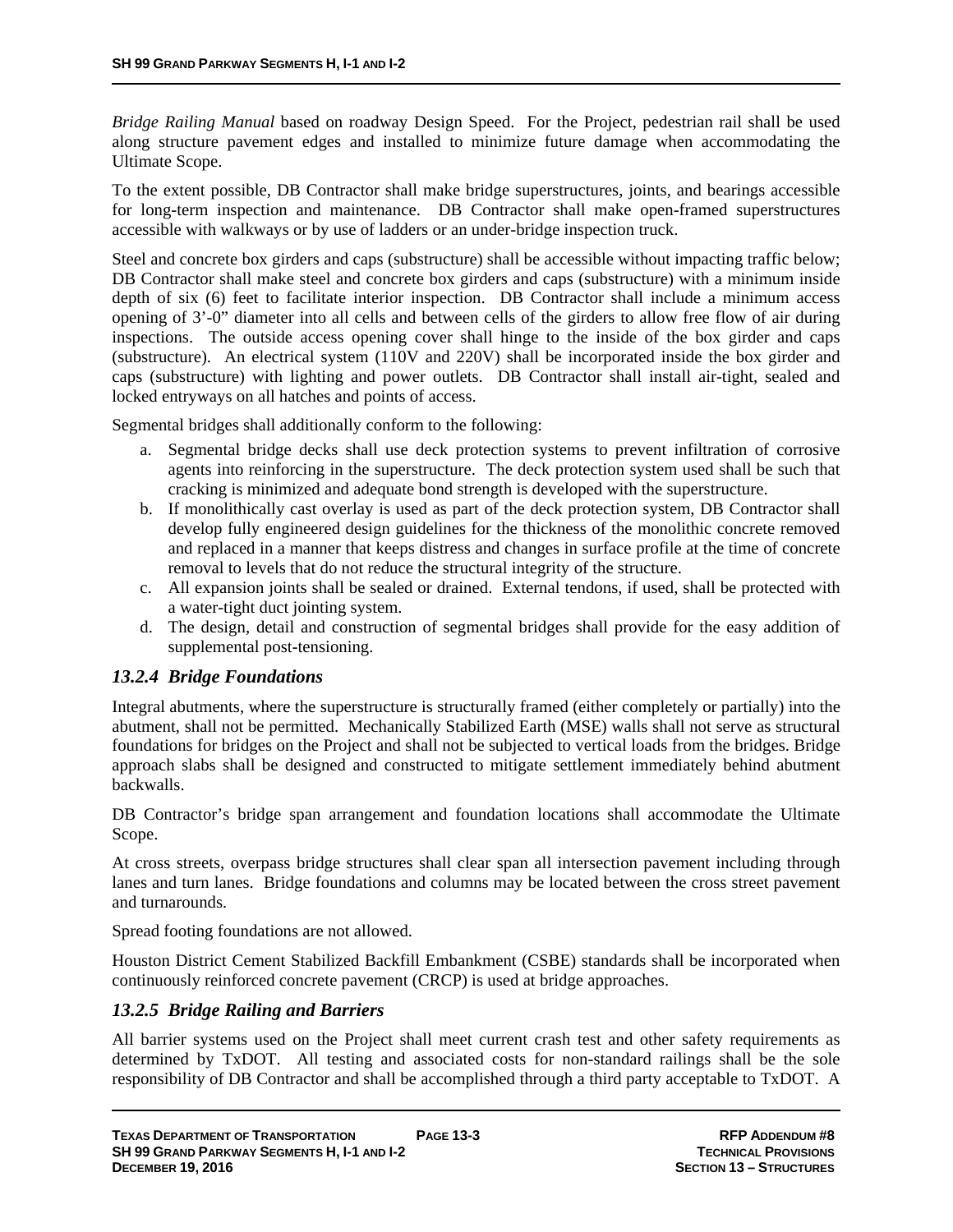*Bridge Railing Manual* based on roadway Design Speed. For the Project, pedestrian rail shall be used along structure pavement edges and installed to minimize future damage when accommodating the Ultimate Scope.

To the extent possible, DB Contractor shall make bridge superstructures, joints, and bearings accessible for long-term inspection and maintenance. DB Contractor shall make open-framed superstructures accessible with walkways or by use of ladders or an under-bridge inspection truck.

Steel and concrete box girders and caps (substructure) shall be accessible without impacting traffic below; DB Contractor shall make steel and concrete box girders and caps (substructure) with a minimum inside depth of six (6) feet to facilitate interior inspection. DB Contractor shall include a minimum access opening of 3'-0" diameter into all cells and between cells of the girders to allow free flow of air during inspections. The outside access opening cover shall hinge to the inside of the box girder and caps (substructure). An electrical system (110V and 220V) shall be incorporated inside the box girder and caps (substructure) with lighting and power outlets. DB Contractor shall install air-tight, sealed and locked entryways on all hatches and points of access.

Segmental bridges shall additionally conform to the following:

a. Segmental bridge decks shall use deck protection systems to prevent infiltration of corrosive agents into reinforcing in the superstructure. The deck protection system used shall be such that cracking is minimized and adequate bond strength is developed with the superstructure.
b. If monolithically cast overlay is used as part of the deck protection system, DB Contractor shall develop fully engineered design guidelines for the thickness of the monolithic concrete removed and replaced in a manner that keeps distress and changes in surface profile at the time of concrete removal to levels that do not reduce the structural integrity of the structure.
c. All expansion joints shall be sealed or drained. External tendons, if used, shall be protected with a water-tight duct jointing system.
d. The design, detail and construction of segmental bridges shall provide for the easy addition of supplemental post-tensioning.

### *13.2.4 Bridge Foundations*

Integral abutments, where the superstructure is structurally framed (either completely or partially) into the abutment, shall not be permitted. Mechanically Stabilized Earth (MSE) walls shall not serve as structural foundations for bridges on the Project and shall not be subjected to vertical loads from the bridges. Bridge approach slabs shall be designed and constructed to mitigate settlement immediately behind abutment backwalls.

DB Contractor's bridge span arrangement and foundation locations shall accommodate the Ultimate Scope.

At cross streets, overpass bridge structures shall clear span all intersection pavement including through lanes and turn lanes. Bridge foundations and columns may be located between the cross street pavement and turnarounds.

Spread footing foundations are not allowed.

Houston District Cement Stabilized Backfill Embankment (CSBE) standards shall be incorporated when continuously reinforced concrete pavement (CRCP) is used at bridge approaches.

### *13.2.5 Bridge Railing and Barriers*

All barrier systems used on the Project shall meet current crash test and other safety requirements as determined by TxDOT. All testing and associated costs for non-standard railings shall be the sole responsibility of DB Contractor and shall be accomplished through a third party acceptable to TxDOT. A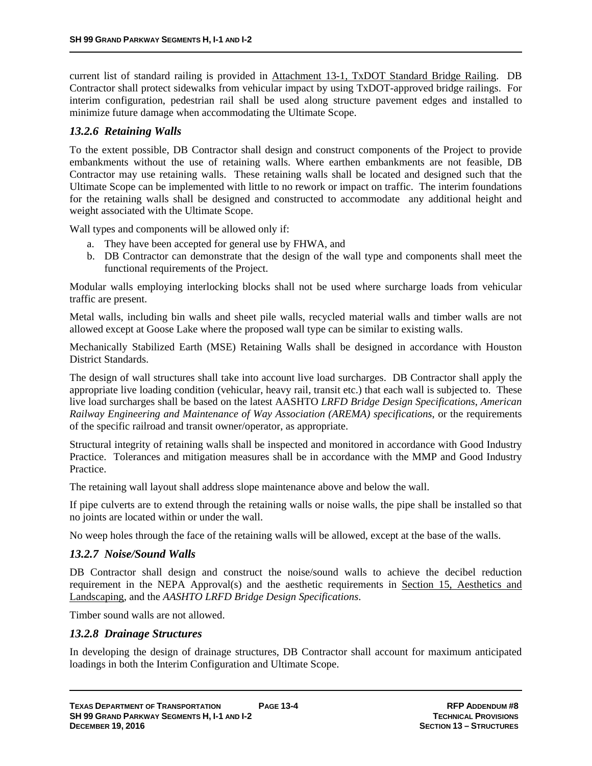current list of standard railing is provided in Attachment 13-1, TxDOT Standard Bridge Railing. DB Contractor shall protect sidewalks from vehicular impact by using TxDOT-approved bridge railings. For interim configuration, pedestrian rail shall be used along structure pavement edges and installed to minimize future damage when accommodating the Ultimate Scope.

### *13.2.6 Retaining Walls*

To the extent possible, DB Contractor shall design and construct components of the Project to provide embankments without the use of retaining walls. Where earthen embankments are not feasible, DB Contractor may use retaining walls. These retaining walls shall be located and designed such that the Ultimate Scope can be implemented with little to no rework or impact on traffic. The interim foundations for the retaining walls shall be designed and constructed to accommodate any additional height and weight associated with the Ultimate Scope.

Wall types and components will be allowed only if:

a. They have been accepted for general use by FHWA, and
b. DB Contractor can demonstrate that the design of the wall type and components shall meet the functional requirements of the Project.

Modular walls employing interlocking blocks shall not be used where surcharge loads from vehicular traffic are present.

Metal walls, including bin walls and sheet pile walls, recycled material walls and timber walls are not allowed except at Goose Lake where the proposed wall type can be similar to existing walls.

Mechanically Stabilized Earth (MSE) Retaining Walls shall be designed in accordance with Houston District Standards.

The design of wall structures shall take into account live load surcharges. DB Contractor shall apply the appropriate live loading condition (vehicular, heavy rail, transit etc.) that each wall is subjected to. These live load surcharges shall be based on the latest AASHTO *LRFD Bridge Design Specifications*, *American Railway Engineering and Maintenance of Way Association (AREMA) specifications*, or the requirements of the specific railroad and transit owner/operator, as appropriate.

Structural integrity of retaining walls shall be inspected and monitored in accordance with Good Industry Practice. Tolerances and mitigation measures shall be in accordance with the MMP and Good Industry Practice.

The retaining wall layout shall address slope maintenance above and below the wall.

If pipe culverts are to extend through the retaining walls or noise walls, the pipe shall be installed so that no joints are located within or under the wall.

No weep holes through the face of the retaining walls will be allowed, except at the base of the walls.

### *13.2.7 Noise/Sound Walls*

DB Contractor shall design and construct the noise/sound walls to achieve the decibel reduction requirement in the NEPA Approval(s) and the aesthetic requirements in Section 15, Aesthetics and Landscaping, and the *AASHTO LRFD Bridge Design Specifications*.

Timber sound walls are not allowed.

### *13.2.8 Drainage Structures*

In developing the design of drainage structures, DB Contractor shall account for maximum anticipated loadings in both the Interim Configuration and Ultimate Scope.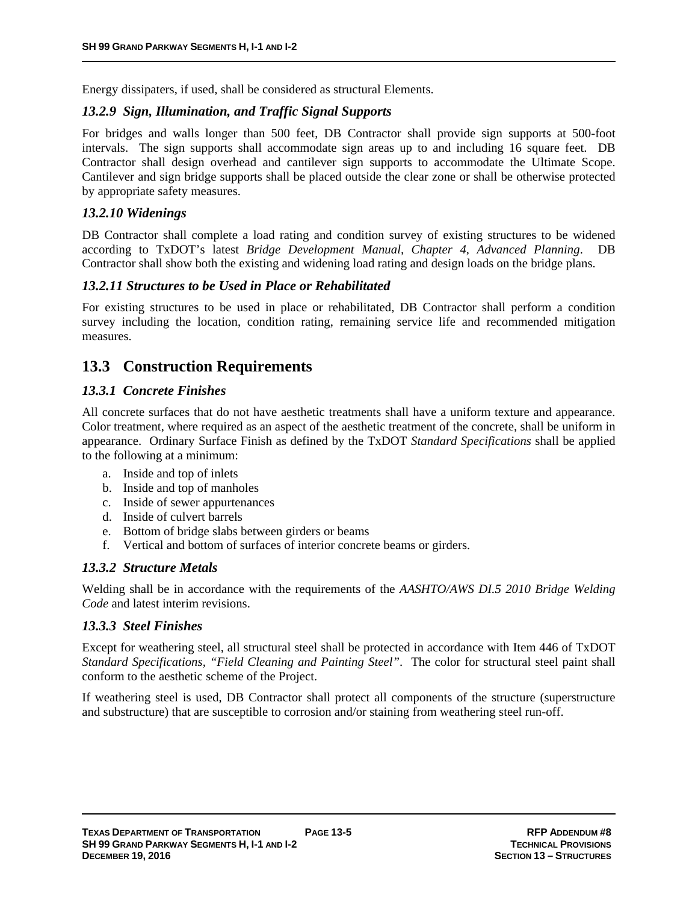Energy dissipaters, if used, shall be considered as structural Elements.

### *13.2.9 Sign, Illumination, and Traffic Signal Supports*

For bridges and walls longer than 500 feet, DB Contractor shall provide sign supports at 500-foot intervals. The sign supports shall accommodate sign areas up to and including 16 square feet. DB Contractor shall design overhead and cantilever sign supports to accommodate the Ultimate Scope. Cantilever and sign bridge supports shall be placed outside the clear zone or shall be otherwise protected by appropriate safety measures.

### *13.2.10 Widenings*

DB Contractor shall complete a load rating and condition survey of existing structures to be widened according to TxDOT's latest *Bridge Development Manual, Chapter 4, Advanced Planning*. DB Contractor shall show both the existing and widening load rating and design loads on the bridge plans.

### *13.2.11 Structures to be Used in Place or Rehabilitated*

For existing structures to be used in place or rehabilitated, DB Contractor shall perform a condition survey including the location, condition rating, remaining service life and recommended mitigation measures.

## 13.3 Construction Requirements

### *13.3.1 Concrete Finishes*

All concrete surfaces that do not have aesthetic treatments shall have a uniform texture and appearance. Color treatment, where required as an aspect of the aesthetic treatment of the concrete, shall be uniform in appearance. Ordinary Surface Finish as defined by the TxDOT *Standard Specifications* shall be applied to the following at a minimum:

a. Inside and top of inlets
b. Inside and top of manholes
c. Inside of sewer appurtenances
d. Inside of culvert barrels
e. Bottom of bridge slabs between girders or beams
f. Vertical and bottom of surfaces of interior concrete beams or girders.

### *13.3.2 Structure Metals*

Welding shall be in accordance with the requirements of the *AASHTO/AWS DI.5 2010 Bridge Welding Code* and latest interim revisions.

### *13.3.3 Steel Finishes*

Except for weathering steel, all structural steel shall be protected in accordance with Item 446 of TxDOT *Standard Specifications, "Field Cleaning and Painting Steel"*. The color for structural steel paint shall conform to the aesthetic scheme of the Project.

If weathering steel is used, DB Contractor shall protect all components of the structure (superstructure and substructure) that are susceptible to corrosion and/or staining from weathering steel run-off.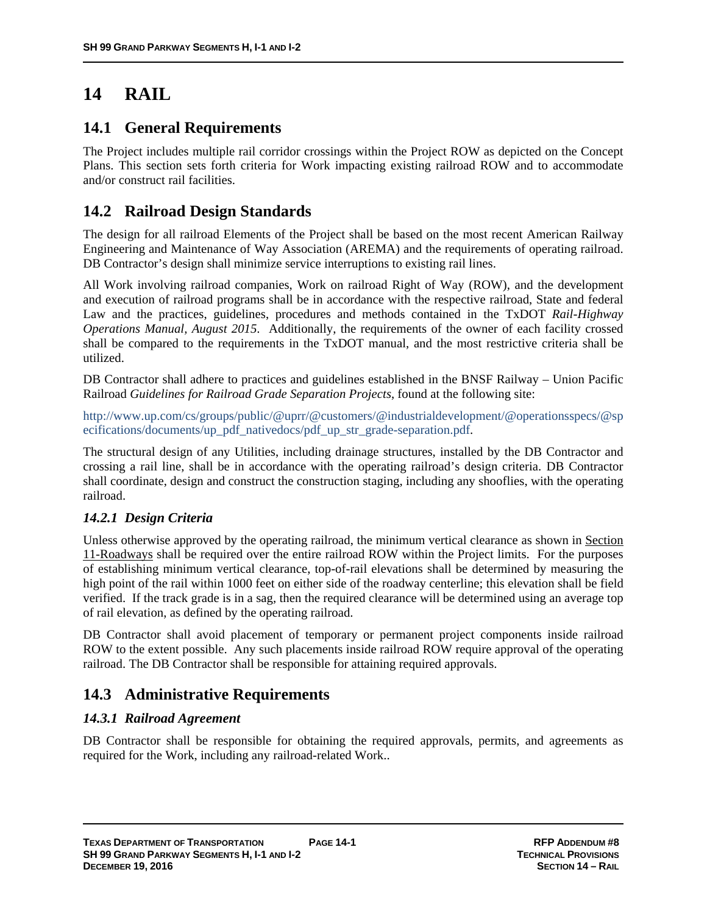# 14 RAIL

## 14.1 General Requirements

The Project includes multiple rail corridor crossings within the Project ROW as depicted on the Concept Plans. This section sets forth criteria for Work impacting existing railroad ROW and to accommodate and/or construct rail facilities.

## 14.2 Railroad Design Standards

The design for all railroad Elements of the Project shall be based on the most recent American Railway Engineering and Maintenance of Way Association (AREMA) and the requirements of operating railroad. DB Contractor's design shall minimize service interruptions to existing rail lines.

All Work involving railroad companies, Work on railroad Right of Way (ROW), and the development and execution of railroad programs shall be in accordance with the respective railroad, State and federal Law and the practices, guidelines, procedures and methods contained in the TxDOT *Rail-Highway Operations Manual, August 2015*. Additionally, the requirements of the owner of each facility crossed shall be compared to the requirements in the TxDOT manual, and the most restrictive criteria shall be utilized.

DB Contractor shall adhere to practices and guidelines established in the BNSF Railway – Union Pacific Railroad *Guidelines for Railroad Grade Separation Projects*, found at the following site:

http://www.up.com/cs/groups/public/@uprr/@customers/@industrialdevelopment/@operationsspecs/@specifications/documents/up_pdf_nativedocs/pdf_up_str_grade-separation.pdf.

The structural design of any Utilities, including drainage structures, installed by the DB Contractor and crossing a rail line, shall be in accordance with the operating railroad's design criteria. DB Contractor shall coordinate, design and construct the construction staging, including any shooflies, with the operating railroad.

### *14.2.1 Design Criteria*

Unless otherwise approved by the operating railroad, the minimum vertical clearance as shown in Section 11-Roadways shall be required over the entire railroad ROW within the Project limits. For the purposes of establishing minimum vertical clearance, top-of-rail elevations shall be determined by measuring the high point of the rail within 1000 feet on either side of the roadway centerline; this elevation shall be field verified. If the track grade is in a sag, then the required clearance will be determined using an average top of rail elevation, as defined by the operating railroad.

DB Contractor shall avoid placement of temporary or permanent project components inside railroad ROW to the extent possible. Any such placements inside railroad ROW require approval of the operating railroad. The DB Contractor shall be responsible for attaining required approvals.

## 14.3 Administrative Requirements

### *14.3.1 Railroad Agreement*

DB Contractor shall be responsible for obtaining the required approvals, permits, and agreements as required for the Work, including any railroad-related Work..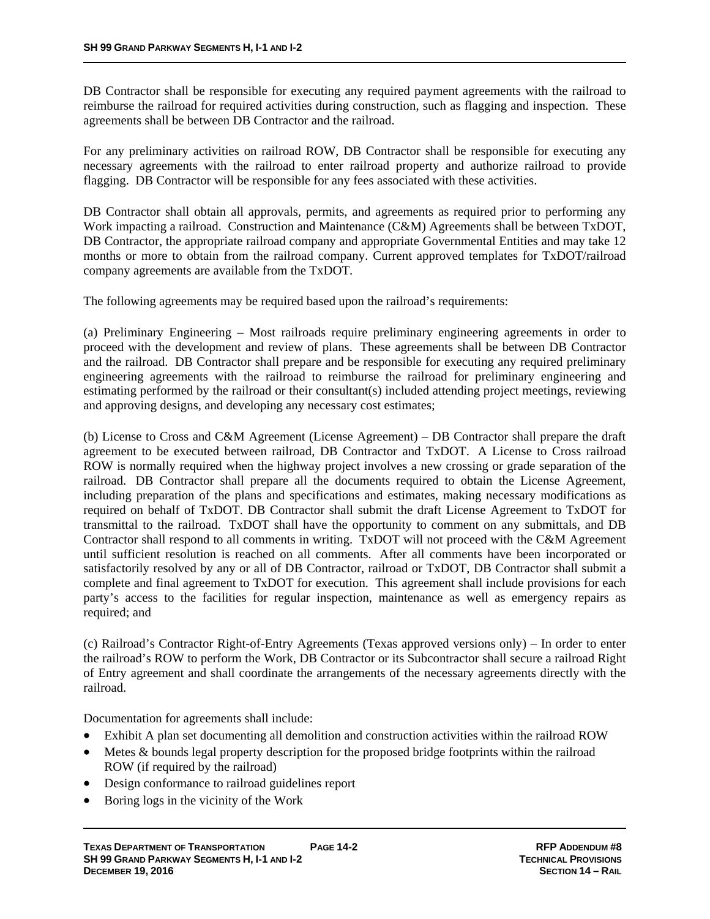DB Contractor shall be responsible for executing any required payment agreements with the railroad to reimburse the railroad for required activities during construction, such as flagging and inspection. These agreements shall be between DB Contractor and the railroad.

For any preliminary activities on railroad ROW, DB Contractor shall be responsible for executing any necessary agreements with the railroad to enter railroad property and authorize railroad to provide flagging. DB Contractor will be responsible for any fees associated with these activities.

DB Contractor shall obtain all approvals, permits, and agreements as required prior to performing any Work impacting a railroad. Construction and Maintenance (C&M) Agreements shall be between TxDOT, DB Contractor, the appropriate railroad company and appropriate Governmental Entities and may take 12 months or more to obtain from the railroad company. Current approved templates for TxDOT/railroad company agreements are available from the TxDOT.

The following agreements may be required based upon the railroad's requirements:

(a) Preliminary Engineering – Most railroads require preliminary engineering agreements in order to proceed with the development and review of plans. These agreements shall be between DB Contractor and the railroad. DB Contractor shall prepare and be responsible for executing any required preliminary engineering agreements with the railroad to reimburse the railroad for preliminary engineering and estimating performed by the railroad or their consultant(s) included attending project meetings, reviewing and approving designs, and developing any necessary cost estimates;

(b) License to Cross and C&M Agreement (License Agreement) – DB Contractor shall prepare the draft agreement to be executed between railroad, DB Contractor and TxDOT. A License to Cross railroad ROW is normally required when the highway project involves a new crossing or grade separation of the railroad. DB Contractor shall prepare all the documents required to obtain the License Agreement, including preparation of the plans and specifications and estimates, making necessary modifications as required on behalf of TxDOT. DB Contractor shall submit the draft License Agreement to TxDOT for transmittal to the railroad. TxDOT shall have the opportunity to comment on any submittals, and DB Contractor shall respond to all comments in writing. TxDOT will not proceed with the C&M Agreement until sufficient resolution is reached on all comments. After all comments have been incorporated or satisfactorily resolved by any or all of DB Contractor, railroad or TxDOT, DB Contractor shall submit a complete and final agreement to TxDOT for execution. This agreement shall include provisions for each party's access to the facilities for regular inspection, maintenance as well as emergency repairs as required; and

(c) Railroad's Contractor Right-of-Entry Agreements (Texas approved versions only) – In order to enter the railroad's ROW to perform the Work, DB Contractor or its Subcontractor shall secure a railroad Right of Entry agreement and shall coordinate the arrangements of the necessary agreements directly with the railroad.

Documentation for agreements shall include:

- Exhibit A plan set documenting all demolition and construction activities within the railroad ROW
- Metes & bounds legal property description for the proposed bridge footprints within the railroad ROW (if required by the railroad)
- Design conformance to railroad guidelines report
- Boring logs in the vicinity of the Work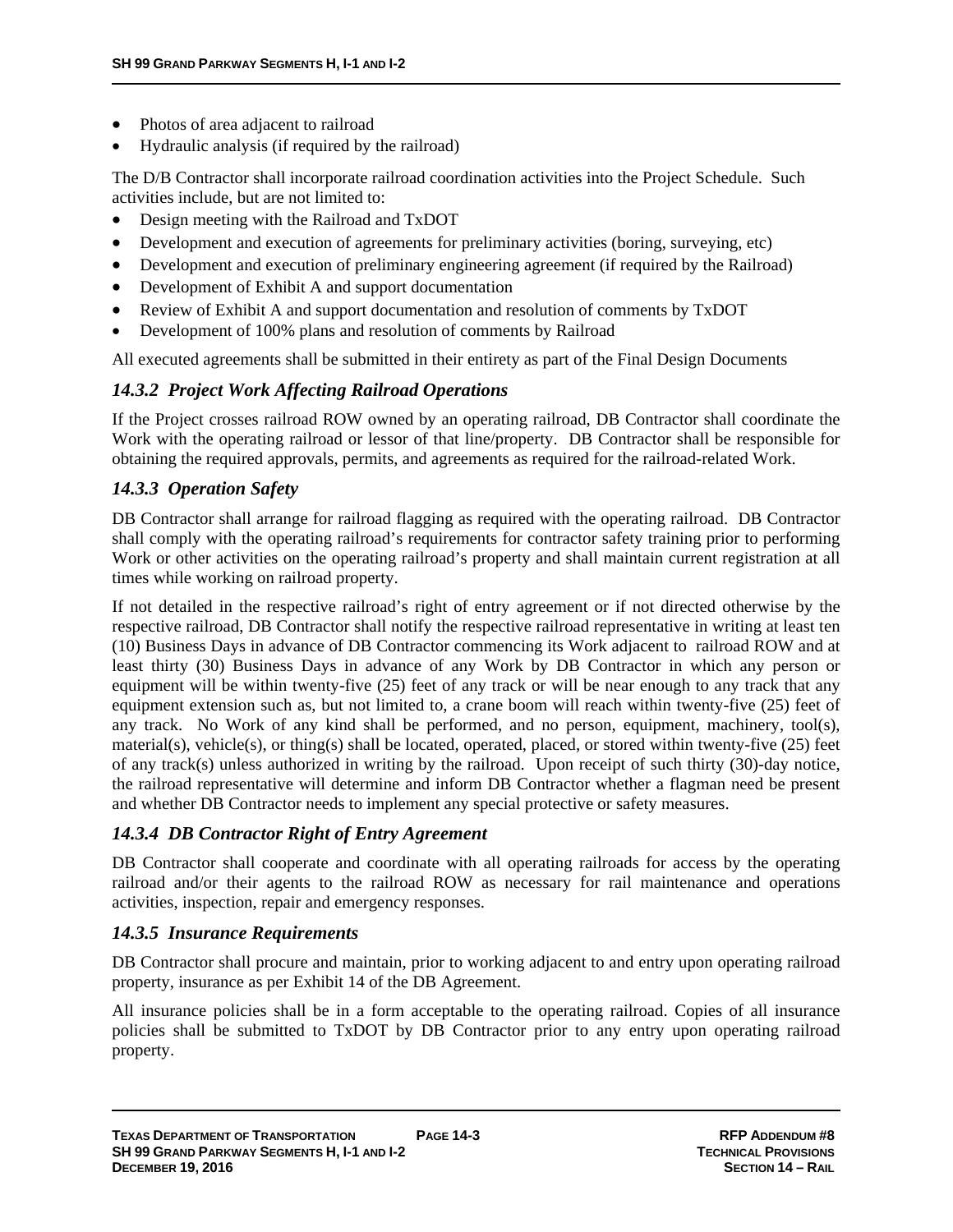- Photos of area adjacent to railroad
- Hydraulic analysis (if required by the railroad)

The D/B Contractor shall incorporate railroad coordination activities into the Project Schedule. Such activities include, but are not limited to:

- Design meeting with the Railroad and TxDOT
- Development and execution of agreements for preliminary activities (boring, surveying, etc)
- Development and execution of preliminary engineering agreement (if required by the Railroad)
- Development of Exhibit A and support documentation
- Review of Exhibit A and support documentation and resolution of comments by TxDOT
- Development of 100% plans and resolution of comments by Railroad

All executed agreements shall be submitted in their entirety as part of the Final Design Documents

### *14.3.2 Project Work Affecting Railroad Operations*

If the Project crosses railroad ROW owned by an operating railroad, DB Contractor shall coordinate the Work with the operating railroad or lessor of that line/property. DB Contractor shall be responsible for obtaining the required approvals, permits, and agreements as required for the railroad-related Work.

### *14.3.3 Operation Safety*

DB Contractor shall arrange for railroad flagging as required with the operating railroad. DB Contractor shall comply with the operating railroad's requirements for contractor safety training prior to performing Work or other activities on the operating railroad's property and shall maintain current registration at all times while working on railroad property.

If not detailed in the respective railroad's right of entry agreement or if not directed otherwise by the respective railroad, DB Contractor shall notify the respective railroad representative in writing at least ten (10) Business Days in advance of DB Contractor commencing its Work adjacent to railroad ROW and at least thirty (30) Business Days in advance of any Work by DB Contractor in which any person or equipment will be within twenty-five (25) feet of any track or will be near enough to any track that any equipment extension such as, but not limited to, a crane boom will reach within twenty-five (25) feet of any track. No Work of any kind shall be performed, and no person, equipment, machinery, tool(s), material(s), vehicle(s), or thing(s) shall be located, operated, placed, or stored within twenty-five (25) feet of any track(s) unless authorized in writing by the railroad. Upon receipt of such thirty (30)-day notice, the railroad representative will determine and inform DB Contractor whether a flagman need be present and whether DB Contractor needs to implement any special protective or safety measures.

### *14.3.4 DB Contractor Right of Entry Agreement*

DB Contractor shall cooperate and coordinate with all operating railroads for access by the operating railroad and/or their agents to the railroad ROW as necessary for rail maintenance and operations activities, inspection, repair and emergency responses.

### *14.3.5 Insurance Requirements*

DB Contractor shall procure and maintain, prior to working adjacent to and entry upon operating railroad property, insurance as per Exhibit 14 of the DB Agreement.

All insurance policies shall be in a form acceptable to the operating railroad. Copies of all insurance policies shall be submitted to TxDOT by DB Contractor prior to any entry upon operating railroad property.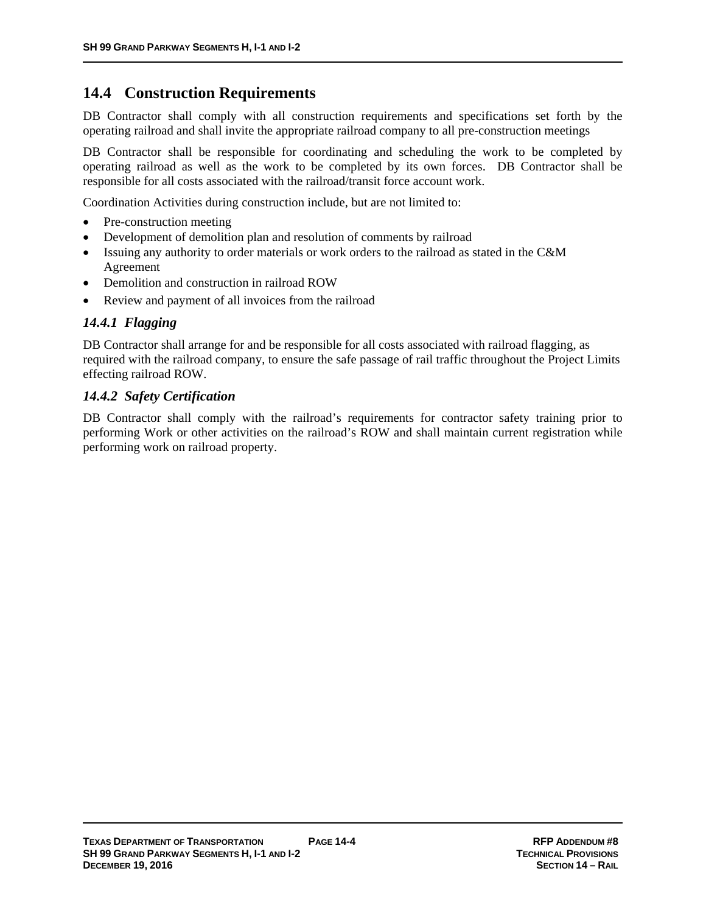## 14.4 Construction Requirements

DB Contractor shall comply with all construction requirements and specifications set forth by the operating railroad and shall invite the appropriate railroad company to all pre-construction meetings

DB Contractor shall be responsible for coordinating and scheduling the work to be completed by operating railroad as well as the work to be completed by its own forces. DB Contractor shall be responsible for all costs associated with the railroad/transit force account work.

Coordination Activities during construction include, but are not limited to:

- Pre-construction meeting
- Development of demolition plan and resolution of comments by railroad
- Issuing any authority to order materials or work orders to the railroad as stated in the C&M Agreement
- Demolition and construction in railroad ROW
- Review and payment of all invoices from the railroad

### *14.4.1 Flagging*

DB Contractor shall arrange for and be responsible for all costs associated with railroad flagging, as required with the railroad company, to ensure the safe passage of rail traffic throughout the Project Limits effecting railroad ROW.

### *14.4.2 Safety Certification*

DB Contractor shall comply with the railroad's requirements for contractor safety training prior to performing Work or other activities on the railroad's ROW and shall maintain current registration while performing work on railroad property.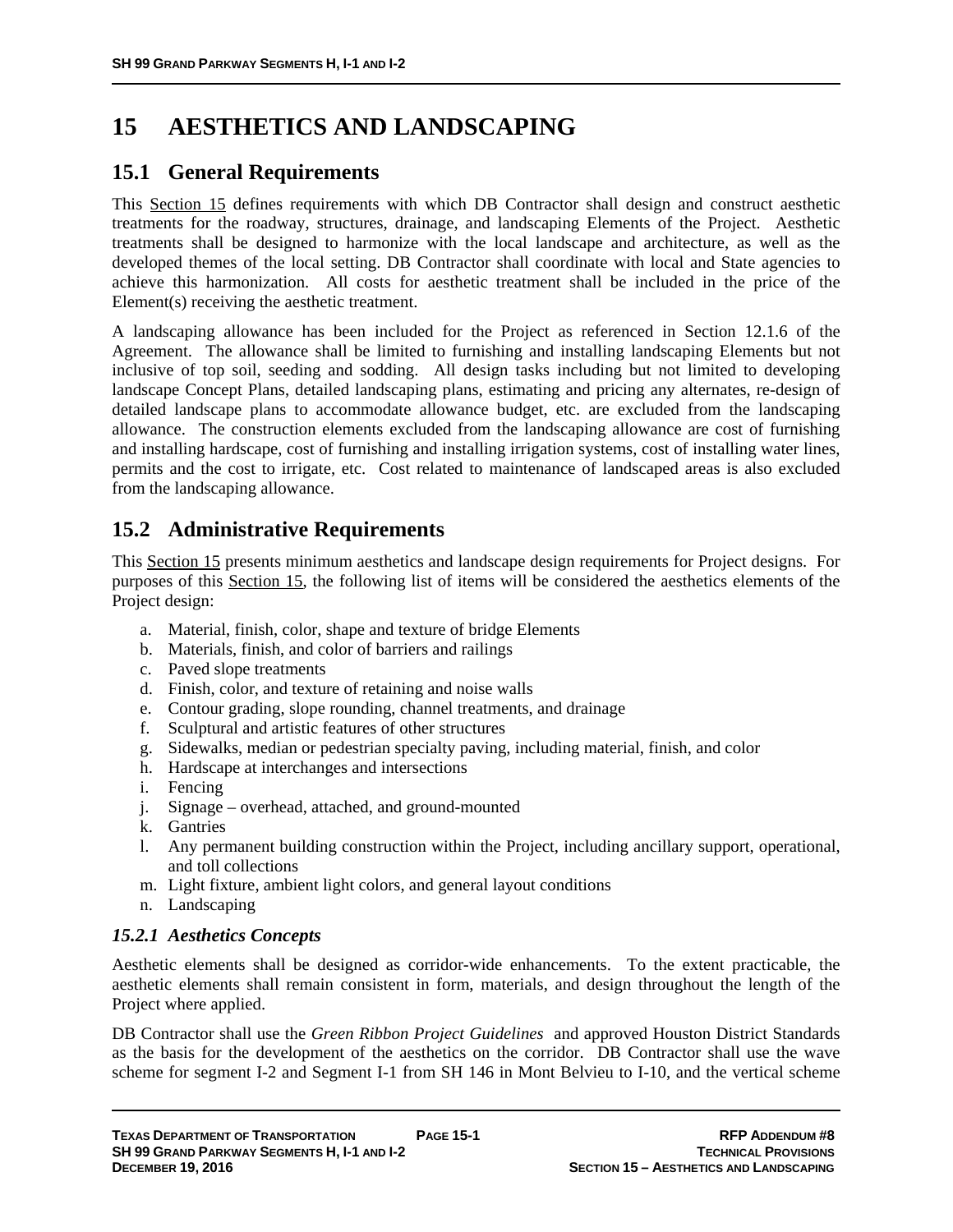# 15 AESTHETICS AND LANDSCAPING

## 15.1 General Requirements

This Section 15 defines requirements with which DB Contractor shall design and construct aesthetic treatments for the roadway, structures, drainage, and landscaping Elements of the Project. Aesthetic treatments shall be designed to harmonize with the local landscape and architecture, as well as the developed themes of the local setting. DB Contractor shall coordinate with local and State agencies to achieve this harmonization. All costs for aesthetic treatment shall be included in the price of the Element(s) receiving the aesthetic treatment.

A landscaping allowance has been included for the Project as referenced in Section 12.1.6 of the Agreement. The allowance shall be limited to furnishing and installing landscaping Elements but not inclusive of top soil, seeding and sodding. All design tasks including but not limited to developing landscape Concept Plans, detailed landscaping plans, estimating and pricing any alternates, re-design of detailed landscape plans to accommodate allowance budget, etc. are excluded from the landscaping allowance. The construction elements excluded from the landscaping allowance are cost of furnishing and installing hardscape, cost of furnishing and installing irrigation systems, cost of installing water lines, permits and the cost to irrigate, etc. Cost related to maintenance of landscaped areas is also excluded from the landscaping allowance.

## 15.2 Administrative Requirements

This Section 15 presents minimum aesthetics and landscape design requirements for Project designs. For purposes of this Section 15, the following list of items will be considered the aesthetics elements of the Project design:

a. Material, finish, color, shape and texture of bridge Elements
b. Materials, finish, and color of barriers and railings
c. Paved slope treatments
d. Finish, color, and texture of retaining and noise walls
e. Contour grading, slope rounding, channel treatments, and drainage
f. Sculptural and artistic features of other structures
g. Sidewalks, median or pedestrian specialty paving, including material, finish, and color
h. Hardscape at interchanges and intersections
i. Fencing
j. Signage – overhead, attached, and ground-mounted
k. Gantries
l. Any permanent building construction within the Project, including ancillary support, operational, and toll collections
m. Light fixture, ambient light colors, and general layout conditions
n. Landscaping

### *15.2.1 Aesthetics Concepts*

Aesthetic elements shall be designed as corridor-wide enhancements. To the extent practicable, the aesthetic elements shall remain consistent in form, materials, and design throughout the length of the Project where applied.

DB Contractor shall use the *Green Ribbon Project Guidelines* and approved Houston District Standards as the basis for the development of the aesthetics on the corridor. DB Contractor shall use the wave scheme for segment I-2 and Segment I-1 from SH 146 in Mont Belvieu to I-10, and the vertical scheme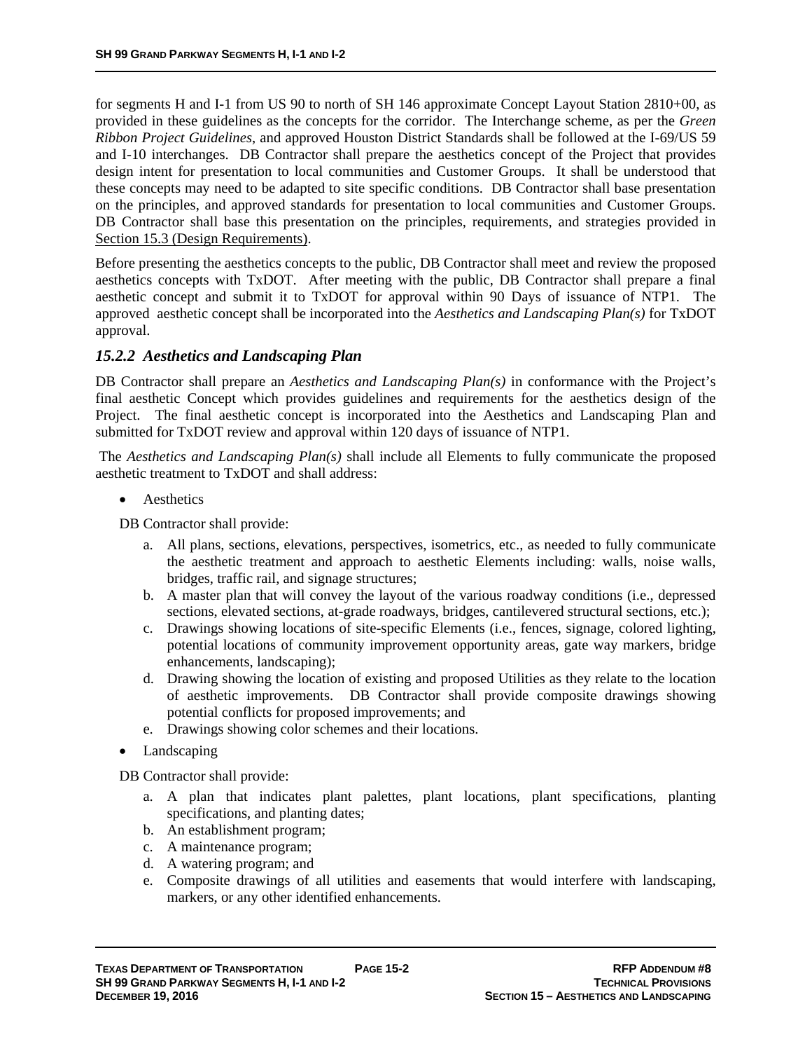for segments H and I-1 from US 90 to north of SH 146 approximate Concept Layout Station 2810+00, as provided in these guidelines as the concepts for the corridor. The Interchange scheme, as per the *Green Ribbon Project Guidelines*, and approved Houston District Standards shall be followed at the I-69/US 59 and I-10 interchanges. DB Contractor shall prepare the aesthetics concept of the Project that provides design intent for presentation to local communities and Customer Groups. It shall be understood that these concepts may need to be adapted to site specific conditions. DB Contractor shall base presentation on the principles, and approved standards for presentation to local communities and Customer Groups. DB Contractor shall base this presentation on the principles, requirements, and strategies provided in Section 15.3 (Design Requirements).

Before presenting the aesthetics concepts to the public, DB Contractor shall meet and review the proposed aesthetics concepts with TxDOT. After meeting with the public, DB Contractor shall prepare a final aesthetic concept and submit it to TxDOT for approval within 90 Days of issuance of NTP1. The approved aesthetic concept shall be incorporated into the *Aesthetics and Landscaping Plan(s)* for TxDOT approval.

### *15.2.2 Aesthetics and Landscaping Plan*

DB Contractor shall prepare an *Aesthetics and Landscaping Plan(s)* in conformance with the Project's final aesthetic Concept which provides guidelines and requirements for the aesthetics design of the Project. The final aesthetic concept is incorporated into the Aesthetics and Landscaping Plan and submitted for TxDOT review and approval within 120 days of issuance of NTP1.

The *Aesthetics and Landscaping Plan(s)* shall include all Elements to fully communicate the proposed aesthetic treatment to TxDOT and shall address:

- Aesthetics

DB Contractor shall provide:

a. All plans, sections, elevations, perspectives, isometrics, etc., as needed to fully communicate the aesthetic treatment and approach to aesthetic Elements including: walls, noise walls, bridges, traffic rail, and signage structures;
b. A master plan that will convey the layout of the various roadway conditions (i.e., depressed sections, elevated sections, at-grade roadways, bridges, cantilevered structural sections, etc.);
c. Drawings showing locations of site-specific Elements (i.e., fences, signage, colored lighting, potential locations of community improvement opportunity areas, gate way markers, bridge enhancements, landscaping);
d. Drawing showing the location of existing and proposed Utilities as they relate to the location of aesthetic improvements. DB Contractor shall provide composite drawings showing potential conflicts for proposed improvements; and
e. Drawings showing color schemes and their locations.

- Landscaping

DB Contractor shall provide:

a. A plan that indicates plant palettes, plant locations, plant specifications, planting specifications, and planting dates;
b. An establishment program;
c. A maintenance program;
d. A watering program; and
e. Composite drawings of all utilities and easements that would interfere with landscaping, markers, or any other identified enhancements.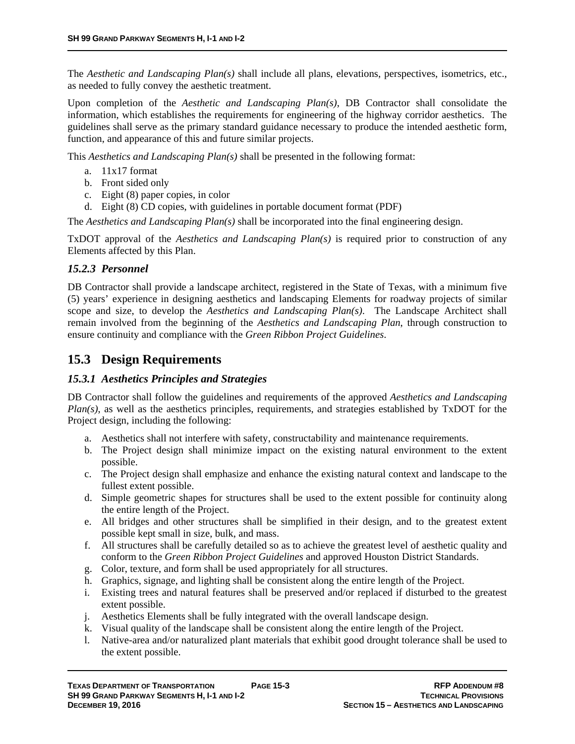The *Aesthetic and Landscaping Plan(s)* shall include all plans, elevations, perspectives, isometrics, etc., as needed to fully convey the aesthetic treatment.

Upon completion of the *Aesthetic and Landscaping Plan(s)*, DB Contractor shall consolidate the information, which establishes the requirements for engineering of the highway corridor aesthetics. The guidelines shall serve as the primary standard guidance necessary to produce the intended aesthetic form, function, and appearance of this and future similar projects.

This *Aesthetics and Landscaping Plan(s)* shall be presented in the following format:

a. 11x17 format
b. Front sided only
c. Eight (8) paper copies, in color
d. Eight (8) CD copies, with guidelines in portable document format (PDF)

The *Aesthetics and Landscaping Plan(s)* shall be incorporated into the final engineering design.

TxDOT approval of the *Aesthetics and Landscaping Plan(s)* is required prior to construction of any Elements affected by this Plan.

### *15.2.3 Personnel*

DB Contractor shall provide a landscape architect, registered in the State of Texas, with a minimum five (5) years' experience in designing aesthetics and landscaping Elements for roadway projects of similar scope and size, to develop the *Aesthetics and Landscaping Plan(s)*. The Landscape Architect shall remain involved from the beginning of the *Aesthetics and Landscaping Plan*, through construction to ensure continuity and compliance with the *Green Ribbon Project Guidelines*.

## 15.3 Design Requirements

### *15.3.1 Aesthetics Principles and Strategies*

DB Contractor shall follow the guidelines and requirements of the approved *Aesthetics and Landscaping Plan(s)*, as well as the aesthetics principles, requirements, and strategies established by TxDOT for the Project design, including the following:

a. Aesthetics shall not interfere with safety, constructability and maintenance requirements.
b. The Project design shall minimize impact on the existing natural environment to the extent possible.
c. The Project design shall emphasize and enhance the existing natural context and landscape to the fullest extent possible.
d. Simple geometric shapes for structures shall be used to the extent possible for continuity along the entire length of the Project.
e. All bridges and other structures shall be simplified in their design, and to the greatest extent possible kept small in size, bulk, and mass.
f. All structures shall be carefully detailed so as to achieve the greatest level of aesthetic quality and conform to the *Green Ribbon Project Guidelines* and approved Houston District Standards.
g. Color, texture, and form shall be used appropriately for all structures.
h. Graphics, signage, and lighting shall be consistent along the entire length of the Project.
i. Existing trees and natural features shall be preserved and/or replaced if disturbed to the greatest extent possible.
j. Aesthetics Elements shall be fully integrated with the overall landscape design.
k. Visual quality of the landscape shall be consistent along the entire length of the Project.
l. Native-area and/or naturalized plant materials that exhibit good drought tolerance shall be used to the extent possible.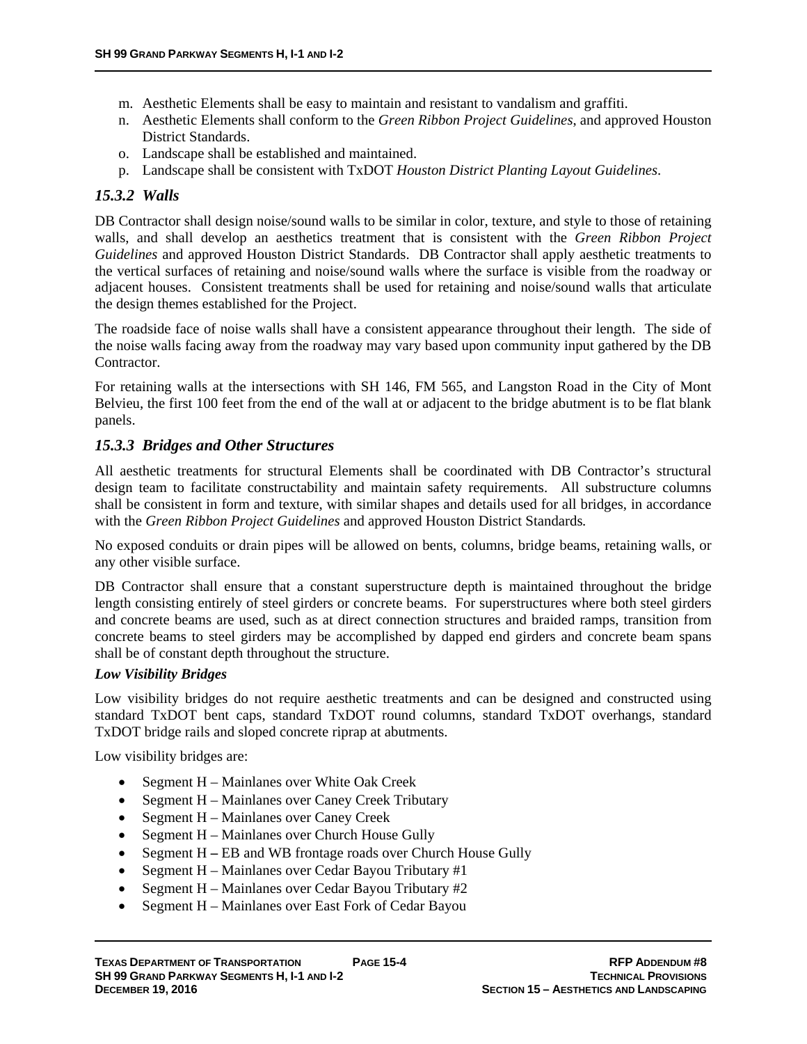m. Aesthetic Elements shall be easy to maintain and resistant to vandalism and graffiti.
n. Aesthetic Elements shall conform to the *Green Ribbon Project Guidelines*, and approved Houston District Standards.
o. Landscape shall be established and maintained.
p. Landscape shall be consistent with TxDOT *Houston District Planting Layout Guidelines*.

### *15.3.2 Walls*

DB Contractor shall design noise/sound walls to be similar in color, texture, and style to those of retaining walls, and shall develop an aesthetics treatment that is consistent with the *Green Ribbon Project Guidelines* and approved Houston District Standards. DB Contractor shall apply aesthetic treatments to the vertical surfaces of retaining and noise/sound walls where the surface is visible from the roadway or adjacent houses. Consistent treatments shall be used for retaining and noise/sound walls that articulate the design themes established for the Project.

The roadside face of noise walls shall have a consistent appearance throughout their length. The side of the noise walls facing away from the roadway may vary based upon community input gathered by the DB Contractor.

For retaining walls at the intersections with SH 146, FM 565, and Langston Road in the City of Mont Belvieu, the first 100 feet from the end of the wall at or adjacent to the bridge abutment is to be flat blank panels.

### *15.3.3 Bridges and Other Structures*

All aesthetic treatments for structural Elements shall be coordinated with DB Contractor's structural design team to facilitate constructability and maintain safety requirements. All substructure columns shall be consistent in form and texture, with similar shapes and details used for all bridges, in accordance with the *Green Ribbon Project Guidelines* and approved Houston District Standards*.*

No exposed conduits or drain pipes will be allowed on bents, columns, bridge beams, retaining walls, or any other visible surface.

DB Contractor shall ensure that a constant superstructure depth is maintained throughout the bridge length consisting entirely of steel girders or concrete beams. For superstructures where both steel girders and concrete beams are used, such as at direct connection structures and braided ramps, transition from concrete beams to steel girders may be accomplished by dapped end girders and concrete beam spans shall be of constant depth throughout the structure.

***Low Visibility Bridges***

Low visibility bridges do not require aesthetic treatments and can be designed and constructed using standard TxDOT bent caps, standard TxDOT round columns, standard TxDOT overhangs, standard TxDOT bridge rails and sloped concrete riprap at abutments.

Low visibility bridges are:

- Segment H – Mainlanes over White Oak Creek
- Segment H – Mainlanes over Caney Creek Tributary
- Segment H – Mainlanes over Caney Creek
- Segment H – Mainlanes over Church House Gully
- Segment H **–** EB and WB frontage roads over Church House Gully
- Segment H – Mainlanes over Cedar Bayou Tributary #1
- Segment H – Mainlanes over Cedar Bayou Tributary #2
- Segment H – Mainlanes over East Fork of Cedar Bayou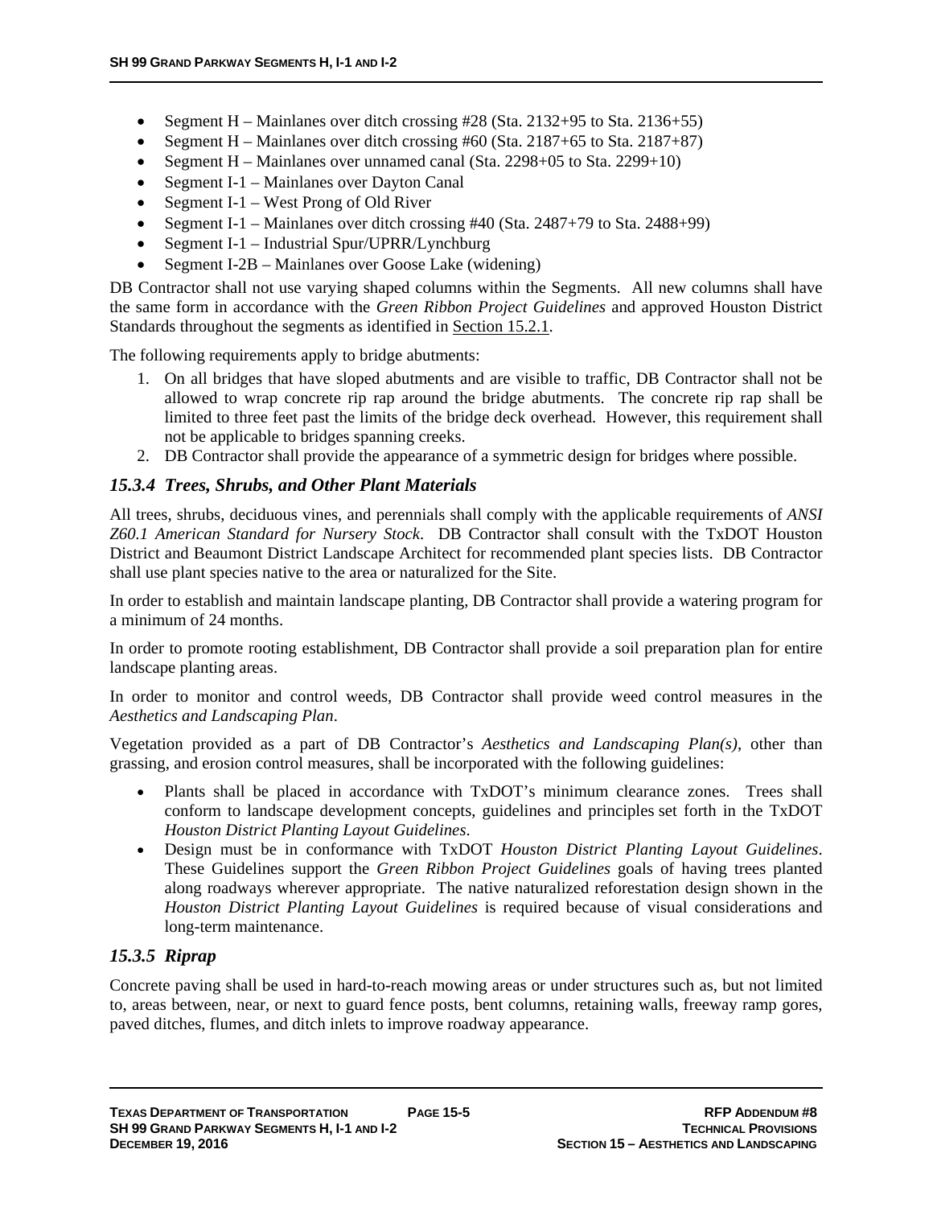- Segment H – Mainlanes over ditch crossing #28 (Sta. 2132+95 to Sta. 2136+55)
- Segment H – Mainlanes over ditch crossing #60 (Sta. 2187+65 to Sta. 2187+87)
- Segment H – Mainlanes over unnamed canal (Sta. 2298+05 to Sta. 2299+10)
- Segment I-1 – Mainlanes over Dayton Canal
- Segment I-1 – West Prong of Old River
- Segment I-1 – Mainlanes over ditch crossing #40 (Sta. 2487+79 to Sta. 2488+99)
- Segment I-1 – Industrial Spur/UPRR/Lynchburg
- Segment I-2B – Mainlanes over Goose Lake (widening)

DB Contractor shall not use varying shaped columns within the Segments. All new columns shall have the same form in accordance with the *Green Ribbon Project Guidelines* and approved Houston District Standards throughout the segments as identified in Section 15.2.1.

The following requirements apply to bridge abutments:

1. On all bridges that have sloped abutments and are visible to traffic, DB Contractor shall not be allowed to wrap concrete rip rap around the bridge abutments. The concrete rip rap shall be limited to three feet past the limits of the bridge deck overhead. However, this requirement shall not be applicable to bridges spanning creeks.
2. DB Contractor shall provide the appearance of a symmetric design for bridges where possible.

### *15.3.4 Trees, Shrubs, and Other Plant Materials*

All trees, shrubs, deciduous vines, and perennials shall comply with the applicable requirements of *ANSI Z60.1 American Standard for Nursery Stock*. DB Contractor shall consult with the TxDOT Houston District and Beaumont District Landscape Architect for recommended plant species lists. DB Contractor shall use plant species native to the area or naturalized for the Site.

In order to establish and maintain landscape planting, DB Contractor shall provide a watering program for a minimum of 24 months.

In order to promote rooting establishment, DB Contractor shall provide a soil preparation plan for entire landscape planting areas.

In order to monitor and control weeds, DB Contractor shall provide weed control measures in the *Aesthetics and Landscaping Plan*.

Vegetation provided as a part of DB Contractor's *Aesthetics and Landscaping Plan(s)*, other than grassing, and erosion control measures, shall be incorporated with the following guidelines:

- Plants shall be placed in accordance with TxDOT's minimum clearance zones. Trees shall conform to landscape development concepts, guidelines and principles set forth in the TxDOT *Houston District Planting Layout Guidelines*.
- Design must be in conformance with TxDOT *Houston District Planting Layout Guidelines*. These Guidelines support the *Green Ribbon Project Guidelines* goals of having trees planted along roadways wherever appropriate. The native naturalized reforestation design shown in the *Houston District Planting Layout Guidelines* is required because of visual considerations and long-term maintenance.

### *15.3.5 Riprap*

Concrete paving shall be used in hard-to-reach mowing areas or under structures such as, but not limited to, areas between, near, or next to guard fence posts, bent columns, retaining walls, freeway ramp gores, paved ditches, flumes, and ditch inlets to improve roadway appearance.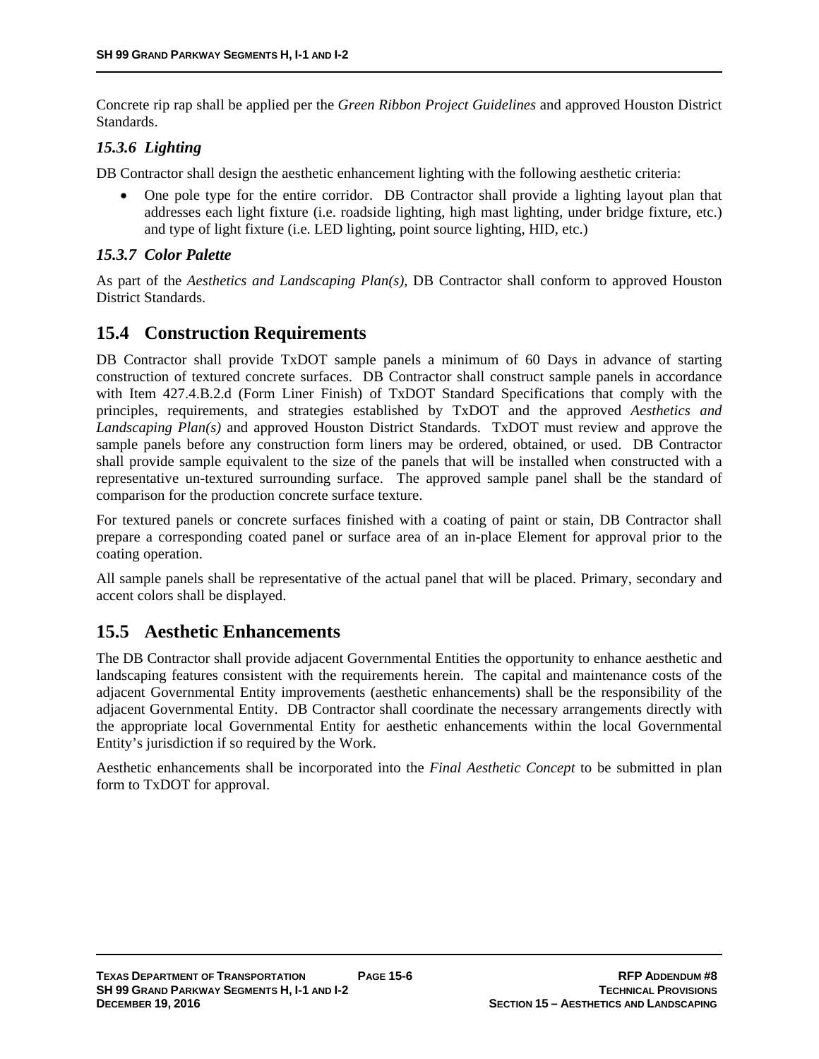Concrete rip rap shall be applied per the *Green Ribbon Project Guidelines* and approved Houston District Standards.

### *15.3.6 Lighting*

DB Contractor shall design the aesthetic enhancement lighting with the following aesthetic criteria:

- One pole type for the entire corridor. DB Contractor shall provide a lighting layout plan that addresses each light fixture (i.e. roadside lighting, high mast lighting, under bridge fixture, etc.) and type of light fixture (i.e. LED lighting, point source lighting, HID, etc.)

### *15.3.7 Color Palette*

As part of the *Aesthetics and Landscaping Plan(s)*, DB Contractor shall conform to approved Houston District Standards.

## 15.4 Construction Requirements

DB Contractor shall provide TxDOT sample panels a minimum of 60 Days in advance of starting construction of textured concrete surfaces. DB Contractor shall construct sample panels in accordance with Item 427.4.B.2.d (Form Liner Finish) of TxDOT Standard Specifications that comply with the principles, requirements, and strategies established by TxDOT and the approved *Aesthetics and Landscaping Plan(s)* and approved Houston District Standards. TxDOT must review and approve the sample panels before any construction form liners may be ordered, obtained, or used. DB Contractor shall provide sample equivalent to the size of the panels that will be installed when constructed with a representative un-textured surrounding surface. The approved sample panel shall be the standard of comparison for the production concrete surface texture.

For textured panels or concrete surfaces finished with a coating of paint or stain, DB Contractor shall prepare a corresponding coated panel or surface area of an in-place Element for approval prior to the coating operation.

All sample panels shall be representative of the actual panel that will be placed. Primary, secondary and accent colors shall be displayed.

## 15.5 Aesthetic Enhancements

The DB Contractor shall provide adjacent Governmental Entities the opportunity to enhance aesthetic and landscaping features consistent with the requirements herein. The capital and maintenance costs of the adjacent Governmental Entity improvements (aesthetic enhancements) shall be the responsibility of the adjacent Governmental Entity. DB Contractor shall coordinate the necessary arrangements directly with the appropriate local Governmental Entity for aesthetic enhancements within the local Governmental Entity's jurisdiction if so required by the Work.

Aesthetic enhancements shall be incorporated into the *Final Aesthetic Concept* to be submitted in plan form to TxDOT for approval.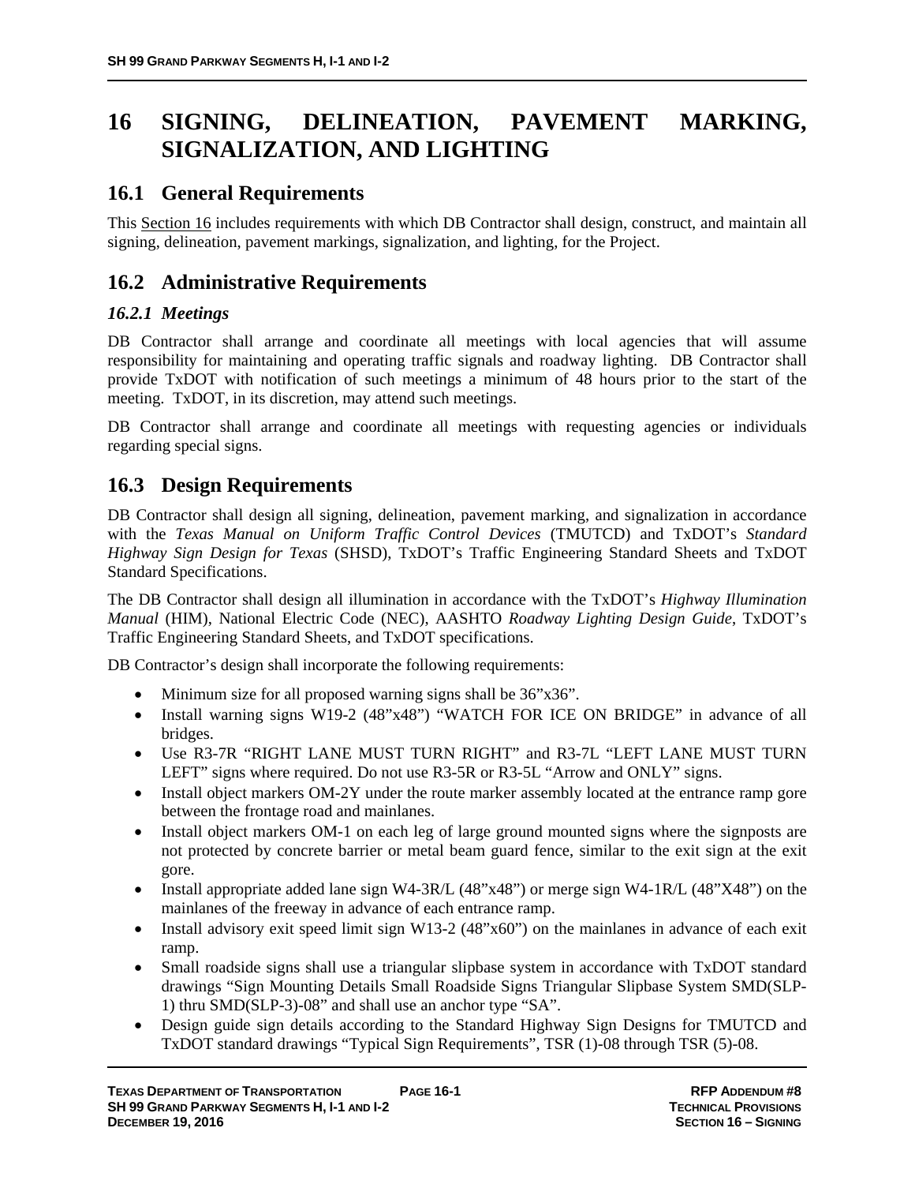# 16 SIGNING, DELINEATION, PAVEMENT MARKING, SIGNALIZATION, AND LIGHTING

## 16.1 General Requirements

This Section 16 includes requirements with which DB Contractor shall design, construct, and maintain all signing, delineation, pavement markings, signalization, and lighting, for the Project.

## 16.2 Administrative Requirements

### *16.2.1 Meetings*

DB Contractor shall arrange and coordinate all meetings with local agencies that will assume responsibility for maintaining and operating traffic signals and roadway lighting. DB Contractor shall provide TxDOT with notification of such meetings a minimum of 48 hours prior to the start of the meeting. TxDOT, in its discretion, may attend such meetings.

DB Contractor shall arrange and coordinate all meetings with requesting agencies or individuals regarding special signs.

## 16.3 Design Requirements

DB Contractor shall design all signing, delineation, pavement marking, and signalization in accordance with the *Texas Manual on Uniform Traffic Control Devices* (TMUTCD) and TxDOT's *Standard Highway Sign Design for Texas* (SHSD), TxDOT's Traffic Engineering Standard Sheets and TxDOT Standard Specifications.

The DB Contractor shall design all illumination in accordance with the TxDOT's *Highway Illumination Manual* (HIM), National Electric Code (NEC), AASHTO *Roadway Lighting Design Guide*, TxDOT's Traffic Engineering Standard Sheets, and TxDOT specifications.

DB Contractor's design shall incorporate the following requirements:

- Minimum size for all proposed warning signs shall be 36"x36".
- Install warning signs W19-2 (48"x48") "WATCH FOR ICE ON BRIDGE" in advance of all bridges.
- Use R3-7R "RIGHT LANE MUST TURN RIGHT" and R3-7L "LEFT LANE MUST TURN LEFT" signs where required. Do not use R3-5R or R3-5L "Arrow and ONLY" signs.
- Install object markers OM-2Y under the route marker assembly located at the entrance ramp gore between the frontage road and mainlanes.
- Install object markers OM-1 on each leg of large ground mounted signs where the signposts are not protected by concrete barrier or metal beam guard fence, similar to the exit sign at the exit gore.
- Install appropriate added lane sign W4-3R/L (48"x48") or merge sign W4-1R/L (48"X48") on the mainlanes of the freeway in advance of each entrance ramp.
- Install advisory exit speed limit sign W13-2 (48"x60") on the mainlanes in advance of each exit ramp.
- Small roadside signs shall use a triangular slipbase system in accordance with TxDOT standard drawings "Sign Mounting Details Small Roadside Signs Triangular Slipbase System SMD(SLP-1) thru SMD(SLP-3)-08" and shall use an anchor type "SA".
- Design guide sign details according to the Standard Highway Sign Designs for TMUTCD and TxDOT standard drawings "Typical Sign Requirements", TSR (1)-08 through TSR (5)-08.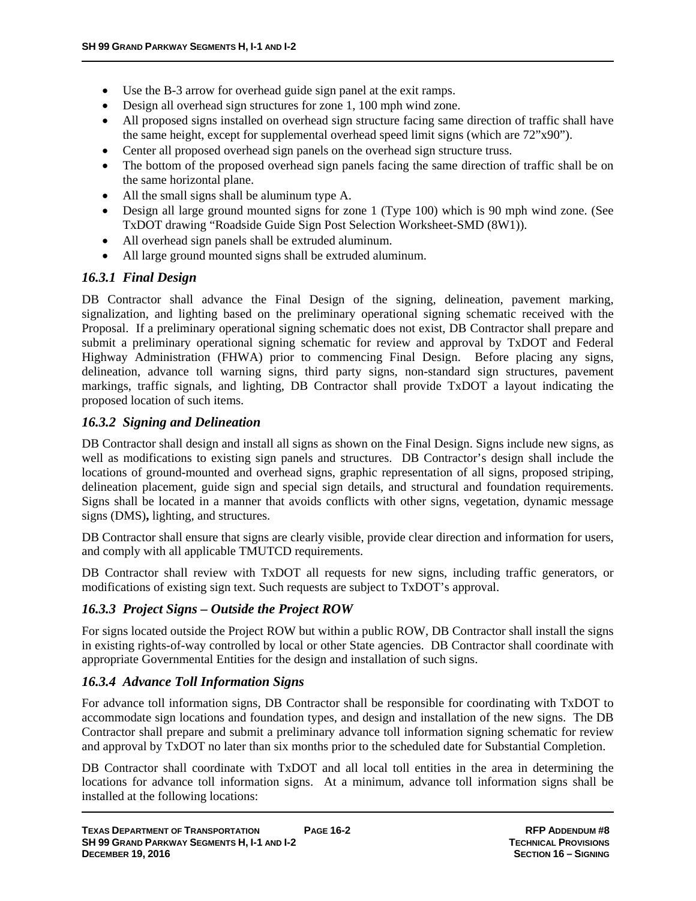- Use the B-3 arrow for overhead guide sign panel at the exit ramps.
- Design all overhead sign structures for zone 1, 100 mph wind zone.
- All proposed signs installed on overhead sign structure facing same direction of traffic shall have the same height, except for supplemental overhead speed limit signs (which are 72"x90").
- Center all proposed overhead sign panels on the overhead sign structure truss.
- The bottom of the proposed overhead sign panels facing the same direction of traffic shall be on the same horizontal plane.
- All the small signs shall be aluminum type A.
- Design all large ground mounted signs for zone 1 (Type 100) which is 90 mph wind zone. (See TxDOT drawing "Roadside Guide Sign Post Selection Worksheet-SMD (8W1)).
- All overhead sign panels shall be extruded aluminum.
- All large ground mounted signs shall be extruded aluminum.

### *16.3.1 Final Design*

DB Contractor shall advance the Final Design of the signing, delineation, pavement marking, signalization, and lighting based on the preliminary operational signing schematic received with the Proposal. If a preliminary operational signing schematic does not exist, DB Contractor shall prepare and submit a preliminary operational signing schematic for review and approval by TxDOT and Federal Highway Administration (FHWA) prior to commencing Final Design. Before placing any signs, delineation, advance toll warning signs, third party signs, non-standard sign structures, pavement markings, traffic signals, and lighting, DB Contractor shall provide TxDOT a layout indicating the proposed location of such items.

### *16.3.2 Signing and Delineation*

DB Contractor shall design and install all signs as shown on the Final Design. Signs include new signs, as well as modifications to existing sign panels and structures. DB Contractor's design shall include the locations of ground-mounted and overhead signs, graphic representation of all signs, proposed striping, delineation placement, guide sign and special sign details, and structural and foundation requirements. Signs shall be located in a manner that avoids conflicts with other signs, vegetation, dynamic message signs (DMS)**,** lighting, and structures.

DB Contractor shall ensure that signs are clearly visible, provide clear direction and information for users, and comply with all applicable TMUTCD requirements.

DB Contractor shall review with TxDOT all requests for new signs, including traffic generators, or modifications of existing sign text. Such requests are subject to TxDOT's approval.

### *16.3.3 Project Signs – Outside the Project ROW*

For signs located outside the Project ROW but within a public ROW, DB Contractor shall install the signs in existing rights-of-way controlled by local or other State agencies. DB Contractor shall coordinate with appropriate Governmental Entities for the design and installation of such signs.

### *16.3.4 Advance Toll Information Signs*

For advance toll information signs, DB Contractor shall be responsible for coordinating with TxDOT to accommodate sign locations and foundation types, and design and installation of the new signs. The DB Contractor shall prepare and submit a preliminary advance toll information signing schematic for review and approval by TxDOT no later than six months prior to the scheduled date for Substantial Completion.

DB Contractor shall coordinate with TxDOT and all local toll entities in the area in determining the locations for advance toll information signs. At a minimum, advance toll information signs shall be installed at the following locations: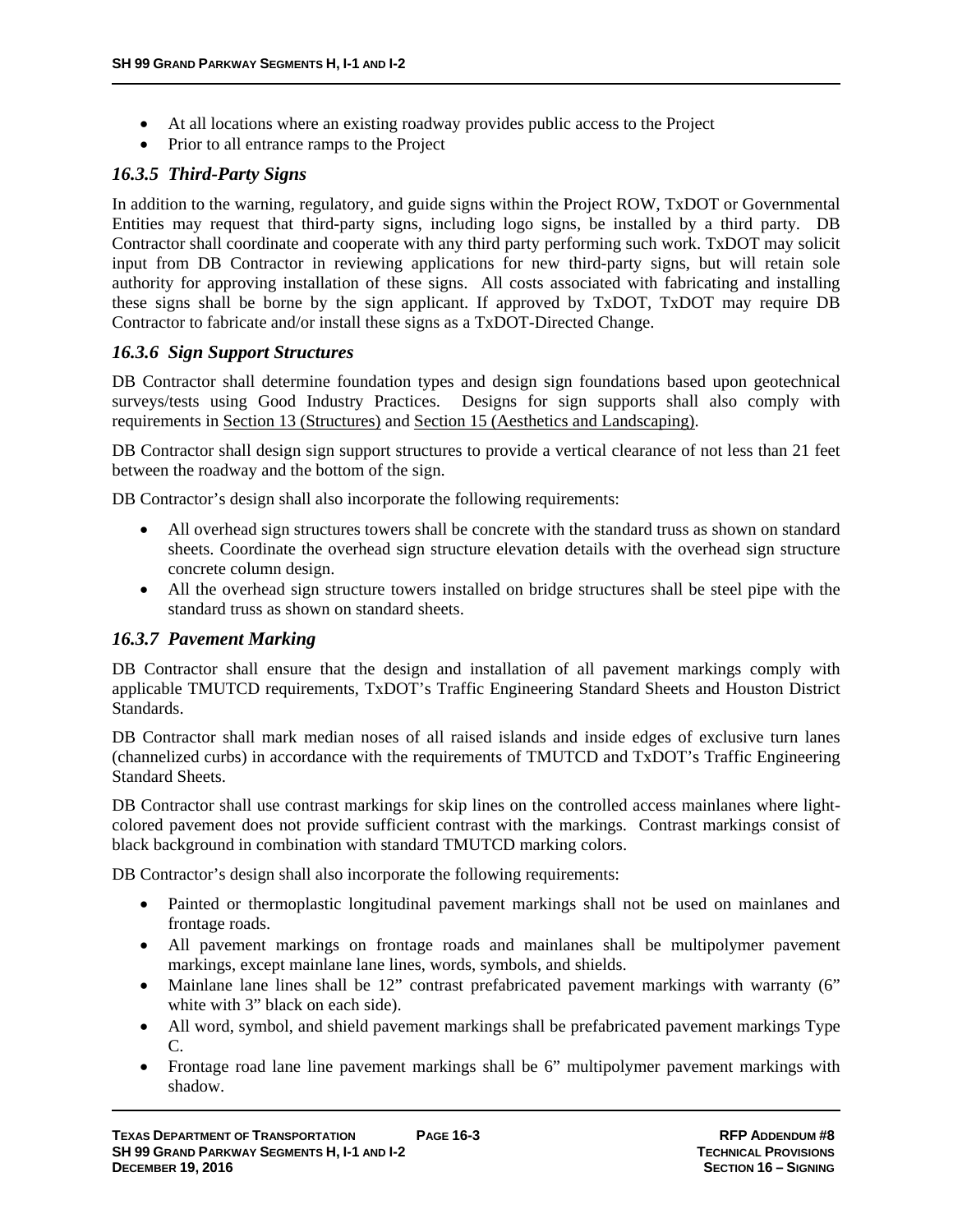- At all locations where an existing roadway provides public access to the Project
- Prior to all entrance ramps to the Project

### *16.3.5 Third-Party Signs*

In addition to the warning, regulatory, and guide signs within the Project ROW, TxDOT or Governmental Entities may request that third-party signs, including logo signs, be installed by a third party. DB Contractor shall coordinate and cooperate with any third party performing such work. TxDOT may solicit input from DB Contractor in reviewing applications for new third-party signs, but will retain sole authority for approving installation of these signs. All costs associated with fabricating and installing these signs shall be borne by the sign applicant. If approved by TxDOT, TxDOT may require DB Contractor to fabricate and/or install these signs as a TxDOT-Directed Change.

### *16.3.6 Sign Support Structures*

DB Contractor shall determine foundation types and design sign foundations based upon geotechnical surveys/tests using Good Industry Practices. Designs for sign supports shall also comply with requirements in Section 13 (Structures) and Section 15 (Aesthetics and Landscaping).

DB Contractor shall design sign support structures to provide a vertical clearance of not less than 21 feet between the roadway and the bottom of the sign.

DB Contractor's design shall also incorporate the following requirements:

- All overhead sign structures towers shall be concrete with the standard truss as shown on standard sheets. Coordinate the overhead sign structure elevation details with the overhead sign structure concrete column design.
- All the overhead sign structure towers installed on bridge structures shall be steel pipe with the standard truss as shown on standard sheets.

### *16.3.7 Pavement Marking*

DB Contractor shall ensure that the design and installation of all pavement markings comply with applicable TMUTCD requirements, TxDOT's Traffic Engineering Standard Sheets and Houston District Standards.

DB Contractor shall mark median noses of all raised islands and inside edges of exclusive turn lanes (channelized curbs) in accordance with the requirements of TMUTCD and TxDOT's Traffic Engineering Standard Sheets.

DB Contractor shall use contrast markings for skip lines on the controlled access mainlanes where light-colored pavement does not provide sufficient contrast with the markings. Contrast markings consist of black background in combination with standard TMUTCD marking colors.

DB Contractor's design shall also incorporate the following requirements:

- Painted or thermoplastic longitudinal pavement markings shall not be used on mainlanes and frontage roads.
- All pavement markings on frontage roads and mainlanes shall be multipolymer pavement markings, except mainlane lane lines, words, symbols, and shields.
- Mainlane lane lines shall be 12" contrast prefabricated pavement markings with warranty (6" white with 3" black on each side).
- All word, symbol, and shield pavement markings shall be prefabricated pavement markings Type C.
- Frontage road lane line pavement markings shall be 6" multipolymer pavement markings with shadow.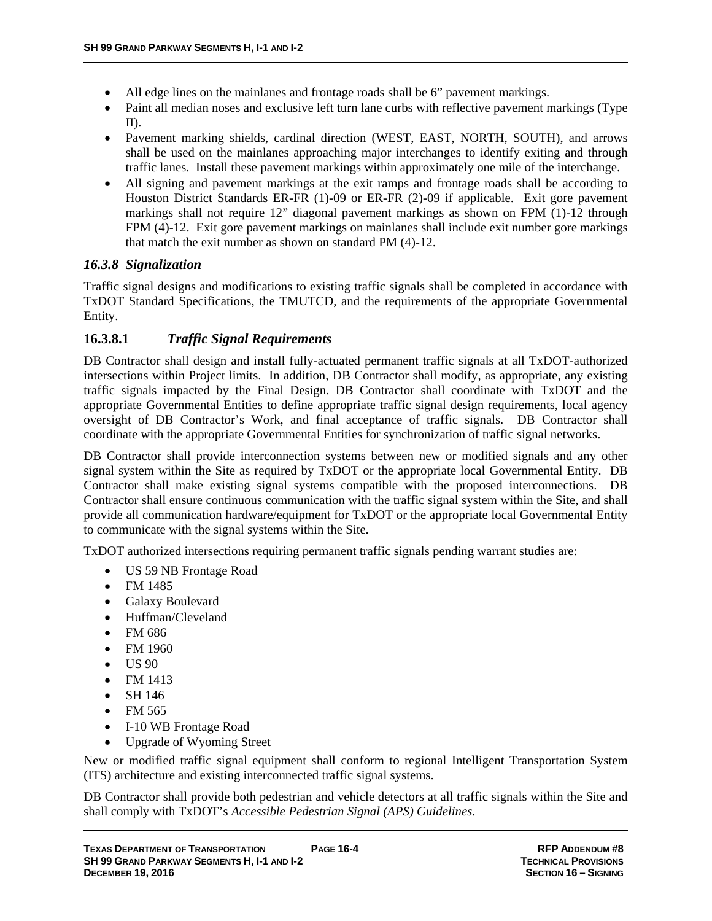- All edge lines on the mainlanes and frontage roads shall be 6" pavement markings.
- Paint all median noses and exclusive left turn lane curbs with reflective pavement markings (Type II).
- Pavement marking shields, cardinal direction (WEST, EAST, NORTH, SOUTH), and arrows shall be used on the mainlanes approaching major interchanges to identify exiting and through traffic lanes. Install these pavement markings within approximately one mile of the interchange.
- All signing and pavement markings at the exit ramps and frontage roads shall be according to Houston District Standards ER-FR (1)-09 or ER-FR (2)-09 if applicable. Exit gore pavement markings shall not require 12" diagonal pavement markings as shown on FPM (1)-12 through FPM (4)-12. Exit gore pavement markings on mainlanes shall include exit number gore markings that match the exit number as shown on standard PM (4)-12.

### *16.3.8 Signalization*

Traffic signal designs and modifications to existing traffic signals shall be completed in accordance with TxDOT Standard Specifications, the TMUTCD, and the requirements of the appropriate Governmental Entity.

#### 16.3.8.1 *Traffic Signal Requirements*

DB Contractor shall design and install fully-actuated permanent traffic signals at all TxDOT-authorized intersections within Project limits. In addition, DB Contractor shall modify, as appropriate, any existing traffic signals impacted by the Final Design. DB Contractor shall coordinate with TxDOT and the appropriate Governmental Entities to define appropriate traffic signal design requirements, local agency oversight of DB Contractor's Work, and final acceptance of traffic signals. DB Contractor shall coordinate with the appropriate Governmental Entities for synchronization of traffic signal networks.

DB Contractor shall provide interconnection systems between new or modified signals and any other signal system within the Site as required by TxDOT or the appropriate local Governmental Entity. DB Contractor shall make existing signal systems compatible with the proposed interconnections. DB Contractor shall ensure continuous communication with the traffic signal system within the Site, and shall provide all communication hardware/equipment for TxDOT or the appropriate local Governmental Entity to communicate with the signal systems within the Site.

TxDOT authorized intersections requiring permanent traffic signals pending warrant studies are:

- US 59 NB Frontage Road
- FM 1485
- Galaxy Boulevard
- Huffman/Cleveland
- FM 686
- FM 1960
- US 90
- FM 1413
- SH 146
- FM 565
- I-10 WB Frontage Road
- Upgrade of Wyoming Street

New or modified traffic signal equipment shall conform to regional Intelligent Transportation System (ITS) architecture and existing interconnected traffic signal systems.

DB Contractor shall provide both pedestrian and vehicle detectors at all traffic signals within the Site and shall comply with TxDOT's *Accessible Pedestrian Signal (APS) Guidelines*.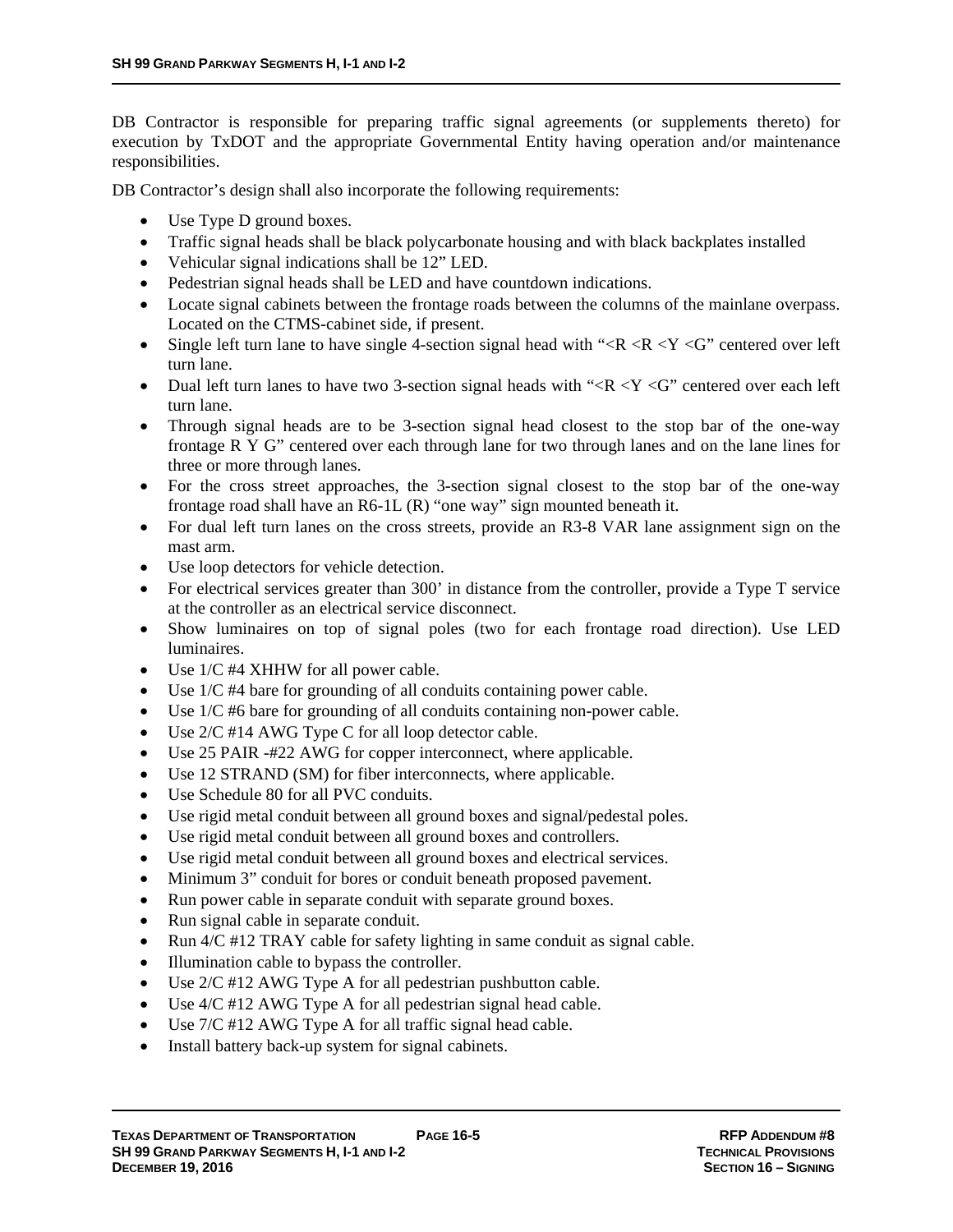DB Contractor is responsible for preparing traffic signal agreements (or supplements thereto) for execution by TxDOT and the appropriate Governmental Entity having operation and/or maintenance responsibilities.

DB Contractor's design shall also incorporate the following requirements:

- Use Type D ground boxes.
- Traffic signal heads shall be black polycarbonate housing and with black backplates installed
- Vehicular signal indications shall be 12" LED.
- Pedestrian signal heads shall be LED and have countdown indications.
- Locate signal cabinets between the frontage roads between the columns of the mainlane overpass. Located on the CTMS-cabinet side, if present.
- Single left turn lane to have single 4-section signal head with "<R <R <Y <G" centered over left turn lane.
- Dual left turn lanes to have two 3-section signal heads with "<R <Y <G" centered over each left turn lane.
- Through signal heads are to be 3-section signal head closest to the stop bar of the one-way frontage R Y G" centered over each through lane for two through lanes and on the lane lines for three or more through lanes.
- For the cross street approaches, the 3-section signal closest to the stop bar of the one-way frontage road shall have an R6-1L (R) "one way" sign mounted beneath it.
- For dual left turn lanes on the cross streets, provide an R3-8 VAR lane assignment sign on the mast arm.
- Use loop detectors for vehicle detection.
- For electrical services greater than 300' in distance from the controller, provide a Type T service at the controller as an electrical service disconnect.
- Show luminaires on top of signal poles (two for each frontage road direction). Use LED luminaires.
- Use 1/C #4 XHHW for all power cable.
- Use 1/C #4 bare for grounding of all conduits containing power cable.
- Use 1/C #6 bare for grounding of all conduits containing non-power cable.
- Use 2/C #14 AWG Type C for all loop detector cable.
- Use 25 PAIR -#22 AWG for copper interconnect, where applicable.
- Use 12 STRAND (SM) for fiber interconnects, where applicable.
- Use Schedule 80 for all PVC conduits.
- Use rigid metal conduit between all ground boxes and signal/pedestal poles.
- Use rigid metal conduit between all ground boxes and controllers.
- Use rigid metal conduit between all ground boxes and electrical services.
- Minimum 3" conduit for bores or conduit beneath proposed pavement.
- Run power cable in separate conduit with separate ground boxes.
- Run signal cable in separate conduit.
- Run 4/C #12 TRAY cable for safety lighting in same conduit as signal cable.
- Illumination cable to bypass the controller.
- Use 2/C #12 AWG Type A for all pedestrian pushbutton cable.
- Use 4/C #12 AWG Type A for all pedestrian signal head cable.
- Use 7/C #12 AWG Type A for all traffic signal head cable.
- Install battery back-up system for signal cabinets.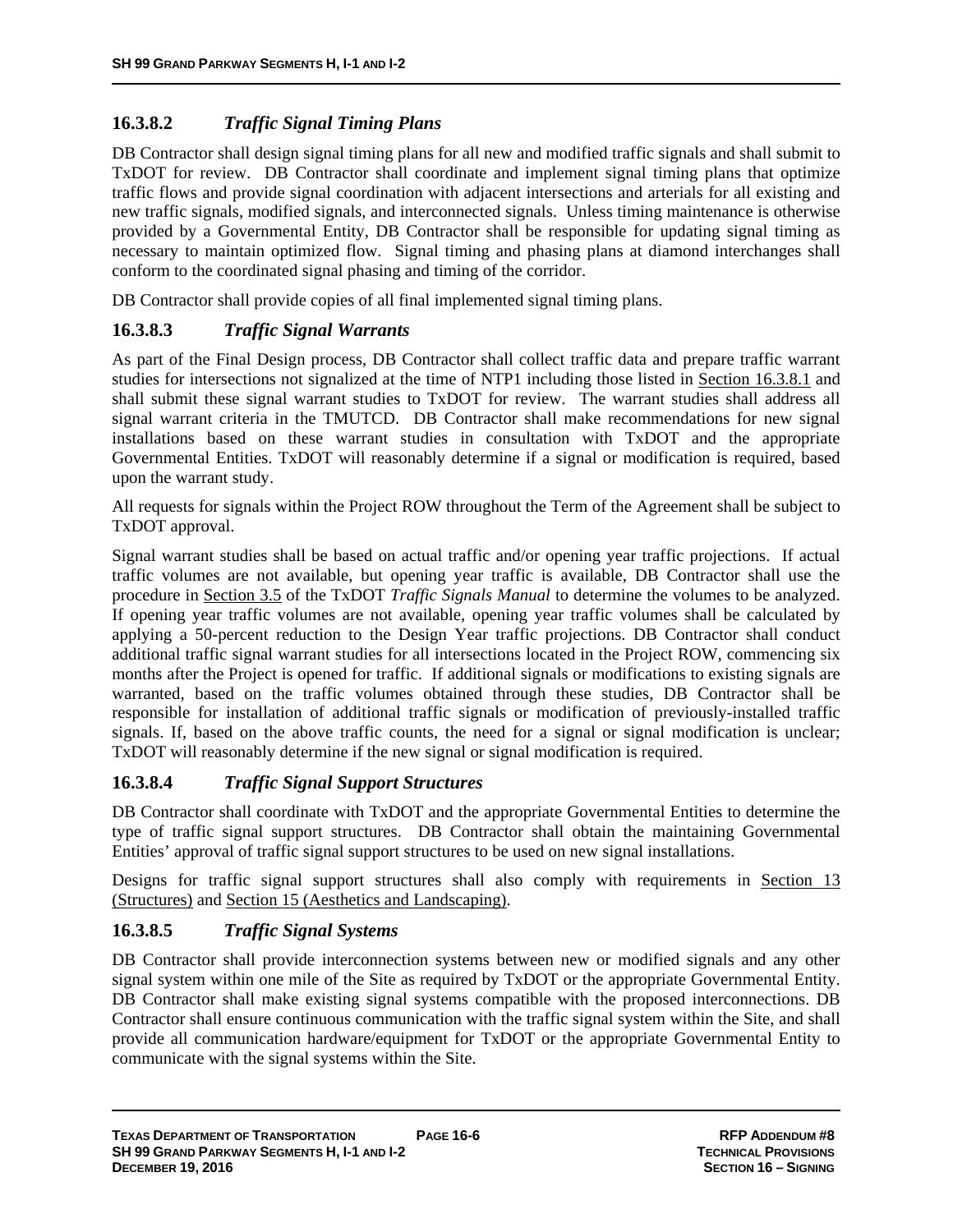### 16.3.8.2 *Traffic Signal Timing Plans*

DB Contractor shall design signal timing plans for all new and modified traffic signals and shall submit to TxDOT for review. DB Contractor shall coordinate and implement signal timing plans that optimize traffic flows and provide signal coordination with adjacent intersections and arterials for all existing and new traffic signals, modified signals, and interconnected signals. Unless timing maintenance is otherwise provided by a Governmental Entity, DB Contractor shall be responsible for updating signal timing as necessary to maintain optimized flow. Signal timing and phasing plans at diamond interchanges shall conform to the coordinated signal phasing and timing of the corridor.

DB Contractor shall provide copies of all final implemented signal timing plans.

### 16.3.8.3 *Traffic Signal Warrants*

As part of the Final Design process, DB Contractor shall collect traffic data and prepare traffic warrant studies for intersections not signalized at the time of NTP1 including those listed in Section 16.3.8.1 and shall submit these signal warrant studies to TxDOT for review. The warrant studies shall address all signal warrant criteria in the TMUTCD. DB Contractor shall make recommendations for new signal installations based on these warrant studies in consultation with TxDOT and the appropriate Governmental Entities. TxDOT will reasonably determine if a signal or modification is required, based upon the warrant study.

All requests for signals within the Project ROW throughout the Term of the Agreement shall be subject to TxDOT approval.

Signal warrant studies shall be based on actual traffic and/or opening year traffic projections. If actual traffic volumes are not available, but opening year traffic is available, DB Contractor shall use the procedure in Section 3.5 of the TxDOT *Traffic Signals Manual* to determine the volumes to be analyzed. If opening year traffic volumes are not available, opening year traffic volumes shall be calculated by applying a 50-percent reduction to the Design Year traffic projections. DB Contractor shall conduct additional traffic signal warrant studies for all intersections located in the Project ROW, commencing six months after the Project is opened for traffic. If additional signals or modifications to existing signals are warranted, based on the traffic volumes obtained through these studies, DB Contractor shall be responsible for installation of additional traffic signals or modification of previously-installed traffic signals. If, based on the above traffic counts, the need for a signal or signal modification is unclear; TxDOT will reasonably determine if the new signal or signal modification is required.

### 16.3.8.4 *Traffic Signal Support Structures*

DB Contractor shall coordinate with TxDOT and the appropriate Governmental Entities to determine the type of traffic signal support structures. DB Contractor shall obtain the maintaining Governmental Entities' approval of traffic signal support structures to be used on new signal installations.

Designs for traffic signal support structures shall also comply with requirements in Section 13 (Structures) and Section 15 (Aesthetics and Landscaping).

### 16.3.8.5 *Traffic Signal Systems*

DB Contractor shall provide interconnection systems between new or modified signals and any other signal system within one mile of the Site as required by TxDOT or the appropriate Governmental Entity. DB Contractor shall make existing signal systems compatible with the proposed interconnections. DB Contractor shall ensure continuous communication with the traffic signal system within the Site, and shall provide all communication hardware/equipment for TxDOT or the appropriate Governmental Entity to communicate with the signal systems within the Site.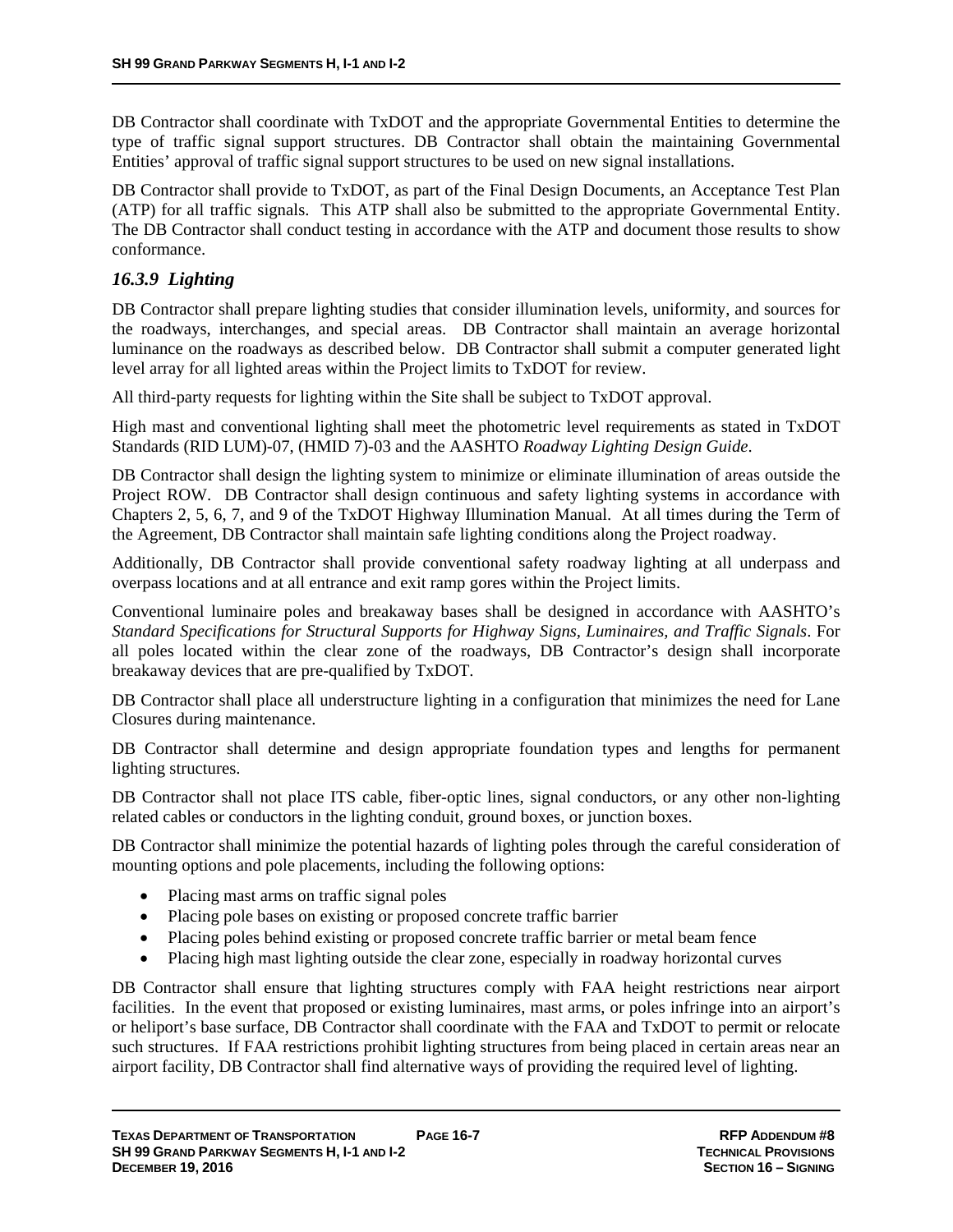DB Contractor shall coordinate with TxDOT and the appropriate Governmental Entities to determine the type of traffic signal support structures. DB Contractor shall obtain the maintaining Governmental Entities' approval of traffic signal support structures to be used on new signal installations.

DB Contractor shall provide to TxDOT, as part of the Final Design Documents, an Acceptance Test Plan (ATP) for all traffic signals. This ATP shall also be submitted to the appropriate Governmental Entity. The DB Contractor shall conduct testing in accordance with the ATP and document those results to show conformance.

### *16.3.9 Lighting*

DB Contractor shall prepare lighting studies that consider illumination levels, uniformity, and sources for the roadways, interchanges, and special areas. DB Contractor shall maintain an average horizontal luminance on the roadways as described below. DB Contractor shall submit a computer generated light level array for all lighted areas within the Project limits to TxDOT for review.

All third-party requests for lighting within the Site shall be subject to TxDOT approval.

High mast and conventional lighting shall meet the photometric level requirements as stated in TxDOT Standards (RID LUM)-07, (HMID 7)-03 and the AASHTO *Roadway Lighting Design Guide*.

DB Contractor shall design the lighting system to minimize or eliminate illumination of areas outside the Project ROW. DB Contractor shall design continuous and safety lighting systems in accordance with Chapters 2, 5, 6, 7, and 9 of the TxDOT Highway Illumination Manual. At all times during the Term of the Agreement, DB Contractor shall maintain safe lighting conditions along the Project roadway.

Additionally, DB Contractor shall provide conventional safety roadway lighting at all underpass and overpass locations and at all entrance and exit ramp gores within the Project limits.

Conventional luminaire poles and breakaway bases shall be designed in accordance with AASHTO's *Standard Specifications for Structural Supports for Highway Signs, Luminaires, and Traffic Signals*. For all poles located within the clear zone of the roadways, DB Contractor's design shall incorporate breakaway devices that are pre-qualified by TxDOT.

DB Contractor shall place all understructure lighting in a configuration that minimizes the need for Lane Closures during maintenance.

DB Contractor shall determine and design appropriate foundation types and lengths for permanent lighting structures.

DB Contractor shall not place ITS cable, fiber-optic lines, signal conductors, or any other non-lighting related cables or conductors in the lighting conduit, ground boxes, or junction boxes.

DB Contractor shall minimize the potential hazards of lighting poles through the careful consideration of mounting options and pole placements, including the following options:

- Placing mast arms on traffic signal poles
- Placing pole bases on existing or proposed concrete traffic barrier
- Placing poles behind existing or proposed concrete traffic barrier or metal beam fence
- Placing high mast lighting outside the clear zone, especially in roadway horizontal curves

DB Contractor shall ensure that lighting structures comply with FAA height restrictions near airport facilities. In the event that proposed or existing luminaires, mast arms, or poles infringe into an airport's or heliport's base surface, DB Contractor shall coordinate with the FAA and TxDOT to permit or relocate such structures. If FAA restrictions prohibit lighting structures from being placed in certain areas near an airport facility, DB Contractor shall find alternative ways of providing the required level of lighting.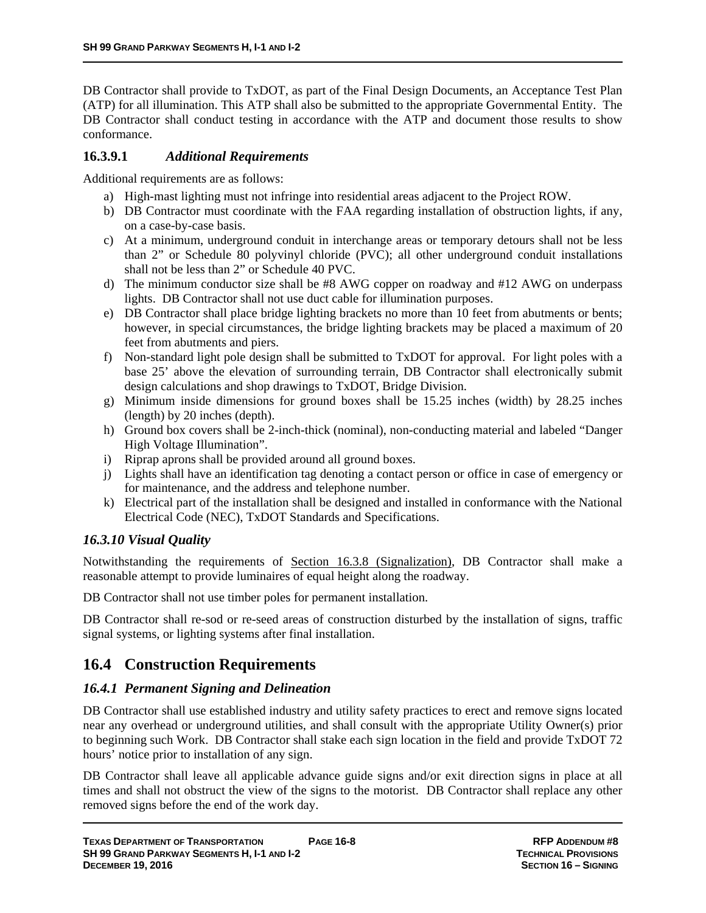DB Contractor shall provide to TxDOT, as part of the Final Design Documents, an Acceptance Test Plan (ATP) for all illumination. This ATP shall also be submitted to the appropriate Governmental Entity. The DB Contractor shall conduct testing in accordance with the ATP and document those results to show conformance.

#### 16.3.9.1 *Additional Requirements*

Additional requirements are as follows:

a) High-mast lighting must not infringe into residential areas adjacent to the Project ROW.
b) DB Contractor must coordinate with the FAA regarding installation of obstruction lights, if any, on a case-by-case basis.
c) At a minimum, underground conduit in interchange areas or temporary detours shall not be less than 2" or Schedule 80 polyvinyl chloride (PVC); all other underground conduit installations shall not be less than 2" or Schedule 40 PVC.
d) The minimum conductor size shall be #8 AWG copper on roadway and #12 AWG on underpass lights. DB Contractor shall not use duct cable for illumination purposes.
e) DB Contractor shall place bridge lighting brackets no more than 10 feet from abutments or bents; however, in special circumstances, the bridge lighting brackets may be placed a maximum of 20 feet from abutments and piers.
f) Non-standard light pole design shall be submitted to TxDOT for approval. For light poles with a base 25' above the elevation of surrounding terrain, DB Contractor shall electronically submit design calculations and shop drawings to TxDOT, Bridge Division.
g) Minimum inside dimensions for ground boxes shall be 15.25 inches (width) by 28.25 inches (length) by 20 inches (depth).
h) Ground box covers shall be 2-inch-thick (nominal), non-conducting material and labeled "Danger High Voltage Illumination".
i) Riprap aprons shall be provided around all ground boxes.
j) Lights shall have an identification tag denoting a contact person or office in case of emergency or for maintenance, and the address and telephone number.
k) Electrical part of the installation shall be designed and installed in conformance with the National Electrical Code (NEC), TxDOT Standards and Specifications.

### *16.3.10 Visual Quality*

Notwithstanding the requirements of Section 16.3.8 (Signalization), DB Contractor shall make a reasonable attempt to provide luminaires of equal height along the roadway.

DB Contractor shall not use timber poles for permanent installation.

DB Contractor shall re-sod or re-seed areas of construction disturbed by the installation of signs, traffic signal systems, or lighting systems after final installation.

## 16.4 Construction Requirements

### *16.4.1 Permanent Signing and Delineation*

DB Contractor shall use established industry and utility safety practices to erect and remove signs located near any overhead or underground utilities, and shall consult with the appropriate Utility Owner(s) prior to beginning such Work. DB Contractor shall stake each sign location in the field and provide TxDOT 72 hours' notice prior to installation of any sign.

DB Contractor shall leave all applicable advance guide signs and/or exit direction signs in place at all times and shall not obstruct the view of the signs to the motorist. DB Contractor shall replace any other removed signs before the end of the work day.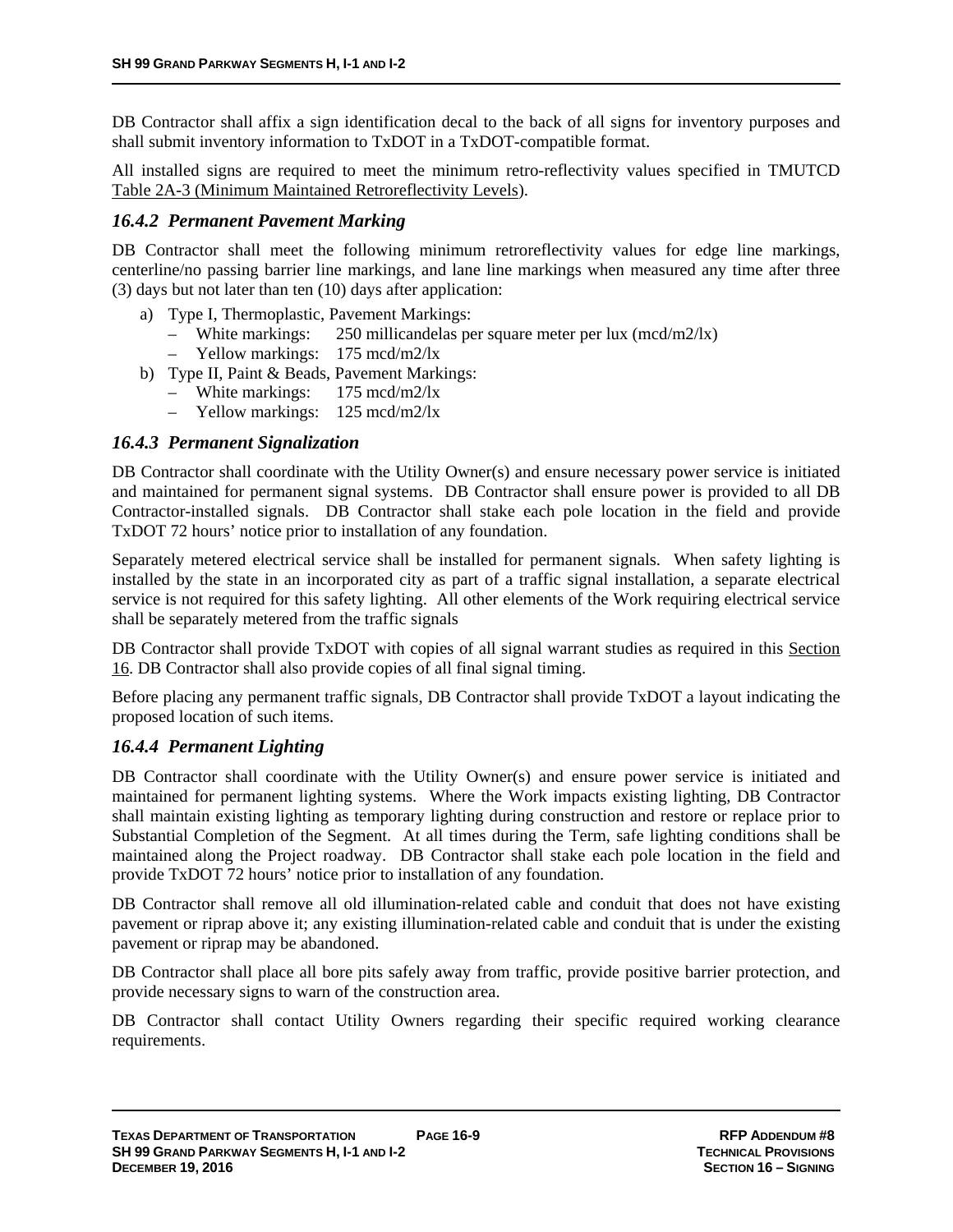DB Contractor shall affix a sign identification decal to the back of all signs for inventory purposes and shall submit inventory information to TxDOT in a TxDOT-compatible format.

All installed signs are required to meet the minimum retro-reflectivity values specified in TMUTCD Table 2A-3 (Minimum Maintained Retroreflectivity Levels).

### *16.4.2 Permanent Pavement Marking*

DB Contractor shall meet the following minimum retroreflectivity values for edge line markings, centerline/no passing barrier line markings, and lane line markings when measured any time after three (3) days but not later than ten (10) days after application:

a) Type I, Thermoplastic, Pavement Markings:
   - White markings: 250 millicandelas per square meter per lux (mcd/m2/lx)
   - Yellow markings: 175 mcd/m2/lx
b) Type II, Paint & Beads, Pavement Markings:
   - White markings: 175 mcd/m2/lx
   - Yellow markings: 125 mcd/m2/lx

### *16.4.3 Permanent Signalization*

DB Contractor shall coordinate with the Utility Owner(s) and ensure necessary power service is initiated and maintained for permanent signal systems. DB Contractor shall ensure power is provided to all DB Contractor-installed signals. DB Contractor shall stake each pole location in the field and provide TxDOT 72 hours' notice prior to installation of any foundation.

Separately metered electrical service shall be installed for permanent signals. When safety lighting is installed by the state in an incorporated city as part of a traffic signal installation, a separate electrical service is not required for this safety lighting. All other elements of the Work requiring electrical service shall be separately metered from the traffic signals

DB Contractor shall provide TxDOT with copies of all signal warrant studies as required in this Section 16. DB Contractor shall also provide copies of all final signal timing.

Before placing any permanent traffic signals, DB Contractor shall provide TxDOT a layout indicating the proposed location of such items.

### *16.4.4 Permanent Lighting*

DB Contractor shall coordinate with the Utility Owner(s) and ensure power service is initiated and maintained for permanent lighting systems. Where the Work impacts existing lighting, DB Contractor shall maintain existing lighting as temporary lighting during construction and restore or replace prior to Substantial Completion of the Segment. At all times during the Term, safe lighting conditions shall be maintained along the Project roadway. DB Contractor shall stake each pole location in the field and provide TxDOT 72 hours' notice prior to installation of any foundation.

DB Contractor shall remove all old illumination-related cable and conduit that does not have existing pavement or riprap above it; any existing illumination-related cable and conduit that is under the existing pavement or riprap may be abandoned.

DB Contractor shall place all bore pits safely away from traffic, provide positive barrier protection, and provide necessary signs to warn of the construction area.

DB Contractor shall contact Utility Owners regarding their specific required working clearance requirements.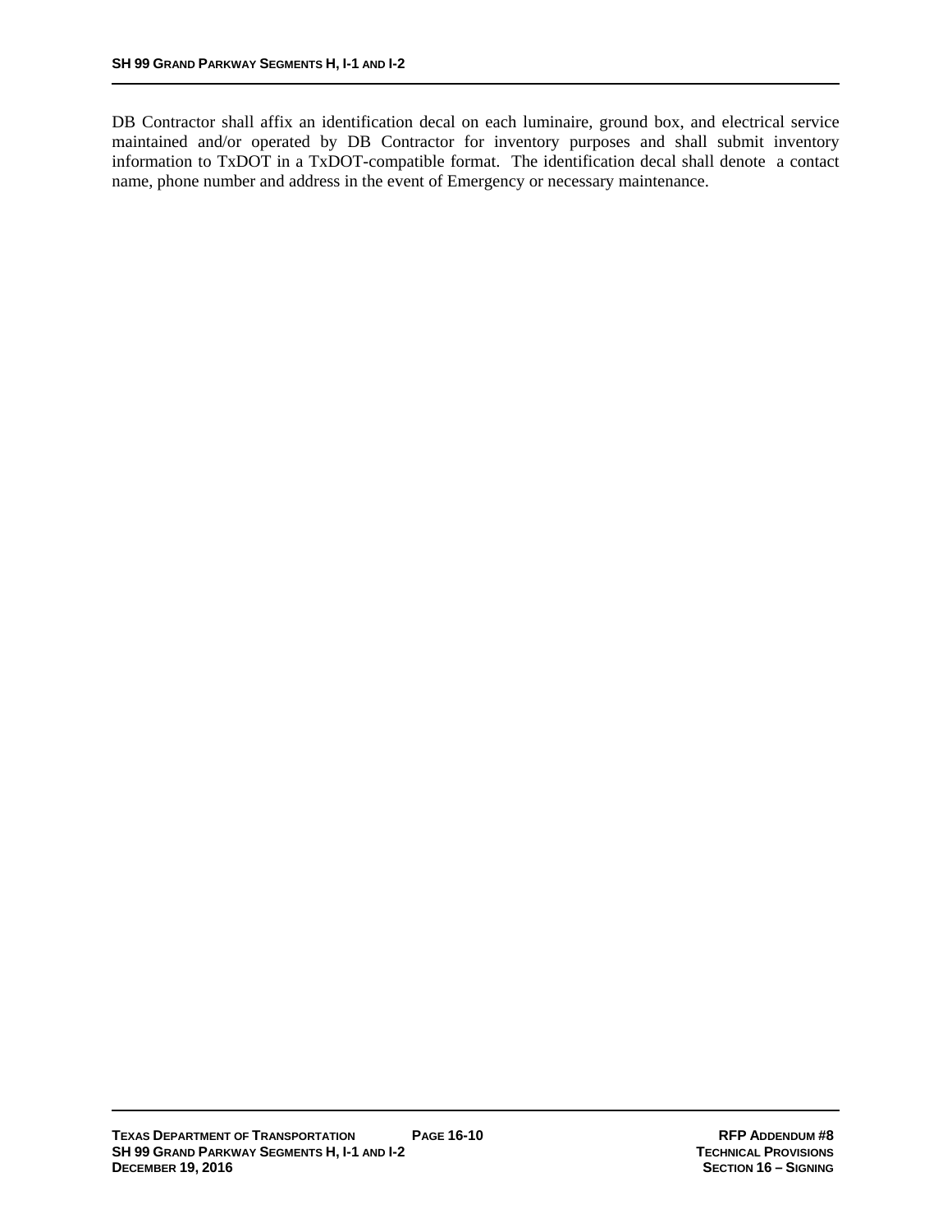DB Contractor shall affix an identification decal on each luminaire, ground box, and electrical service maintained and/or operated by DB Contractor for inventory purposes and shall submit inventory information to TxDOT in a TxDOT-compatible format. The identification decal shall denote a contact name, phone number and address in the event of Emergency or necessary maintenance.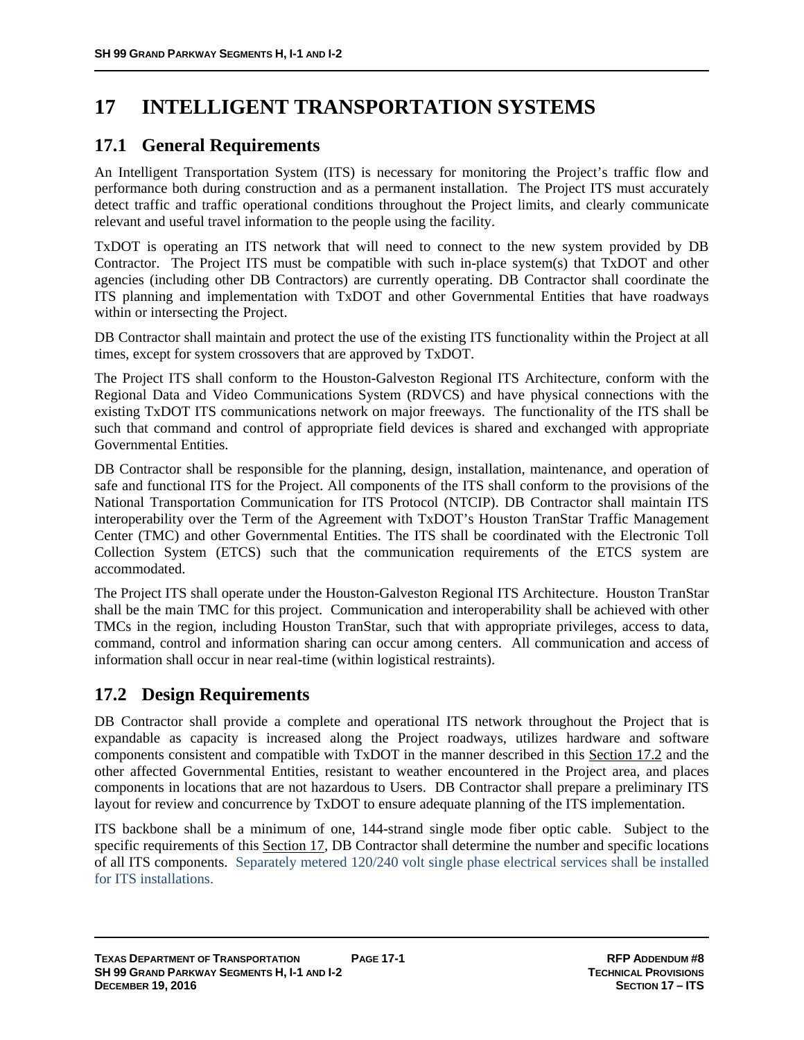# 17 INTELLIGENT TRANSPORTATION SYSTEMS

## 17.1 General Requirements

An Intelligent Transportation System (ITS) is necessary for monitoring the Project's traffic flow and performance both during construction and as a permanent installation. The Project ITS must accurately detect traffic and traffic operational conditions throughout the Project limits, and clearly communicate relevant and useful travel information to the people using the facility.

TxDOT is operating an ITS network that will need to connect to the new system provided by DB Contractor. The Project ITS must be compatible with such in-place system(s) that TxDOT and other agencies (including other DB Contractors) are currently operating. DB Contractor shall coordinate the ITS planning and implementation with TxDOT and other Governmental Entities that have roadways within or intersecting the Project.

DB Contractor shall maintain and protect the use of the existing ITS functionality within the Project at all times, except for system crossovers that are approved by TxDOT.

The Project ITS shall conform to the Houston-Galveston Regional ITS Architecture, conform with the Regional Data and Video Communications System (RDVCS) and have physical connections with the existing TxDOT ITS communications network on major freeways. The functionality of the ITS shall be such that command and control of appropriate field devices is shared and exchanged with appropriate Governmental Entities.

DB Contractor shall be responsible for the planning, design, installation, maintenance, and operation of safe and functional ITS for the Project. All components of the ITS shall conform to the provisions of the National Transportation Communication for ITS Protocol (NTCIP). DB Contractor shall maintain ITS interoperability over the Term of the Agreement with TxDOT's Houston TranStar Traffic Management Center (TMC) and other Governmental Entities. The ITS shall be coordinated with the Electronic Toll Collection System (ETCS) such that the communication requirements of the ETCS system are accommodated.

The Project ITS shall operate under the Houston-Galveston Regional ITS Architecture. Houston TranStar shall be the main TMC for this project. Communication and interoperability shall be achieved with other TMCs in the region, including Houston TranStar, such that with appropriate privileges, access to data, command, control and information sharing can occur among centers. All communication and access of information shall occur in near real-time (within logistical restraints).

## 17.2 Design Requirements

DB Contractor shall provide a complete and operational ITS network throughout the Project that is expandable as capacity is increased along the Project roadways, utilizes hardware and software components consistent and compatible with TxDOT in the manner described in this Section 17.2 and the other affected Governmental Entities, resistant to weather encountered in the Project area, and places components in locations that are not hazardous to Users. DB Contractor shall prepare a preliminary ITS layout for review and concurrence by TxDOT to ensure adequate planning of the ITS implementation.

ITS backbone shall be a minimum of one, 144-strand single mode fiber optic cable. Subject to the specific requirements of this Section 17, DB Contractor shall determine the number and specific locations of all ITS components. Separately metered 120/240 volt single phase electrical services shall be installed for ITS installations.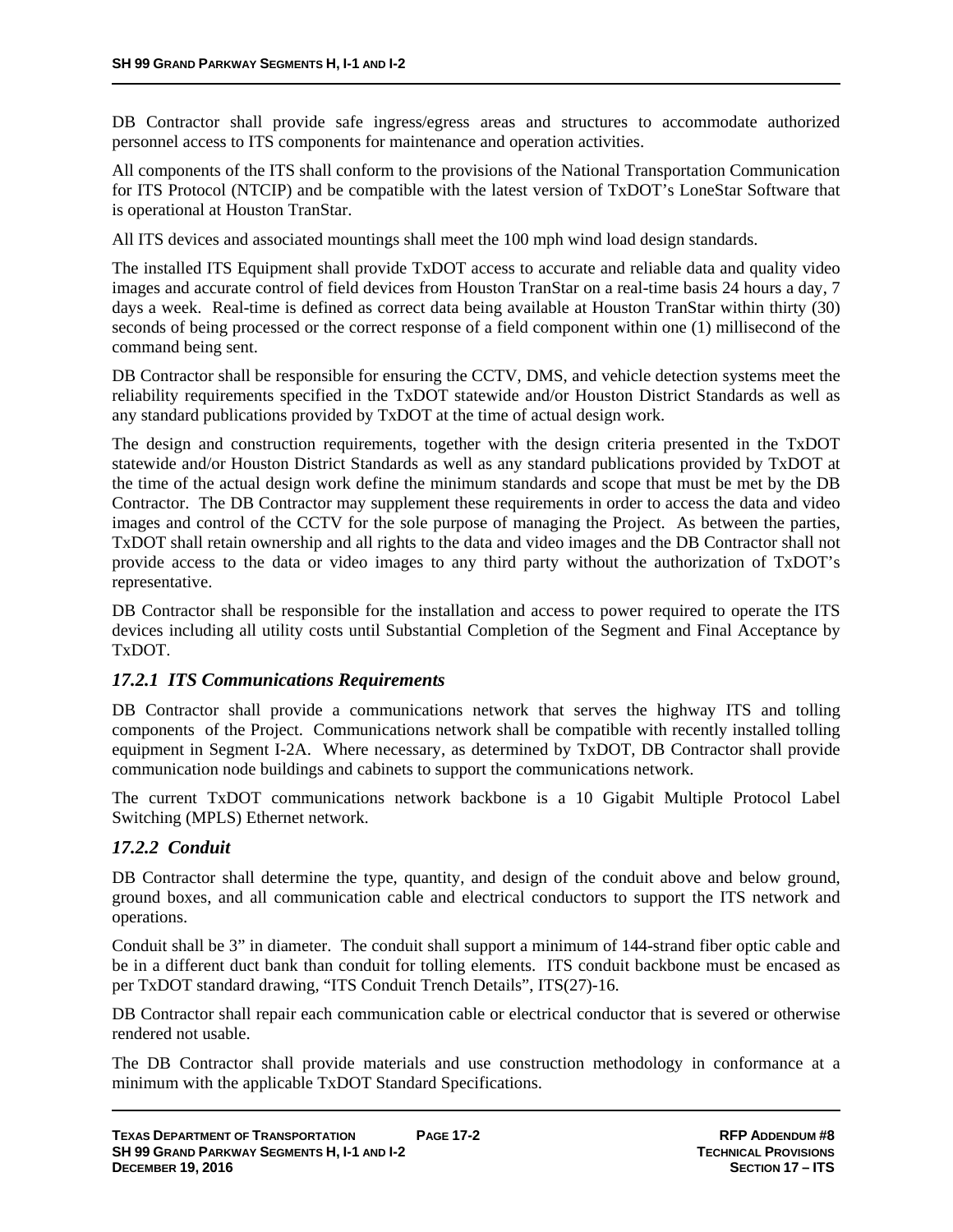DB Contractor shall provide safe ingress/egress areas and structures to accommodate authorized personnel access to ITS components for maintenance and operation activities.

All components of the ITS shall conform to the provisions of the National Transportation Communication for ITS Protocol (NTCIP) and be compatible with the latest version of TxDOT's LoneStar Software that is operational at Houston TranStar.

All ITS devices and associated mountings shall meet the 100 mph wind load design standards.

The installed ITS Equipment shall provide TxDOT access to accurate and reliable data and quality video images and accurate control of field devices from Houston TranStar on a real-time basis 24 hours a day, 7 days a week. Real-time is defined as correct data being available at Houston TranStar within thirty (30) seconds of being processed or the correct response of a field component within one (1) millisecond of the command being sent.

DB Contractor shall be responsible for ensuring the CCTV, DMS, and vehicle detection systems meet the reliability requirements specified in the TxDOT statewide and/or Houston District Standards as well as any standard publications provided by TxDOT at the time of actual design work.

The design and construction requirements, together with the design criteria presented in the TxDOT statewide and/or Houston District Standards as well as any standard publications provided by TxDOT at the time of the actual design work define the minimum standards and scope that must be met by the DB Contractor. The DB Contractor may supplement these requirements in order to access the data and video images and control of the CCTV for the sole purpose of managing the Project. As between the parties, TxDOT shall retain ownership and all rights to the data and video images and the DB Contractor shall not provide access to the data or video images to any third party without the authorization of TxDOT's representative.

DB Contractor shall be responsible for the installation and access to power required to operate the ITS devices including all utility costs until Substantial Completion of the Segment and Final Acceptance by TxDOT.

### *17.2.1 ITS Communications Requirements*

DB Contractor shall provide a communications network that serves the highway ITS and tolling components of the Project. Communications network shall be compatible with recently installed tolling equipment in Segment I-2A. Where necessary, as determined by TxDOT, DB Contractor shall provide communication node buildings and cabinets to support the communications network.

The current TxDOT communications network backbone is a 10 Gigabit Multiple Protocol Label Switching (MPLS) Ethernet network.

### *17.2.2 Conduit*

DB Contractor shall determine the type, quantity, and design of the conduit above and below ground, ground boxes, and all communication cable and electrical conductors to support the ITS network and operations.

Conduit shall be 3" in diameter. The conduit shall support a minimum of 144-strand fiber optic cable and be in a different duct bank than conduit for tolling elements. ITS conduit backbone must be encased as per TxDOT standard drawing, "ITS Conduit Trench Details", ITS(27)-16.

DB Contractor shall repair each communication cable or electrical conductor that is severed or otherwise rendered not usable.

The DB Contractor shall provide materials and use construction methodology in conformance at a minimum with the applicable TxDOT Standard Specifications.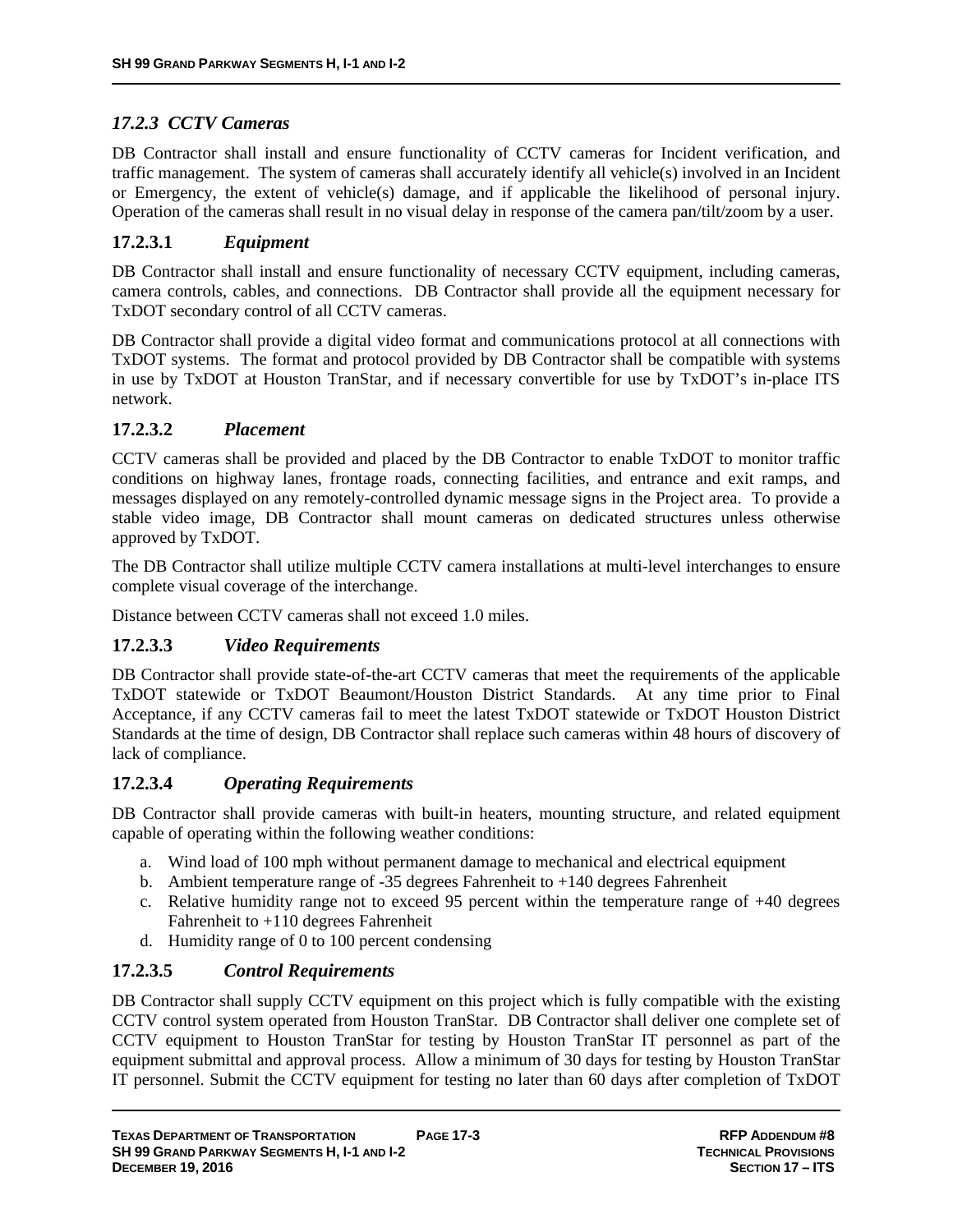### *17.2.3 CCTV Cameras*

DB Contractor shall install and ensure functionality of CCTV cameras for Incident verification, and traffic management. The system of cameras shall accurately identify all vehicle(s) involved in an Incident or Emergency, the extent of vehicle(s) damage, and if applicable the likelihood of personal injury. Operation of the cameras shall result in no visual delay in response of the camera pan/tilt/zoom by a user.

#### 17.2.3.1 *Equipment*

DB Contractor shall install and ensure functionality of necessary CCTV equipment, including cameras, camera controls, cables, and connections. DB Contractor shall provide all the equipment necessary for TxDOT secondary control of all CCTV cameras.

DB Contractor shall provide a digital video format and communications protocol at all connections with TxDOT systems. The format and protocol provided by DB Contractor shall be compatible with systems in use by TxDOT at Houston TranStar, and if necessary convertible for use by TxDOT's in-place ITS network.

#### 17.2.3.2 *Placement*

CCTV cameras shall be provided and placed by the DB Contractor to enable TxDOT to monitor traffic conditions on highway lanes, frontage roads, connecting facilities, and entrance and exit ramps, and messages displayed on any remotely-controlled dynamic message signs in the Project area. To provide a stable video image, DB Contractor shall mount cameras on dedicated structures unless otherwise approved by TxDOT.

The DB Contractor shall utilize multiple CCTV camera installations at multi-level interchanges to ensure complete visual coverage of the interchange.

Distance between CCTV cameras shall not exceed 1.0 miles.

#### 17.2.3.3 *Video Requirements*

DB Contractor shall provide state-of-the-art CCTV cameras that meet the requirements of the applicable TxDOT statewide or TxDOT Beaumont/Houston District Standards. At any time prior to Final Acceptance, if any CCTV cameras fail to meet the latest TxDOT statewide or TxDOT Houston District Standards at the time of design, DB Contractor shall replace such cameras within 48 hours of discovery of lack of compliance.

#### 17.2.3.4 *Operating Requirements*

DB Contractor shall provide cameras with built-in heaters, mounting structure, and related equipment capable of operating within the following weather conditions:

a. Wind load of 100 mph without permanent damage to mechanical and electrical equipment
b. Ambient temperature range of -35 degrees Fahrenheit to +140 degrees Fahrenheit
c. Relative humidity range not to exceed 95 percent within the temperature range of +40 degrees Fahrenheit to +110 degrees Fahrenheit
d. Humidity range of 0 to 100 percent condensing

#### 17.2.3.5 *Control Requirements*

DB Contractor shall supply CCTV equipment on this project which is fully compatible with the existing CCTV control system operated from Houston TranStar. DB Contractor shall deliver one complete set of CCTV equipment to Houston TranStar for testing by Houston TranStar IT personnel as part of the equipment submittal and approval process. Allow a minimum of 30 days for testing by Houston TranStar IT personnel. Submit the CCTV equipment for testing no later than 60 days after completion of TxDOT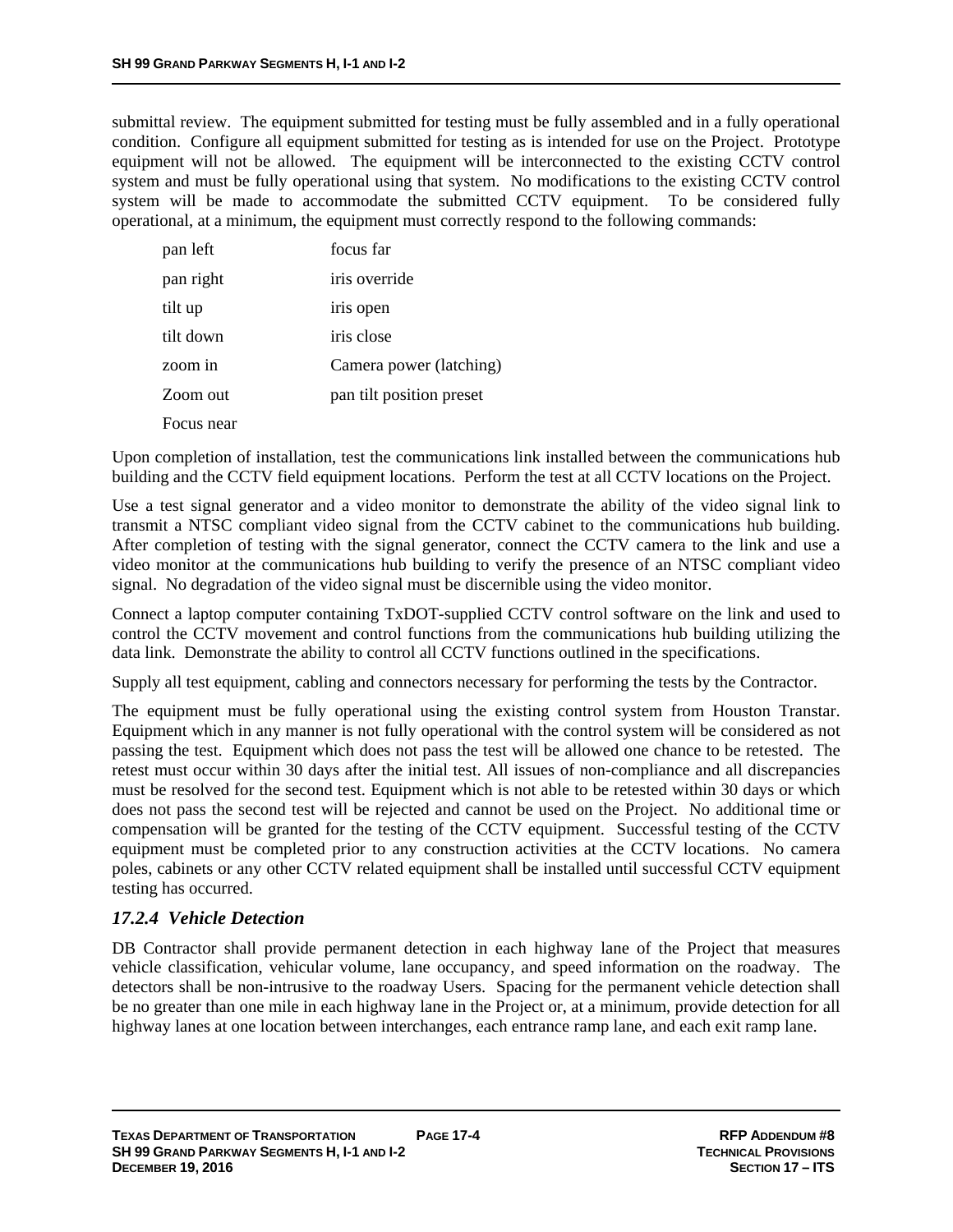submittal review. The equipment submitted for testing must be fully assembled and in a fully operational condition. Configure all equipment submitted for testing as is intended for use on the Project. Prototype equipment will not be allowed. The equipment will be interconnected to the existing CCTV control system and must be fully operational using that system. No modifications to the existing CCTV control system will be made to accommodate the submitted CCTV equipment. To be considered fully operational, at a minimum, the equipment must correctly respond to the following commands:

| | |
|---|---|
| pan left | focus far |
| pan right | iris override |
| tilt up | iris open |
| tilt down | iris close |
| zoom in | Camera power (latching) |
| Zoom out | pan tilt position preset |
| Focus near | |

Upon completion of installation, test the communications link installed between the communications hub building and the CCTV field equipment locations. Perform the test at all CCTV locations on the Project.

Use a test signal generator and a video monitor to demonstrate the ability of the video signal link to transmit a NTSC compliant video signal from the CCTV cabinet to the communications hub building. After completion of testing with the signal generator, connect the CCTV camera to the link and use a video monitor at the communications hub building to verify the presence of an NTSC compliant video signal. No degradation of the video signal must be discernible using the video monitor.

Connect a laptop computer containing TxDOT-supplied CCTV control software on the link and used to control the CCTV movement and control functions from the communications hub building utilizing the data link. Demonstrate the ability to control all CCTV functions outlined in the specifications.

Supply all test equipment, cabling and connectors necessary for performing the tests by the Contractor.

The equipment must be fully operational using the existing control system from Houston Transtar. Equipment which in any manner is not fully operational with the control system will be considered as not passing the test. Equipment which does not pass the test will be allowed one chance to be retested. The retest must occur within 30 days after the initial test. All issues of non-compliance and all discrepancies must be resolved for the second test. Equipment which is not able to be retested within 30 days or which does not pass the second test will be rejected and cannot be used on the Project. No additional time or compensation will be granted for the testing of the CCTV equipment. Successful testing of the CCTV equipment must be completed prior to any construction activities at the CCTV locations. No camera poles, cabinets or any other CCTV related equipment shall be installed until successful CCTV equipment testing has occurred.

### *17.2.4 Vehicle Detection*

DB Contractor shall provide permanent detection in each highway lane of the Project that measures vehicle classification, vehicular volume, lane occupancy, and speed information on the roadway. The detectors shall be non-intrusive to the roadway Users. Spacing for the permanent vehicle detection shall be no greater than one mile in each highway lane in the Project or, at a minimum, provide detection for all highway lanes at one location between interchanges, each entrance ramp lane, and each exit ramp lane.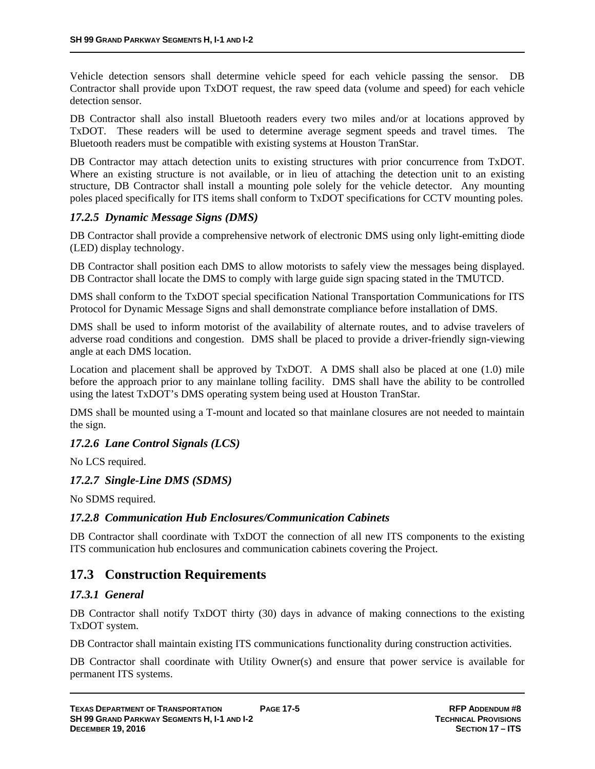Vehicle detection sensors shall determine vehicle speed for each vehicle passing the sensor. DB Contractor shall provide upon TxDOT request, the raw speed data (volume and speed) for each vehicle detection sensor.

DB Contractor shall also install Bluetooth readers every two miles and/or at locations approved by TxDOT. These readers will be used to determine average segment speeds and travel times. The Bluetooth readers must be compatible with existing systems at Houston TranStar.

DB Contractor may attach detection units to existing structures with prior concurrence from TxDOT. Where an existing structure is not available, or in lieu of attaching the detection unit to an existing structure, DB Contractor shall install a mounting pole solely for the vehicle detector. Any mounting poles placed specifically for ITS items shall conform to TxDOT specifications for CCTV mounting poles.

### *17.2.5 Dynamic Message Signs (DMS)*

DB Contractor shall provide a comprehensive network of electronic DMS using only light-emitting diode (LED) display technology.

DB Contractor shall position each DMS to allow motorists to safely view the messages being displayed. DB Contractor shall locate the DMS to comply with large guide sign spacing stated in the TMUTCD.

DMS shall conform to the TxDOT special specification National Transportation Communications for ITS Protocol for Dynamic Message Signs and shall demonstrate compliance before installation of DMS.

DMS shall be used to inform motorist of the availability of alternate routes, and to advise travelers of adverse road conditions and congestion. DMS shall be placed to provide a driver-friendly sign-viewing angle at each DMS location.

Location and placement shall be approved by TxDOT. A DMS shall also be placed at one (1.0) mile before the approach prior to any mainlane tolling facility. DMS shall have the ability to be controlled using the latest TxDOT's DMS operating system being used at Houston TranStar.

DMS shall be mounted using a T-mount and located so that mainlane closures are not needed to maintain the sign.

### *17.2.6 Lane Control Signals (LCS)*

No LCS required.

### *17.2.7 Single-Line DMS (SDMS)*

No SDMS required.

### *17.2.8 Communication Hub Enclosures/Communication Cabinets*

DB Contractor shall coordinate with TxDOT the connection of all new ITS components to the existing ITS communication hub enclosures and communication cabinets covering the Project.

## 17.3 Construction Requirements

### *17.3.1 General*

DB Contractor shall notify TxDOT thirty (30) days in advance of making connections to the existing TxDOT system.

DB Contractor shall maintain existing ITS communications functionality during construction activities.

DB Contractor shall coordinate with Utility Owner(s) and ensure that power service is available for permanent ITS systems.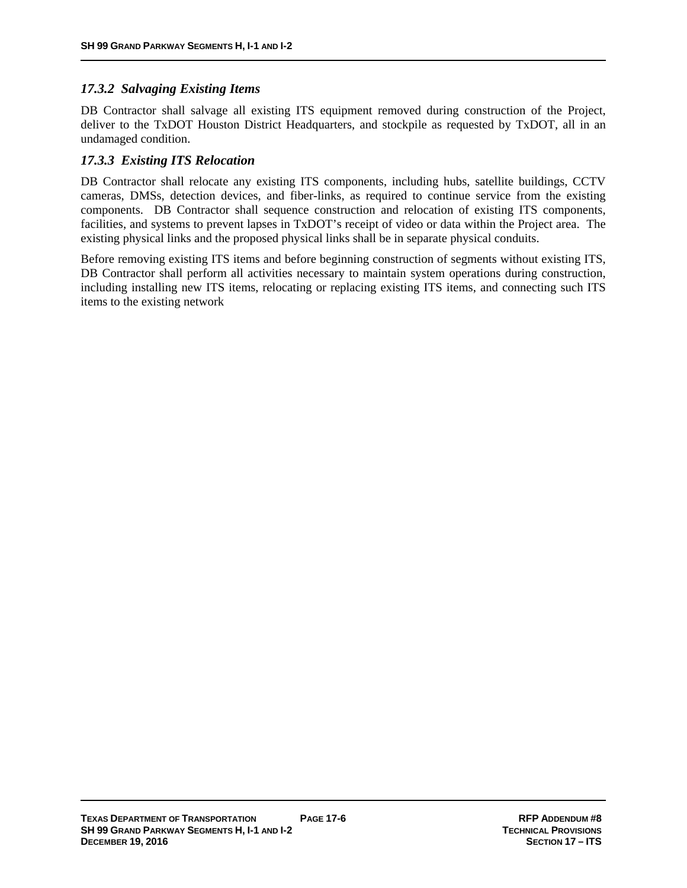### *17.3.2 Salvaging Existing Items*

DB Contractor shall salvage all existing ITS equipment removed during construction of the Project, deliver to the TxDOT Houston District Headquarters, and stockpile as requested by TxDOT, all in an undamaged condition.

### *17.3.3 Existing ITS Relocation*

DB Contractor shall relocate any existing ITS components, including hubs, satellite buildings, CCTV cameras, DMSs, detection devices, and fiber-links, as required to continue service from the existing components. DB Contractor shall sequence construction and relocation of existing ITS components, facilities, and systems to prevent lapses in TxDOT's receipt of video or data within the Project area. The existing physical links and the proposed physical links shall be in separate physical conduits.

Before removing existing ITS items and before beginning construction of segments without existing ITS, DB Contractor shall perform all activities necessary to maintain system operations during construction, including installing new ITS items, relocating or replacing existing ITS items, and connecting such ITS items to the existing network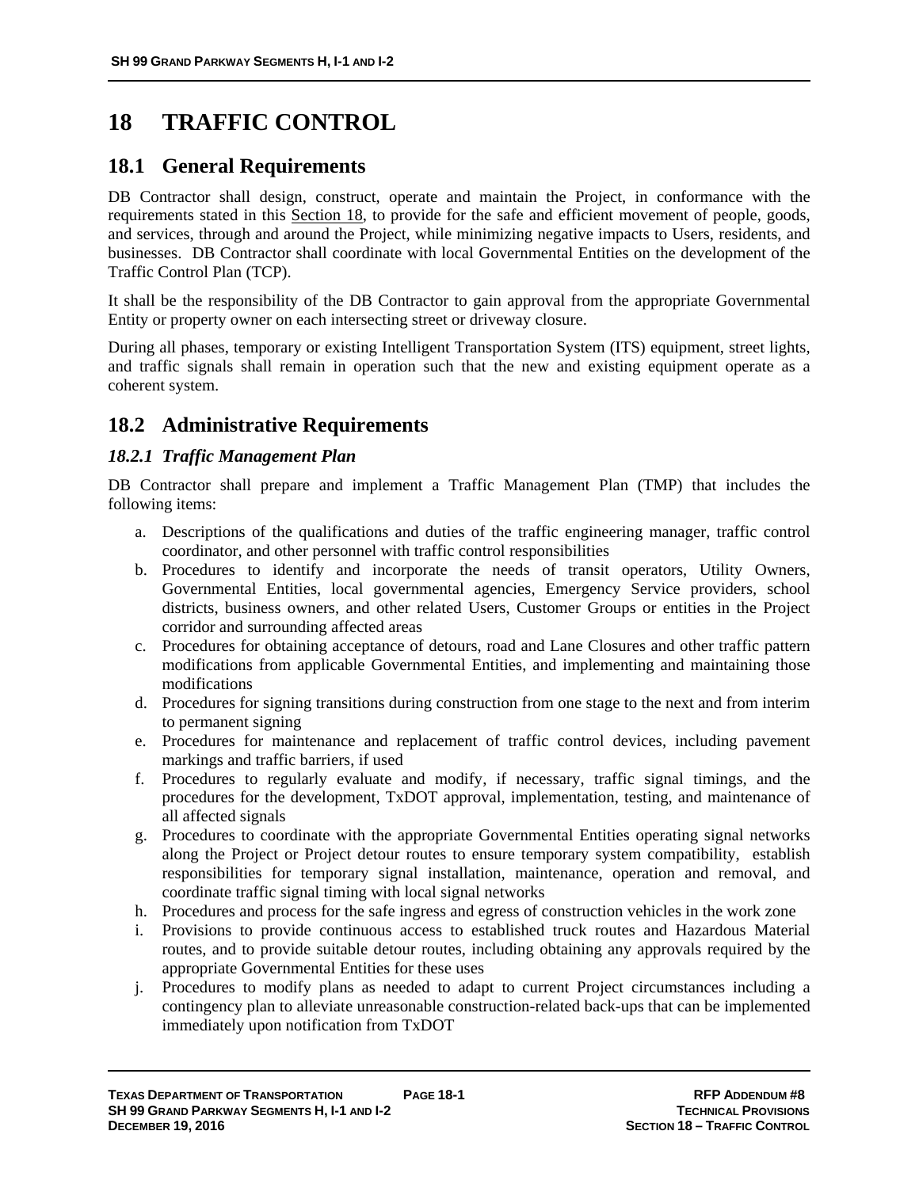# 18 TRAFFIC CONTROL

## 18.1 General Requirements

DB Contractor shall design, construct, operate and maintain the Project, in conformance with the requirements stated in this Section 18, to provide for the safe and efficient movement of people, goods, and services, through and around the Project, while minimizing negative impacts to Users, residents, and businesses. DB Contractor shall coordinate with local Governmental Entities on the development of the Traffic Control Plan (TCP).

It shall be the responsibility of the DB Contractor to gain approval from the appropriate Governmental Entity or property owner on each intersecting street or driveway closure.

During all phases, temporary or existing Intelligent Transportation System (ITS) equipment, street lights, and traffic signals shall remain in operation such that the new and existing equipment operate as a coherent system.

## 18.2 Administrative Requirements

### *18.2.1 Traffic Management Plan*

DB Contractor shall prepare and implement a Traffic Management Plan (TMP) that includes the following items:

a. Descriptions of the qualifications and duties of the traffic engineering manager, traffic control coordinator, and other personnel with traffic control responsibilities
b. Procedures to identify and incorporate the needs of transit operators, Utility Owners, Governmental Entities, local governmental agencies, Emergency Service providers, school districts, business owners, and other related Users, Customer Groups or entities in the Project corridor and surrounding affected areas
c. Procedures for obtaining acceptance of detours, road and Lane Closures and other traffic pattern modifications from applicable Governmental Entities, and implementing and maintaining those modifications
d. Procedures for signing transitions during construction from one stage to the next and from interim to permanent signing
e. Procedures for maintenance and replacement of traffic control devices, including pavement markings and traffic barriers, if used
f. Procedures to regularly evaluate and modify, if necessary, traffic signal timings, and the procedures for the development, TxDOT approval, implementation, testing, and maintenance of all affected signals
g. Procedures to coordinate with the appropriate Governmental Entities operating signal networks along the Project or Project detour routes to ensure temporary system compatibility, establish responsibilities for temporary signal installation, maintenance, operation and removal, and coordinate traffic signal timing with local signal networks
h. Procedures and process for the safe ingress and egress of construction vehicles in the work zone
i. Provisions to provide continuous access to established truck routes and Hazardous Material routes, and to provide suitable detour routes, including obtaining any approvals required by the appropriate Governmental Entities for these uses
j. Procedures to modify plans as needed to adapt to current Project circumstances including a contingency plan to alleviate unreasonable construction-related back-ups that can be implemented immediately upon notification from TxDOT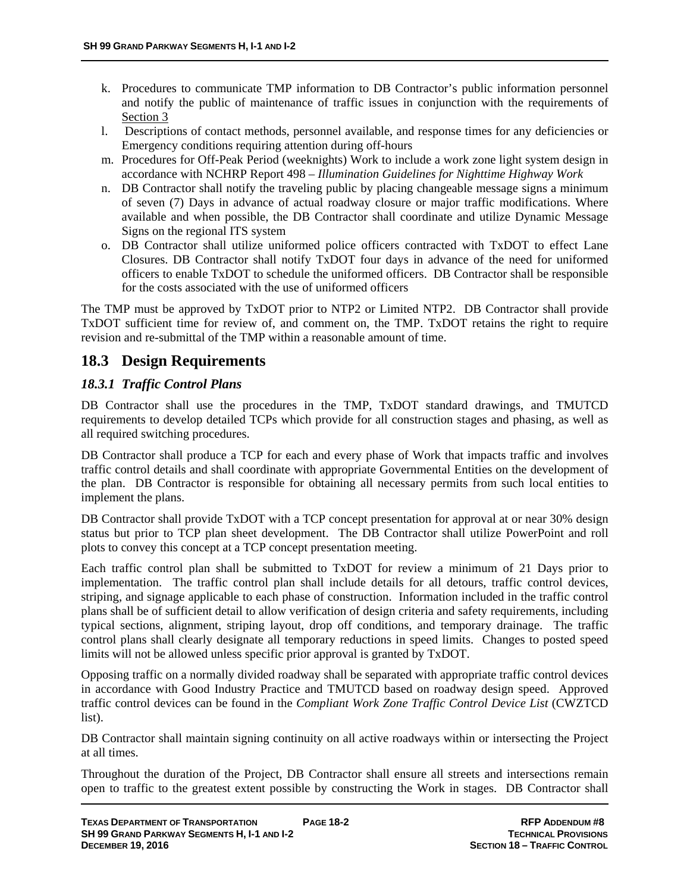k. Procedures to communicate TMP information to DB Contractor's public information personnel and notify the public of maintenance of traffic issues in conjunction with the requirements of Section 3
l. Descriptions of contact methods, personnel available, and response times for any deficiencies or Emergency conditions requiring attention during off-hours
m. Procedures for Off-Peak Period (weeknights) Work to include a work zone light system design in accordance with NCHRP Report 498 – *Illumination Guidelines for Nighttime Highway Work*
n. DB Contractor shall notify the traveling public by placing changeable message signs a minimum of seven (7) Days in advance of actual roadway closure or major traffic modifications. Where available and when possible, the DB Contractor shall coordinate and utilize Dynamic Message Signs on the regional ITS system
o. DB Contractor shall utilize uniformed police officers contracted with TxDOT to effect Lane Closures. DB Contractor shall notify TxDOT four days in advance of the need for uniformed officers to enable TxDOT to schedule the uniformed officers. DB Contractor shall be responsible for the costs associated with the use of uniformed officers

The TMP must be approved by TxDOT prior to NTP2 or Limited NTP2. DB Contractor shall provide TxDOT sufficient time for review of, and comment on, the TMP. TxDOT retains the right to require revision and re-submittal of the TMP within a reasonable amount of time.

## 18.3 Design Requirements

### *18.3.1 Traffic Control Plans*

DB Contractor shall use the procedures in the TMP, TxDOT standard drawings, and TMUTCD requirements to develop detailed TCPs which provide for all construction stages and phasing, as well as all required switching procedures.

DB Contractor shall produce a TCP for each and every phase of Work that impacts traffic and involves traffic control details and shall coordinate with appropriate Governmental Entities on the development of the plan. DB Contractor is responsible for obtaining all necessary permits from such local entities to implement the plans.

DB Contractor shall provide TxDOT with a TCP concept presentation for approval at or near 30% design status but prior to TCP plan sheet development. The DB Contractor shall utilize PowerPoint and roll plots to convey this concept at a TCP concept presentation meeting.

Each traffic control plan shall be submitted to TxDOT for review a minimum of 21 Days prior to implementation. The traffic control plan shall include details for all detours, traffic control devices, striping, and signage applicable to each phase of construction. Information included in the traffic control plans shall be of sufficient detail to allow verification of design criteria and safety requirements, including typical sections, alignment, striping layout, drop off conditions, and temporary drainage. The traffic control plans shall clearly designate all temporary reductions in speed limits. Changes to posted speed limits will not be allowed unless specific prior approval is granted by TxDOT.

Opposing traffic on a normally divided roadway shall be separated with appropriate traffic control devices in accordance with Good Industry Practice and TMUTCD based on roadway design speed. Approved traffic control devices can be found in the *Compliant Work Zone Traffic Control Device List* (CWZTCD list).

DB Contractor shall maintain signing continuity on all active roadways within or intersecting the Project at all times.

Throughout the duration of the Project, DB Contractor shall ensure all streets and intersections remain open to traffic to the greatest extent possible by constructing the Work in stages. DB Contractor shall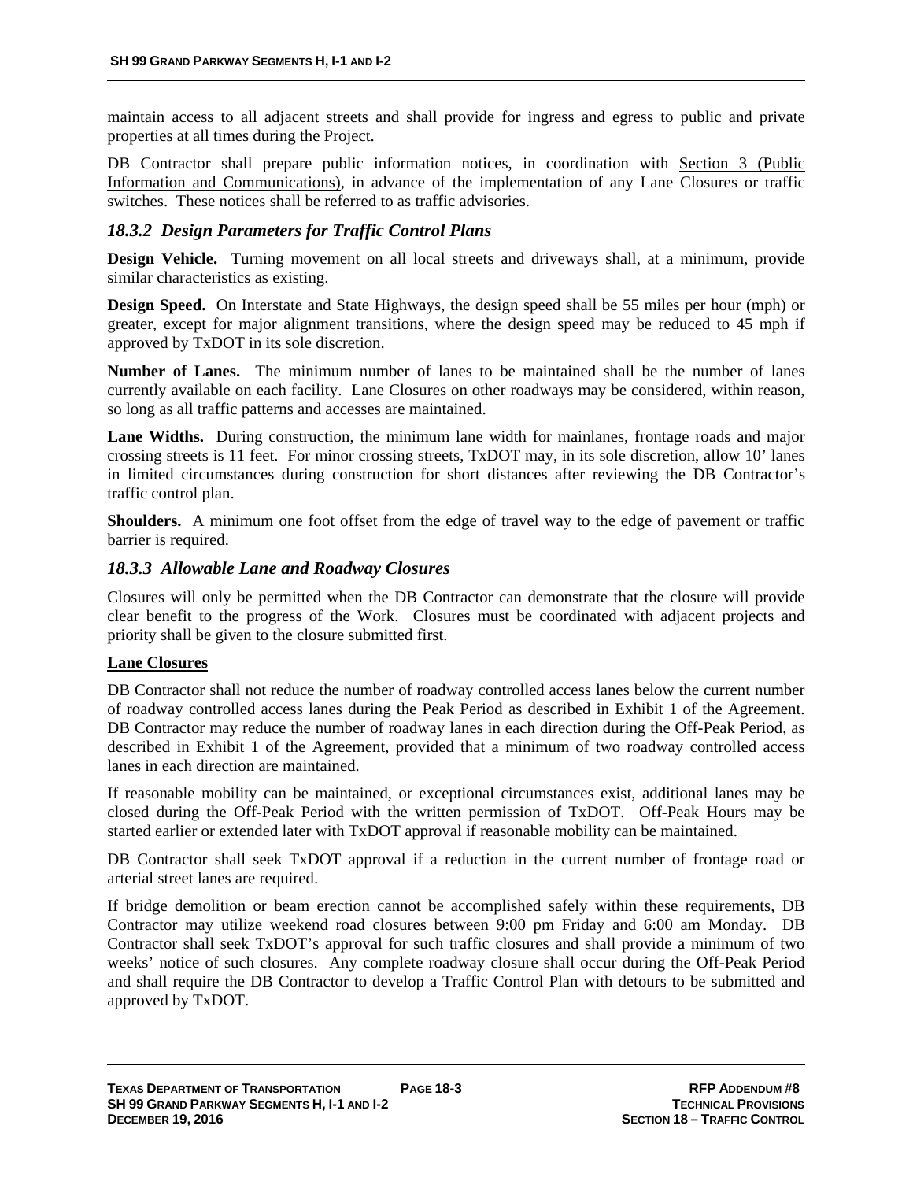maintain access to all adjacent streets and shall provide for ingress and egress to public and private properties at all times during the Project.

DB Contractor shall prepare public information notices, in coordination with Section 3 (Public Information and Communications), in advance of the implementation of any Lane Closures or traffic switches. These notices shall be referred to as traffic advisories.

### *18.3.2 Design Parameters for Traffic Control Plans*

**Design Vehicle.** Turning movement on all local streets and driveways shall, at a minimum, provide similar characteristics as existing.

**Design Speed.** On Interstate and State Highways, the design speed shall be 55 miles per hour (mph) or greater, except for major alignment transitions, where the design speed may be reduced to 45 mph if approved by TxDOT in its sole discretion.

**Number of Lanes.** The minimum number of lanes to be maintained shall be the number of lanes currently available on each facility. Lane Closures on other roadways may be considered, within reason, so long as all traffic patterns and accesses are maintained.

**Lane Widths.** During construction, the minimum lane width for mainlanes, frontage roads and major crossing streets is 11 feet. For minor crossing streets, TxDOT may, in its sole discretion, allow 10' lanes in limited circumstances during construction for short distances after reviewing the DB Contractor's traffic control plan.

**Shoulders.** A minimum one foot offset from the edge of travel way to the edge of pavement or traffic barrier is required.

### *18.3.3 Allowable Lane and Roadway Closures*

Closures will only be permitted when the DB Contractor can demonstrate that the closure will provide clear benefit to the progress of the Work. Closures must be coordinated with adjacent projects and priority shall be given to the closure submitted first.

**Lane Closures**

DB Contractor shall not reduce the number of roadway controlled access lanes below the current number of roadway controlled access lanes during the Peak Period as described in Exhibit 1 of the Agreement. DB Contractor may reduce the number of roadway lanes in each direction during the Off-Peak Period, as described in Exhibit 1 of the Agreement, provided that a minimum of two roadway controlled access lanes in each direction are maintained.

If reasonable mobility can be maintained, or exceptional circumstances exist, additional lanes may be closed during the Off-Peak Period with the written permission of TxDOT. Off-Peak Hours may be started earlier or extended later with TxDOT approval if reasonable mobility can be maintained.

DB Contractor shall seek TxDOT approval if a reduction in the current number of frontage road or arterial street lanes are required.

If bridge demolition or beam erection cannot be accomplished safely within these requirements, DB Contractor may utilize weekend road closures between 9:00 pm Friday and 6:00 am Monday. DB Contractor shall seek TxDOT's approval for such traffic closures and shall provide a minimum of two weeks' notice of such closures. Any complete roadway closure shall occur during the Off-Peak Period and shall require the DB Contractor to develop a Traffic Control Plan with detours to be submitted and approved by TxDOT.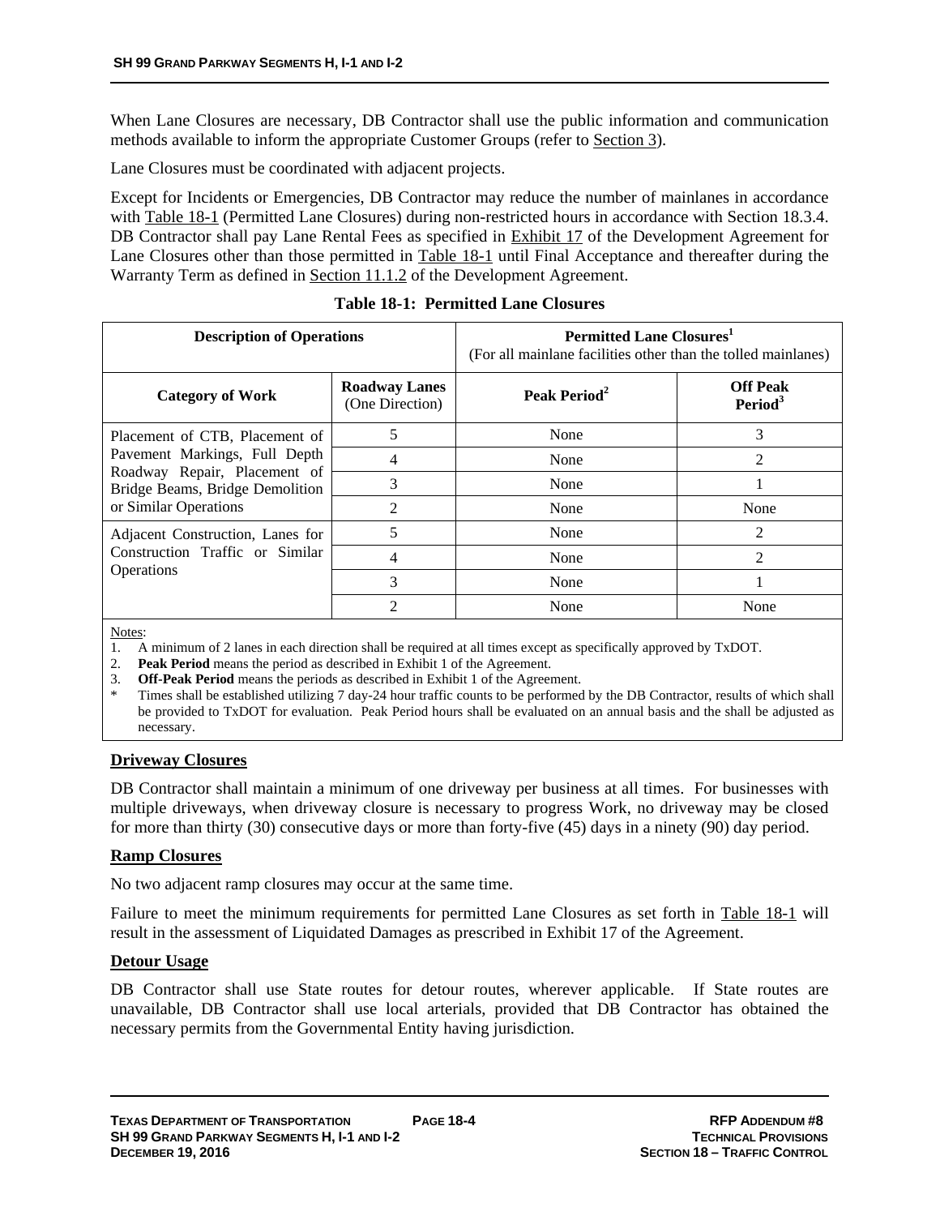When Lane Closures are necessary, DB Contractor shall use the public information and communication methods available to inform the appropriate Customer Groups (refer to Section 3).

Lane Closures must be coordinated with adjacent projects.

Except for Incidents or Emergencies, DB Contractor may reduce the number of mainlanes in accordance with Table 18-1 (Permitted Lane Closures) during non-restricted hours in accordance with Section 18.3.4. DB Contractor shall pay Lane Rental Fees as specified in Exhibit 17 of the Development Agreement for Lane Closures other than those permitted in Table 18-1 until Final Acceptance and thereafter during the Warranty Term as defined in Section 11.1.2 of the Development Agreement.

**Table 18-1: Permitted Lane Closures**

| Description of Operations | | Permitted Lane Closures[1] (For all mainlane facilities other than the tolled mainlanes) | |
|---|---|---|---|
| **Category of Work** | **Roadway Lanes** (One Direction) | **Peak Period**[2] | **Off Peak Period**[3] |
| Placement of CTB, Placement of Pavement Markings, Full Depth Roadway Repair, Placement of Bridge Beams, Bridge Demolition or Similar Operations | 5 | None | 3 |
| | 4 | None | 2 |
| | 3 | None | 1 |
| | 2 | None | None |
| Adjacent Construction, Lanes for Construction Traffic or Similar Operations | 5 | None | 2 |
| | 4 | None | 2 |
| | 3 | None | 1 |
| | 2 | None | None |

Notes:

1. A minimum of 2 lanes in each direction shall be required at all times except as specifically approved by TxDOT.
2. **Peak Period** means the period as described in Exhibit 1 of the Agreement.
3. **Off-Peak Period** means the periods as described in Exhibit 1 of the Agreement.

\* Times shall be established utilizing 7 day-24 hour traffic counts to be performed by the DB Contractor, results of which shall be provided to TxDOT for evaluation. Peak Period hours shall be evaluated on an annual basis and the shall be adjusted as necessary.

**Driveway Closures**

DB Contractor shall maintain a minimum of one driveway per business at all times. For businesses with multiple driveways, when driveway closure is necessary to progress Work, no driveway may be closed for more than thirty (30) consecutive days or more than forty-five (45) days in a ninety (90) day period.

**Ramp Closures**

No two adjacent ramp closures may occur at the same time.

Failure to meet the minimum requirements for permitted Lane Closures as set forth in Table 18-1 will result in the assessment of Liquidated Damages as prescribed in Exhibit 17 of the Agreement.

**Detour Usage**

DB Contractor shall use State routes for detour routes, wherever applicable. If State routes are unavailable, DB Contractor shall use local arterials, provided that DB Contractor has obtained the necessary permits from the Governmental Entity having jurisdiction.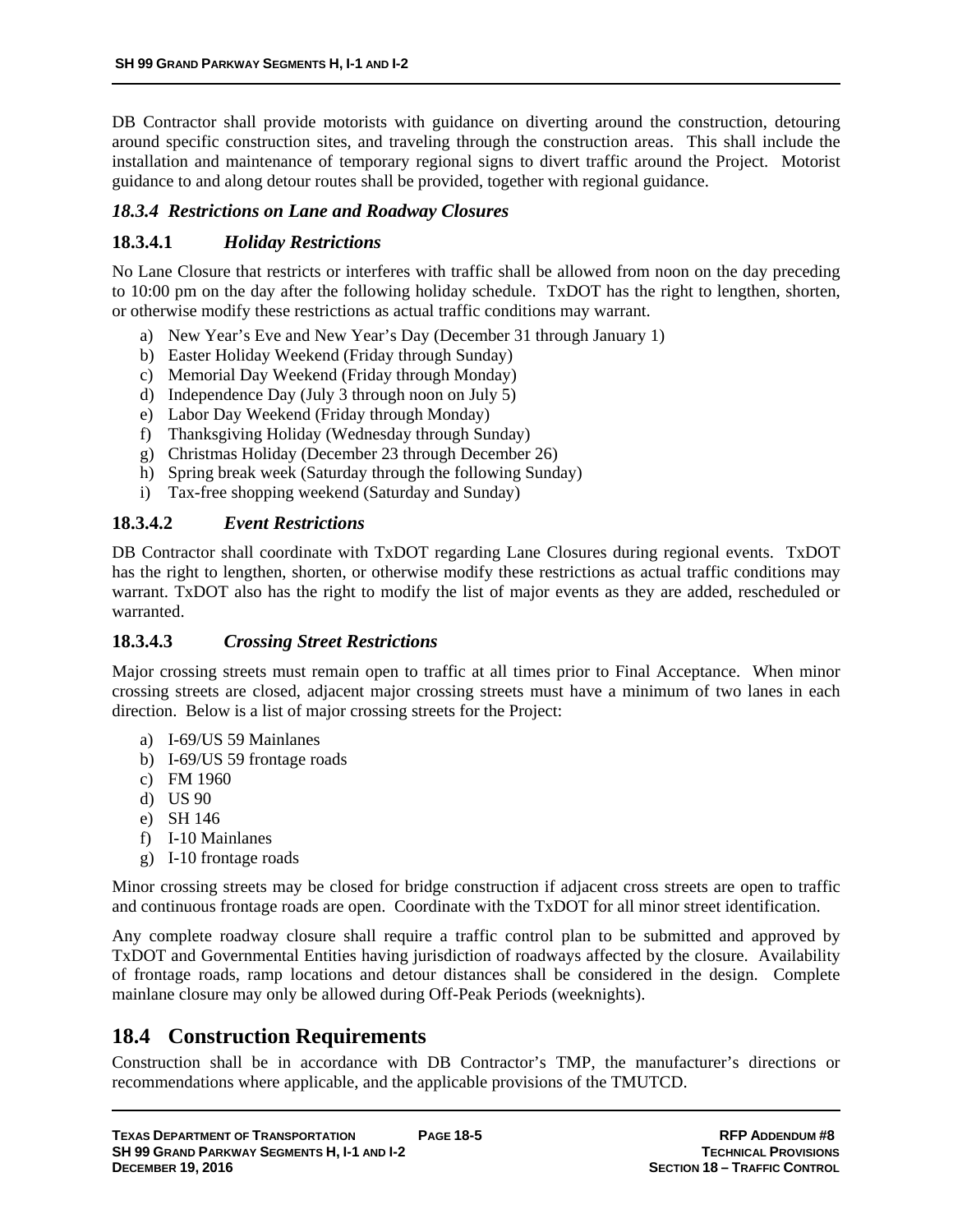DB Contractor shall provide motorists with guidance on diverting around the construction, detouring around specific construction sites, and traveling through the construction areas. This shall include the installation and maintenance of temporary regional signs to divert traffic around the Project. Motorist guidance to and along detour routes shall be provided, together with regional guidance.

### *18.3.4 Restrictions on Lane and Roadway Closures*

#### 18.3.4.1 *Holiday Restrictions*

No Lane Closure that restricts or interferes with traffic shall be allowed from noon on the day preceding to 10:00 pm on the day after the following holiday schedule. TxDOT has the right to lengthen, shorten, or otherwise modify these restrictions as actual traffic conditions may warrant.

a) New Year's Eve and New Year's Day (December 31 through January 1)
b) Easter Holiday Weekend (Friday through Sunday)
c) Memorial Day Weekend (Friday through Monday)
d) Independence Day (July 3 through noon on July 5)
e) Labor Day Weekend (Friday through Monday)
f) Thanksgiving Holiday (Wednesday through Sunday)
g) Christmas Holiday (December 23 through December 26)
h) Spring break week (Saturday through the following Sunday)
i) Tax-free shopping weekend (Saturday and Sunday)

#### 18.3.4.2 *Event Restrictions*

DB Contractor shall coordinate with TxDOT regarding Lane Closures during regional events. TxDOT has the right to lengthen, shorten, or otherwise modify these restrictions as actual traffic conditions may warrant. TxDOT also has the right to modify the list of major events as they are added, rescheduled or warranted.

#### 18.3.4.3 *Crossing Street Restrictions*

Major crossing streets must remain open to traffic at all times prior to Final Acceptance. When minor crossing streets are closed, adjacent major crossing streets must have a minimum of two lanes in each direction. Below is a list of major crossing streets for the Project:

a) I-69/US 59 Mainlanes
b) I-69/US 59 frontage roads
c) FM 1960
d) US 90
e) SH 146
f) I-10 Mainlanes
g) I-10 frontage roads

Minor crossing streets may be closed for bridge construction if adjacent cross streets are open to traffic and continuous frontage roads are open. Coordinate with the TxDOT for all minor street identification.

Any complete roadway closure shall require a traffic control plan to be submitted and approved by TxDOT and Governmental Entities having jurisdiction of roadways affected by the closure. Availability of frontage roads, ramp locations and detour distances shall be considered in the design. Complete mainlane closure may only be allowed during Off-Peak Periods (weeknights).

## 18.4 Construction Requirements

Construction shall be in accordance with DB Contractor's TMP, the manufacturer's directions or recommendations where applicable, and the applicable provisions of the TMUTCD.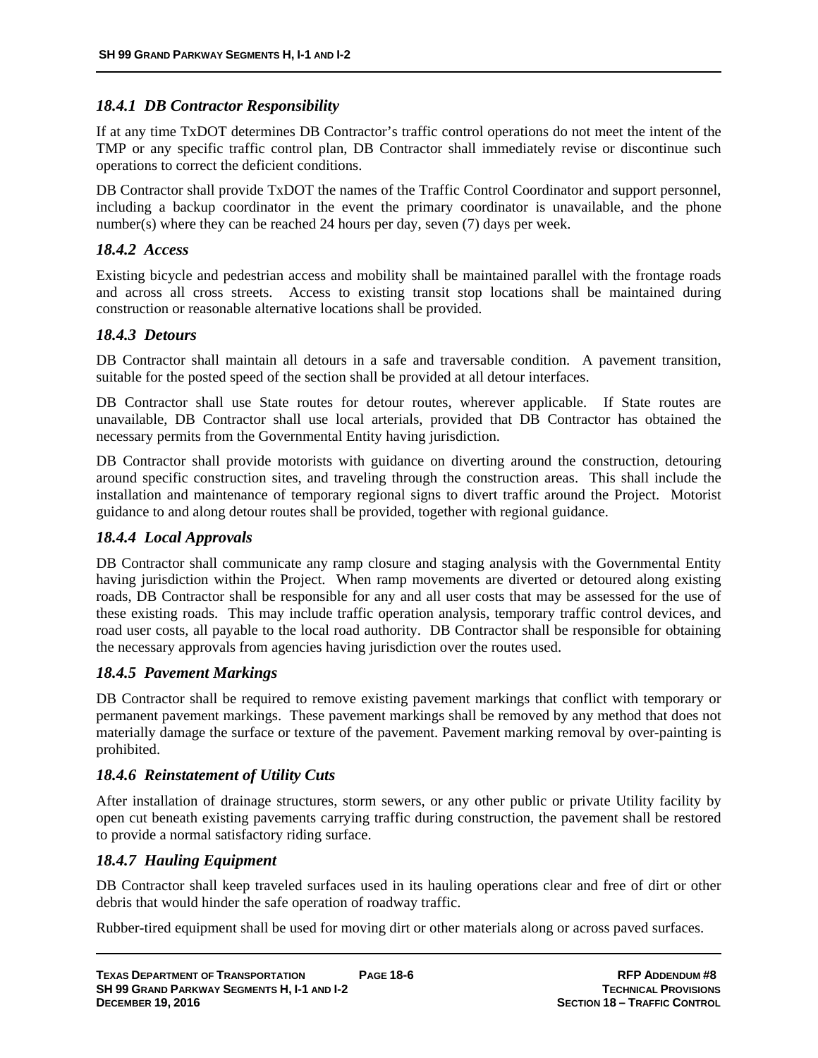### *18.4.1 DB Contractor Responsibility*

If at any time TxDOT determines DB Contractor's traffic control operations do not meet the intent of the TMP or any specific traffic control plan, DB Contractor shall immediately revise or discontinue such operations to correct the deficient conditions.

DB Contractor shall provide TxDOT the names of the Traffic Control Coordinator and support personnel, including a backup coordinator in the event the primary coordinator is unavailable, and the phone number(s) where they can be reached 24 hours per day, seven (7) days per week.

### *18.4.2 Access*

Existing bicycle and pedestrian access and mobility shall be maintained parallel with the frontage roads and across all cross streets. Access to existing transit stop locations shall be maintained during construction or reasonable alternative locations shall be provided.

### *18.4.3 Detours*

DB Contractor shall maintain all detours in a safe and traversable condition. A pavement transition, suitable for the posted speed of the section shall be provided at all detour interfaces.

DB Contractor shall use State routes for detour routes, wherever applicable. If State routes are unavailable, DB Contractor shall use local arterials, provided that DB Contractor has obtained the necessary permits from the Governmental Entity having jurisdiction.

DB Contractor shall provide motorists with guidance on diverting around the construction, detouring around specific construction sites, and traveling through the construction areas. This shall include the installation and maintenance of temporary regional signs to divert traffic around the Project. Motorist guidance to and along detour routes shall be provided, together with regional guidance.

### *18.4.4 Local Approvals*

DB Contractor shall communicate any ramp closure and staging analysis with the Governmental Entity having jurisdiction within the Project. When ramp movements are diverted or detoured along existing roads, DB Contractor shall be responsible for any and all user costs that may be assessed for the use of these existing roads. This may include traffic operation analysis, temporary traffic control devices, and road user costs, all payable to the local road authority. DB Contractor shall be responsible for obtaining the necessary approvals from agencies having jurisdiction over the routes used.

### *18.4.5 Pavement Markings*

DB Contractor shall be required to remove existing pavement markings that conflict with temporary or permanent pavement markings. These pavement markings shall be removed by any method that does not materially damage the surface or texture of the pavement. Pavement marking removal by over-painting is prohibited.

### *18.4.6 Reinstatement of Utility Cuts*

After installation of drainage structures, storm sewers, or any other public or private Utility facility by open cut beneath existing pavements carrying traffic during construction, the pavement shall be restored to provide a normal satisfactory riding surface.

### *18.4.7 Hauling Equipment*

DB Contractor shall keep traveled surfaces used in its hauling operations clear and free of dirt or other debris that would hinder the safe operation of roadway traffic.

Rubber-tired equipment shall be used for moving dirt or other materials along or across paved surfaces.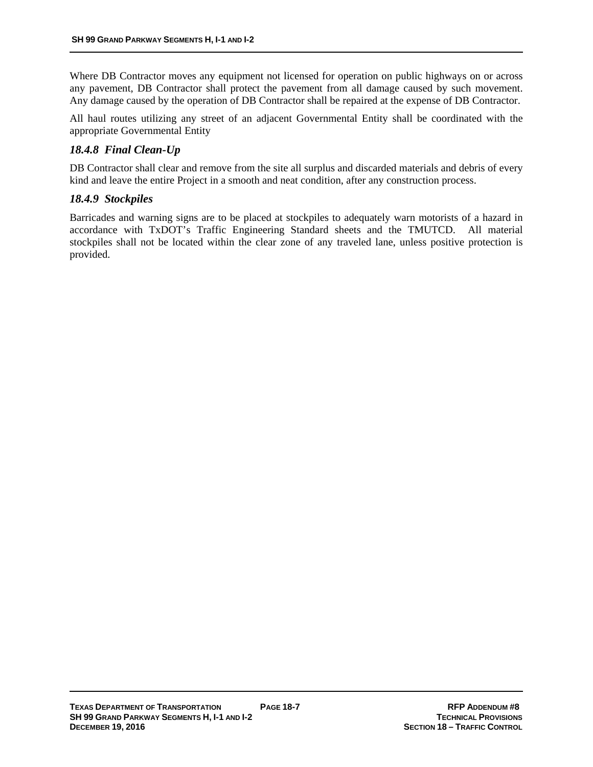Where DB Contractor moves any equipment not licensed for operation on public highways on or across any pavement, DB Contractor shall protect the pavement from all damage caused by such movement. Any damage caused by the operation of DB Contractor shall be repaired at the expense of DB Contractor.

All haul routes utilizing any street of an adjacent Governmental Entity shall be coordinated with the appropriate Governmental Entity

### *18.4.8 Final Clean-Up*

DB Contractor shall clear and remove from the site all surplus and discarded materials and debris of every kind and leave the entire Project in a smooth and neat condition, after any construction process.

### *18.4.9 Stockpiles*

Barricades and warning signs are to be placed at stockpiles to adequately warn motorists of a hazard in accordance with TxDOT's Traffic Engineering Standard sheets and the TMUTCD. All material stockpiles shall not be located within the clear zone of any traveled lane, unless positive protection is provided.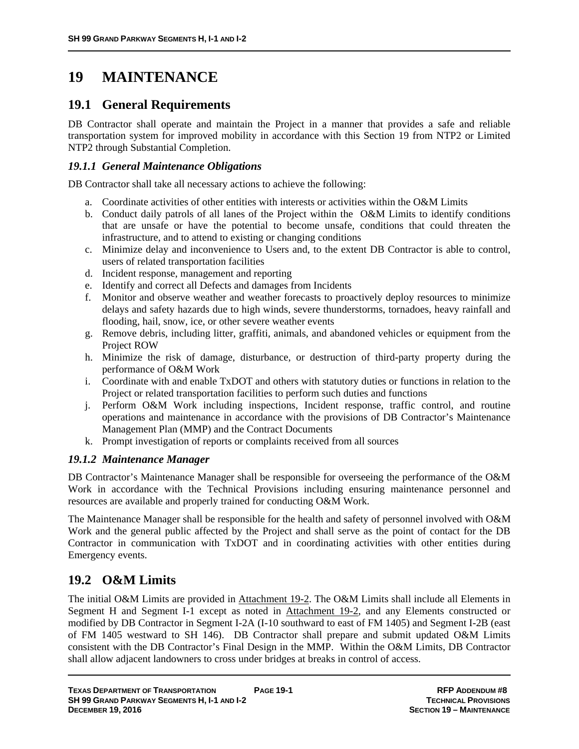# 19 MAINTENANCE

## 19.1 General Requirements

DB Contractor shall operate and maintain the Project in a manner that provides a safe and reliable transportation system for improved mobility in accordance with this Section 19 from NTP2 or Limited NTP2 through Substantial Completion.

### *19.1.1 General Maintenance Obligations*

DB Contractor shall take all necessary actions to achieve the following:

a. Coordinate activities of other entities with interests or activities within the O&M Limits
b. Conduct daily patrols of all lanes of the Project within the O&M Limits to identify conditions that are unsafe or have the potential to become unsafe, conditions that could threaten the infrastructure, and to attend to existing or changing conditions
c. Minimize delay and inconvenience to Users and, to the extent DB Contractor is able to control, users of related transportation facilities
d. Incident response, management and reporting
e. Identify and correct all Defects and damages from Incidents
f. Monitor and observe weather and weather forecasts to proactively deploy resources to minimize delays and safety hazards due to high winds, severe thunderstorms, tornadoes, heavy rainfall and flooding, hail, snow, ice, or other severe weather events
g. Remove debris, including litter, graffiti, animals, and abandoned vehicles or equipment from the Project ROW
h. Minimize the risk of damage, disturbance, or destruction of third-party property during the performance of O&M Work
i. Coordinate with and enable TxDOT and others with statutory duties or functions in relation to the Project or related transportation facilities to perform such duties and functions
j. Perform O&M Work including inspections, Incident response, traffic control, and routine operations and maintenance in accordance with the provisions of DB Contractor's Maintenance Management Plan (MMP) and the Contract Documents
k. Prompt investigation of reports or complaints received from all sources

### *19.1.2 Maintenance Manager*

DB Contractor's Maintenance Manager shall be responsible for overseeing the performance of the O&M Work in accordance with the Technical Provisions including ensuring maintenance personnel and resources are available and properly trained for conducting O&M Work.

The Maintenance Manager shall be responsible for the health and safety of personnel involved with O&M Work and the general public affected by the Project and shall serve as the point of contact for the DB Contractor in communication with TxDOT and in coordinating activities with other entities during Emergency events.

## 19.2 O&M Limits

The initial O&M Limits are provided in Attachment 19-2. The O&M Limits shall include all Elements in Segment H and Segment I-1 except as noted in Attachment 19-2, and any Elements constructed or modified by DB Contractor in Segment I-2A (I-10 southward to east of FM 1405) and Segment I-2B (east of FM 1405 westward to SH 146). DB Contractor shall prepare and submit updated O&M Limits consistent with the DB Contractor's Final Design in the MMP. Within the O&M Limits, DB Contractor shall allow adjacent landowners to cross under bridges at breaks in control of access.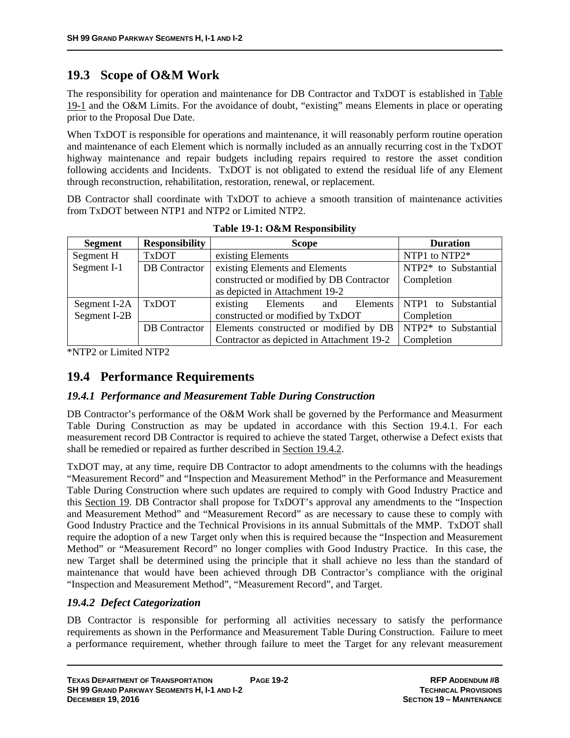## 19.3 Scope of O&M Work

The responsibility for operation and maintenance for DB Contractor and TxDOT is established in Table 19-1 and the O&M Limits. For the avoidance of doubt, "existing" means Elements in place or operating prior to the Proposal Due Date.

When TxDOT is responsible for operations and maintenance, it will reasonably perform routine operation and maintenance of each Element which is normally included as an annually recurring cost in the TxDOT highway maintenance and repair budgets including repairs required to restore the asset condition following accidents and Incidents. TxDOT is not obligated to extend the residual life of any Element through reconstruction, rehabilitation, restoration, renewal, or replacement.

DB Contractor shall coordinate with TxDOT to achieve a smooth transition of maintenance activities from TxDOT between NTP1 and NTP2 or Limited NTP2.

**Table 19-1: O&M Responsibility**

| Segment | Responsibility | Scope | Duration |
|---|---|---|---|
| Segment H<br>Segment I-1 | TxDOT | existing Elements | NTP1 to NTP2* |
| | DB Contractor | existing Elements and Elements constructed or modified by DB Contractor as depicted in Attachment 19-2 | NTP2* to Substantial Completion |
| Segment I-2A<br>Segment I-2B | TxDOT | existing Elements and Elements constructed or modified by TxDOT | NTP1 to Substantial Completion |
| | DB Contractor | Elements constructed or modified by DB Contractor as depicted in Attachment 19-2 | NTP2* to Substantial Completion |

*NTP2 or Limited NTP2

## 19.4 Performance Requirements

### *19.4.1 Performance and Measurement Table During Construction*

DB Contractor's performance of the O&M Work shall be governed by the Performance and Measurment Table During Construction as may be updated in accordance with this Section 19.4.1. For each measurement record DB Contractor is required to achieve the stated Target, otherwise a Defect exists that shall be remedied or repaired as further described in Section 19.4.2.

TxDOT may, at any time, require DB Contractor to adopt amendments to the columns with the headings "Measurement Record" and "Inspection and Measurement Method" in the Performance and Measurement Table During Construction where such updates are required to comply with Good Industry Practice and this Section 19. DB Contractor shall propose for TxDOT's approval any amendments to the "Inspection and Measurement Method" and "Measurement Record" as are necessary to cause these to comply with Good Industry Practice and the Technical Provisions in its annual Submittals of the MMP. TxDOT shall require the adoption of a new Target only when this is required because the "Inspection and Measurement Method" or "Measurement Record" no longer complies with Good Industry Practice. In this case, the new Target shall be determined using the principle that it shall achieve no less than the standard of maintenance that would have been achieved through DB Contractor's compliance with the original "Inspection and Measurement Method", "Measurement Record", and Target.

### *19.4.2 Defect Categorization*

DB Contractor is responsible for performing all activities necessary to satisfy the performance requirements as shown in the Performance and Measurement Table During Construction. Failure to meet a performance requirement, whether through failure to meet the Target for any relevant measurement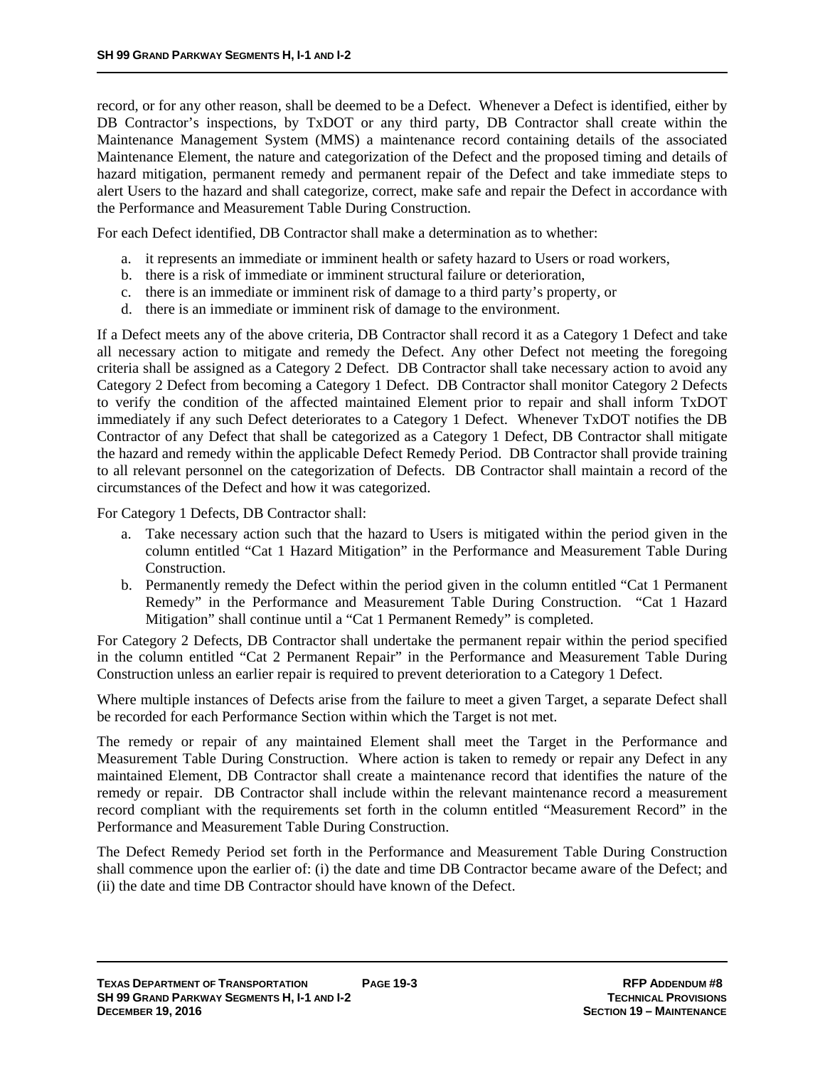record, or for any other reason, shall be deemed to be a Defect. Whenever a Defect is identified, either by DB Contractor's inspections, by TxDOT or any third party, DB Contractor shall create within the Maintenance Management System (MMS) a maintenance record containing details of the associated Maintenance Element, the nature and categorization of the Defect and the proposed timing and details of hazard mitigation, permanent remedy and permanent repair of the Defect and take immediate steps to alert Users to the hazard and shall categorize, correct, make safe and repair the Defect in accordance with the Performance and Measurement Table During Construction.

For each Defect identified, DB Contractor shall make a determination as to whether:

a. it represents an immediate or imminent health or safety hazard to Users or road workers,
b. there is a risk of immediate or imminent structural failure or deterioration,
c. there is an immediate or imminent risk of damage to a third party's property, or
d. there is an immediate or imminent risk of damage to the environment.

If a Defect meets any of the above criteria, DB Contractor shall record it as a Category 1 Defect and take all necessary action to mitigate and remedy the Defect. Any other Defect not meeting the foregoing criteria shall be assigned as a Category 2 Defect. DB Contractor shall take necessary action to avoid any Category 2 Defect from becoming a Category 1 Defect. DB Contractor shall monitor Category 2 Defects to verify the condition of the affected maintained Element prior to repair and shall inform TxDOT immediately if any such Defect deteriorates to a Category 1 Defect. Whenever TxDOT notifies the DB Contractor of any Defect that shall be categorized as a Category 1 Defect, DB Contractor shall mitigate the hazard and remedy within the applicable Defect Remedy Period. DB Contractor shall provide training to all relevant personnel on the categorization of Defects. DB Contractor shall maintain a record of the circumstances of the Defect and how it was categorized.

For Category 1 Defects, DB Contractor shall:

a. Take necessary action such that the hazard to Users is mitigated within the period given in the column entitled "Cat 1 Hazard Mitigation" in the Performance and Measurement Table During Construction.
b. Permanently remedy the Defect within the period given in the column entitled "Cat 1 Permanent Remedy" in the Performance and Measurement Table During Construction. "Cat 1 Hazard Mitigation" shall continue until a "Cat 1 Permanent Remedy" is completed.

For Category 2 Defects, DB Contractor shall undertake the permanent repair within the period specified in the column entitled "Cat 2 Permanent Repair" in the Performance and Measurement Table During Construction unless an earlier repair is required to prevent deterioration to a Category 1 Defect.

Where multiple instances of Defects arise from the failure to meet a given Target, a separate Defect shall be recorded for each Performance Section within which the Target is not met.

The remedy or repair of any maintained Element shall meet the Target in the Performance and Measurement Table During Construction. Where action is taken to remedy or repair any Defect in any maintained Element, DB Contractor shall create a maintenance record that identifies the nature of the remedy or repair. DB Contractor shall include within the relevant maintenance record a measurement record compliant with the requirements set forth in the column entitled "Measurement Record" in the Performance and Measurement Table During Construction.

The Defect Remedy Period set forth in the Performance and Measurement Table During Construction shall commence upon the earlier of: (i) the date and time DB Contractor became aware of the Defect; and (ii) the date and time DB Contractor should have known of the Defect.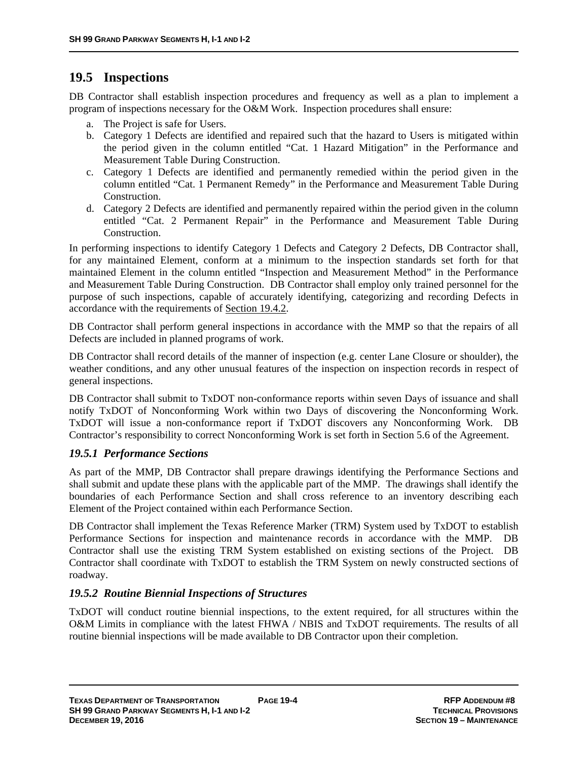## 19.5 Inspections

DB Contractor shall establish inspection procedures and frequency as well as a plan to implement a program of inspections necessary for the O&M Work. Inspection procedures shall ensure:

a. The Project is safe for Users.
b. Category 1 Defects are identified and repaired such that the hazard to Users is mitigated within the period given in the column entitled "Cat. 1 Hazard Mitigation" in the Performance and Measurement Table During Construction.
c. Category 1 Defects are identified and permanently remedied within the period given in the column entitled "Cat. 1 Permanent Remedy" in the Performance and Measurement Table During Construction.
d. Category 2 Defects are identified and permanently repaired within the period given in the column entitled "Cat. 2 Permanent Repair" in the Performance and Measurement Table During Construction.

In performing inspections to identify Category 1 Defects and Category 2 Defects, DB Contractor shall, for any maintained Element, conform at a minimum to the inspection standards set forth for that maintained Element in the column entitled "Inspection and Measurement Method" in the Performance and Measurement Table During Construction. DB Contractor shall employ only trained personnel for the purpose of such inspections, capable of accurately identifying, categorizing and recording Defects in accordance with the requirements of Section 19.4.2.

DB Contractor shall perform general inspections in accordance with the MMP so that the repairs of all Defects are included in planned programs of work.

DB Contractor shall record details of the manner of inspection (e.g. center Lane Closure or shoulder), the weather conditions, and any other unusual features of the inspection on inspection records in respect of general inspections.

DB Contractor shall submit to TxDOT non-conformance reports within seven Days of issuance and shall notify TxDOT of Nonconforming Work within two Days of discovering the Nonconforming Work. TxDOT will issue a non-conformance report if TxDOT discovers any Nonconforming Work. DB Contractor's responsibility to correct Nonconforming Work is set forth in Section 5.6 of the Agreement.

### *19.5.1 Performance Sections*

As part of the MMP, DB Contractor shall prepare drawings identifying the Performance Sections and shall submit and update these plans with the applicable part of the MMP. The drawings shall identify the boundaries of each Performance Section and shall cross reference to an inventory describing each Element of the Project contained within each Performance Section.

DB Contractor shall implement the Texas Reference Marker (TRM) System used by TxDOT to establish Performance Sections for inspection and maintenance records in accordance with the MMP. DB Contractor shall use the existing TRM System established on existing sections of the Project. DB Contractor shall coordinate with TxDOT to establish the TRM System on newly constructed sections of roadway.

### *19.5.2 Routine Biennial Inspections of Structures*

TxDOT will conduct routine biennial inspections, to the extent required, for all structures within the O&M Limits in compliance with the latest FHWA / NBIS and TxDOT requirements. The results of all routine biennial inspections will be made available to DB Contractor upon their completion.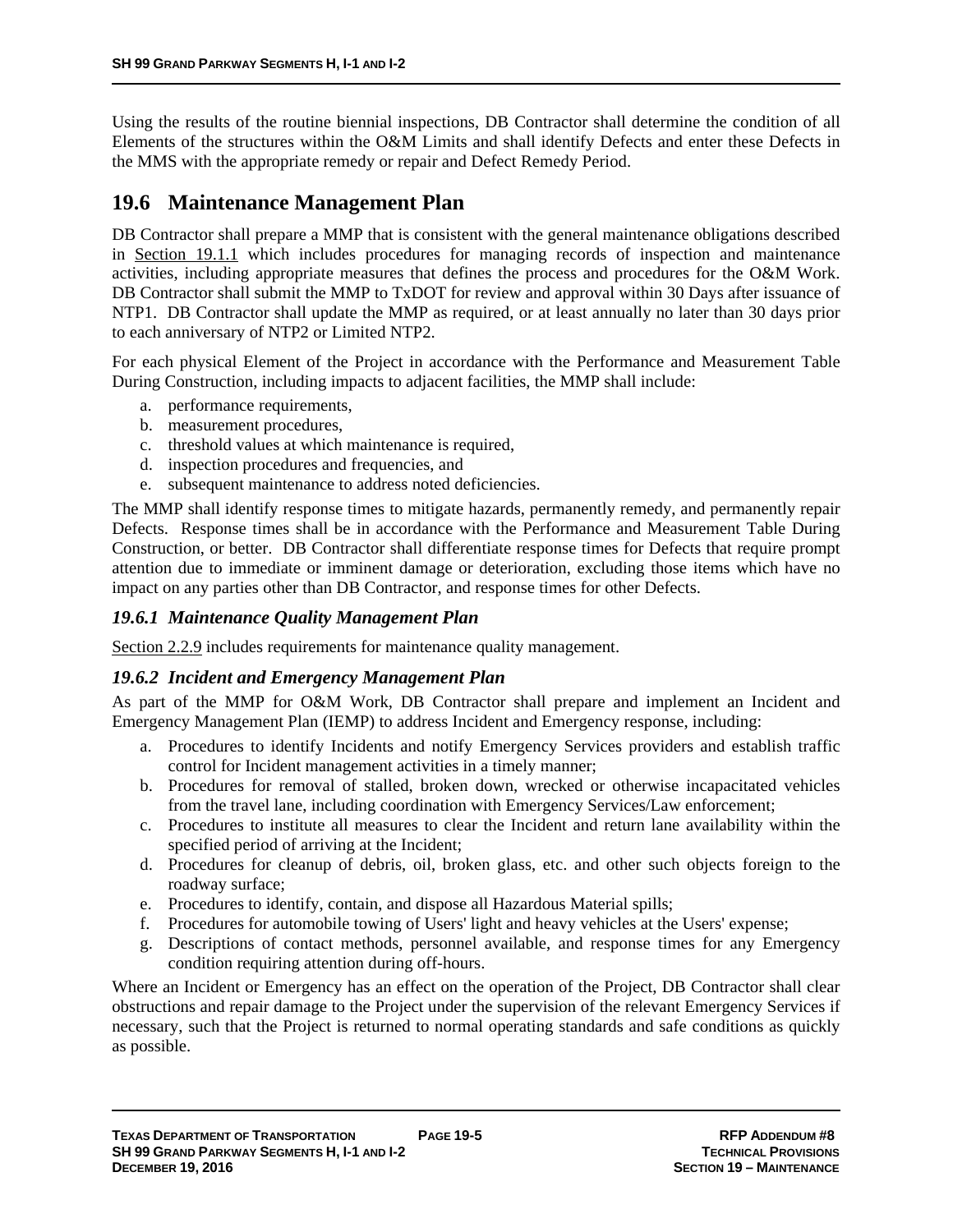Using the results of the routine biennial inspections, DB Contractor shall determine the condition of all Elements of the structures within the O&M Limits and shall identify Defects and enter these Defects in the MMS with the appropriate remedy or repair and Defect Remedy Period.

## 19.6 Maintenance Management Plan

DB Contractor shall prepare a MMP that is consistent with the general maintenance obligations described in Section 19.1.1 which includes procedures for managing records of inspection and maintenance activities, including appropriate measures that defines the process and procedures for the O&M Work. DB Contractor shall submit the MMP to TxDOT for review and approval within 30 Days after issuance of NTP1. DB Contractor shall update the MMP as required, or at least annually no later than 30 days prior to each anniversary of NTP2 or Limited NTP2.

For each physical Element of the Project in accordance with the Performance and Measurement Table During Construction, including impacts to adjacent facilities, the MMP shall include:

a. performance requirements,
b. measurement procedures,
c. threshold values at which maintenance is required,
d. inspection procedures and frequencies, and
e. subsequent maintenance to address noted deficiencies.

The MMP shall identify response times to mitigate hazards, permanently remedy, and permanently repair Defects. Response times shall be in accordance with the Performance and Measurement Table During Construction, or better. DB Contractor shall differentiate response times for Defects that require prompt attention due to immediate or imminent damage or deterioration, excluding those items which have no impact on any parties other than DB Contractor, and response times for other Defects.

### *19.6.1 Maintenance Quality Management Plan*

Section 2.2.9 includes requirements for maintenance quality management.

### *19.6.2 Incident and Emergency Management Plan*

As part of the MMP for O&M Work, DB Contractor shall prepare and implement an Incident and Emergency Management Plan (IEMP) to address Incident and Emergency response, including:

a. Procedures to identify Incidents and notify Emergency Services providers and establish traffic control for Incident management activities in a timely manner;
b. Procedures for removal of stalled, broken down, wrecked or otherwise incapacitated vehicles from the travel lane, including coordination with Emergency Services/Law enforcement;
c. Procedures to institute all measures to clear the Incident and return lane availability within the specified period of arriving at the Incident;
d. Procedures for cleanup of debris, oil, broken glass, etc. and other such objects foreign to the roadway surface;
e. Procedures to identify, contain, and dispose all Hazardous Material spills;
f. Procedures for automobile towing of Users' light and heavy vehicles at the Users' expense;
g. Descriptions of contact methods, personnel available, and response times for any Emergency condition requiring attention during off-hours.

Where an Incident or Emergency has an effect on the operation of the Project, DB Contractor shall clear obstructions and repair damage to the Project under the supervision of the relevant Emergency Services if necessary, such that the Project is returned to normal operating standards and safe conditions as quickly as possible.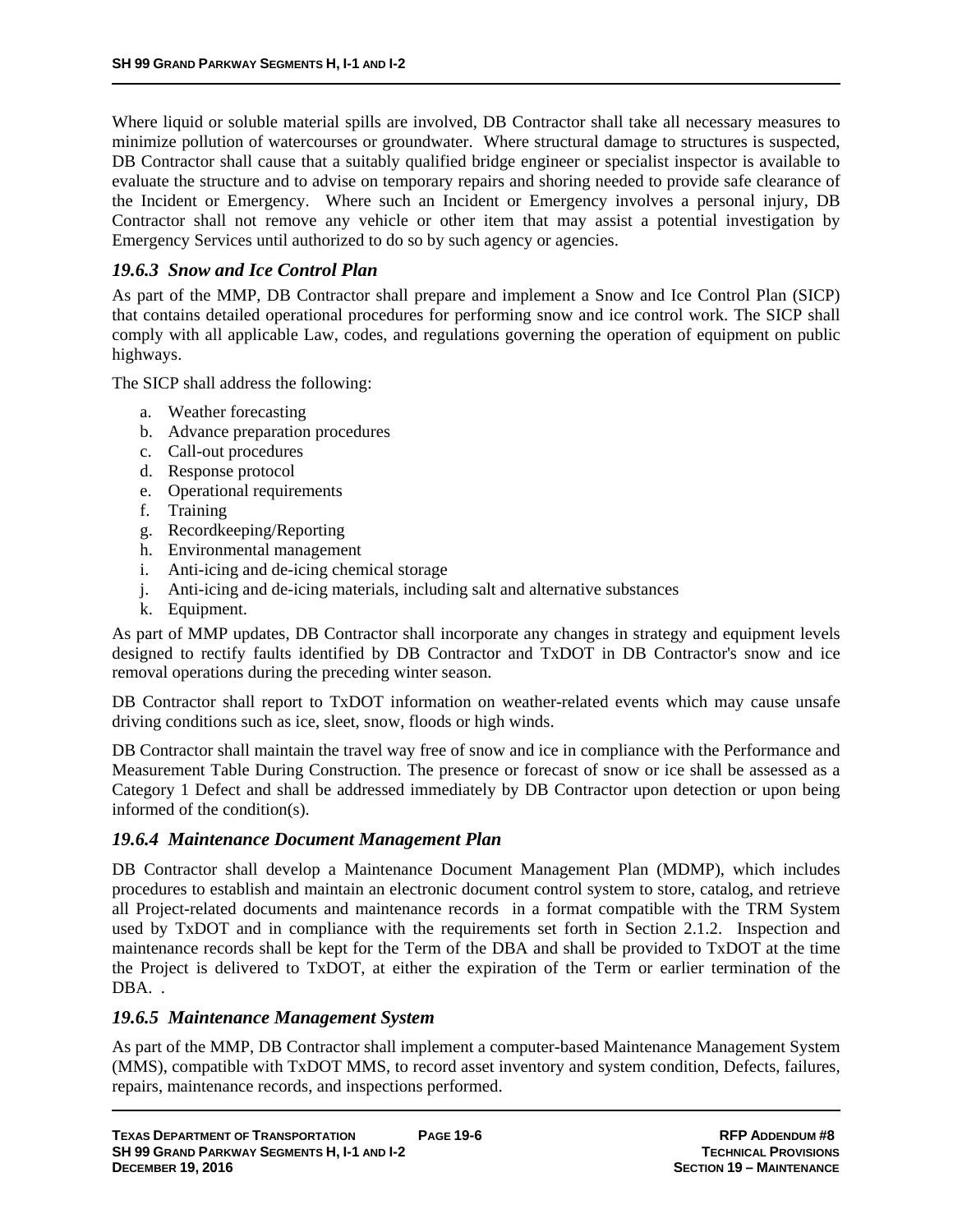Where liquid or soluble material spills are involved, DB Contractor shall take all necessary measures to minimize pollution of watercourses or groundwater. Where structural damage to structures is suspected, DB Contractor shall cause that a suitably qualified bridge engineer or specialist inspector is available to evaluate the structure and to advise on temporary repairs and shoring needed to provide safe clearance of the Incident or Emergency. Where such an Incident or Emergency involves a personal injury, DB Contractor shall not remove any vehicle or other item that may assist a potential investigation by Emergency Services until authorized to do so by such agency or agencies.

### *19.6.3 Snow and Ice Control Plan*

As part of the MMP, DB Contractor shall prepare and implement a Snow and Ice Control Plan (SICP) that contains detailed operational procedures for performing snow and ice control work. The SICP shall comply with all applicable Law, codes, and regulations governing the operation of equipment on public highways.

The SICP shall address the following:

a. Weather forecasting
b. Advance preparation procedures
c. Call-out procedures
d. Response protocol
e. Operational requirements
f. Training
g. Recordkeeping/Reporting
h. Environmental management
i. Anti-icing and de-icing chemical storage
j. Anti-icing and de-icing materials, including salt and alternative substances
k. Equipment.

As part of MMP updates, DB Contractor shall incorporate any changes in strategy and equipment levels designed to rectify faults identified by DB Contractor and TxDOT in DB Contractor's snow and ice removal operations during the preceding winter season.

DB Contractor shall report to TxDOT information on weather-related events which may cause unsafe driving conditions such as ice, sleet, snow, floods or high winds.

DB Contractor shall maintain the travel way free of snow and ice in compliance with the Performance and Measurement Table During Construction. The presence or forecast of snow or ice shall be assessed as a Category 1 Defect and shall be addressed immediately by DB Contractor upon detection or upon being informed of the condition(s).

### *19.6.4 Maintenance Document Management Plan*

DB Contractor shall develop a Maintenance Document Management Plan (MDMP), which includes procedures to establish and maintain an electronic document control system to store, catalog, and retrieve all Project-related documents and maintenance records in a format compatible with the TRM System used by TxDOT and in compliance with the requirements set forth in Section 2.1.2. Inspection and maintenance records shall be kept for the Term of the DBA and shall be provided to TxDOT at the time the Project is delivered to TxDOT, at either the expiration of the Term or earlier termination of the DBA. .

### *19.6.5 Maintenance Management System*

As part of the MMP, DB Contractor shall implement a computer-based Maintenance Management System (MMS), compatible with TxDOT MMS, to record asset inventory and system condition, Defects, failures, repairs, maintenance records, and inspections performed.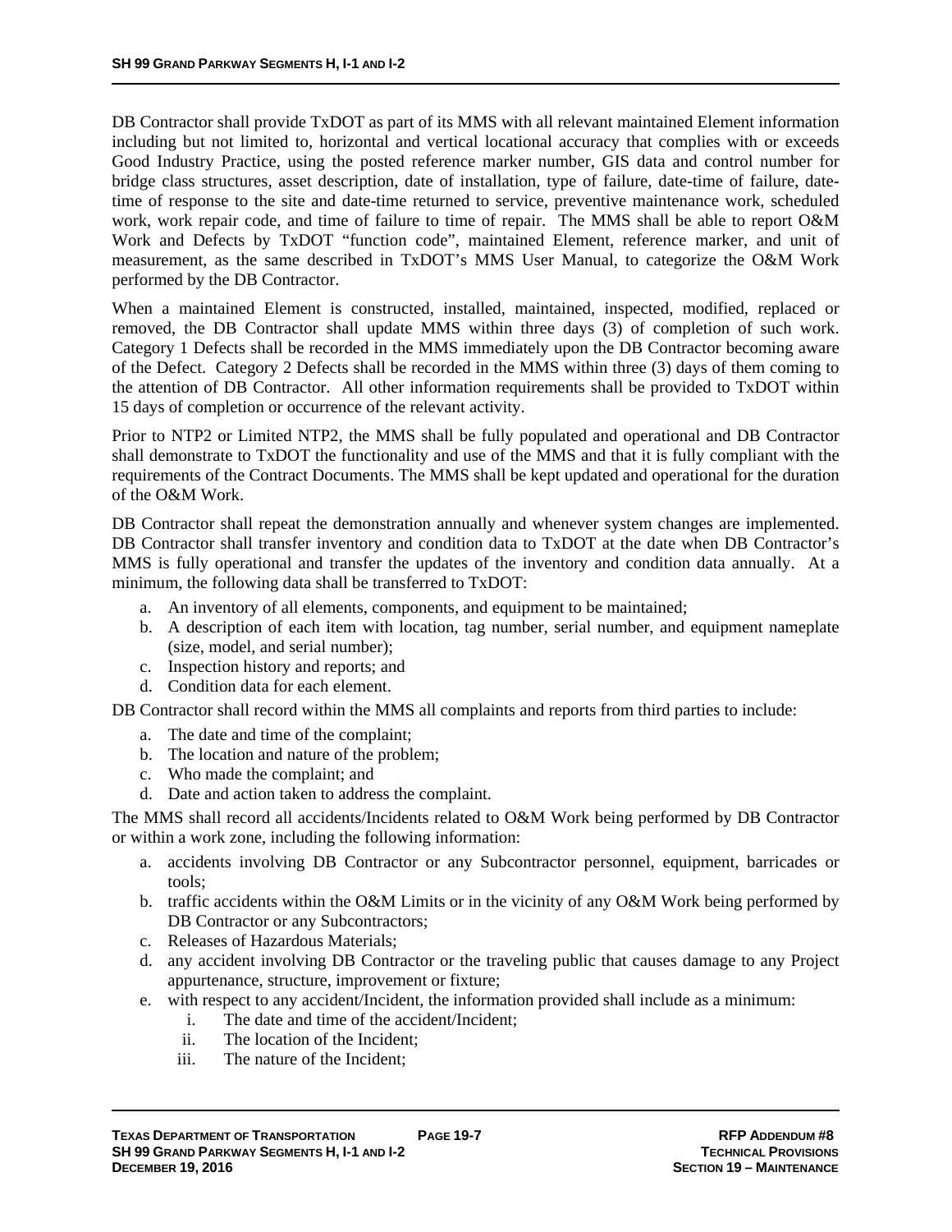DB Contractor shall provide TxDOT as part of its MMS with all relevant maintained Element information including but not limited to, horizontal and vertical locational accuracy that complies with or exceeds Good Industry Practice, using the posted reference marker number, GIS data and control number for bridge class structures, asset description, date of installation, type of failure, date-time of failure, date-time of response to the site and date-time returned to service, preventive maintenance work, scheduled work, work repair code, and time of failure to time of repair. The MMS shall be able to report O&M Work and Defects by TxDOT "function code", maintained Element, reference marker, and unit of measurement, as the same described in TxDOT's MMS User Manual, to categorize the O&M Work performed by the DB Contractor.

When a maintained Element is constructed, installed, maintained, inspected, modified, replaced or removed, the DB Contractor shall update MMS within three days (3) of completion of such work. Category 1 Defects shall be recorded in the MMS immediately upon the DB Contractor becoming aware of the Defect. Category 2 Defects shall be recorded in the MMS within three (3) days of them coming to the attention of DB Contractor. All other information requirements shall be provided to TxDOT within 15 days of completion or occurrence of the relevant activity.

Prior to NTP2 or Limited NTP2, the MMS shall be fully populated and operational and DB Contractor shall demonstrate to TxDOT the functionality and use of the MMS and that it is fully compliant with the requirements of the Contract Documents. The MMS shall be kept updated and operational for the duration of the O&M Work.

DB Contractor shall repeat the demonstration annually and whenever system changes are implemented. DB Contractor shall transfer inventory and condition data to TxDOT at the date when DB Contractor's MMS is fully operational and transfer the updates of the inventory and condition data annually. At a minimum, the following data shall be transferred to TxDOT:

a. An inventory of all elements, components, and equipment to be maintained;
b. A description of each item with location, tag number, serial number, and equipment nameplate (size, model, and serial number);
c. Inspection history and reports; and
d. Condition data for each element.

DB Contractor shall record within the MMS all complaints and reports from third parties to include:

a. The date and time of the complaint;
b. The location and nature of the problem;
c. Who made the complaint; and
d. Date and action taken to address the complaint.

The MMS shall record all accidents/Incidents related to O&M Work being performed by DB Contractor or within a work zone, including the following information:

a. accidents involving DB Contractor or any Subcontractor personnel, equipment, barricades or tools;
b. traffic accidents within the O&M Limits or in the vicinity of any O&M Work being performed by DB Contractor or any Subcontractors;
c. Releases of Hazardous Materials;
d. any accident involving DB Contractor or the traveling public that causes damage to any Project appurtenance, structure, improvement or fixture;
e. with respect to any accident/Incident, the information provided shall include as a minimum:
   i. The date and time of the accident/Incident;
   ii. The location of the Incident;
   iii. The nature of the Incident;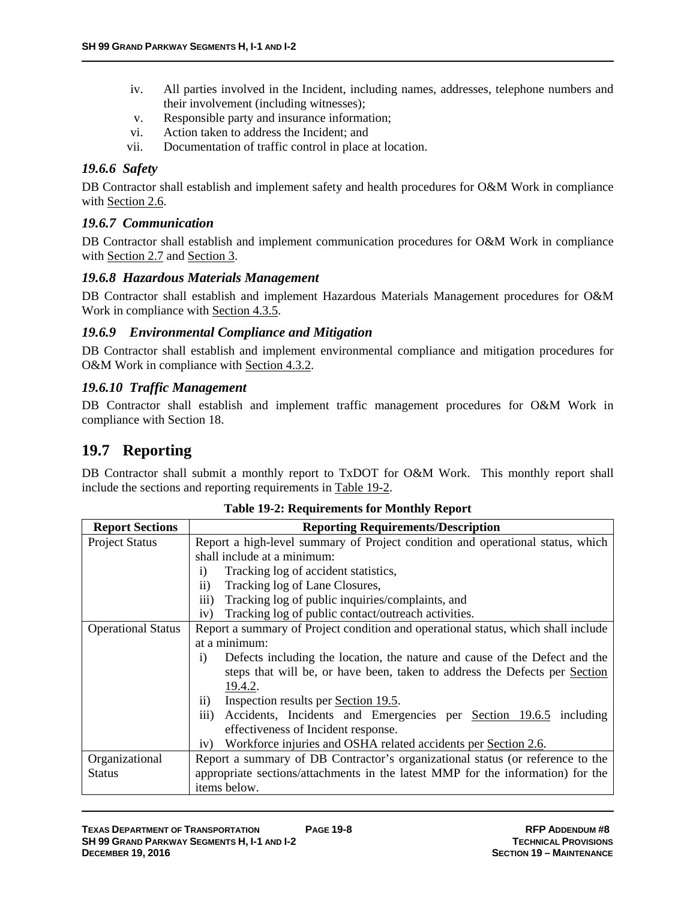iv. All parties involved in the Incident, including names, addresses, telephone numbers and their involvement (including witnesses);
v. Responsible party and insurance information;
vi. Action taken to address the Incident; and
vii. Documentation of traffic control in place at location.

### *19.6.6 Safety*

DB Contractor shall establish and implement safety and health procedures for O&M Work in compliance with Section 2.6.

### *19.6.7 Communication*

DB Contractor shall establish and implement communication procedures for O&M Work in compliance with Section 2.7 and Section 3.

### *19.6.8 Hazardous Materials Management*

DB Contractor shall establish and implement Hazardous Materials Management procedures for O&M Work in compliance with Section 4.3.5.

### *19.6.9 Environmental Compliance and Mitigation*

DB Contractor shall establish and implement environmental compliance and mitigation procedures for O&M Work in compliance with Section 4.3.2.

### *19.6.10 Traffic Management*

DB Contractor shall establish and implement traffic management procedures for O&M Work in compliance with Section 18.

## 19.7 Reporting

DB Contractor shall submit a monthly report to TxDOT for O&M Work. This monthly report shall include the sections and reporting requirements in Table 19-2.

**Table 19-2: Requirements for Monthly Report**

| Report Sections | Reporting Requirements/Description |
|---|---|
| Project Status | Report a high-level summary of Project condition and operational status, which shall include at a minimum:<br>i) Tracking log of accident statistics,<br>ii) Tracking log of Lane Closures,<br>iii) Tracking log of public inquiries/complaints, and<br>iv) Tracking log of public contact/outreach activities. |
| Operational Status | Report a summary of Project condition and operational status, which shall include at a minimum:<br>i) Defects including the location, the nature and cause of the Defect and the steps that will be, or have been, taken to address the Defects per Section 19.4.2.<br>ii) Inspection results per Section 19.5.<br>iii) Accidents, Incidents and Emergencies per Section 19.6.5 including effectiveness of Incident response.<br>iv) Workforce injuries and OSHA related accidents per Section 2.6. |
| Organizational Status | Report a summary of DB Contractor's organizational status (or reference to the appropriate sections/attachments in the latest MMP for the information) for the items below. |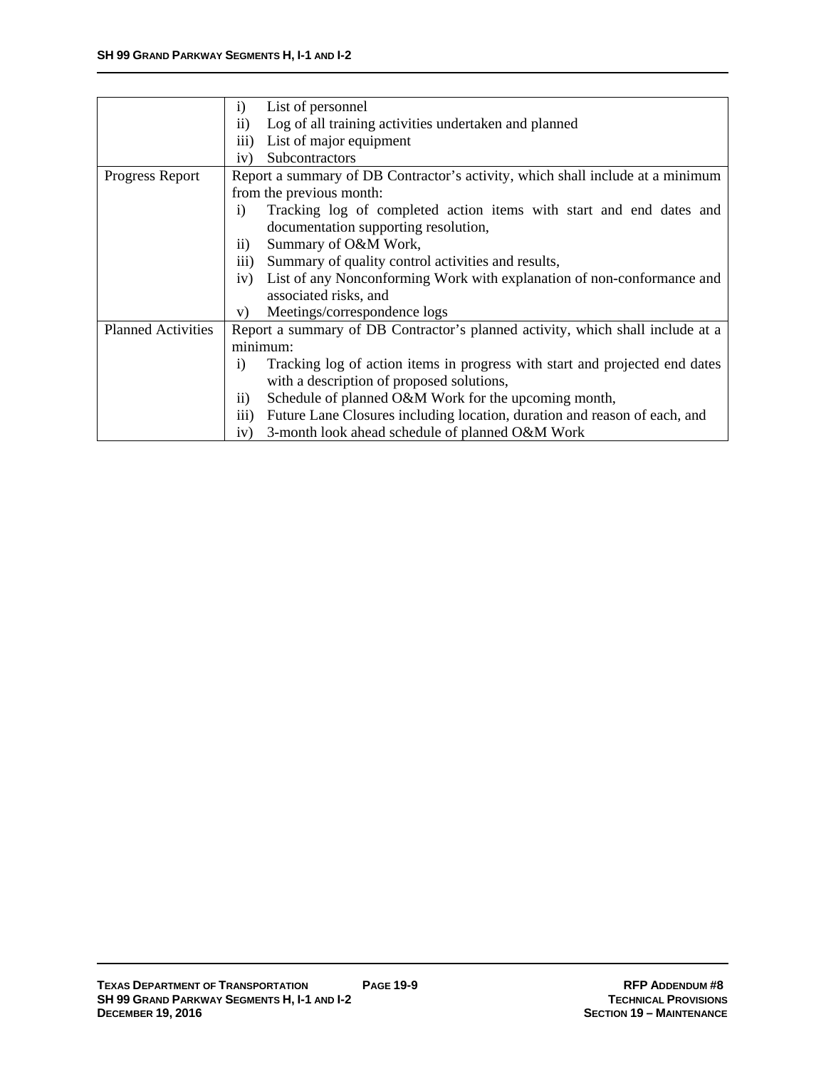| | |
|---|---|
| | i) List of personnel<br>ii) Log of all training activities undertaken and planned<br>iii) List of major equipment<br>iv) Subcontractors |
| Progress Report | Report a summary of DB Contractor's activity, which shall include at a minimum from the previous month:<br>i) Tracking log of completed action items with start and end dates and documentation supporting resolution,<br>ii) Summary of O&M Work,<br>iii) Summary of quality control activities and results,<br>iv) List of any Nonconforming Work with explanation of non-conformance and associated risks, and<br>v) Meetings/correspondence logs |
| Planned Activities | Report a summary of DB Contractor's planned activity, which shall include at a minimum:<br>i) Tracking log of action items in progress with start and projected end dates with a description of proposed solutions,<br>ii) Schedule of planned O&M Work for the upcoming month,<br>iii) Future Lane Closures including location, duration and reason of each, and<br>iv) 3-month look ahead schedule of planned O&M Work |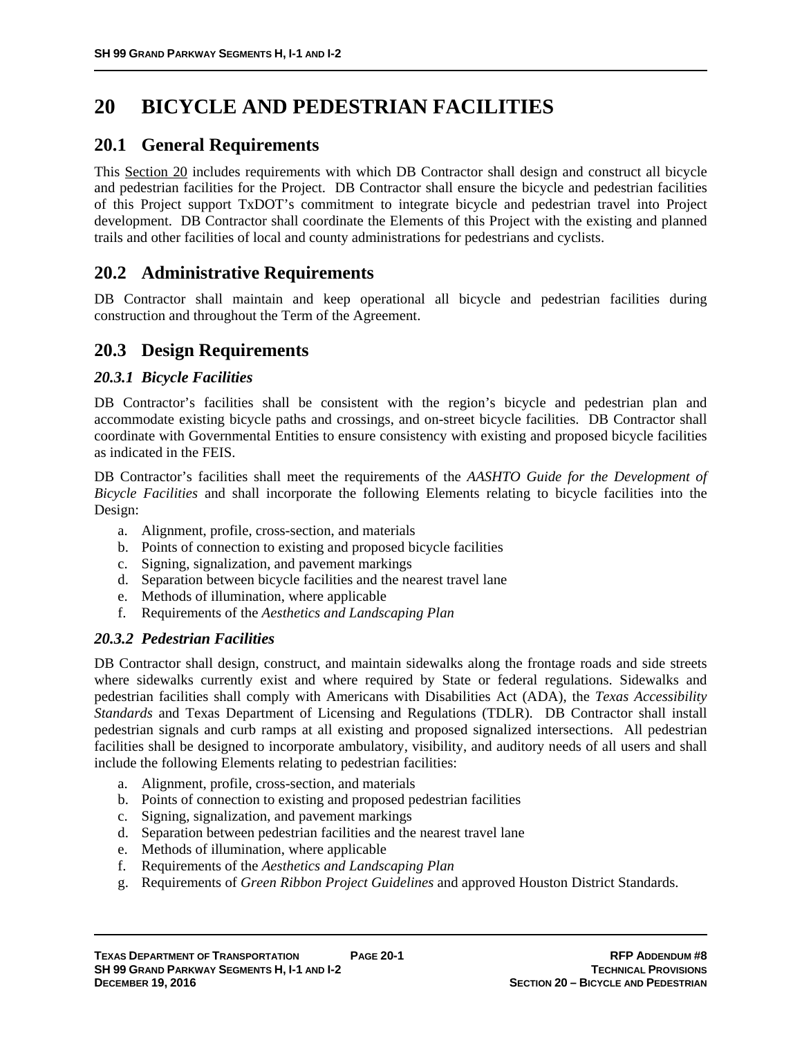# 20 BICYCLE AND PEDESTRIAN FACILITIES

## 20.1 General Requirements

This Section 20 includes requirements with which DB Contractor shall design and construct all bicycle and pedestrian facilities for the Project. DB Contractor shall ensure the bicycle and pedestrian facilities of this Project support TxDOT's commitment to integrate bicycle and pedestrian travel into Project development. DB Contractor shall coordinate the Elements of this Project with the existing and planned trails and other facilities of local and county administrations for pedestrians and cyclists.

## 20.2 Administrative Requirements

DB Contractor shall maintain and keep operational all bicycle and pedestrian facilities during construction and throughout the Term of the Agreement.

## 20.3 Design Requirements

### *20.3.1 Bicycle Facilities*

DB Contractor's facilities shall be consistent with the region's bicycle and pedestrian plan and accommodate existing bicycle paths and crossings, and on-street bicycle facilities. DB Contractor shall coordinate with Governmental Entities to ensure consistency with existing and proposed bicycle facilities as indicated in the FEIS.

DB Contractor's facilities shall meet the requirements of the *AASHTO Guide for the Development of Bicycle Facilities* and shall incorporate the following Elements relating to bicycle facilities into the Design:

a. Alignment, profile, cross-section, and materials
b. Points of connection to existing and proposed bicycle facilities
c. Signing, signalization, and pavement markings
d. Separation between bicycle facilities and the nearest travel lane
e. Methods of illumination, where applicable
f. Requirements of the *Aesthetics and Landscaping Plan*

### *20.3.2 Pedestrian Facilities*

DB Contractor shall design, construct, and maintain sidewalks along the frontage roads and side streets where sidewalks currently exist and where required by State or federal regulations. Sidewalks and pedestrian facilities shall comply with Americans with Disabilities Act (ADA), the *Texas Accessibility Standards* and Texas Department of Licensing and Regulations (TDLR). DB Contractor shall install pedestrian signals and curb ramps at all existing and proposed signalized intersections. All pedestrian facilities shall be designed to incorporate ambulatory, visibility, and auditory needs of all users and shall include the following Elements relating to pedestrian facilities:

a. Alignment, profile, cross-section, and materials
b. Points of connection to existing and proposed pedestrian facilities
c. Signing, signalization, and pavement markings
d. Separation between pedestrian facilities and the nearest travel lane
e. Methods of illumination, where applicable
f. Requirements of the *Aesthetics and Landscaping Plan*
g. Requirements of *Green Ribbon Project Guidelines* and approved Houston District Standards.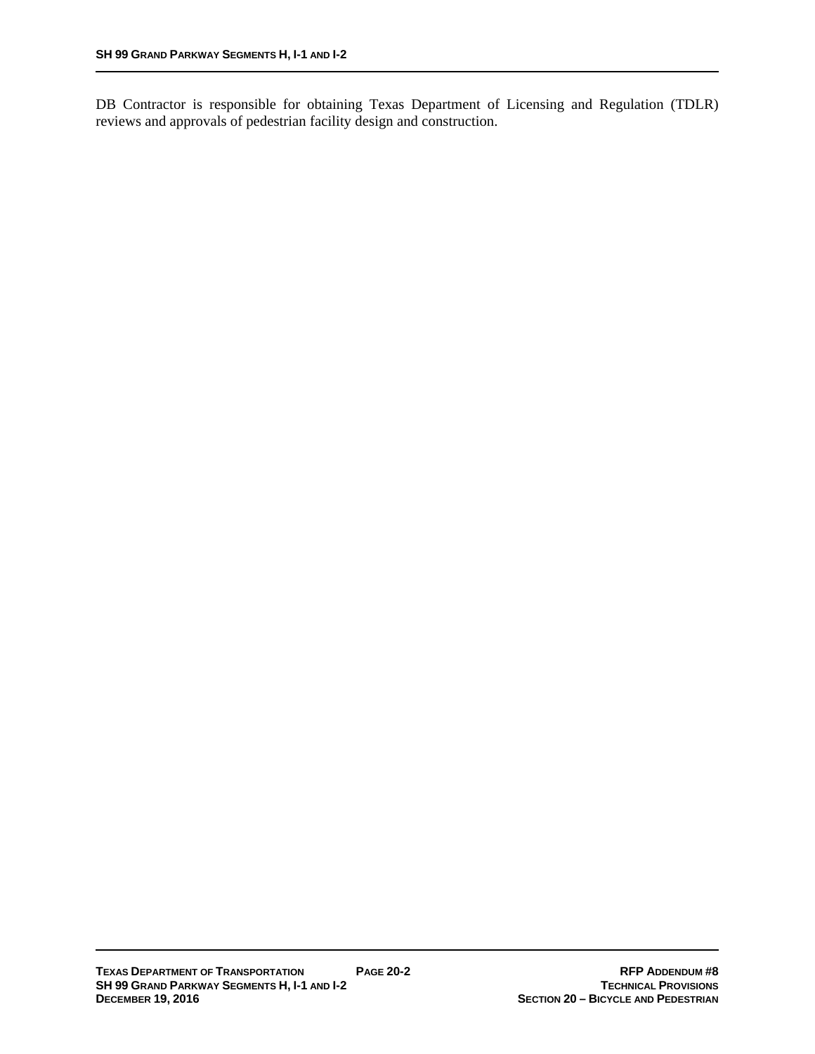DB Contractor is responsible for obtaining Texas Department of Licensing and Regulation (TDLR) reviews and approvals of pedestrian facility design and construction.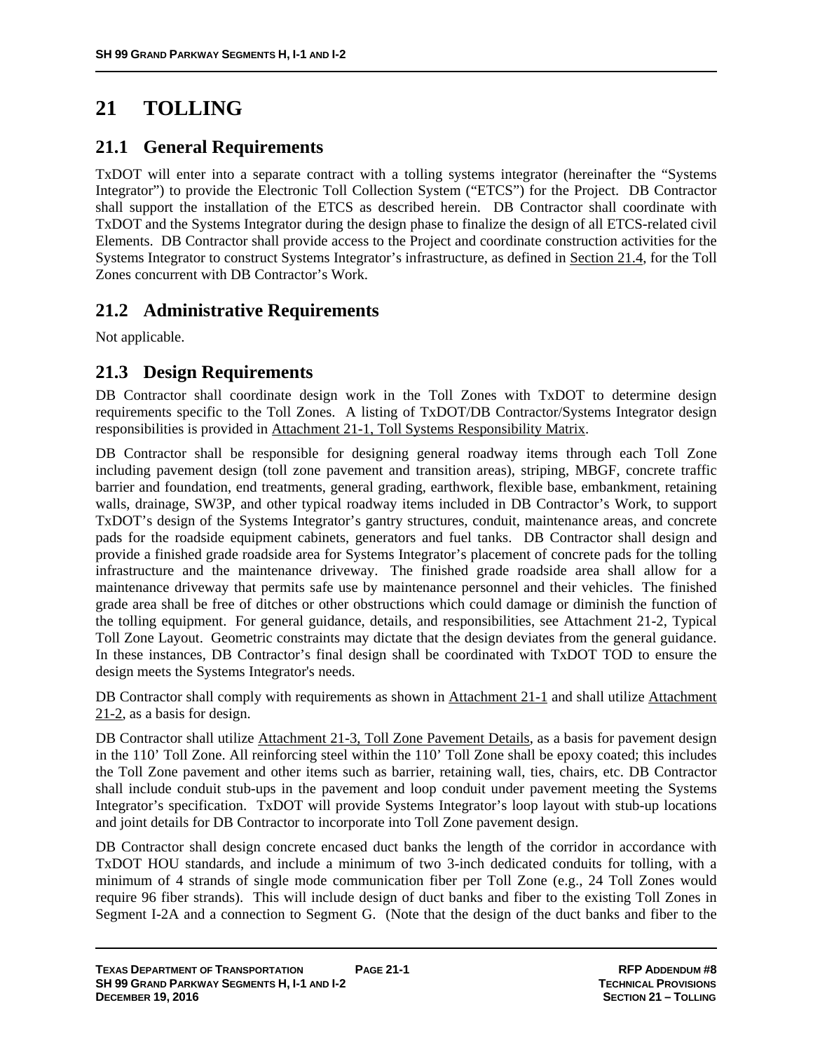# 21 TOLLING

## 21.1 General Requirements

TxDOT will enter into a separate contract with a tolling systems integrator (hereinafter the "Systems Integrator") to provide the Electronic Toll Collection System ("ETCS") for the Project. DB Contractor shall support the installation of the ETCS as described herein. DB Contractor shall coordinate with TxDOT and the Systems Integrator during the design phase to finalize the design of all ETCS-related civil Elements. DB Contractor shall provide access to the Project and coordinate construction activities for the Systems Integrator to construct Systems Integrator's infrastructure, as defined in Section 21.4, for the Toll Zones concurrent with DB Contractor's Work.

## 21.2 Administrative Requirements

Not applicable.

## 21.3 Design Requirements

DB Contractor shall coordinate design work in the Toll Zones with TxDOT to determine design requirements specific to the Toll Zones. A listing of TxDOT/DB Contractor/Systems Integrator design responsibilities is provided in Attachment 21-1, Toll Systems Responsibility Matrix.

DB Contractor shall be responsible for designing general roadway items through each Toll Zone including pavement design (toll zone pavement and transition areas), striping, MBGF, concrete traffic barrier and foundation, end treatments, general grading, earthwork, flexible base, embankment, retaining walls, drainage, SW3P, and other typical roadway items included in DB Contractor's Work, to support TxDOT's design of the Systems Integrator's gantry structures, conduit, maintenance areas, and concrete pads for the roadside equipment cabinets, generators and fuel tanks. DB Contractor shall design and provide a finished grade roadside area for Systems Integrator's placement of concrete pads for the tolling infrastructure and the maintenance driveway. The finished grade roadside area shall allow for a maintenance driveway that permits safe use by maintenance personnel and their vehicles. The finished grade area shall be free of ditches or other obstructions which could damage or diminish the function of the tolling equipment. For general guidance, details, and responsibilities, see Attachment 21-2, Typical Toll Zone Layout. Geometric constraints may dictate that the design deviates from the general guidance. In these instances, DB Contractor's final design shall be coordinated with TxDOT TOD to ensure the design meets the Systems Integrator's needs.

DB Contractor shall comply with requirements as shown in Attachment 21-1 and shall utilize Attachment 21-2, as a basis for design.

DB Contractor shall utilize Attachment 21-3, Toll Zone Pavement Details, as a basis for pavement design in the 110' Toll Zone. All reinforcing steel within the 110' Toll Zone shall be epoxy coated; this includes the Toll Zone pavement and other items such as barrier, retaining wall, ties, chairs, etc. DB Contractor shall include conduit stub-ups in the pavement and loop conduit under pavement meeting the Systems Integrator's specification. TxDOT will provide Systems Integrator's loop layout with stub-up locations and joint details for DB Contractor to incorporate into Toll Zone pavement design.

DB Contractor shall design concrete encased duct banks the length of the corridor in accordance with TxDOT HOU standards, and include a minimum of two 3-inch dedicated conduits for tolling, with a minimum of 4 strands of single mode communication fiber per Toll Zone (e.g., 24 Toll Zones would require 96 fiber strands). This will include design of duct banks and fiber to the existing Toll Zones in Segment I-2A and a connection to Segment G. (Note that the design of the duct banks and fiber to the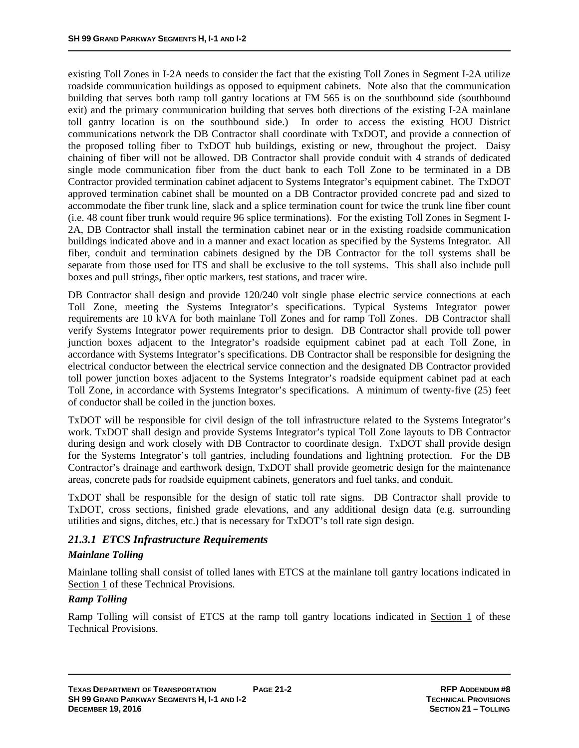existing Toll Zones in I-2A needs to consider the fact that the existing Toll Zones in Segment I-2A utilize roadside communication buildings as opposed to equipment cabinets. Note also that the communication building that serves both ramp toll gantry locations at FM 565 is on the southbound side (southbound exit) and the primary communication building that serves both directions of the existing I-2A mainlane toll gantry location is on the southbound side.) In order to access the existing HOU District communications network the DB Contractor shall coordinate with TxDOT, and provide a connection of the proposed tolling fiber to TxDOT hub buildings, existing or new, throughout the project. Daisy chaining of fiber will not be allowed. DB Contractor shall provide conduit with 4 strands of dedicated single mode communication fiber from the duct bank to each Toll Zone to be terminated in a DB Contractor provided termination cabinet adjacent to Systems Integrator's equipment cabinet. The TxDOT approved termination cabinet shall be mounted on a DB Contractor provided concrete pad and sized to accommodate the fiber trunk line, slack and a splice termination count for twice the trunk line fiber count (i.e. 48 count fiber trunk would require 96 splice terminations). For the existing Toll Zones in Segment I-2A, DB Contractor shall install the termination cabinet near or in the existing roadside communication buildings indicated above and in a manner and exact location as specified by the Systems Integrator. All fiber, conduit and termination cabinets designed by the DB Contractor for the toll systems shall be separate from those used for ITS and shall be exclusive to the toll systems. This shall also include pull boxes and pull strings, fiber optic markers, test stations, and tracer wire.

DB Contractor shall design and provide 120/240 volt single phase electric service connections at each Toll Zone, meeting the Systems Integrator's specifications. Typical Systems Integrator power requirements are 10 kVA for both mainlane Toll Zones and for ramp Toll Zones. DB Contractor shall verify Systems Integrator power requirements prior to design. DB Contractor shall provide toll power junction boxes adjacent to the Integrator's roadside equipment cabinet pad at each Toll Zone, in accordance with Systems Integrator's specifications. DB Contractor shall be responsible for designing the electrical conductor between the electrical service connection and the designated DB Contractor provided toll power junction boxes adjacent to the Systems Integrator's roadside equipment cabinet pad at each Toll Zone, in accordance with Systems Integrator's specifications. A minimum of twenty-five (25) feet of conductor shall be coiled in the junction boxes.

TxDOT will be responsible for civil design of the toll infrastructure related to the Systems Integrator's work. TxDOT shall design and provide Systems Integrator's typical Toll Zone layouts to DB Contractor during design and work closely with DB Contractor to coordinate design. TxDOT shall provide design for the Systems Integrator's toll gantries, including foundations and lightning protection. For the DB Contractor's drainage and earthwork design, TxDOT shall provide geometric design for the maintenance areas, concrete pads for roadside equipment cabinets, generators and fuel tanks, and conduit.

TxDOT shall be responsible for the design of static toll rate signs. DB Contractor shall provide to TxDOT, cross sections, finished grade elevations, and any additional design data (e.g. surrounding utilities and signs, ditches, etc.) that is necessary for TxDOT's toll rate sign design.

### *21.3.1 ETCS Infrastructure Requirements*

#### *Mainlane Tolling*

Mainlane tolling shall consist of tolled lanes with ETCS at the mainlane toll gantry locations indicated in Section 1 of these Technical Provisions.

#### *Ramp Tolling*

Ramp Tolling will consist of ETCS at the ramp toll gantry locations indicated in Section 1 of these Technical Provisions.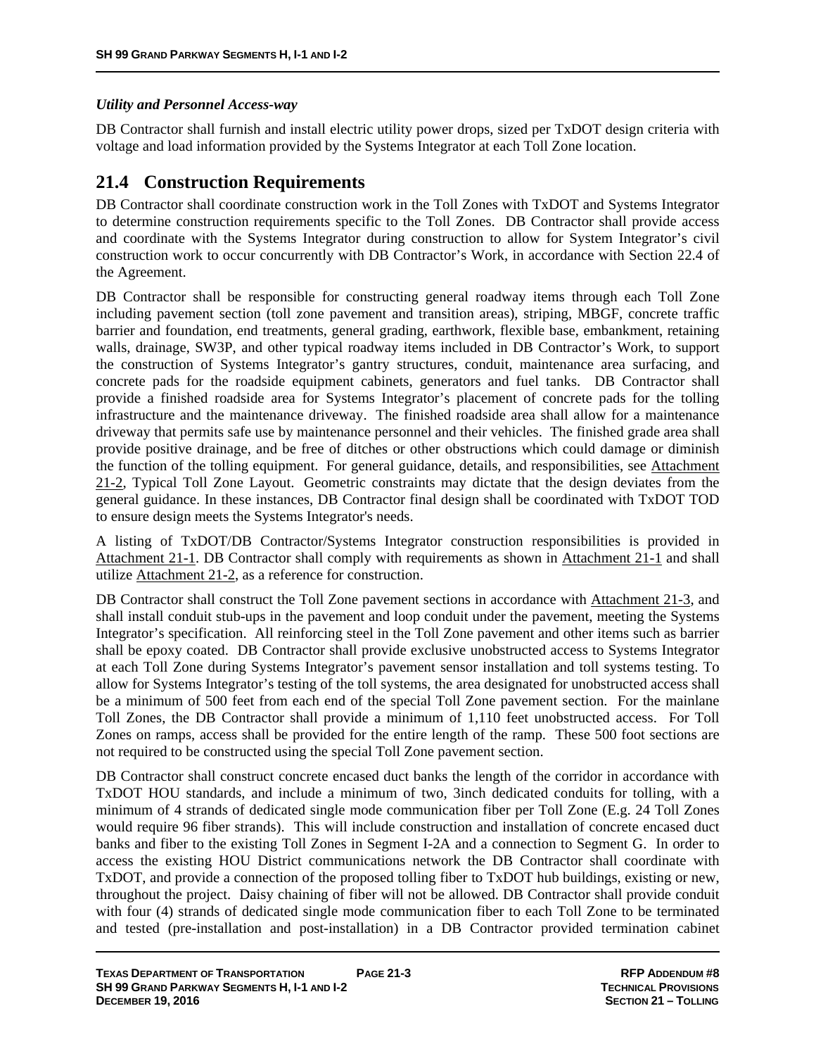*Utility and Personnel Access-way*

DB Contractor shall furnish and install electric utility power drops, sized per TxDOT design criteria with voltage and load information provided by the Systems Integrator at each Toll Zone location.

## 21.4 Construction Requirements

DB Contractor shall coordinate construction work in the Toll Zones with TxDOT and Systems Integrator to determine construction requirements specific to the Toll Zones. DB Contractor shall provide access and coordinate with the Systems Integrator during construction to allow for System Integrator's civil construction work to occur concurrently with DB Contractor's Work, in accordance with Section 22.4 of the Agreement.

DB Contractor shall be responsible for constructing general roadway items through each Toll Zone including pavement section (toll zone pavement and transition areas), striping, MBGF, concrete traffic barrier and foundation, end treatments, general grading, earthwork, flexible base, embankment, retaining walls, drainage, SW3P, and other typical roadway items included in DB Contractor's Work, to support the construction of Systems Integrator's gantry structures, conduit, maintenance area surfacing, and concrete pads for the roadside equipment cabinets, generators and fuel tanks. DB Contractor shall provide a finished roadside area for Systems Integrator's placement of concrete pads for the tolling infrastructure and the maintenance driveway. The finished roadside area shall allow for a maintenance driveway that permits safe use by maintenance personnel and their vehicles. The finished grade area shall provide positive drainage, and be free of ditches or other obstructions which could damage or diminish the function of the tolling equipment. For general guidance, details, and responsibilities, see Attachment 21-2, Typical Toll Zone Layout. Geometric constraints may dictate that the design deviates from the general guidance. In these instances, DB Contractor final design shall be coordinated with TxDOT TOD to ensure design meets the Systems Integrator's needs.

A listing of TxDOT/DB Contractor/Systems Integrator construction responsibilities is provided in Attachment 21-1. DB Contractor shall comply with requirements as shown in Attachment 21-1 and shall utilize Attachment 21-2, as a reference for construction.

DB Contractor shall construct the Toll Zone pavement sections in accordance with Attachment 21-3, and shall install conduit stub-ups in the pavement and loop conduit under the pavement, meeting the Systems Integrator's specification. All reinforcing steel in the Toll Zone pavement and other items such as barrier shall be epoxy coated. DB Contractor shall provide exclusive unobstructed access to Systems Integrator at each Toll Zone during Systems Integrator's pavement sensor installation and toll systems testing. To allow for Systems Integrator's testing of the toll systems, the area designated for unobstructed access shall be a minimum of 500 feet from each end of the special Toll Zone pavement section. For the mainlane Toll Zones, the DB Contractor shall provide a minimum of 1,110 feet unobstructed access. For Toll Zones on ramps, access shall be provided for the entire length of the ramp. These 500 foot sections are not required to be constructed using the special Toll Zone pavement section.

DB Contractor shall construct concrete encased duct banks the length of the corridor in accordance with TxDOT HOU standards, and include a minimum of two, 3inch dedicated conduits for tolling, with a minimum of 4 strands of dedicated single mode communication fiber per Toll Zone (E.g. 24 Toll Zones would require 96 fiber strands). This will include construction and installation of concrete encased duct banks and fiber to the existing Toll Zones in Segment I-2A and a connection to Segment G. In order to access the existing HOU District communications network the DB Contractor shall coordinate with TxDOT, and provide a connection of the proposed tolling fiber to TxDOT hub buildings, existing or new, throughout the project. Daisy chaining of fiber will not be allowed. DB Contractor shall provide conduit with four (4) strands of dedicated single mode communication fiber to each Toll Zone to be terminated and tested (pre-installation and post-installation) in a DB Contractor provided termination cabinet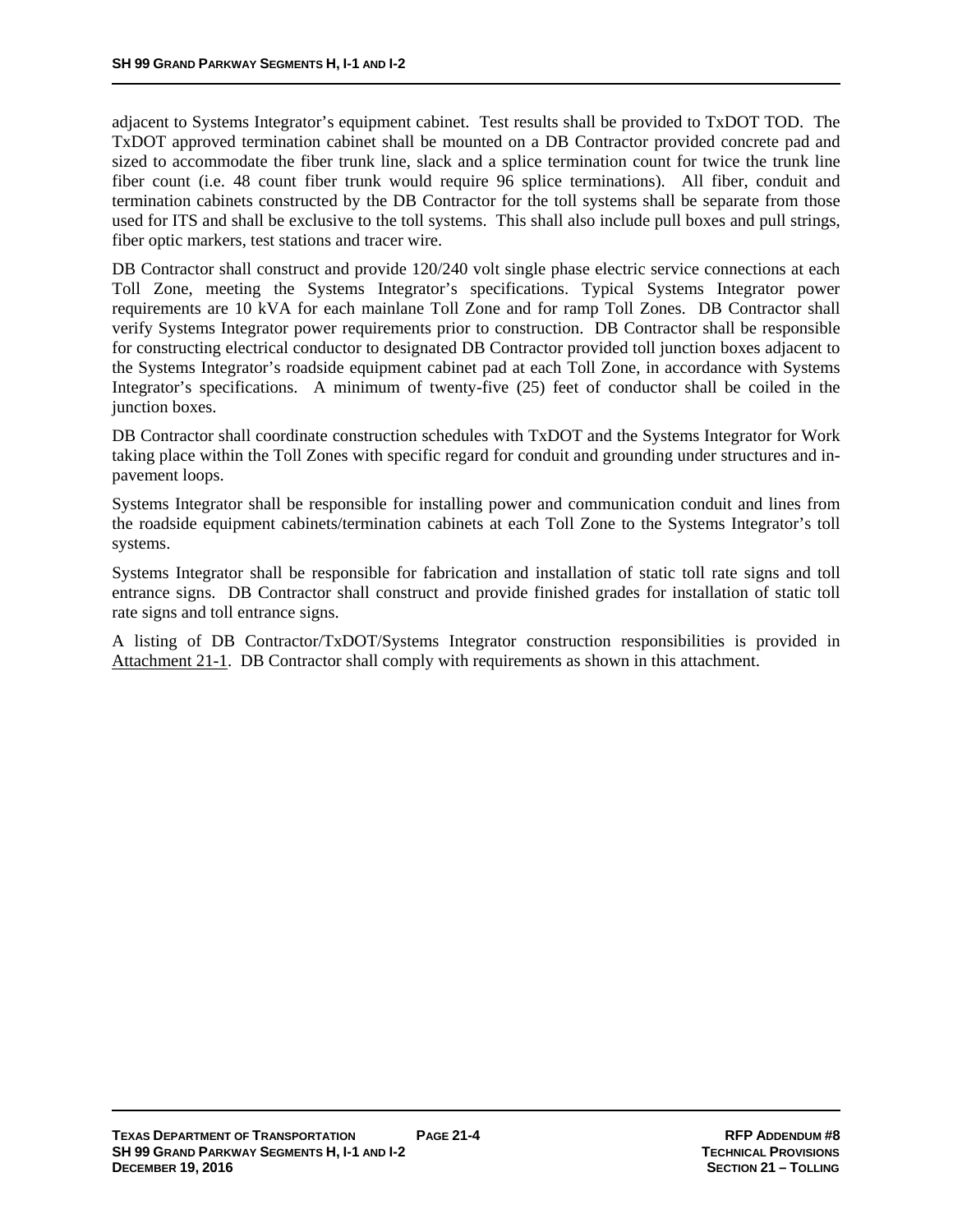adjacent to Systems Integrator's equipment cabinet. Test results shall be provided to TxDOT TOD. The TxDOT approved termination cabinet shall be mounted on a DB Contractor provided concrete pad and sized to accommodate the fiber trunk line, slack and a splice termination count for twice the trunk line fiber count (i.e. 48 count fiber trunk would require 96 splice terminations). All fiber, conduit and termination cabinets constructed by the DB Contractor for the toll systems shall be separate from those used for ITS and shall be exclusive to the toll systems. This shall also include pull boxes and pull strings, fiber optic markers, test stations and tracer wire.

DB Contractor shall construct and provide 120/240 volt single phase electric service connections at each Toll Zone, meeting the Systems Integrator's specifications. Typical Systems Integrator power requirements are 10 kVA for each mainlane Toll Zone and for ramp Toll Zones. DB Contractor shall verify Systems Integrator power requirements prior to construction. DB Contractor shall be responsible for constructing electrical conductor to designated DB Contractor provided toll junction boxes adjacent to the Systems Integrator's roadside equipment cabinet pad at each Toll Zone, in accordance with Systems Integrator's specifications. A minimum of twenty-five (25) feet of conductor shall be coiled in the junction boxes.

DB Contractor shall coordinate construction schedules with TxDOT and the Systems Integrator for Work taking place within the Toll Zones with specific regard for conduit and grounding under structures and in-pavement loops.

Systems Integrator shall be responsible for installing power and communication conduit and lines from the roadside equipment cabinets/termination cabinets at each Toll Zone to the Systems Integrator's toll systems.

Systems Integrator shall be responsible for fabrication and installation of static toll rate signs and toll entrance signs. DB Contractor shall construct and provide finished grades for installation of static toll rate signs and toll entrance signs.

A listing of DB Contractor/TxDOT/Systems Integrator construction responsibilities is provided in Attachment 21-1. DB Contractor shall comply with requirements as shown in this attachment.